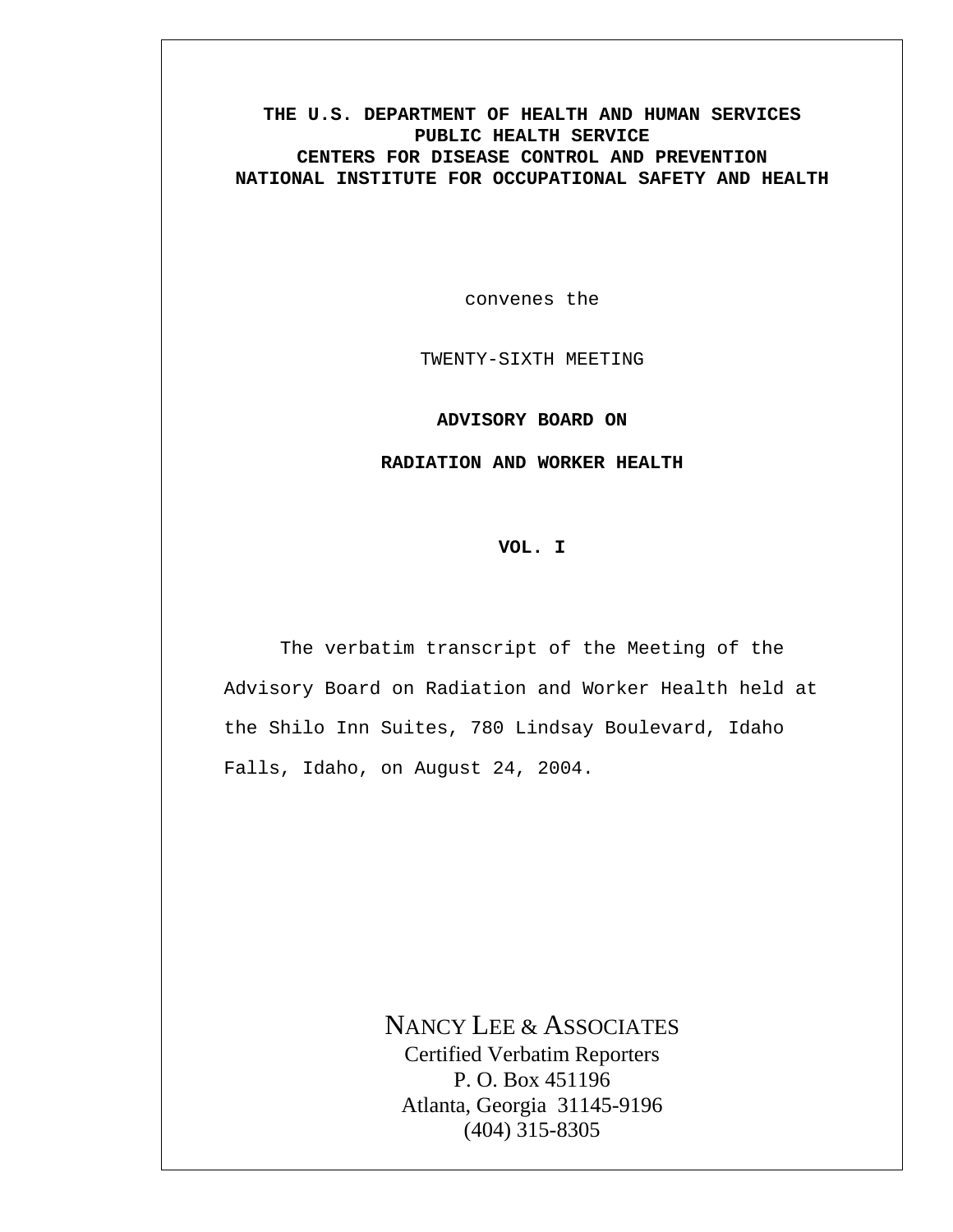**THE U.S. DEPARTMENT OF HEALTH AND HUMAN SERVICES**
**PUBLIC HEALTH SERVICE**
**CENTERS FOR DISEASE CONTROL AND PREVENTION**
**NATIONAL INSTITUTE FOR OCCUPATIONAL SAFETY AND HEALTH**

convenes the

TWENTY-SIXTH MEETING

# ADVISORY BOARD ON

# RADIATION AND WORKER HEALTH

**VOL. I**

The verbatim transcript of the Meeting of the Advisory Board on Radiation and Worker Health held at the Shilo Inn Suites, 780 Lindsay Boulevard, Idaho Falls, Idaho, on August 24, 2004.

NANCY LEE & ASSOCIATES
Certified Verbatim Reporters
P. O. Box 451196
Atlanta, Georgia 31145-9196
(404) 315-8305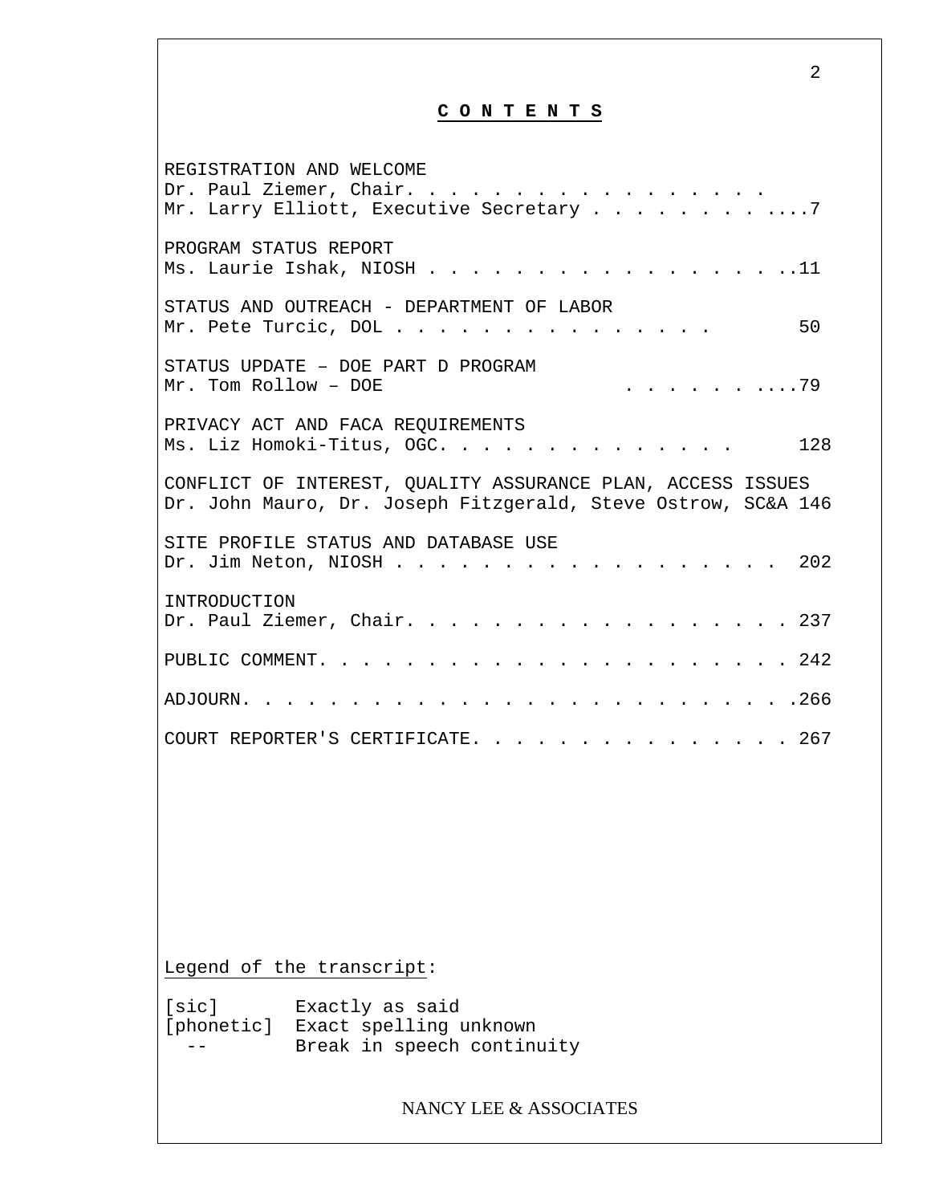## C O N T E N T S

REGISTRATION AND WELCOME
Dr. Paul Ziemer, Chair. . . . . . . . . . . . . . . . .
Mr. Larry Elliott, Executive Secretary . . . . . . . . . ....7

PROGRAM STATUS REPORT
Ms. Laurie Ishak, NIOSH . . . . . . . . . . . . . . . . . ..11

STATUS AND OUTREACH - DEPARTMENT OF LABOR
Mr. Pete Turcic, DOL . . . . . . . . . . . . . . . 50

STATUS UPDATE – DOE PART D PROGRAM
Mr. Tom Rollow – DOE . . . . . . . . ....79

PRIVACY ACT AND FACA REQUIREMENTS
Ms. Liz Homoki-Titus, OGC. . . . . . . . . . . . . . 128

CONFLICT OF INTEREST, QUALITY ASSURANCE PLAN, ACCESS ISSUES
Dr. John Mauro, Dr. Joseph Fitzgerald, Steve Ostrow, SC&A 146

SITE PROFILE STATUS AND DATABASE USE
Dr. Jim Neton, NIOSH . . . . . . . . . . . . . . . . . 202

INTRODUCTION
Dr. Paul Ziemer, Chair. . . . . . . . . . . . . . . . . . 237

PUBLIC COMMENT. . . . . . . . . . . . . . . . . . . . . . 242

ADJOURN. . . . . . . . . . . . . . . . . . . . . . . . . .266

COURT REPORTER'S CERTIFICATE. . . . . . . . . . . . . . . 267

Legend of the transcript:

[sic] Exactly as said
[phonetic] Exact spelling unknown
-- Break in speech continuity

NANCY LEE & ASSOCIATES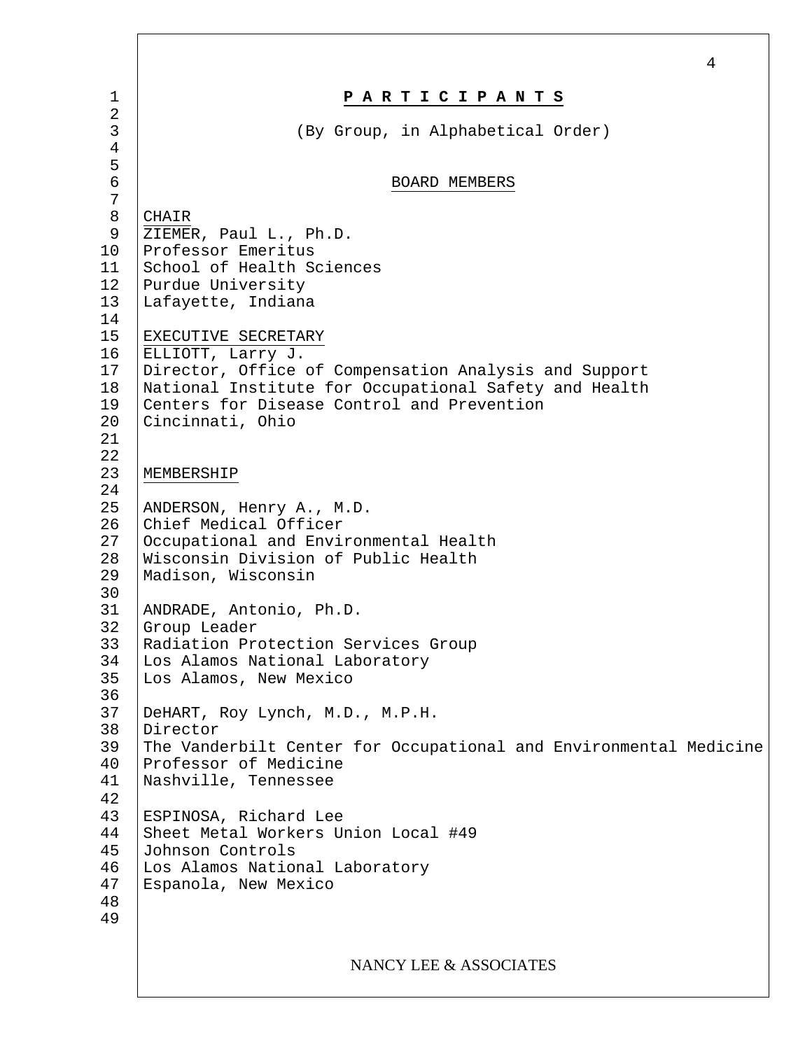# P A R T I C I P A N T S

(By Group, in Alphabetical Order)

## BOARD MEMBERS

CHAIR
ZIEMER, Paul L., Ph.D.
Professor Emeritus
School of Health Sciences
Purdue University
Lafayette, Indiana

EXECUTIVE SECRETARY
ELLIOTT, Larry J.
Director, Office of Compensation Analysis and Support
National Institute for Occupational Safety and Health
Centers for Disease Control and Prevention
Cincinnati, Ohio

MEMBERSHIP

ANDERSON, Henry A., M.D.
Chief Medical Officer
Occupational and Environmental Health
Wisconsin Division of Public Health
Madison, Wisconsin

ANDRADE, Antonio, Ph.D.
Group Leader
Radiation Protection Services Group
Los Alamos National Laboratory
Los Alamos, New Mexico

DeHART, Roy Lynch, M.D., M.P.H.
Director
The Vanderbilt Center for Occupational and Environmental Medicine
Professor of Medicine
Nashville, Tennessee

ESPINOSA, Richard Lee
Sheet Metal Workers Union Local #49
Johnson Controls
Los Alamos National Laboratory
Espanola, New Mexico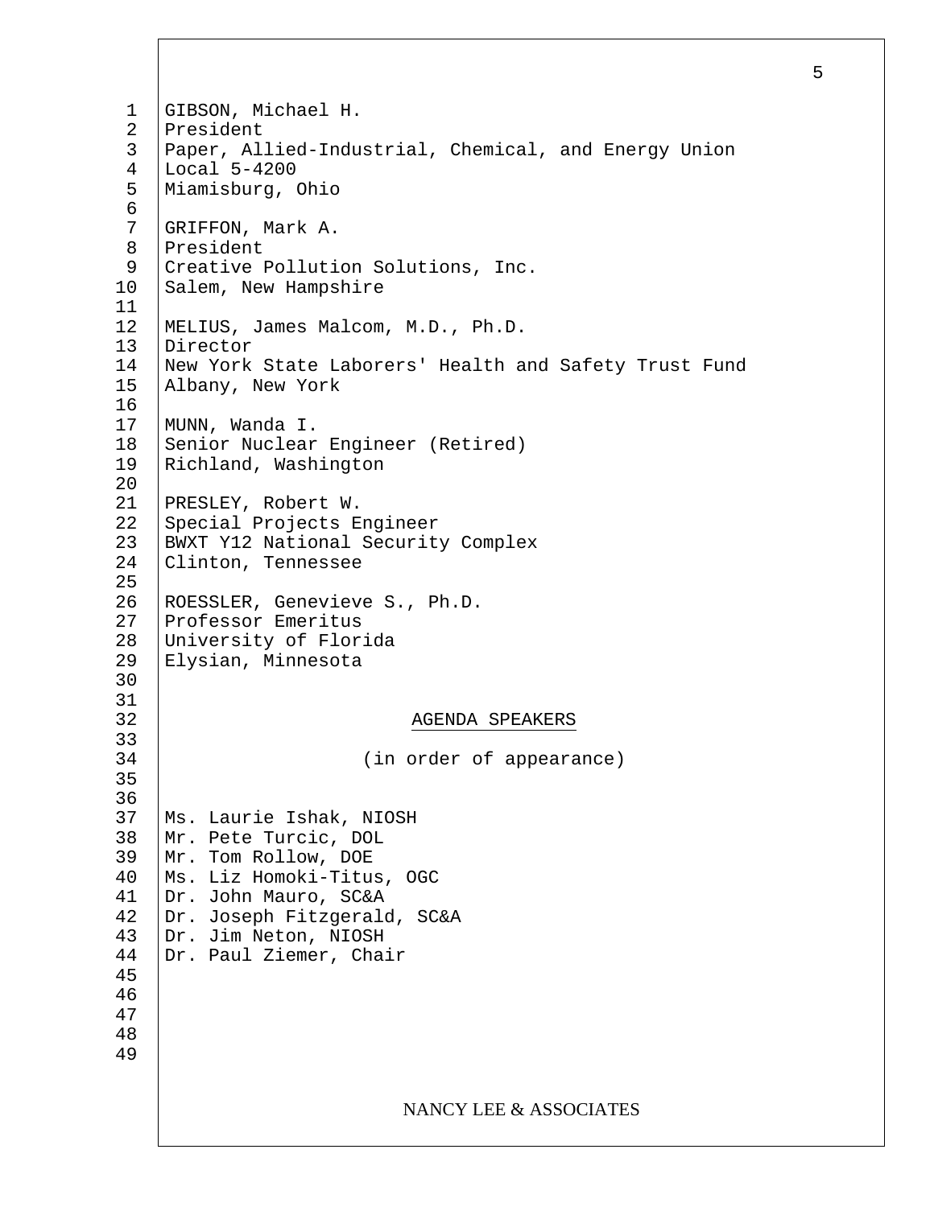GIBSON, Michael H.
President
Paper, Allied-Industrial, Chemical, and Energy Union
Local 5-4200
Miamisburg, Ohio

GRIFFON, Mark A.
President
Creative Pollution Solutions, Inc.
Salem, New Hampshire

MELIUS, James Malcom, M.D., Ph.D.
Director
New York State Laborers' Health and Safety Trust Fund
Albany, New York

MUNN, Wanda I.
Senior Nuclear Engineer (Retired)
Richland, Washington

PRESLEY, Robert W.
Special Projects Engineer
BWXT Y12 National Security Complex
Clinton, Tennessee

ROESSLER, Genevieve S., Ph.D.
Professor Emeritus
University of Florida
Elysian, Minnesota

## AGENDA SPEAKERS

(in order of appearance)

Ms. Laurie Ishak, NIOSH
Mr. Pete Turcic, DOL
Mr. Tom Rollow, DOE
Ms. Liz Homoki-Titus, OGC
Dr. John Mauro, SC&A
Dr. Joseph Fitzgerald, SC&A
Dr. Jim Neton, NIOSH
Dr. Paul Ziemer, Chair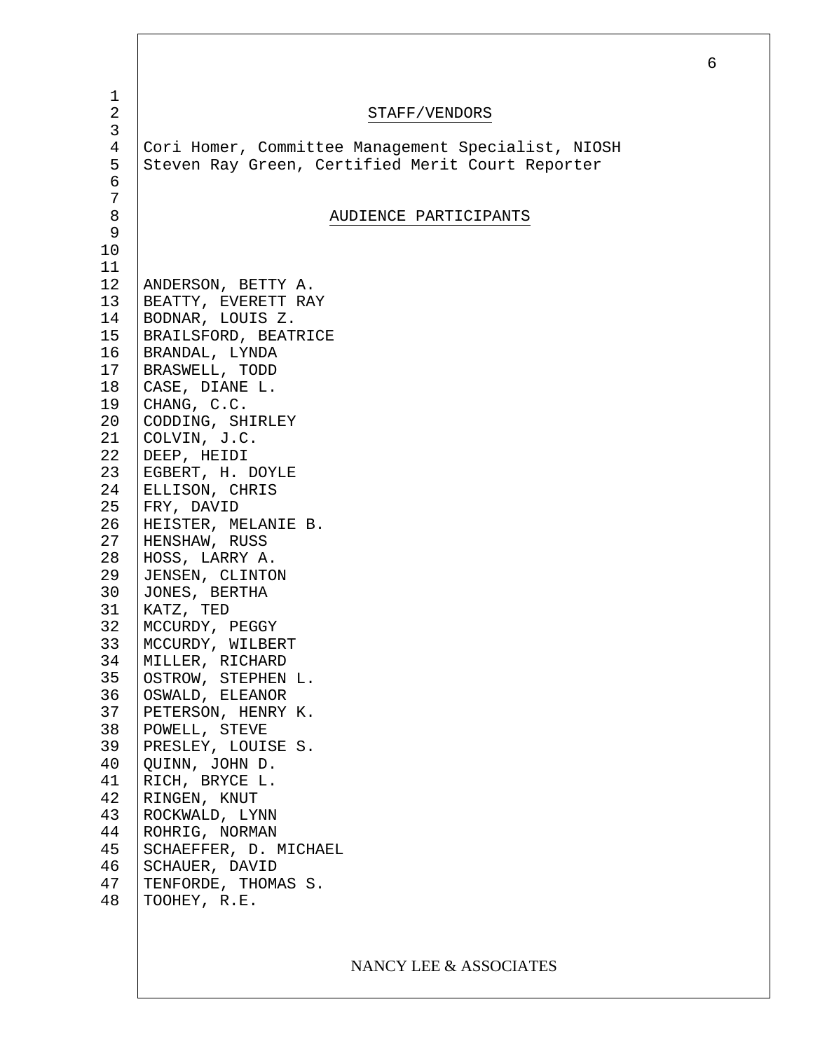## STAFF/VENDORS

Cori Homer, Committee Management Specialist, NIOSH
Steven Ray Green, Certified Merit Court Reporter

## AUDIENCE PARTICIPANTS

ANDERSON, BETTY A.
BEATTY, EVERETT RAY
BODNAR, LOUIS Z.
BRAILSFORD, BEATRICE
BRANDAL, LYNDA
BRASWELL, TODD
CASE, DIANE L.
CHANG, C.C.
CODDING, SHIRLEY
COLVIN, J.C.
DEEP, HEIDI
EGBERT, H. DOYLE
ELLISON, CHRIS
FRY, DAVID
HEISTER, MELANIE B.
HENSHAW, RUSS
HOSS, LARRY A.
JENSEN, CLINTON
JONES, BERTHA
KATZ, TED
MCCURDY, PEGGY
MCCURDY, WILBERT
MILLER, RICHARD
OSTROW, STEPHEN L.
OSWALD, ELEANOR
PETERSON, HENRY K.
POWELL, STEVE
PRESLEY, LOUISE S.
QUINN, JOHN D.
RICH, BRYCE L.
RINGEN, KNUT
ROCKWALD, LYNN
ROHRIG, NORMAN
SCHAEFFER, D. MICHAEL
SCHAUER, DAVID
TENFORDE, THOMAS S.
TOOHEY, R.E.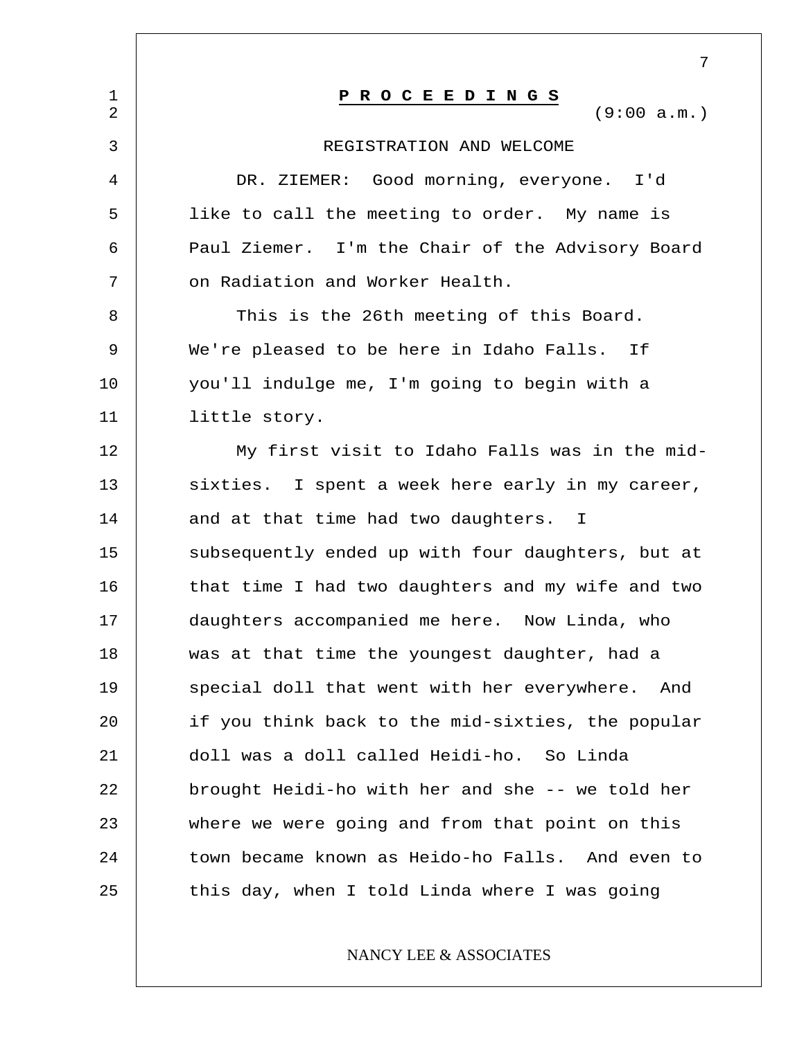# P R O C E E D I N G S

(9:00 a.m.)

## REGISTRATION AND WELCOME

DR. ZIEMER: Good morning, everyone. I'd like to call the meeting to order. My name is Paul Ziemer. I'm the Chair of the Advisory Board on Radiation and Worker Health.

This is the 26th meeting of this Board. We're pleased to be here in Idaho Falls. If you'll indulge me, I'm going to begin with a little story.

My first visit to Idaho Falls was in the mid-sixties. I spent a week here early in my career, and at that time had two daughters. I subsequently ended up with four daughters, but at that time I had two daughters and my wife and two daughters accompanied me here. Now Linda, who was at that time the youngest daughter, had a special doll that went with her everywhere. And if you think back to the mid-sixties, the popular doll was a doll called Heidi-ho. So Linda brought Heidi-ho with her and she -- we told her where we were going and from that point on this town became known as Heido-ho Falls. And even to this day, when I told Linda where I was going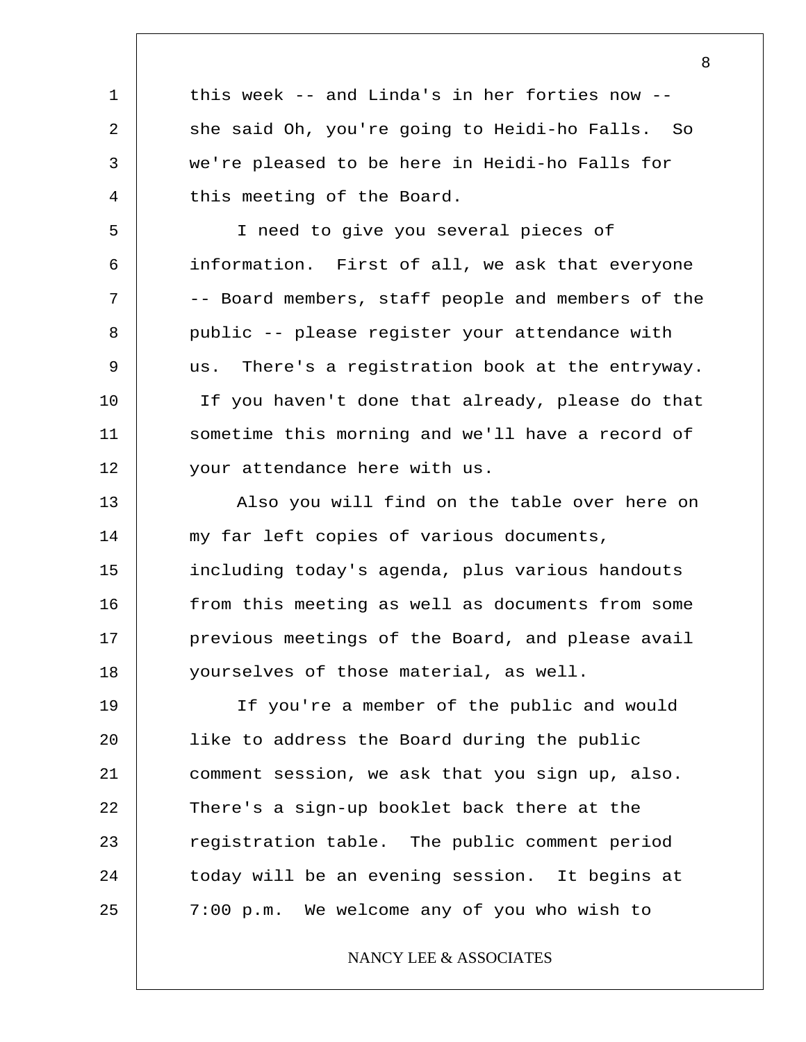this week -- and Linda's in her forties now -- she said Oh, you're going to Heidi-ho Falls. So we're pleased to be here in Heidi-ho Falls for this meeting of the Board.

I need to give you several pieces of information. First of all, we ask that everyone -- Board members, staff people and members of the public -- please register your attendance with us. There's a registration book at the entryway. If you haven't done that already, please do that sometime this morning and we'll have a record of your attendance here with us.

Also you will find on the table over here on my far left copies of various documents, including today's agenda, plus various handouts from this meeting as well as documents from some previous meetings of the Board, and please avail yourselves of those material, as well.

If you're a member of the public and would like to address the Board during the public comment session, we ask that you sign up, also. There's a sign-up booklet back there at the registration table. The public comment period today will be an evening session. It begins at 7:00 p.m. We welcome any of you who wish to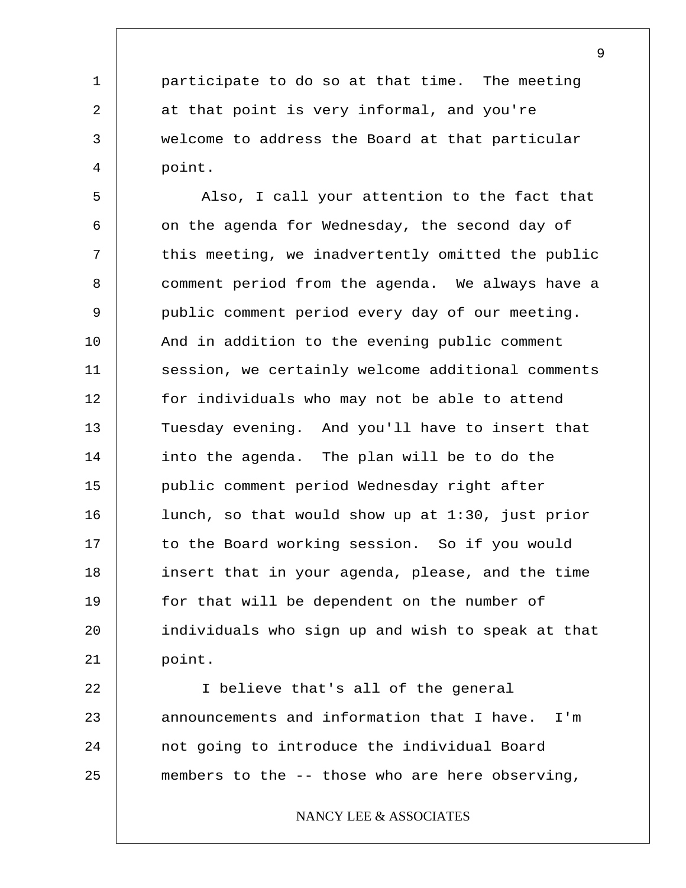participate to do so at that time. The meeting at that point is very informal, and you're welcome to address the Board at that particular point.

Also, I call your attention to the fact that on the agenda for Wednesday, the second day of this meeting, we inadvertently omitted the public comment period from the agenda. We always have a public comment period every day of our meeting. And in addition to the evening public comment session, we certainly welcome additional comments for individuals who may not be able to attend Tuesday evening. And you'll have to insert that into the agenda. The plan will be to do the public comment period Wednesday right after lunch, so that would show up at 1:30, just prior to the Board working session. So if you would insert that in your agenda, please, and the time for that will be dependent on the number of individuals who sign up and wish to speak at that point.

I believe that's all of the general announcements and information that I have. I'm not going to introduce the individual Board members to the -- those who are here observing,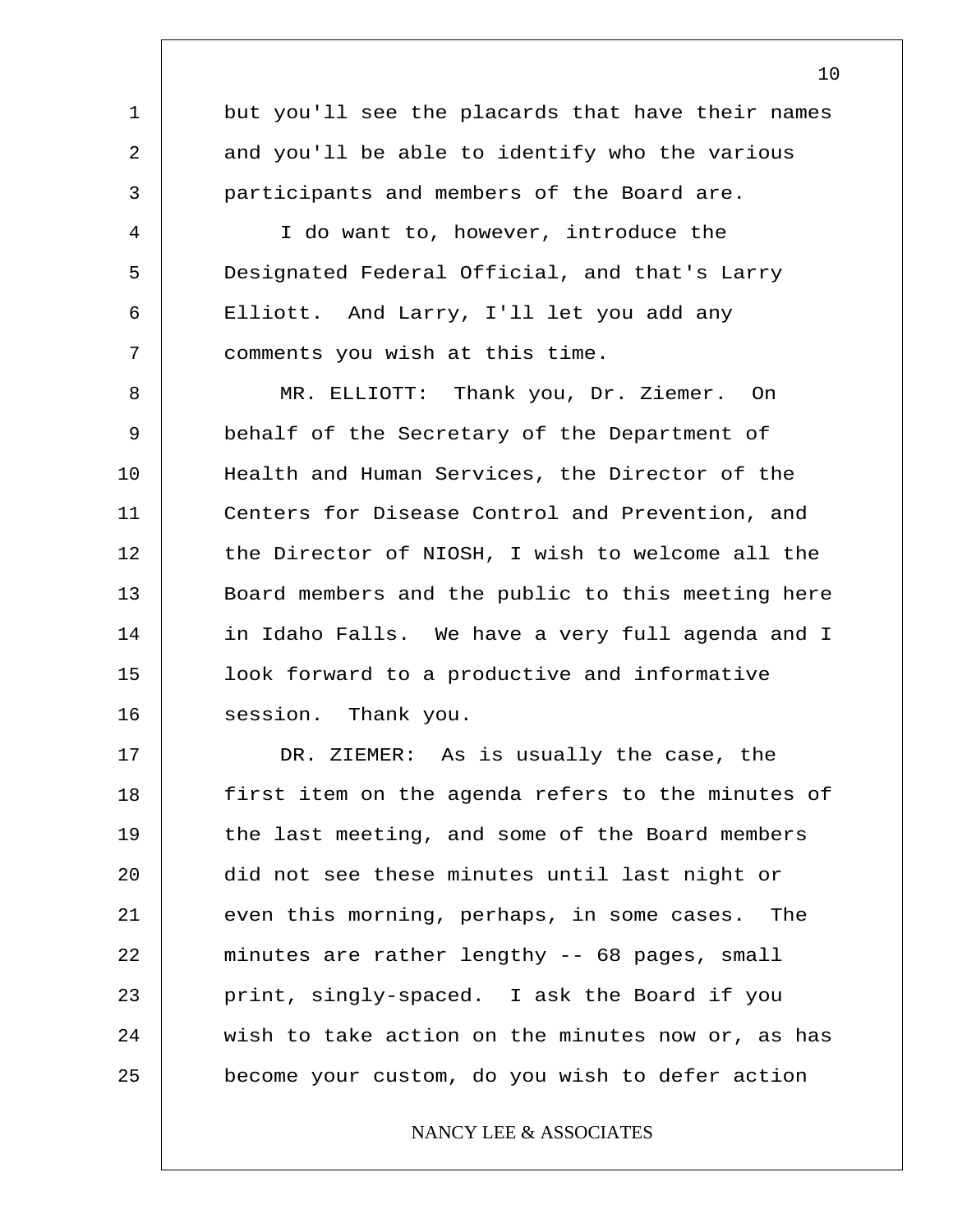but you'll see the placards that have their names and you'll be able to identify who the various participants and members of the Board are.

I do want to, however, introduce the Designated Federal Official, and that's Larry Elliott. And Larry, I'll let you add any comments you wish at this time.

MR. ELLIOTT: Thank you, Dr. Ziemer. On behalf of the Secretary of the Department of Health and Human Services, the Director of the Centers for Disease Control and Prevention, and the Director of NIOSH, I wish to welcome all the Board members and the public to this meeting here in Idaho Falls. We have a very full agenda and I look forward to a productive and informative session. Thank you.

DR. ZIEMER: As is usually the case, the first item on the agenda refers to the minutes of the last meeting, and some of the Board members did not see these minutes until last night or even this morning, perhaps, in some cases. The minutes are rather lengthy -- 68 pages, small print, singly-spaced. I ask the Board if you wish to take action on the minutes now or, as has become your custom, do you wish to defer action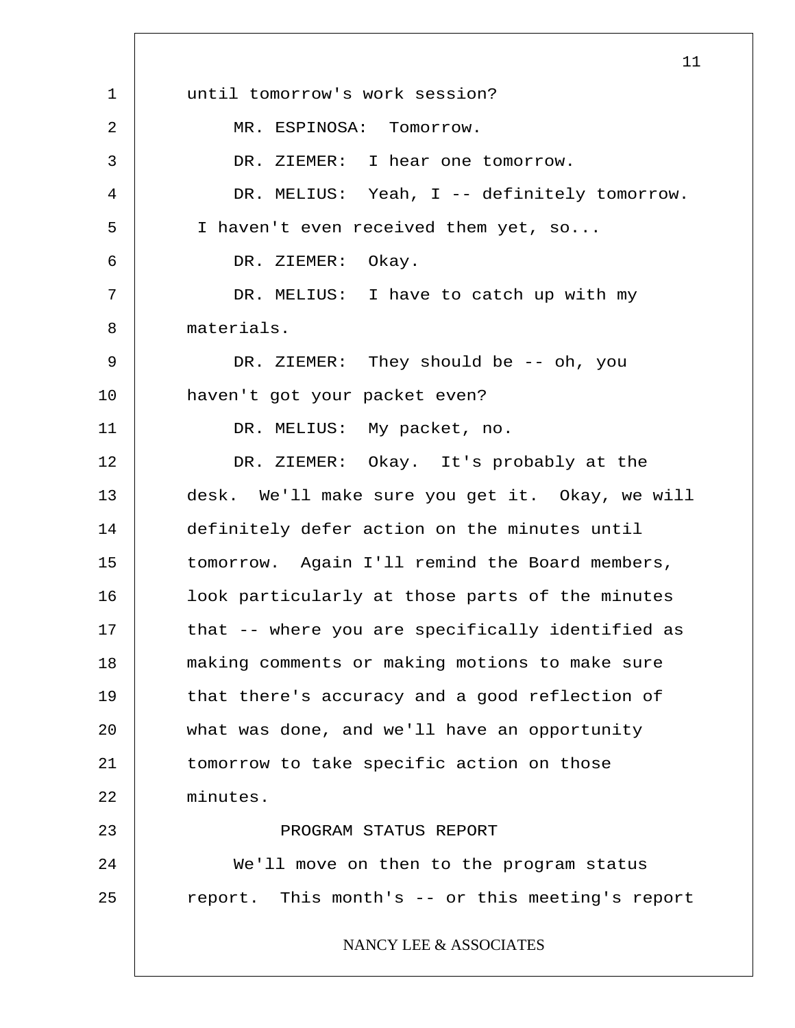until tomorrow's work session?

MR. ESPINOSA: Tomorrow.

DR. ZIEMER: I hear one tomorrow.

DR. MELIUS: Yeah, I -- definitely tomorrow. I haven't even received them yet, so...

DR. ZIEMER: Okay.

DR. MELIUS: I have to catch up with my materials.

DR. ZIEMER: They should be -- oh, you haven't got your packet even?

DR. MELIUS: My packet, no.

DR. ZIEMER: Okay. It's probably at the desk. We'll make sure you get it. Okay, we will definitely defer action on the minutes until tomorrow. Again I'll remind the Board members, look particularly at those parts of the minutes that -- where you are specifically identified as making comments or making motions to make sure that there's accuracy and a good reflection of what was done, and we'll have an opportunity tomorrow to take specific action on those minutes.

## PROGRAM STATUS REPORT

We'll move on then to the program status report. This month's -- or this meeting's report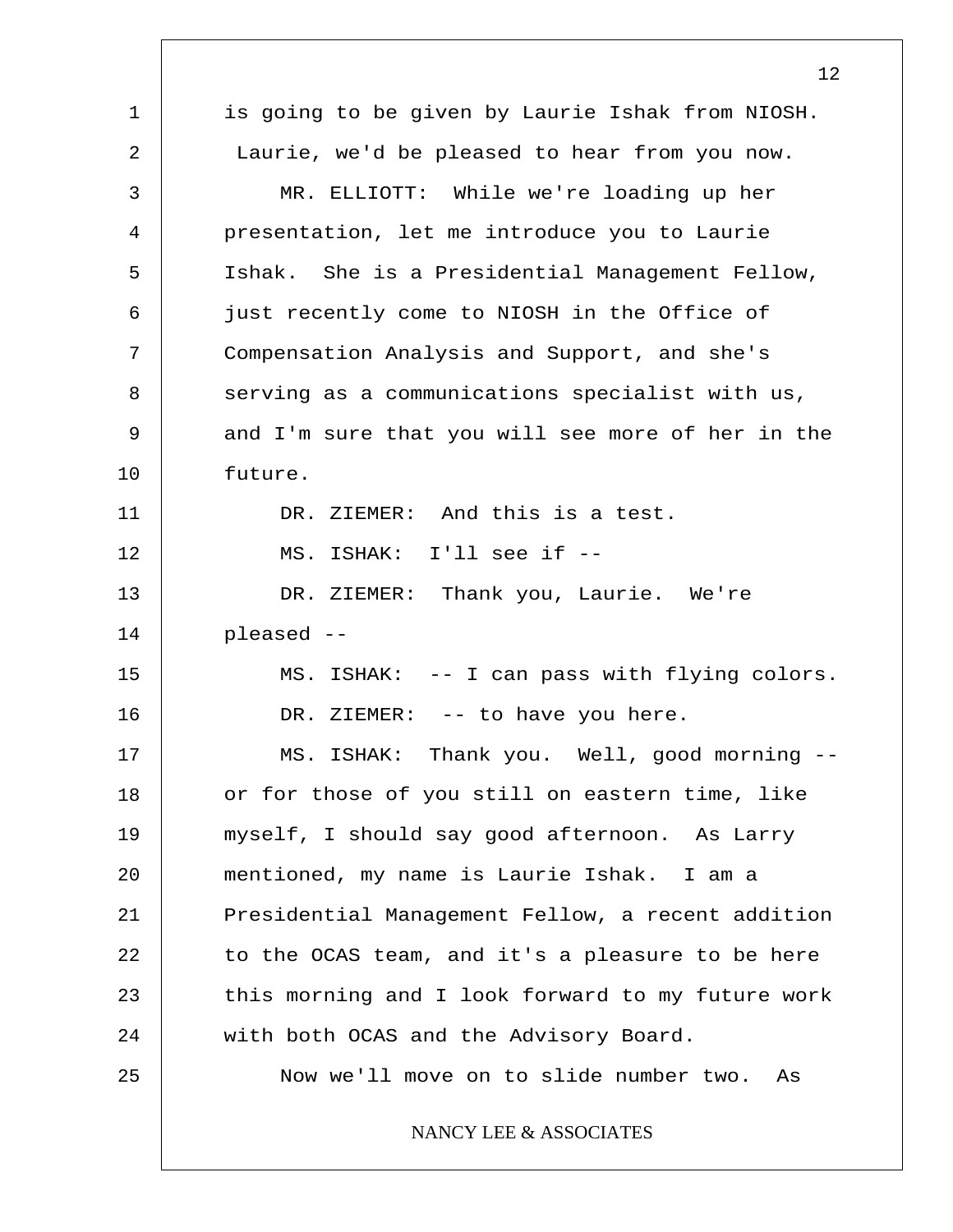is going to be given by Laurie Ishak from NIOSH. Laurie, we'd be pleased to hear from you now.

MR. ELLIOTT: While we're loading up her presentation, let me introduce you to Laurie Ishak. She is a Presidential Management Fellow, just recently come to NIOSH in the Office of Compensation Analysis and Support, and she's serving as a communications specialist with us, and I'm sure that you will see more of her in the future.

DR. ZIEMER: And this is a test.

MS. ISHAK: I'll see if --

DR. ZIEMER: Thank you, Laurie. We're pleased --

MS. ISHAK: -- I can pass with flying colors.

DR. ZIEMER: -- to have you here.

MS. ISHAK: Thank you. Well, good morning -- or for those of you still on eastern time, like myself, I should say good afternoon. As Larry mentioned, my name is Laurie Ishak. I am a Presidential Management Fellow, a recent addition to the OCAS team, and it's a pleasure to be here this morning and I look forward to my future work with both OCAS and the Advisory Board.

Now we'll move on to slide number two. As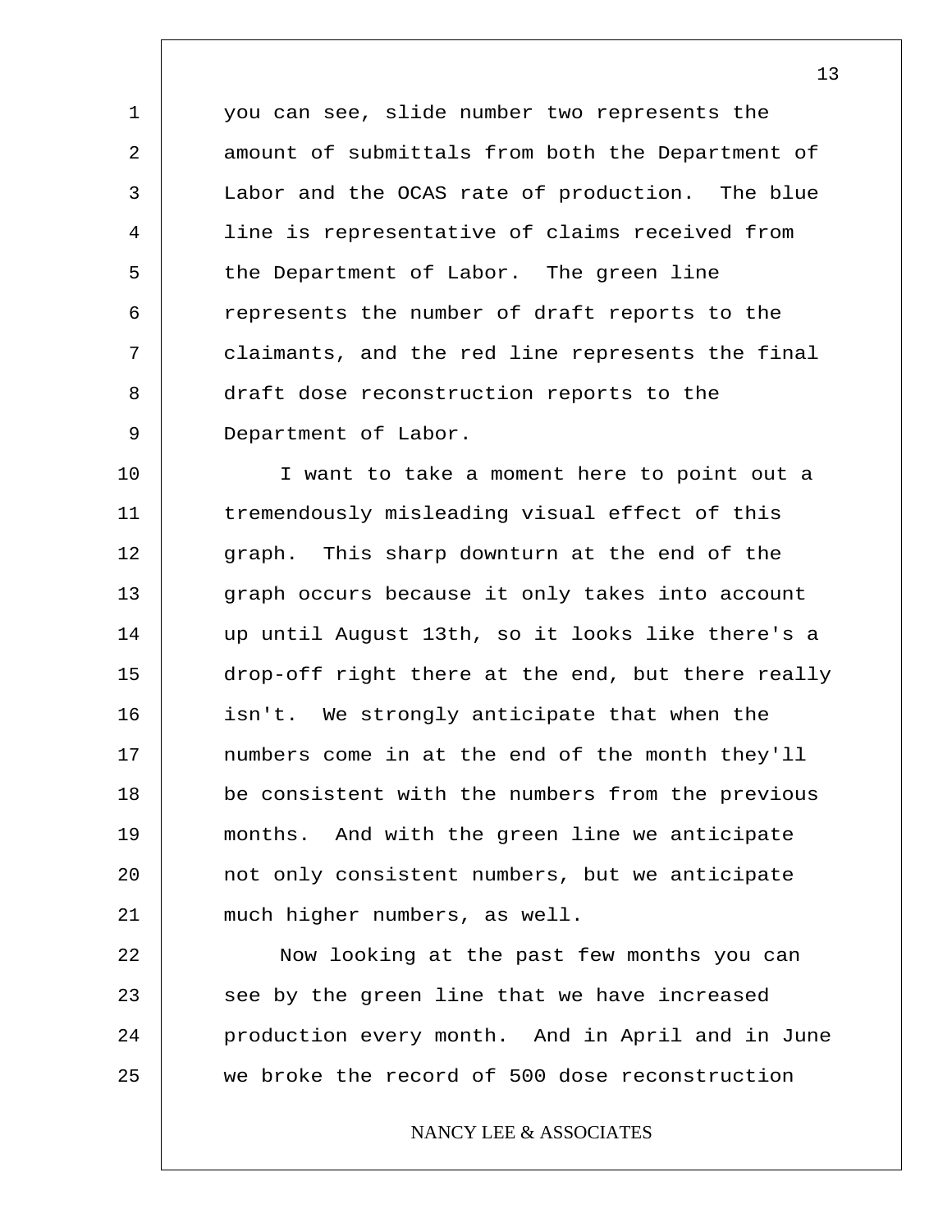you can see, slide number two represents the amount of submittals from both the Department of Labor and the OCAS rate of production. The blue line is representative of claims received from the Department of Labor. The green line represents the number of draft reports to the claimants, and the red line represents the final draft dose reconstruction reports to the Department of Labor.

I want to take a moment here to point out a tremendously misleading visual effect of this graph. This sharp downturn at the end of the graph occurs because it only takes into account up until August 13th, so it looks like there's a drop-off right there at the end, but there really isn't. We strongly anticipate that when the numbers come in at the end of the month they'll be consistent with the numbers from the previous months. And with the green line we anticipate not only consistent numbers, but we anticipate much higher numbers, as well.

Now looking at the past few months you can see by the green line that we have increased production every month. And in April and in June we broke the record of 500 dose reconstruction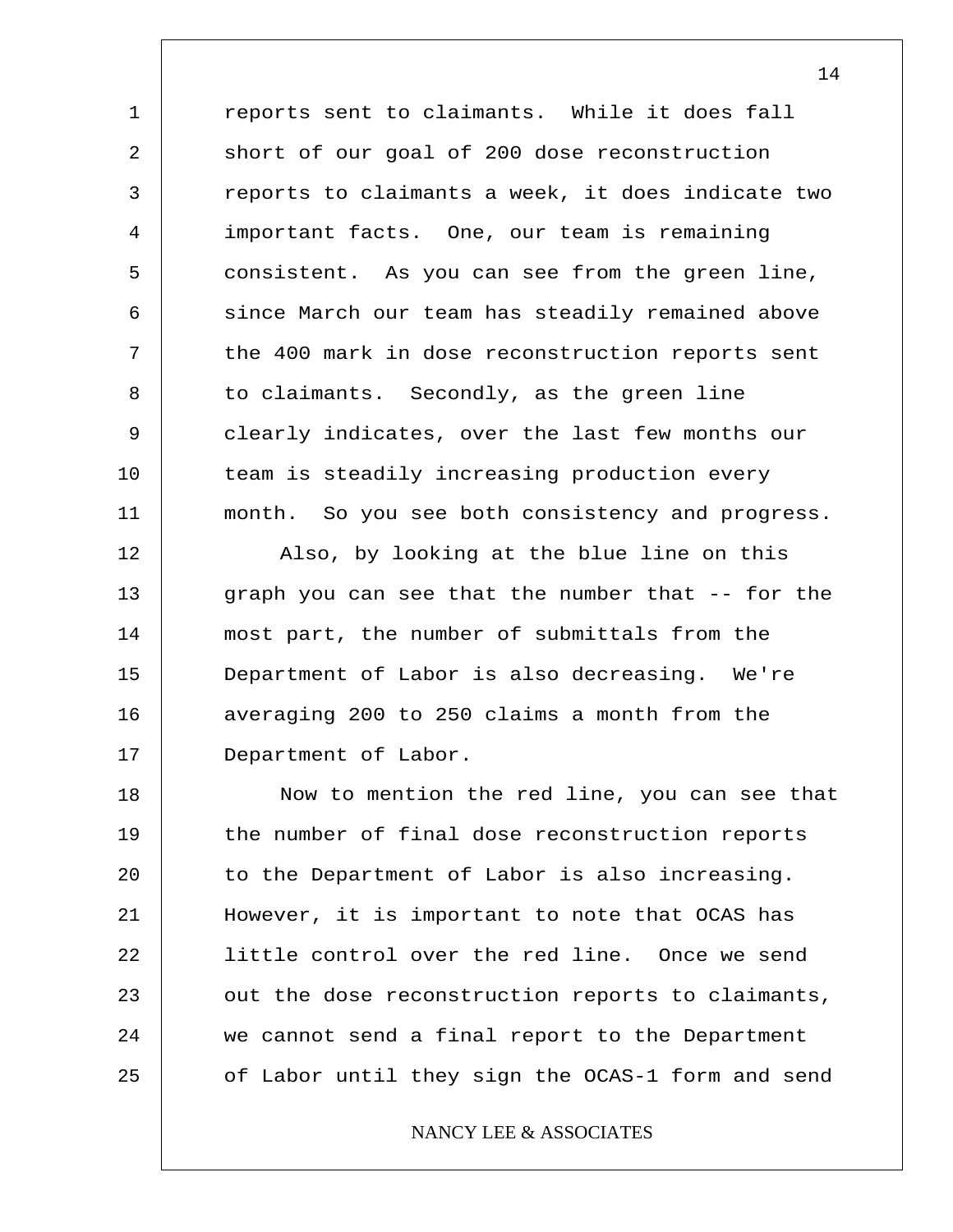reports sent to claimants. While it does fall short of our goal of 200 dose reconstruction reports to claimants a week, it does indicate two important facts. One, our team is remaining consistent. As you can see from the green line, since March our team has steadily remained above the 400 mark in dose reconstruction reports sent to claimants. Secondly, as the green line clearly indicates, over the last few months our team is steadily increasing production every month. So you see both consistency and progress.

Also, by looking at the blue line on this graph you can see that the number that -- for the most part, the number of submittals from the Department of Labor is also decreasing. We're averaging 200 to 250 claims a month from the Department of Labor.

Now to mention the red line, you can see that the number of final dose reconstruction reports to the Department of Labor is also increasing. However, it is important to note that OCAS has little control over the red line. Once we send out the dose reconstruction reports to claimants, we cannot send a final report to the Department of Labor until they sign the OCAS-1 form and send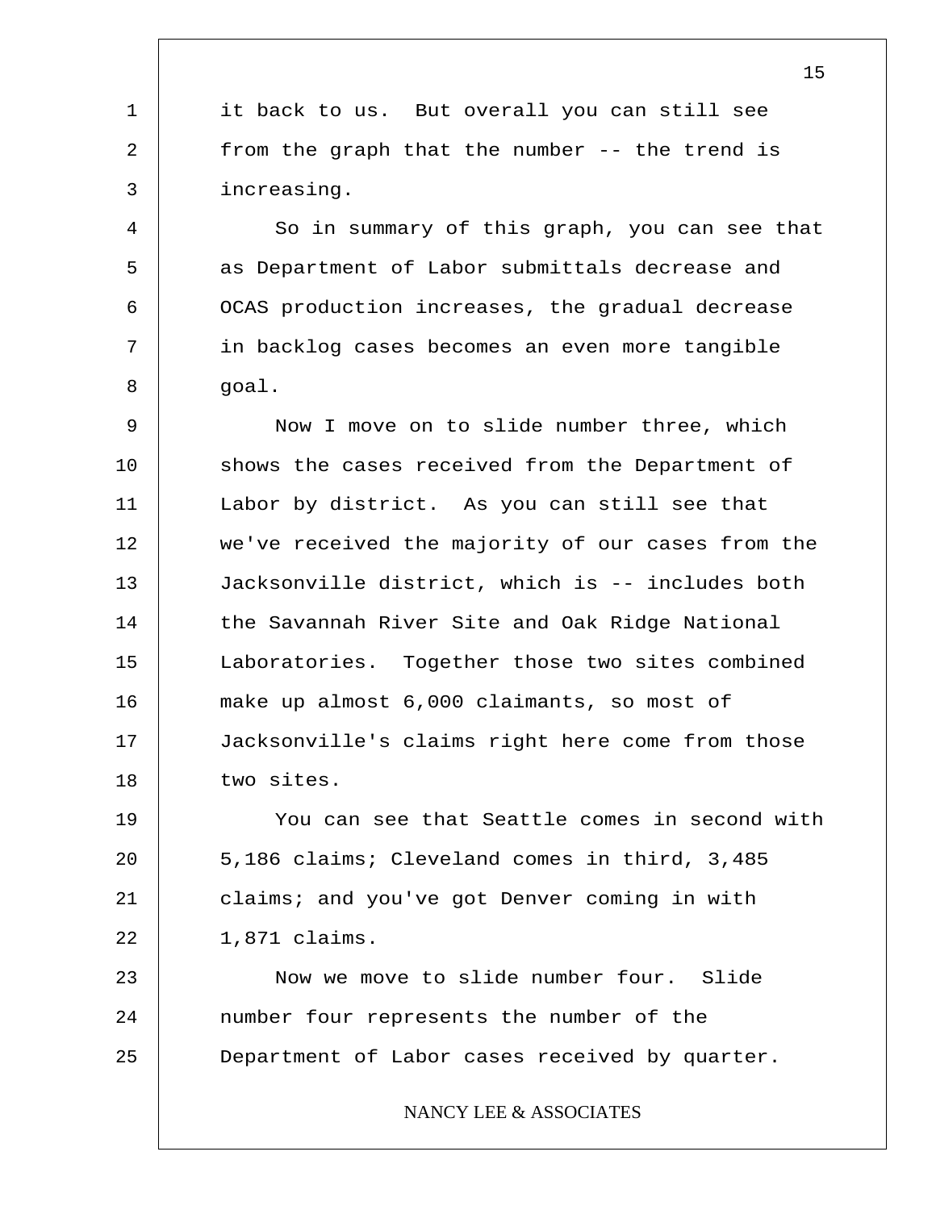it back to us. But overall you can still see from the graph that the number -- the trend is increasing.

So in summary of this graph, you can see that as Department of Labor submittals decrease and OCAS production increases, the gradual decrease in backlog cases becomes an even more tangible goal.

Now I move on to slide number three, which shows the cases received from the Department of Labor by district. As you can still see that we've received the majority of our cases from the Jacksonville district, which is -- includes both the Savannah River Site and Oak Ridge National Laboratories. Together those two sites combined make up almost 6,000 claimants, so most of Jacksonville's claims right here come from those two sites.

You can see that Seattle comes in second with 5,186 claims; Cleveland comes in third, 3,485 claims; and you've got Denver coming in with 1,871 claims.

Now we move to slide number four. Slide number four represents the number of the Department of Labor cases received by quarter.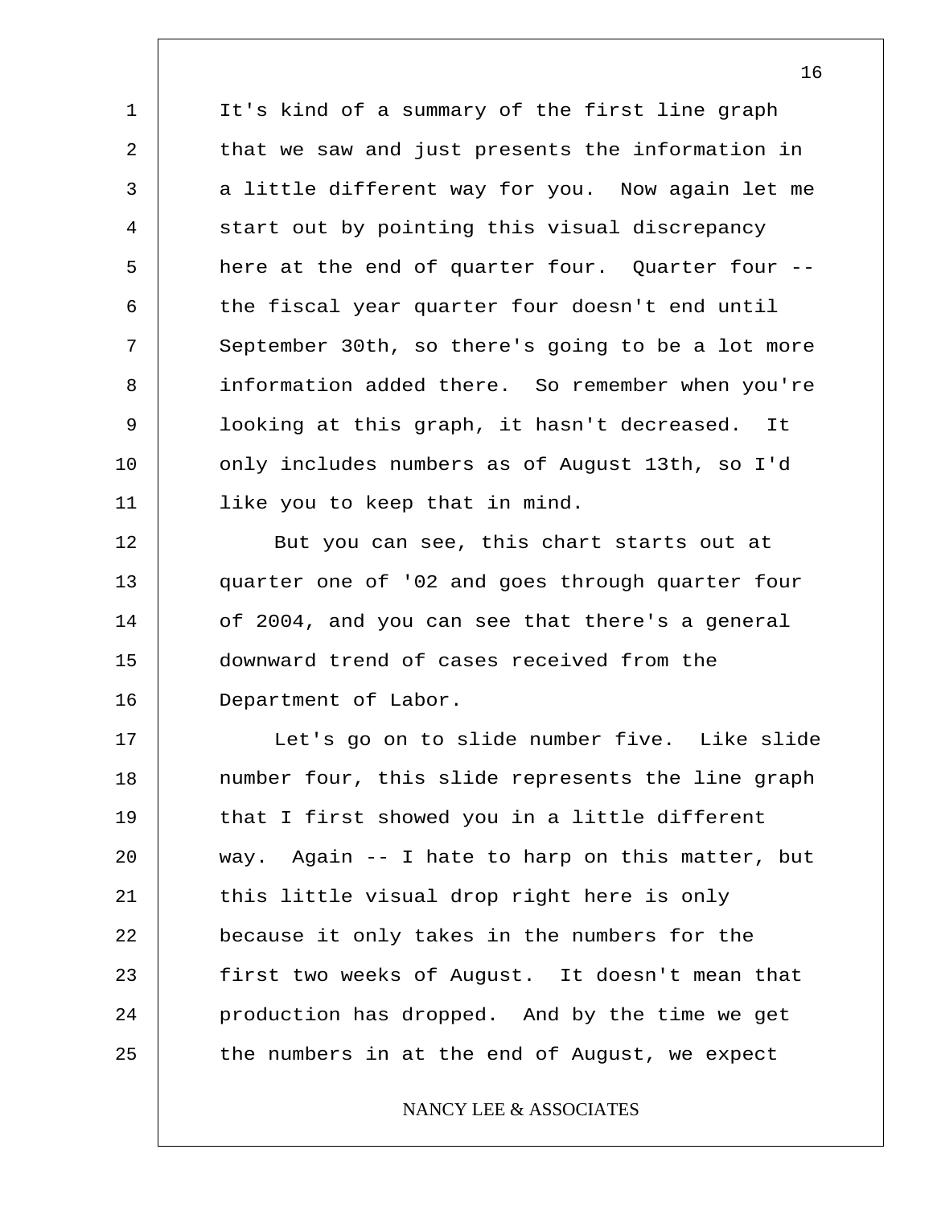It's kind of a summary of the first line graph that we saw and just presents the information in a little different way for you. Now again let me start out by pointing this visual discrepancy here at the end of quarter four. Quarter four -- the fiscal year quarter four doesn't end until September 30th, so there's going to be a lot more information added there. So remember when you're looking at this graph, it hasn't decreased. It only includes numbers as of August 13th, so I'd like you to keep that in mind.

But you can see, this chart starts out at quarter one of '02 and goes through quarter four of 2004, and you can see that there's a general downward trend of cases received from the Department of Labor.

Let's go on to slide number five. Like slide number four, this slide represents the line graph that I first showed you in a little different way. Again -- I hate to harp on this matter, but this little visual drop right here is only because it only takes in the numbers for the first two weeks of August. It doesn't mean that production has dropped. And by the time we get the numbers in at the end of August, we expect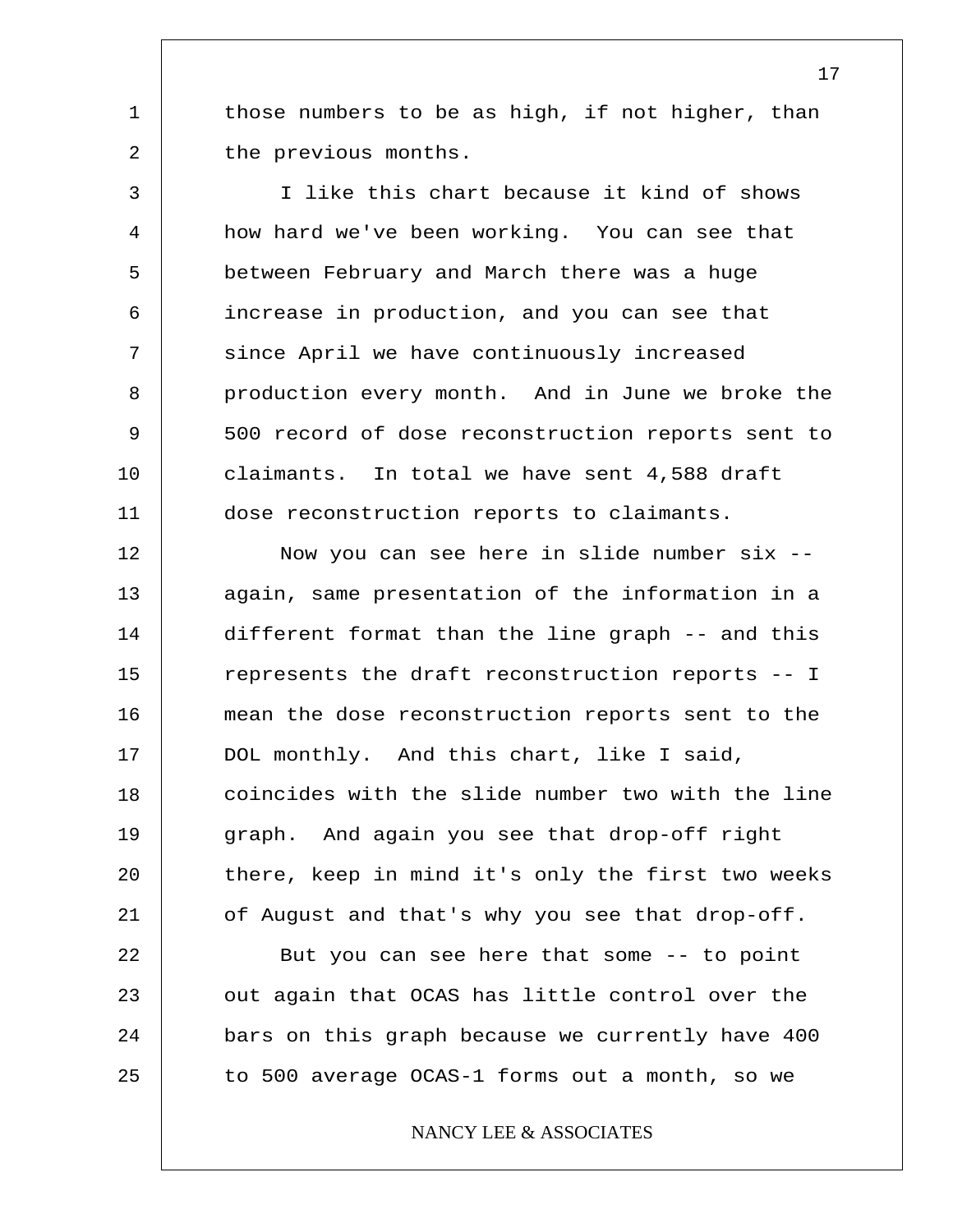those numbers to be as high, if not higher, than the previous months.

I like this chart because it kind of shows how hard we've been working. You can see that between February and March there was a huge increase in production, and you can see that since April we have continuously increased production every month. And in June we broke the 500 record of dose reconstruction reports sent to claimants. In total we have sent 4,588 draft dose reconstruction reports to claimants.

Now you can see here in slide number six -- again, same presentation of the information in a different format than the line graph -- and this represents the draft reconstruction reports -- I mean the dose reconstruction reports sent to the DOL monthly. And this chart, like I said, coincides with the slide number two with the line graph. And again you see that drop-off right there, keep in mind it's only the first two weeks of August and that's why you see that drop-off.

But you can see here that some -- to point out again that OCAS has little control over the bars on this graph because we currently have 400 to 500 average OCAS-1 forms out a month, so we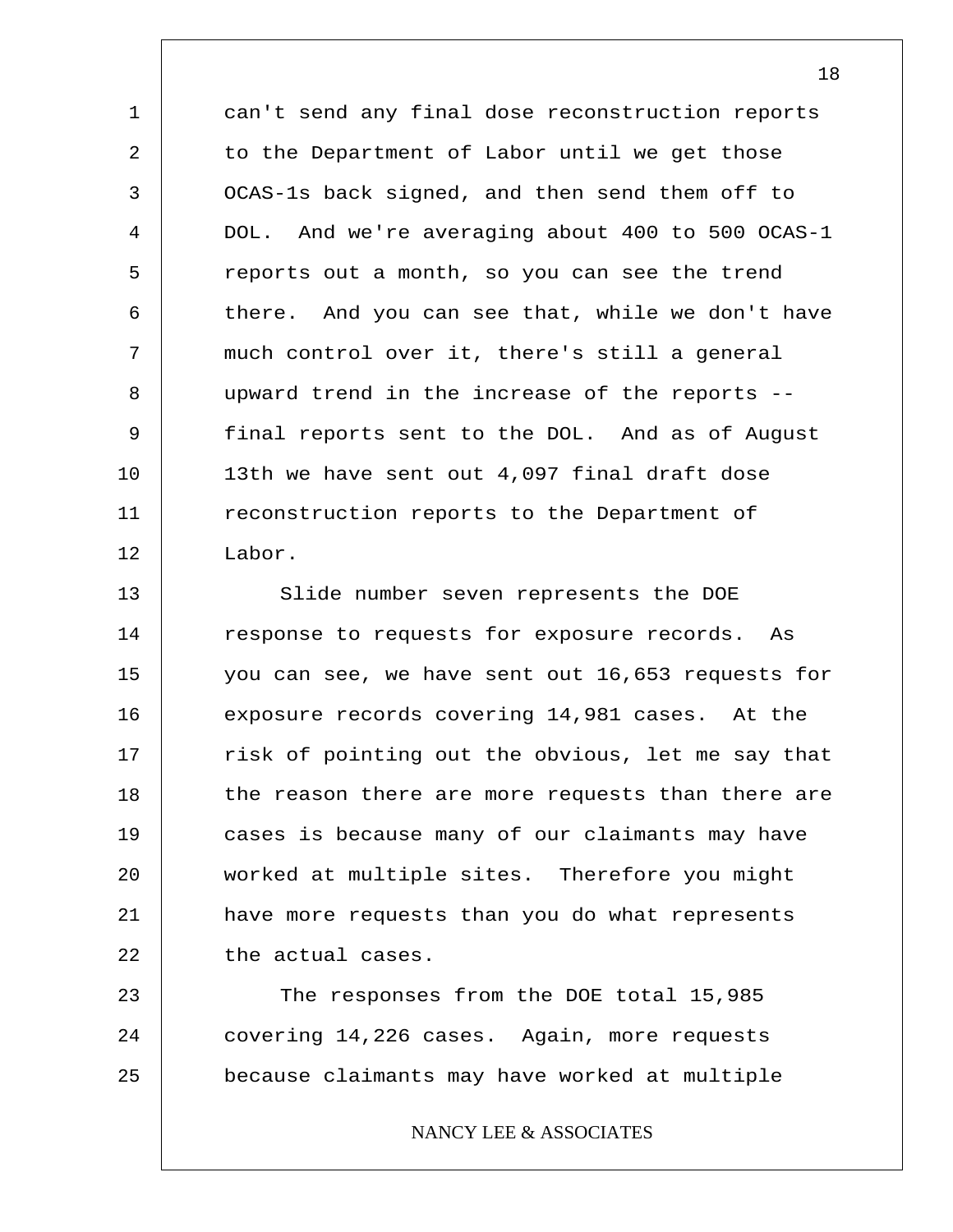can't send any final dose reconstruction reports to the Department of Labor until we get those OCAS-1s back signed, and then send them off to DOL. And we're averaging about 400 to 500 OCAS-1 reports out a month, so you can see the trend there. And you can see that, while we don't have much control over it, there's still a general upward trend in the increase of the reports -- final reports sent to the DOL. And as of August 13th we have sent out 4,097 final draft dose reconstruction reports to the Department of Labor.

Slide number seven represents the DOE response to requests for exposure records. As you can see, we have sent out 16,653 requests for exposure records covering 14,981 cases. At the risk of pointing out the obvious, let me say that the reason there are more requests than there are cases is because many of our claimants may have worked at multiple sites. Therefore you might have more requests than you do what represents the actual cases.

The responses from the DOE total 15,985 covering 14,226 cases. Again, more requests because claimants may have worked at multiple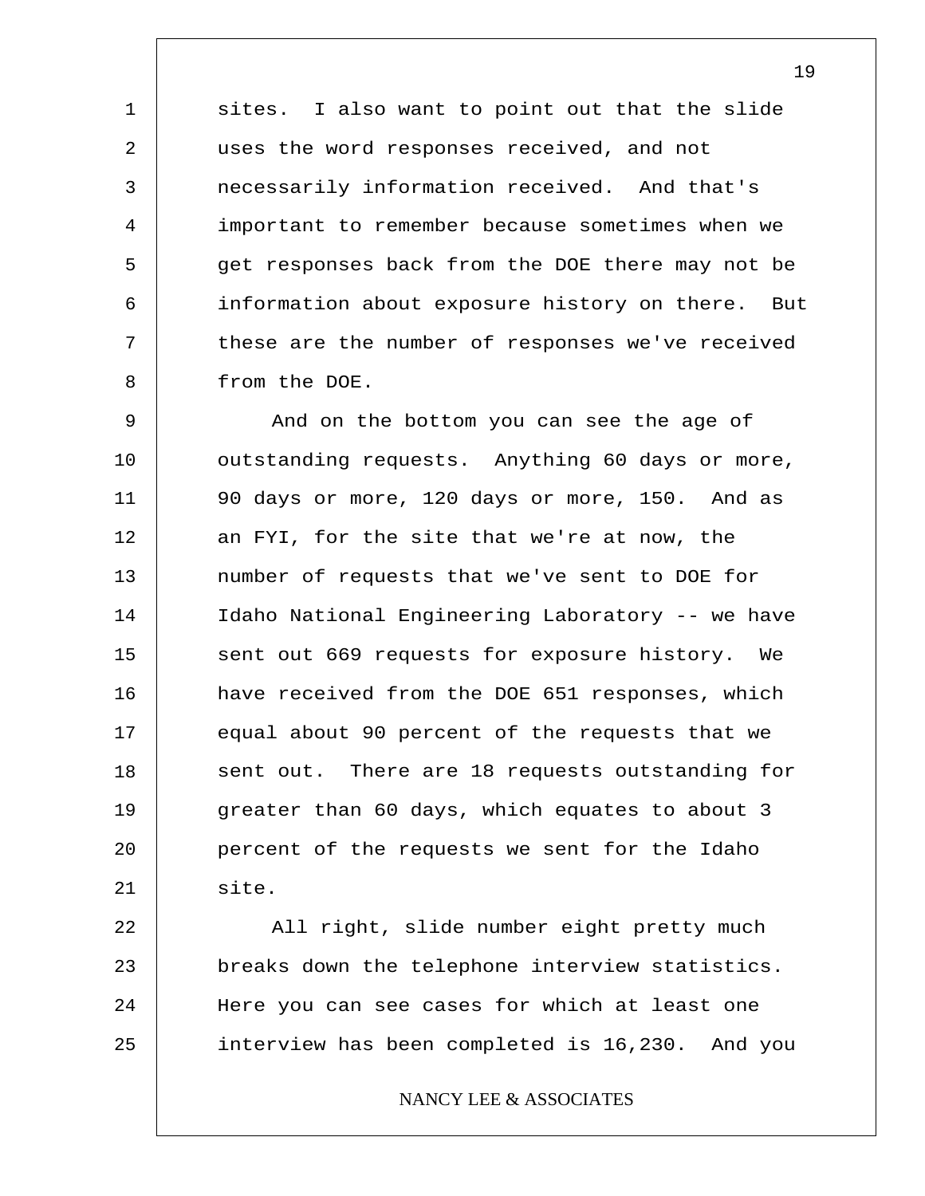sites. I also want to point out that the slide uses the word responses received, and not necessarily information received. And that's important to remember because sometimes when we get responses back from the DOE there may not be information about exposure history on there. But these are the number of responses we've received from the DOE.

And on the bottom you can see the age of outstanding requests. Anything 60 days or more, 90 days or more, 120 days or more, 150. And as an FYI, for the site that we're at now, the number of requests that we've sent to DOE for Idaho National Engineering Laboratory -- we have sent out 669 requests for exposure history. We have received from the DOE 651 responses, which equal about 90 percent of the requests that we sent out. There are 18 requests outstanding for greater than 60 days, which equates to about 3 percent of the requests we sent for the Idaho site.

All right, slide number eight pretty much breaks down the telephone interview statistics. Here you can see cases for which at least one interview has been completed is 16,230. And you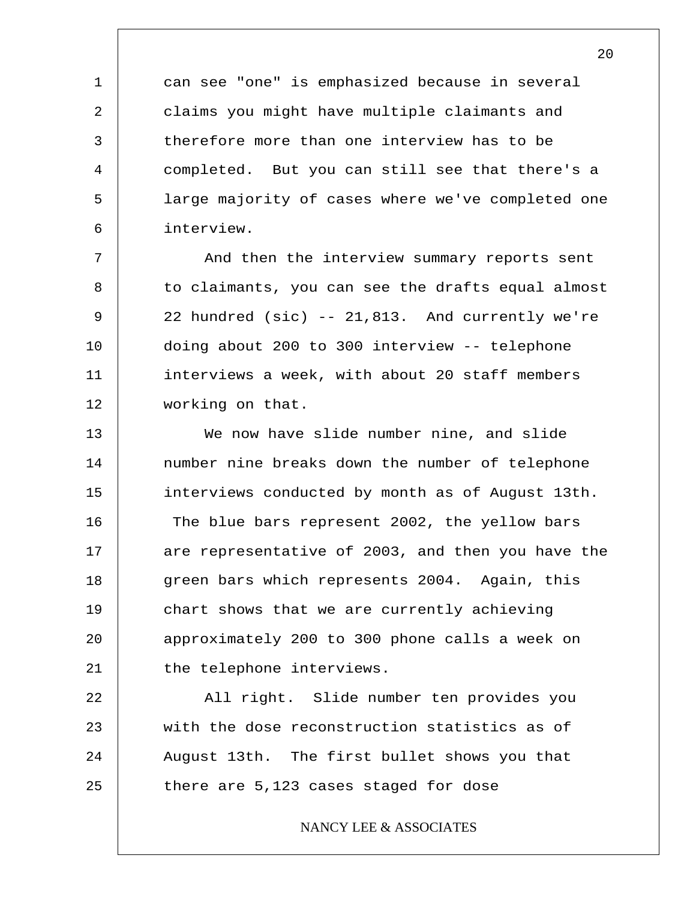can see "one" is emphasized because in several claims you might have multiple claimants and therefore more than one interview has to be completed. But you can still see that there's a large majority of cases where we've completed one interview.

And then the interview summary reports sent to claimants, you can see the drafts equal almost 22 hundred (sic) -- 21,813. And currently we're doing about 200 to 300 interview -- telephone interviews a week, with about 20 staff members working on that.

We now have slide number nine, and slide number nine breaks down the number of telephone interviews conducted by month as of August 13th. The blue bars represent 2002, the yellow bars are representative of 2003, and then you have the green bars which represents 2004. Again, this chart shows that we are currently achieving approximately 200 to 300 phone calls a week on the telephone interviews.

All right. Slide number ten provides you with the dose reconstruction statistics as of August 13th. The first bullet shows you that there are 5,123 cases staged for dose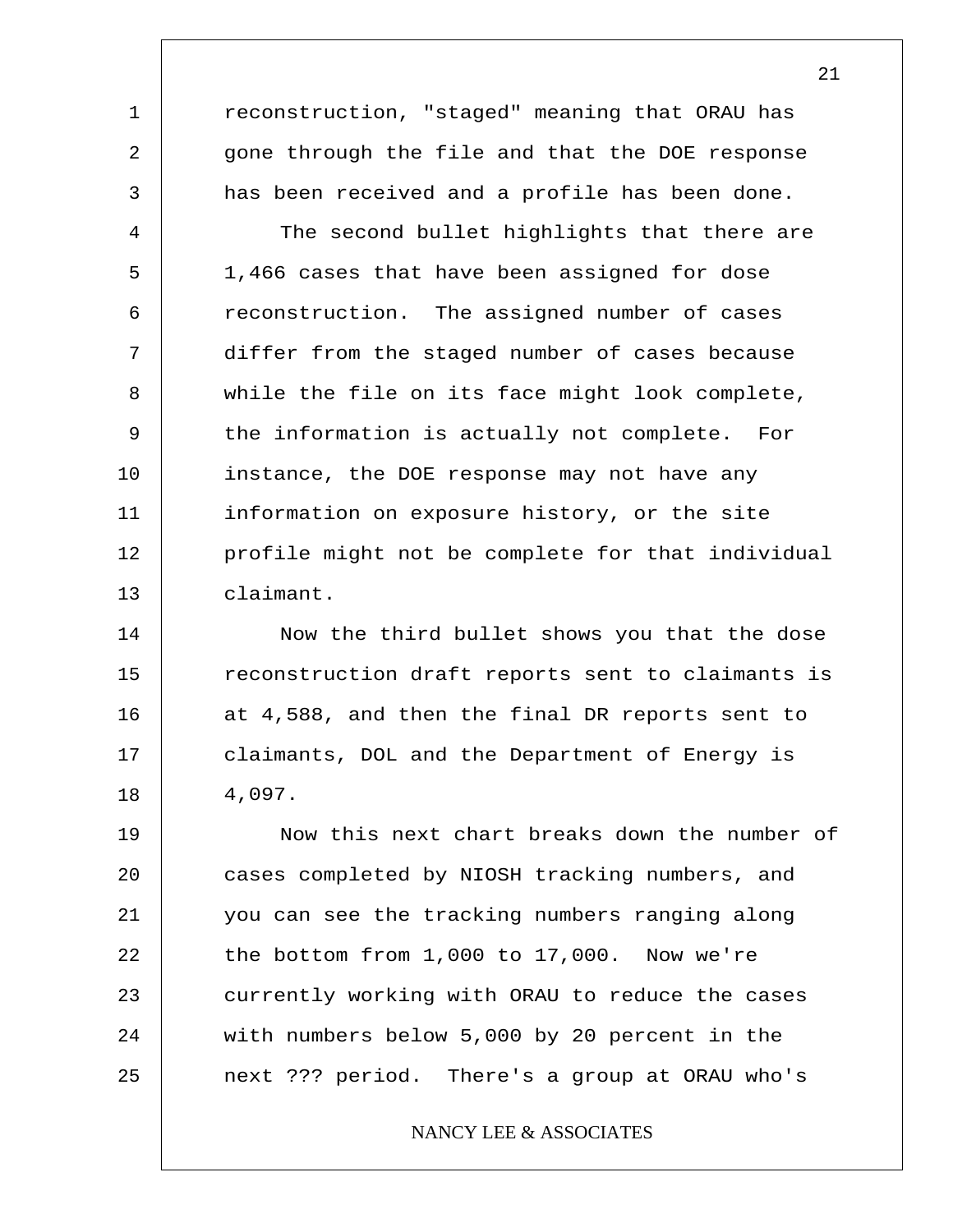reconstruction, "staged" meaning that ORAU has gone through the file and that the DOE response has been received and a profile has been done.

The second bullet highlights that there are 1,466 cases that have been assigned for dose reconstruction. The assigned number of cases differ from the staged number of cases because while the file on its face might look complete, the information is actually not complete. For instance, the DOE response may not have any information on exposure history, or the site profile might not be complete for that individual claimant.

Now the third bullet shows you that the dose reconstruction draft reports sent to claimants is at 4,588, and then the final DR reports sent to claimants, DOL and the Department of Energy is 4,097.

Now this next chart breaks down the number of cases completed by NIOSH tracking numbers, and you can see the tracking numbers ranging along the bottom from 1,000 to 17,000. Now we're currently working with ORAU to reduce the cases with numbers below 5,000 by 20 percent in the next ??? period. There's a group at ORAU who's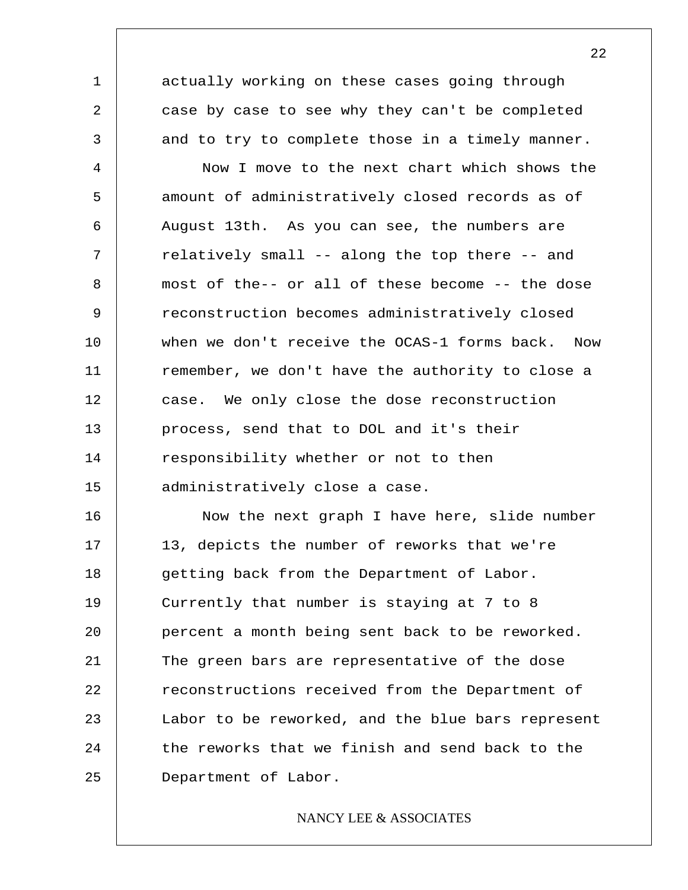actually working on these cases going through case by case to see why they can't be completed and to try to complete those in a timely manner.

Now I move to the next chart which shows the amount of administratively closed records as of August 13th. As you can see, the numbers are relatively small -- along the top there -- and most of the-- or all of these become -- the dose reconstruction becomes administratively closed when we don't receive the OCAS-1 forms back. Now remember, we don't have the authority to close a case. We only close the dose reconstruction process, send that to DOL and it's their responsibility whether or not to then administratively close a case.

Now the next graph I have here, slide number 13, depicts the number of reworks that we're getting back from the Department of Labor. Currently that number is staying at 7 to 8 percent a month being sent back to be reworked. The green bars are representative of the dose reconstructions received from the Department of Labor to be reworked, and the blue bars represent the reworks that we finish and send back to the Department of Labor.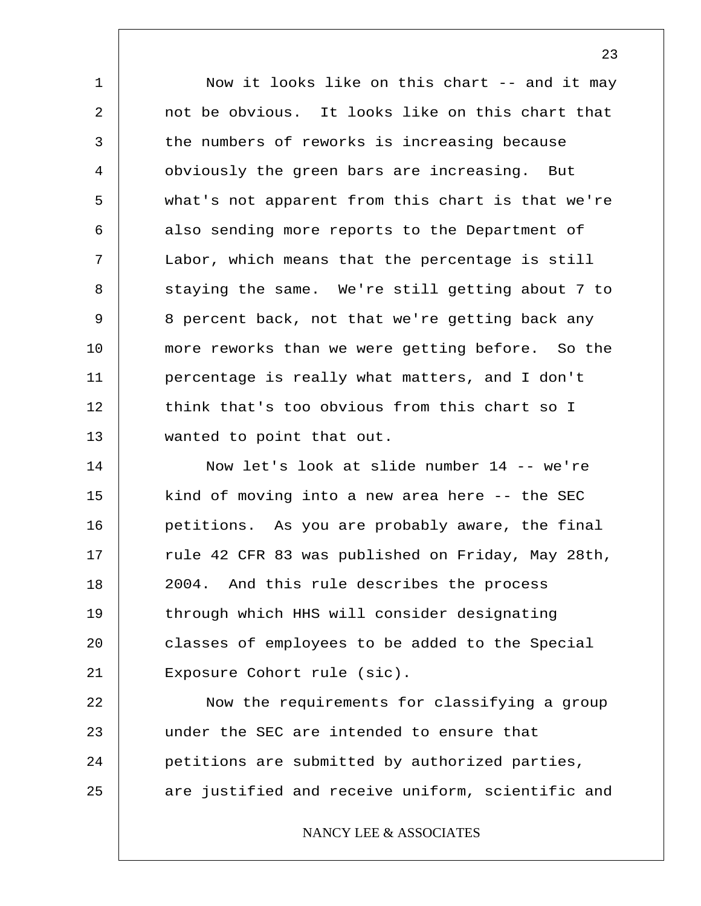Now it looks like on this chart -- and it may not be obvious. It looks like on this chart that the numbers of reworks is increasing because obviously the green bars are increasing. But what's not apparent from this chart is that we're also sending more reports to the Department of Labor, which means that the percentage is still staying the same. We're still getting about 7 to 8 percent back, not that we're getting back any more reworks than we were getting before. So the percentage is really what matters, and I don't think that's too obvious from this chart so I wanted to point that out.

Now let's look at slide number 14 -- we're kind of moving into a new area here -- the SEC petitions. As you are probably aware, the final rule 42 CFR 83 was published on Friday, May 28th, 2004. And this rule describes the process through which HHS will consider designating classes of employees to be added to the Special Exposure Cohort rule (sic).

Now the requirements for classifying a group under the SEC are intended to ensure that petitions are submitted by authorized parties, are justified and receive uniform, scientific and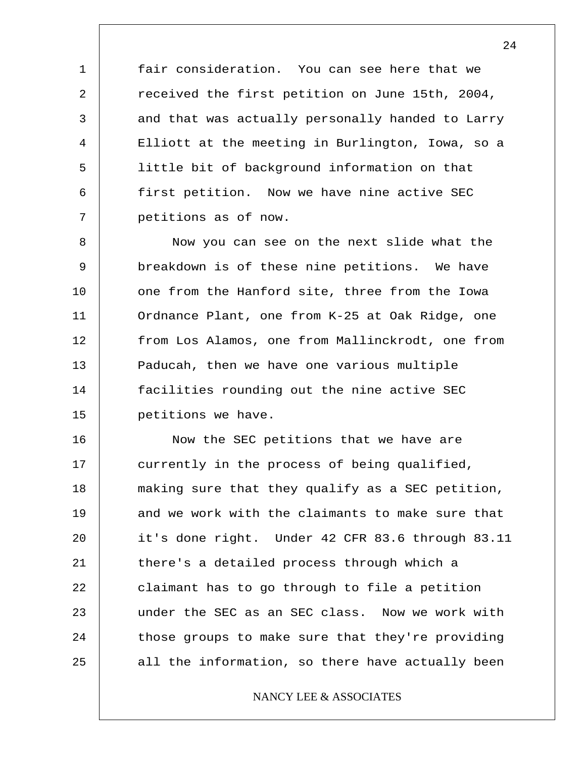fair consideration. You can see here that we received the first petition on June 15th, 2004, and that was actually personally handed to Larry Elliott at the meeting in Burlington, Iowa, so a little bit of background information on that first petition. Now we have nine active SEC petitions as of now.

Now you can see on the next slide what the breakdown is of these nine petitions. We have one from the Hanford site, three from the Iowa Ordnance Plant, one from K-25 at Oak Ridge, one from Los Alamos, one from Mallinckrodt, one from Paducah, then we have one various multiple facilities rounding out the nine active SEC petitions we have.

Now the SEC petitions that we have are currently in the process of being qualified, making sure that they qualify as a SEC petition, and we work with the claimants to make sure that it's done right. Under 42 CFR 83.6 through 83.11 there's a detailed process through which a claimant has to go through to file a petition under the SEC as an SEC class. Now we work with those groups to make sure that they're providing all the information, so there have actually been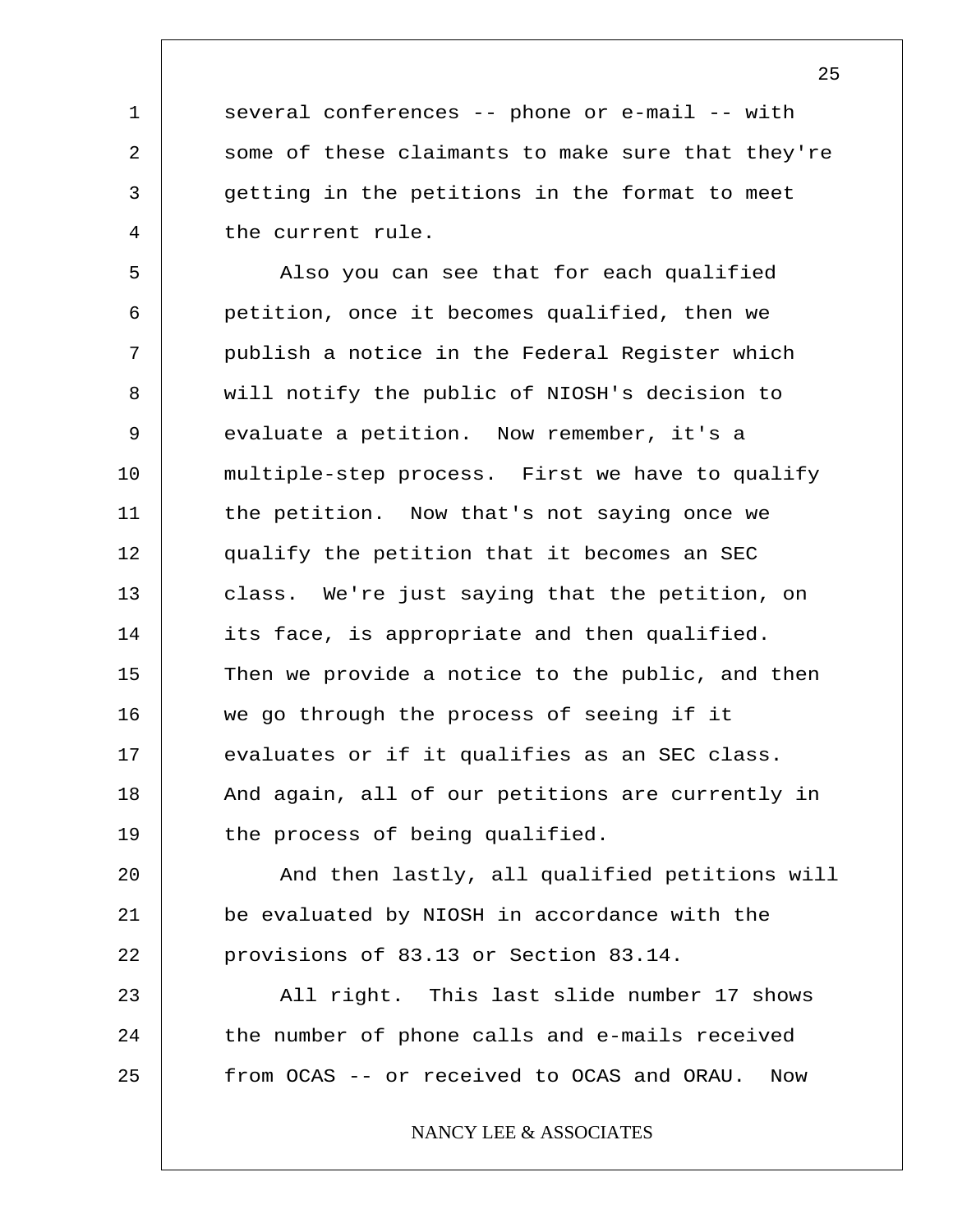several conferences -- phone or e-mail -- with some of these claimants to make sure that they're getting in the petitions in the format to meet the current rule.

Also you can see that for each qualified petition, once it becomes qualified, then we publish a notice in the Federal Register which will notify the public of NIOSH's decision to evaluate a petition. Now remember, it's a multiple-step process. First we have to qualify the petition. Now that's not saying once we qualify the petition that it becomes an SEC class. We're just saying that the petition, on its face, is appropriate and then qualified. Then we provide a notice to the public, and then we go through the process of seeing if it evaluates or if it qualifies as an SEC class. And again, all of our petitions are currently in the process of being qualified.

And then lastly, all qualified petitions will be evaluated by NIOSH in accordance with the provisions of 83.13 or Section 83.14.

All right. This last slide number 17 shows the number of phone calls and e-mails received from OCAS -- or received to OCAS and ORAU. Now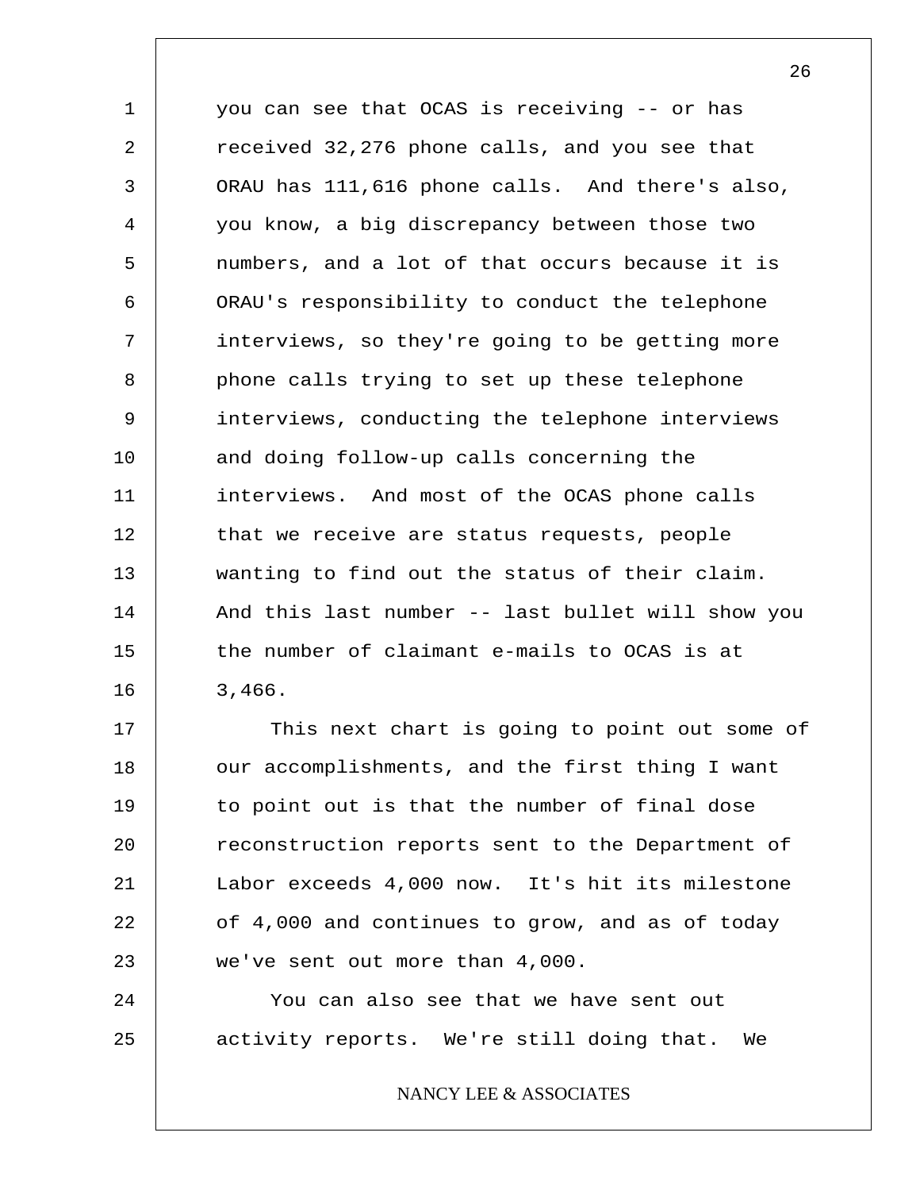you can see that OCAS is receiving -- or has received 32,276 phone calls, and you see that ORAU has 111,616 phone calls. And there's also, you know, a big discrepancy between those two numbers, and a lot of that occurs because it is ORAU's responsibility to conduct the telephone interviews, so they're going to be getting more phone calls trying to set up these telephone interviews, conducting the telephone interviews and doing follow-up calls concerning the interviews. And most of the OCAS phone calls that we receive are status requests, people wanting to find out the status of their claim. And this last number -- last bullet will show you the number of claimant e-mails to OCAS is at 3,466.

This next chart is going to point out some of our accomplishments, and the first thing I want to point out is that the number of final dose reconstruction reports sent to the Department of Labor exceeds 4,000 now. It's hit its milestone of 4,000 and continues to grow, and as of today we've sent out more than 4,000.

You can also see that we have sent out activity reports. We're still doing that. We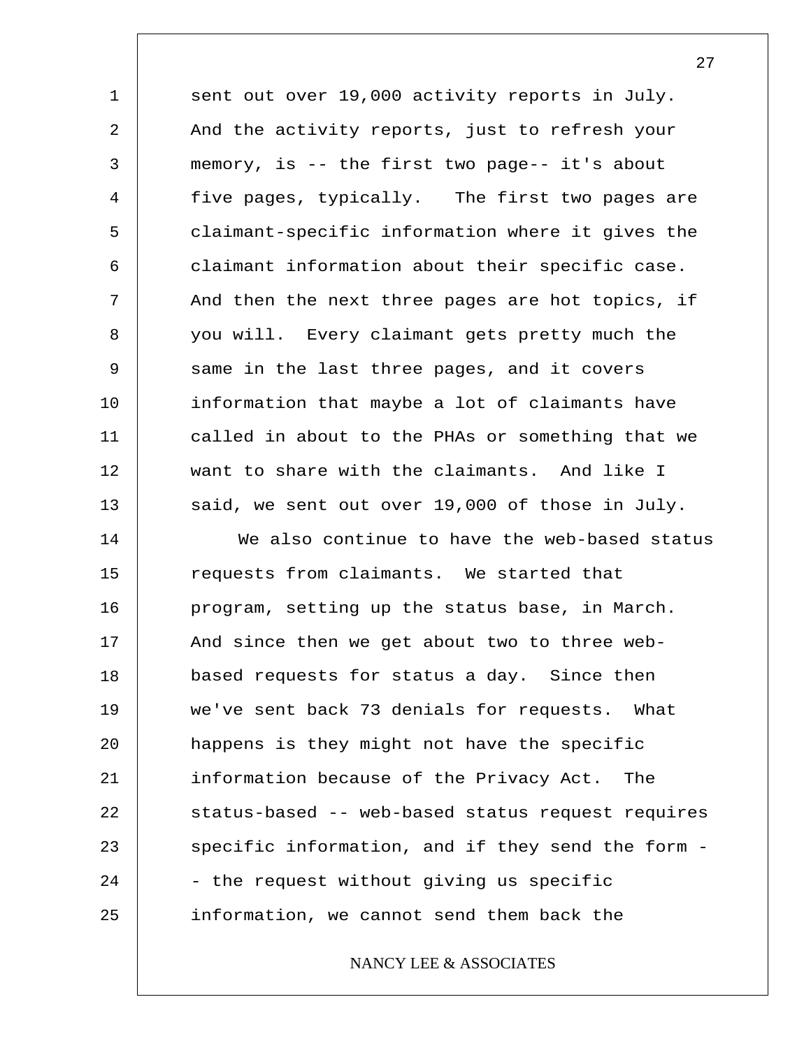sent out over 19,000 activity reports in July. And the activity reports, just to refresh your memory, is -- the first two page-- it's about five pages, typically. The first two pages are claimant-specific information where it gives the claimant information about their specific case. And then the next three pages are hot topics, if you will. Every claimant gets pretty much the same in the last three pages, and it covers information that maybe a lot of claimants have called in about to the PHAs or something that we want to share with the claimants. And like I said, we sent out over 19,000 of those in July.

We also continue to have the web-based status requests from claimants. We started that program, setting up the status base, in March. And since then we get about two to three web-based requests for status a day. Since then we've sent back 73 denials for requests. What happens is they might not have the specific information because of the Privacy Act. The status-based -- web-based status request requires specific information, and if they send the form -- the request without giving us specific information, we cannot send them back the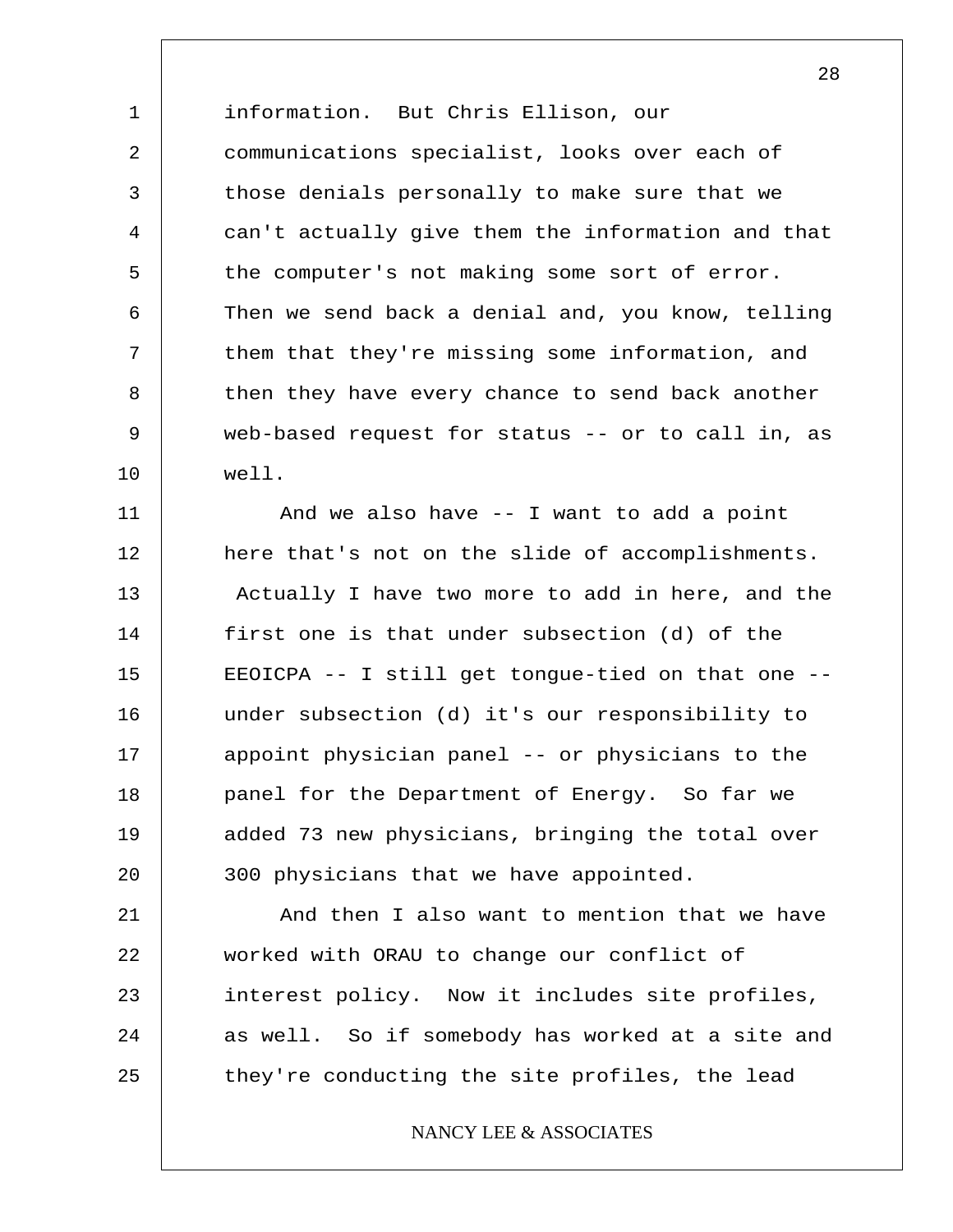information. But Chris Ellison, our communications specialist, looks over each of those denials personally to make sure that we can't actually give them the information and that the computer's not making some sort of error. Then we send back a denial and, you know, telling them that they're missing some information, and then they have every chance to send back another web-based request for status -- or to call in, as well.

And we also have -- I want to add a point here that's not on the slide of accomplishments. Actually I have two more to add in here, and the first one is that under subsection (d) of the EEOICPA -- I still get tongue-tied on that one -- under subsection (d) it's our responsibility to appoint physician panel -- or physicians to the panel for the Department of Energy. So far we added 73 new physicians, bringing the total over 300 physicians that we have appointed.

And then I also want to mention that we have worked with ORAU to change our conflict of interest policy. Now it includes site profiles, as well. So if somebody has worked at a site and they're conducting the site profiles, the lead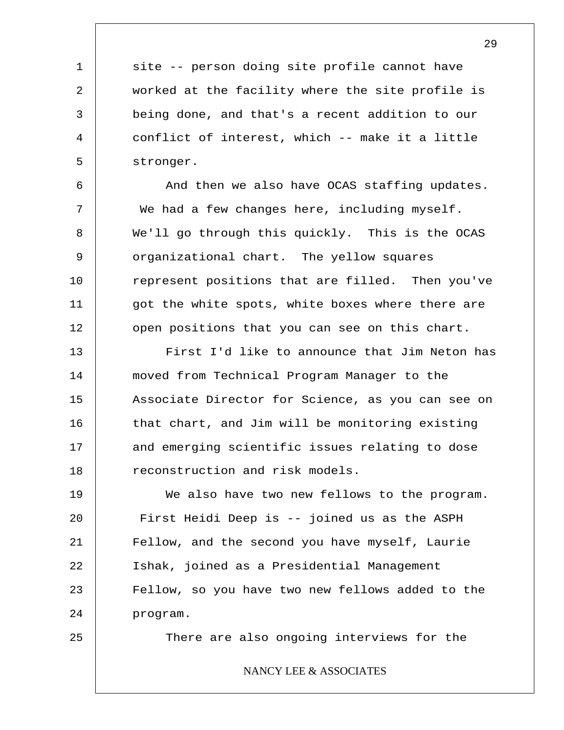site -- person doing site profile cannot have worked at the facility where the site profile is being done, and that's a recent addition to our conflict of interest, which -- make it a little stronger.

And then we also have OCAS staffing updates. We had a few changes here, including myself. We'll go through this quickly. This is the OCAS organizational chart. The yellow squares represent positions that are filled. Then you've got the white spots, white boxes where there are open positions that you can see on this chart.

First I'd like to announce that Jim Neton has moved from Technical Program Manager to the Associate Director for Science, as you can see on that chart, and Jim will be monitoring existing and emerging scientific issues relating to dose reconstruction and risk models.

We also have two new fellows to the program. First Heidi Deep is -- joined us as the ASPH Fellow, and the second you have myself, Laurie Ishak, joined as a Presidential Management Fellow, so you have two new fellows added to the program.

There are also ongoing interviews for the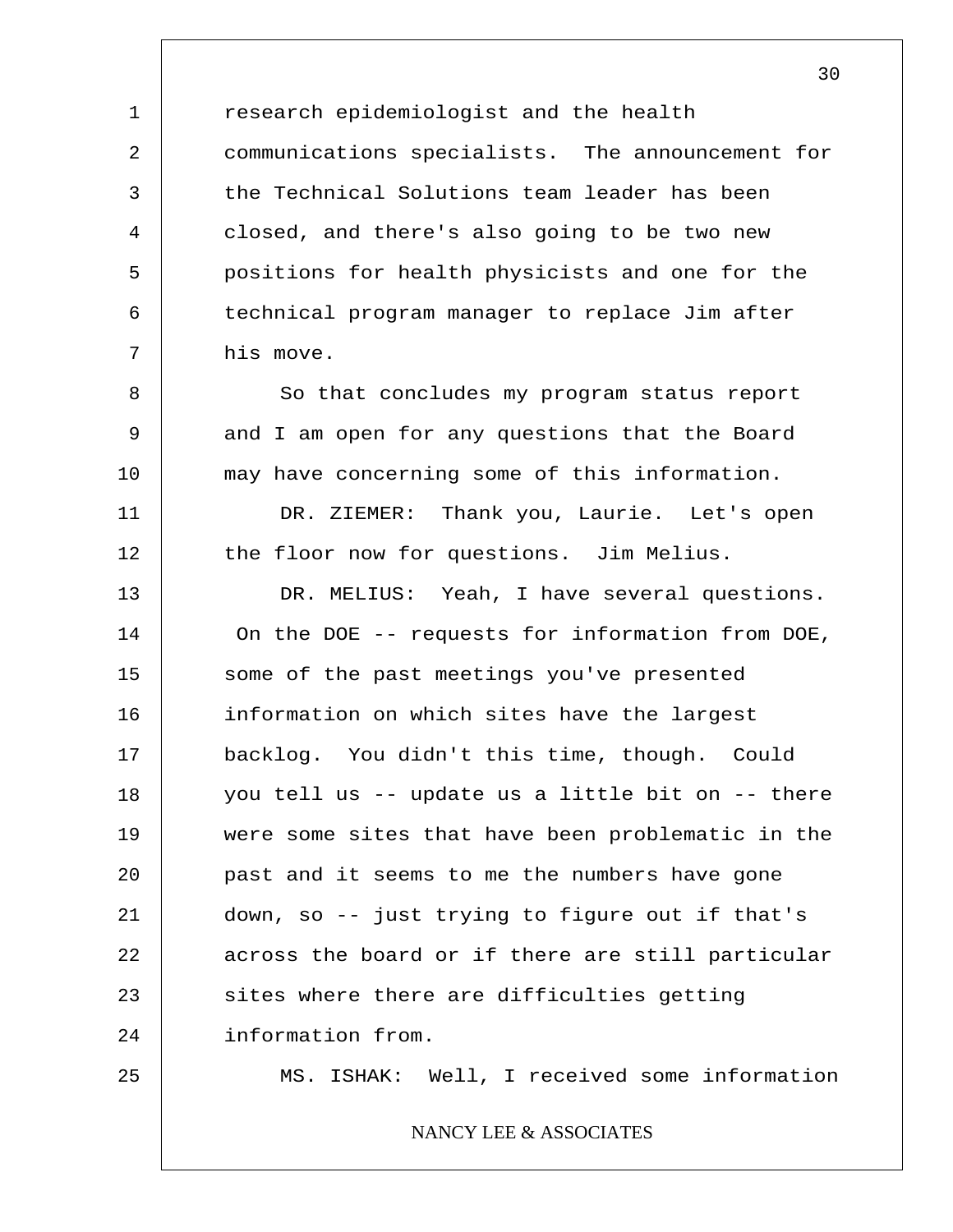research epidemiologist and the health communications specialists. The announcement for the Technical Solutions team leader has been closed, and there's also going to be two new positions for health physicists and one for the technical program manager to replace Jim after his move.

So that concludes my program status report and I am open for any questions that the Board may have concerning some of this information.

DR. ZIEMER: Thank you, Laurie. Let's open the floor now for questions. Jim Melius.

DR. MELIUS: Yeah, I have several questions. On the DOE -- requests for information from DOE, some of the past meetings you've presented information on which sites have the largest backlog. You didn't this time, though. Could you tell us -- update us a little bit on -- there were some sites that have been problematic in the past and it seems to me the numbers have gone down, so -- just trying to figure out if that's across the board or if there are still particular sites where there are difficulties getting information from.

MS. ISHAK: Well, I received some information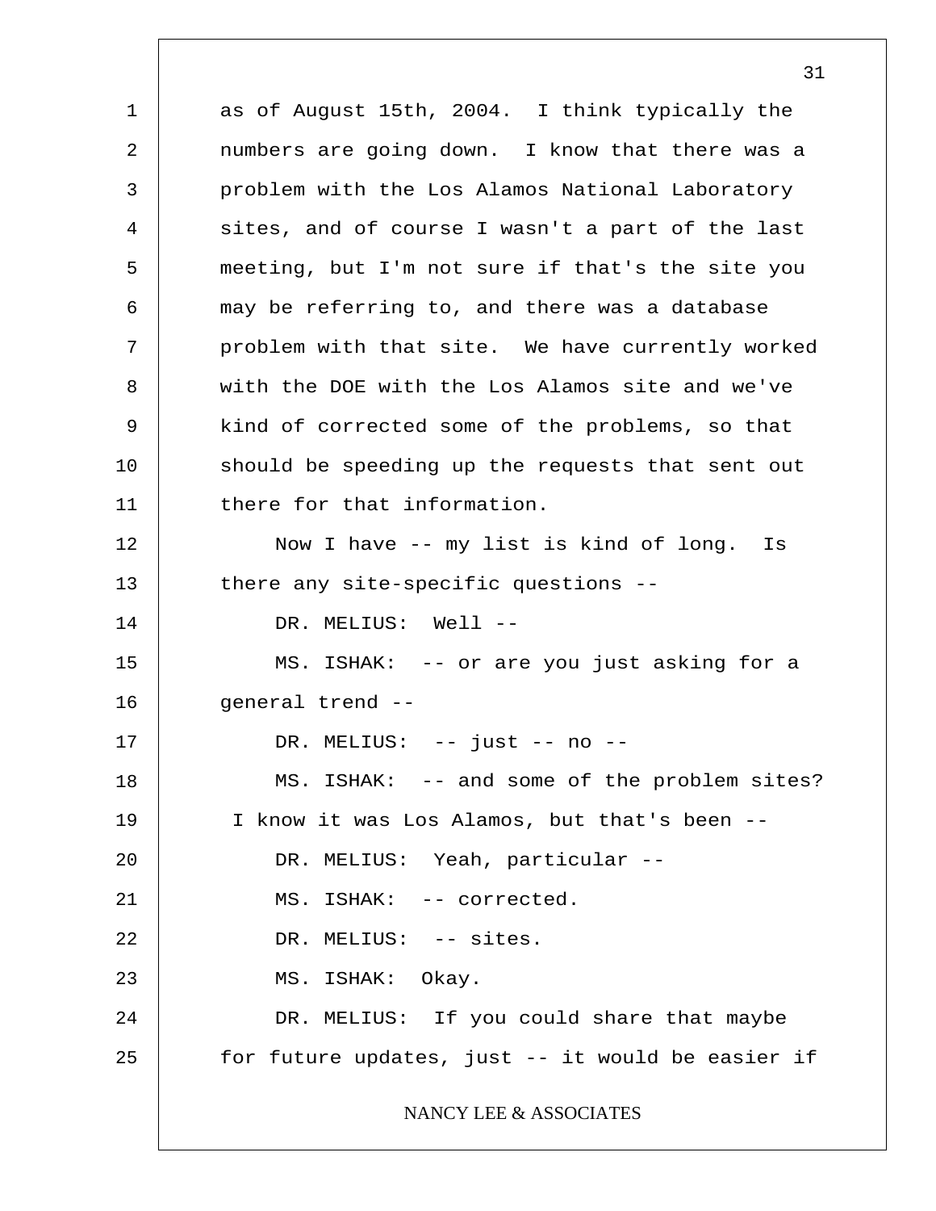as of August 15th, 2004. I think typically the numbers are going down. I know that there was a problem with the Los Alamos National Laboratory sites, and of course I wasn't a part of the last meeting, but I'm not sure if that's the site you may be referring to, and there was a database problem with that site. We have currently worked with the DOE with the Los Alamos site and we've kind of corrected some of the problems, so that should be speeding up the requests that sent out there for that information.

Now I have -- my list is kind of long. Is there any site-specific questions --

DR. MELIUS: Well --

MS. ISHAK: -- or are you just asking for a general trend --

DR. MELIUS: -- just -- no --

MS. ISHAK: -- and some of the problem sites? I know it was Los Alamos, but that's been --

DR. MELIUS: Yeah, particular --

MS. ISHAK: -- corrected.

DR. MELIUS: -- sites.

MS. ISHAK: Okay.

DR. MELIUS: If you could share that maybe for future updates, just -- it would be easier if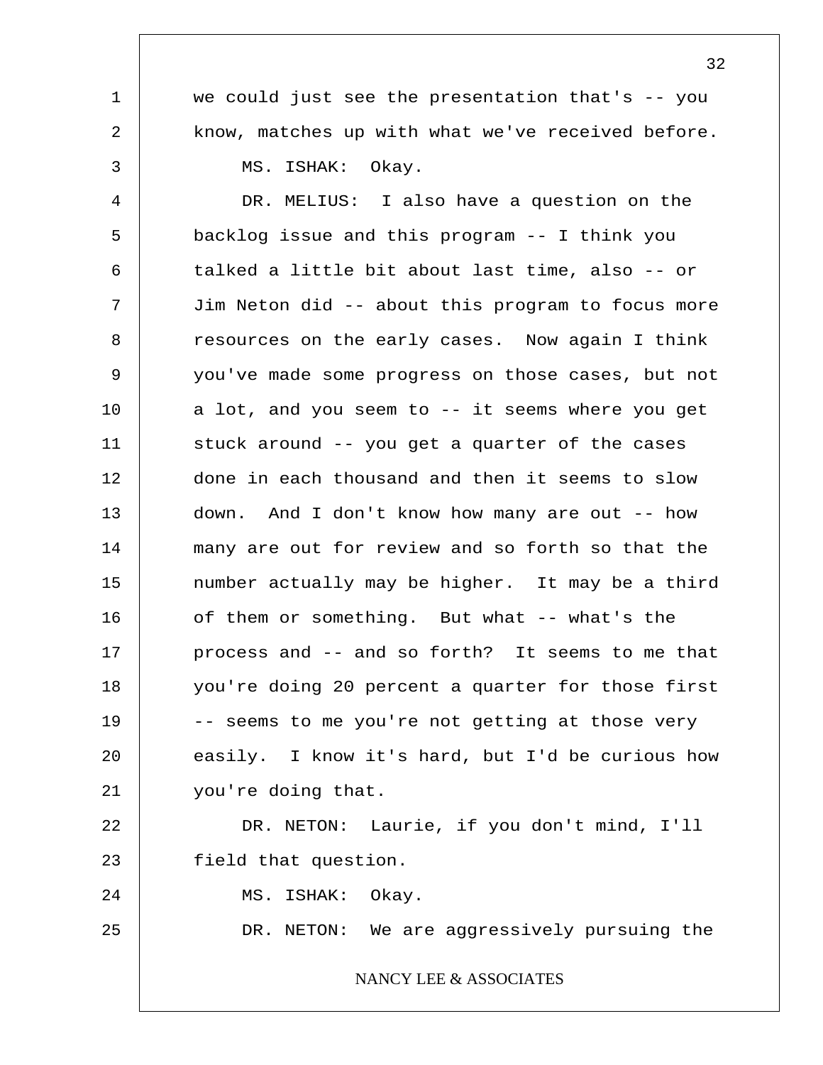we could just see the presentation that's -- you know, matches up with what we've received before.

MS. ISHAK: Okay.

DR. MELIUS: I also have a question on the backlog issue and this program -- I think you talked a little bit about last time, also -- or Jim Neton did -- about this program to focus more resources on the early cases. Now again I think you've made some progress on those cases, but not a lot, and you seem to -- it seems where you get stuck around -- you get a quarter of the cases done in each thousand and then it seems to slow down. And I don't know how many are out -- how many are out for review and so forth so that the number actually may be higher. It may be a third of them or something. But what -- what's the process and -- and so forth? It seems to me that you're doing 20 percent a quarter for those first -- seems to me you're not getting at those very easily. I know it's hard, but I'd be curious how you're doing that.

DR. NETON: Laurie, if you don't mind, I'll field that question.

MS. ISHAK: Okay.

DR. NETON: We are aggressively pursuing the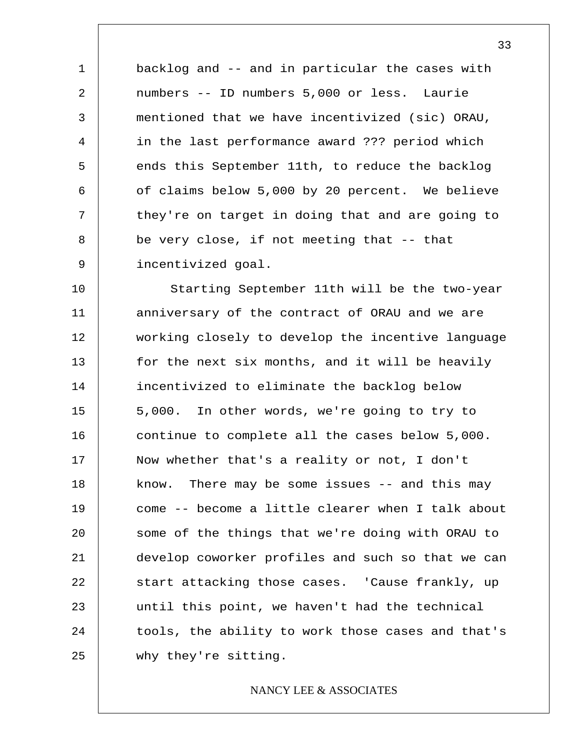backlog and -- and in particular the cases with numbers -- ID numbers 5,000 or less. Laurie mentioned that we have incentivized (sic) ORAU, in the last performance award ??? period which ends this September 11th, to reduce the backlog of claims below 5,000 by 20 percent. We believe they're on target in doing that and are going to be very close, if not meeting that -- that incentivized goal.

Starting September 11th will be the two-year anniversary of the contract of ORAU and we are working closely to develop the incentive language for the next six months, and it will be heavily incentivized to eliminate the backlog below 5,000. In other words, we're going to try to continue to complete all the cases below 5,000. Now whether that's a reality or not, I don't know. There may be some issues -- and this may come -- become a little clearer when I talk about some of the things that we're doing with ORAU to develop coworker profiles and such so that we can start attacking those cases. 'Cause frankly, up until this point, we haven't had the technical tools, the ability to work those cases and that's why they're sitting.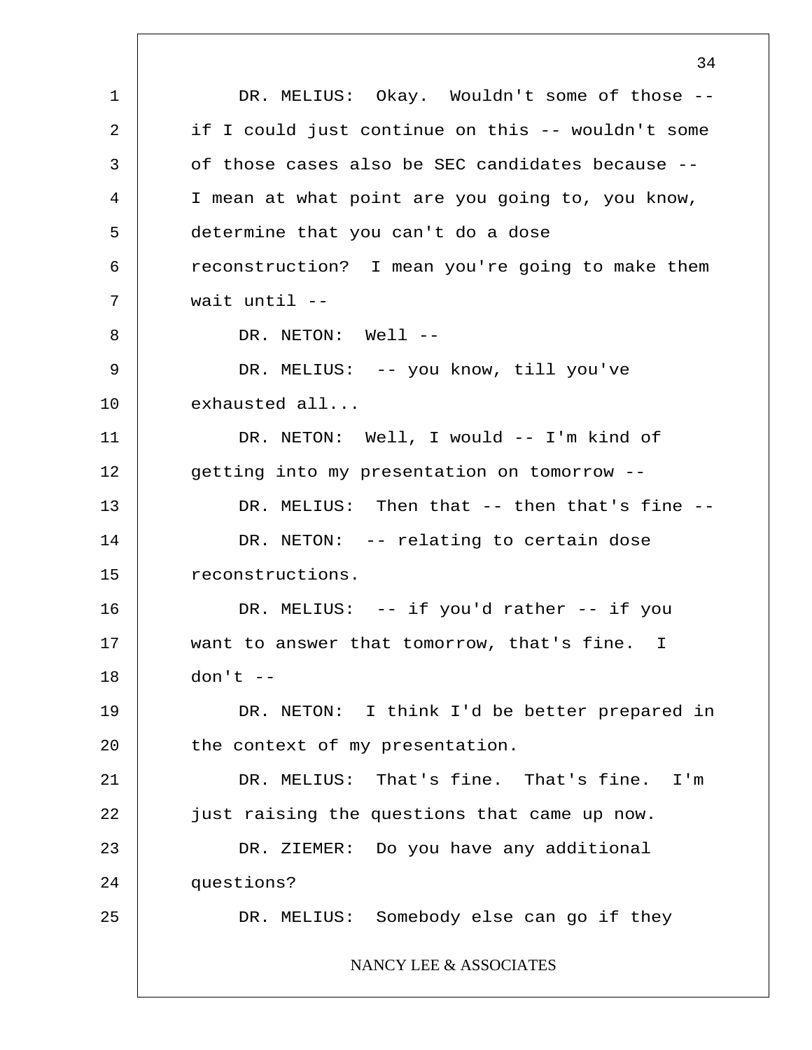DR. MELIUS: Okay. Wouldn't some of those -- if I could just continue on this -- wouldn't some of those cases also be SEC candidates because -- I mean at what point are you going to, you know, determine that you can't do a dose reconstruction? I mean you're going to make them wait until --

DR. NETON: Well --

DR. MELIUS: -- you know, till you've exhausted all...

DR. NETON: Well, I would -- I'm kind of getting into my presentation on tomorrow --

DR. MELIUS: Then that -- then that's fine --

DR. NETON: -- relating to certain dose reconstructions.

DR. MELIUS: -- if you'd rather -- if you want to answer that tomorrow, that's fine. I don't --

DR. NETON: I think I'd be better prepared in the context of my presentation.

DR. MELIUS: That's fine. That's fine. I'm just raising the questions that came up now.

DR. ZIEMER: Do you have any additional questions?

DR. MELIUS: Somebody else can go if they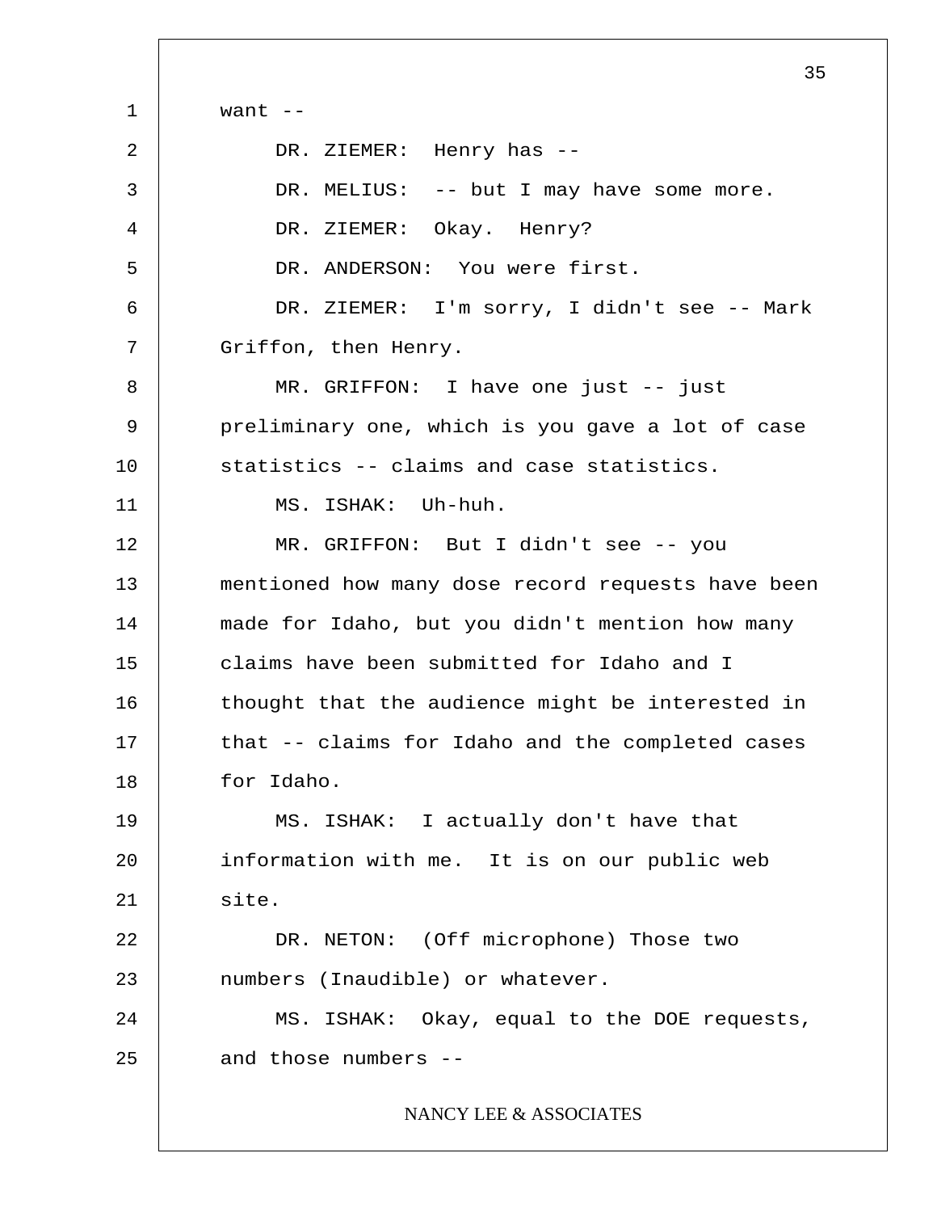want --

DR. ZIEMER: Henry has --

DR. MELIUS: -- but I may have some more.

DR. ZIEMER: Okay. Henry?

DR. ANDERSON: You were first.

DR. ZIEMER: I'm sorry, I didn't see -- Mark Griffon, then Henry.

MR. GRIFFON: I have one just -- just preliminary one, which is you gave a lot of case statistics -- claims and case statistics.

MS. ISHAK: Uh-huh.

MR. GRIFFON: But I didn't see -- you mentioned how many dose record requests have been made for Idaho, but you didn't mention how many claims have been submitted for Idaho and I thought that the audience might be interested in that -- claims for Idaho and the completed cases for Idaho.

MS. ISHAK: I actually don't have that information with me. It is on our public web site.

DR. NETON: (Off microphone) Those two numbers (Inaudible) or whatever.

MS. ISHAK: Okay, equal to the DOE requests, and those numbers --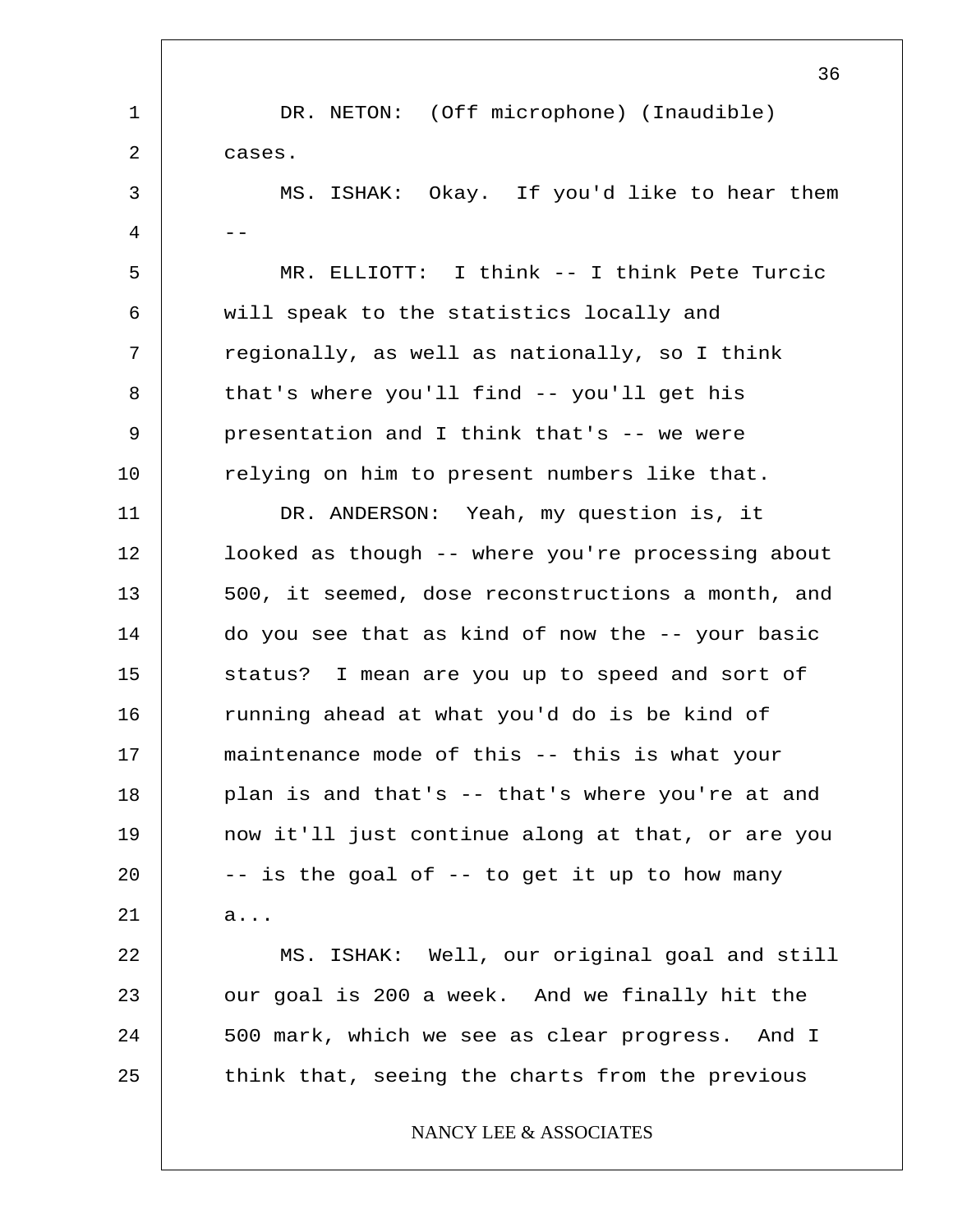DR. NETON: (Off microphone) (Inaudible) cases.

MS. ISHAK: Okay. If you'd like to hear them --

MR. ELLIOTT: I think -- I think Pete Turcic will speak to the statistics locally and regionally, as well as nationally, so I think that's where you'll find -- you'll get his presentation and I think that's -- we were relying on him to present numbers like that.

DR. ANDERSON: Yeah, my question is, it looked as though -- where you're processing about 500, it seemed, dose reconstructions a month, and do you see that as kind of now the -- your basic status? I mean are you up to speed and sort of running ahead at what you'd do is be kind of maintenance mode of this -- this is what your plan is and that's -- that's where you're at and now it'll just continue along at that, or are you -- is the goal of -- to get it up to how many a...

MS. ISHAK: Well, our original goal and still our goal is 200 a week. And we finally hit the 500 mark, which we see as clear progress. And I think that, seeing the charts from the previous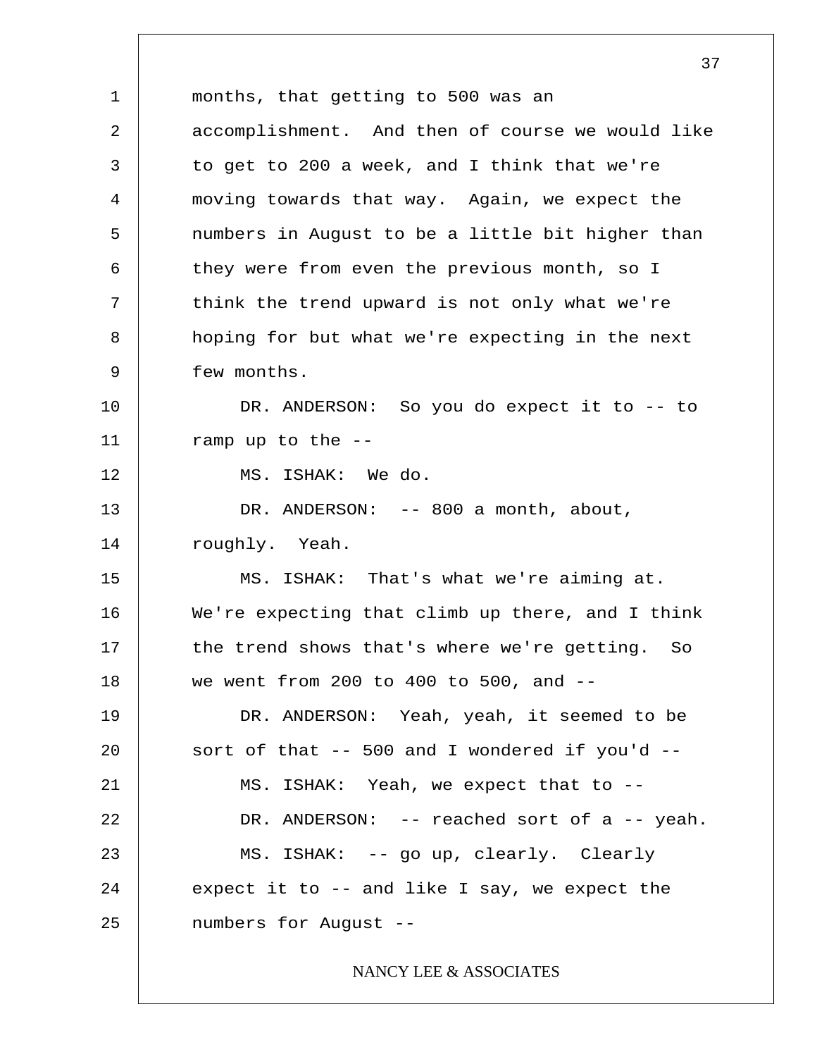months, that getting to 500 was an accomplishment. And then of course we would like to get to 200 a week, and I think that we're moving towards that way. Again, we expect the numbers in August to be a little bit higher than they were from even the previous month, so I think the trend upward is not only what we're hoping for but what we're expecting in the next few months.

DR. ANDERSON: So you do expect it to -- to ramp up to the --

MS. ISHAK: We do.

DR. ANDERSON: -- 800 a month, about, roughly. Yeah.

MS. ISHAK: That's what we're aiming at. We're expecting that climb up there, and I think the trend shows that's where we're getting. So we went from 200 to 400 to 500, and --

DR. ANDERSON: Yeah, yeah, it seemed to be sort of that -- 500 and I wondered if you'd --

MS. ISHAK: Yeah, we expect that to --

DR. ANDERSON: -- reached sort of a -- yeah.

MS. ISHAK: -- go up, clearly. Clearly expect it to -- and like I say, we expect the numbers for August --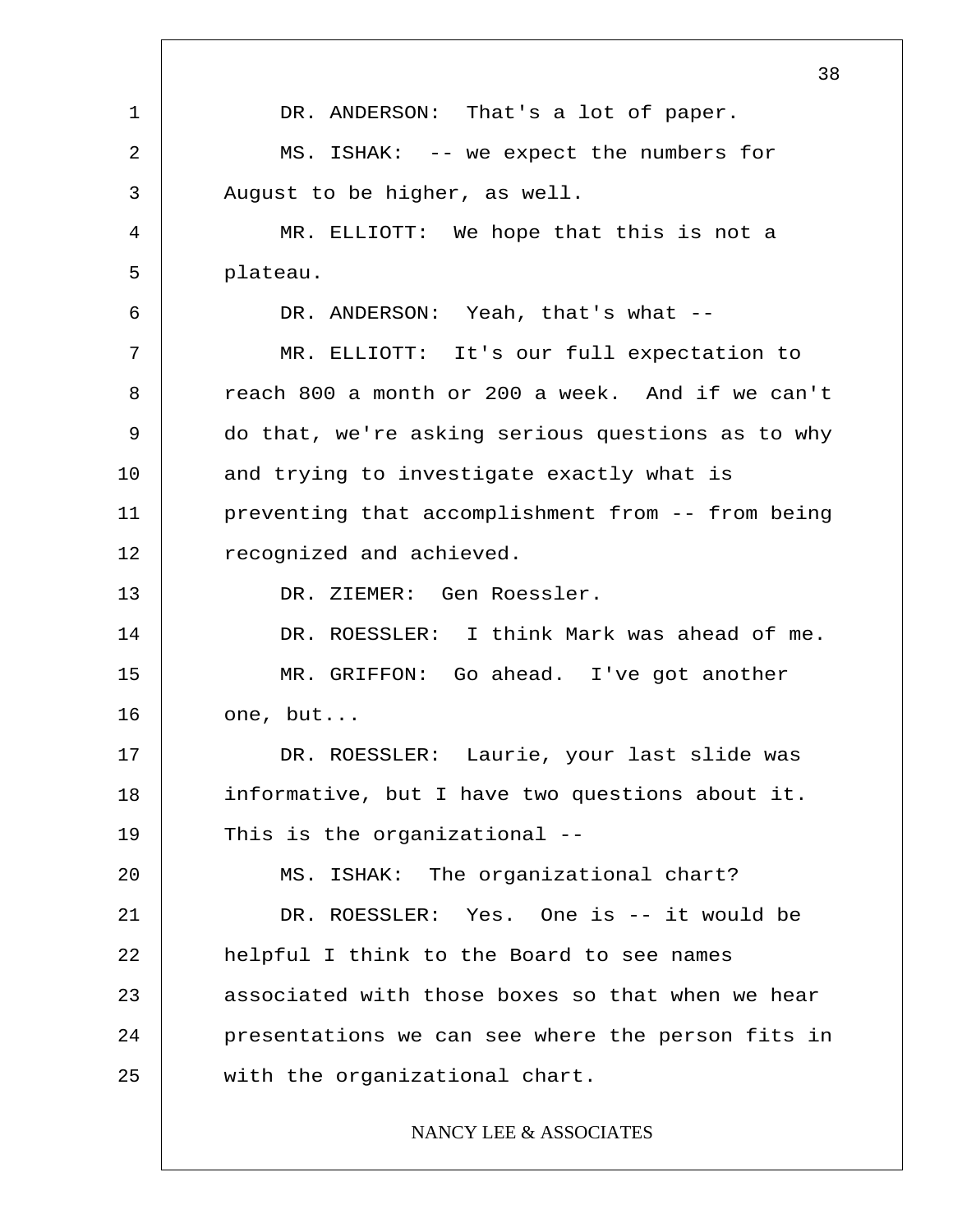DR. ANDERSON: That's a lot of paper.

MS. ISHAK: -- we expect the numbers for August to be higher, as well.

MR. ELLIOTT: We hope that this is not a plateau.

DR. ANDERSON: Yeah, that's what --

MR. ELLIOTT: It's our full expectation to reach 800 a month or 200 a week. And if we can't do that, we're asking serious questions as to why and trying to investigate exactly what is preventing that accomplishment from -- from being recognized and achieved.

DR. ZIEMER: Gen Roessler.

DR. ROESSLER: I think Mark was ahead of me.

MR. GRIFFON: Go ahead. I've got another one, but...

DR. ROESSLER: Laurie, your last slide was informative, but I have two questions about it. This is the organizational --

MS. ISHAK: The organizational chart?

DR. ROESSLER: Yes. One is -- it would be helpful I think to the Board to see names associated with those boxes so that when we hear presentations we can see where the person fits in with the organizational chart.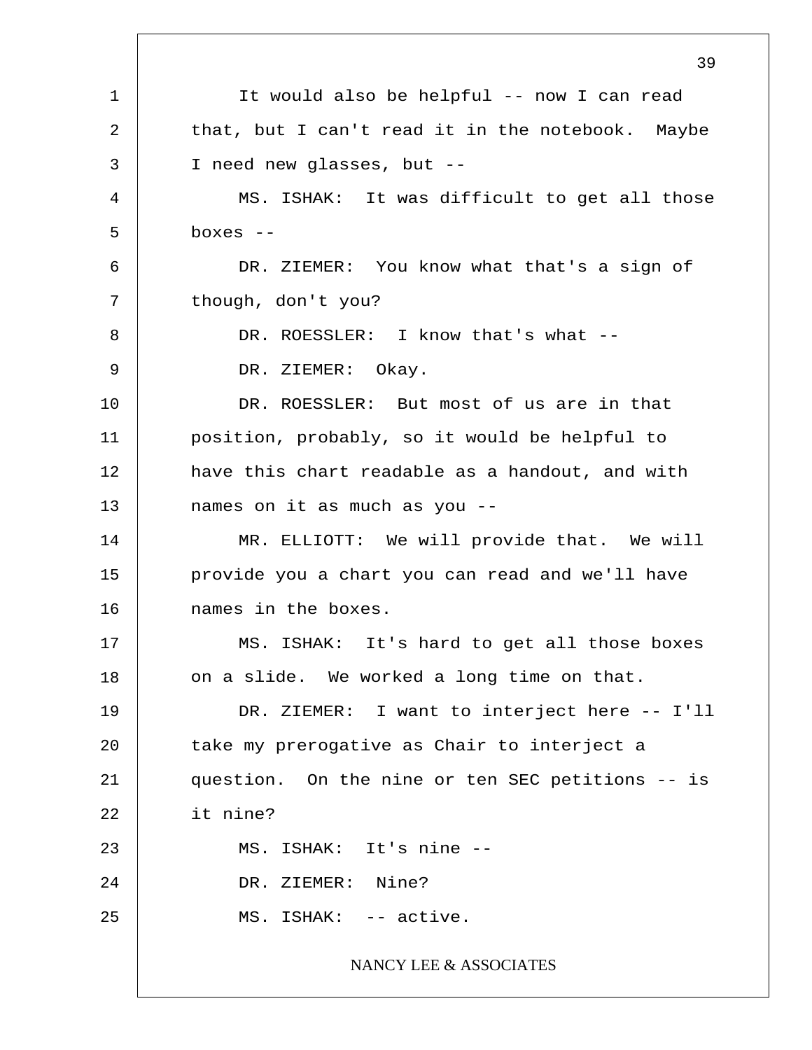It would also be helpful -- now I can read that, but I can't read it in the notebook. Maybe I need new glasses, but --

MS. ISHAK: It was difficult to get all those boxes --

DR. ZIEMER: You know what that's a sign of though, don't you?

DR. ROESSLER: I know that's what --

DR. ZIEMER: Okay.

DR. ROESSLER: But most of us are in that position, probably, so it would be helpful to have this chart readable as a handout, and with names on it as much as you --

MR. ELLIOTT: We will provide that. We will provide you a chart you can read and we'll have names in the boxes.

MS. ISHAK: It's hard to get all those boxes on a slide. We worked a long time on that.

DR. ZIEMER: I want to interject here -- I'll take my prerogative as Chair to interject a question. On the nine or ten SEC petitions -- is it nine?

MS. ISHAK: It's nine --

DR. ZIEMER: Nine?

MS. ISHAK: -- active.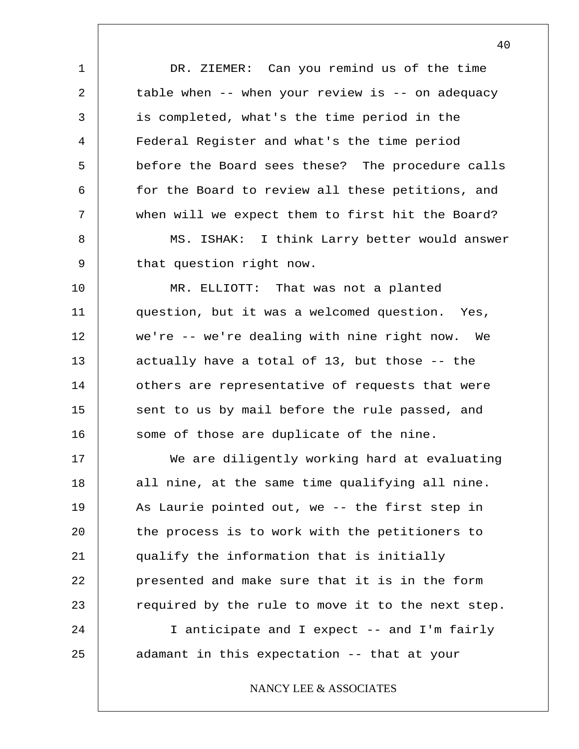DR. ZIEMER: Can you remind us of the time table when -- when your review is -- on adequacy is completed, what's the time period in the Federal Register and what's the time period before the Board sees these? The procedure calls for the Board to review all these petitions, and when will we expect them to first hit the Board?

MS. ISHAK: I think Larry better would answer that question right now.

MR. ELLIOTT: That was not a planted question, but it was a welcomed question. Yes, we're -- we're dealing with nine right now. We actually have a total of 13, but those -- the others are representative of requests that were sent to us by mail before the rule passed, and some of those are duplicate of the nine.

We are diligently working hard at evaluating all nine, at the same time qualifying all nine. As Laurie pointed out, we -- the first step in the process is to work with the petitioners to qualify the information that is initially presented and make sure that it is in the form required by the rule to move it to the next step.

I anticipate and I expect -- and I'm fairly adamant in this expectation -- that at your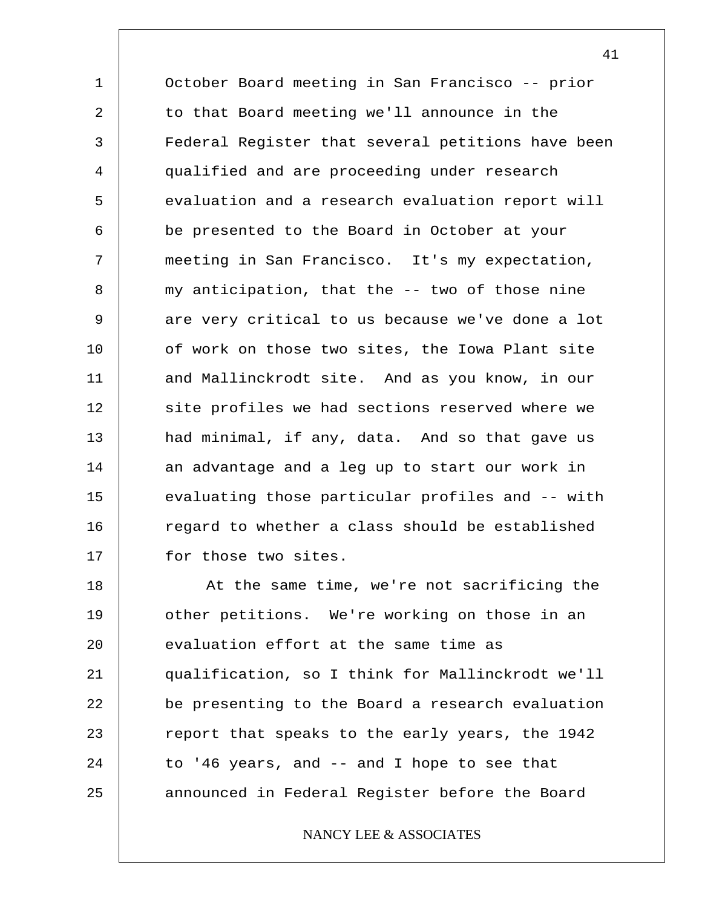October Board meeting in San Francisco -- prior to that Board meeting we'll announce in the Federal Register that several petitions have been qualified and are proceeding under research evaluation and a research evaluation report will be presented to the Board in October at your meeting in San Francisco. It's my expectation, my anticipation, that the -- two of those nine are very critical to us because we've done a lot of work on those two sites, the Iowa Plant site and Mallinckrodt site. And as you know, in our site profiles we had sections reserved where we had minimal, if any, data. And so that gave us an advantage and a leg up to start our work in evaluating those particular profiles and -- with regard to whether a class should be established for those two sites.

At the same time, we're not sacrificing the other petitions. We're working on those in an evaluation effort at the same time as qualification, so I think for Mallinckrodt we'll be presenting to the Board a research evaluation report that speaks to the early years, the 1942 to '46 years, and -- and I hope to see that announced in Federal Register before the Board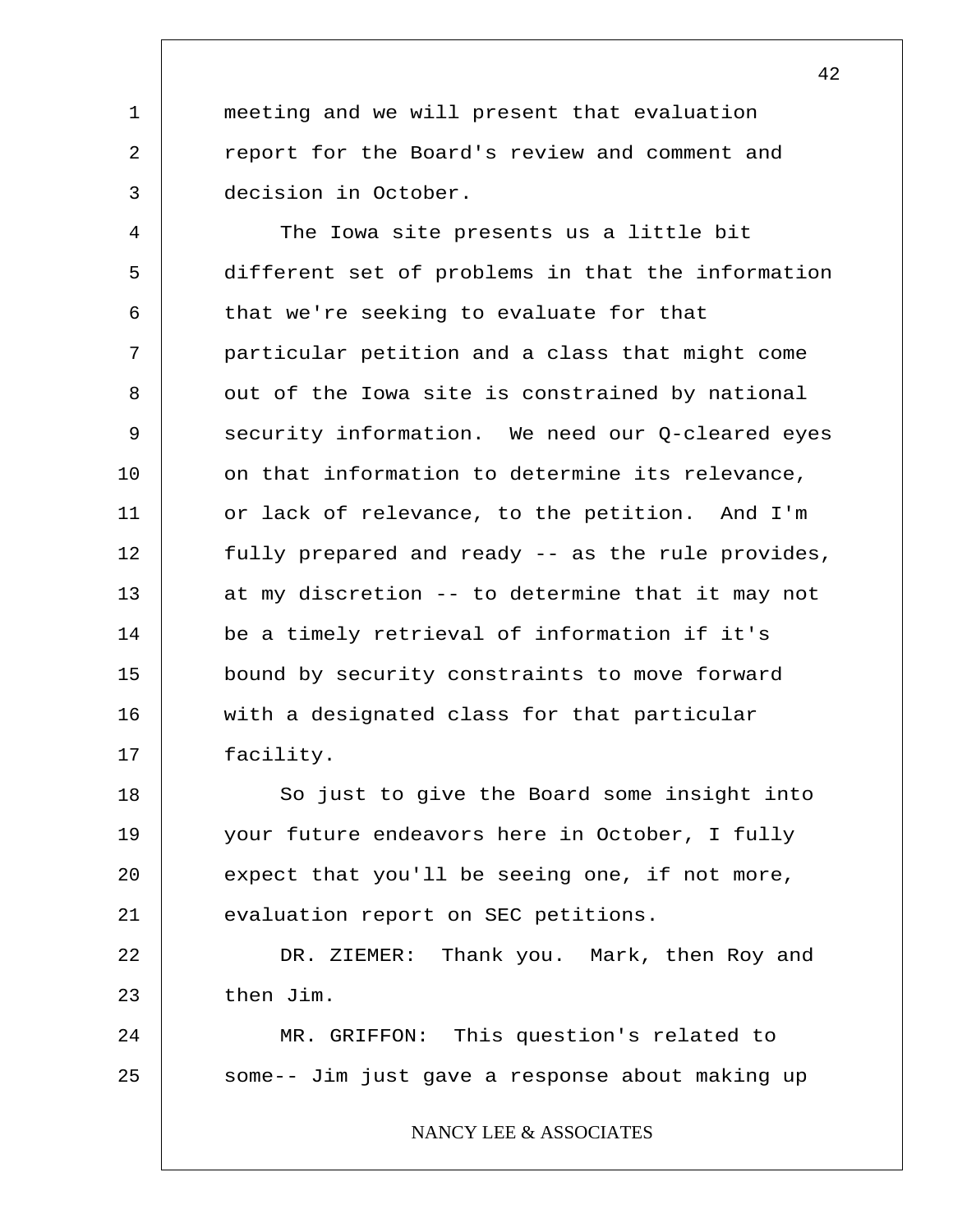meeting and we will present that evaluation report for the Board's review and comment and decision in October.

The Iowa site presents us a little bit different set of problems in that the information that we're seeking to evaluate for that particular petition and a class that might come out of the Iowa site is constrained by national security information. We need our Q-cleared eyes on that information to determine its relevance, or lack of relevance, to the petition. And I'm fully prepared and ready -- as the rule provides, at my discretion -- to determine that it may not be a timely retrieval of information if it's bound by security constraints to move forward with a designated class for that particular facility.

So just to give the Board some insight into your future endeavors here in October, I fully expect that you'll be seeing one, if not more, evaluation report on SEC petitions.

DR. ZIEMER: Thank you. Mark, then Roy and then Jim.

MR. GRIFFON: This question's related to some-- Jim just gave a response about making up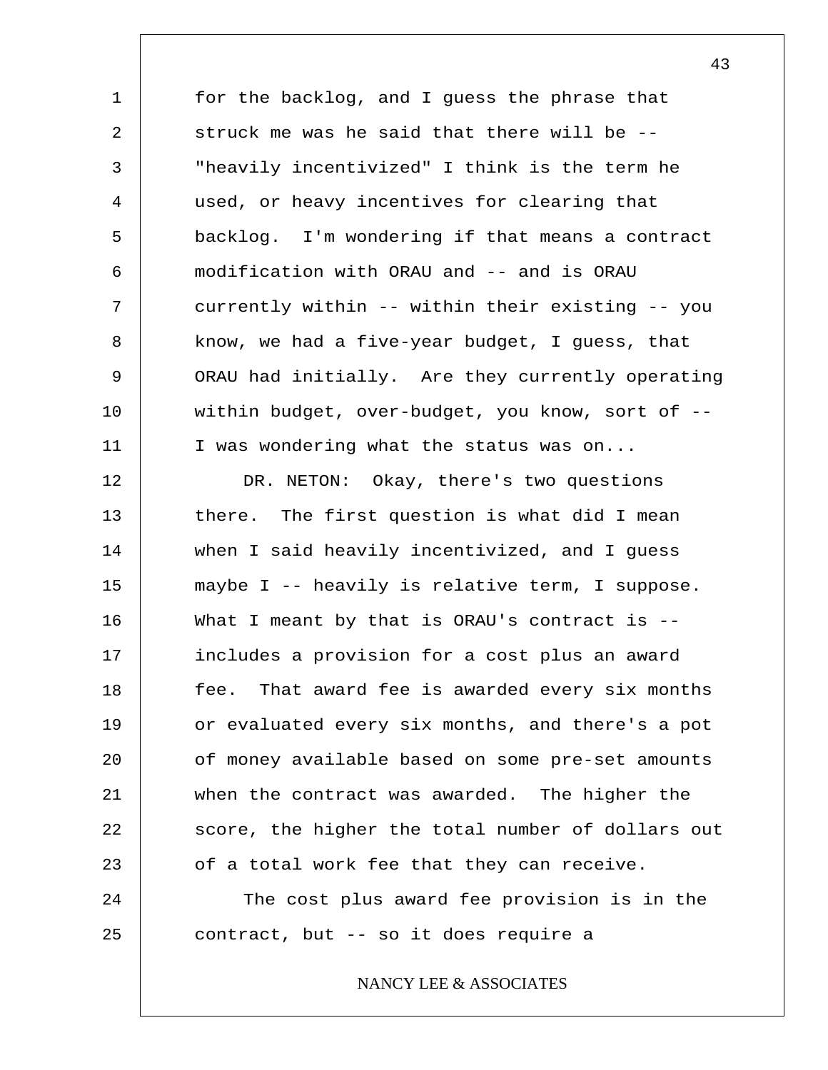for the backlog, and I guess the phrase that struck me was he said that there will be -- "heavily incentivized" I think is the term he used, or heavy incentives for clearing that backlog. I'm wondering if that means a contract modification with ORAU and -- and is ORAU currently within -- within their existing -- you know, we had a five-year budget, I guess, that ORAU had initially. Are they currently operating within budget, over-budget, you know, sort of -- I was wondering what the status was on...

DR. NETON: Okay, there's two questions there. The first question is what did I mean when I said heavily incentivized, and I guess maybe I -- heavily is relative term, I suppose. What I meant by that is ORAU's contract is -- includes a provision for a cost plus an award fee. That award fee is awarded every six months or evaluated every six months, and there's a pot of money available based on some pre-set amounts when the contract was awarded. The higher the score, the higher the total number of dollars out of a total work fee that they can receive.

The cost plus award fee provision is in the contract, but -- so it does require a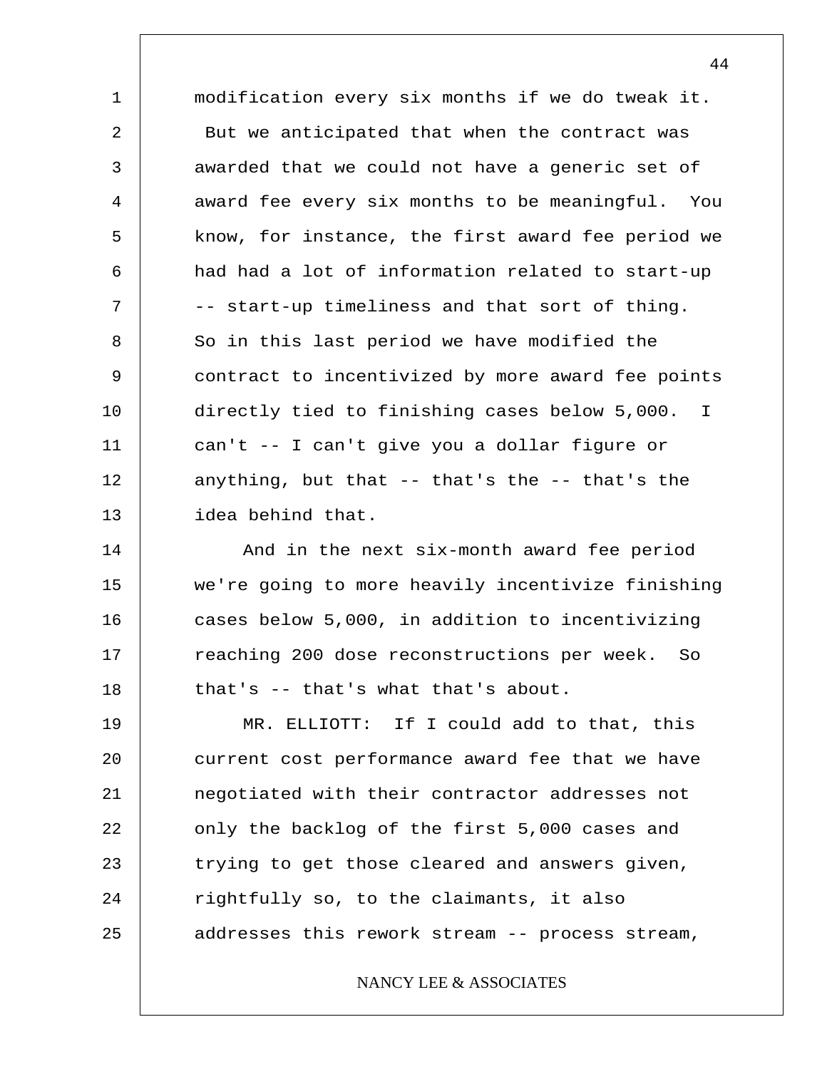modification every six months if we do tweak it. But we anticipated that when the contract was awarded that we could not have a generic set of award fee every six months to be meaningful. You know, for instance, the first award fee period we had had a lot of information related to start-up -- start-up timeliness and that sort of thing. So in this last period we have modified the contract to incentivized by more award fee points directly tied to finishing cases below 5,000. I can't -- I can't give you a dollar figure or anything, but that -- that's the -- that's the idea behind that.

And in the next six-month award fee period we're going to more heavily incentivize finishing cases below 5,000, in addition to incentivizing reaching 200 dose reconstructions per week. So that's -- that's what that's about.

MR. ELLIOTT: If I could add to that, this current cost performance award fee that we have negotiated with their contractor addresses not only the backlog of the first 5,000 cases and trying to get those cleared and answers given, rightfully so, to the claimants, it also addresses this rework stream -- process stream,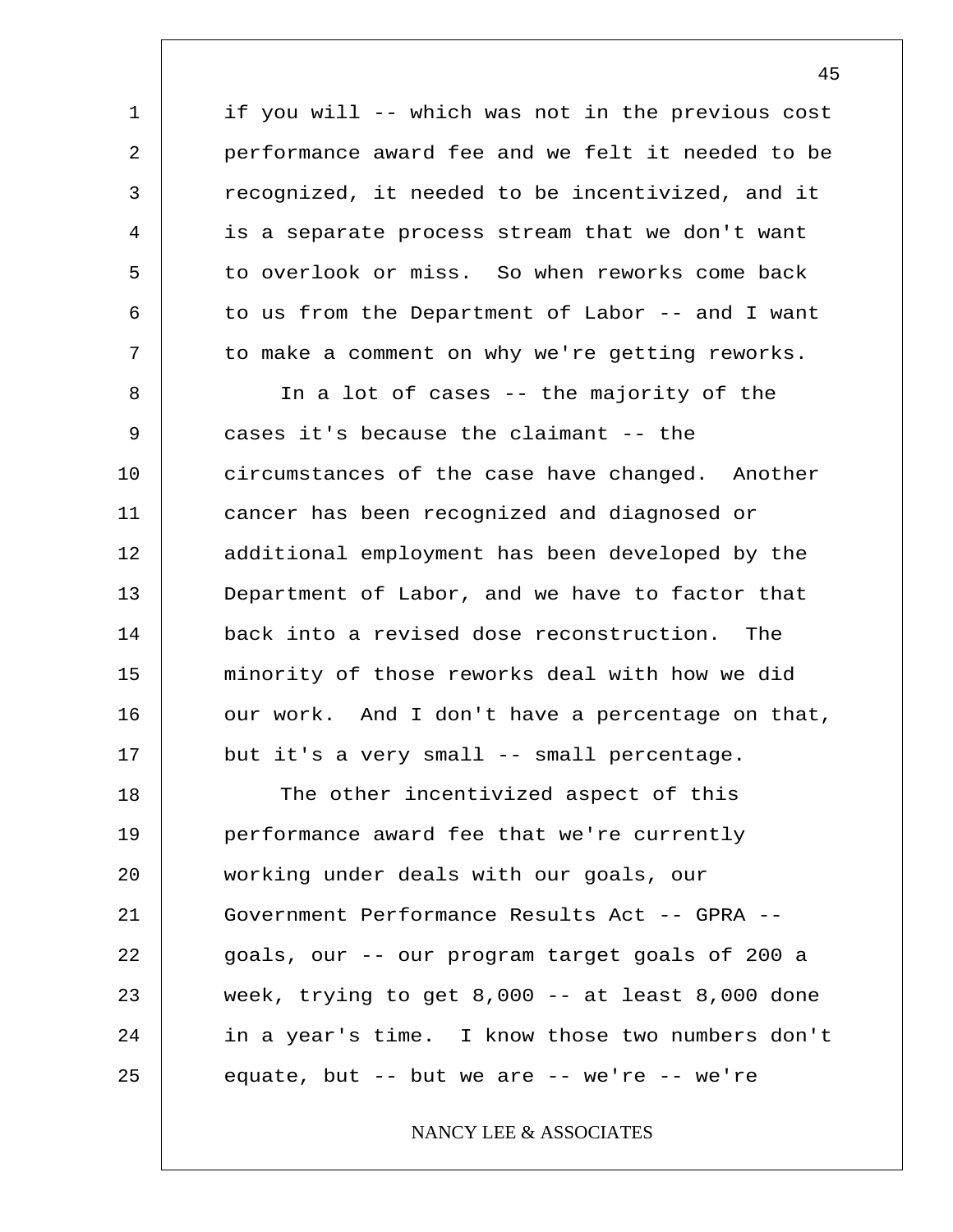if you will -- which was not in the previous cost performance award fee and we felt it needed to be recognized, it needed to be incentivized, and it is a separate process stream that we don't want to overlook or miss. So when reworks come back to us from the Department of Labor -- and I want to make a comment on why we're getting reworks.

In a lot of cases -- the majority of the cases it's because the claimant -- the circumstances of the case have changed. Another cancer has been recognized and diagnosed or additional employment has been developed by the Department of Labor, and we have to factor that back into a revised dose reconstruction. The minority of those reworks deal with how we did our work. And I don't have a percentage on that, but it's a very small -- small percentage.

The other incentivized aspect of this performance award fee that we're currently working under deals with our goals, our Government Performance Results Act -- GPRA -- goals, our -- our program target goals of 200 a week, trying to get 8,000 -- at least 8,000 done in a year's time. I know those two numbers don't equate, but -- but we are -- we're -- we're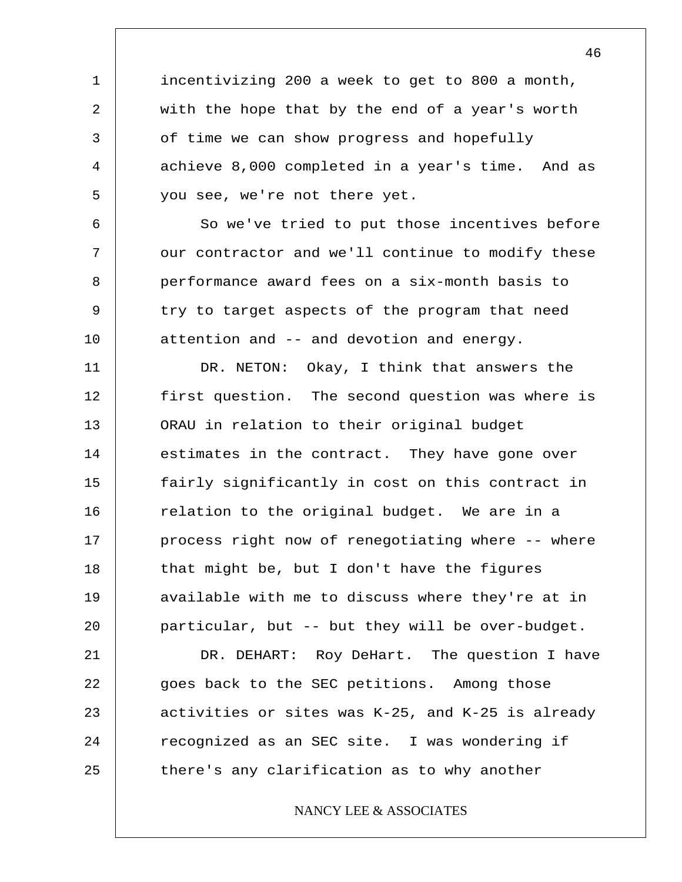incentivizing 200 a week to get to 800 a month, with the hope that by the end of a year's worth of time we can show progress and hopefully achieve 8,000 completed in a year's time. And as you see, we're not there yet.

So we've tried to put those incentives before our contractor and we'll continue to modify these performance award fees on a six-month basis to try to target aspects of the program that need attention and -- and devotion and energy.

DR. NETON: Okay, I think that answers the first question. The second question was where is ORAU in relation to their original budget estimates in the contract. They have gone over fairly significantly in cost on this contract in relation to the original budget. We are in a process right now of renegotiating where -- where that might be, but I don't have the figures available with me to discuss where they're at in particular, but -- but they will be over-budget.

DR. DEHART: Roy DeHart. The question I have goes back to the SEC petitions. Among those activities or sites was K-25, and K-25 is already recognized as an SEC site. I was wondering if there's any clarification as to why another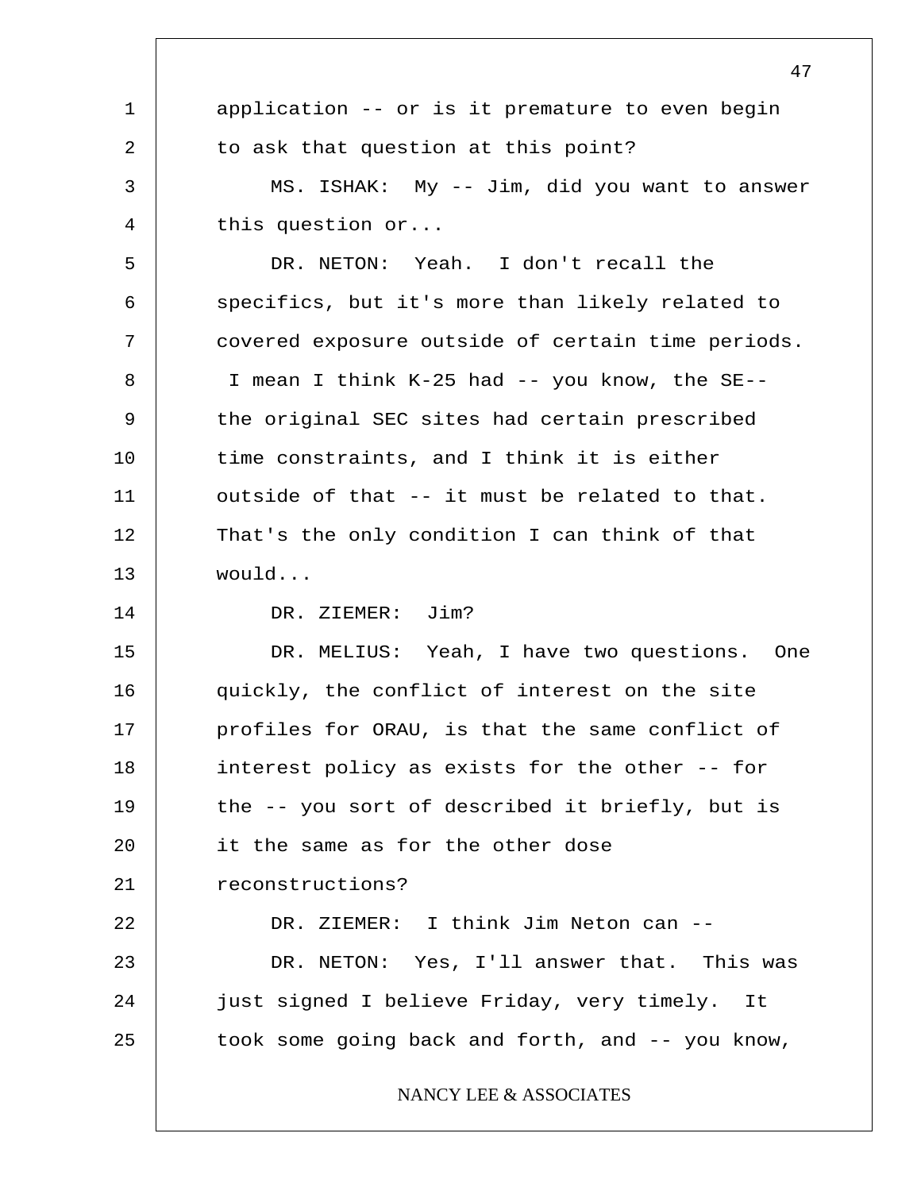application -- or is it premature to even begin to ask that question at this point?

MS. ISHAK: My -- Jim, did you want to answer this question or...

DR. NETON: Yeah. I don't recall the specifics, but it's more than likely related to covered exposure outside of certain time periods. I mean I think K-25 had -- you know, the SE-- the original SEC sites had certain prescribed time constraints, and I think it is either outside of that -- it must be related to that. That's the only condition I can think of that would...

DR. ZIEMER: Jim?

DR. MELIUS: Yeah, I have two questions. One quickly, the conflict of interest on the site profiles for ORAU, is that the same conflict of interest policy as exists for the other -- for the -- you sort of described it briefly, but is it the same as for the other dose reconstructions?

DR. ZIEMER: I think Jim Neton can --

DR. NETON: Yes, I'll answer that. This was just signed I believe Friday, very timely. It took some going back and forth, and -- you know,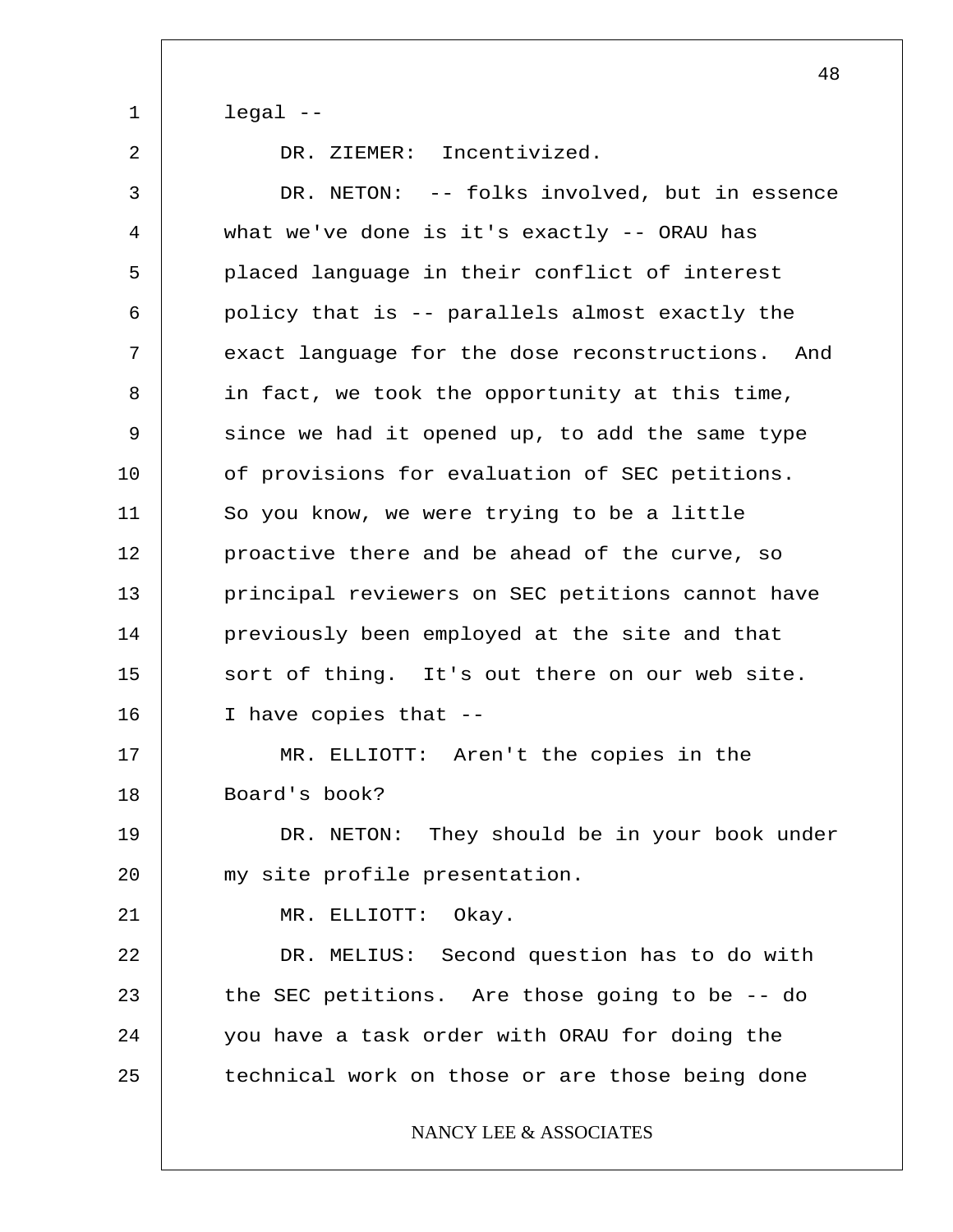legal --

DR. ZIEMER: Incentivized.

DR. NETON: -- folks involved, but in essence what we've done is it's exactly -- ORAU has placed language in their conflict of interest policy that is -- parallels almost exactly the exact language for the dose reconstructions. And in fact, we took the opportunity at this time, since we had it opened up, to add the same type of provisions for evaluation of SEC petitions. So you know, we were trying to be a little proactive there and be ahead of the curve, so principal reviewers on SEC petitions cannot have previously been employed at the site and that sort of thing. It's out there on our web site. I have copies that --

MR. ELLIOTT: Aren't the copies in the Board's book?

DR. NETON: They should be in your book under my site profile presentation.

MR. ELLIOTT: Okay.

DR. MELIUS: Second question has to do with the SEC petitions. Are those going to be -- do you have a task order with ORAU for doing the technical work on those or are those being done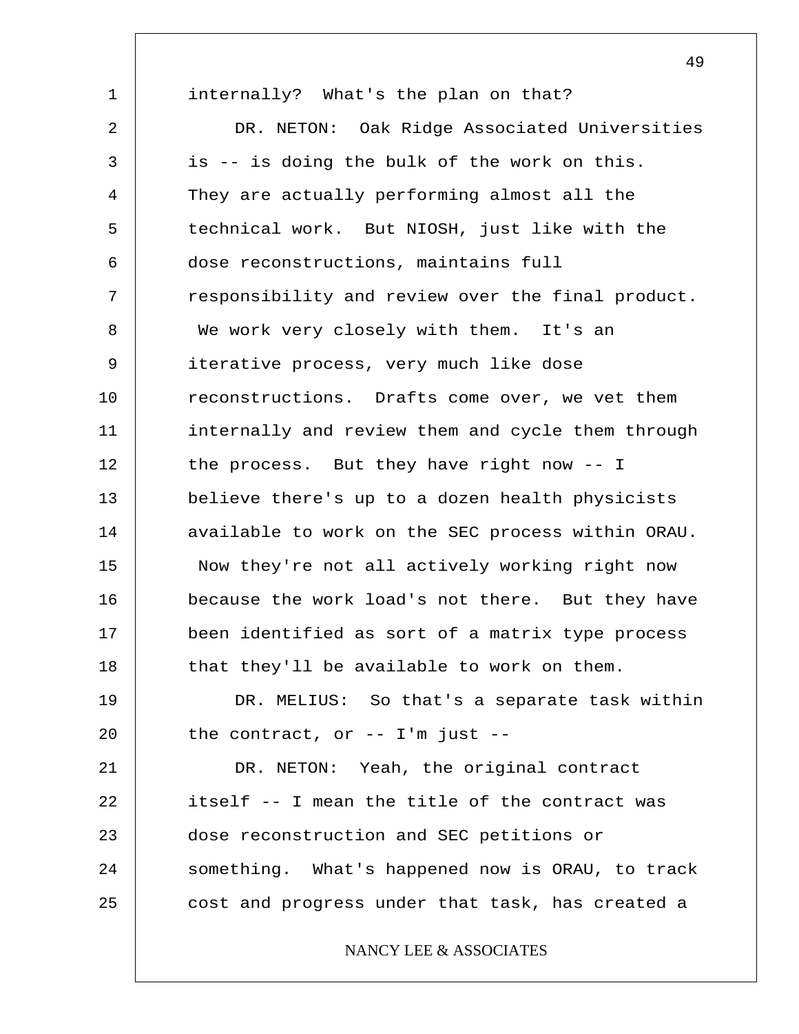internally? What's the plan on that?

DR. NETON: Oak Ridge Associated Universities is -- is doing the bulk of the work on this. They are actually performing almost all the technical work. But NIOSH, just like with the dose reconstructions, maintains full responsibility and review over the final product. We work very closely with them. It's an iterative process, very much like dose reconstructions. Drafts come over, we vet them internally and review them and cycle them through the process. But they have right now -- I believe there's up to a dozen health physicists available to work on the SEC process within ORAU. Now they're not all actively working right now because the work load's not there. But they have been identified as sort of a matrix type process that they'll be available to work on them.

DR. MELIUS: So that's a separate task within the contract, or -- I'm just --

DR. NETON: Yeah, the original contract itself -- I mean the title of the contract was dose reconstruction and SEC petitions or something. What's happened now is ORAU, to track cost and progress under that task, has created a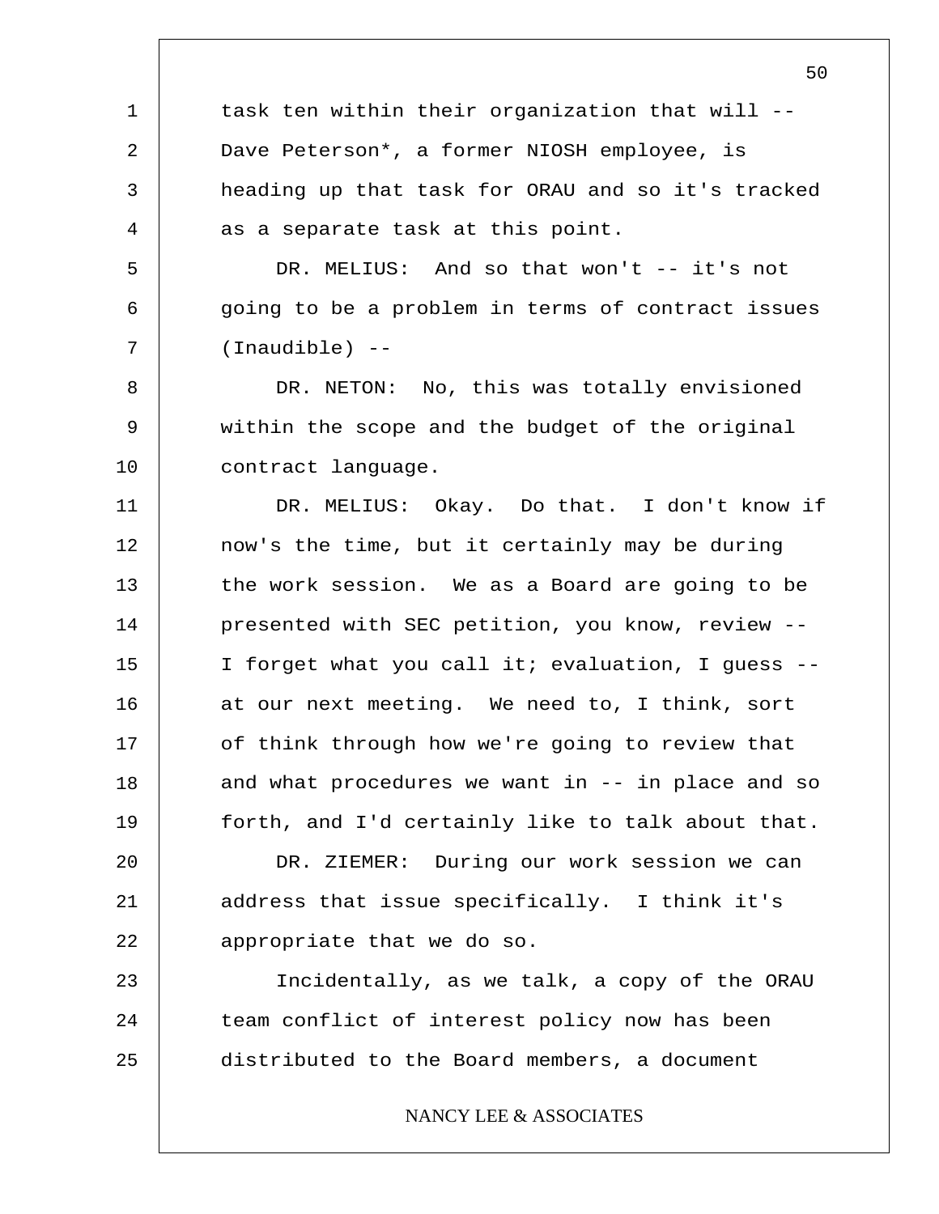task ten within their organization that will -- Dave Peterson*, a former NIOSH employee, is heading up that task for ORAU and so it's tracked as a separate task at this point.

DR. MELIUS: And so that won't -- it's not going to be a problem in terms of contract issues (Inaudible) --

DR. NETON: No, this was totally envisioned within the scope and the budget of the original contract language.

DR. MELIUS: Okay. Do that. I don't know if now's the time, but it certainly may be during the work session. We as a Board are going to be presented with SEC petition, you know, review -- I forget what you call it; evaluation, I guess -- at our next meeting. We need to, I think, sort of think through how we're going to review that and what procedures we want in -- in place and so forth, and I'd certainly like to talk about that.

DR. ZIEMER: During our work session we can address that issue specifically. I think it's appropriate that we do so.

Incidentally, as we talk, a copy of the ORAU team conflict of interest policy now has been distributed to the Board members, a document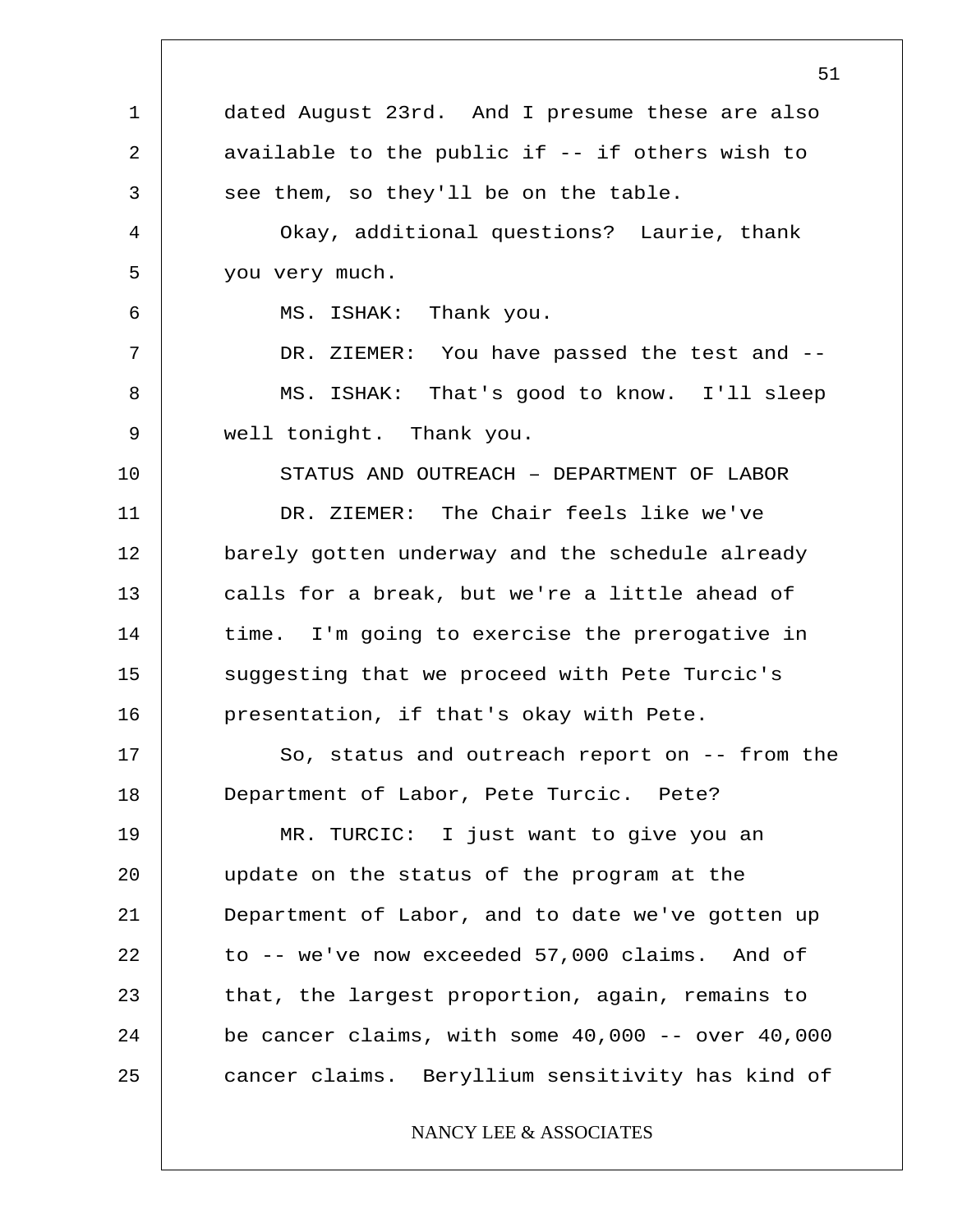dated August 23rd. And I presume these are also available to the public if -- if others wish to see them, so they'll be on the table.

Okay, additional questions? Laurie, thank you very much.

MS. ISHAK: Thank you.

DR. ZIEMER: You have passed the test and --

MS. ISHAK: That's good to know. I'll sleep well tonight. Thank you.

STATUS AND OUTREACH – DEPARTMENT OF LABOR

DR. ZIEMER: The Chair feels like we've barely gotten underway and the schedule already calls for a break, but we're a little ahead of time. I'm going to exercise the prerogative in suggesting that we proceed with Pete Turcic's presentation, if that's okay with Pete.

So, status and outreach report on -- from the Department of Labor, Pete Turcic. Pete?

MR. TURCIC: I just want to give you an update on the status of the program at the Department of Labor, and to date we've gotten up to -- we've now exceeded 57,000 claims. And of that, the largest proportion, again, remains to be cancer claims, with some 40,000 -- over 40,000 cancer claims. Beryllium sensitivity has kind of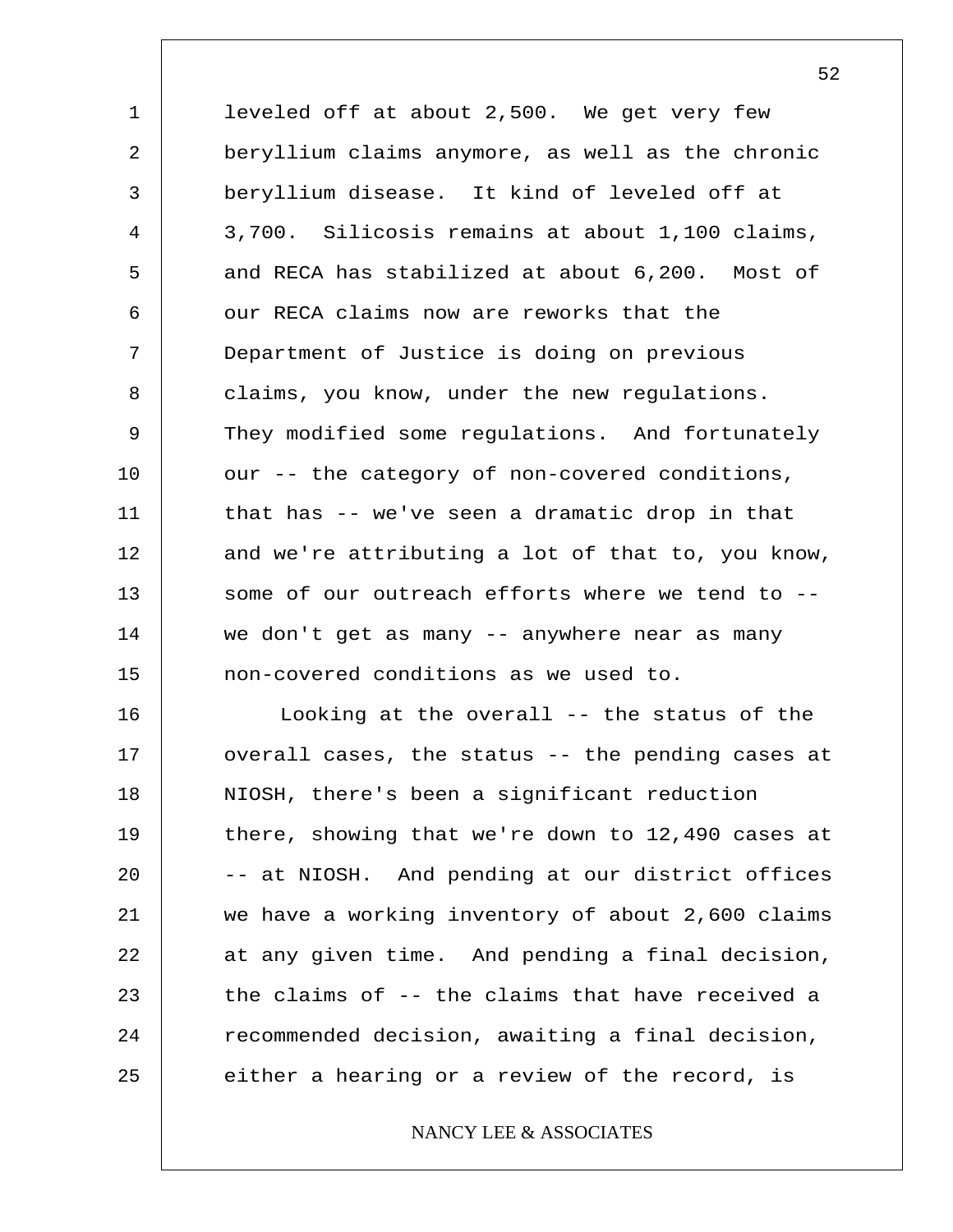leveled off at about 2,500. We get very few beryllium claims anymore, as well as the chronic beryllium disease. It kind of leveled off at 3,700. Silicosis remains at about 1,100 claims, and RECA has stabilized at about 6,200. Most of our RECA claims now are reworks that the Department of Justice is doing on previous claims, you know, under the new regulations. They modified some regulations. And fortunately our -- the category of non-covered conditions, that has -- we've seen a dramatic drop in that and we're attributing a lot of that to, you know, some of our outreach efforts where we tend to -- we don't get as many -- anywhere near as many non-covered conditions as we used to.

Looking at the overall -- the status of the overall cases, the status -- the pending cases at NIOSH, there's been a significant reduction there, showing that we're down to 12,490 cases at -- at NIOSH. And pending at our district offices we have a working inventory of about 2,600 claims at any given time. And pending a final decision, the claims of -- the claims that have received a recommended decision, awaiting a final decision, either a hearing or a review of the record, is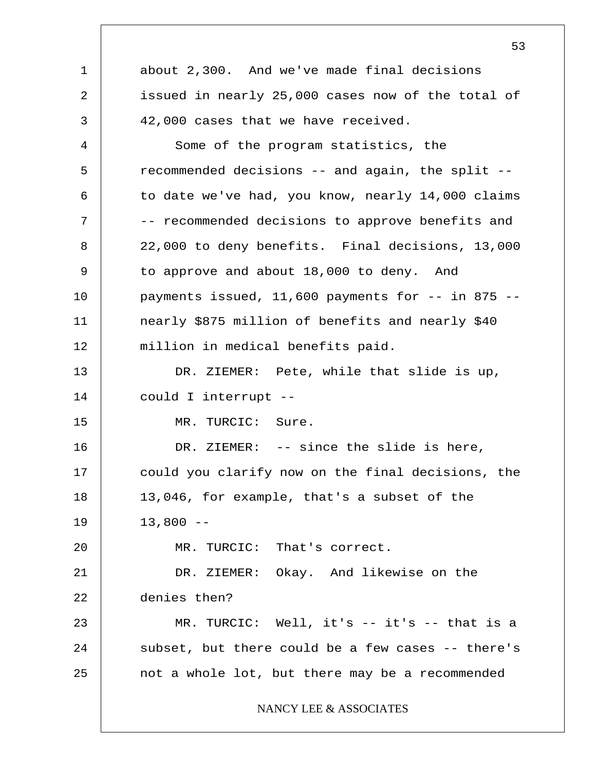about 2,300. And we've made final decisions issued in nearly 25,000 cases now of the total of 42,000 cases that we have received.

Some of the program statistics, the recommended decisions -- and again, the split -- to date we've had, you know, nearly 14,000 claims -- recommended decisions to approve benefits and 22,000 to deny benefits. Final decisions, 13,000 to approve and about 18,000 to deny. And payments issued, 11,600 payments for -- in 875 -- nearly $875 million of benefits and nearly $40 million in medical benefits paid.

DR. ZIEMER: Pete, while that slide is up, could I interrupt --

MR. TURCIC: Sure.

DR. ZIEMER: -- since the slide is here, could you clarify now on the final decisions, the 13,046, for example, that's a subset of the 13,800 --

MR. TURCIC: That's correct.

DR. ZIEMER: Okay. And likewise on the denies then?

MR. TURCIC: Well, it's -- it's -- that is a subset, but there could be a few cases -- there's not a whole lot, but there may be a recommended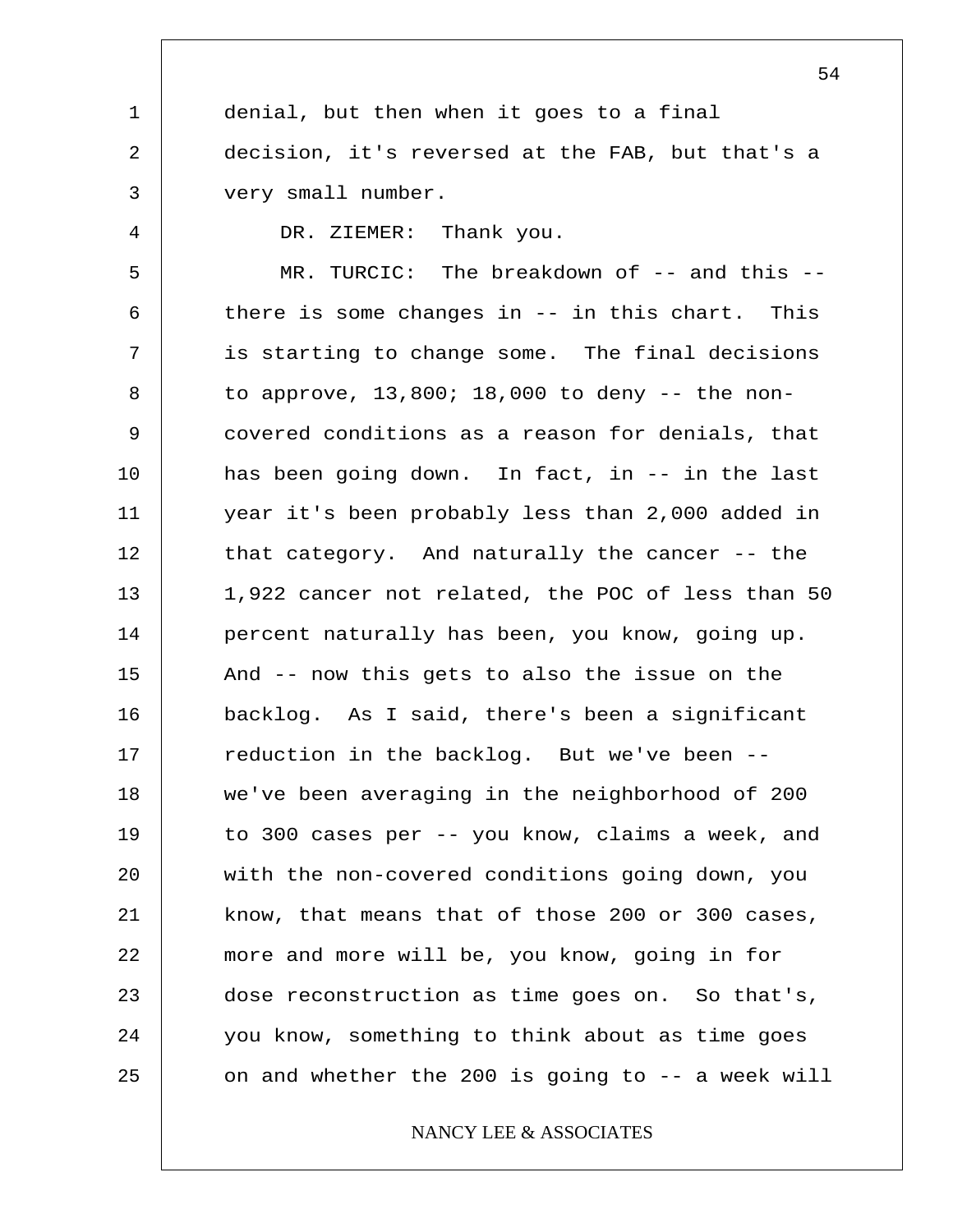denial, but then when it goes to a final decision, it's reversed at the FAB, but that's a very small number.

DR. ZIEMER: Thank you.

MR. TURCIC: The breakdown of -- and this -- there is some changes in -- in this chart. This is starting to change some. The final decisions to approve, 13,800; 18,000 to deny -- the non-covered conditions as a reason for denials, that has been going down. In fact, in -- in the last year it's been probably less than 2,000 added in that category. And naturally the cancer -- the 1,922 cancer not related, the POC of less than 50 percent naturally has been, you know, going up. And -- now this gets to also the issue on the backlog. As I said, there's been a significant reduction in the backlog. But we've been -- we've been averaging in the neighborhood of 200 to 300 cases per -- you know, claims a week, and with the non-covered conditions going down, you know, that means that of those 200 or 300 cases, more and more will be, you know, going in for dose reconstruction as time goes on. So that's, you know, something to think about as time goes on and whether the 200 is going to -- a week will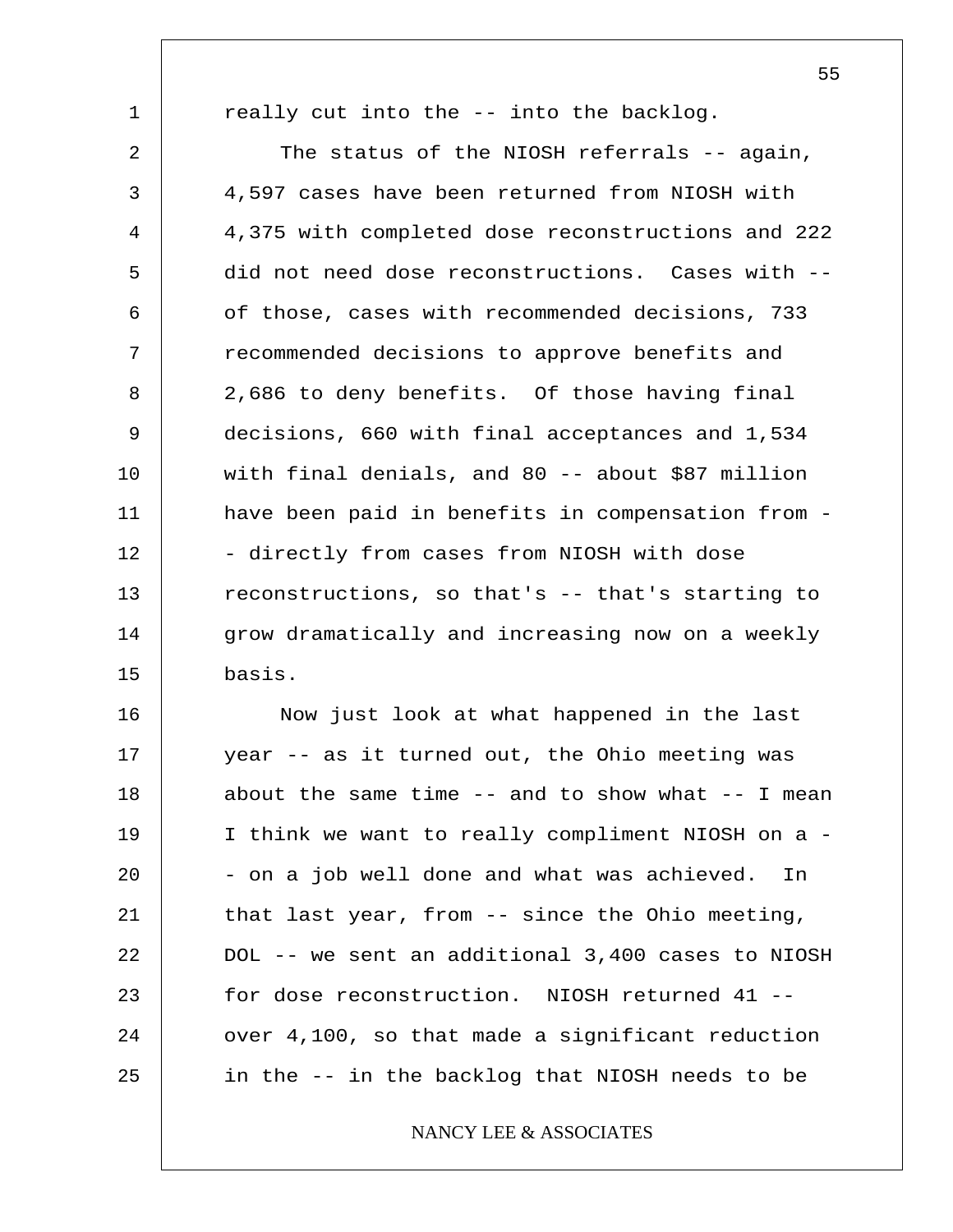really cut into the -- into the backlog.

The status of the NIOSH referrals -- again, 4,597 cases have been returned from NIOSH with 4,375 with completed dose reconstructions and 222 did not need dose reconstructions. Cases with -- of those, cases with recommended decisions, 733 recommended decisions to approve benefits and 2,686 to deny benefits. Of those having final decisions, 660 with final acceptances and 1,534 with final denials, and 80 -- about $87 million have been paid in benefits in compensation from -- directly from cases from NIOSH with dose reconstructions, so that's -- that's starting to grow dramatically and increasing now on a weekly basis.

Now just look at what happened in the last year -- as it turned out, the Ohio meeting was about the same time -- and to show what -- I mean I think we want to really compliment NIOSH on a -- on a job well done and what was achieved. In that last year, from -- since the Ohio meeting, DOL -- we sent an additional 3,400 cases to NIOSH for dose reconstruction. NIOSH returned 41 -- over 4,100, so that made a significant reduction in the -- in the backlog that NIOSH needs to be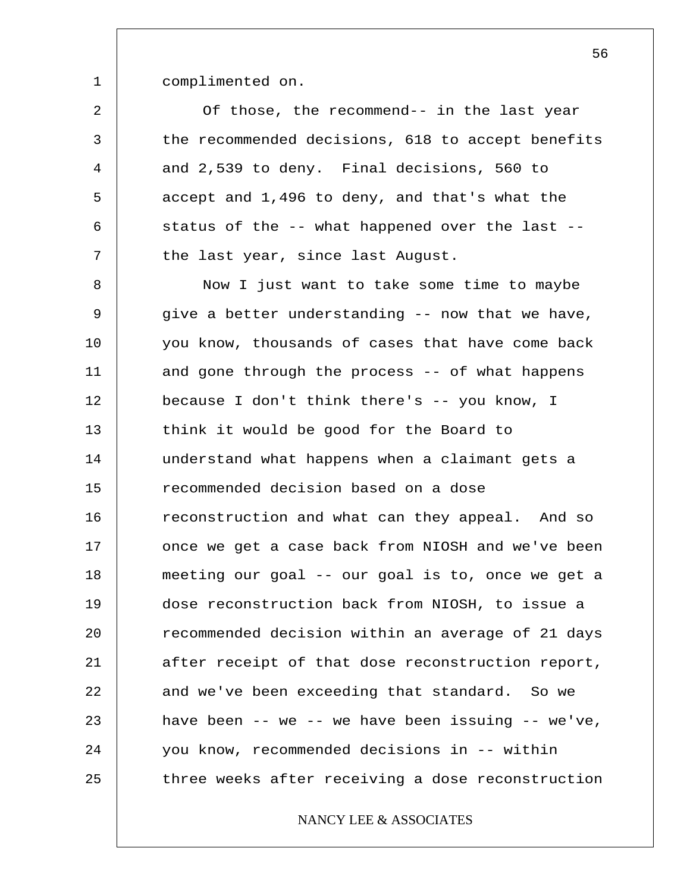complimented on.

Of those, the recommend-- in the last year the recommended decisions, 618 to accept benefits and 2,539 to deny. Final decisions, 560 to accept and 1,496 to deny, and that's what the status of the -- what happened over the last -- the last year, since last August.

Now I just want to take some time to maybe give a better understanding -- now that we have, you know, thousands of cases that have come back and gone through the process -- of what happens because I don't think there's -- you know, I think it would be good for the Board to understand what happens when a claimant gets a recommended decision based on a dose reconstruction and what can they appeal. And so once we get a case back from NIOSH and we've been meeting our goal -- our goal is to, once we get a dose reconstruction back from NIOSH, to issue a recommended decision within an average of 21 days after receipt of that dose reconstruction report, and we've been exceeding that standard. So we have been -- we -- we have been issuing -- we've, you know, recommended decisions in -- within three weeks after receiving a dose reconstruction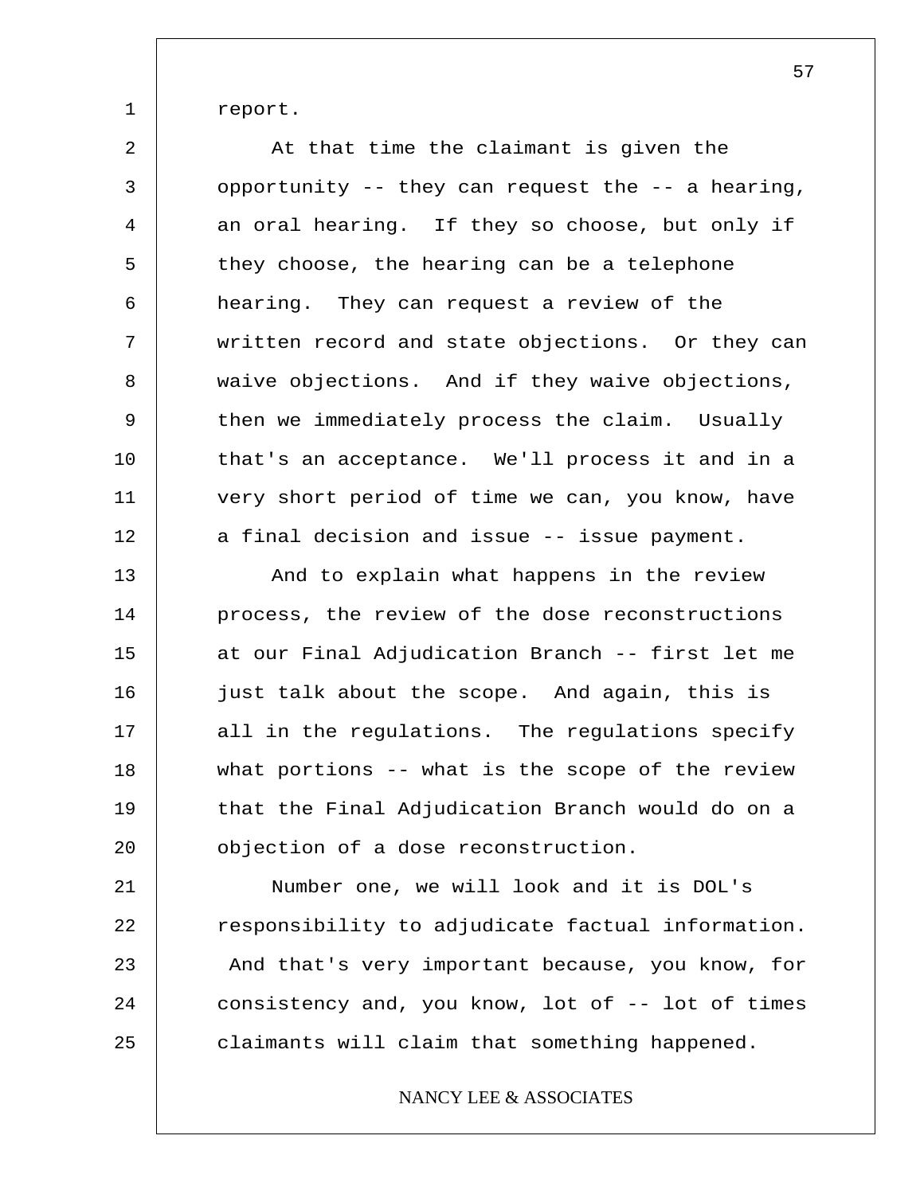report.

At that time the claimant is given the opportunity -- they can request the -- a hearing, an oral hearing. If they so choose, but only if they choose, the hearing can be a telephone hearing. They can request a review of the written record and state objections. Or they can waive objections. And if they waive objections, then we immediately process the claim. Usually that's an acceptance. We'll process it and in a very short period of time we can, you know, have a final decision and issue -- issue payment.

And to explain what happens in the review process, the review of the dose reconstructions at our Final Adjudication Branch -- first let me just talk about the scope. And again, this is all in the regulations. The regulations specify what portions -- what is the scope of the review that the Final Adjudication Branch would do on a objection of a dose reconstruction.

Number one, we will look and it is DOL's responsibility to adjudicate factual information. And that's very important because, you know, for consistency and, you know, lot of -- lot of times claimants will claim that something happened.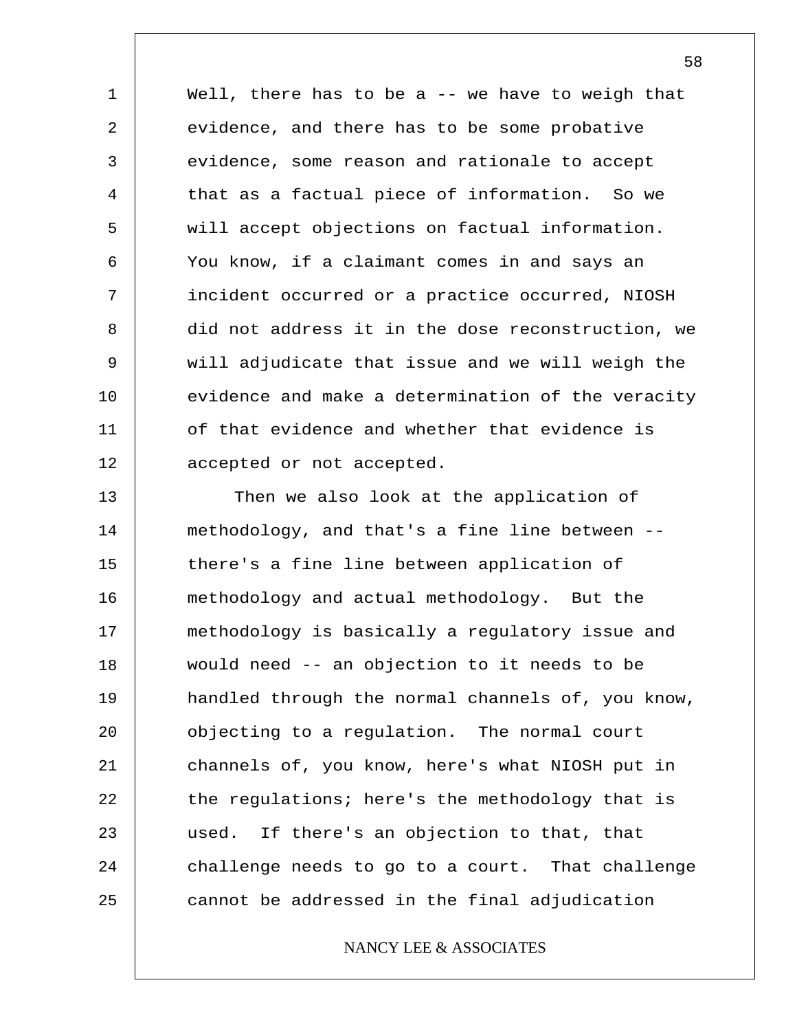Well, there has to be a -- we have to weigh that evidence, and there has to be some probative evidence, some reason and rationale to accept that as a factual piece of information. So we will accept objections on factual information. You know, if a claimant comes in and says an incident occurred or a practice occurred, NIOSH did not address it in the dose reconstruction, we will adjudicate that issue and we will weigh the evidence and make a determination of the veracity of that evidence and whether that evidence is accepted or not accepted.

Then we also look at the application of methodology, and that's a fine line between -- there's a fine line between application of methodology and actual methodology. But the methodology is basically a regulatory issue and would need -- an objection to it needs to be handled through the normal channels of, you know, objecting to a regulation. The normal court channels of, you know, here's what NIOSH put in the regulations; here's the methodology that is used. If there's an objection to that, that challenge needs to go to a court. That challenge cannot be addressed in the final adjudication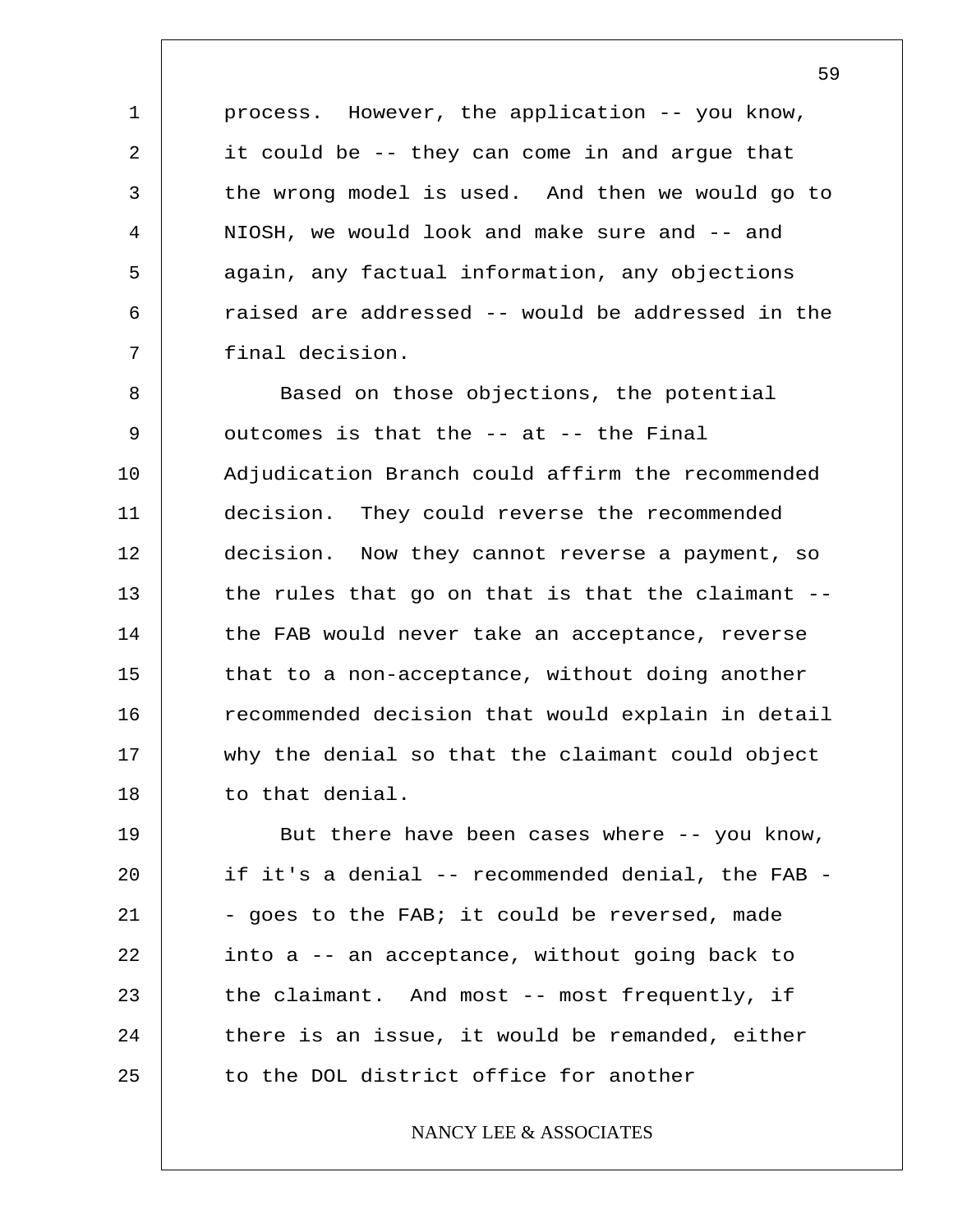process. However, the application -- you know, it could be -- they can come in and argue that the wrong model is used. And then we would go to NIOSH, we would look and make sure and -- and again, any factual information, any objections raised are addressed -- would be addressed in the final decision.

Based on those objections, the potential outcomes is that the -- at -- the Final Adjudication Branch could affirm the recommended decision. They could reverse the recommended decision. Now they cannot reverse a payment, so the rules that go on that is that the claimant -- the FAB would never take an acceptance, reverse that to a non-acceptance, without doing another recommended decision that would explain in detail why the denial so that the claimant could object to that denial.

But there have been cases where -- you know, if it's a denial -- recommended denial, the FAB -- goes to the FAB; it could be reversed, made into a -- an acceptance, without going back to the claimant. And most -- most frequently, if there is an issue, it would be remanded, either to the DOL district office for another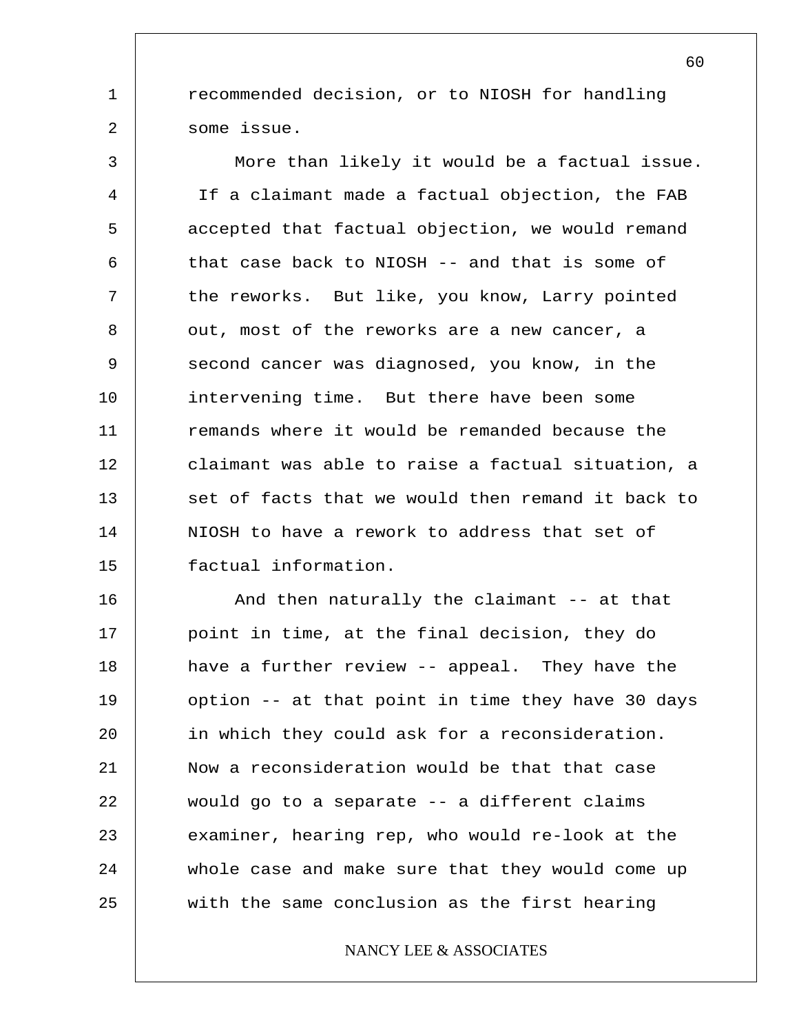recommended decision, or to NIOSH for handling some issue.

More than likely it would be a factual issue. If a claimant made a factual objection, the FAB accepted that factual objection, we would remand that case back to NIOSH -- and that is some of the reworks. But like, you know, Larry pointed out, most of the reworks are a new cancer, a second cancer was diagnosed, you know, in the intervening time. But there have been some remands where it would be remanded because the claimant was able to raise a factual situation, a set of facts that we would then remand it back to NIOSH to have a rework to address that set of factual information.

And then naturally the claimant -- at that point in time, at the final decision, they do have a further review -- appeal. They have the option -- at that point in time they have 30 days in which they could ask for a reconsideration. Now a reconsideration would be that that case would go to a separate -- a different claims examiner, hearing rep, who would re-look at the whole case and make sure that they would come up with the same conclusion as the first hearing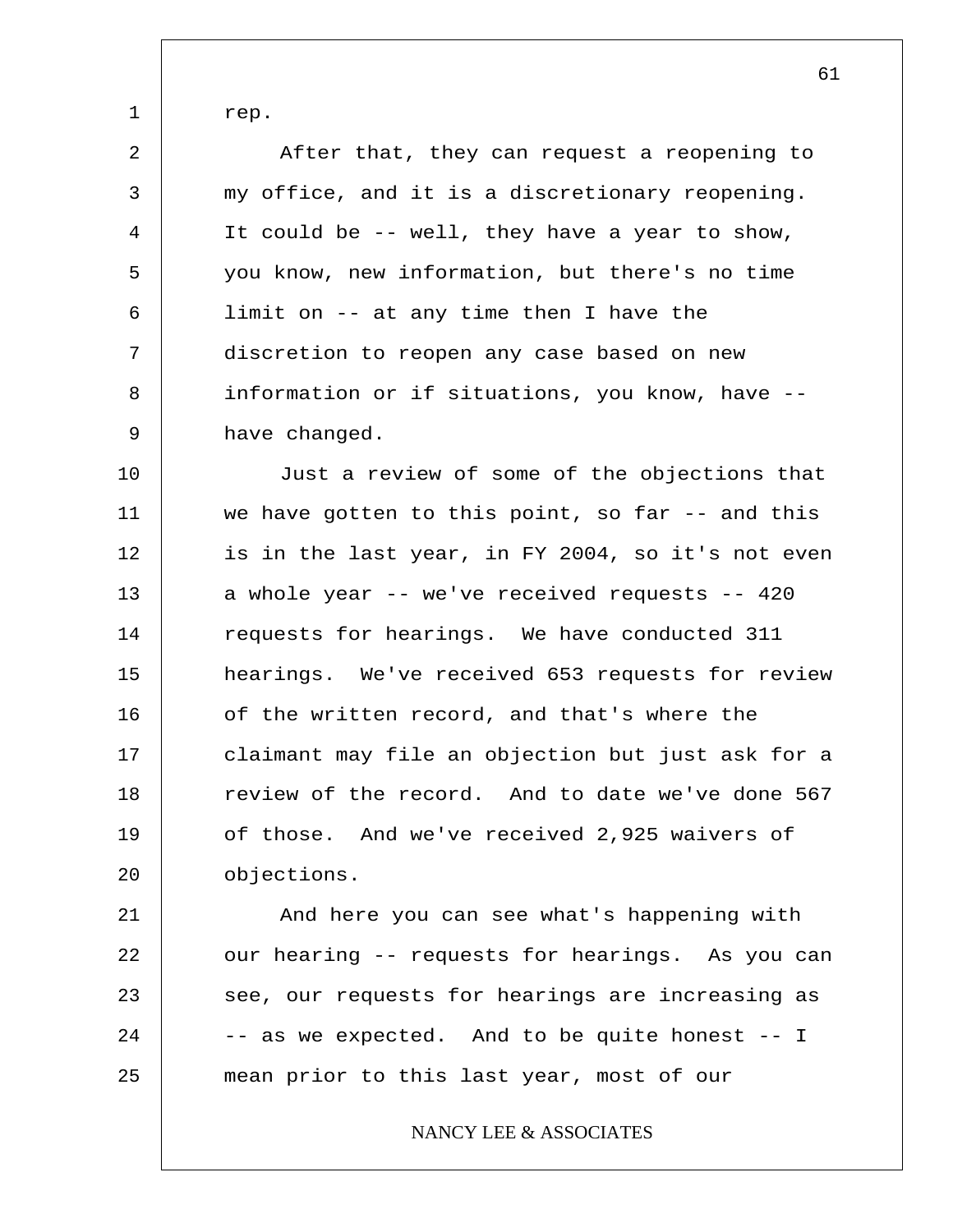rep.

After that, they can request a reopening to my office, and it is a discretionary reopening. It could be -- well, they have a year to show, you know, new information, but there's no time limit on -- at any time then I have the discretion to reopen any case based on new information or if situations, you know, have -- have changed.

Just a review of some of the objections that we have gotten to this point, so far -- and this is in the last year, in FY 2004, so it's not even a whole year -- we've received requests -- 420 requests for hearings. We have conducted 311 hearings. We've received 653 requests for review of the written record, and that's where the claimant may file an objection but just ask for a review of the record. And to date we've done 567 of those. And we've received 2,925 waivers of objections.

And here you can see what's happening with our hearing -- requests for hearings. As you can see, our requests for hearings are increasing as -- as we expected. And to be quite honest -- I mean prior to this last year, most of our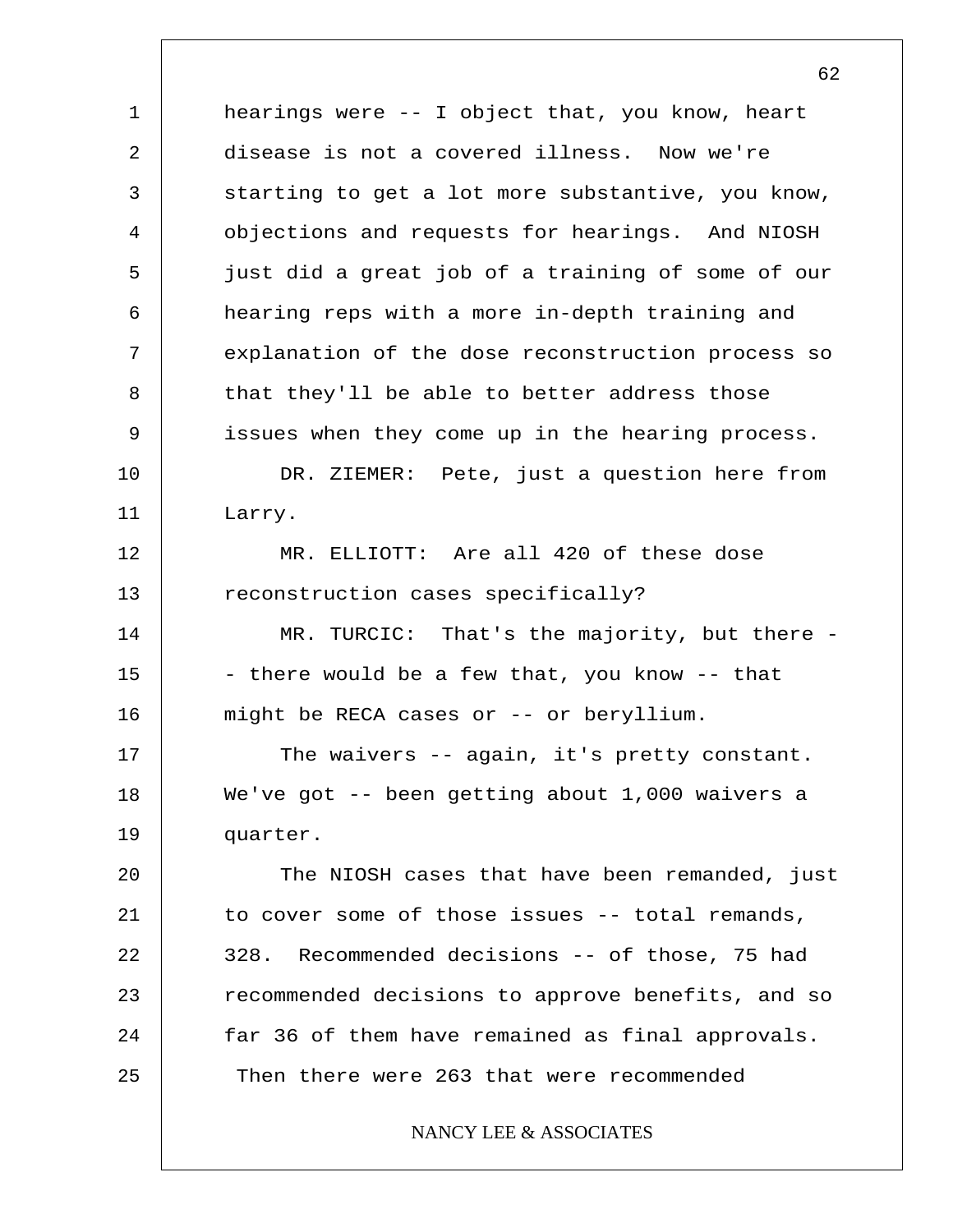hearings were -- I object that, you know, heart disease is not a covered illness. Now we're starting to get a lot more substantive, you know, objections and requests for hearings. And NIOSH just did a great job of a training of some of our hearing reps with a more in-depth training and explanation of the dose reconstruction process so that they'll be able to better address those issues when they come up in the hearing process.

DR. ZIEMER: Pete, just a question here from Larry.

MR. ELLIOTT: Are all 420 of these dose reconstruction cases specifically?

MR. TURCIC: That's the majority, but there -- there would be a few that, you know -- that might be RECA cases or -- or beryllium.

The waivers -- again, it's pretty constant. We've got -- been getting about 1,000 waivers a quarter.

The NIOSH cases that have been remanded, just to cover some of those issues -- total remands, 328. Recommended decisions -- of those, 75 had recommended decisions to approve benefits, and so far 36 of them have remained as final approvals. Then there were 263 that were recommended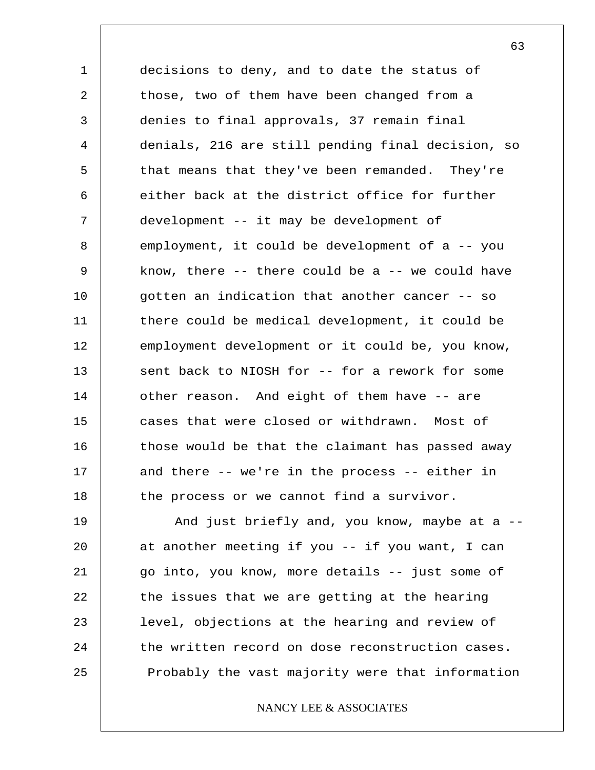decisions to deny, and to date the status of those, two of them have been changed from a denies to final approvals, 37 remain final denials, 216 are still pending final decision, so that means that they've been remanded. They're either back at the district office for further development -- it may be development of employment, it could be development of a -- you know, there -- there could be a -- we could have gotten an indication that another cancer -- so there could be medical development, it could be employment development or it could be, you know, sent back to NIOSH for -- for a rework for some other reason. And eight of them have -- are cases that were closed or withdrawn. Most of those would be that the claimant has passed away and there -- we're in the process -- either in the process or we cannot find a survivor.

And just briefly and, you know, maybe at a -- at another meeting if you -- if you want, I can go into, you know, more details -- just some of the issues that we are getting at the hearing level, objections at the hearing and review of the written record on dose reconstruction cases. Probably the vast majority were that information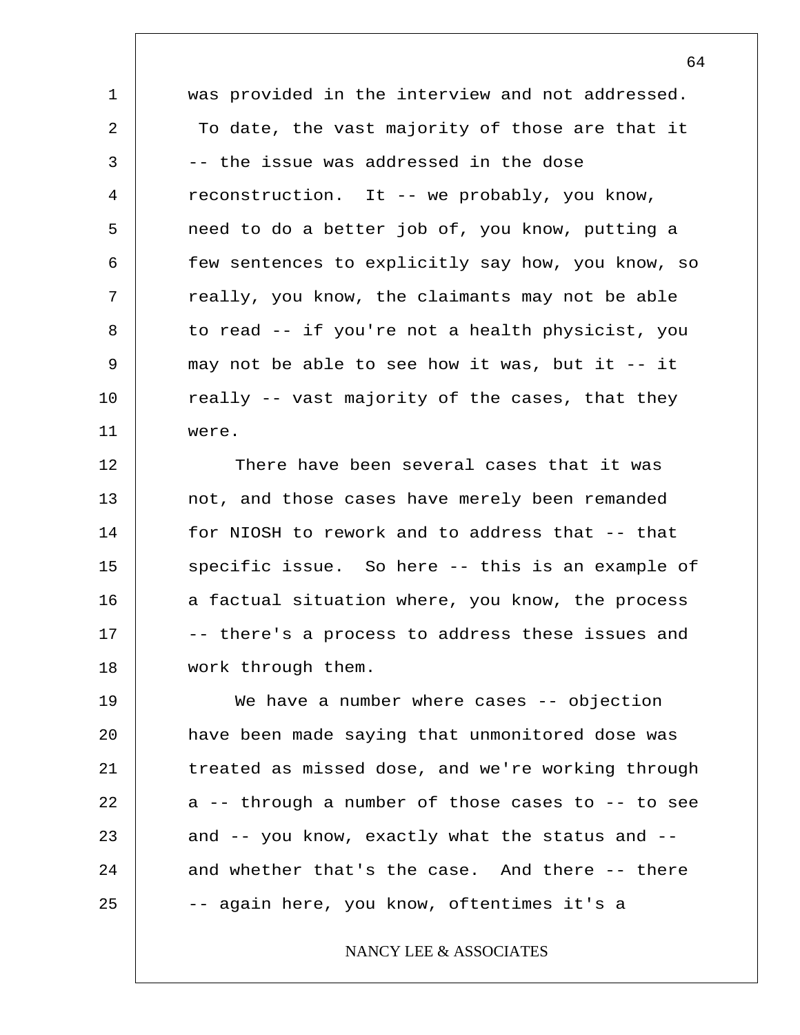was provided in the interview and not addressed. To date, the vast majority of those are that it -- the issue was addressed in the dose reconstruction. It -- we probably, you know, need to do a better job of, you know, putting a few sentences to explicitly say how, you know, so really, you know, the claimants may not be able to read -- if you're not a health physicist, you may not be able to see how it was, but it -- it really -- vast majority of the cases, that they were.

There have been several cases that it was not, and those cases have merely been remanded for NIOSH to rework and to address that -- that specific issue. So here -- this is an example of a factual situation where, you know, the process -- there's a process to address these issues and work through them.

We have a number where cases -- objection have been made saying that unmonitored dose was treated as missed dose, and we're working through a -- through a number of those cases to -- to see and -- you know, exactly what the status and -- and whether that's the case. And there -- there -- again here, you know, oftentimes it's a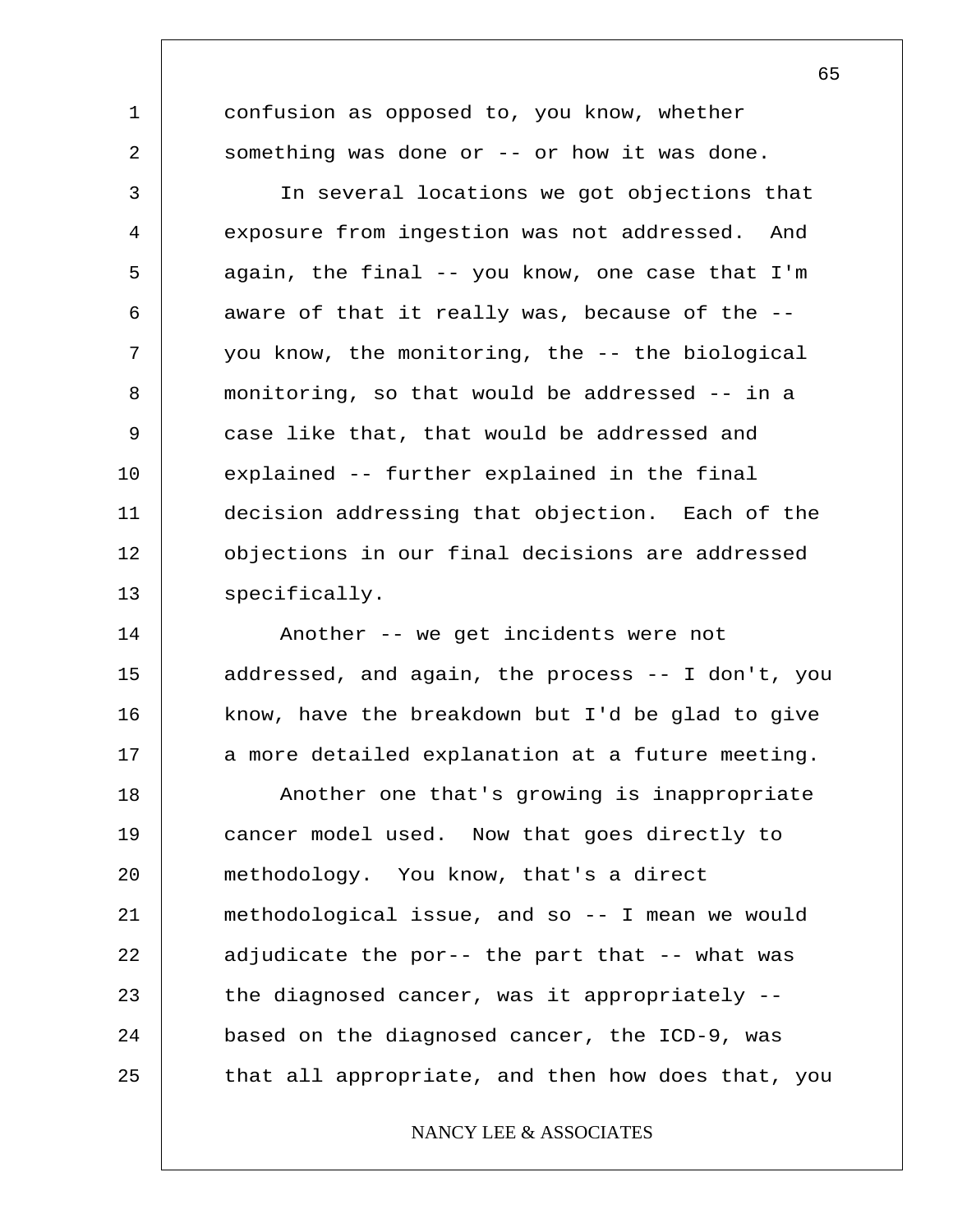confusion as opposed to, you know, whether something was done or -- or how it was done.

In several locations we got objections that exposure from ingestion was not addressed. And again, the final -- you know, one case that I'm aware of that it really was, because of the -- you know, the monitoring, the -- the biological monitoring, so that would be addressed -- in a case like that, that would be addressed and explained -- further explained in the final decision addressing that objection. Each of the objections in our final decisions are addressed specifically.

Another -- we get incidents were not addressed, and again, the process -- I don't, you know, have the breakdown but I'd be glad to give a more detailed explanation at a future meeting.

Another one that's growing is inappropriate cancer model used. Now that goes directly to methodology. You know, that's a direct methodological issue, and so -- I mean we would adjudicate the por-- the part that -- what was the diagnosed cancer, was it appropriately -- based on the diagnosed cancer, the ICD-9, was that all appropriate, and then how does that, you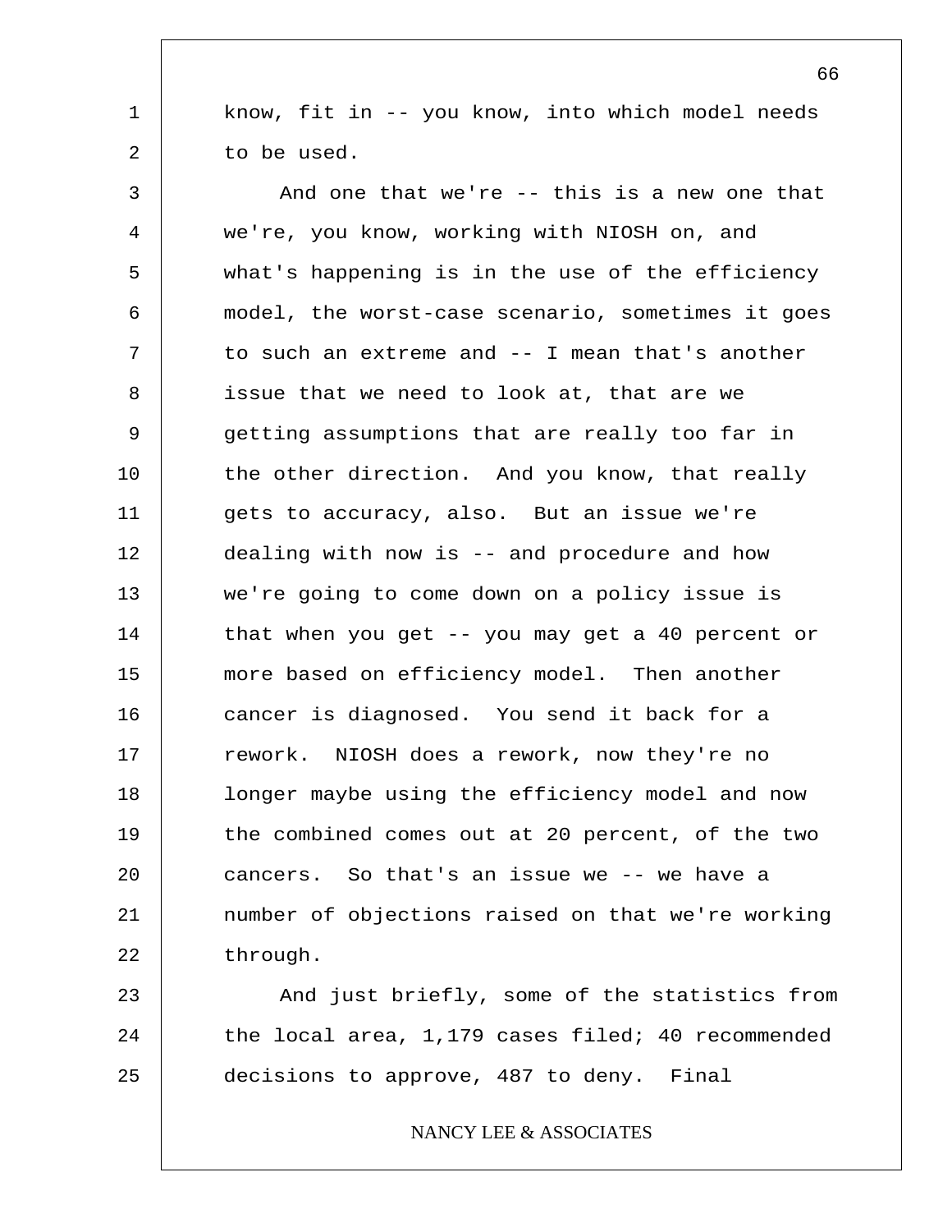know, fit in -- you know, into which model needs to be used.

And one that we're -- this is a new one that we're, you know, working with NIOSH on, and what's happening is in the use of the efficiency model, the worst-case scenario, sometimes it goes to such an extreme and -- I mean that's another issue that we need to look at, that are we getting assumptions that are really too far in the other direction. And you know, that really gets to accuracy, also. But an issue we're dealing with now is -- and procedure and how we're going to come down on a policy issue is that when you get -- you may get a 40 percent or more based on efficiency model. Then another cancer is diagnosed. You send it back for a rework. NIOSH does a rework, now they're no longer maybe using the efficiency model and now the combined comes out at 20 percent, of the two cancers. So that's an issue we -- we have a number of objections raised on that we're working through.

And just briefly, some of the statistics from the local area, 1,179 cases filed; 40 recommended decisions to approve, 487 to deny. Final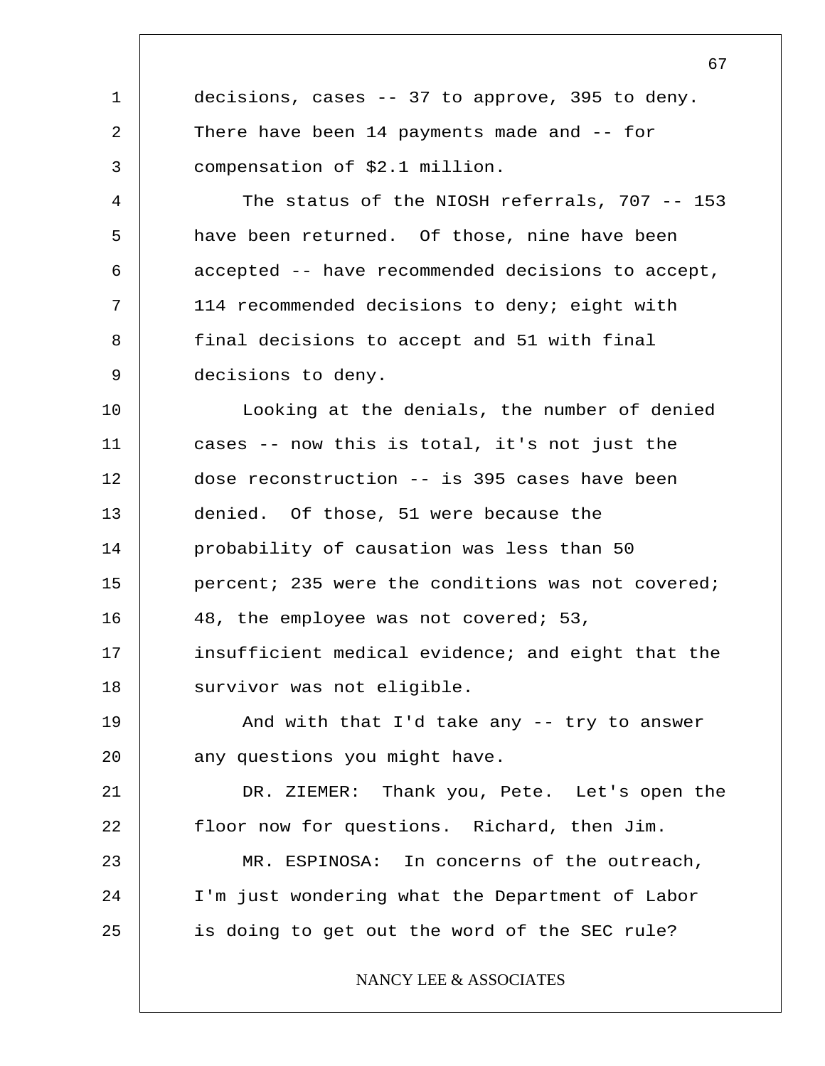decisions, cases -- 37 to approve, 395 to deny. There have been 14 payments made and -- for compensation of $2.1 million.

The status of the NIOSH referrals, 707 -- 153 have been returned. Of those, nine have been accepted -- have recommended decisions to accept, 114 recommended decisions to deny; eight with final decisions to accept and 51 with final decisions to deny.

Looking at the denials, the number of denied cases -- now this is total, it's not just the dose reconstruction -- is 395 cases have been denied. Of those, 51 were because the probability of causation was less than 50 percent; 235 were the conditions was not covered; 48, the employee was not covered; 53, insufficient medical evidence; and eight that the survivor was not eligible.

And with that I'd take any -- try to answer any questions you might have.

DR. ZIEMER: Thank you, Pete. Let's open the floor now for questions. Richard, then Jim.

MR. ESPINOSA: In concerns of the outreach, I'm just wondering what the Department of Labor is doing to get out the word of the SEC rule?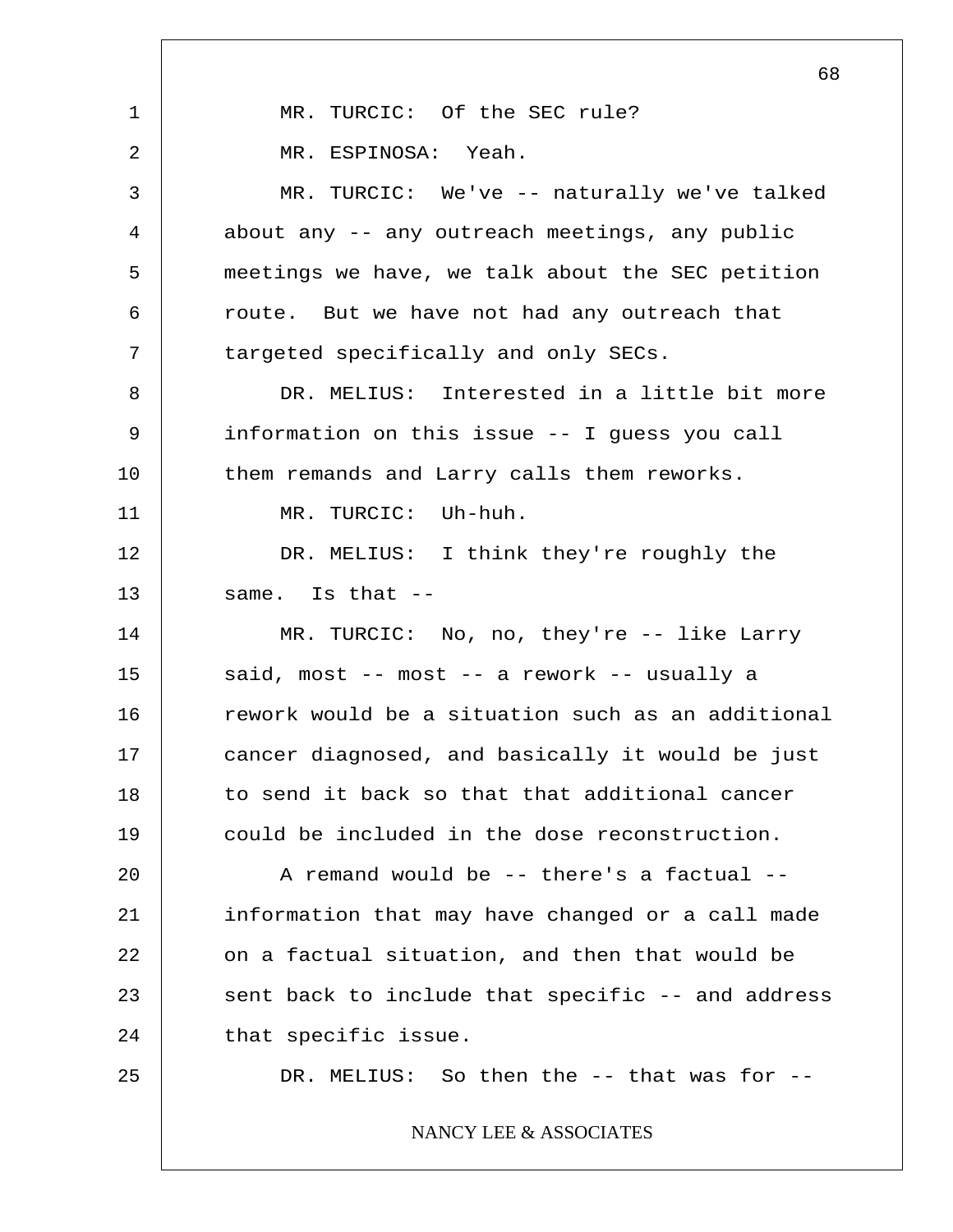MR. TURCIC: Of the SEC rule?

MR. ESPINOSA: Yeah.

MR. TURCIC: We've -- naturally we've talked about any -- any outreach meetings, any public meetings we have, we talk about the SEC petition route. But we have not had any outreach that targeted specifically and only SECs.

DR. MELIUS: Interested in a little bit more information on this issue -- I guess you call them remands and Larry calls them reworks.

MR. TURCIC: Uh-huh.

DR. MELIUS: I think they're roughly the same. Is that --

MR. TURCIC: No, no, they're -- like Larry said, most -- most -- a rework -- usually a rework would be a situation such as an additional cancer diagnosed, and basically it would be just to send it back so that that additional cancer could be included in the dose reconstruction.

A remand would be -- there's a factual -- information that may have changed or a call made on a factual situation, and then that would be sent back to include that specific -- and address that specific issue.

DR. MELIUS: So then the -- that was for --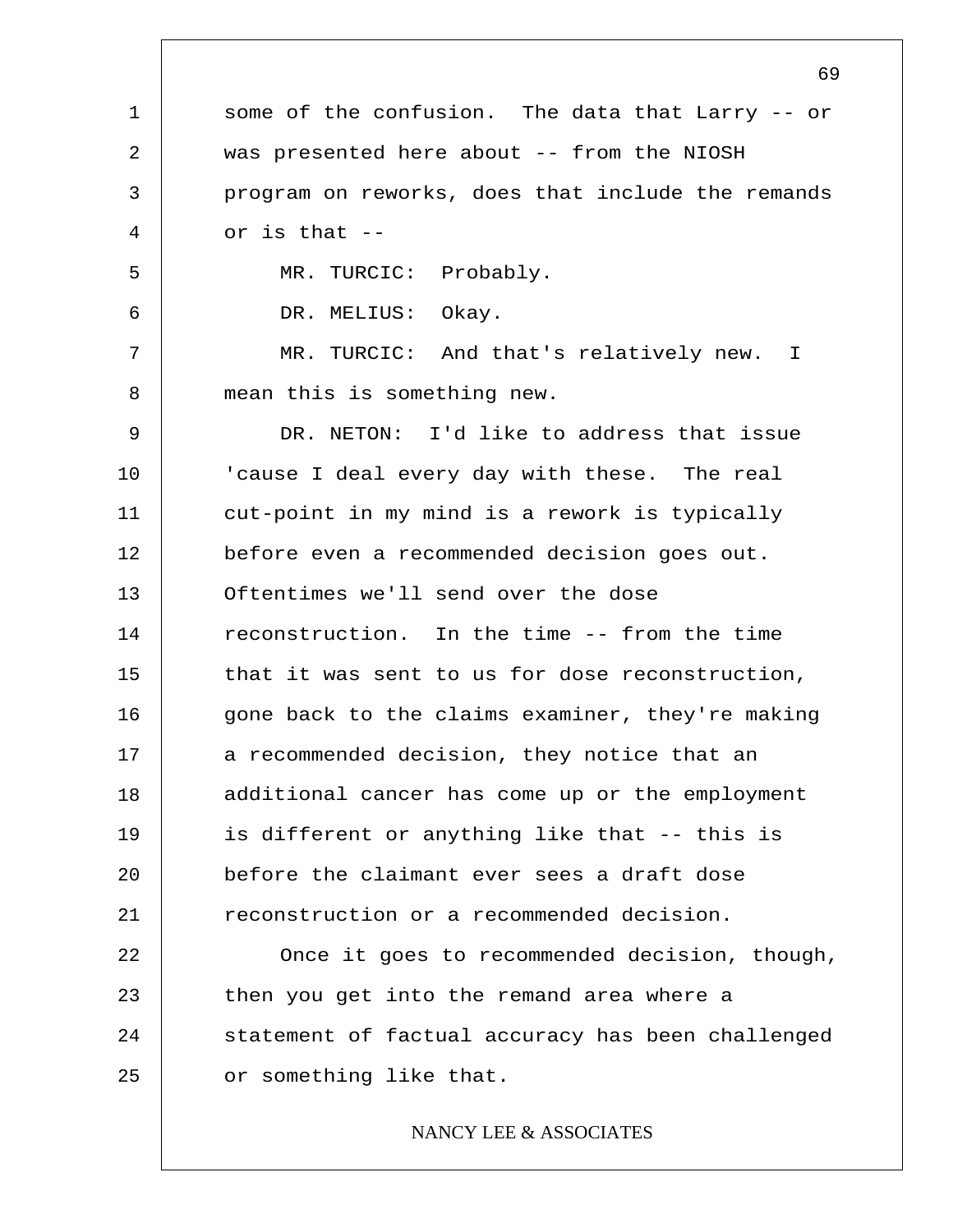some of the confusion. The data that Larry -- or was presented here about -- from the NIOSH program on reworks, does that include the remands or is that --

MR. TURCIC: Probably.

DR. MELIUS: Okay.

MR. TURCIC: And that's relatively new. I mean this is something new.

DR. NETON: I'd like to address that issue 'cause I deal every day with these. The real cut-point in my mind is a rework is typically before even a recommended decision goes out. Oftentimes we'll send over the dose reconstruction. In the time -- from the time that it was sent to us for dose reconstruction, gone back to the claims examiner, they're making a recommended decision, they notice that an additional cancer has come up or the employment is different or anything like that -- this is before the claimant ever sees a draft dose reconstruction or a recommended decision.

Once it goes to recommended decision, though, then you get into the remand area where a statement of factual accuracy has been challenged or something like that.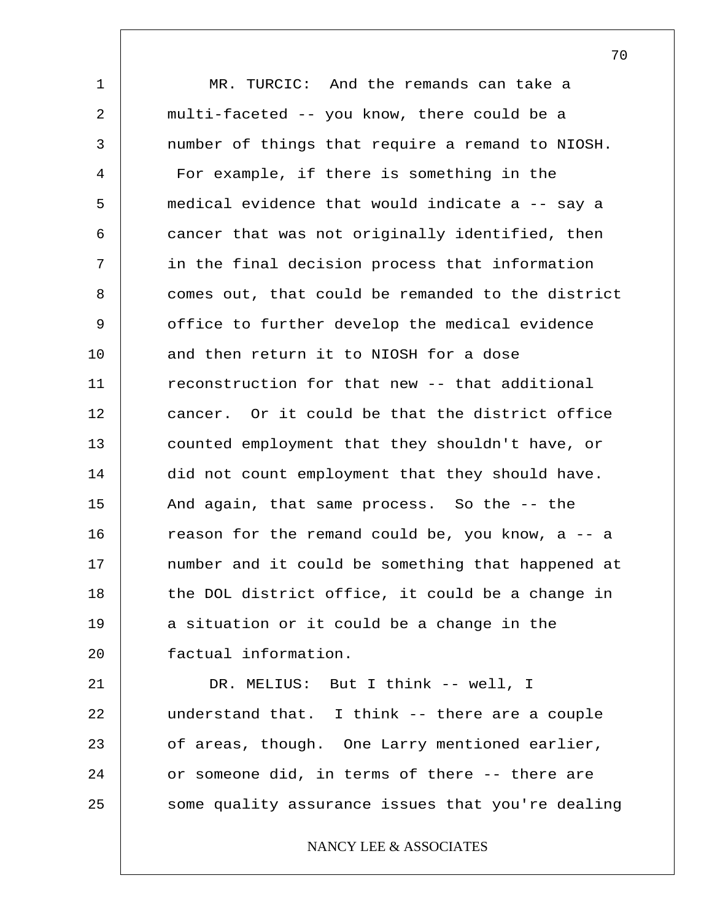MR. TURCIC: And the remands can take a multi-faceted -- you know, there could be a number of things that require a remand to NIOSH. For example, if there is something in the medical evidence that would indicate a -- say a cancer that was not originally identified, then in the final decision process that information comes out, that could be remanded to the district office to further develop the medical evidence and then return it to NIOSH for a dose reconstruction for that new -- that additional cancer. Or it could be that the district office counted employment that they shouldn't have, or did not count employment that they should have. And again, that same process. So the -- the reason for the remand could be, you know, a -- a number and it could be something that happened at the DOL district office, it could be a change in a situation or it could be a change in the factual information.

DR. MELIUS: But I think -- well, I understand that. I think -- there are a couple of areas, though. One Larry mentioned earlier, or someone did, in terms of there -- there are some quality assurance issues that you're dealing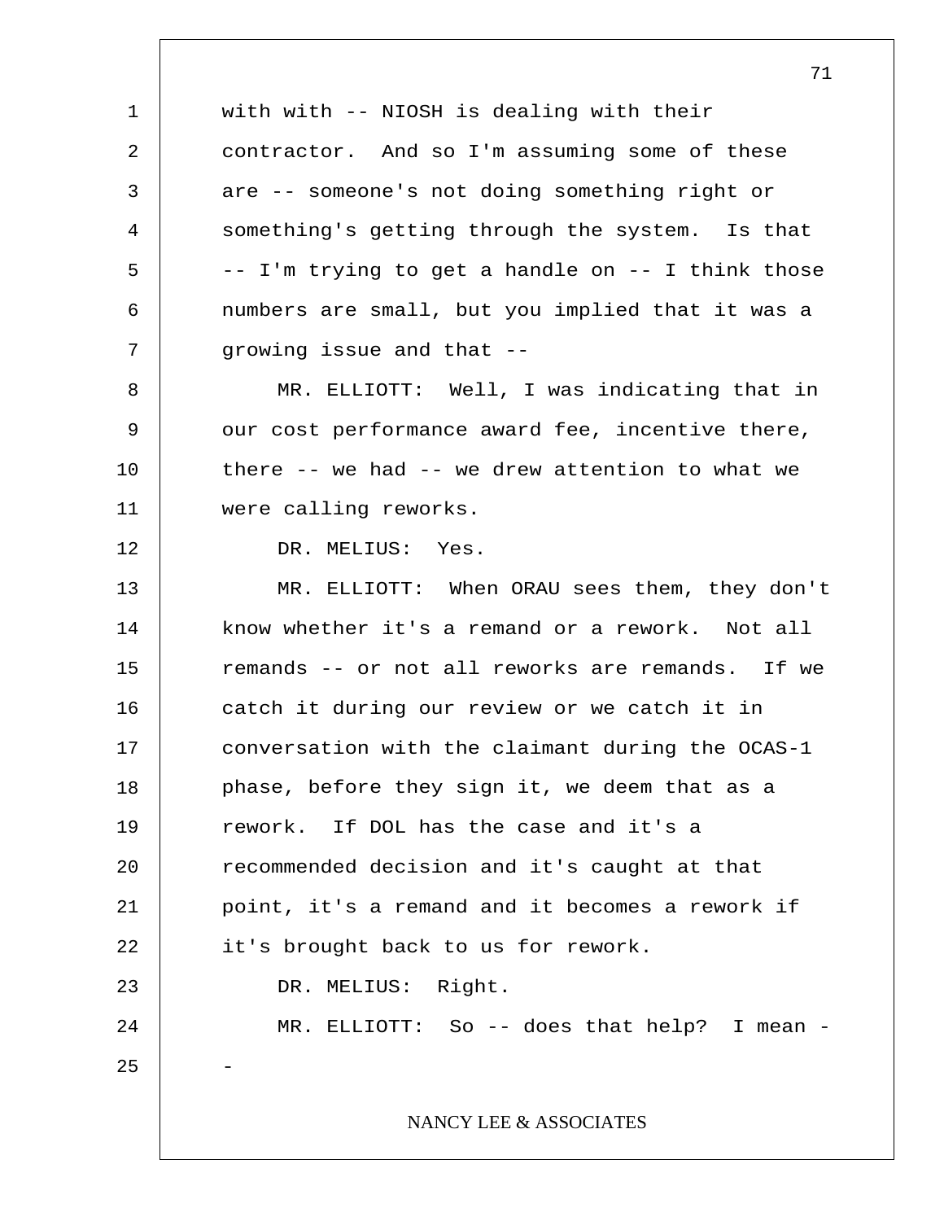with with -- NIOSH is dealing with their contractor. And so I'm assuming some of these are -- someone's not doing something right or something's getting through the system. Is that -- I'm trying to get a handle on -- I think those numbers are small, but you implied that it was a growing issue and that --

MR. ELLIOTT: Well, I was indicating that in our cost performance award fee, incentive there, there -- we had -- we drew attention to what we were calling reworks.

DR. MELIUS: Yes.

MR. ELLIOTT: When ORAU sees them, they don't know whether it's a remand or a rework. Not all remands -- or not all reworks are remands. If we catch it during our review or we catch it in conversation with the claimant during the OCAS-1 phase, before they sign it, we deem that as a rework. If DOL has the case and it's a recommended decision and it's caught at that point, it's a remand and it becomes a rework if it's brought back to us for rework.

DR. MELIUS: Right.

MR. ELLIOTT: So -- does that help? I mean --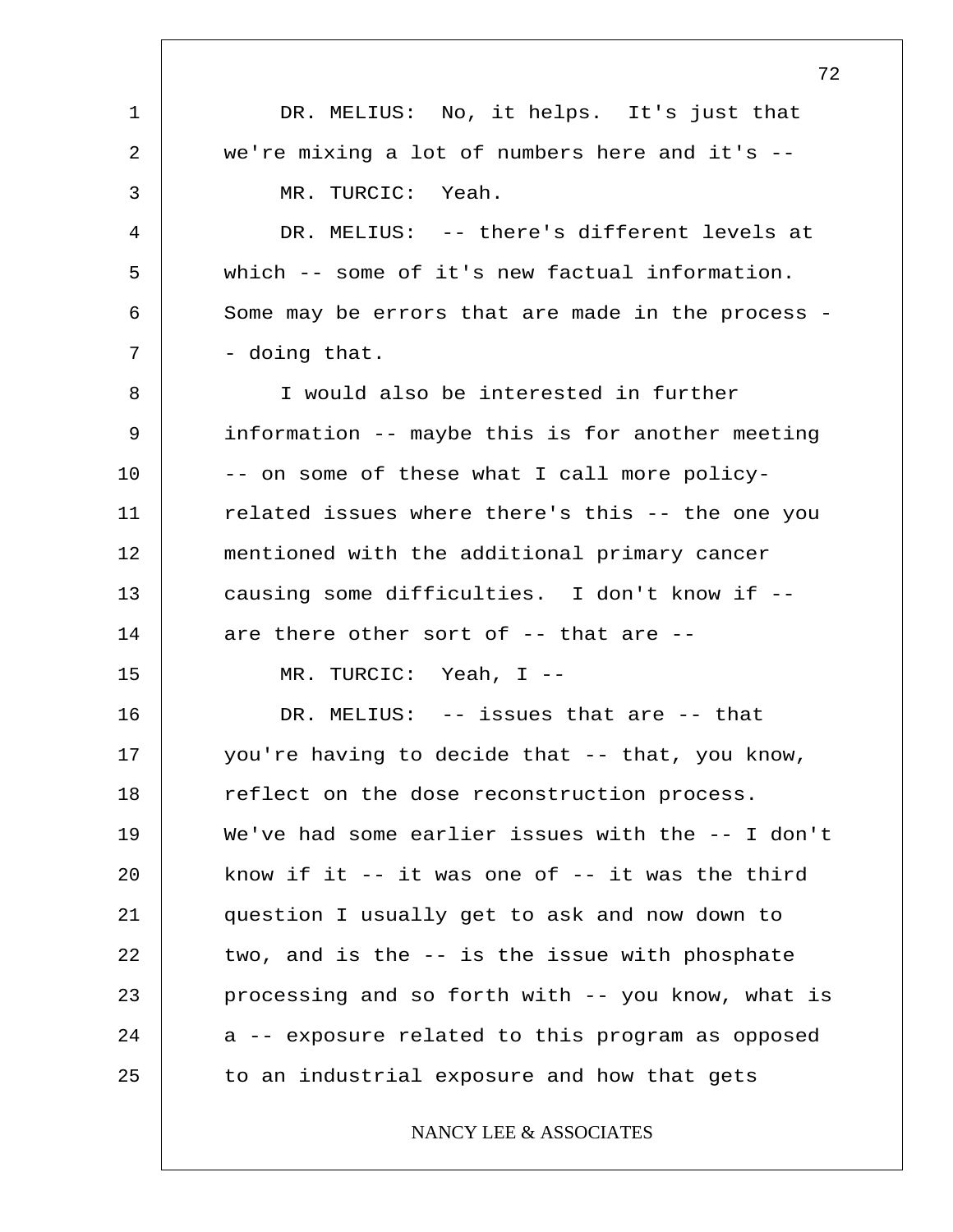DR. MELIUS: No, it helps. It's just that we're mixing a lot of numbers here and it's --

MR. TURCIC: Yeah.

DR. MELIUS: -- there's different levels at which -- some of it's new factual information. Some may be errors that are made in the process -- doing that.

I would also be interested in further information -- maybe this is for another meeting -- on some of these what I call more policy-related issues where there's this -- the one you mentioned with the additional primary cancer causing some difficulties. I don't know if -- are there other sort of -- that are --

MR. TURCIC: Yeah, I --

DR. MELIUS: -- issues that are -- that you're having to decide that -- that, you know, reflect on the dose reconstruction process. We've had some earlier issues with the -- I don't know if it -- it was one of -- it was the third question I usually get to ask and now down to two, and is the -- is the issue with phosphate processing and so forth with -- you know, what is a -- exposure related to this program as opposed to an industrial exposure and how that gets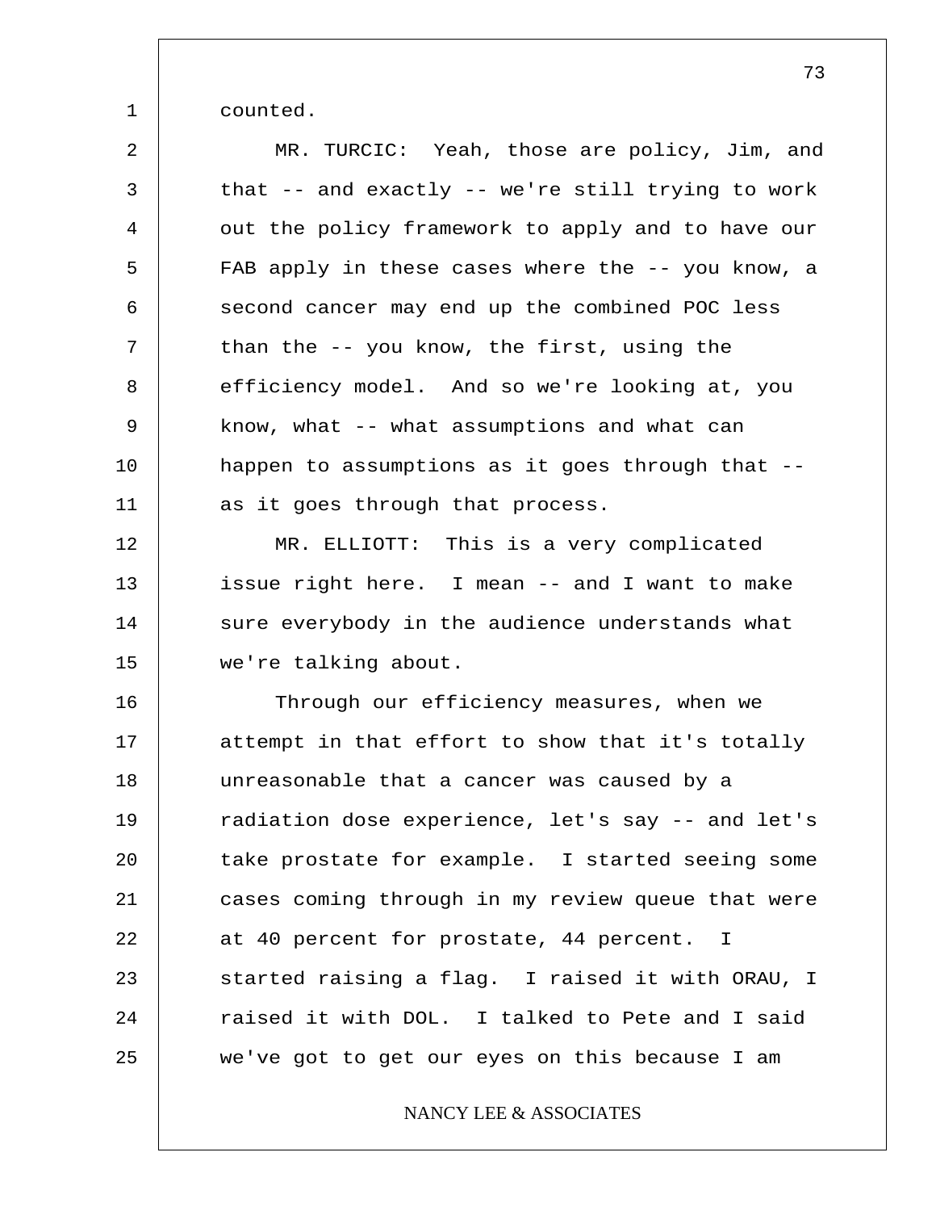counted.

MR. TURCIC: Yeah, those are policy, Jim, and that -- and exactly -- we're still trying to work out the policy framework to apply and to have our FAB apply in these cases where the -- you know, a second cancer may end up the combined POC less than the -- you know, the first, using the efficiency model. And so we're looking at, you know, what -- what assumptions and what can happen to assumptions as it goes through that -- as it goes through that process.

MR. ELLIOTT: This is a very complicated issue right here. I mean -- and I want to make sure everybody in the audience understands what we're talking about.

Through our efficiency measures, when we attempt in that effort to show that it's totally unreasonable that a cancer was caused by a radiation dose experience, let's say -- and let's take prostate for example. I started seeing some cases coming through in my review queue that were at 40 percent for prostate, 44 percent. I started raising a flag. I raised it with ORAU, I raised it with DOL. I talked to Pete and I said we've got to get our eyes on this because I am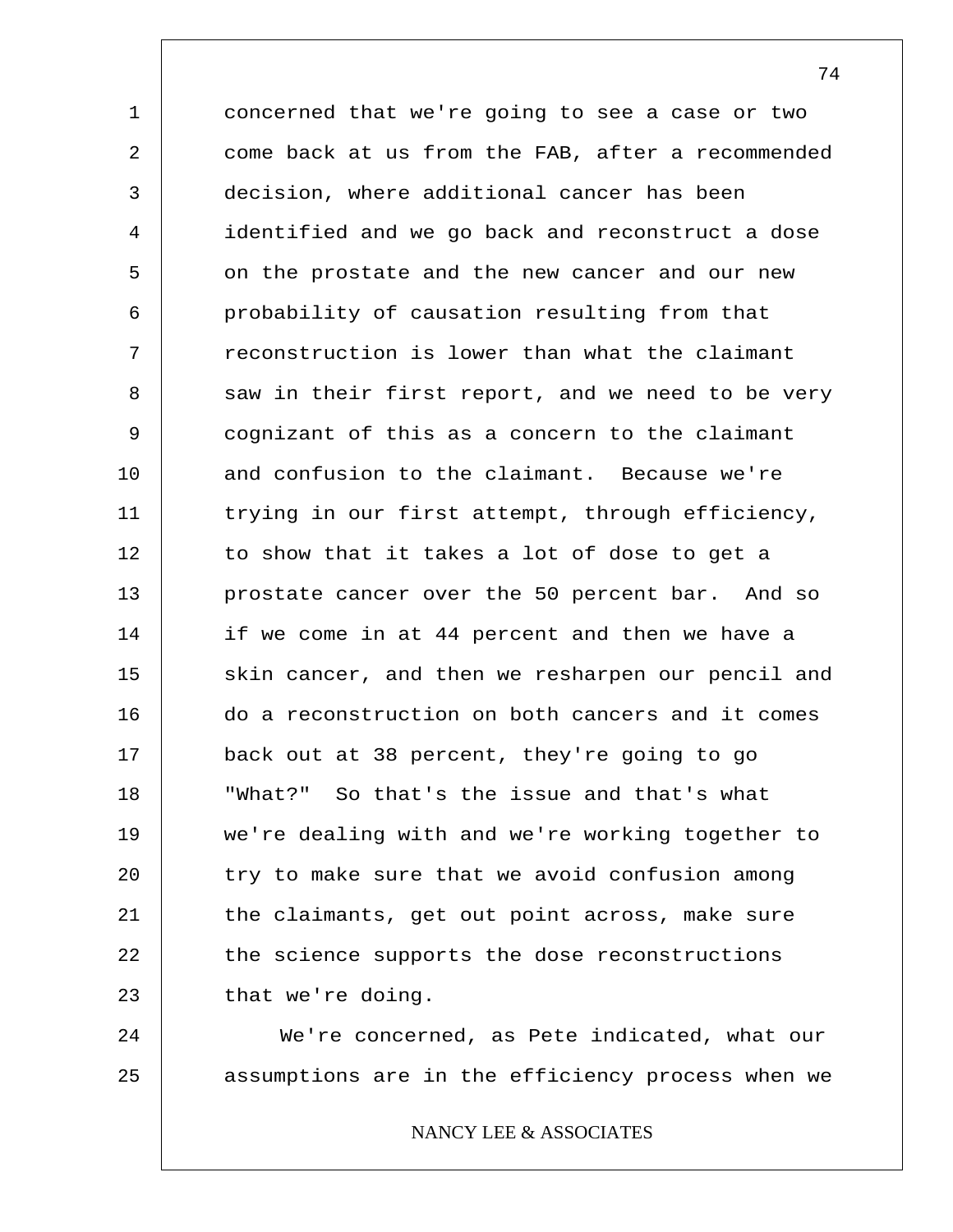concerned that we're going to see a case or two come back at us from the FAB, after a recommended decision, where additional cancer has been identified and we go back and reconstruct a dose on the prostate and the new cancer and our new probability of causation resulting from that reconstruction is lower than what the claimant saw in their first report, and we need to be very cognizant of this as a concern to the claimant and confusion to the claimant. Because we're trying in our first attempt, through efficiency, to show that it takes a lot of dose to get a prostate cancer over the 50 percent bar. And so if we come in at 44 percent and then we have a skin cancer, and then we resharpen our pencil and do a reconstruction on both cancers and it comes back out at 38 percent, they're going to go "What?" So that's the issue and that's what we're dealing with and we're working together to try to make sure that we avoid confusion among the claimants, get out point across, make sure the science supports the dose reconstructions that we're doing.

We're concerned, as Pete indicated, what our assumptions are in the efficiency process when we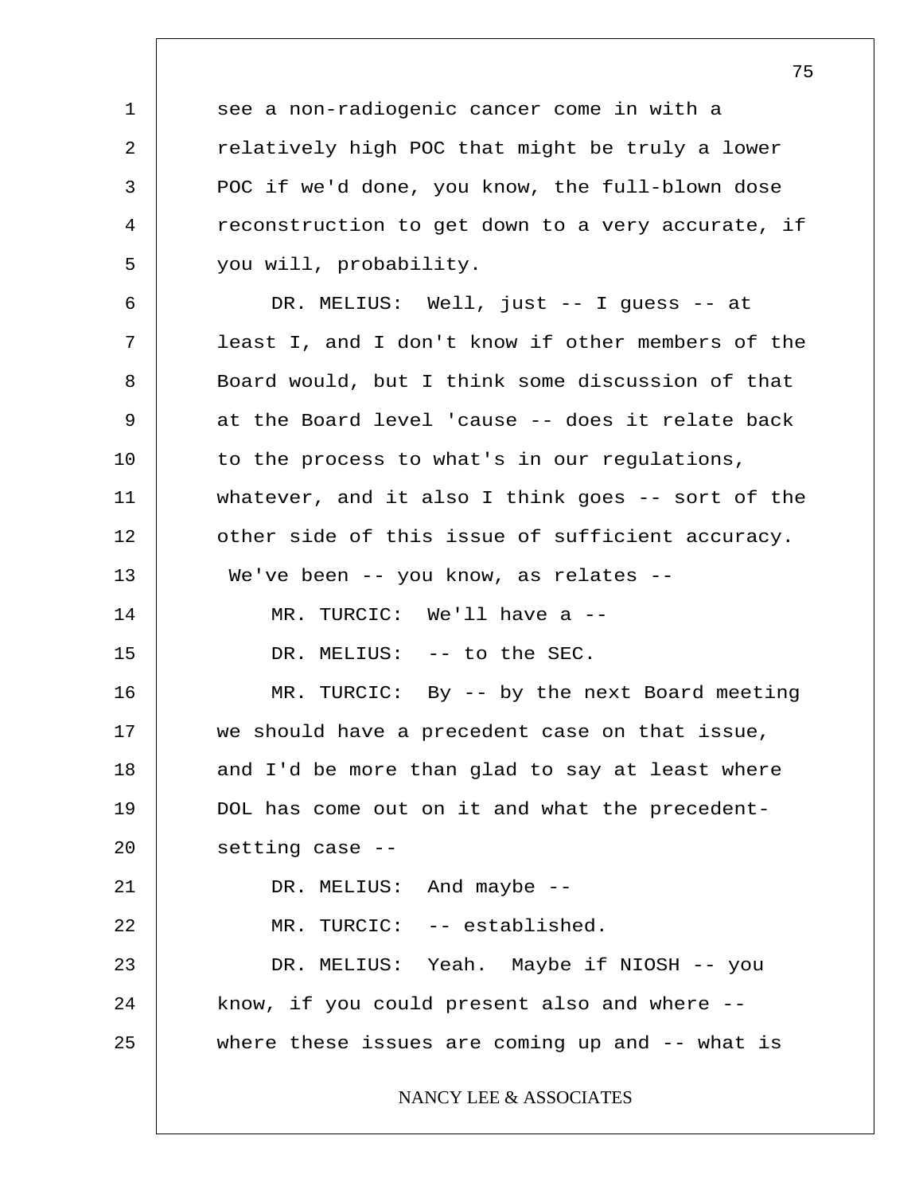see a non-radiogenic cancer come in with a relatively high POC that might be truly a lower POC if we'd done, you know, the full-blown dose reconstruction to get down to a very accurate, if you will, probability.

DR. MELIUS: Well, just -- I guess -- at least I, and I don't know if other members of the Board would, but I think some discussion of that at the Board level 'cause -- does it relate back to the process to what's in our regulations, whatever, and it also I think goes -- sort of the other side of this issue of sufficient accuracy. We've been -- you know, as relates --

MR. TURCIC: We'll have a --

DR. MELIUS: -- to the SEC.

MR. TURCIC: By -- by the next Board meeting we should have a precedent case on that issue, and I'd be more than glad to say at least where DOL has come out on it and what the precedent-setting case --

DR. MELIUS: And maybe --

MR. TURCIC: -- established.

DR. MELIUS: Yeah. Maybe if NIOSH -- you know, if you could present also and where -- where these issues are coming up and -- what is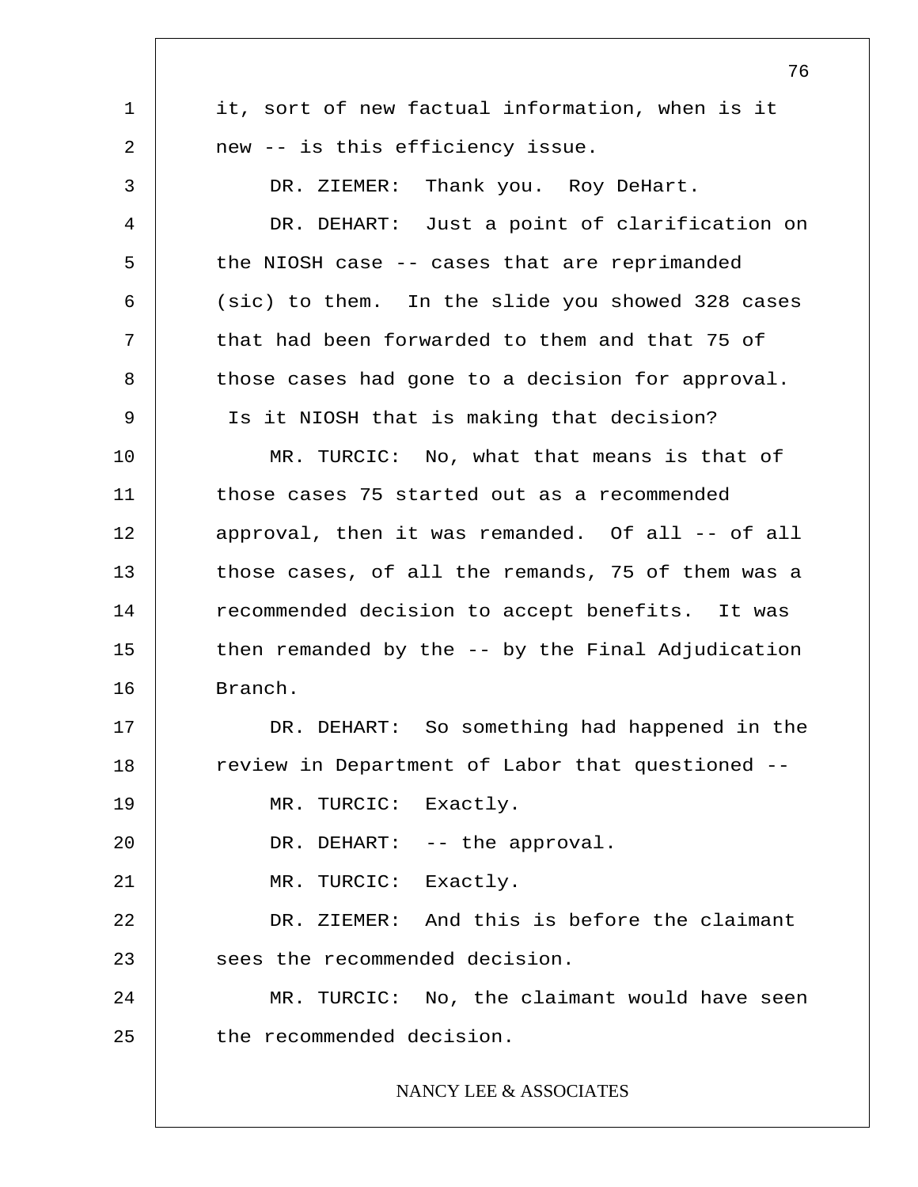it, sort of new factual information, when is it new -- is this efficiency issue.

DR. ZIEMER: Thank you. Roy DeHart.

DR. DEHART: Just a point of clarification on the NIOSH case -- cases that are reprimanded (sic) to them. In the slide you showed 328 cases that had been forwarded to them and that 75 of those cases had gone to a decision for approval. Is it NIOSH that is making that decision?

MR. TURCIC: No, what that means is that of those cases 75 started out as a recommended approval, then it was remanded. Of all -- of all those cases, of all the remands, 75 of them was a recommended decision to accept benefits. It was then remanded by the -- by the Final Adjudication Branch.

DR. DEHART: So something had happened in the review in Department of Labor that questioned --

MR. TURCIC: Exactly.

DR. DEHART: -- the approval.

MR. TURCIC: Exactly.

DR. ZIEMER: And this is before the claimant sees the recommended decision.

MR. TURCIC: No, the claimant would have seen the recommended decision.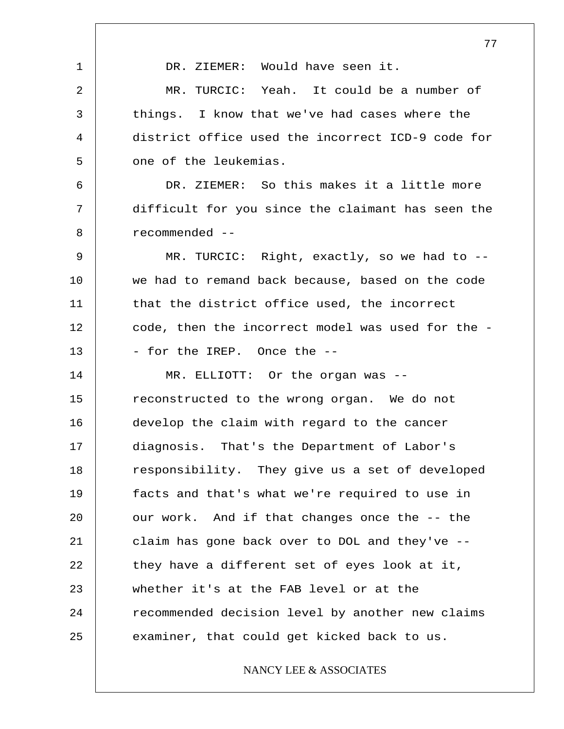DR. ZIEMER: Would have seen it.

MR. TURCIC: Yeah. It could be a number of things. I know that we've had cases where the district office used the incorrect ICD-9 code for one of the leukemias.

DR. ZIEMER: So this makes it a little more difficult for you since the claimant has seen the recommended --

MR. TURCIC: Right, exactly, so we had to -- we had to remand back because, based on the code that the district office used, the incorrect code, then the incorrect model was used for the -- for the IREP. Once the --

MR. ELLIOTT: Or the organ was -- reconstructed to the wrong organ. We do not develop the claim with regard to the cancer diagnosis. That's the Department of Labor's responsibility. They give us a set of developed facts and that's what we're required to use in our work. And if that changes once the -- the claim has gone back over to DOL and they've -- they have a different set of eyes look at it, whether it's at the FAB level or at the recommended decision level by another new claims examiner, that could get kicked back to us.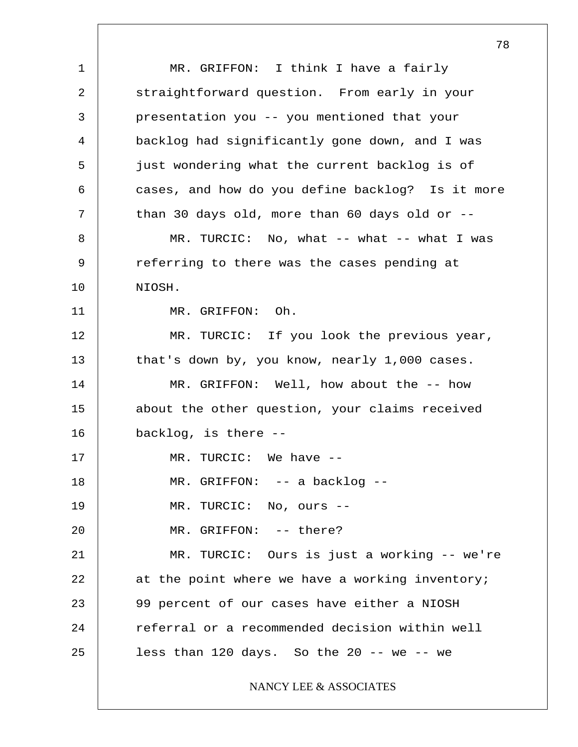MR. GRIFFON: I think I have a fairly straightforward question. From early in your presentation you -- you mentioned that your backlog had significantly gone down, and I was just wondering what the current backlog is of cases, and how do you define backlog? Is it more than 30 days old, more than 60 days old or --

MR. TURCIC: No, what -- what -- what I was referring to there was the cases pending at NIOSH.

MR. GRIFFON: Oh.

MR. TURCIC: If you look the previous year, that's down by, you know, nearly 1,000 cases.

MR. GRIFFON: Well, how about the -- how about the other question, your claims received backlog, is there --

MR. TURCIC: We have --

MR. GRIFFON: -- a backlog --

MR. TURCIC: No, ours --

MR. GRIFFON: -- there?

MR. TURCIC: Ours is just a working -- we're at the point where we have a working inventory; 99 percent of our cases have either a NIOSH referral or a recommended decision within well less than 120 days. So the 20 -- we -- we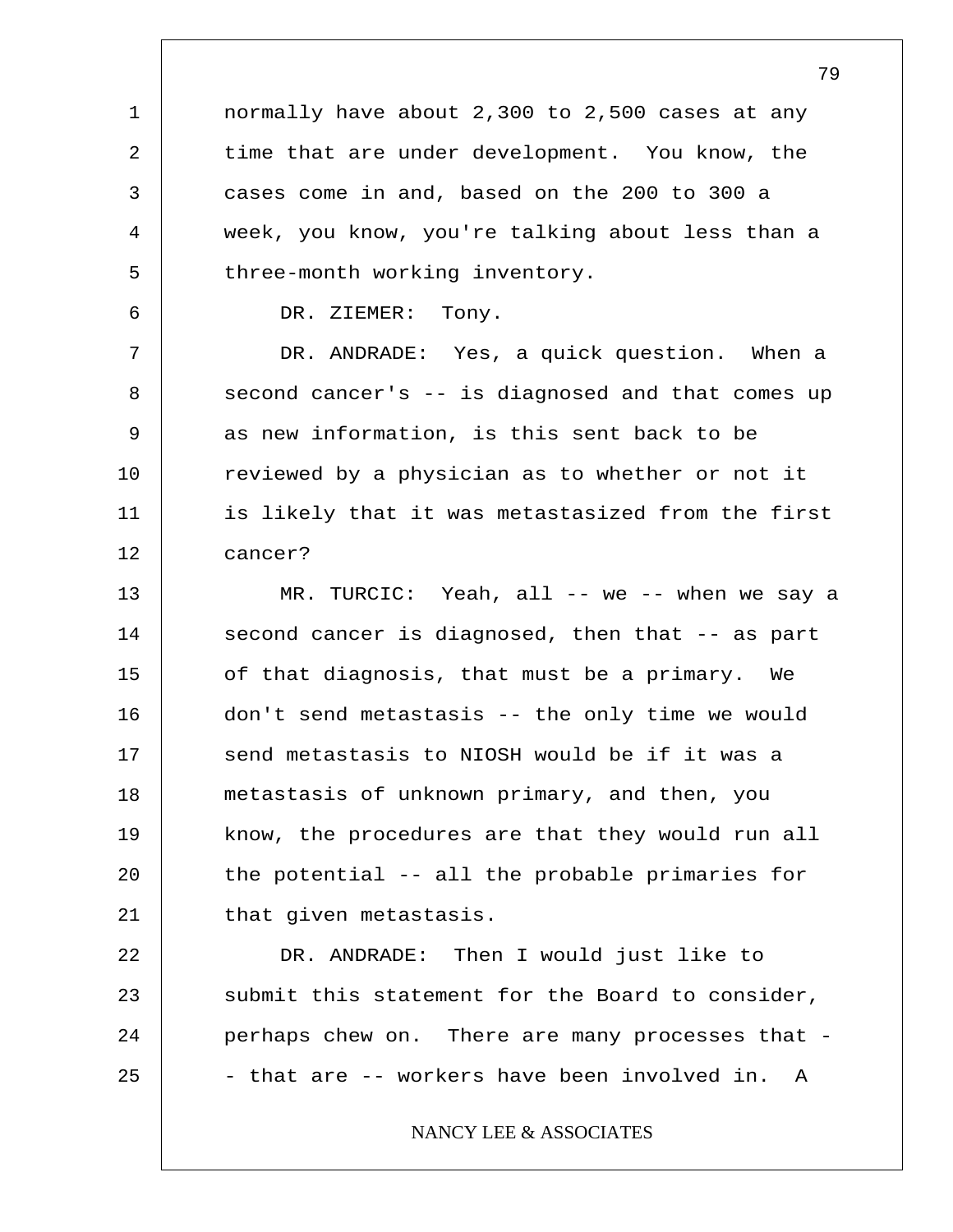normally have about 2,300 to 2,500 cases at any time that are under development. You know, the cases come in and, based on the 200 to 300 a week, you know, you're talking about less than a three-month working inventory.

DR. ZIEMER: Tony.

DR. ANDRADE: Yes, a quick question. When a second cancer's -- is diagnosed and that comes up as new information, is this sent back to be reviewed by a physician as to whether or not it is likely that it was metastasized from the first cancer?

MR. TURCIC: Yeah, all -- we -- when we say a second cancer is diagnosed, then that -- as part of that diagnosis, that must be a primary. We don't send metastasis -- the only time we would send metastasis to NIOSH would be if it was a metastasis of unknown primary, and then, you know, the procedures are that they would run all the potential -- all the probable primaries for that given metastasis.

DR. ANDRADE: Then I would just like to submit this statement for the Board to consider, perhaps chew on. There are many processes that -- that are -- workers have been involved in. A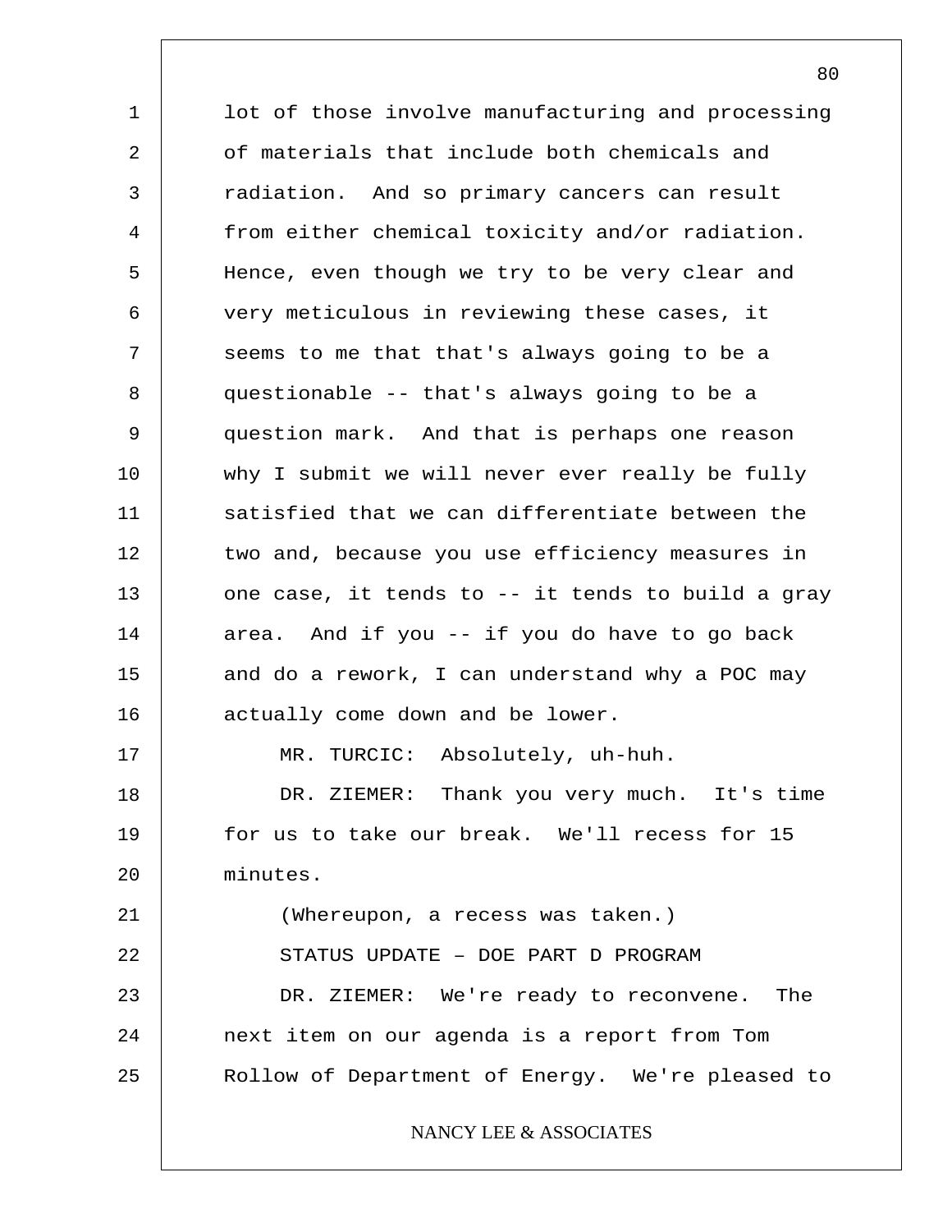lot of those involve manufacturing and processing of materials that include both chemicals and radiation. And so primary cancers can result from either chemical toxicity and/or radiation. Hence, even though we try to be very clear and very meticulous in reviewing these cases, it seems to me that that's always going to be a questionable -- that's always going to be a question mark. And that is perhaps one reason why I submit we will never ever really be fully satisfied that we can differentiate between the two and, because you use efficiency measures in one case, it tends to -- it tends to build a gray area. And if you -- if you do have to go back and do a rework, I can understand why a POC may actually come down and be lower.

MR. TURCIC: Absolutely, uh-huh.

DR. ZIEMER: Thank you very much. It's time for us to take our break. We'll recess for 15 minutes.

(Whereupon, a recess was taken.)

STATUS UPDATE – DOE PART D PROGRAM

DR. ZIEMER: We're ready to reconvene. The next item on our agenda is a report from Tom Rollow of Department of Energy. We're pleased to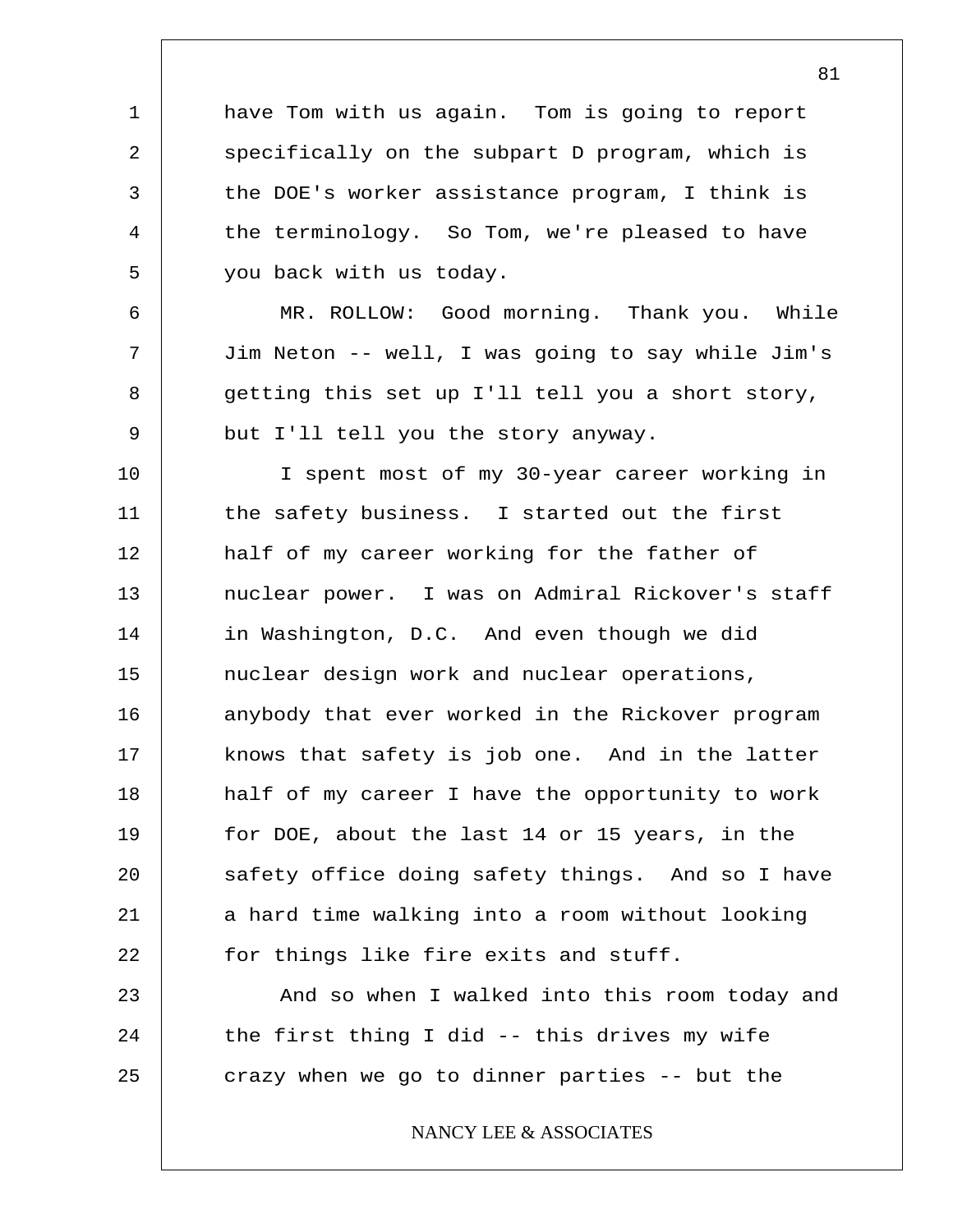have Tom with us again. Tom is going to report specifically on the subpart D program, which is the DOE's worker assistance program, I think is the terminology. So Tom, we're pleased to have you back with us today.

MR. ROLLOW: Good morning. Thank you. While Jim Neton -- well, I was going to say while Jim's getting this set up I'll tell you a short story, but I'll tell you the story anyway.

I spent most of my 30-year career working in the safety business. I started out the first half of my career working for the father of nuclear power. I was on Admiral Rickover's staff in Washington, D.C. And even though we did nuclear design work and nuclear operations, anybody that ever worked in the Rickover program knows that safety is job one. And in the latter half of my career I have the opportunity to work for DOE, about the last 14 or 15 years, in the safety office doing safety things. And so I have a hard time walking into a room without looking for things like fire exits and stuff.

And so when I walked into this room today and the first thing I did -- this drives my wife crazy when we go to dinner parties -- but the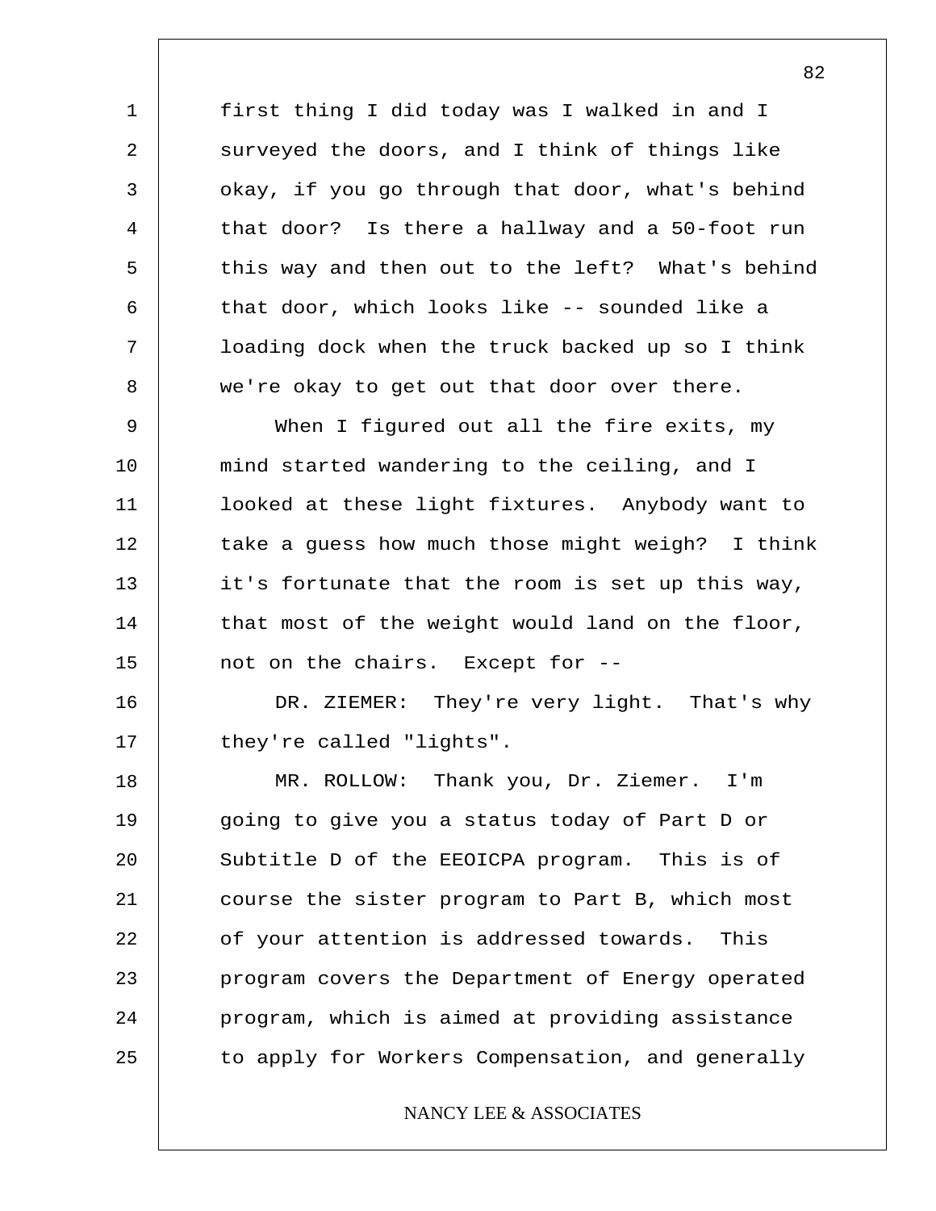first thing I did today was I walked in and I surveyed the doors, and I think of things like okay, if you go through that door, what's behind that door? Is there a hallway and a 50-foot run this way and then out to the left? What's behind that door, which looks like -- sounded like a loading dock when the truck backed up so I think we're okay to get out that door over there.

When I figured out all the fire exits, my mind started wandering to the ceiling, and I looked at these light fixtures. Anybody want to take a guess how much those might weigh? I think it's fortunate that the room is set up this way, that most of the weight would land on the floor, not on the chairs. Except for --

DR. ZIEMER: They're very light. That's why they're called "lights".

MR. ROLLOW: Thank you, Dr. Ziemer. I'm going to give you a status today of Part D or Subtitle D of the EEOICPA program. This is of course the sister program to Part B, which most of your attention is addressed towards. This program covers the Department of Energy operated program, which is aimed at providing assistance to apply for Workers Compensation, and generally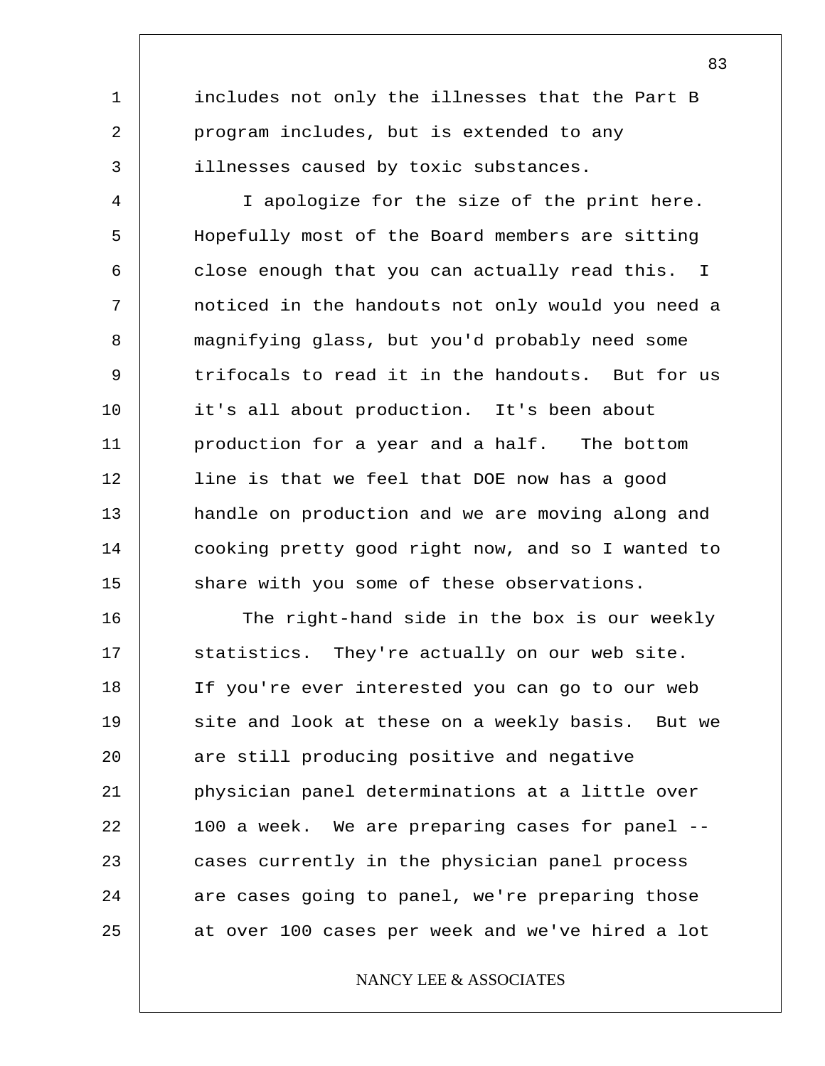includes not only the illnesses that the Part B program includes, but is extended to any illnesses caused by toxic substances.

I apologize for the size of the print here. Hopefully most of the Board members are sitting close enough that you can actually read this. I noticed in the handouts not only would you need a magnifying glass, but you'd probably need some trifocals to read it in the handouts. But for us it's all about production. It's been about production for a year and a half. The bottom line is that we feel that DOE now has a good handle on production and we are moving along and cooking pretty good right now, and so I wanted to share with you some of these observations.

The right-hand side in the box is our weekly statistics. They're actually on our web site. If you're ever interested you can go to our web site and look at these on a weekly basis. But we are still producing positive and negative physician panel determinations at a little over 100 a week. We are preparing cases for panel -- cases currently in the physician panel process are cases going to panel, we're preparing those at over 100 cases per week and we've hired a lot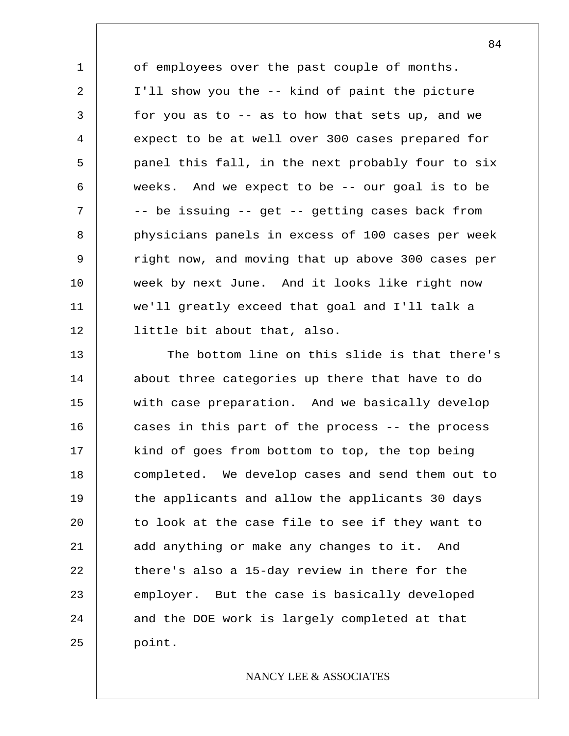of employees over the past couple of months. I'll show you the -- kind of paint the picture for you as to -- as to how that sets up, and we expect to be at well over 300 cases prepared for panel this fall, in the next probably four to six weeks. And we expect to be -- our goal is to be -- be issuing -- get -- getting cases back from physicians panels in excess of 100 cases per week right now, and moving that up above 300 cases per week by next June. And it looks like right now we'll greatly exceed that goal and I'll talk a little bit about that, also.

The bottom line on this slide is that there's about three categories up there that have to do with case preparation. And we basically develop cases in this part of the process -- the process kind of goes from bottom to top, the top being completed. We develop cases and send them out to the applicants and allow the applicants 30 days to look at the case file to see if they want to add anything or make any changes to it. And there's also a 15-day review in there for the employer. But the case is basically developed and the DOE work is largely completed at that point.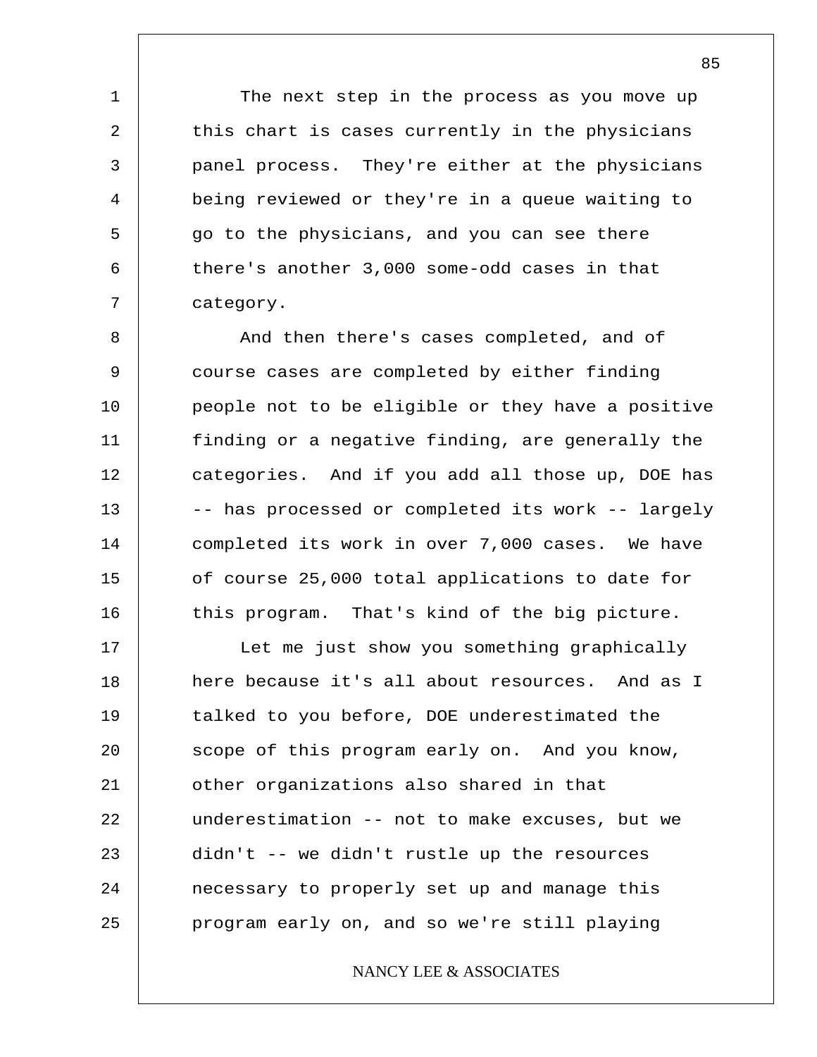The next step in the process as you move up this chart is cases currently in the physicians panel process. They're either at the physicians being reviewed or they're in a queue waiting to go to the physicians, and you can see there there's another 3,000 some-odd cases in that category.

And then there's cases completed, and of course cases are completed by either finding people not to be eligible or they have a positive finding or a negative finding, are generally the categories. And if you add all those up, DOE has -- has processed or completed its work -- largely completed its work in over 7,000 cases. We have of course 25,000 total applications to date for this program. That's kind of the big picture.

Let me just show you something graphically here because it's all about resources. And as I talked to you before, DOE underestimated the scope of this program early on. And you know, other organizations also shared in that underestimation -- not to make excuses, but we didn't -- we didn't rustle up the resources necessary to properly set up and manage this program early on, and so we're still playing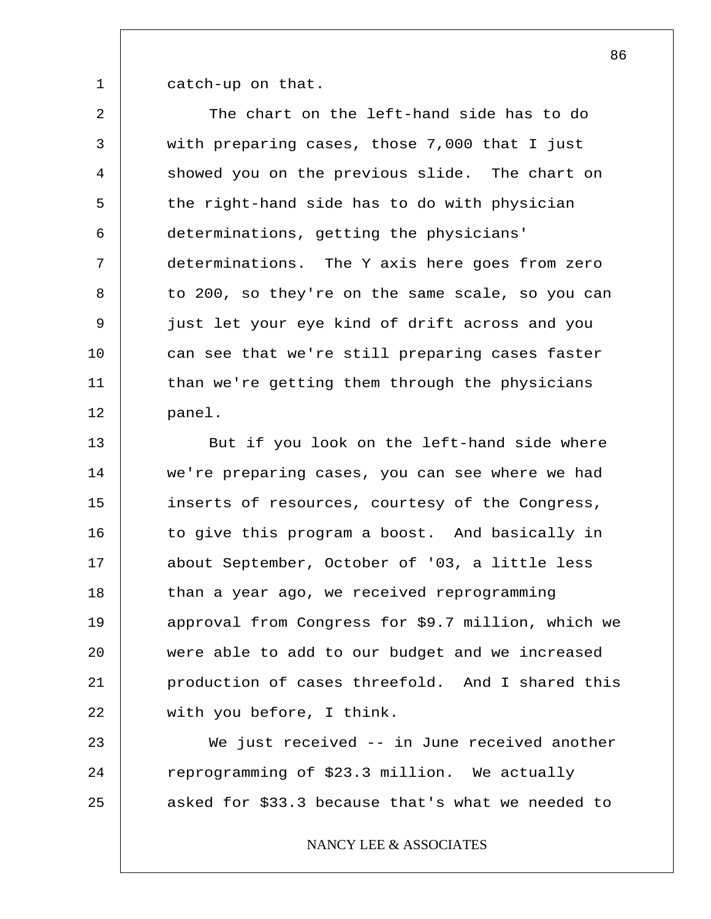catch-up on that.

The chart on the left-hand side has to do with preparing cases, those 7,000 that I just showed you on the previous slide. The chart on the right-hand side has to do with physician determinations, getting the physicians' determinations. The Y axis here goes from zero to 200, so they're on the same scale, so you can just let your eye kind of drift across and you can see that we're still preparing cases faster than we're getting them through the physicians panel.

But if you look on the left-hand side where we're preparing cases, you can see where we had inserts of resources, courtesy of the Congress, to give this program a boost. And basically in about September, October of '03, a little less than a year ago, we received reprogramming approval from Congress for $9.7 million, which we were able to add to our budget and we increased production of cases threefold. And I shared this with you before, I think.

We just received -- in June received another reprogramming of $23.3 million. We actually asked for $33.3 because that's what we needed to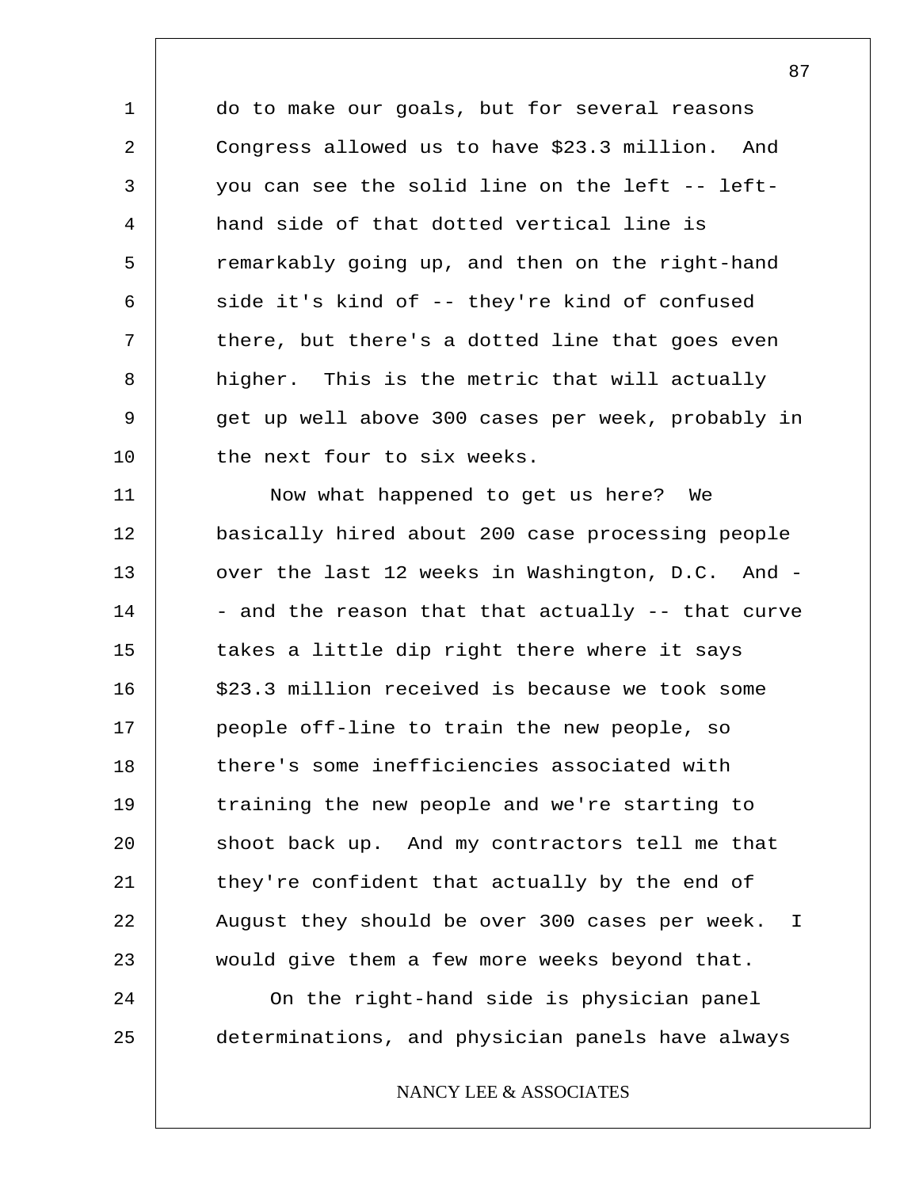do to make our goals, but for several reasons Congress allowed us to have $23.3 million. And you can see the solid line on the left -- left-hand side of that dotted vertical line is remarkably going up, and then on the right-hand side it's kind of -- they're kind of confused there, but there's a dotted line that goes even higher. This is the metric that will actually get up well above 300 cases per week, probably in the next four to six weeks.

Now what happened to get us here? We basically hired about 200 case processing people over the last 12 weeks in Washington, D.C. And -- and the reason that that actually -- that curve takes a little dip right there where it says $23.3 million received is because we took some people off-line to train the new people, so there's some inefficiencies associated with training the new people and we're starting to shoot back up. And my contractors tell me that they're confident that actually by the end of August they should be over 300 cases per week. I would give them a few more weeks beyond that.

On the right-hand side is physician panel determinations, and physician panels have always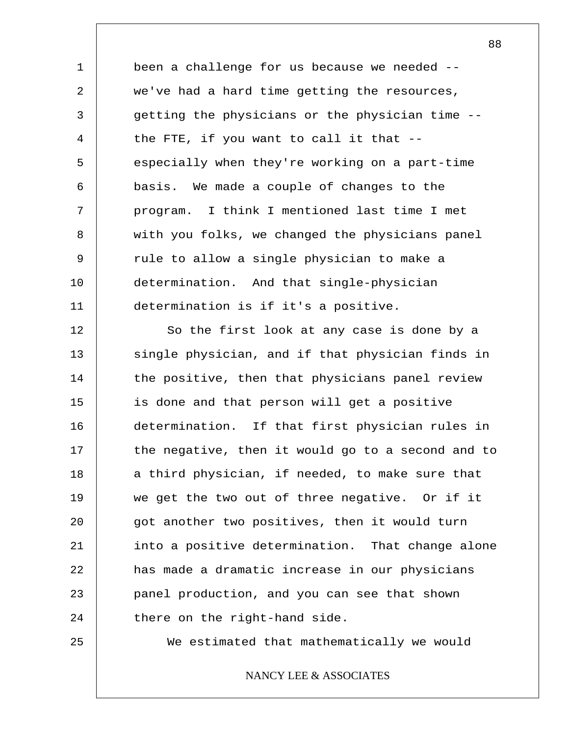been a challenge for us because we needed -- we've had a hard time getting the resources, getting the physicians or the physician time -- the FTE, if you want to call it that -- especially when they're working on a part-time basis. We made a couple of changes to the program. I think I mentioned last time I met with you folks, we changed the physicians panel rule to allow a single physician to make a determination. And that single-physician determination is if it's a positive.

So the first look at any case is done by a single physician, and if that physician finds in the positive, then that physicians panel review is done and that person will get a positive determination. If that first physician rules in the negative, then it would go to a second and to a third physician, if needed, to make sure that we get the two out of three negative. Or if it got another two positives, then it would turn into a positive determination. That change alone has made a dramatic increase in our physicians panel production, and you can see that shown there on the right-hand side.

We estimated that mathematically we would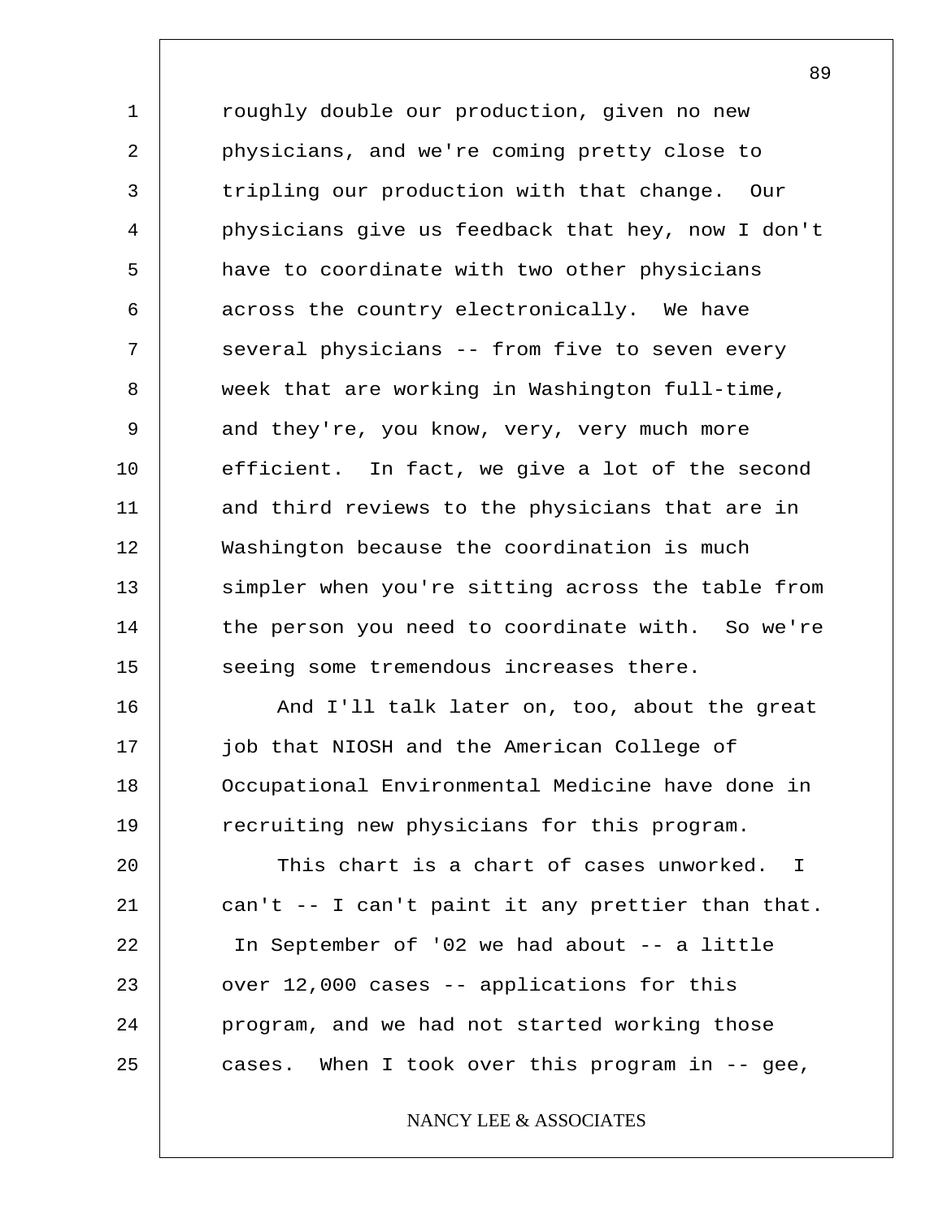roughly double our production, given no new physicians, and we're coming pretty close to tripling our production with that change. Our physicians give us feedback that hey, now I don't have to coordinate with two other physicians across the country electronically. We have several physicians -- from five to seven every week that are working in Washington full-time, and they're, you know, very, very much more efficient. In fact, we give a lot of the second and third reviews to the physicians that are in Washington because the coordination is much simpler when you're sitting across the table from the person you need to coordinate with. So we're seeing some tremendous increases there.

And I'll talk later on, too, about the great job that NIOSH and the American College of Occupational Environmental Medicine have done in recruiting new physicians for this program.

This chart is a chart of cases unworked. I can't -- I can't paint it any prettier than that. In September of '02 we had about -- a little over 12,000 cases -- applications for this program, and we had not started working those cases. When I took over this program in -- gee,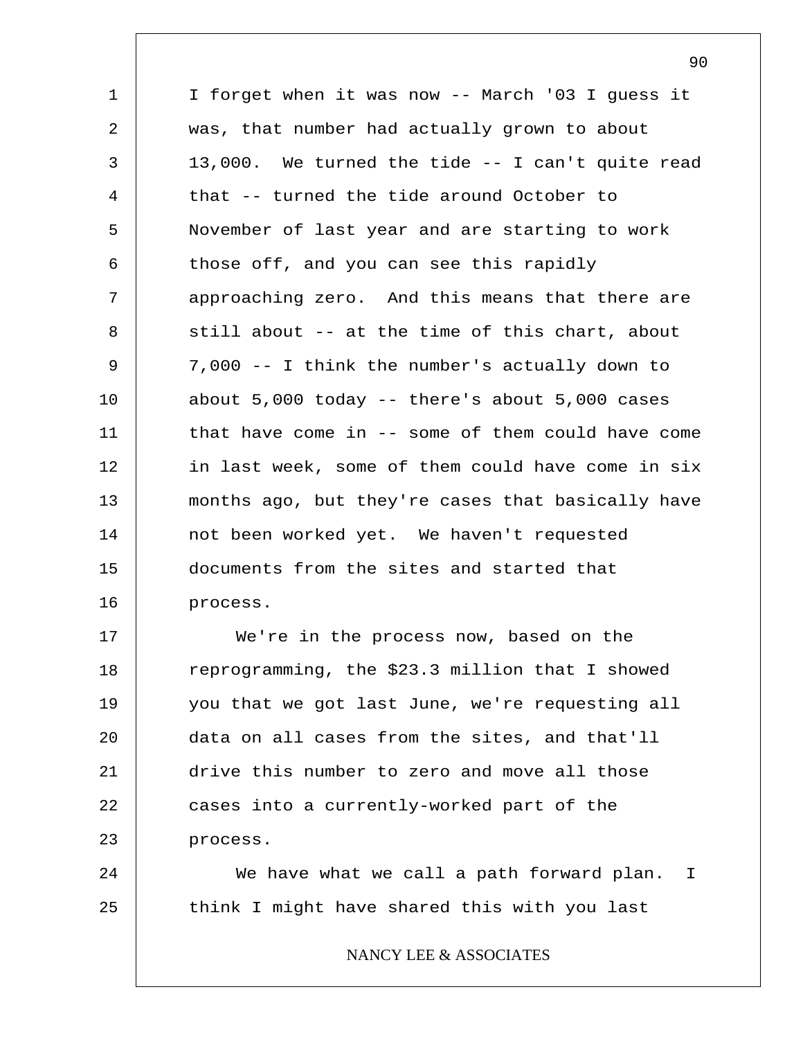I forget when it was now -- March '03 I guess it was, that number had actually grown to about 13,000. We turned the tide -- I can't quite read that -- turned the tide around October to November of last year and are starting to work those off, and you can see this rapidly approaching zero. And this means that there are still about -- at the time of this chart, about 7,000 -- I think the number's actually down to about 5,000 today -- there's about 5,000 cases that have come in -- some of them could have come in last week, some of them could have come in six months ago, but they're cases that basically have not been worked yet. We haven't requested documents from the sites and started that process.

We're in the process now, based on the reprogramming, the $23.3 million that I showed you that we got last June, we're requesting all data on all cases from the sites, and that'll drive this number to zero and move all those cases into a currently-worked part of the process.

We have what we call a path forward plan. I think I might have shared this with you last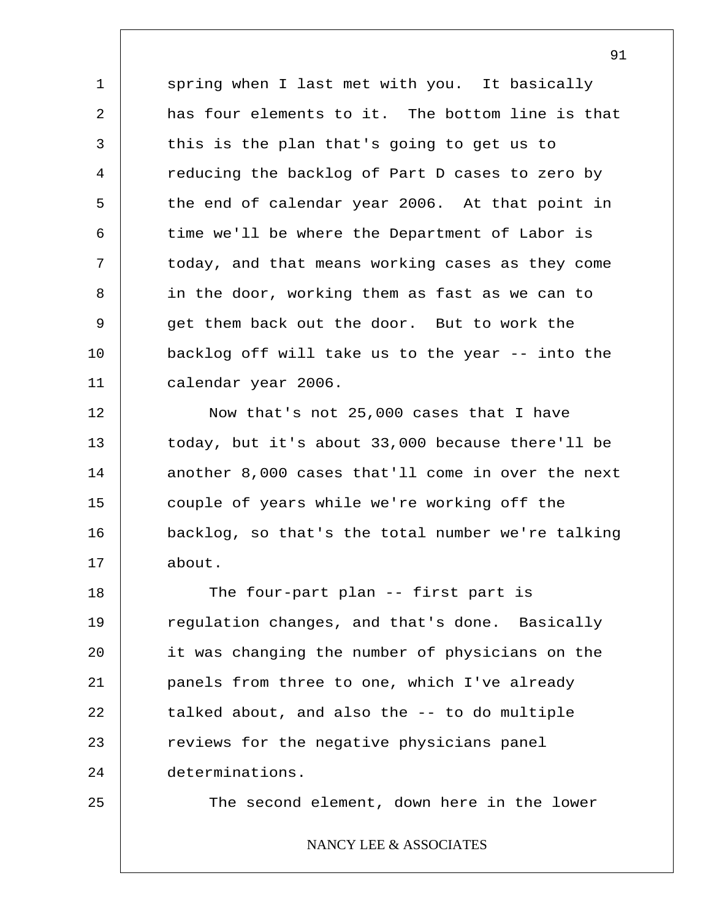spring when I last met with you. It basically has four elements to it. The bottom line is that this is the plan that's going to get us to reducing the backlog of Part D cases to zero by the end of calendar year 2006. At that point in time we'll be where the Department of Labor is today, and that means working cases as they come in the door, working them as fast as we can to get them back out the door. But to work the backlog off will take us to the year -- into the calendar year 2006.

Now that's not 25,000 cases that I have today, but it's about 33,000 because there'll be another 8,000 cases that'll come in over the next couple of years while we're working off the backlog, so that's the total number we're talking about.

The four-part plan -- first part is regulation changes, and that's done. Basically it was changing the number of physicians on the panels from three to one, which I've already talked about, and also the -- to do multiple reviews for the negative physicians panel determinations.

The second element, down here in the lower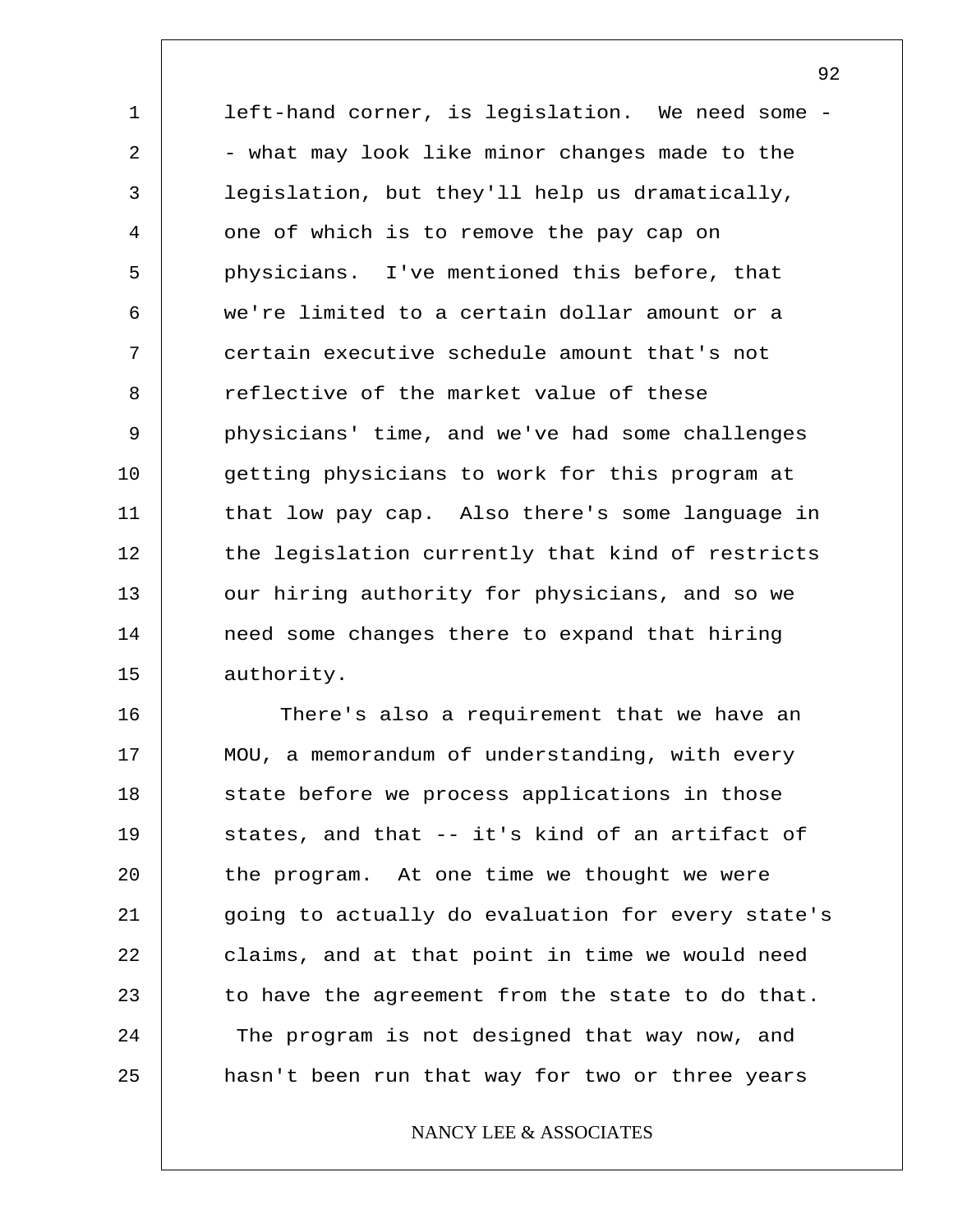left-hand corner, is legislation. We need some -- what may look like minor changes made to the legislation, but they'll help us dramatically, one of which is to remove the pay cap on physicians. I've mentioned this before, that we're limited to a certain dollar amount or a certain executive schedule amount that's not reflective of the market value of these physicians' time, and we've had some challenges getting physicians to work for this program at that low pay cap. Also there's some language in the legislation currently that kind of restricts our hiring authority for physicians, and so we need some changes there to expand that hiring authority.

There's also a requirement that we have an MOU, a memorandum of understanding, with every state before we process applications in those states, and that -- it's kind of an artifact of the program. At one time we thought we were going to actually do evaluation for every state's claims, and at that point in time we would need to have the agreement from the state to do that. The program is not designed that way now, and hasn't been run that way for two or three years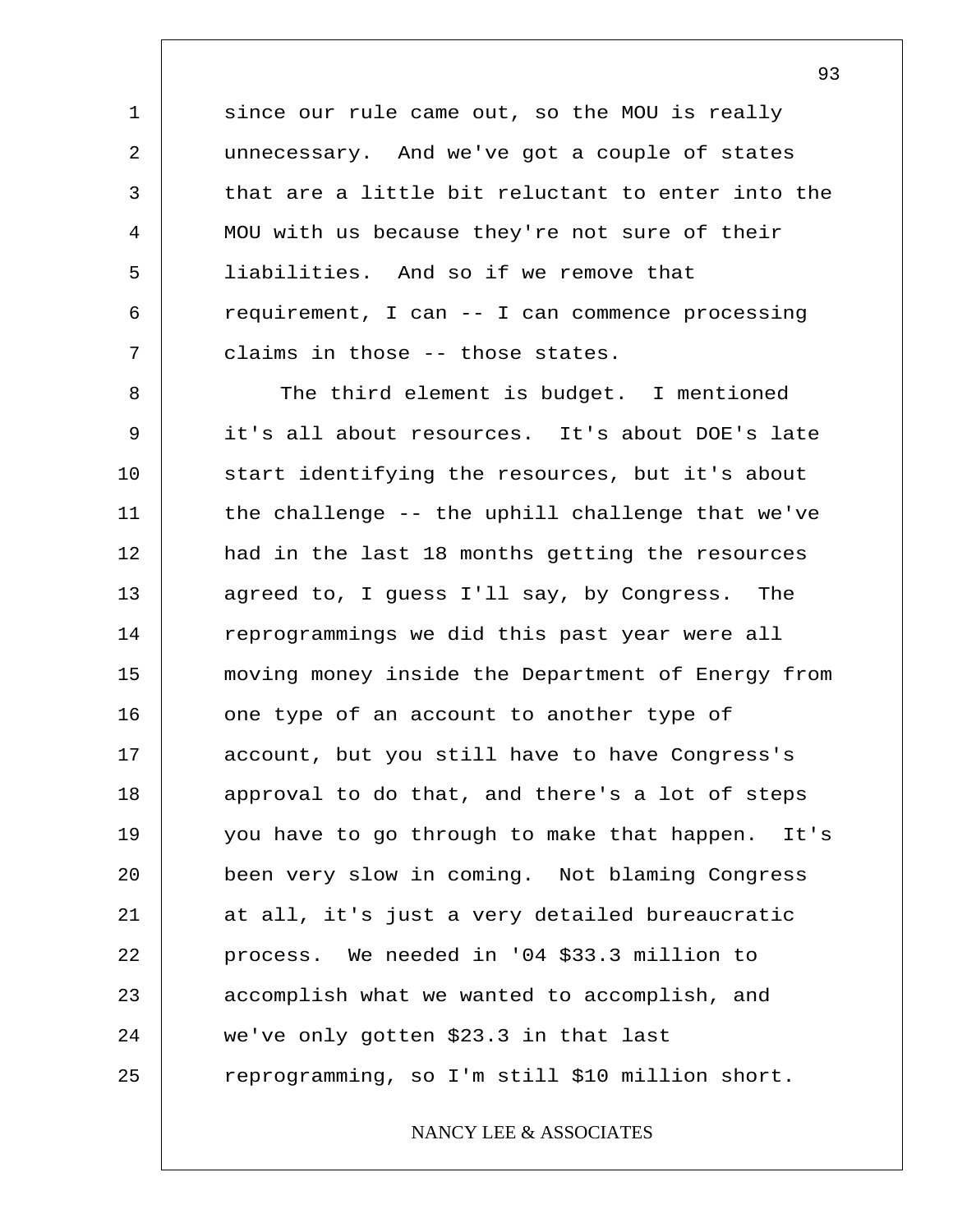since our rule came out, so the MOU is really unnecessary. And we've got a couple of states that are a little bit reluctant to enter into the MOU with us because they're not sure of their liabilities. And so if we remove that requirement, I can -- I can commence processing claims in those -- those states.

The third element is budget. I mentioned it's all about resources. It's about DOE's late start identifying the resources, but it's about the challenge -- the uphill challenge that we've had in the last 18 months getting the resources agreed to, I guess I'll say, by Congress. The reprogrammings we did this past year were all moving money inside the Department of Energy from one type of an account to another type of account, but you still have to have Congress's approval to do that, and there's a lot of steps you have to go through to make that happen. It's been very slow in coming. Not blaming Congress at all, it's just a very detailed bureaucratic process. We needed in '04 $33.3 million to accomplish what we wanted to accomplish, and we've only gotten $23.3 in that last reprogramming, so I'm still $10 million short.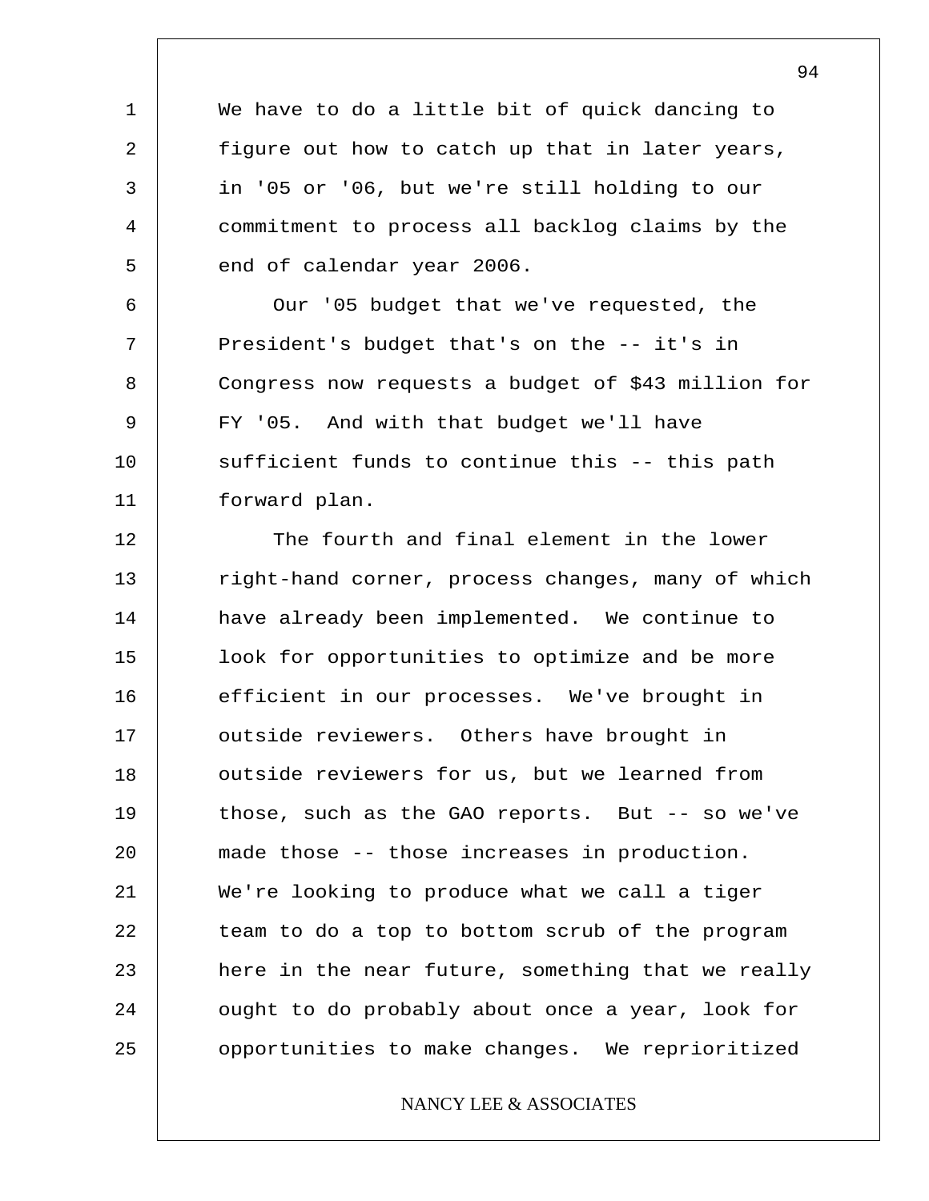We have to do a little bit of quick dancing to figure out how to catch up that in later years, in '05 or '06, but we're still holding to our commitment to process all backlog claims by the end of calendar year 2006.

Our '05 budget that we've requested, the President's budget that's on the -- it's in Congress now requests a budget of $43 million for FY '05. And with that budget we'll have sufficient funds to continue this -- this path forward plan.

The fourth and final element in the lower right-hand corner, process changes, many of which have already been implemented. We continue to look for opportunities to optimize and be more efficient in our processes. We've brought in outside reviewers. Others have brought in outside reviewers for us, but we learned from those, such as the GAO reports. But -- so we've made those -- those increases in production. We're looking to produce what we call a tiger team to do a top to bottom scrub of the program here in the near future, something that we really ought to do probably about once a year, look for opportunities to make changes. We reprioritized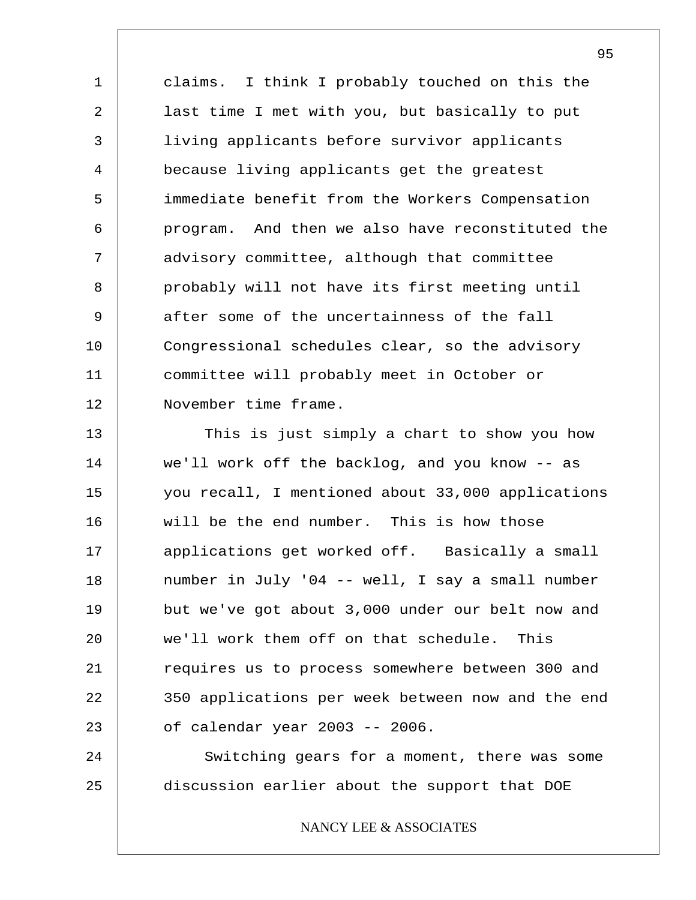claims. I think I probably touched on this the last time I met with you, but basically to put living applicants before survivor applicants because living applicants get the greatest immediate benefit from the Workers Compensation program. And then we also have reconstituted the advisory committee, although that committee probably will not have its first meeting until after some of the uncertainness of the fall Congressional schedules clear, so the advisory committee will probably meet in October or November time frame.

This is just simply a chart to show you how we'll work off the backlog, and you know -- as you recall, I mentioned about 33,000 applications will be the end number. This is how those applications get worked off. Basically a small number in July '04 -- well, I say a small number but we've got about 3,000 under our belt now and we'll work them off on that schedule. This requires us to process somewhere between 300 and 350 applications per week between now and the end of calendar year 2003 -- 2006.

Switching gears for a moment, there was some discussion earlier about the support that DOE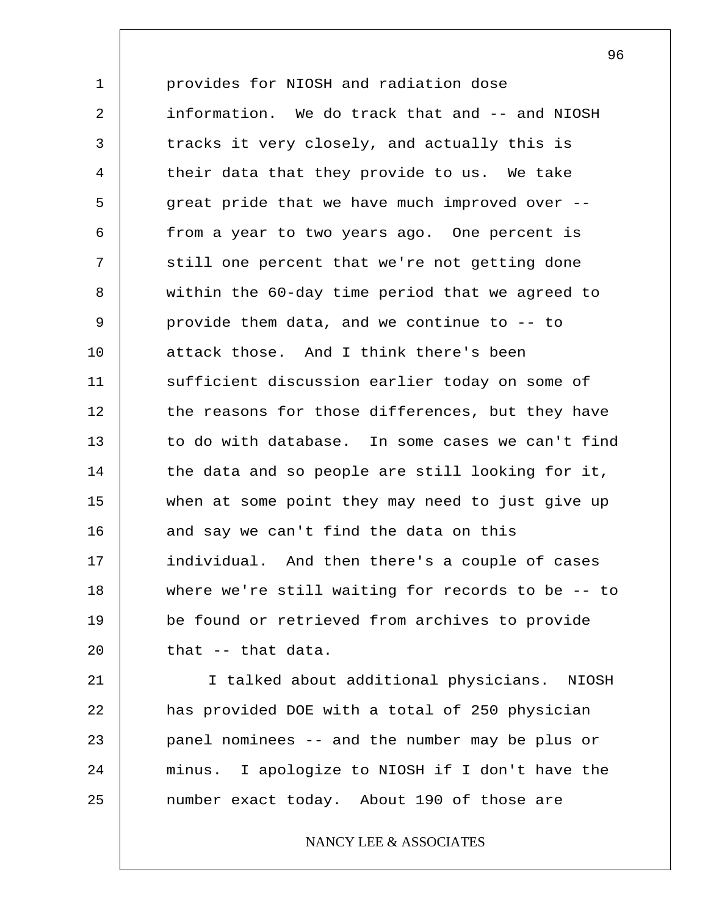provides for NIOSH and radiation dose information. We do track that and -- and NIOSH tracks it very closely, and actually this is their data that they provide to us. We take great pride that we have much improved over -- from a year to two years ago. One percent is still one percent that we're not getting done within the 60-day time period that we agreed to provide them data, and we continue to -- to attack those. And I think there's been sufficient discussion earlier today on some of the reasons for those differences, but they have to do with database. In some cases we can't find the data and so people are still looking for it, when at some point they may need to just give up and say we can't find the data on this individual. And then there's a couple of cases where we're still waiting for records to be -- to be found or retrieved from archives to provide that -- that data.

I talked about additional physicians. NIOSH has provided DOE with a total of 250 physician panel nominees -- and the number may be plus or minus. I apologize to NIOSH if I don't have the number exact today. About 190 of those are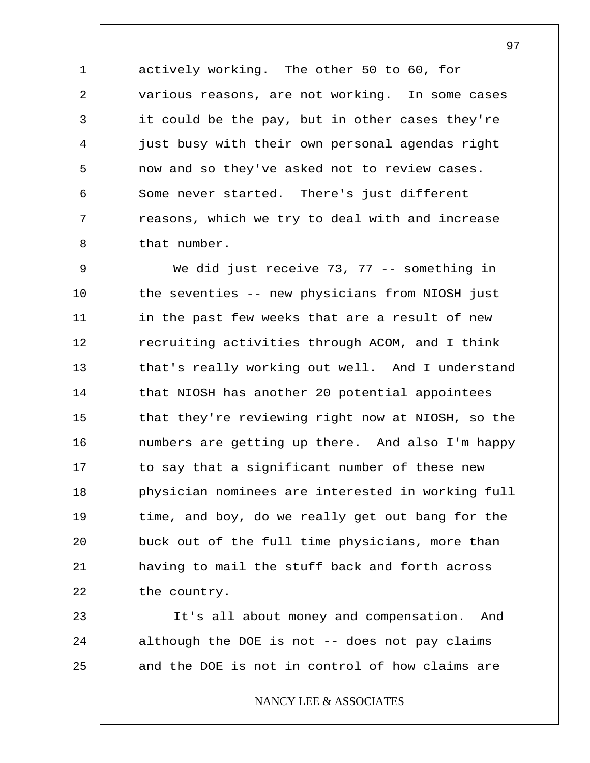actively working. The other 50 to 60, for various reasons, are not working. In some cases it could be the pay, but in other cases they're just busy with their own personal agendas right now and so they've asked not to review cases. Some never started. There's just different reasons, which we try to deal with and increase that number.

We did just receive 73, 77 -- something in the seventies -- new physicians from NIOSH just in the past few weeks that are a result of new recruiting activities through ACOM, and I think that's really working out well. And I understand that NIOSH has another 20 potential appointees that they're reviewing right now at NIOSH, so the numbers are getting up there. And also I'm happy to say that a significant number of these new physician nominees are interested in working full time, and boy, do we really get out bang for the buck out of the full time physicians, more than having to mail the stuff back and forth across the country.

It's all about money and compensation. And although the DOE is not -- does not pay claims and the DOE is not in control of how claims are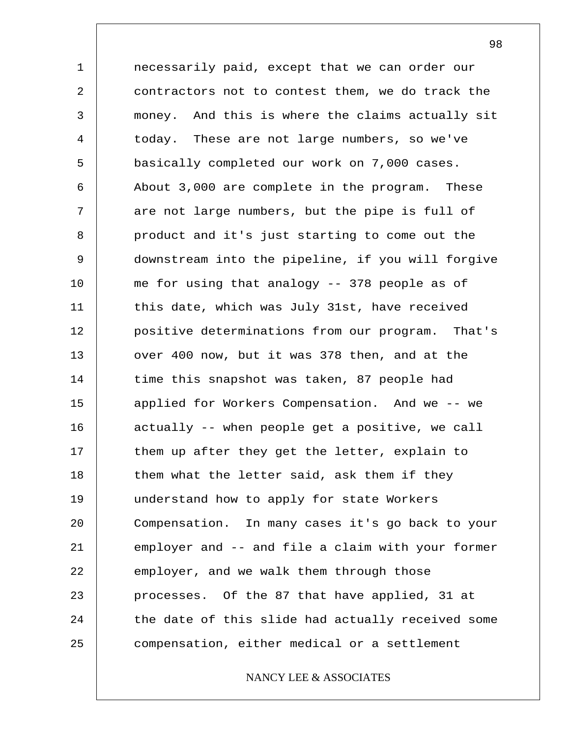necessarily paid, except that we can order our contractors not to contest them, we do track the money. And this is where the claims actually sit today. These are not large numbers, so we've basically completed our work on 7,000 cases. About 3,000 are complete in the program. These are not large numbers, but the pipe is full of product and it's just starting to come out the downstream into the pipeline, if you will forgive me for using that analogy -- 378 people as of this date, which was July 31st, have received positive determinations from our program. That's over 400 now, but it was 378 then, and at the time this snapshot was taken, 87 people had applied for Workers Compensation. And we -- we actually -- when people get a positive, we call them up after they get the letter, explain to them what the letter said, ask them if they understand how to apply for state Workers Compensation. In many cases it's go back to your employer and -- and file a claim with your former employer, and we walk them through those processes. Of the 87 that have applied, 31 at the date of this slide had actually received some compensation, either medical or a settlement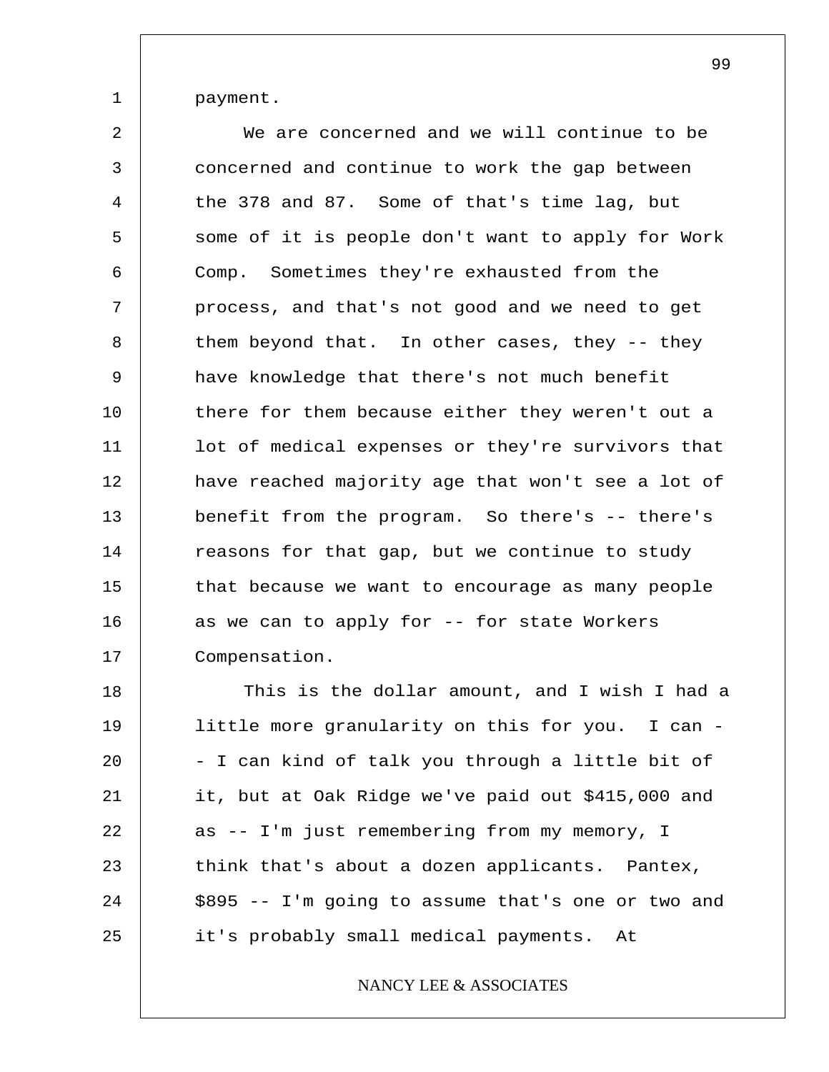payment.

We are concerned and we will continue to be concerned and continue to work the gap between the 378 and 87. Some of that's time lag, but some of it is people don't want to apply for Work Comp. Sometimes they're exhausted from the process, and that's not good and we need to get them beyond that. In other cases, they -- they have knowledge that there's not much benefit there for them because either they weren't out a lot of medical expenses or they're survivors that have reached majority age that won't see a lot of benefit from the program. So there's -- there's reasons for that gap, but we continue to study that because we want to encourage as many people as we can to apply for -- for state Workers Compensation.

This is the dollar amount, and I wish I had a little more granularity on this for you. I can -- I can kind of talk you through a little bit of it, but at Oak Ridge we've paid out $415,000 and as -- I'm just remembering from my memory, I think that's about a dozen applicants. Pantex, $895 -- I'm going to assume that's one or two and it's probably small medical payments. At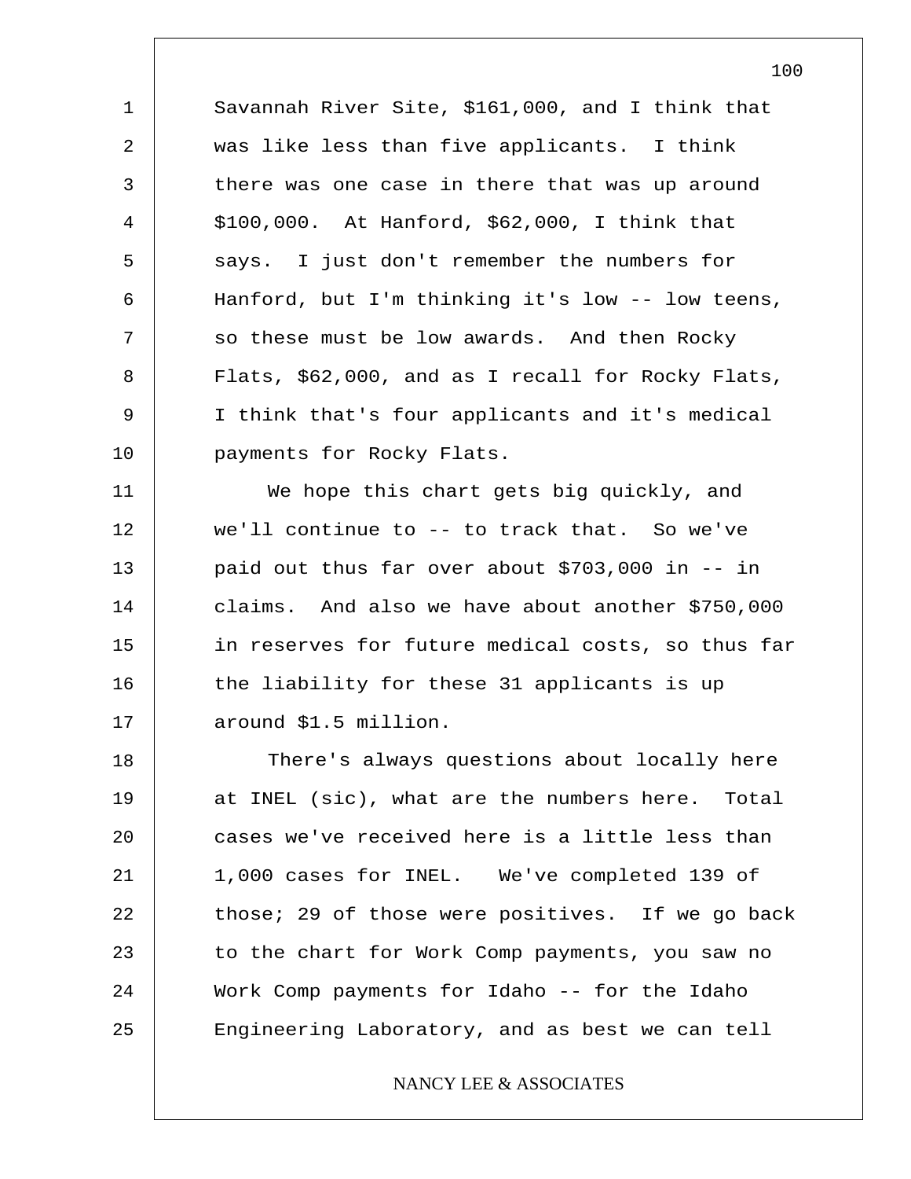Savannah River Site, $161,000, and I think that was like less than five applicants. I think there was one case in there that was up around $100,000. At Hanford, $62,000, I think that says. I just don't remember the numbers for Hanford, but I'm thinking it's low -- low teens, so these must be low awards. And then Rocky Flats, $62,000, and as I recall for Rocky Flats, I think that's four applicants and it's medical payments for Rocky Flats.

We hope this chart gets big quickly, and we'll continue to -- to track that. So we've paid out thus far over about $703,000 in -- in claims. And also we have about another $750,000 in reserves for future medical costs, so thus far the liability for these 31 applicants is up around $1.5 million.

There's always questions about locally here at INEL (sic), what are the numbers here. Total cases we've received here is a little less than 1,000 cases for INEL. We've completed 139 of those; 29 of those were positives. If we go back to the chart for Work Comp payments, you saw no Work Comp payments for Idaho -- for the Idaho Engineering Laboratory, and as best we can tell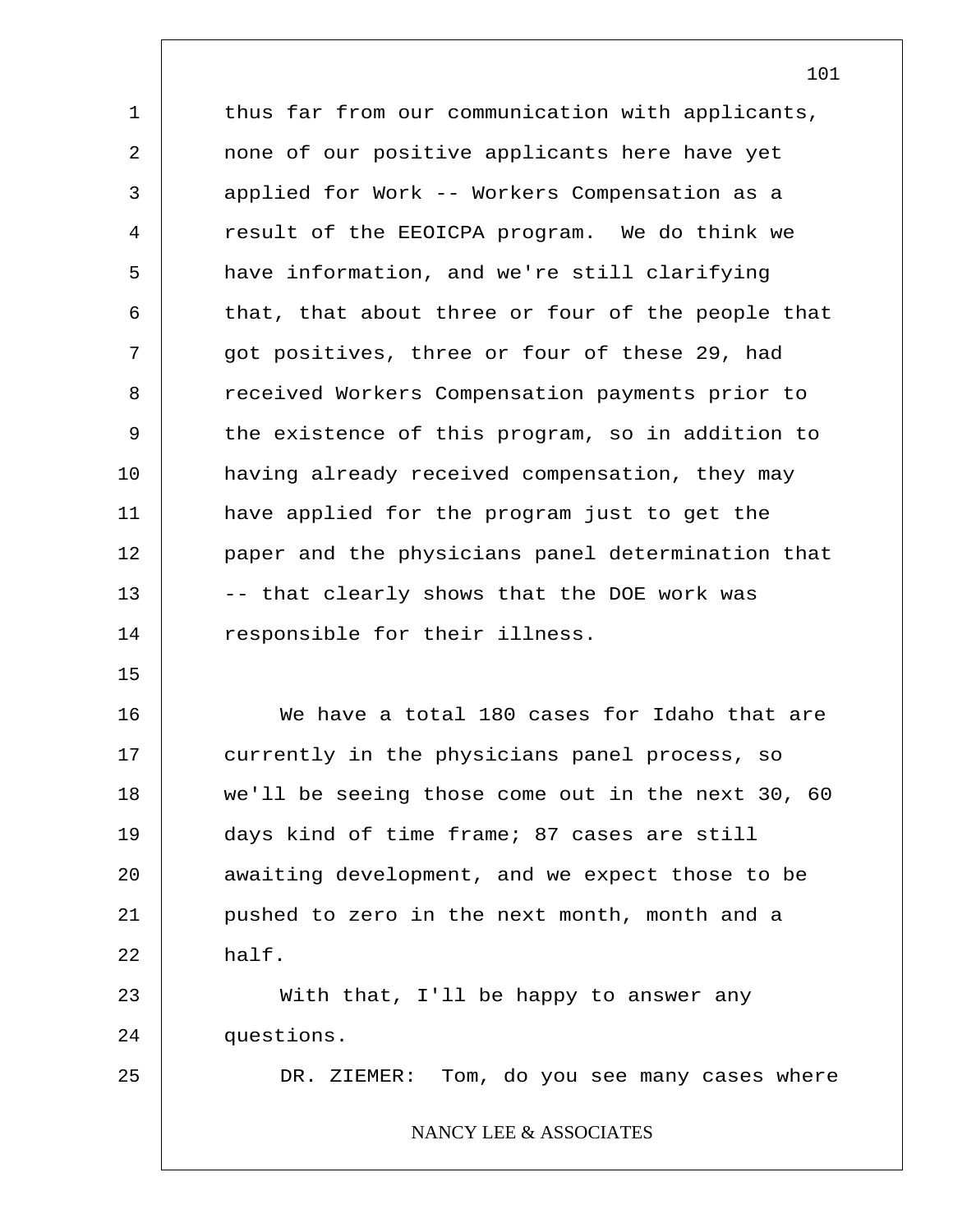thus far from our communication with applicants, none of our positive applicants here have yet applied for Work -- Workers Compensation as a result of the EEOICPA program. We do think we have information, and we're still clarifying that, that about three or four of the people that got positives, three or four of these 29, had received Workers Compensation payments prior to the existence of this program, so in addition to having already received compensation, they may have applied for the program just to get the paper and the physicians panel determination that -- that clearly shows that the DOE work was responsible for their illness.

We have a total 180 cases for Idaho that are currently in the physicians panel process, so we'll be seeing those come out in the next 30, 60 days kind of time frame; 87 cases are still awaiting development, and we expect those to be pushed to zero in the next month, month and a half.

With that, I'll be happy to answer any questions.

DR. ZIEMER: Tom, do you see many cases where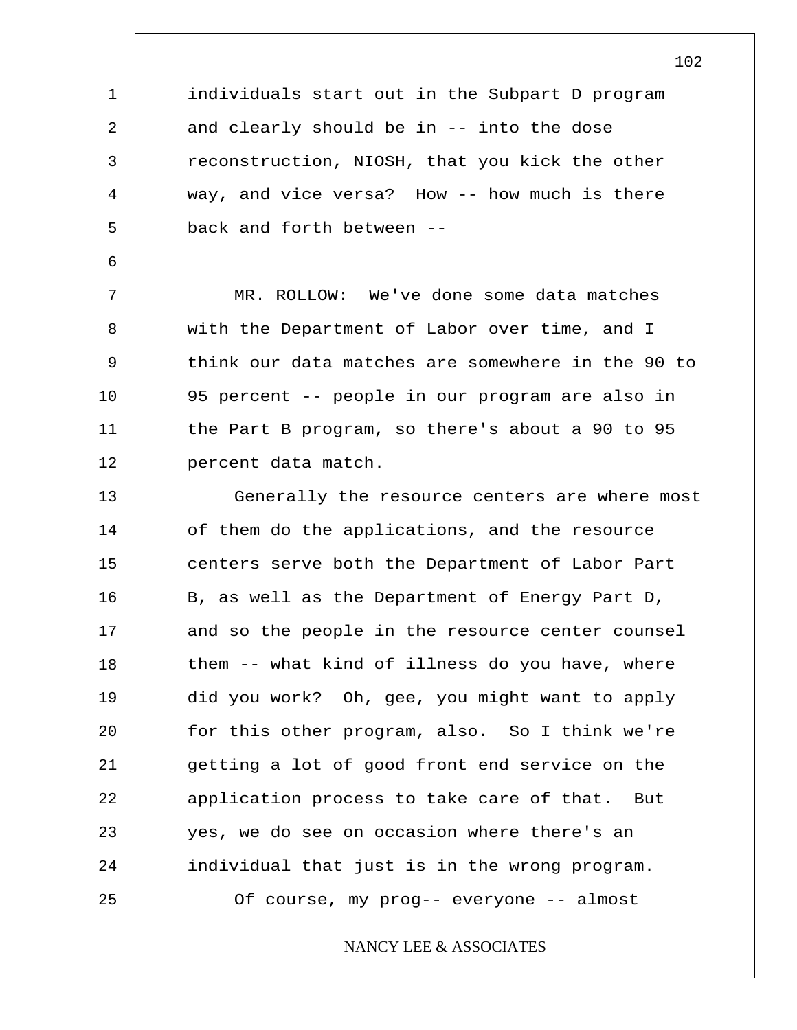individuals start out in the Subpart D program and clearly should be in -- into the dose reconstruction, NIOSH, that you kick the other way, and vice versa? How -- how much is there back and forth between --

MR. ROLLOW: We've done some data matches with the Department of Labor over time, and I think our data matches are somewhere in the 90 to 95 percent -- people in our program are also in the Part B program, so there's about a 90 to 95 percent data match.

Generally the resource centers are where most of them do the applications, and the resource centers serve both the Department of Labor Part B, as well as the Department of Energy Part D, and so the people in the resource center counsel them -- what kind of illness do you have, where did you work? Oh, gee, you might want to apply for this other program, also. So I think we're getting a lot of good front end service on the application process to take care of that. But yes, we do see on occasion where there's an individual that just is in the wrong program.

Of course, my prog-- everyone -- almost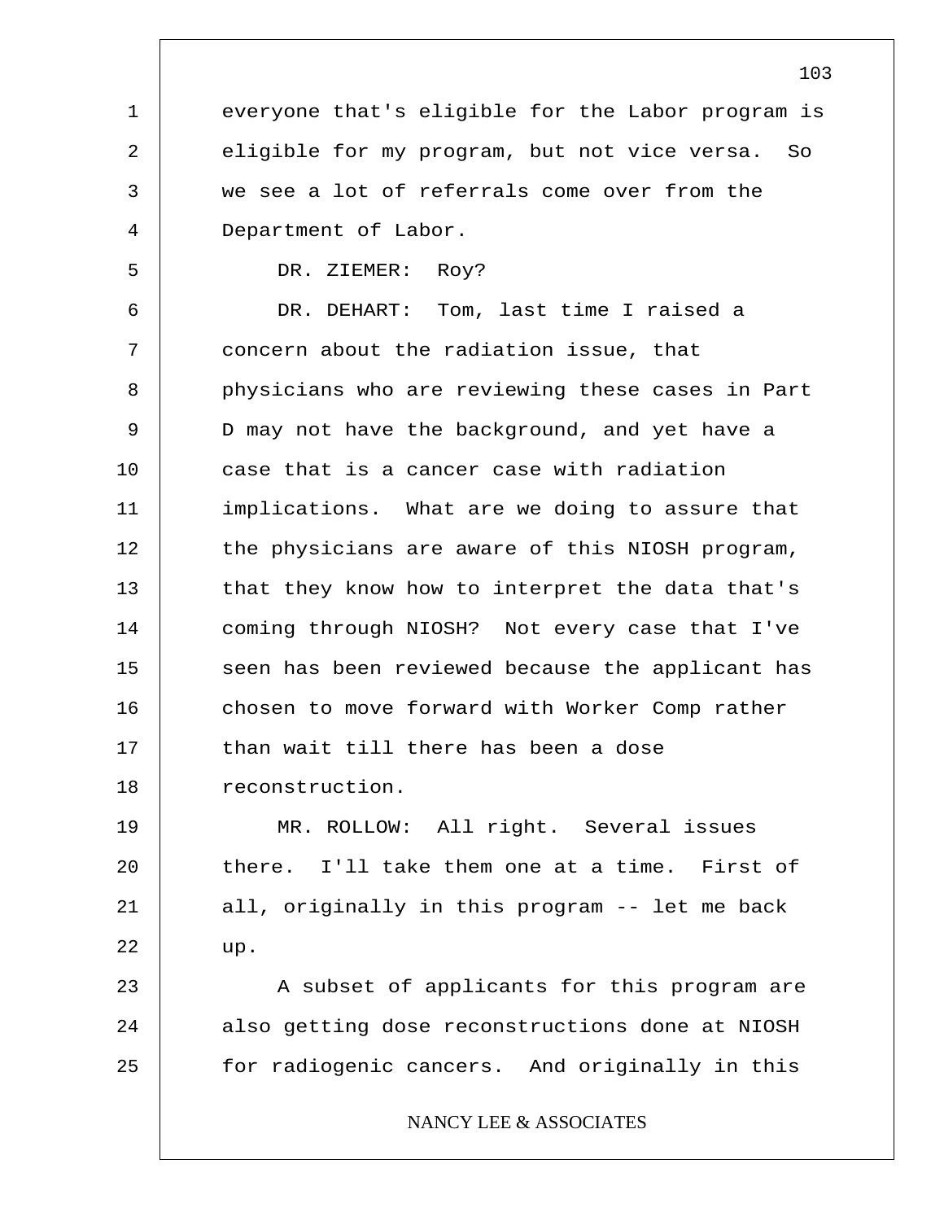everyone that's eligible for the Labor program is eligible for my program, but not vice versa. So we see a lot of referrals come over from the Department of Labor.

DR. ZIEMER: Roy?

DR. DEHART: Tom, last time I raised a concern about the radiation issue, that physicians who are reviewing these cases in Part D may not have the background, and yet have a case that is a cancer case with radiation implications. What are we doing to assure that the physicians are aware of this NIOSH program, that they know how to interpret the data that's coming through NIOSH? Not every case that I've seen has been reviewed because the applicant has chosen to move forward with Worker Comp rather than wait till there has been a dose reconstruction.

MR. ROLLOW: All right. Several issues there. I'll take them one at a time. First of all, originally in this program -- let me back up.

A subset of applicants for this program are also getting dose reconstructions done at NIOSH for radiogenic cancers. And originally in this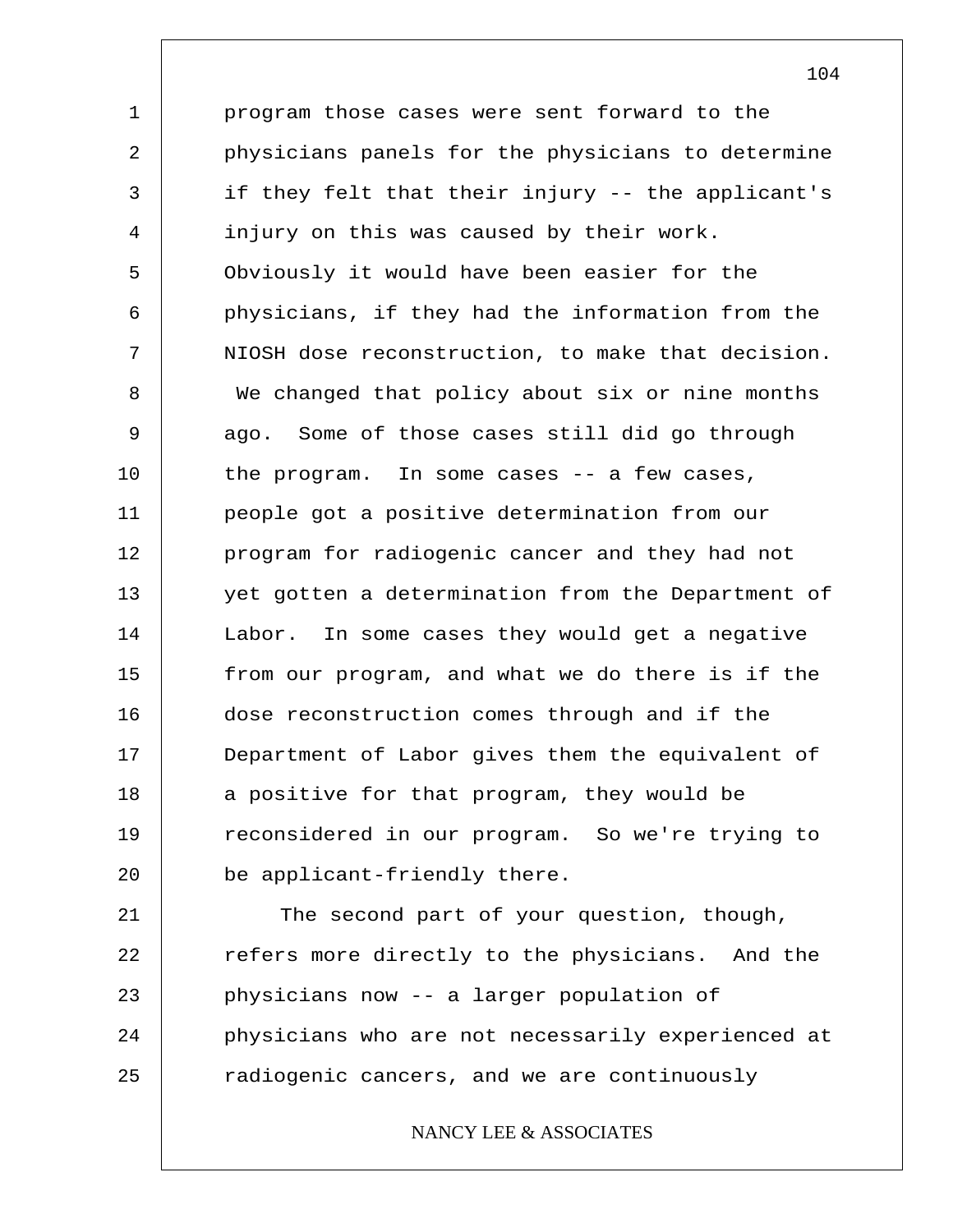program those cases were sent forward to the physicians panels for the physicians to determine if they felt that their injury -- the applicant's injury on this was caused by their work. Obviously it would have been easier for the physicians, if they had the information from the NIOSH dose reconstruction, to make that decision. We changed that policy about six or nine months ago. Some of those cases still did go through the program. In some cases -- a few cases, people got a positive determination from our program for radiogenic cancer and they had not yet gotten a determination from the Department of Labor. In some cases they would get a negative from our program, and what we do there is if the dose reconstruction comes through and if the Department of Labor gives them the equivalent of a positive for that program, they would be reconsidered in our program. So we're trying to be applicant-friendly there.

The second part of your question, though, refers more directly to the physicians. And the physicians now -- a larger population of physicians who are not necessarily experienced at radiogenic cancers, and we are continuously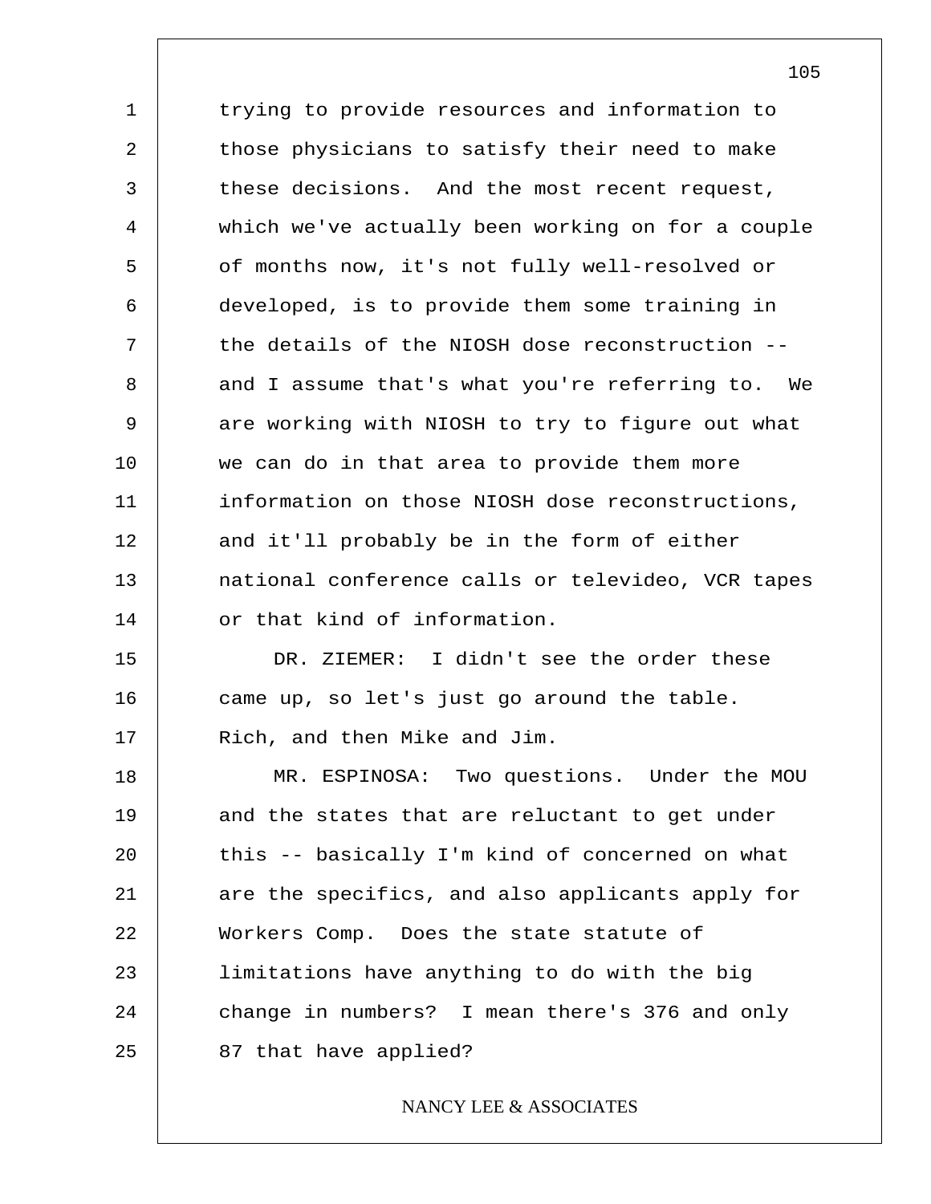trying to provide resources and information to those physicians to satisfy their need to make these decisions. And the most recent request, which we've actually been working on for a couple of months now, it's not fully well-resolved or developed, is to provide them some training in the details of the NIOSH dose reconstruction -- and I assume that's what you're referring to. We are working with NIOSH to try to figure out what we can do in that area to provide them more information on those NIOSH dose reconstructions, and it'll probably be in the form of either national conference calls or televideo, VCR tapes or that kind of information.

DR. ZIEMER: I didn't see the order these came up, so let's just go around the table. Rich, and then Mike and Jim.

MR. ESPINOSA: Two questions. Under the MOU and the states that are reluctant to get under this -- basically I'm kind of concerned on what are the specifics, and also applicants apply for Workers Comp. Does the state statute of limitations have anything to do with the big change in numbers? I mean there's 376 and only 87 that have applied?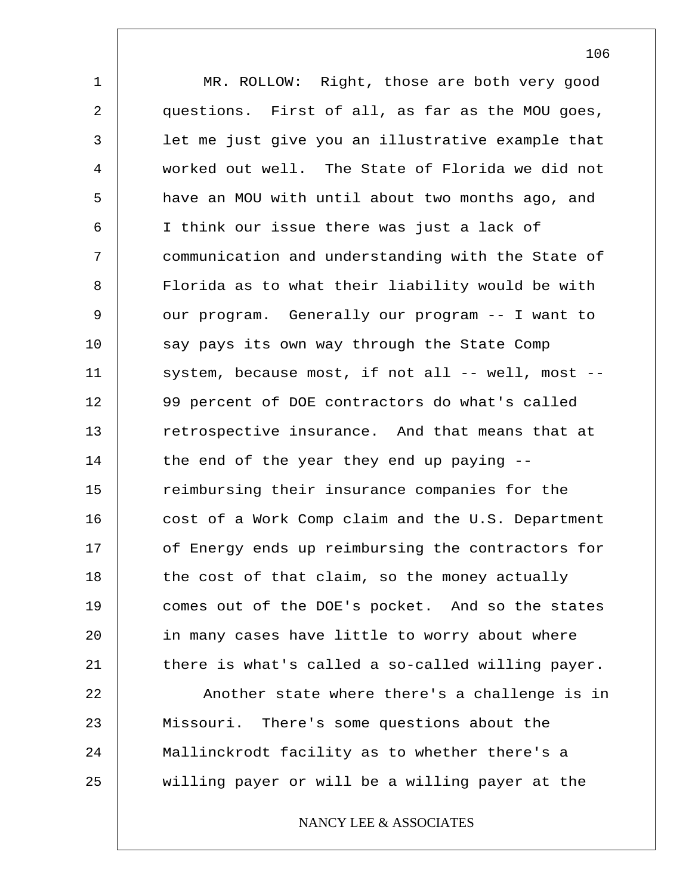MR. ROLLOW: Right, those are both very good questions. First of all, as far as the MOU goes, let me just give you an illustrative example that worked out well. The State of Florida we did not have an MOU with until about two months ago, and I think our issue there was just a lack of communication and understanding with the State of Florida as to what their liability would be with our program. Generally our program -- I want to say pays its own way through the State Comp system, because most, if not all -- well, most -- 99 percent of DOE contractors do what's called retrospective insurance. And that means that at the end of the year they end up paying -- reimbursing their insurance companies for the cost of a Work Comp claim and the U.S. Department of Energy ends up reimbursing the contractors for the cost of that claim, so the money actually comes out of the DOE's pocket. And so the states in many cases have little to worry about where there is what's called a so-called willing payer.

Another state where there's a challenge is in Missouri. There's some questions about the Mallinckrodt facility as to whether there's a willing payer or will be a willing payer at the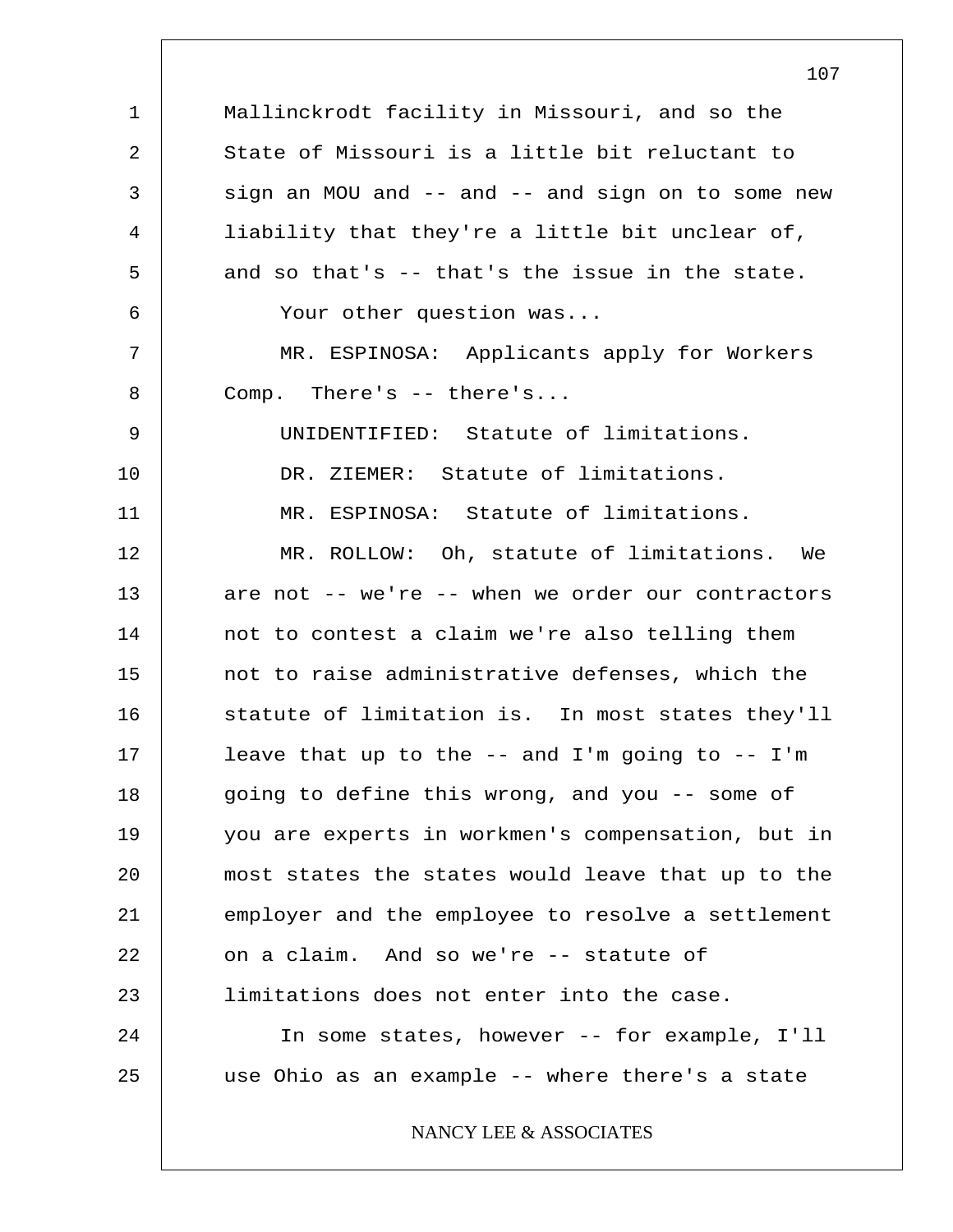Mallinckrodt facility in Missouri, and so the State of Missouri is a little bit reluctant to sign an MOU and -- and -- and sign on to some new liability that they're a little bit unclear of, and so that's -- that's the issue in the state.

Your other question was...

MR. ESPINOSA: Applicants apply for Workers Comp. There's -- there's...

UNIDENTIFIED: Statute of limitations.

DR. ZIEMER: Statute of limitations.

MR. ESPINOSA: Statute of limitations.

MR. ROLLOW: Oh, statute of limitations. We are not -- we're -- when we order our contractors not to contest a claim we're also telling them not to raise administrative defenses, which the statute of limitation is. In most states they'll leave that up to the -- and I'm going to -- I'm going to define this wrong, and you -- some of you are experts in workmen's compensation, but in most states the states would leave that up to the employer and the employee to resolve a settlement on a claim. And so we're -- statute of limitations does not enter into the case.

In some states, however -- for example, I'll use Ohio as an example -- where there's a state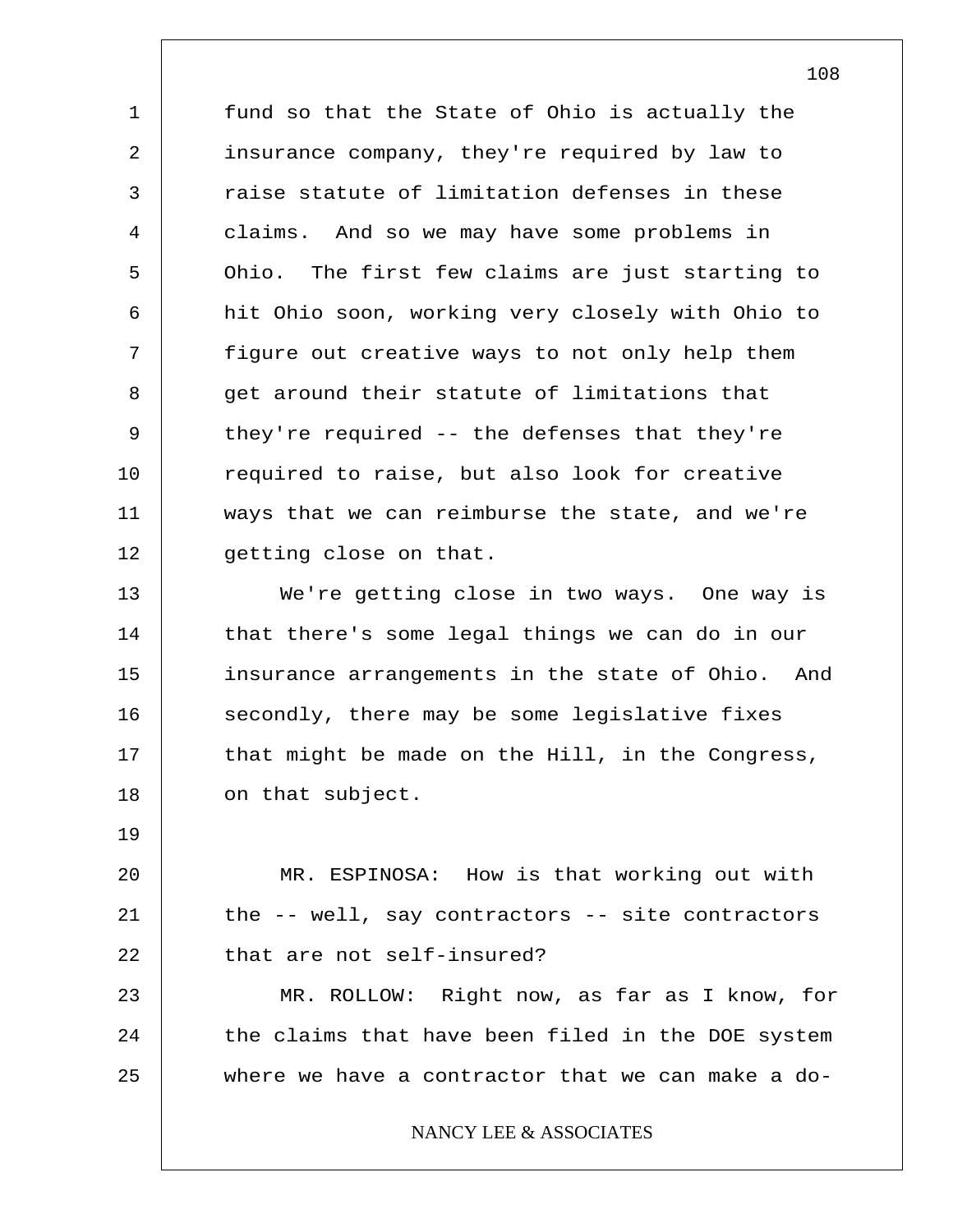fund so that the State of Ohio is actually the insurance company, they're required by law to raise statute of limitation defenses in these claims. And so we may have some problems in Ohio. The first few claims are just starting to hit Ohio soon, working very closely with Ohio to figure out creative ways to not only help them get around their statute of limitations that they're required -- the defenses that they're required to raise, but also look for creative ways that we can reimburse the state, and we're getting close on that.

We're getting close in two ways. One way is that there's some legal things we can do in our insurance arrangements in the state of Ohio. And secondly, there may be some legislative fixes that might be made on the Hill, in the Congress, on that subject.

MR. ESPINOSA: How is that working out with the -- well, say contractors -- site contractors that are not self-insured?

MR. ROLLOW: Right now, as far as I know, for the claims that have been filed in the DOE system where we have a contractor that we can make a do-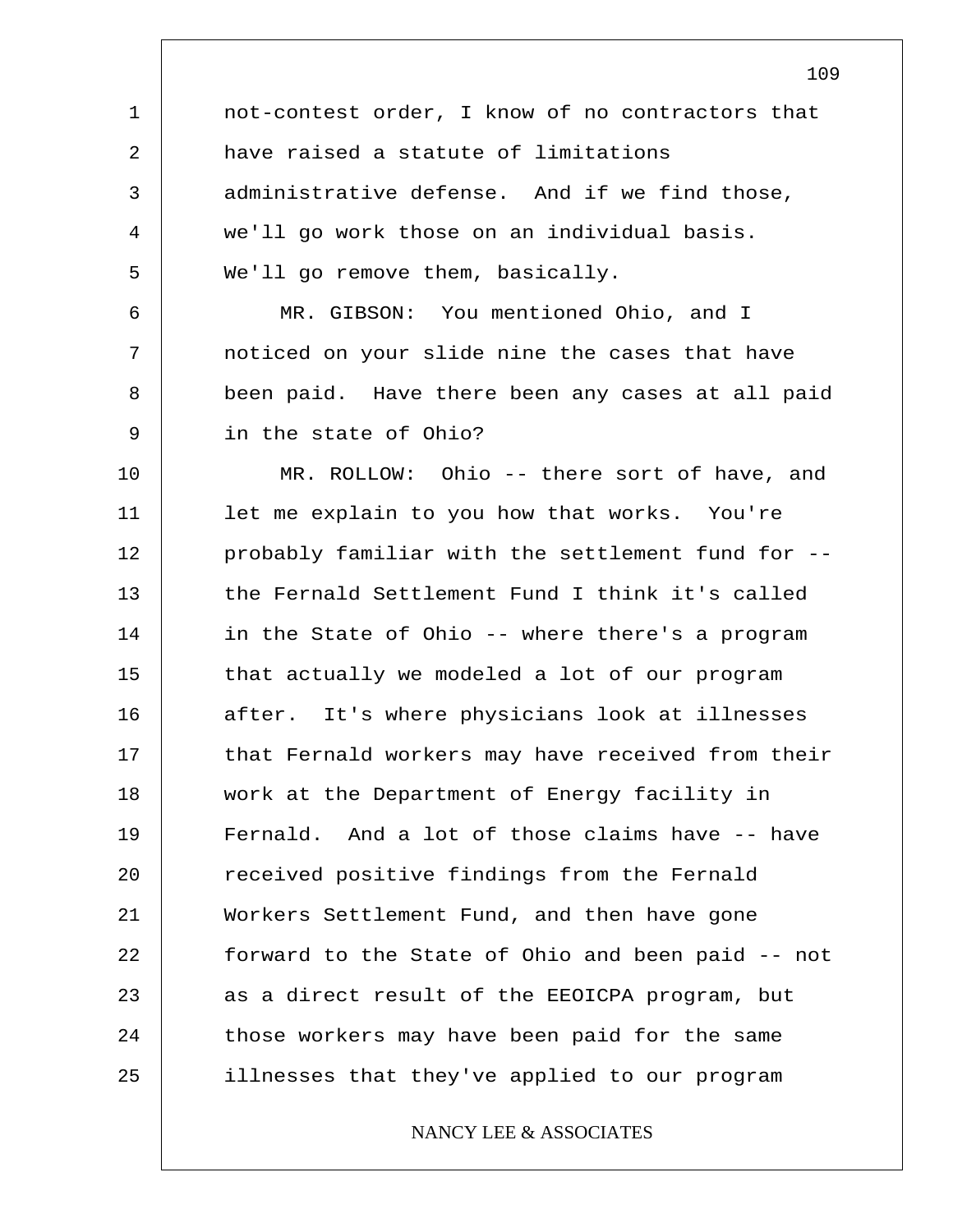not-contest order, I know of no contractors that have raised a statute of limitations administrative defense. And if we find those, we'll go work those on an individual basis. We'll go remove them, basically.

MR. GIBSON: You mentioned Ohio, and I noticed on your slide nine the cases that have been paid. Have there been any cases at all paid in the state of Ohio?

MR. ROLLOW: Ohio -- there sort of have, and let me explain to you how that works. You're probably familiar with the settlement fund for -- the Fernald Settlement Fund I think it's called in the State of Ohio -- where there's a program that actually we modeled a lot of our program after. It's where physicians look at illnesses that Fernald workers may have received from their work at the Department of Energy facility in Fernald. And a lot of those claims have -- have received positive findings from the Fernald Workers Settlement Fund, and then have gone forward to the State of Ohio and been paid -- not as a direct result of the EEOICPA program, but those workers may have been paid for the same illnesses that they've applied to our program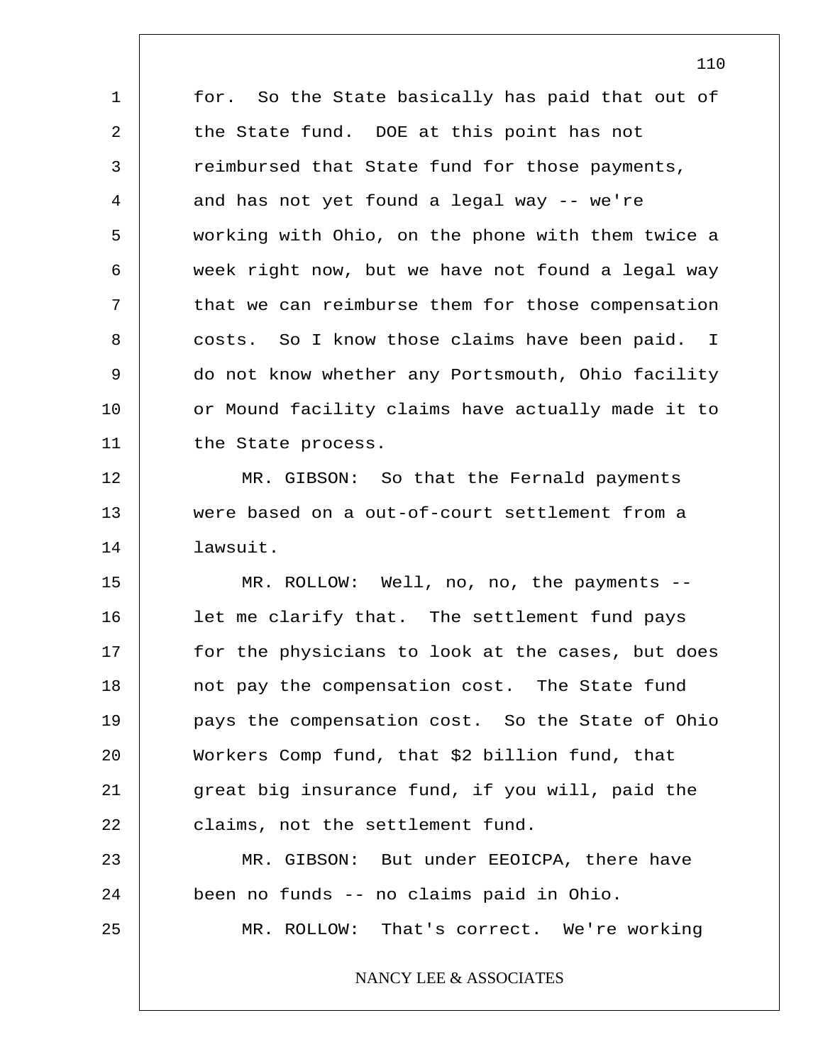for. So the State basically has paid that out of the State fund. DOE at this point has not reimbursed that State fund for those payments, and has not yet found a legal way -- we're working with Ohio, on the phone with them twice a week right now, but we have not found a legal way that we can reimburse them for those compensation costs. So I know those claims have been paid. I do not know whether any Portsmouth, Ohio facility or Mound facility claims have actually made it to the State process.

MR. GIBSON: So that the Fernald payments were based on a out-of-court settlement from a lawsuit.

MR. ROLLOW: Well, no, no, the payments -- let me clarify that. The settlement fund pays for the physicians to look at the cases, but does not pay the compensation cost. The State fund pays the compensation cost. So the State of Ohio Workers Comp fund, that $2 billion fund, that great big insurance fund, if you will, paid the claims, not the settlement fund.

MR. GIBSON: But under EEOICPA, there have been no funds -- no claims paid in Ohio.

MR. ROLLOW: That's correct. We're working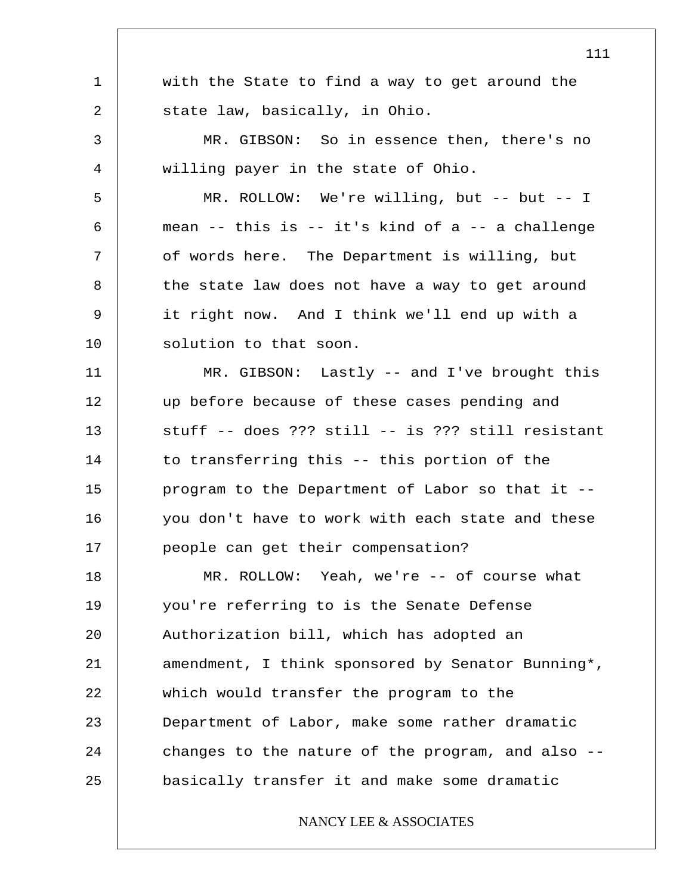with the State to find a way to get around the state law, basically, in Ohio.

MR. GIBSON: So in essence then, there's no willing payer in the state of Ohio.

MR. ROLLOW: We're willing, but -- but -- I mean -- this is -- it's kind of a -- a challenge of words here. The Department is willing, but the state law does not have a way to get around it right now. And I think we'll end up with a solution to that soon.

MR. GIBSON: Lastly -- and I've brought this up before because of these cases pending and stuff -- does ??? still -- is ??? still resistant to transferring this -- this portion of the program to the Department of Labor so that it -- you don't have to work with each state and these people can get their compensation?

MR. ROLLOW: Yeah, we're -- of course what you're referring to is the Senate Defense Authorization bill, which has adopted an amendment, I think sponsored by Senator Bunning*, which would transfer the program to the Department of Labor, make some rather dramatic changes to the nature of the program, and also -- basically transfer it and make some dramatic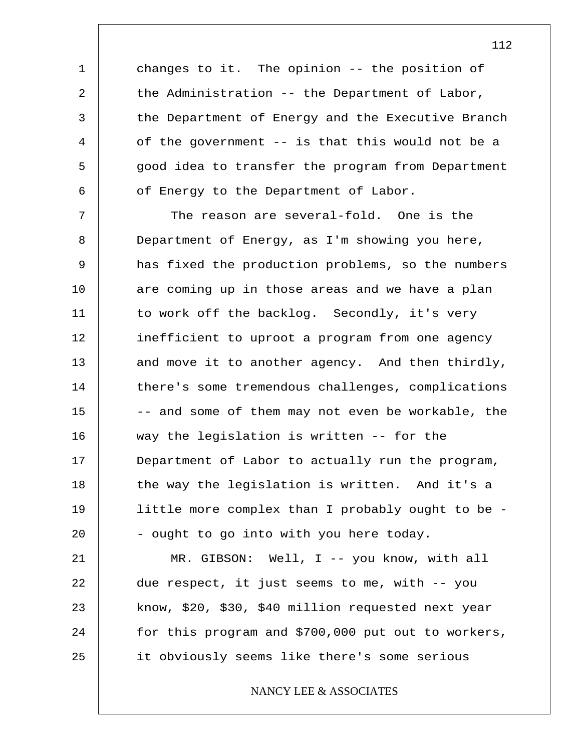changes to it. The opinion -- the position of the Administration -- the Department of Labor, the Department of Energy and the Executive Branch of the government -- is that this would not be a good idea to transfer the program from Department of Energy to the Department of Labor.

The reason are several-fold. One is the Department of Energy, as I'm showing you here, has fixed the production problems, so the numbers are coming up in those areas and we have a plan to work off the backlog. Secondly, it's very inefficient to uproot a program from one agency and move it to another agency. And then thirdly, there's some tremendous challenges, complications -- and some of them may not even be workable, the way the legislation is written -- for the Department of Labor to actually run the program, the way the legislation is written. And it's a little more complex than I probably ought to be -- ought to go into with you here today.

MR. GIBSON: Well, I -- you know, with all due respect, it just seems to me, with -- you know, $20, $30, $40 million requested next year for this program and $700,000 put out to workers, it obviously seems like there's some serious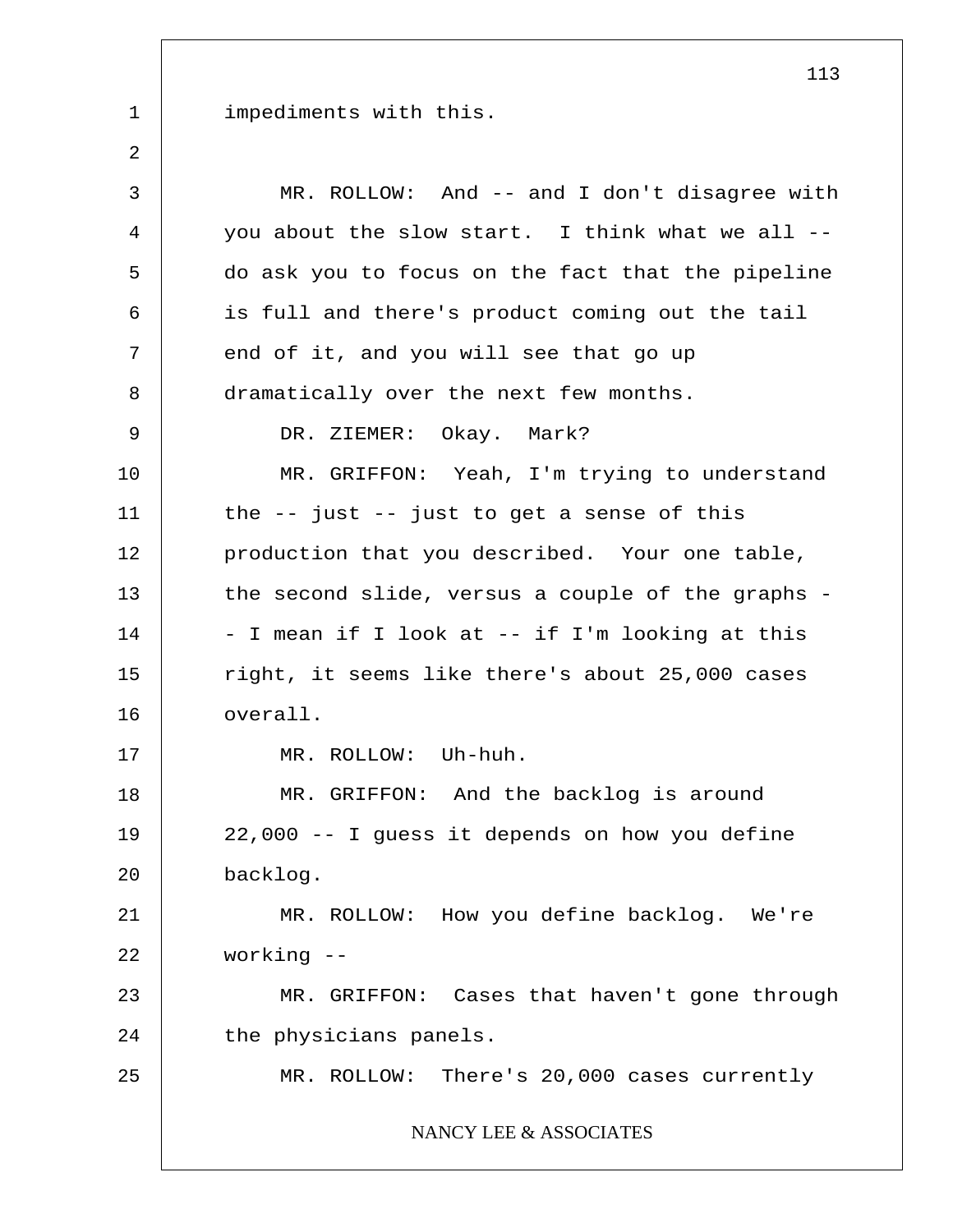impediments with this.

MR. ROLLOW: And -- and I don't disagree with you about the slow start. I think what we all -- do ask you to focus on the fact that the pipeline is full and there's product coming out the tail end of it, and you will see that go up dramatically over the next few months.

DR. ZIEMER: Okay. Mark?

MR. GRIFFON: Yeah, I'm trying to understand the -- just -- just to get a sense of this production that you described. Your one table, the second slide, versus a couple of the graphs -- I mean if I look at -- if I'm looking at this right, it seems like there's about 25,000 cases overall.

MR. ROLLOW: Uh-huh.

MR. GRIFFON: And the backlog is around 22,000 -- I guess it depends on how you define backlog.

MR. ROLLOW: How you define backlog. We're working --

MR. GRIFFON: Cases that haven't gone through the physicians panels.

MR. ROLLOW: There's 20,000 cases currently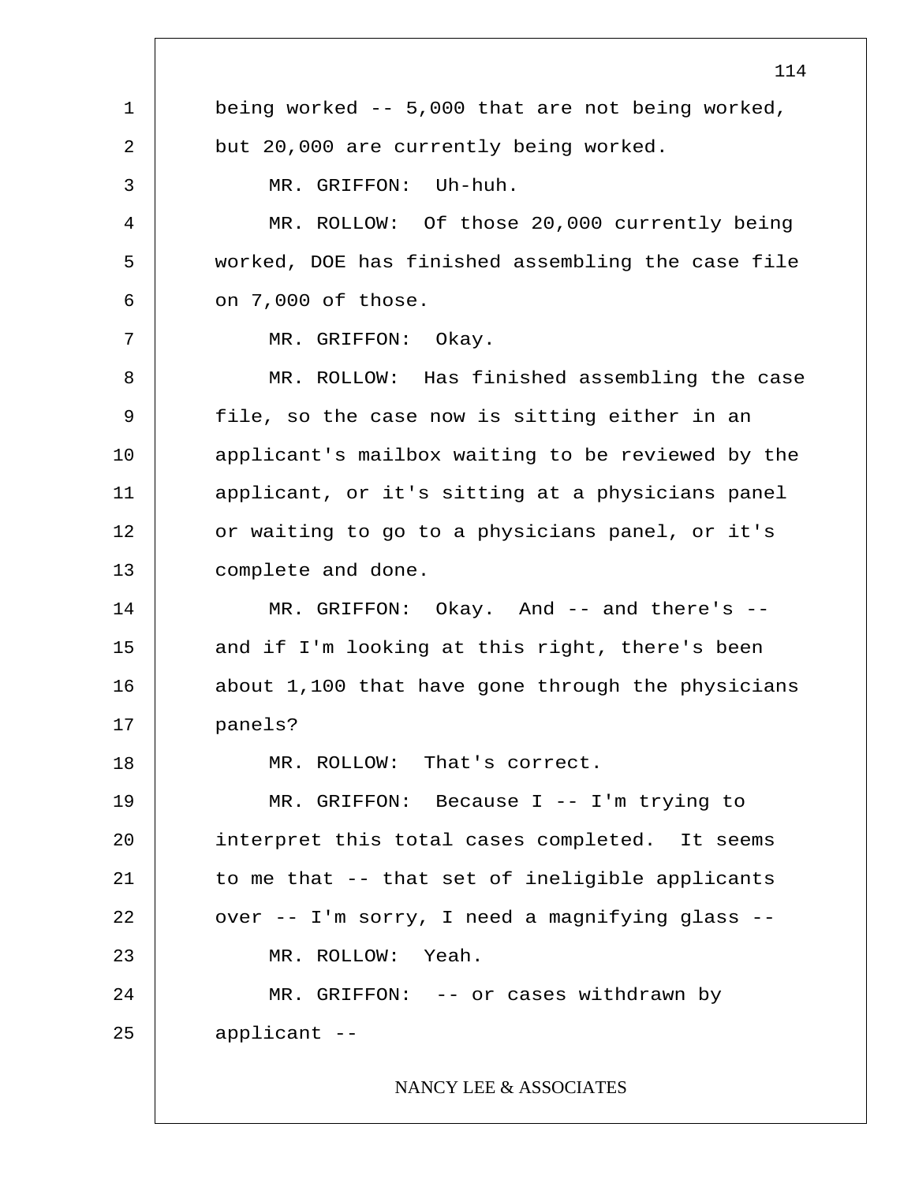being worked -- 5,000 that are not being worked, but 20,000 are currently being worked.

MR. GRIFFON: Uh-huh.

MR. ROLLOW: Of those 20,000 currently being worked, DOE has finished assembling the case file on 7,000 of those.

MR. GRIFFON: Okay.

MR. ROLLOW: Has finished assembling the case file, so the case now is sitting either in an applicant's mailbox waiting to be reviewed by the applicant, or it's sitting at a physicians panel or waiting to go to a physicians panel, or it's complete and done.

MR. GRIFFON: Okay. And -- and there's -- and if I'm looking at this right, there's been about 1,100 that have gone through the physicians panels?

MR. ROLLOW: That's correct.

MR. GRIFFON: Because I -- I'm trying to interpret this total cases completed. It seems to me that -- that set of ineligible applicants over -- I'm sorry, I need a magnifying glass --

MR. ROLLOW: Yeah.

MR. GRIFFON: -- or cases withdrawn by applicant --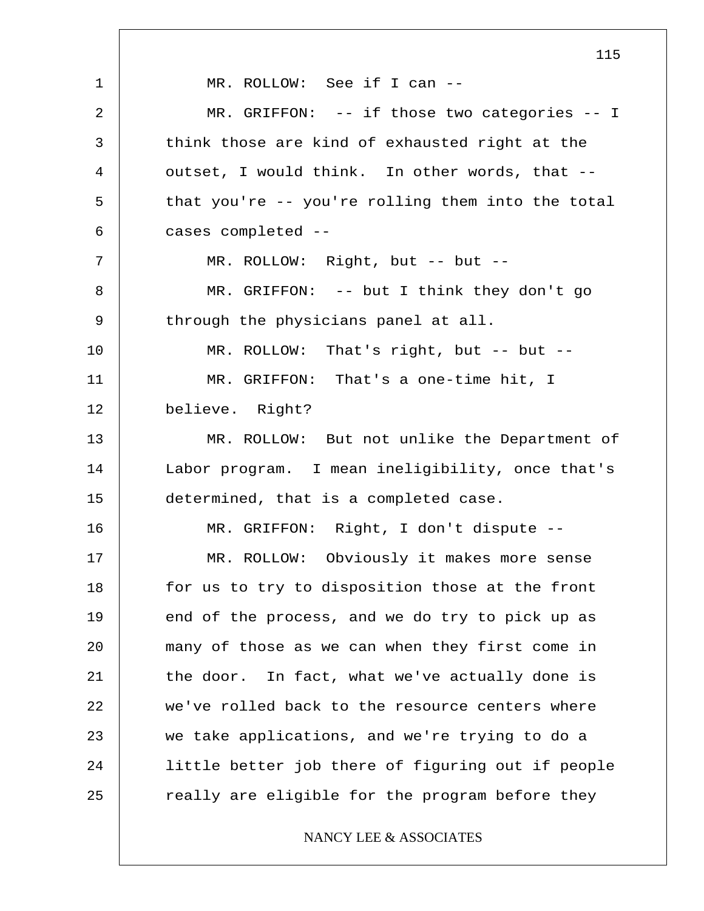MR. ROLLOW: See if I can --

MR. GRIFFON: -- if those two categories -- I think those are kind of exhausted right at the outset, I would think. In other words, that -- that you're -- you're rolling them into the total cases completed --

MR. ROLLOW: Right, but -- but --

MR. GRIFFON: -- but I think they don't go through the physicians panel at all.

MR. ROLLOW: That's right, but -- but --

MR. GRIFFON: That's a one-time hit, I believe. Right?

MR. ROLLOW: But not unlike the Department of Labor program. I mean ineligibility, once that's determined, that is a completed case.

MR. GRIFFON: Right, I don't dispute --

MR. ROLLOW: Obviously it makes more sense for us to try to disposition those at the front end of the process, and we do try to pick up as many of those as we can when they first come in the door. In fact, what we've actually done is we've rolled back to the resource centers where we take applications, and we're trying to do a little better job there of figuring out if people really are eligible for the program before they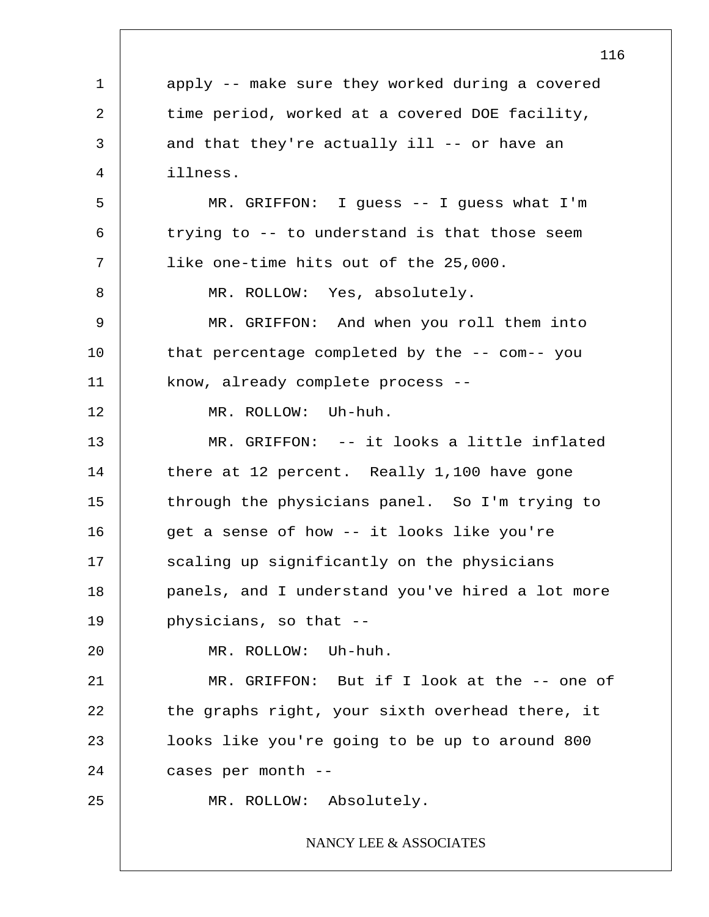apply -- make sure they worked during a covered time period, worked at a covered DOE facility, and that they're actually ill -- or have an illness.

MR. GRIFFON: I guess -- I guess what I'm trying to -- to understand is that those seem like one-time hits out of the 25,000.

MR. ROLLOW: Yes, absolutely.

MR. GRIFFON: And when you roll them into that percentage completed by the -- com-- you know, already complete process --

MR. ROLLOW: Uh-huh.

MR. GRIFFON: -- it looks a little inflated there at 12 percent. Really 1,100 have gone through the physicians panel. So I'm trying to get a sense of how -- it looks like you're scaling up significantly on the physicians panels, and I understand you've hired a lot more physicians, so that --

MR. ROLLOW: Uh-huh.

MR. GRIFFON: But if I look at the -- one of the graphs right, your sixth overhead there, it looks like you're going to be up to around 800 cases per month --

MR. ROLLOW: Absolutely.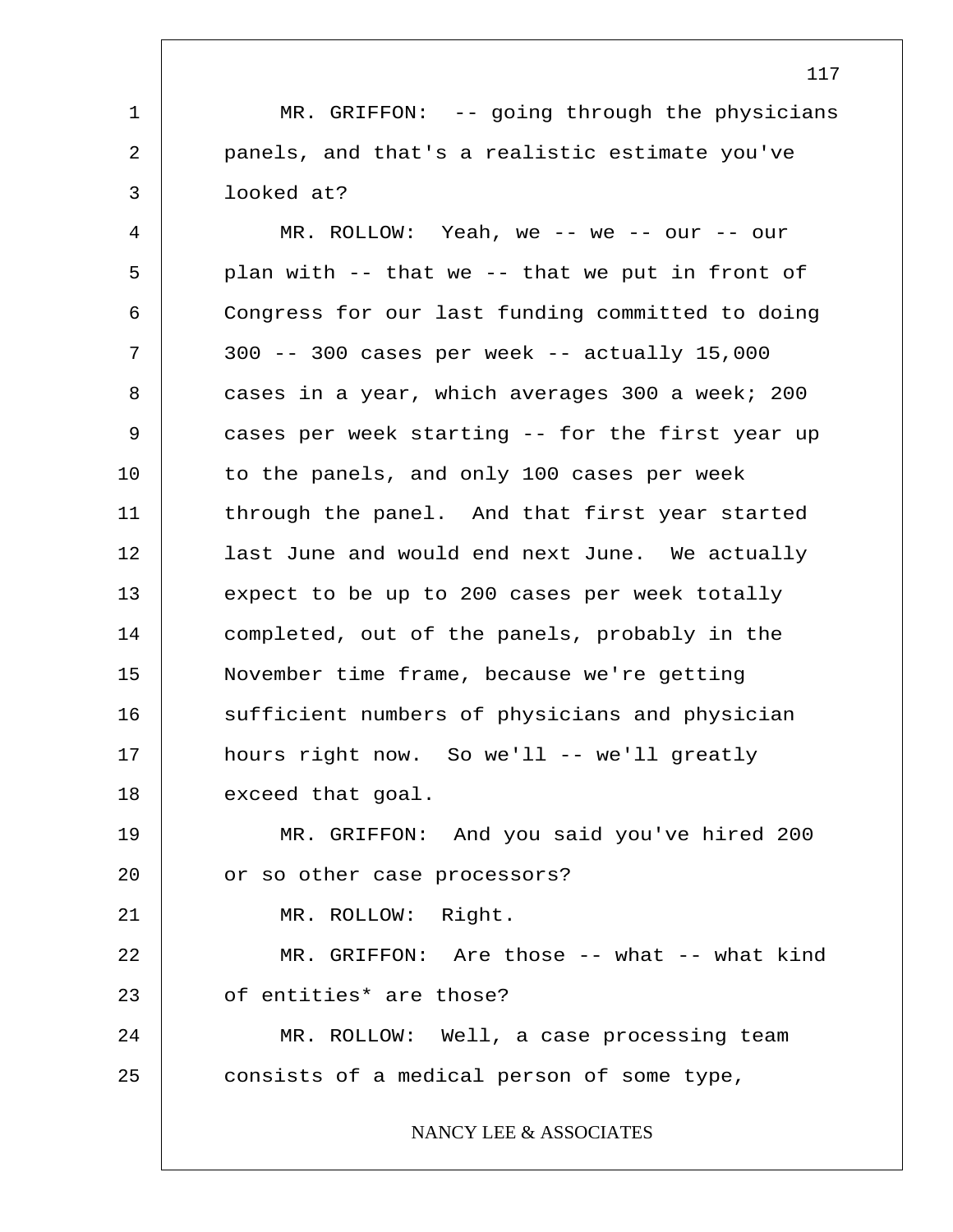MR. GRIFFON: -- going through the physicians panels, and that's a realistic estimate you've looked at?

MR. ROLLOW: Yeah, we -- we -- our -- our plan with -- that we -- that we put in front of Congress for our last funding committed to doing 300 -- 300 cases per week -- actually 15,000 cases in a year, which averages 300 a week; 200 cases per week starting -- for the first year up to the panels, and only 100 cases per week through the panel. And that first year started last June and would end next June. We actually expect to be up to 200 cases per week totally completed, out of the panels, probably in the November time frame, because we're getting sufficient numbers of physicians and physician hours right now. So we'll -- we'll greatly exceed that goal.

MR. GRIFFON: And you said you've hired 200 or so other case processors?

MR. ROLLOW: Right.

MR. GRIFFON: Are those -- what -- what kind of entities* are those?

MR. ROLLOW: Well, a case processing team consists of a medical person of some type,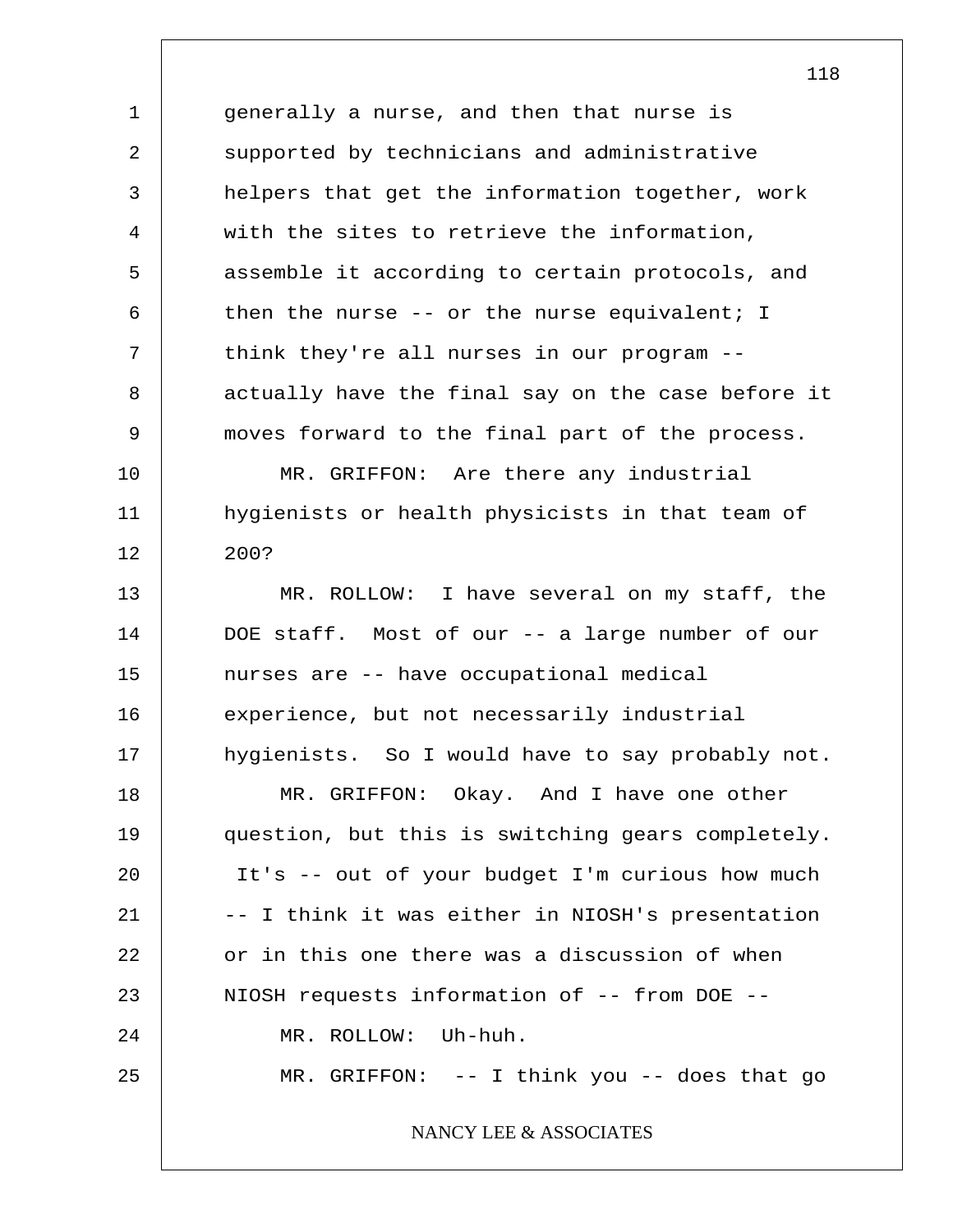generally a nurse, and then that nurse is supported by technicians and administrative helpers that get the information together, work with the sites to retrieve the information, assemble it according to certain protocols, and then the nurse -- or the nurse equivalent; I think they're all nurses in our program -- actually have the final say on the case before it moves forward to the final part of the process.

MR. GRIFFON: Are there any industrial hygienists or health physicists in that team of 200?

MR. ROLLOW: I have several on my staff, the DOE staff. Most of our -- a large number of our nurses are -- have occupational medical experience, but not necessarily industrial hygienists. So I would have to say probably not.

MR. GRIFFON: Okay. And I have one other question, but this is switching gears completely. It's -- out of your budget I'm curious how much -- I think it was either in NIOSH's presentation or in this one there was a discussion of when NIOSH requests information of -- from DOE --

MR. ROLLOW: Uh-huh.

MR. GRIFFON: -- I think you -- does that go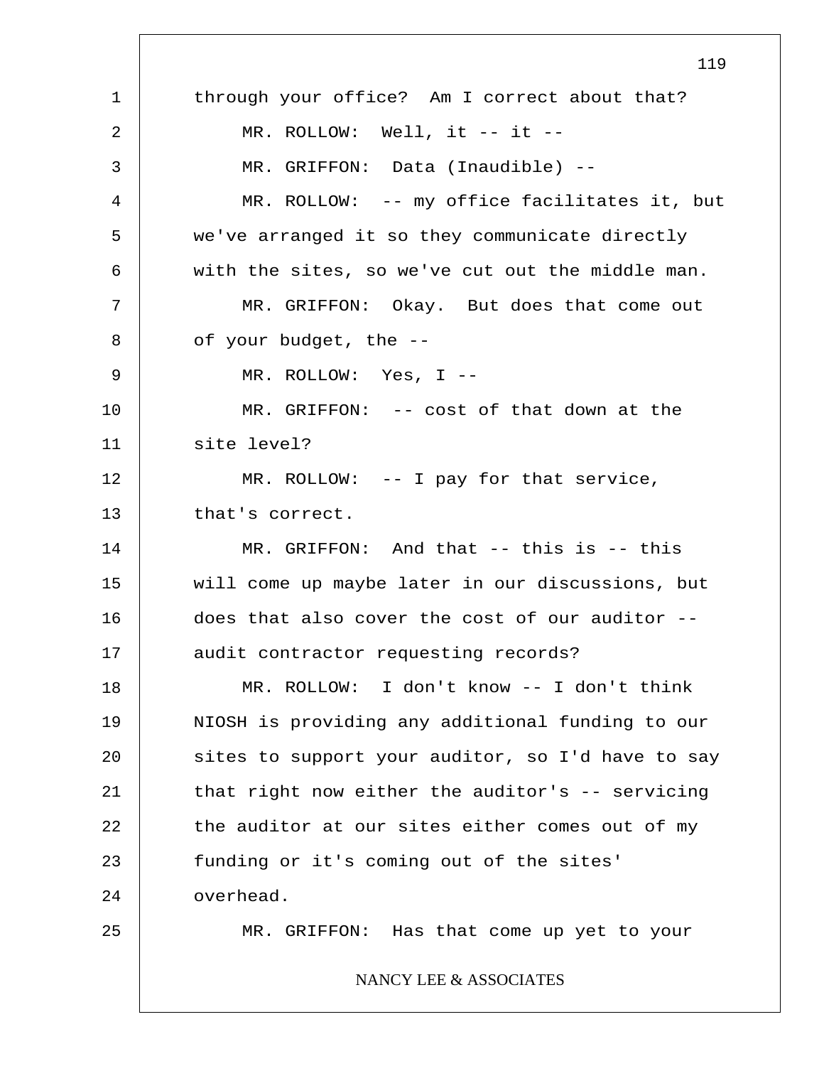through your office? Am I correct about that?

MR. ROLLOW: Well, it -- it --

MR. GRIFFON: Data (Inaudible) --

MR. ROLLOW: -- my office facilitates it, but we've arranged it so they communicate directly with the sites, so we've cut out the middle man.

MR. GRIFFON: Okay. But does that come out of your budget, the --

MR. ROLLOW: Yes, I --

MR. GRIFFON: -- cost of that down at the site level?

MR. ROLLOW: -- I pay for that service, that's correct.

MR. GRIFFON: And that -- this is -- this will come up maybe later in our discussions, but does that also cover the cost of our auditor -- audit contractor requesting records?

MR. ROLLOW: I don't know -- I don't think NIOSH is providing any additional funding to our sites to support your auditor, so I'd have to say that right now either the auditor's -- servicing the auditor at our sites either comes out of my funding or it's coming out of the sites' overhead.

MR. GRIFFON: Has that come up yet to your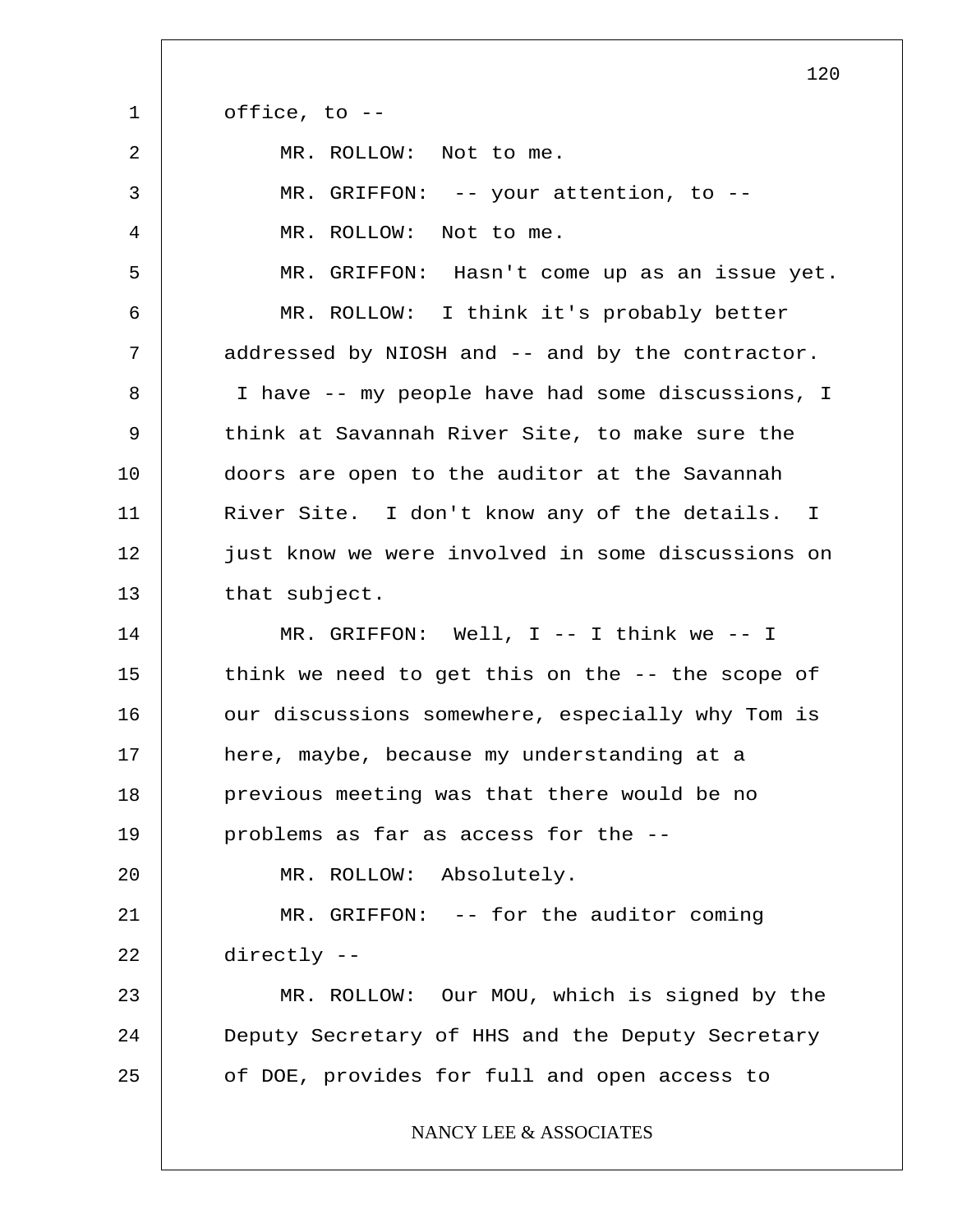office, to --

MR. ROLLOW: Not to me.

MR. GRIFFON: -- your attention, to --

MR. ROLLOW: Not to me.

MR. GRIFFON: Hasn't come up as an issue yet.

MR. ROLLOW: I think it's probably better addressed by NIOSH and -- and by the contractor. I have -- my people have had some discussions, I think at Savannah River Site, to make sure the doors are open to the auditor at the Savannah River Site. I don't know any of the details. I just know we were involved in some discussions on that subject.

MR. GRIFFON: Well, I -- I think we -- I think we need to get this on the -- the scope of our discussions somewhere, especially why Tom is here, maybe, because my understanding at a previous meeting was that there would be no problems as far as access for the --

MR. ROLLOW: Absolutely.

MR. GRIFFON: -- for the auditor coming directly --

MR. ROLLOW: Our MOU, which is signed by the Deputy Secretary of HHS and the Deputy Secretary of DOE, provides for full and open access to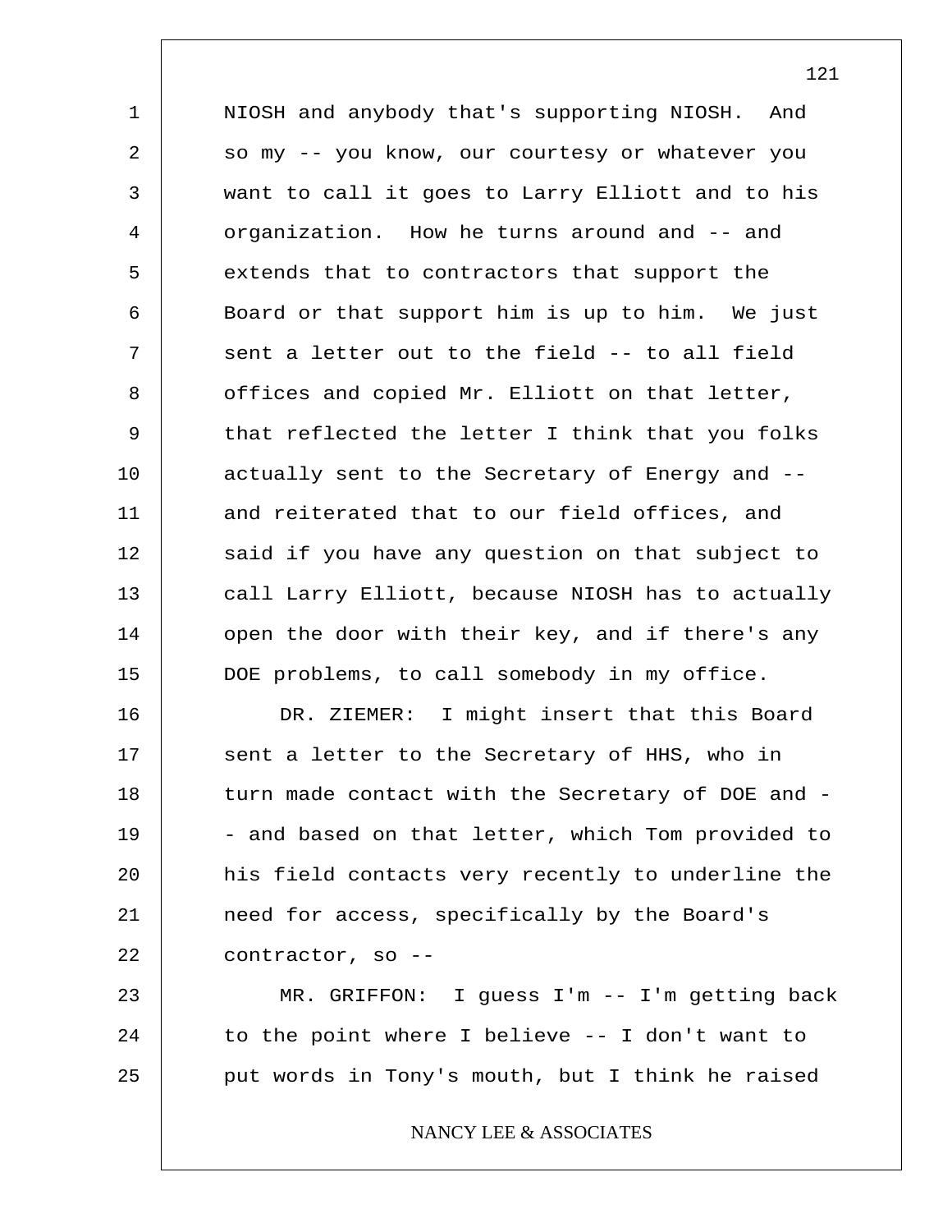NIOSH and anybody that's supporting NIOSH. And so my -- you know, our courtesy or whatever you want to call it goes to Larry Elliott and to his organization. How he turns around and -- and extends that to contractors that support the Board or that support him is up to him. We just sent a letter out to the field -- to all field offices and copied Mr. Elliott on that letter, that reflected the letter I think that you folks actually sent to the Secretary of Energy and -- and reiterated that to our field offices, and said if you have any question on that subject to call Larry Elliott, because NIOSH has to actually open the door with their key, and if there's any DOE problems, to call somebody in my office.

DR. ZIEMER: I might insert that this Board sent a letter to the Secretary of HHS, who in turn made contact with the Secretary of DOE and -- and based on that letter, which Tom provided to his field contacts very recently to underline the need for access, specifically by the Board's contractor, so --

MR. GRIFFON: I guess I'm -- I'm getting back to the point where I believe -- I don't want to put words in Tony's mouth, but I think he raised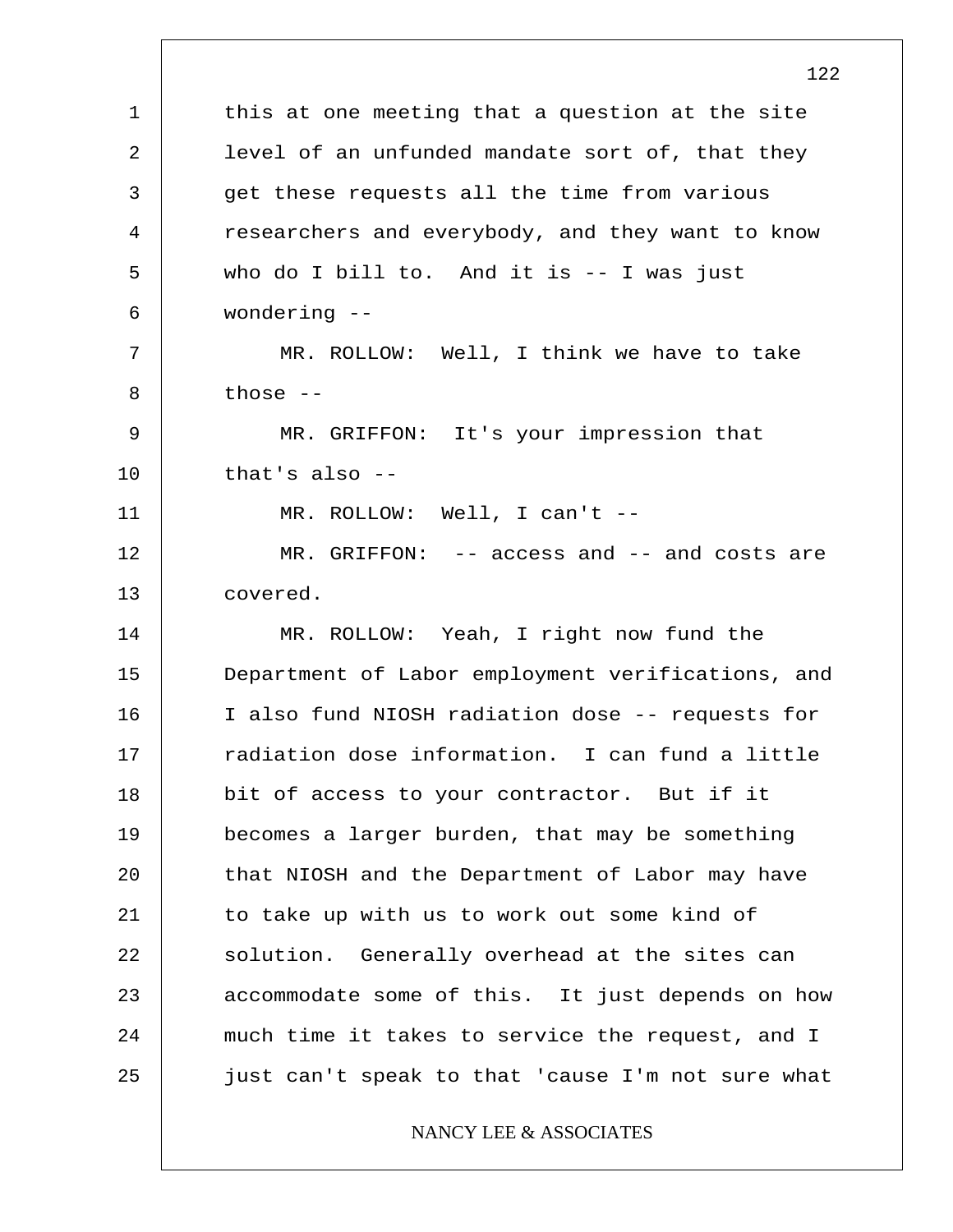this at one meeting that a question at the site level of an unfunded mandate sort of, that they get these requests all the time from various researchers and everybody, and they want to know who do I bill to. And it is -- I was just wondering --

MR. ROLLOW: Well, I think we have to take those --

MR. GRIFFON: It's your impression that that's also --

MR. ROLLOW: Well, I can't --

MR. GRIFFON: -- access and -- and costs are covered.

MR. ROLLOW: Yeah, I right now fund the Department of Labor employment verifications, and I also fund NIOSH radiation dose -- requests for radiation dose information. I can fund a little bit of access to your contractor. But if it becomes a larger burden, that may be something that NIOSH and the Department of Labor may have to take up with us to work out some kind of solution. Generally overhead at the sites can accommodate some of this. It just depends on how much time it takes to service the request, and I just can't speak to that 'cause I'm not sure what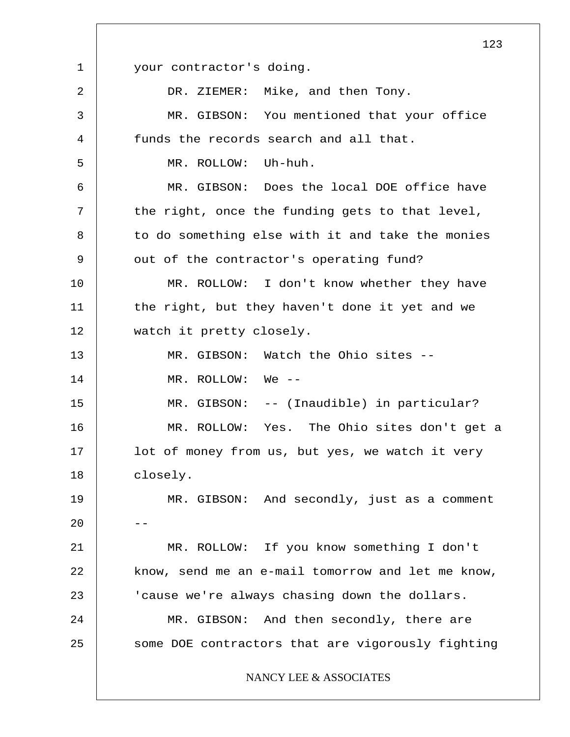your contractor's doing.

DR. ZIEMER: Mike, and then Tony.

MR. GIBSON: You mentioned that your office funds the records search and all that.

MR. ROLLOW: Uh-huh.

MR. GIBSON: Does the local DOE office have the right, once the funding gets to that level, to do something else with it and take the monies out of the contractor's operating fund?

MR. ROLLOW: I don't know whether they have the right, but they haven't done it yet and we watch it pretty closely.

MR. GIBSON: Watch the Ohio sites --

MR. ROLLOW: We --

MR. GIBSON: -- (Inaudible) in particular?

MR. ROLLOW: Yes. The Ohio sites don't get a lot of money from us, but yes, we watch it very closely.

MR. GIBSON: And secondly, just as a comment --

MR. ROLLOW: If you know something I don't know, send me an e-mail tomorrow and let me know, 'cause we're always chasing down the dollars.

MR. GIBSON: And then secondly, there are some DOE contractors that are vigorously fighting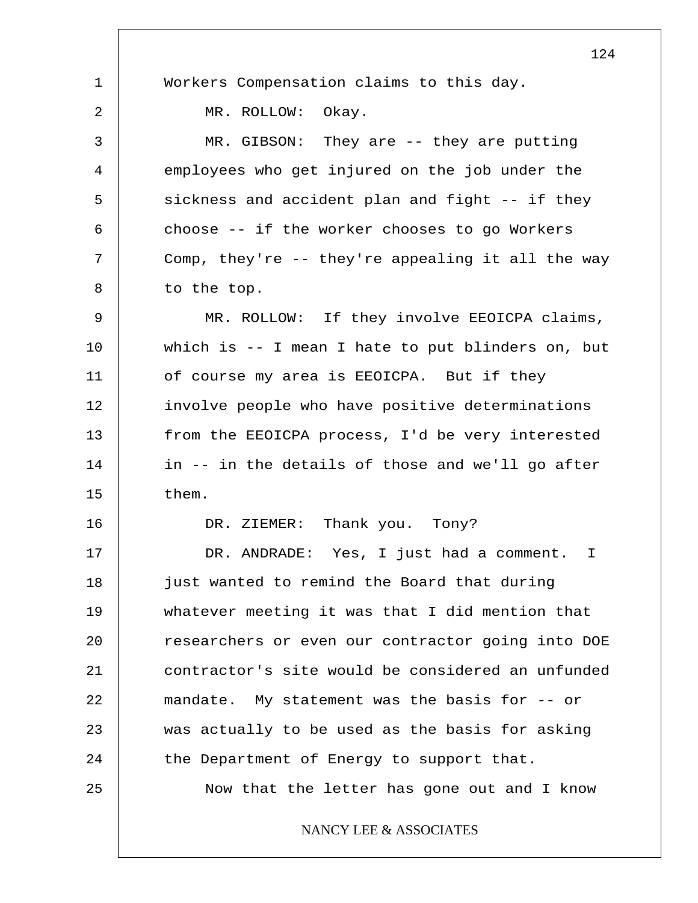Workers Compensation claims to this day.

MR. ROLLOW: Okay.

MR. GIBSON: They are -- they are putting employees who get injured on the job under the sickness and accident plan and fight -- if they choose -- if the worker chooses to go Workers Comp, they're -- they're appealing it all the way to the top.

MR. ROLLOW: If they involve EEOICPA claims, which is -- I mean I hate to put blinders on, but of course my area is EEOICPA. But if they involve people who have positive determinations from the EEOICPA process, I'd be very interested in -- in the details of those and we'll go after them.

DR. ZIEMER: Thank you. Tony?

DR. ANDRADE: Yes, I just had a comment. I just wanted to remind the Board that during whatever meeting it was that I did mention that researchers or even our contractor going into DOE contractor's site would be considered an unfunded mandate. My statement was the basis for -- or was actually to be used as the basis for asking the Department of Energy to support that.

Now that the letter has gone out and I know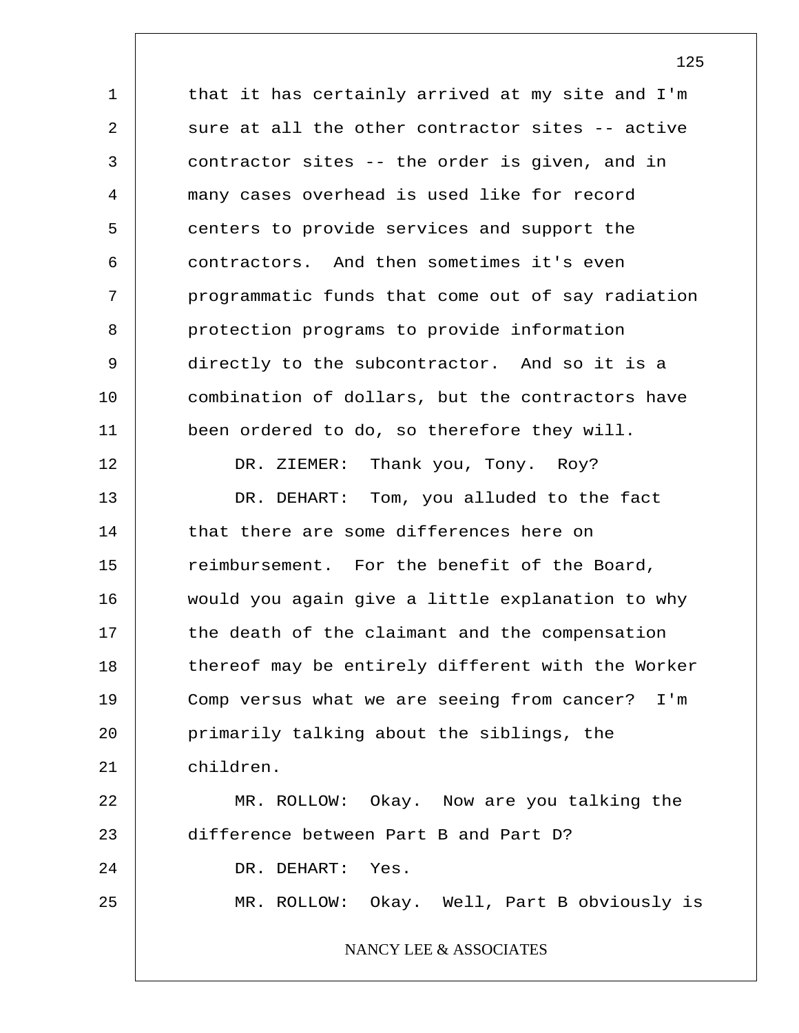that it has certainly arrived at my site and I'm sure at all the other contractor sites -- active contractor sites -- the order is given, and in many cases overhead is used like for record centers to provide services and support the contractors. And then sometimes it's even programmatic funds that come out of say radiation protection programs to provide information directly to the subcontractor. And so it is a combination of dollars, but the contractors have been ordered to do, so therefore they will.

DR. ZIEMER: Thank you, Tony. Roy?

DR. DEHART: Tom, you alluded to the fact that there are some differences here on reimbursement. For the benefit of the Board, would you again give a little explanation to why the death of the claimant and the compensation thereof may be entirely different with the Worker Comp versus what we are seeing from cancer? I'm primarily talking about the siblings, the children.

MR. ROLLOW: Okay. Now are you talking the difference between Part B and Part D?

DR. DEHART: Yes.

MR. ROLLOW: Okay. Well, Part B obviously is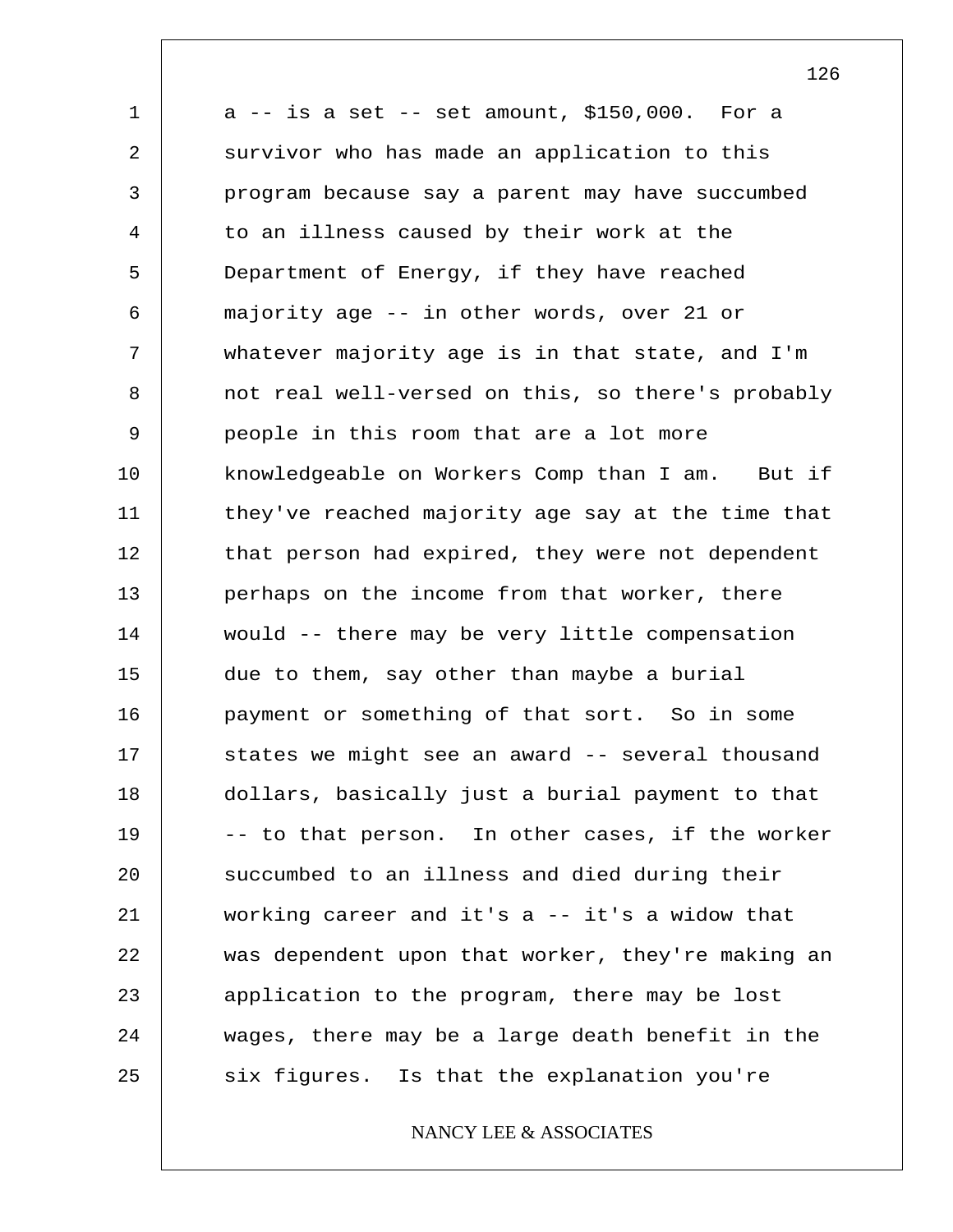a -- is a set -- set amount, $150,000. For a survivor who has made an application to this program because say a parent may have succumbed to an illness caused by their work at the Department of Energy, if they have reached majority age -- in other words, over 21 or whatever majority age is in that state, and I'm not real well-versed on this, so there's probably people in this room that are a lot more knowledgeable on Workers Comp than I am. But if they've reached majority age say at the time that that person had expired, they were not dependent perhaps on the income from that worker, there would -- there may be very little compensation due to them, say other than maybe a burial payment or something of that sort. So in some states we might see an award -- several thousand dollars, basically just a burial payment to that -- to that person. In other cases, if the worker succumbed to an illness and died during their working career and it's a -- it's a widow that was dependent upon that worker, they're making an application to the program, there may be lost wages, there may be a large death benefit in the six figures. Is that the explanation you're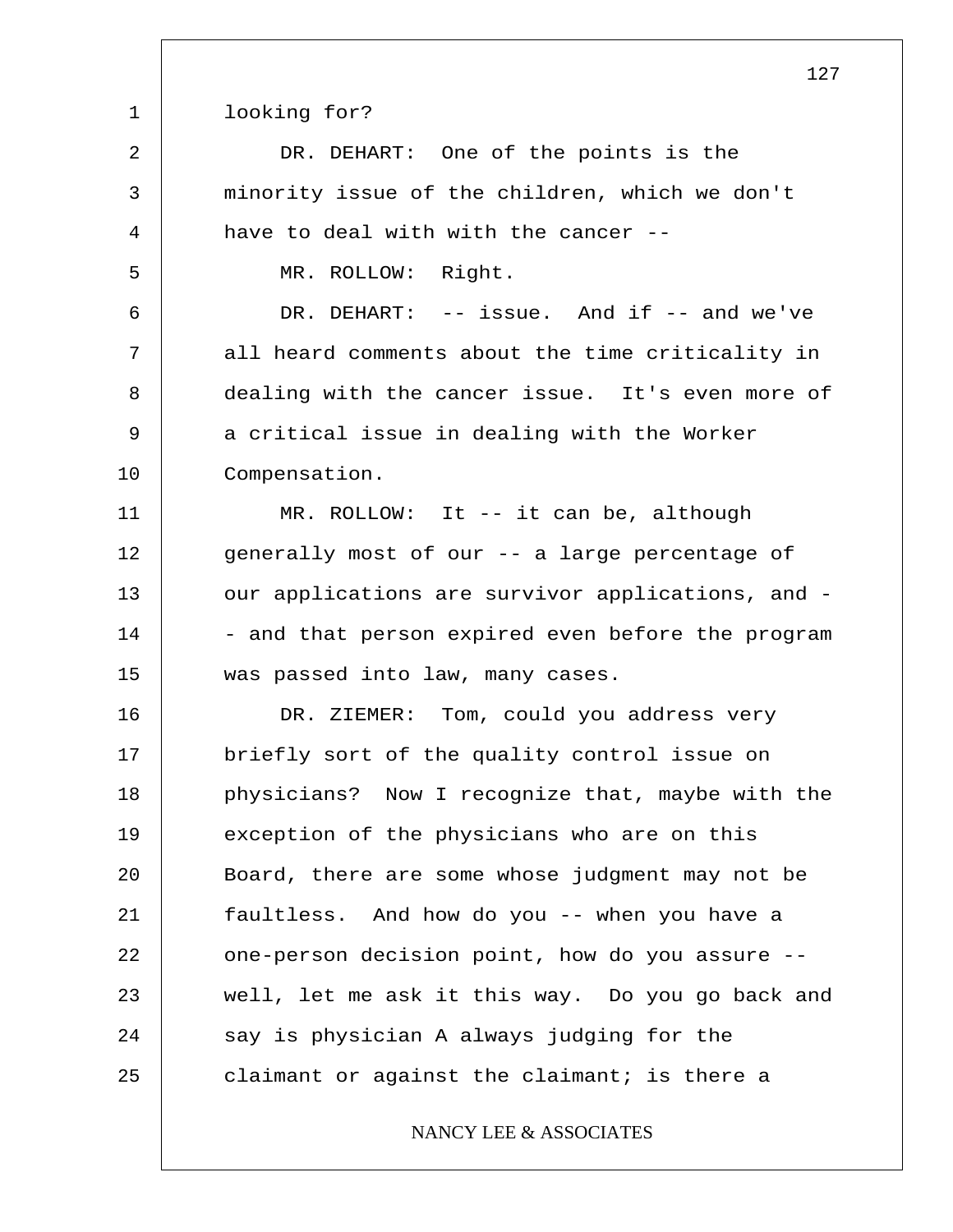looking for?

DR. DEHART: One of the points is the minority issue of the children, which we don't have to deal with with the cancer --

MR. ROLLOW: Right.

DR. DEHART: -- issue. And if -- and we've all heard comments about the time criticality in dealing with the cancer issue. It's even more of a critical issue in dealing with the Worker Compensation.

MR. ROLLOW: It -- it can be, although generally most of our -- a large percentage of our applications are survivor applications, and -- and that person expired even before the program was passed into law, many cases.

DR. ZIEMER: Tom, could you address very briefly sort of the quality control issue on physicians? Now I recognize that, maybe with the exception of the physicians who are on this Board, there are some whose judgment may not be faultless. And how do you -- when you have a one-person decision point, how do you assure -- well, let me ask it this way. Do you go back and say is physician A always judging for the claimant or against the claimant; is there a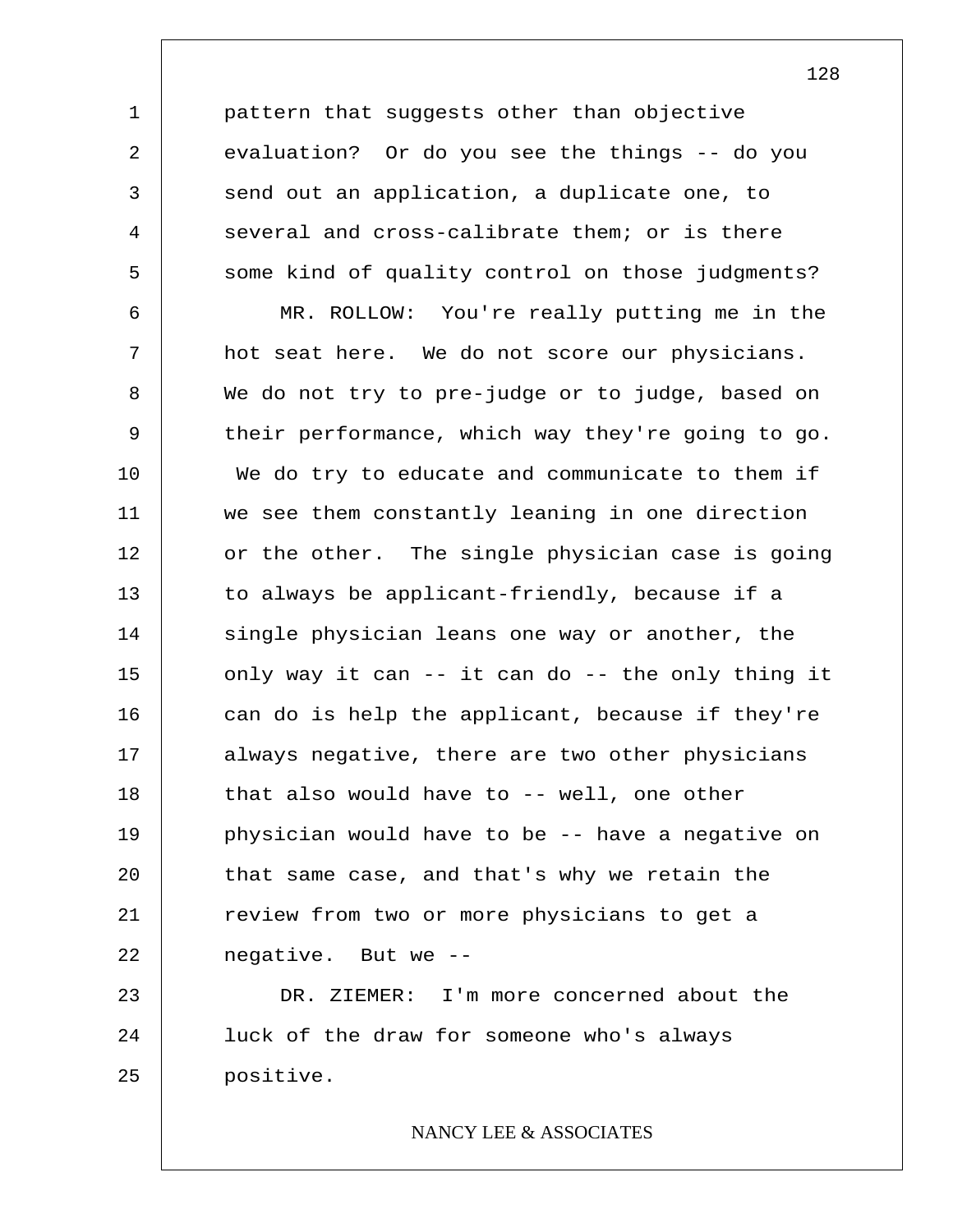pattern that suggests other than objective evaluation? Or do you see the things -- do you send out an application, a duplicate one, to several and cross-calibrate them; or is there some kind of quality control on those judgments?

MR. ROLLOW: You're really putting me in the hot seat here. We do not score our physicians. We do not try to pre-judge or to judge, based on their performance, which way they're going to go. We do try to educate and communicate to them if we see them constantly leaning in one direction or the other. The single physician case is going to always be applicant-friendly, because if a single physician leans one way or another, the only way it can -- it can do -- the only thing it can do is help the applicant, because if they're always negative, there are two other physicians that also would have to -- well, one other physician would have to be -- have a negative on that same case, and that's why we retain the review from two or more physicians to get a negative. But we --

DR. ZIEMER: I'm more concerned about the luck of the draw for someone who's always positive.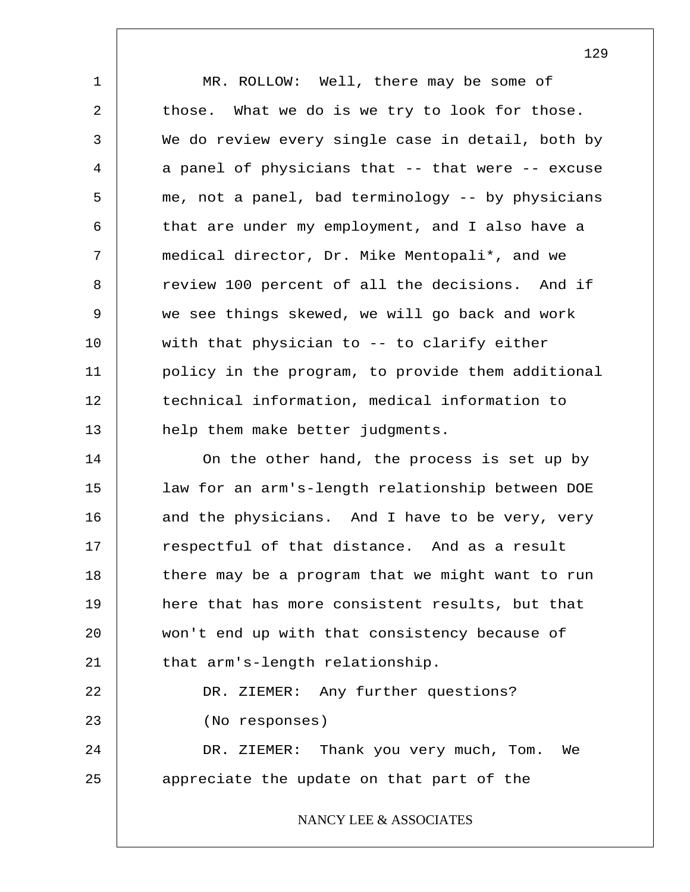MR. ROLLOW: Well, there may be some of those. What we do is we try to look for those. We do review every single case in detail, both by a panel of physicians that -- that were -- excuse me, not a panel, bad terminology -- by physicians that are under my employment, and I also have a medical director, Dr. Mike Mentopali*, and we review 100 percent of all the decisions. And if we see things skewed, we will go back and work with that physician to -- to clarify either policy in the program, to provide them additional technical information, medical information to help them make better judgments.

On the other hand, the process is set up by law for an arm's-length relationship between DOE and the physicians. And I have to be very, very respectful of that distance. And as a result there may be a program that we might want to run here that has more consistent results, but that won't end up with that consistency because of that arm's-length relationship.

DR. ZIEMER: Any further questions?

(No responses)

DR. ZIEMER: Thank you very much, Tom. We appreciate the update on that part of the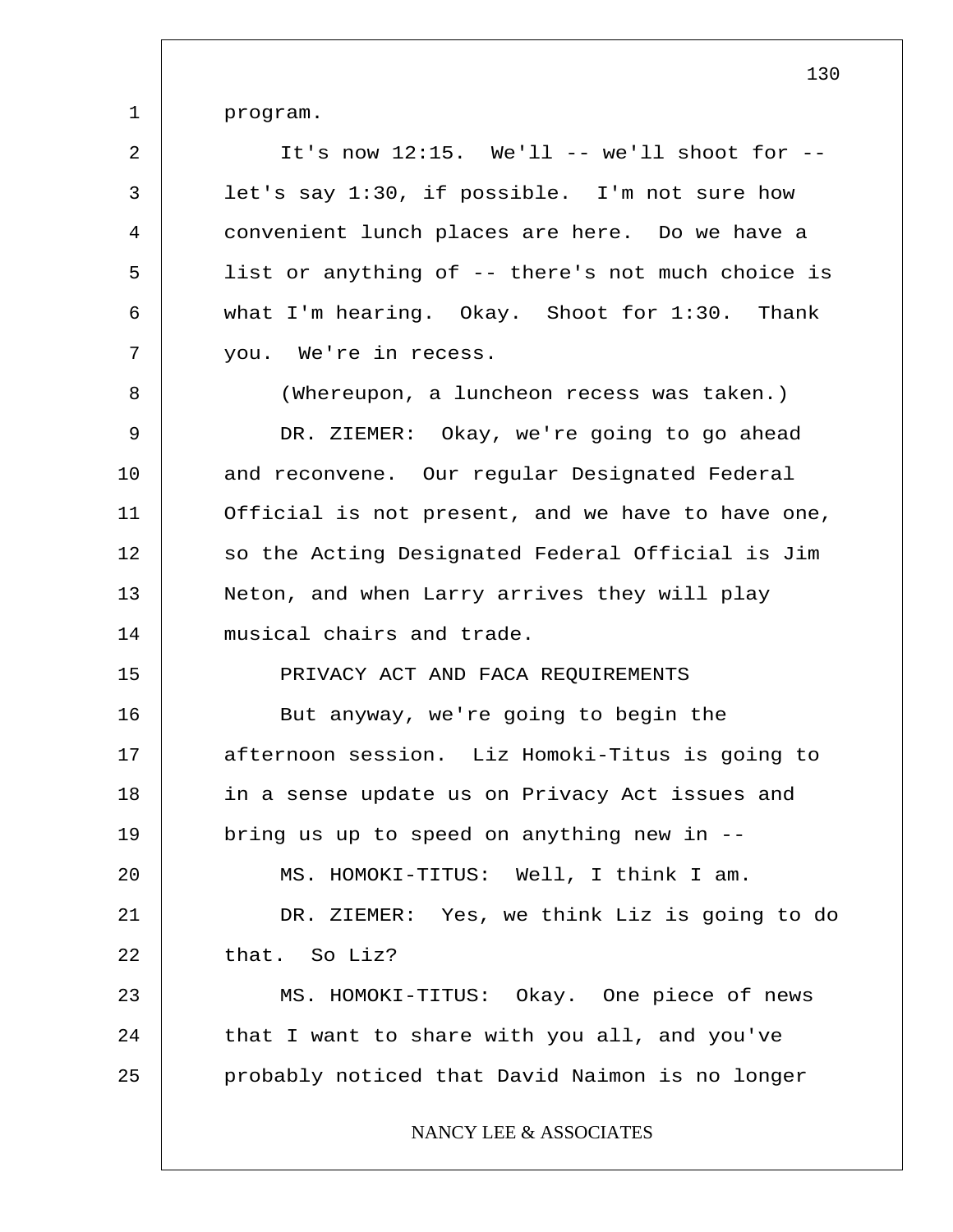program.

It's now 12:15. We'll -- we'll shoot for -- let's say 1:30, if possible. I'm not sure how convenient lunch places are here. Do we have a list or anything of -- there's not much choice is what I'm hearing. Okay. Shoot for 1:30. Thank you. We're in recess.

(Whereupon, a luncheon recess was taken.)

DR. ZIEMER: Okay, we're going to go ahead and reconvene. Our regular Designated Federal Official is not present, and we have to have one, so the Acting Designated Federal Official is Jim Neton, and when Larry arrives they will play musical chairs and trade.

PRIVACY ACT AND FACA REQUIREMENTS

But anyway, we're going to begin the afternoon session. Liz Homoki-Titus is going to in a sense update us on Privacy Act issues and bring us up to speed on anything new in --

MS. HOMOKI-TITUS: Well, I think I am.

DR. ZIEMER: Yes, we think Liz is going to do that. So Liz?

MS. HOMOKI-TITUS: Okay. One piece of news that I want to share with you all, and you've probably noticed that David Naimon is no longer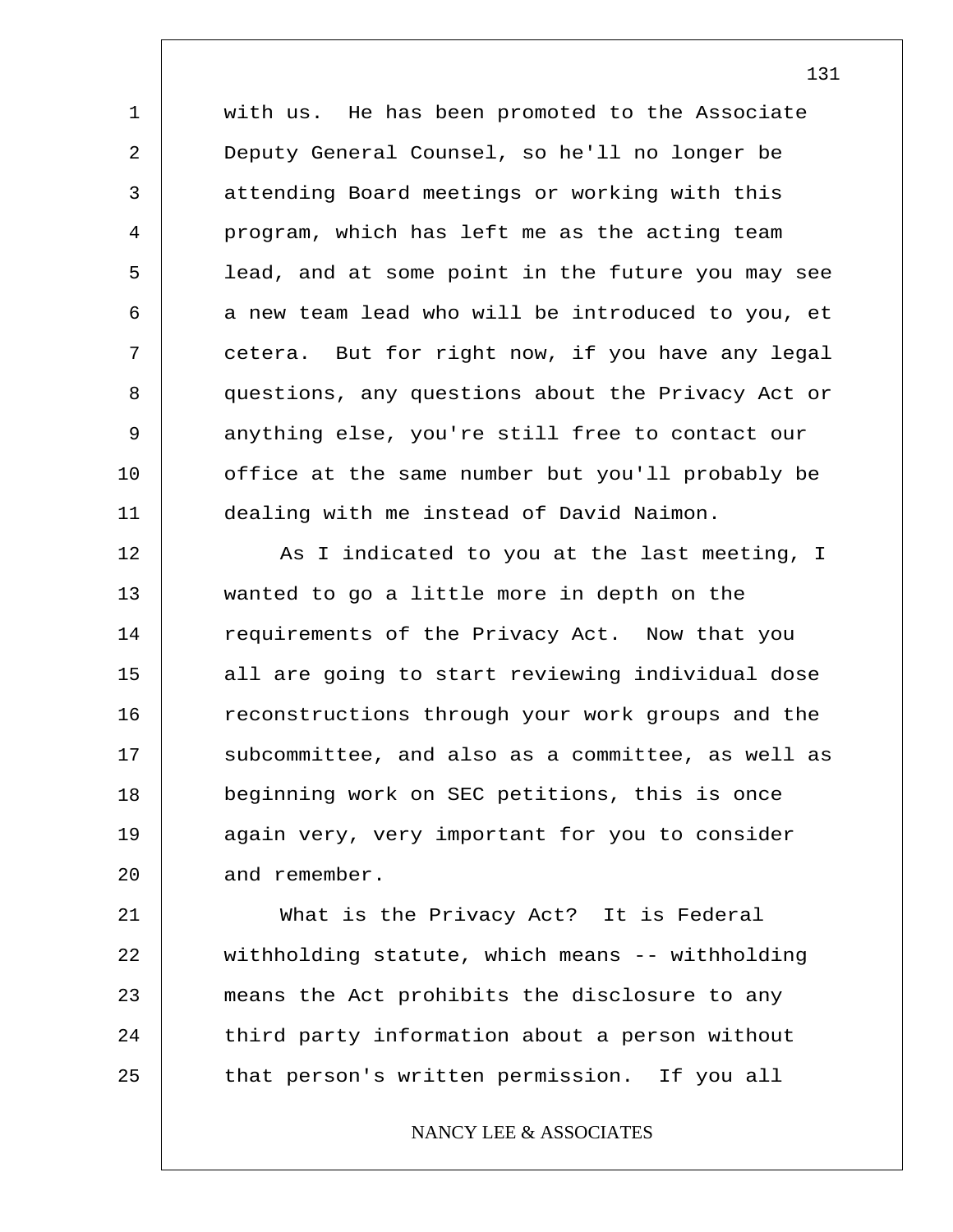with us. He has been promoted to the Associate Deputy General Counsel, so he'll no longer be attending Board meetings or working with this program, which has left me as the acting team lead, and at some point in the future you may see a new team lead who will be introduced to you, et cetera. But for right now, if you have any legal questions, any questions about the Privacy Act or anything else, you're still free to contact our office at the same number but you'll probably be dealing with me instead of David Naimon.

As I indicated to you at the last meeting, I wanted to go a little more in depth on the requirements of the Privacy Act. Now that you all are going to start reviewing individual dose reconstructions through your work groups and the subcommittee, and also as a committee, as well as beginning work on SEC petitions, this is once again very, very important for you to consider and remember.

What is the Privacy Act? It is Federal withholding statute, which means -- withholding means the Act prohibits the disclosure to any third party information about a person without that person's written permission. If you all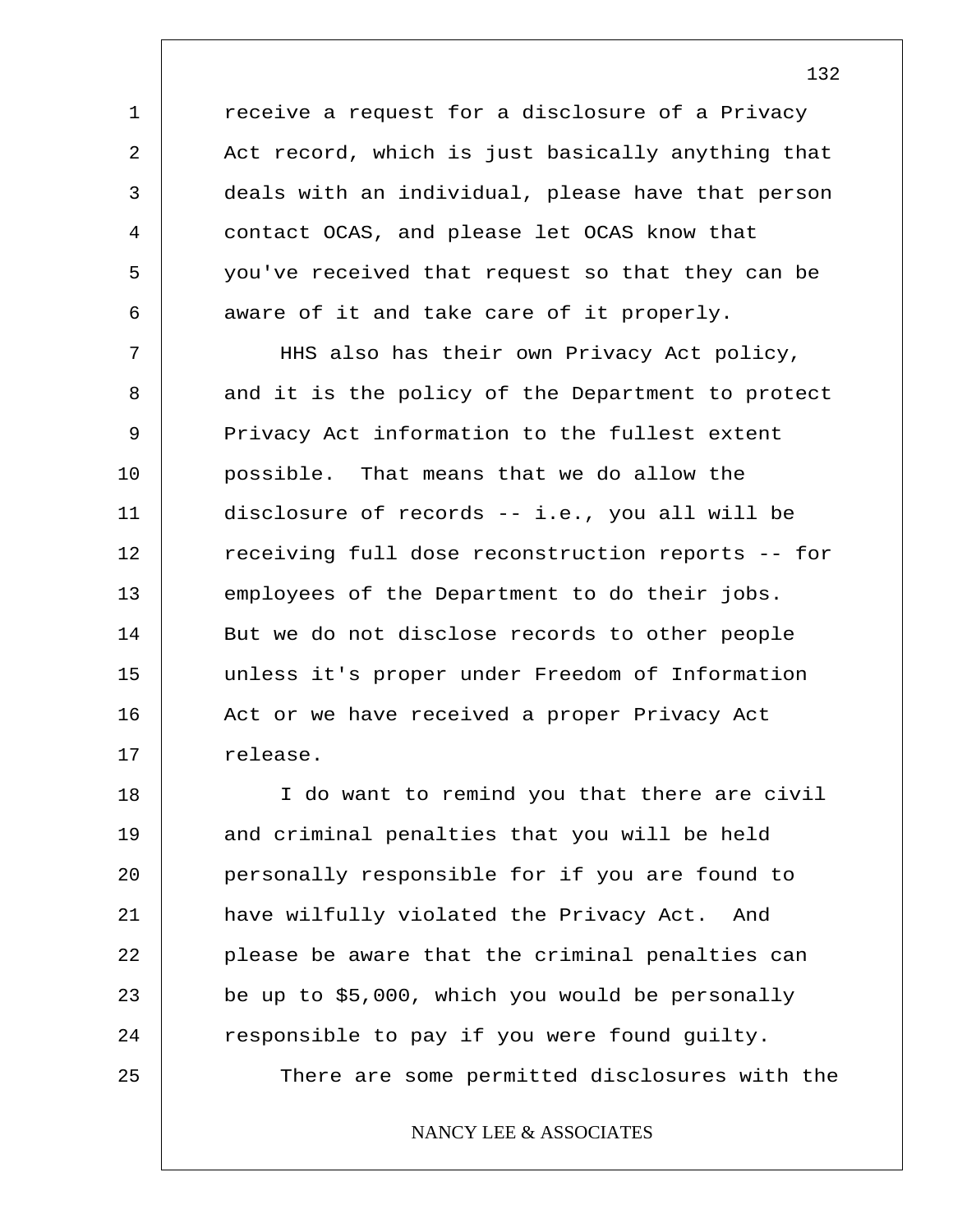receive a request for a disclosure of a Privacy Act record, which is just basically anything that deals with an individual, please have that person contact OCAS, and please let OCAS know that you've received that request so that they can be aware of it and take care of it properly.

HHS also has their own Privacy Act policy, and it is the policy of the Department to protect Privacy Act information to the fullest extent possible. That means that we do allow the disclosure of records -- i.e., you all will be receiving full dose reconstruction reports -- for employees of the Department to do their jobs. But we do not disclose records to other people unless it's proper under Freedom of Information Act or we have received a proper Privacy Act release.

I do want to remind you that there are civil and criminal penalties that you will be held personally responsible for if you are found to have wilfully violated the Privacy Act. And please be aware that the criminal penalties can be up to $5,000, which you would be personally responsible to pay if you were found guilty.

There are some permitted disclosures with the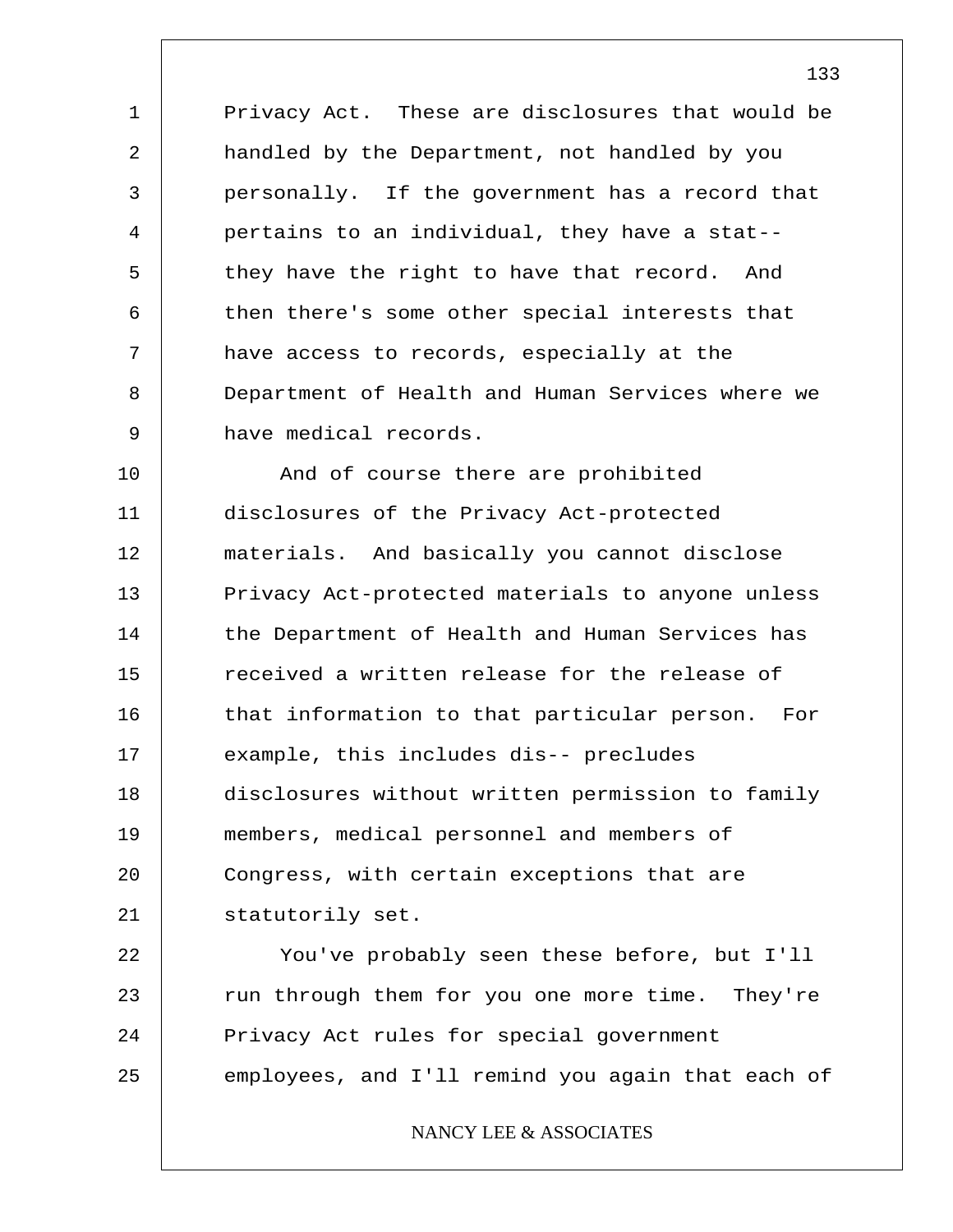Privacy Act. These are disclosures that would be handled by the Department, not handled by you personally. If the government has a record that pertains to an individual, they have a stat-- they have the right to have that record. And then there's some other special interests that have access to records, especially at the Department of Health and Human Services where we have medical records.

And of course there are prohibited disclosures of the Privacy Act-protected materials. And basically you cannot disclose Privacy Act-protected materials to anyone unless the Department of Health and Human Services has received a written release for the release of that information to that particular person. For example, this includes dis-- precludes disclosures without written permission to family members, medical personnel and members of Congress, with certain exceptions that are statutorily set.

You've probably seen these before, but I'll run through them for you one more time. They're Privacy Act rules for special government employees, and I'll remind you again that each of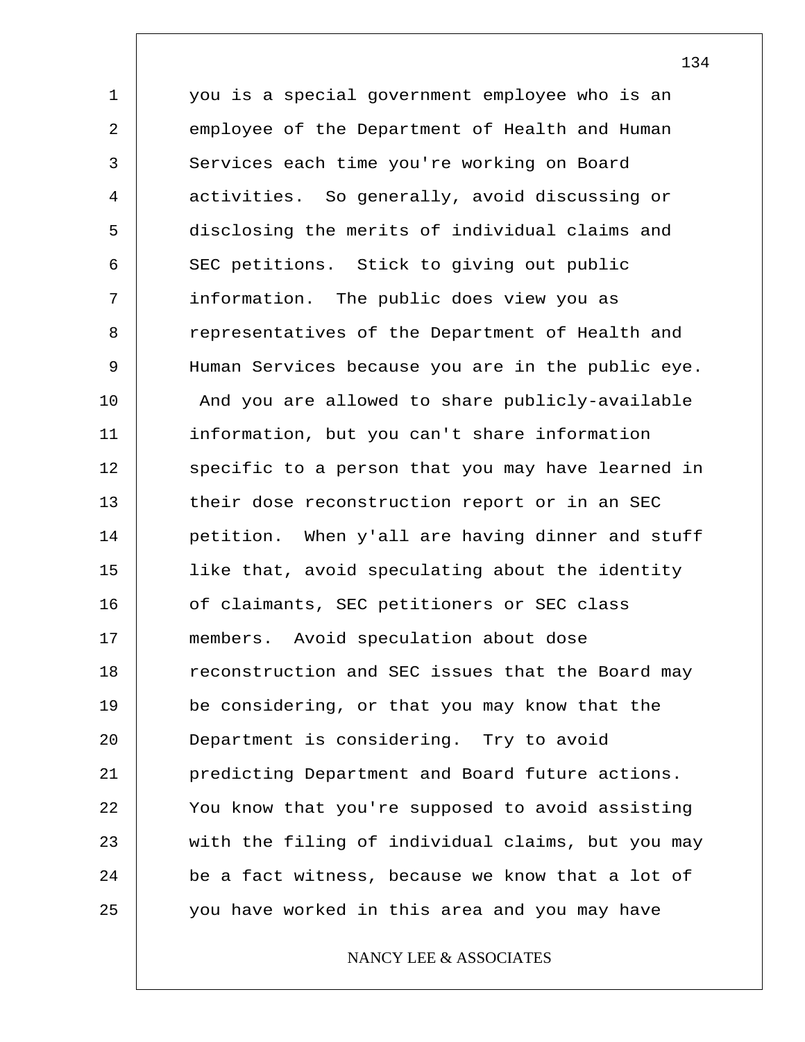you is a special government employee who is an employee of the Department of Health and Human Services each time you're working on Board activities. So generally, avoid discussing or disclosing the merits of individual claims and SEC petitions. Stick to giving out public information. The public does view you as representatives of the Department of Health and Human Services because you are in the public eye. And you are allowed to share publicly-available information, but you can't share information specific to a person that you may have learned in their dose reconstruction report or in an SEC petition. When y'all are having dinner and stuff like that, avoid speculating about the identity of claimants, SEC petitioners or SEC class members. Avoid speculation about dose reconstruction and SEC issues that the Board may be considering, or that you may know that the Department is considering. Try to avoid predicting Department and Board future actions. You know that you're supposed to avoid assisting with the filing of individual claims, but you may be a fact witness, because we know that a lot of you have worked in this area and you may have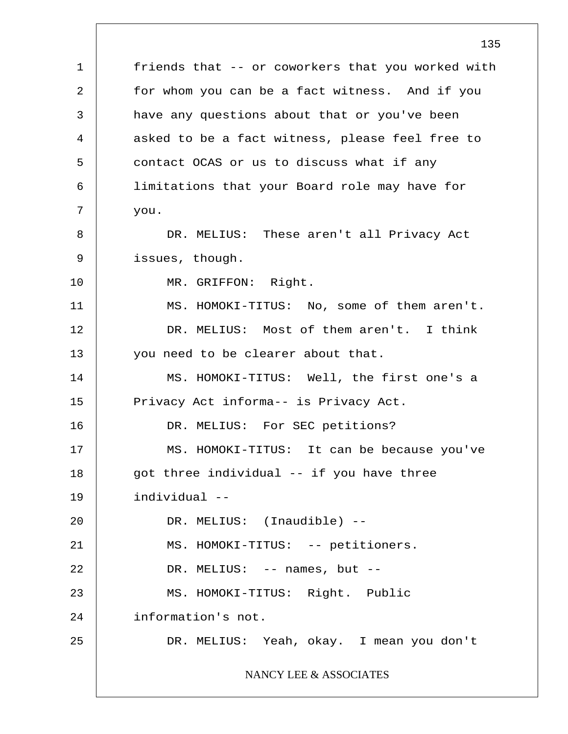friends that -- or coworkers that you worked with for whom you can be a fact witness. And if you have any questions about that or you've been asked to be a fact witness, please feel free to contact OCAS or us to discuss what if any limitations that your Board role may have for you.

DR. MELIUS: These aren't all Privacy Act issues, though.

MR. GRIFFON: Right.

MS. HOMOKI-TITUS: No, some of them aren't.

DR. MELIUS: Most of them aren't. I think you need to be clearer about that.

MS. HOMOKI-TITUS: Well, the first one's a Privacy Act informa-- is Privacy Act.

DR. MELIUS: For SEC petitions?

MS. HOMOKI-TITUS: It can be because you've got three individual -- if you have three individual --

DR. MELIUS: (Inaudible) --

MS. HOMOKI-TITUS: -- petitioners.

DR. MELIUS: -- names, but --

MS. HOMOKI-TITUS: Right. Public information's not.

DR. MELIUS: Yeah, okay. I mean you don't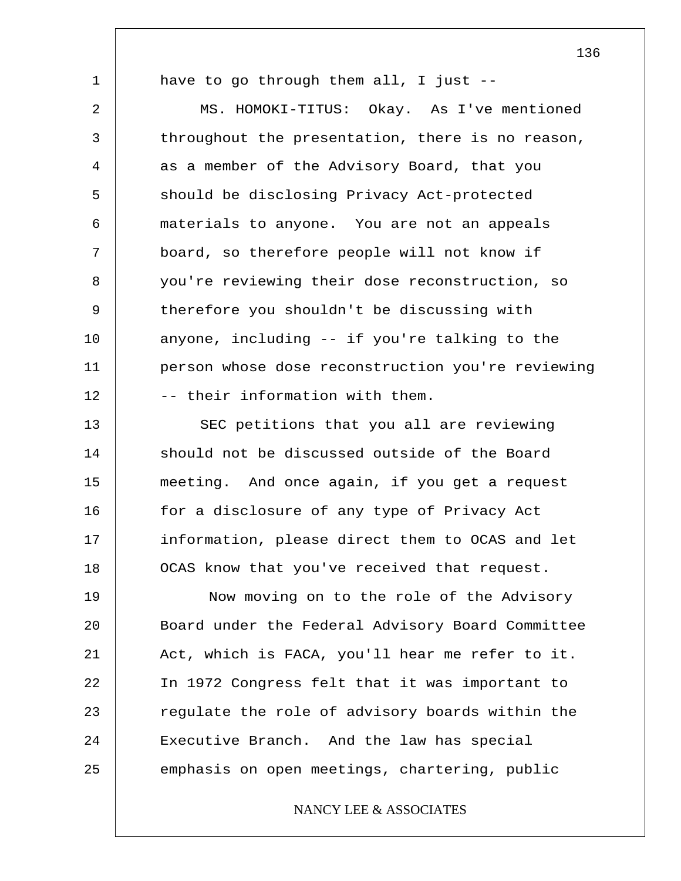have to go through them all, I just --

MS. HOMOKI-TITUS: Okay. As I've mentioned throughout the presentation, there is no reason, as a member of the Advisory Board, that you should be disclosing Privacy Act-protected materials to anyone. You are not an appeals board, so therefore people will not know if you're reviewing their dose reconstruction, so therefore you shouldn't be discussing with anyone, including -- if you're talking to the person whose dose reconstruction you're reviewing -- their information with them.

SEC petitions that you all are reviewing should not be discussed outside of the Board meeting. And once again, if you get a request for a disclosure of any type of Privacy Act information, please direct them to OCAS and let OCAS know that you've received that request.

Now moving on to the role of the Advisory Board under the Federal Advisory Board Committee Act, which is FACA, you'll hear me refer to it. In 1972 Congress felt that it was important to regulate the role of advisory boards within the Executive Branch. And the law has special emphasis on open meetings, chartering, public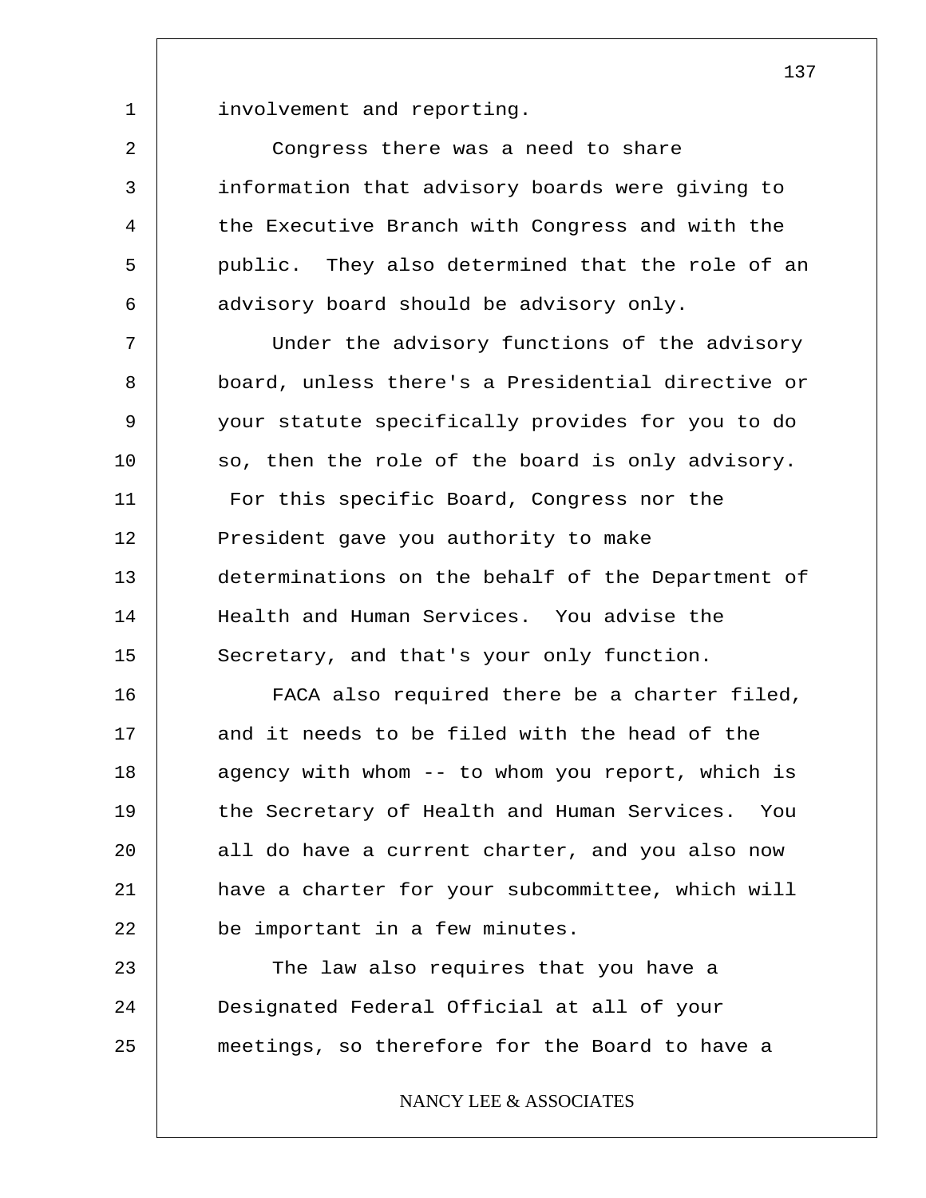involvement and reporting.

Congress there was a need to share information that advisory boards were giving to the Executive Branch with Congress and with the public. They also determined that the role of an advisory board should be advisory only.

Under the advisory functions of the advisory board, unless there's a Presidential directive or your statute specifically provides for you to do so, then the role of the board is only advisory. For this specific Board, Congress nor the President gave you authority to make determinations on the behalf of the Department of Health and Human Services. You advise the Secretary, and that's your only function.

FACA also required there be a charter filed, and it needs to be filed with the head of the agency with whom -- to whom you report, which is the Secretary of Health and Human Services. You all do have a current charter, and you also now have a charter for your subcommittee, which will be important in a few minutes.

The law also requires that you have a Designated Federal Official at all of your meetings, so therefore for the Board to have a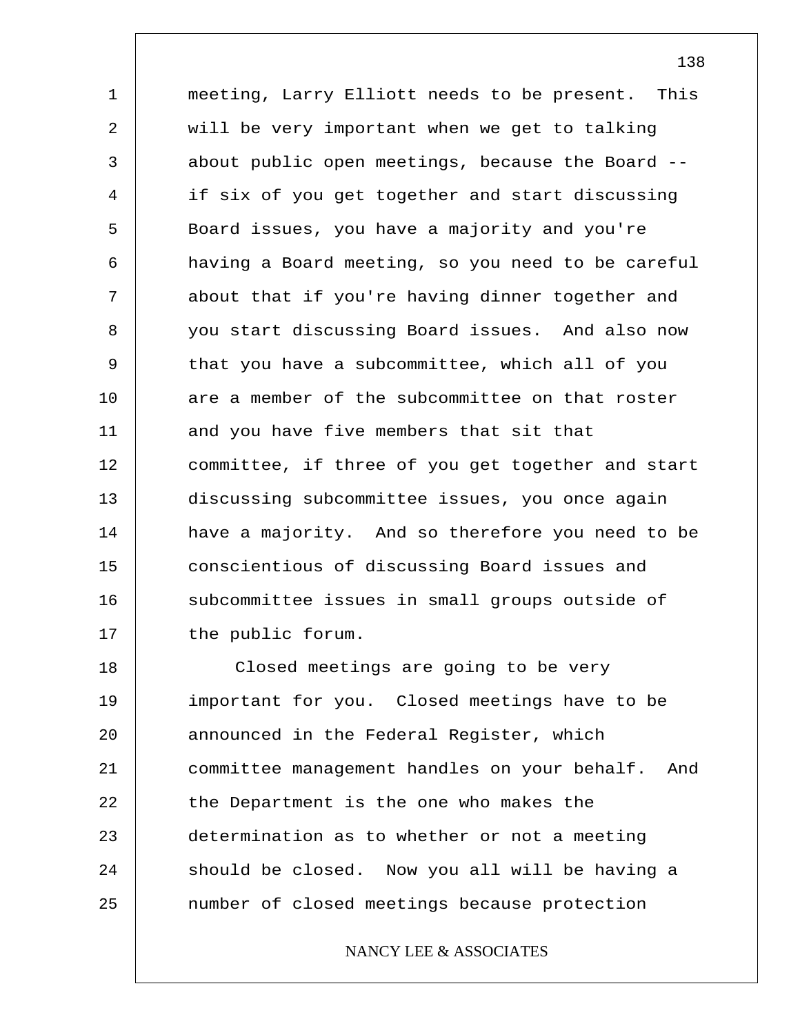meeting, Larry Elliott needs to be present. This will be very important when we get to talking about public open meetings, because the Board -- if six of you get together and start discussing Board issues, you have a majority and you're having a Board meeting, so you need to be careful about that if you're having dinner together and you start discussing Board issues. And also now that you have a subcommittee, which all of you are a member of the subcommittee on that roster and you have five members that sit that committee, if three of you get together and start discussing subcommittee issues, you once again have a majority. And so therefore you need to be conscientious of discussing Board issues and subcommittee issues in small groups outside of the public forum.

Closed meetings are going to be very important for you. Closed meetings have to be announced in the Federal Register, which committee management handles on your behalf. And the Department is the one who makes the determination as to whether or not a meeting should be closed. Now you all will be having a number of closed meetings because protection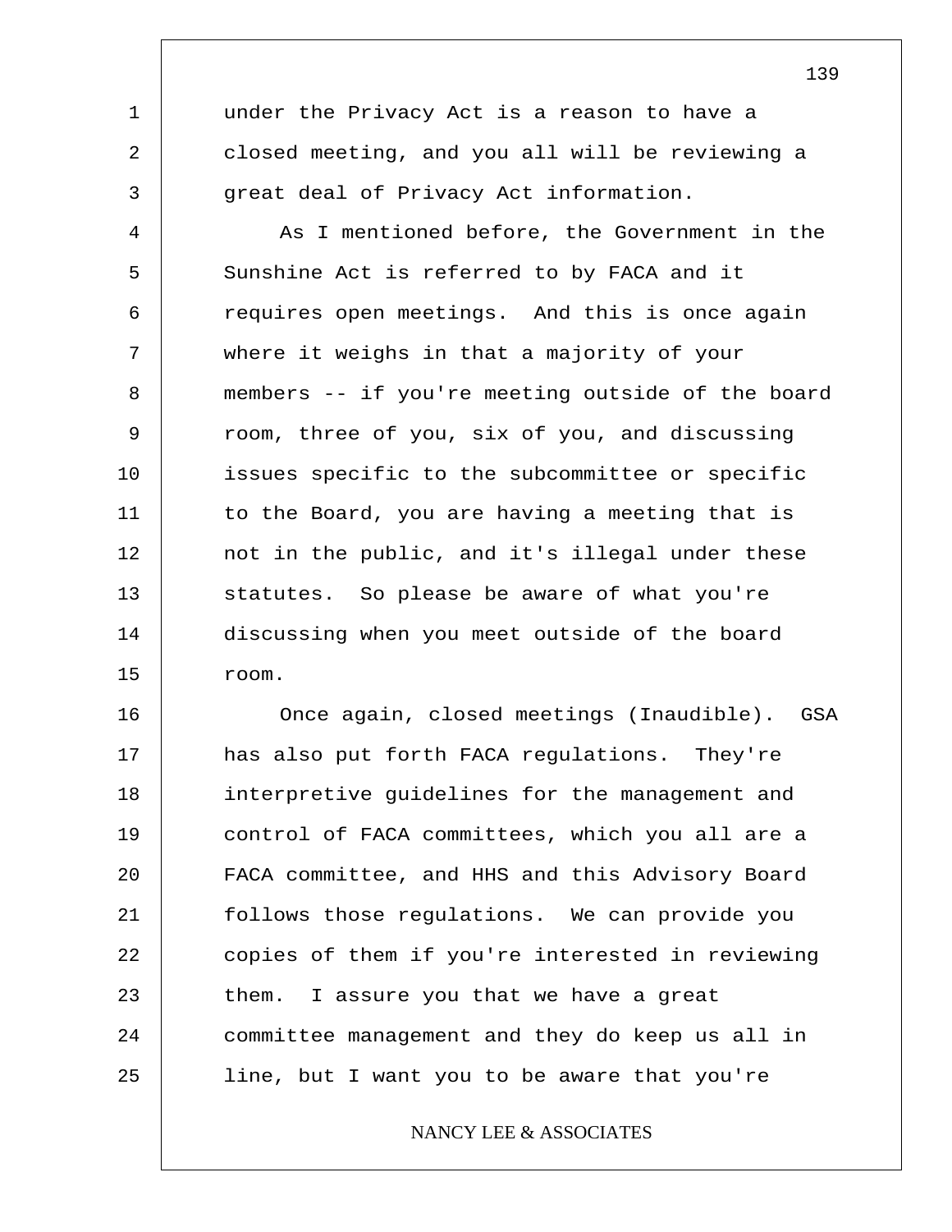under the Privacy Act is a reason to have a closed meeting, and you all will be reviewing a great deal of Privacy Act information.

As I mentioned before, the Government in the Sunshine Act is referred to by FACA and it requires open meetings. And this is once again where it weighs in that a majority of your members -- if you're meeting outside of the board room, three of you, six of you, and discussing issues specific to the subcommittee or specific to the Board, you are having a meeting that is not in the public, and it's illegal under these statutes. So please be aware of what you're discussing when you meet outside of the board room.

Once again, closed meetings (Inaudible). GSA has also put forth FACA regulations. They're interpretive guidelines for the management and control of FACA committees, which you all are a FACA committee, and HHS and this Advisory Board follows those regulations. We can provide you copies of them if you're interested in reviewing them. I assure you that we have a great committee management and they do keep us all in line, but I want you to be aware that you're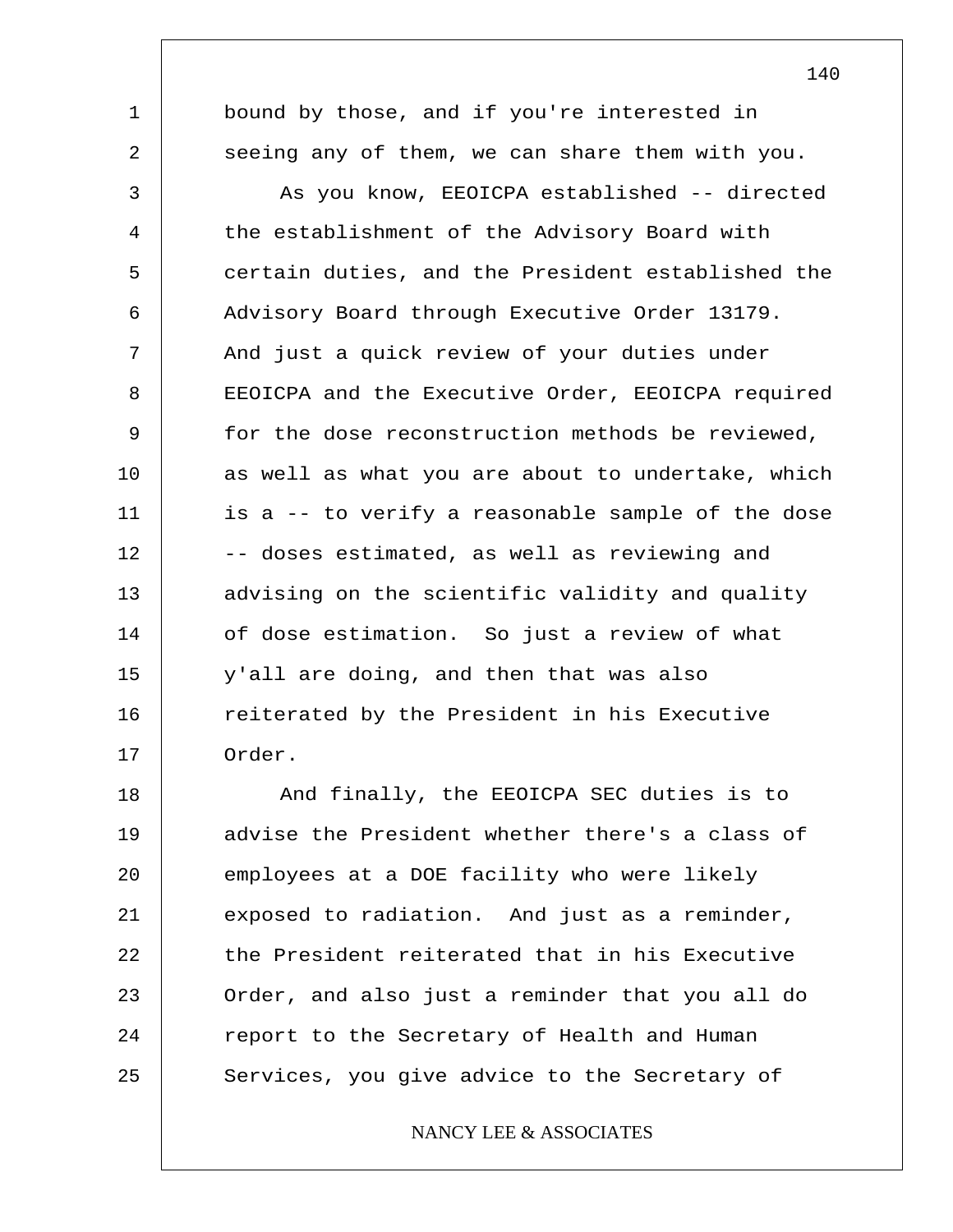bound by those, and if you're interested in seeing any of them, we can share them with you.

As you know, EEOICPA established -- directed the establishment of the Advisory Board with certain duties, and the President established the Advisory Board through Executive Order 13179. And just a quick review of your duties under EEOICPA and the Executive Order, EEOICPA required for the dose reconstruction methods be reviewed, as well as what you are about to undertake, which is a -- to verify a reasonable sample of the dose -- doses estimated, as well as reviewing and advising on the scientific validity and quality of dose estimation. So just a review of what y'all are doing, and then that was also reiterated by the President in his Executive Order.

And finally, the EEOICPA SEC duties is to advise the President whether there's a class of employees at a DOE facility who were likely exposed to radiation. And just as a reminder, the President reiterated that in his Executive Order, and also just a reminder that you all do report to the Secretary of Health and Human Services, you give advice to the Secretary of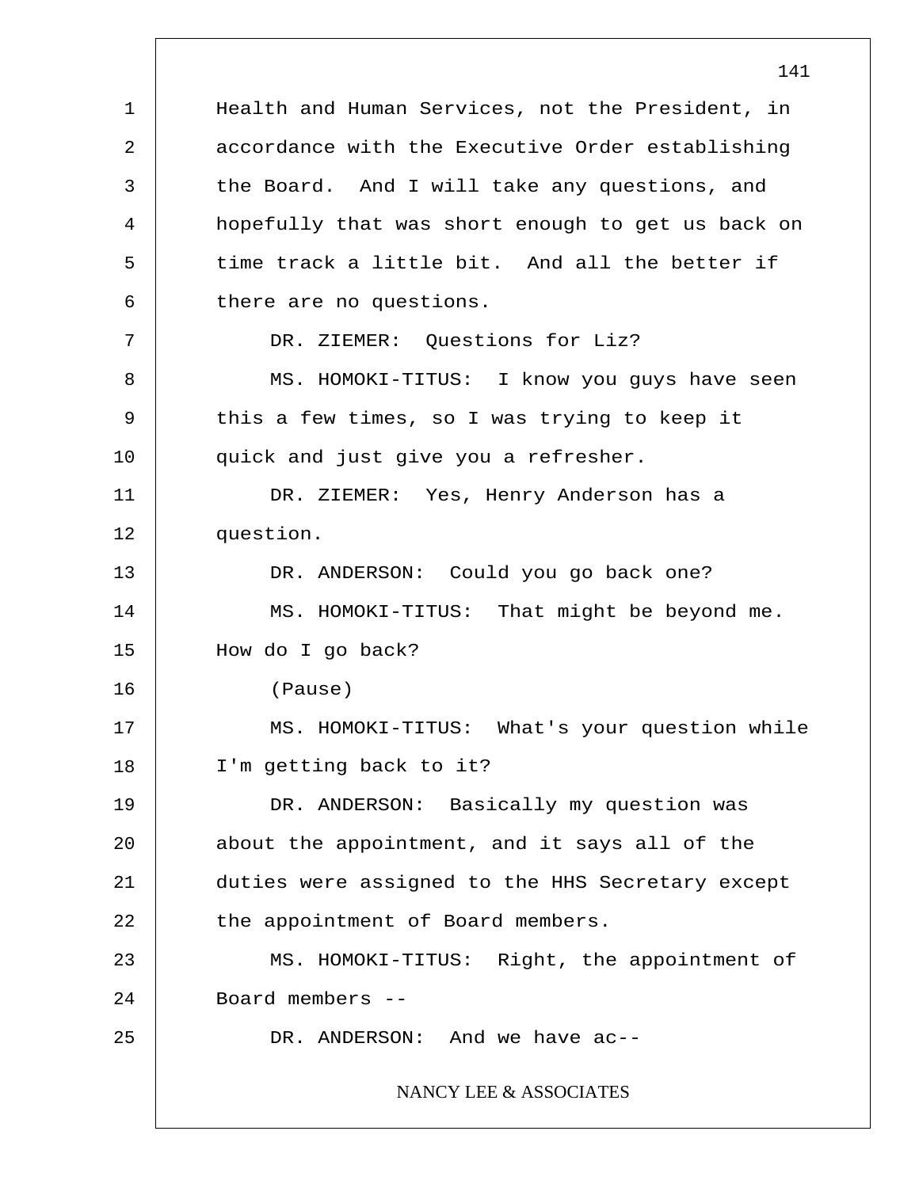Health and Human Services, not the President, in accordance with the Executive Order establishing the Board. And I will take any questions, and hopefully that was short enough to get us back on time track a little bit. And all the better if there are no questions.

DR. ZIEMER: Questions for Liz?

MS. HOMOKI-TITUS: I know you guys have seen this a few times, so I was trying to keep it quick and just give you a refresher.

DR. ZIEMER: Yes, Henry Anderson has a question.

DR. ANDERSON: Could you go back one?

MS. HOMOKI-TITUS: That might be beyond me. How do I go back?

(Pause)

MS. HOMOKI-TITUS: What's your question while I'm getting back to it?

DR. ANDERSON: Basically my question was about the appointment, and it says all of the duties were assigned to the HHS Secretary except the appointment of Board members.

MS. HOMOKI-TITUS: Right, the appointment of Board members --

DR. ANDERSON: And we have ac--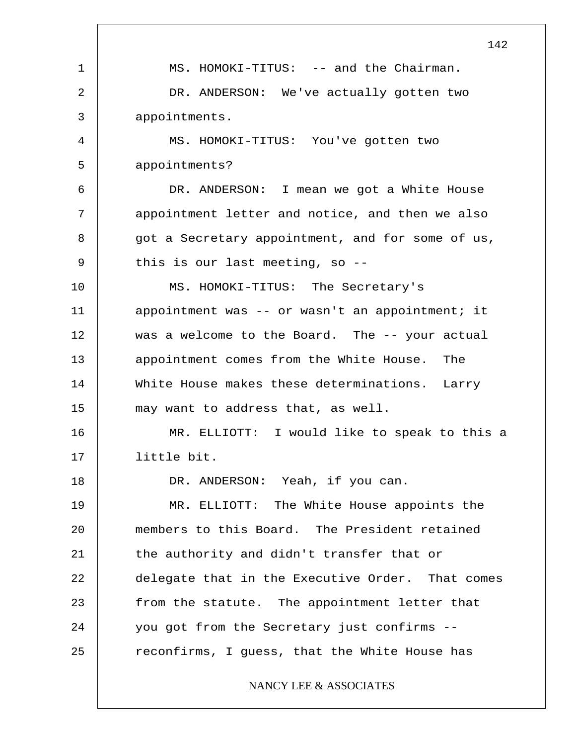MS. HOMOKI-TITUS: -- and the Chairman.

DR. ANDERSON: We've actually gotten two appointments.

MS. HOMOKI-TITUS: You've gotten two appointments?

DR. ANDERSON: I mean we got a White House appointment letter and notice, and then we also got a Secretary appointment, and for some of us, this is our last meeting, so --

MS. HOMOKI-TITUS: The Secretary's appointment was -- or wasn't an appointment; it was a welcome to the Board. The -- your actual appointment comes from the White House. The White House makes these determinations. Larry may want to address that, as well.

MR. ELLIOTT: I would like to speak to this a little bit.

DR. ANDERSON: Yeah, if you can.

MR. ELLIOTT: The White House appoints the members to this Board. The President retained the authority and didn't transfer that or delegate that in the Executive Order. That comes from the statute. The appointment letter that you got from the Secretary just confirms -- reconfirms, I guess, that the White House has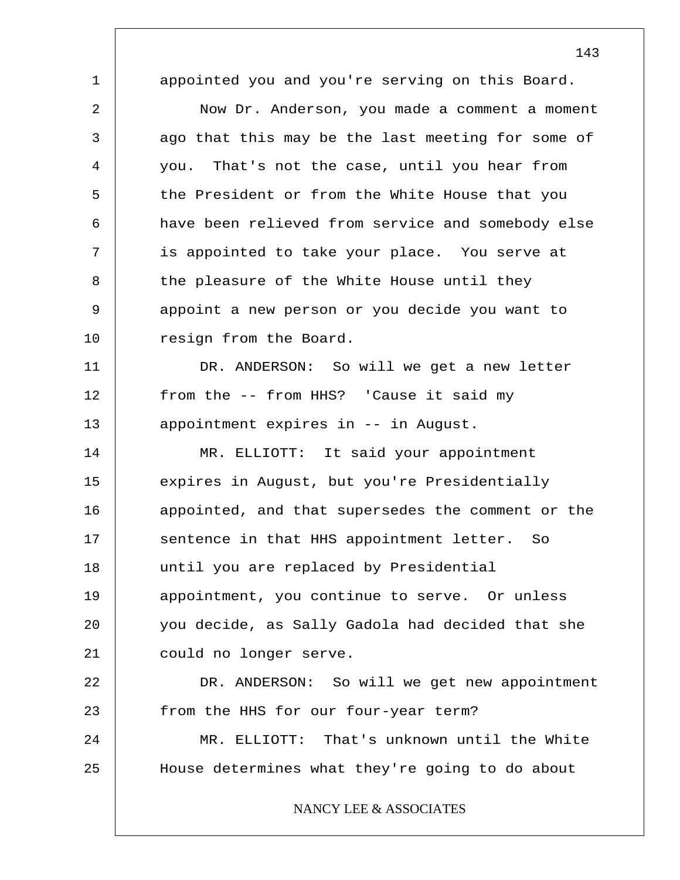appointed you and you're serving on this Board.

Now Dr. Anderson, you made a comment a moment ago that this may be the last meeting for some of you. That's not the case, until you hear from the President or from the White House that you have been relieved from service and somebody else is appointed to take your place. You serve at the pleasure of the White House until they appoint a new person or you decide you want to resign from the Board.

DR. ANDERSON: So will we get a new letter from the -- from HHS? 'Cause it said my appointment expires in -- in August.

MR. ELLIOTT: It said your appointment expires in August, but you're Presidentially appointed, and that supersedes the comment or the sentence in that HHS appointment letter. So until you are replaced by Presidential appointment, you continue to serve. Or unless you decide, as Sally Gadola had decided that she could no longer serve.

DR. ANDERSON: So will we get new appointment from the HHS for our four-year term?

MR. ELLIOTT: That's unknown until the White House determines what they're going to do about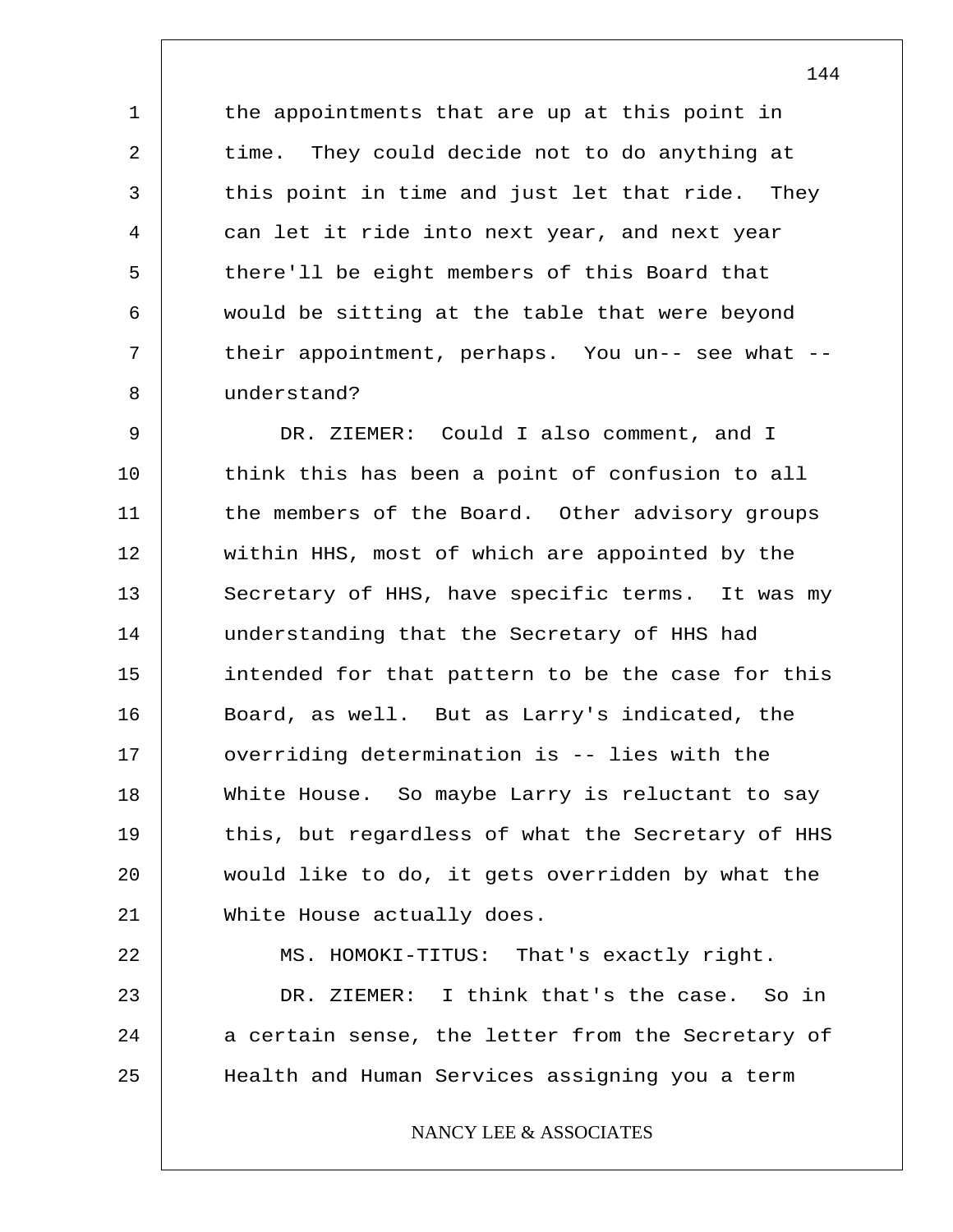the appointments that are up at this point in time. They could decide not to do anything at this point in time and just let that ride. They can let it ride into next year, and next year there'll be eight members of this Board that would be sitting at the table that were beyond their appointment, perhaps. You un-- see what -- understand?

DR. ZIEMER: Could I also comment, and I think this has been a point of confusion to all the members of the Board. Other advisory groups within HHS, most of which are appointed by the Secretary of HHS, have specific terms. It was my understanding that the Secretary of HHS had intended for that pattern to be the case for this Board, as well. But as Larry's indicated, the overriding determination is -- lies with the White House. So maybe Larry is reluctant to say this, but regardless of what the Secretary of HHS would like to do, it gets overridden by what the White House actually does.

MS. HOMOKI-TITUS: That's exactly right.

DR. ZIEMER: I think that's the case. So in a certain sense, the letter from the Secretary of Health and Human Services assigning you a term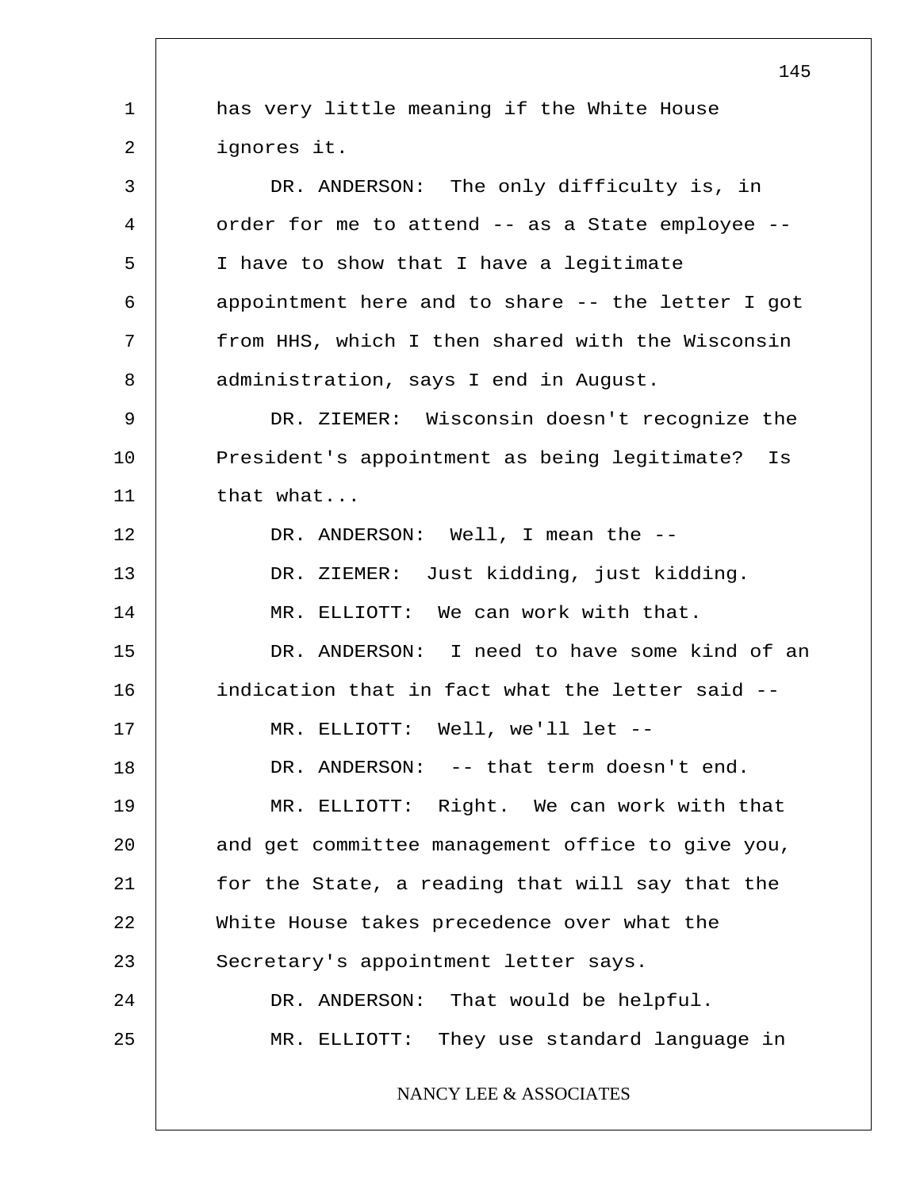has very little meaning if the White House ignores it.

DR. ANDERSON: The only difficulty is, in order for me to attend -- as a State employee -- I have to show that I have a legitimate appointment here and to share -- the letter I got from HHS, which I then shared with the Wisconsin administration, says I end in August.

DR. ZIEMER: Wisconsin doesn't recognize the President's appointment as being legitimate? Is that what...

DR. ANDERSON: Well, I mean the --

DR. ZIEMER: Just kidding, just kidding.

MR. ELLIOTT: We can work with that.

DR. ANDERSON: I need to have some kind of an indication that in fact what the letter said --

MR. ELLIOTT: Well, we'll let --

DR. ANDERSON: -- that term doesn't end.

MR. ELLIOTT: Right. We can work with that and get committee management office to give you, for the State, a reading that will say that the White House takes precedence over what the Secretary's appointment letter says.

DR. ANDERSON: That would be helpful.

MR. ELLIOTT: They use standard language in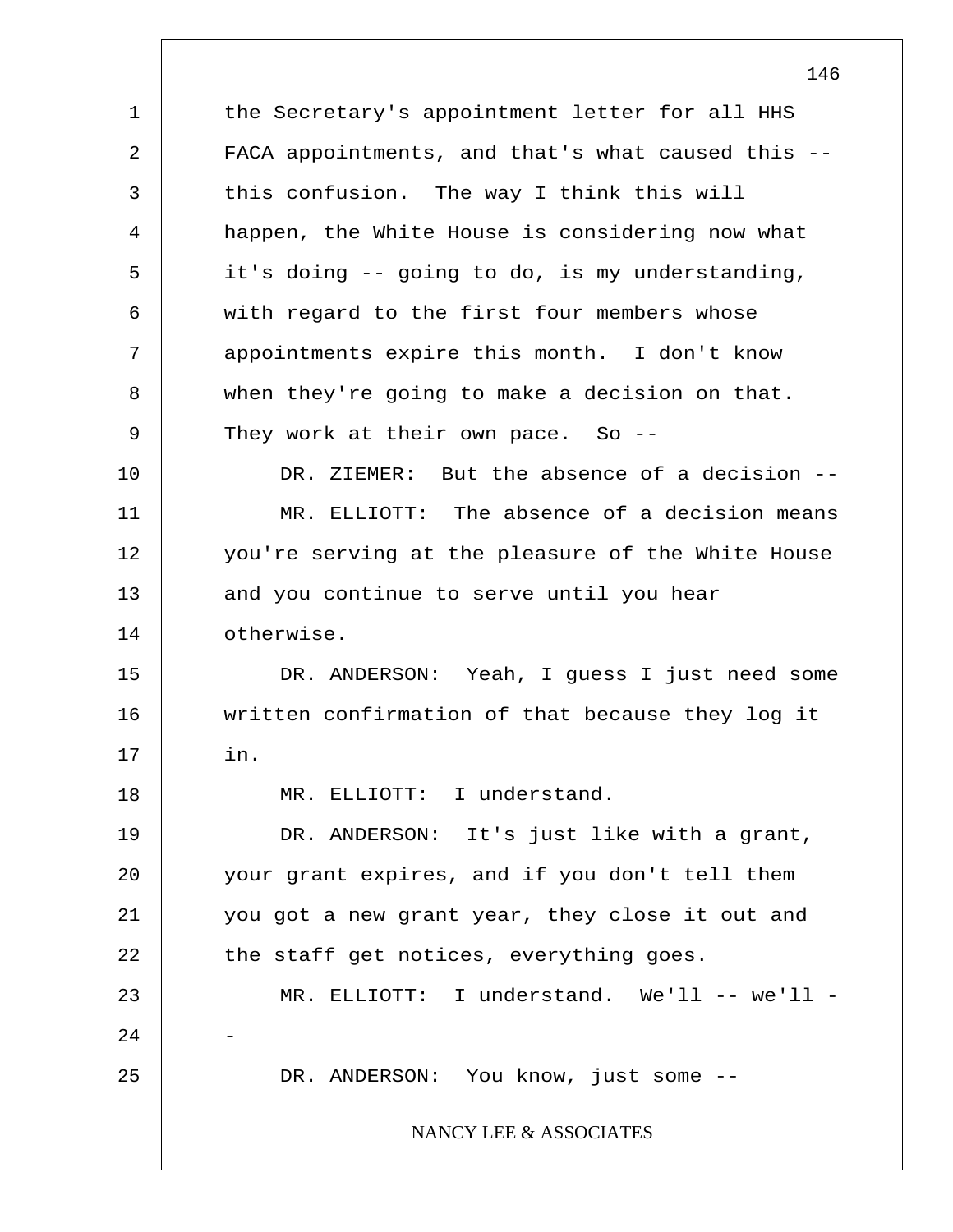the Secretary's appointment letter for all HHS FACA appointments, and that's what caused this -- this confusion. The way I think this will happen, the White House is considering now what it's doing -- going to do, is my understanding, with regard to the first four members whose appointments expire this month. I don't know when they're going to make a decision on that. They work at their own pace. So --

DR. ZIEMER: But the absence of a decision --

MR. ELLIOTT: The absence of a decision means you're serving at the pleasure of the White House and you continue to serve until you hear otherwise.

DR. ANDERSON: Yeah, I guess I just need some written confirmation of that because they log it in.

MR. ELLIOTT: I understand.

DR. ANDERSON: It's just like with a grant, your grant expires, and if you don't tell them you got a new grant year, they close it out and the staff get notices, everything goes.

MR. ELLIOTT: I understand. We'll -- we'll --

DR. ANDERSON: You know, just some --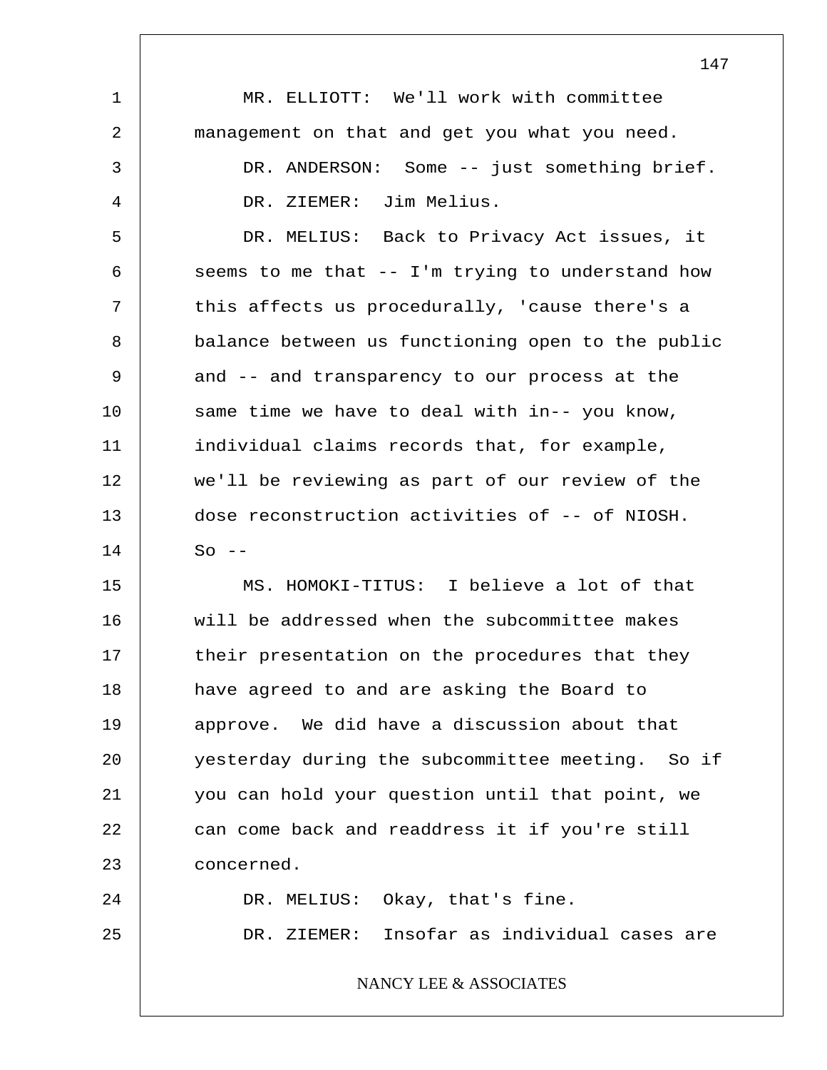MR. ELLIOTT: We'll work with committee management on that and get you what you need.

DR. ANDERSON: Some -- just something brief.

DR. ZIEMER: Jim Melius.

DR. MELIUS: Back to Privacy Act issues, it seems to me that -- I'm trying to understand how this affects us procedurally, 'cause there's a balance between us functioning open to the public and -- and transparency to our process at the same time we have to deal with in-- you know, individual claims records that, for example, we'll be reviewing as part of our review of the dose reconstruction activities of -- of NIOSH. So --

MS. HOMOKI-TITUS: I believe a lot of that will be addressed when the subcommittee makes their presentation on the procedures that they have agreed to and are asking the Board to approve. We did have a discussion about that yesterday during the subcommittee meeting. So if you can hold your question until that point, we can come back and readdress it if you're still concerned.

DR. MELIUS: Okay, that's fine.

DR. ZIEMER: Insofar as individual cases are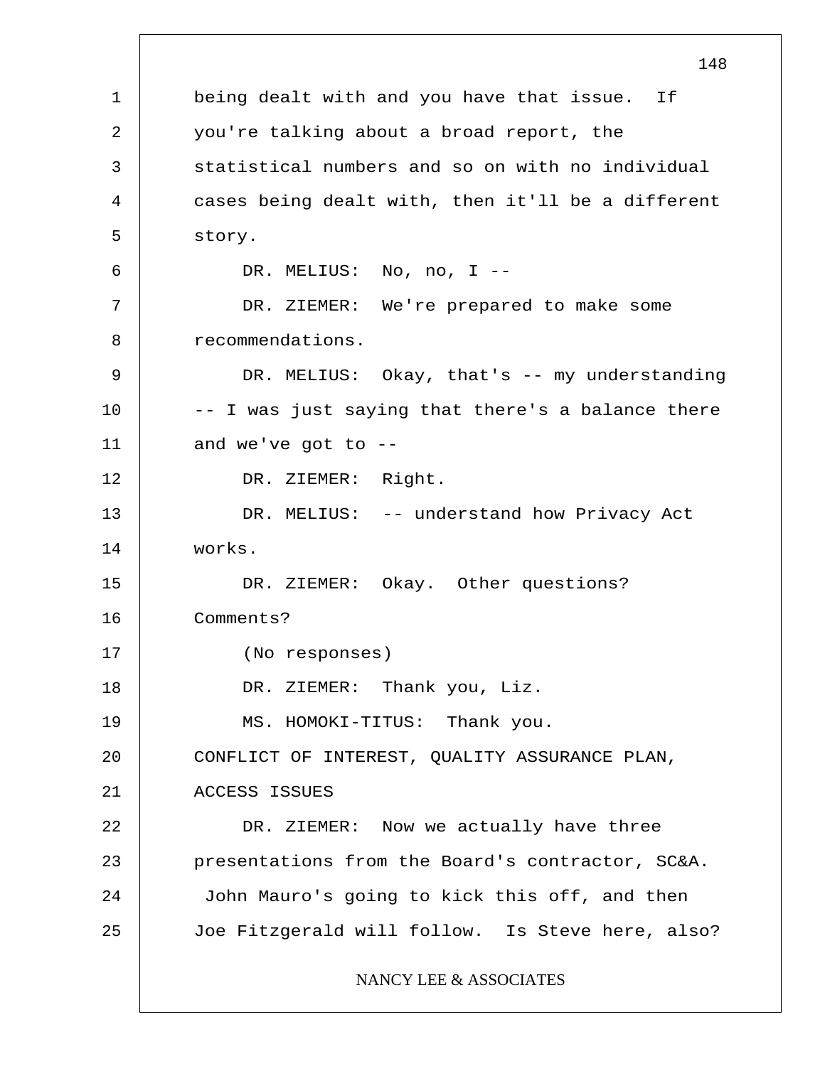being dealt with and you have that issue. If you're talking about a broad report, the statistical numbers and so on with no individual cases being dealt with, then it'll be a different story.

DR. MELIUS: No, no, I --

DR. ZIEMER: We're prepared to make some recommendations.

DR. MELIUS: Okay, that's -- my understanding -- I was just saying that there's a balance there and we've got to --

DR. ZIEMER: Right.

DR. MELIUS: -- understand how Privacy Act works.

DR. ZIEMER: Okay. Other questions? Comments?

(No responses)

DR. ZIEMER: Thank you, Liz.

MS. HOMOKI-TITUS: Thank you.

CONFLICT OF INTEREST, QUALITY ASSURANCE PLAN, ACCESS ISSUES

DR. ZIEMER: Now we actually have three presentations from the Board's contractor, SC&A. John Mauro's going to kick this off, and then Joe Fitzgerald will follow. Is Steve here, also?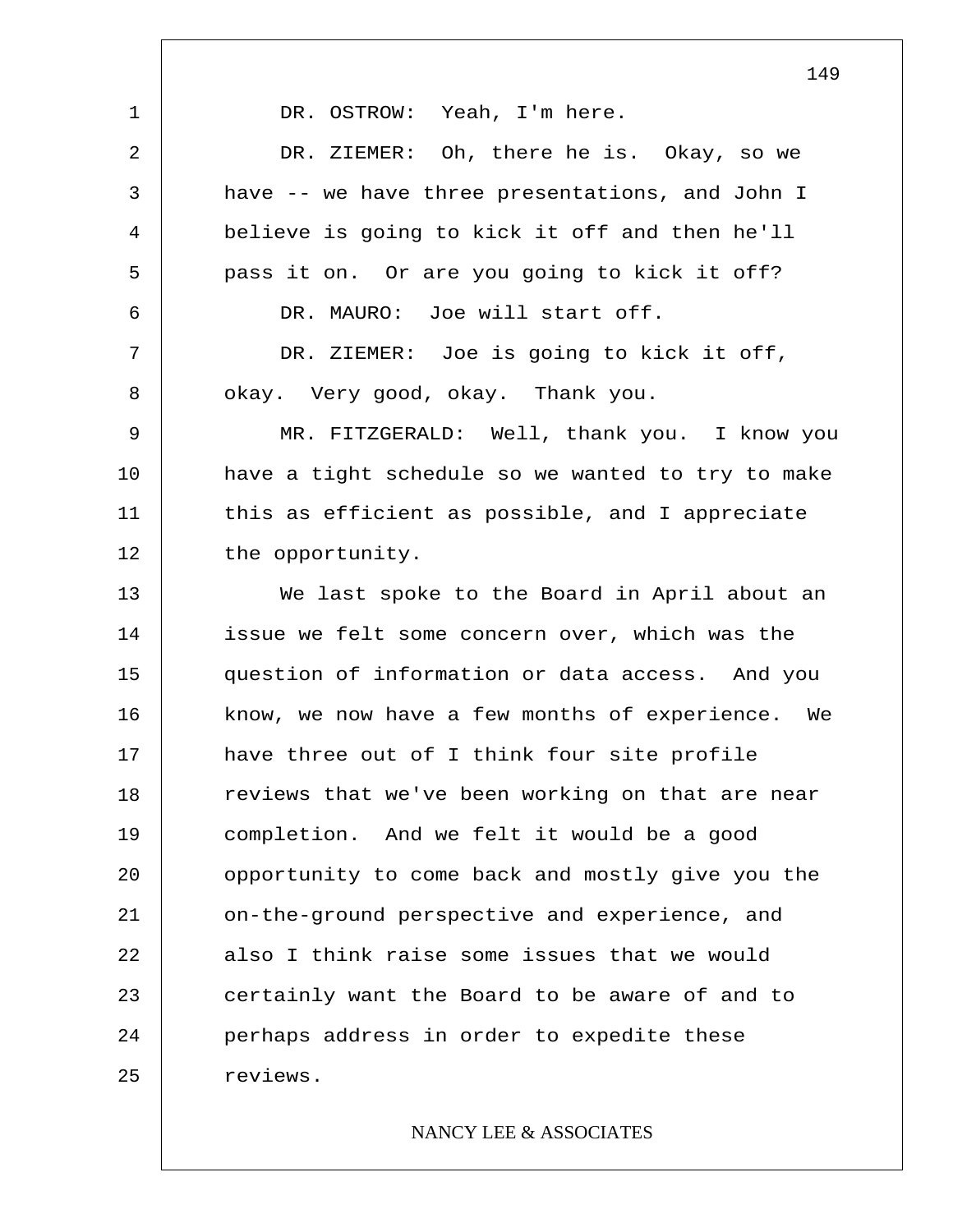DR. OSTROW: Yeah, I'm here.

DR. ZIEMER: Oh, there he is. Okay, so we have -- we have three presentations, and John I believe is going to kick it off and then he'll pass it on. Or are you going to kick it off?

DR. MAURO: Joe will start off.

DR. ZIEMER: Joe is going to kick it off, okay. Very good, okay. Thank you.

MR. FITZGERALD: Well, thank you. I know you have a tight schedule so we wanted to try to make this as efficient as possible, and I appreciate the opportunity.

We last spoke to the Board in April about an issue we felt some concern over, which was the question of information or data access. And you know, we now have a few months of experience. We have three out of I think four site profile reviews that we've been working on that are near completion. And we felt it would be a good opportunity to come back and mostly give you the on-the-ground perspective and experience, and also I think raise some issues that we would certainly want the Board to be aware of and to perhaps address in order to expedite these reviews.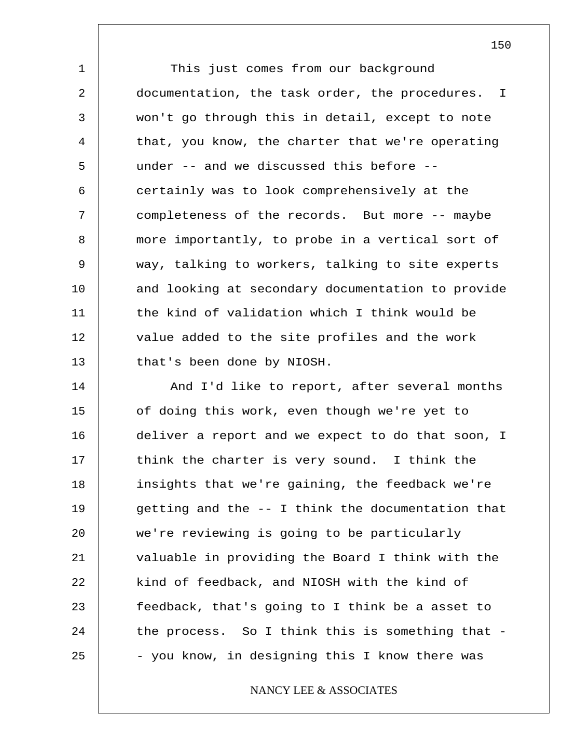This just comes from our background documentation, the task order, the procedures. I won't go through this in detail, except to note that, you know, the charter that we're operating under -- and we discussed this before -- certainly was to look comprehensively at the completeness of the records. But more -- maybe more importantly, to probe in a vertical sort of way, talking to workers, talking to site experts and looking at secondary documentation to provide the kind of validation which I think would be value added to the site profiles and the work that's been done by NIOSH.

And I'd like to report, after several months of doing this work, even though we're yet to deliver a report and we expect to do that soon, I think the charter is very sound. I think the insights that we're gaining, the feedback we're getting and the -- I think the documentation that we're reviewing is going to be particularly valuable in providing the Board I think with the kind of feedback, and NIOSH with the kind of feedback, that's going to I think be a asset to the process. So I think this is something that -- you know, in designing this I know there was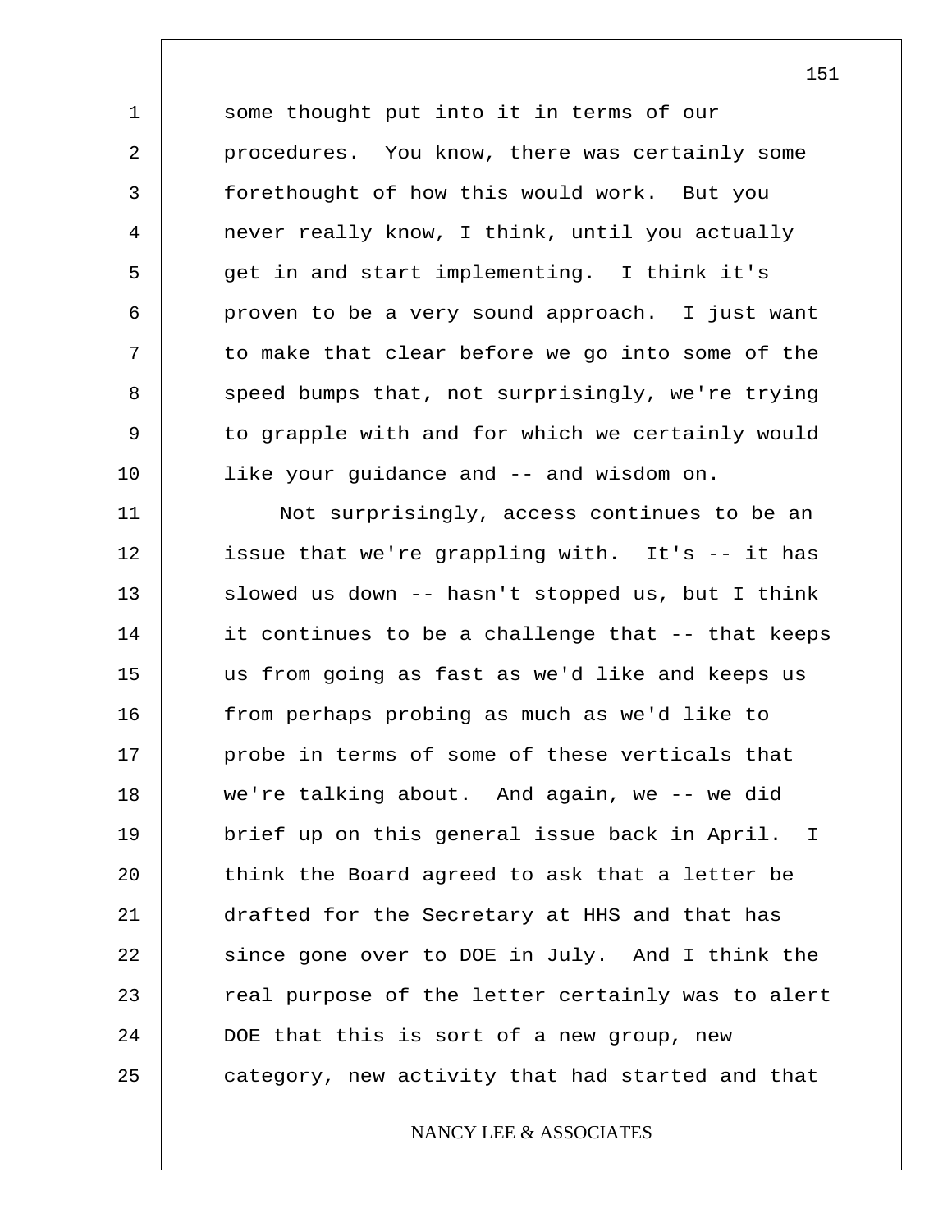some thought put into it in terms of our procedures. You know, there was certainly some forethought of how this would work. But you never really know, I think, until you actually get in and start implementing. I think it's proven to be a very sound approach. I just want to make that clear before we go into some of the speed bumps that, not surprisingly, we're trying to grapple with and for which we certainly would like your guidance and -- and wisdom on.

Not surprisingly, access continues to be an issue that we're grappling with. It's -- it has slowed us down -- hasn't stopped us, but I think it continues to be a challenge that -- that keeps us from going as fast as we'd like and keeps us from perhaps probing as much as we'd like to probe in terms of some of these verticals that we're talking about. And again, we -- we did brief up on this general issue back in April. I think the Board agreed to ask that a letter be drafted for the Secretary at HHS and that has since gone over to DOE in July. And I think the real purpose of the letter certainly was to alert DOE that this is sort of a new group, new category, new activity that had started and that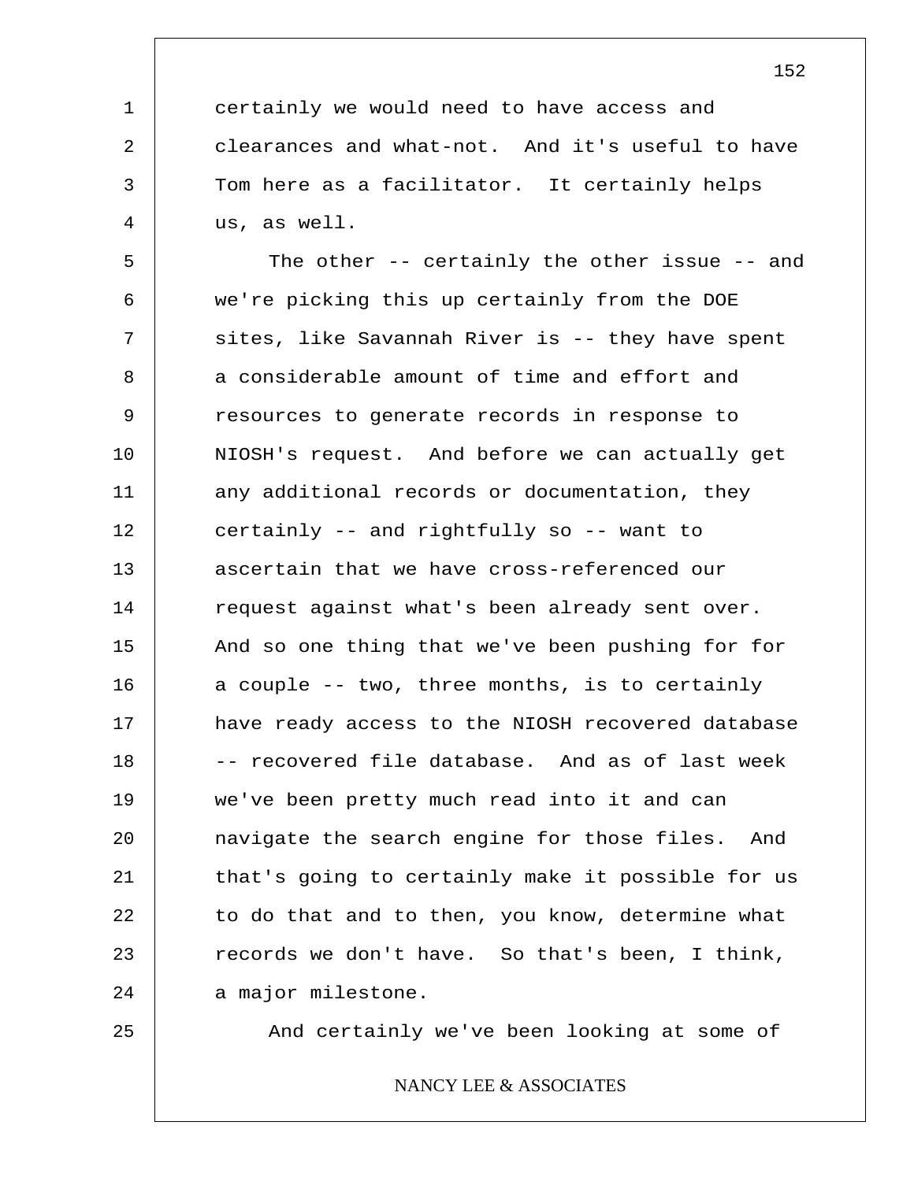certainly we would need to have access and clearances and what-not. And it's useful to have Tom here as a facilitator. It certainly helps us, as well.

The other -- certainly the other issue -- and we're picking this up certainly from the DOE sites, like Savannah River is -- they have spent a considerable amount of time and effort and resources to generate records in response to NIOSH's request. And before we can actually get any additional records or documentation, they certainly -- and rightfully so -- want to ascertain that we have cross-referenced our request against what's been already sent over. And so one thing that we've been pushing for for a couple -- two, three months, is to certainly have ready access to the NIOSH recovered database -- recovered file database. And as of last week we've been pretty much read into it and can navigate the search engine for those files. And that's going to certainly make it possible for us to do that and to then, you know, determine what records we don't have. So that's been, I think, a major milestone.

And certainly we've been looking at some of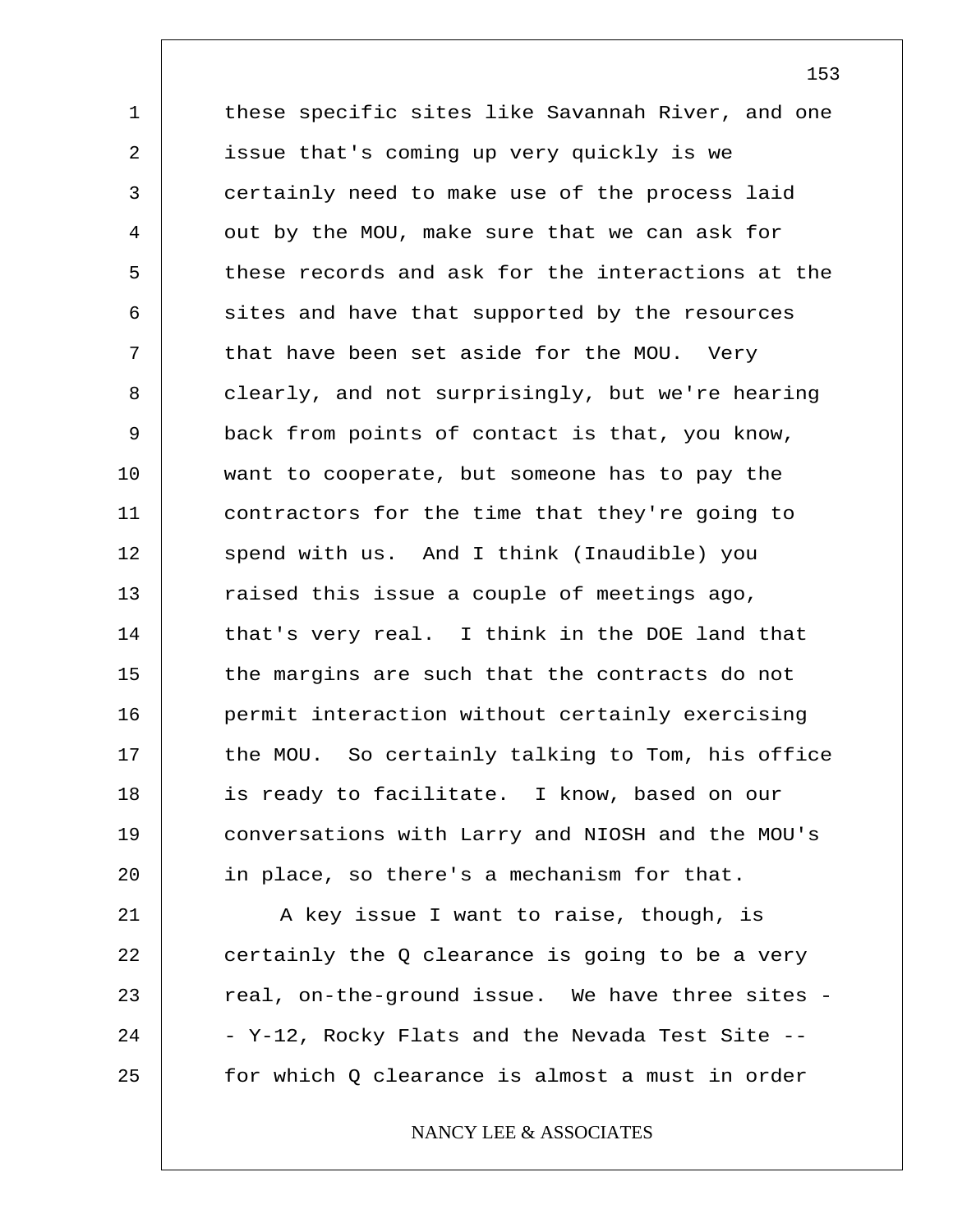these specific sites like Savannah River, and one issue that's coming up very quickly is we certainly need to make use of the process laid out by the MOU, make sure that we can ask for these records and ask for the interactions at the sites and have that supported by the resources that have been set aside for the MOU. Very clearly, and not surprisingly, but we're hearing back from points of contact is that, you know, want to cooperate, but someone has to pay the contractors for the time that they're going to spend with us. And I think (Inaudible) you raised this issue a couple of meetings ago, that's very real. I think in the DOE land that the margins are such that the contracts do not permit interaction without certainly exercising the MOU. So certainly talking to Tom, his office is ready to facilitate. I know, based on our conversations with Larry and NIOSH and the MOU's in place, so there's a mechanism for that.

A key issue I want to raise, though, is certainly the Q clearance is going to be a very real, on-the-ground issue. We have three sites -- Y-12, Rocky Flats and the Nevada Test Site -- for which Q clearance is almost a must in order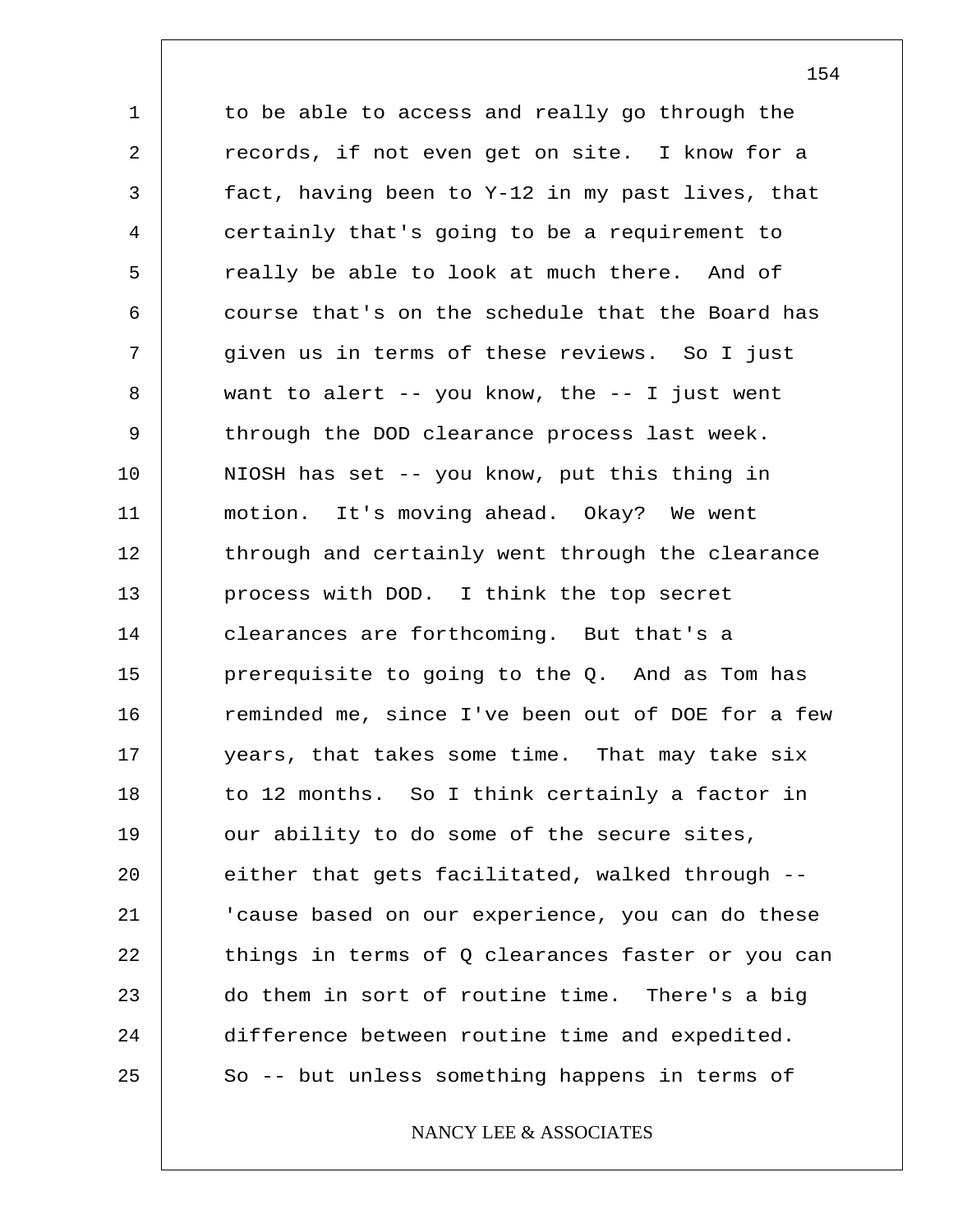to be able to access and really go through the records, if not even get on site. I know for a fact, having been to Y-12 in my past lives, that certainly that's going to be a requirement to really be able to look at much there. And of course that's on the schedule that the Board has given us in terms of these reviews. So I just want to alert -- you know, the -- I just went through the DOD clearance process last week. NIOSH has set -- you know, put this thing in motion. It's moving ahead. Okay? We went through and certainly went through the clearance process with DOD. I think the top secret clearances are forthcoming. But that's a prerequisite to going to the Q. And as Tom has reminded me, since I've been out of DOE for a few years, that takes some time. That may take six to 12 months. So I think certainly a factor in our ability to do some of the secure sites, either that gets facilitated, walked through -- 'cause based on our experience, you can do these things in terms of Q clearances faster or you can do them in sort of routine time. There's a big difference between routine time and expedited. So -- but unless something happens in terms of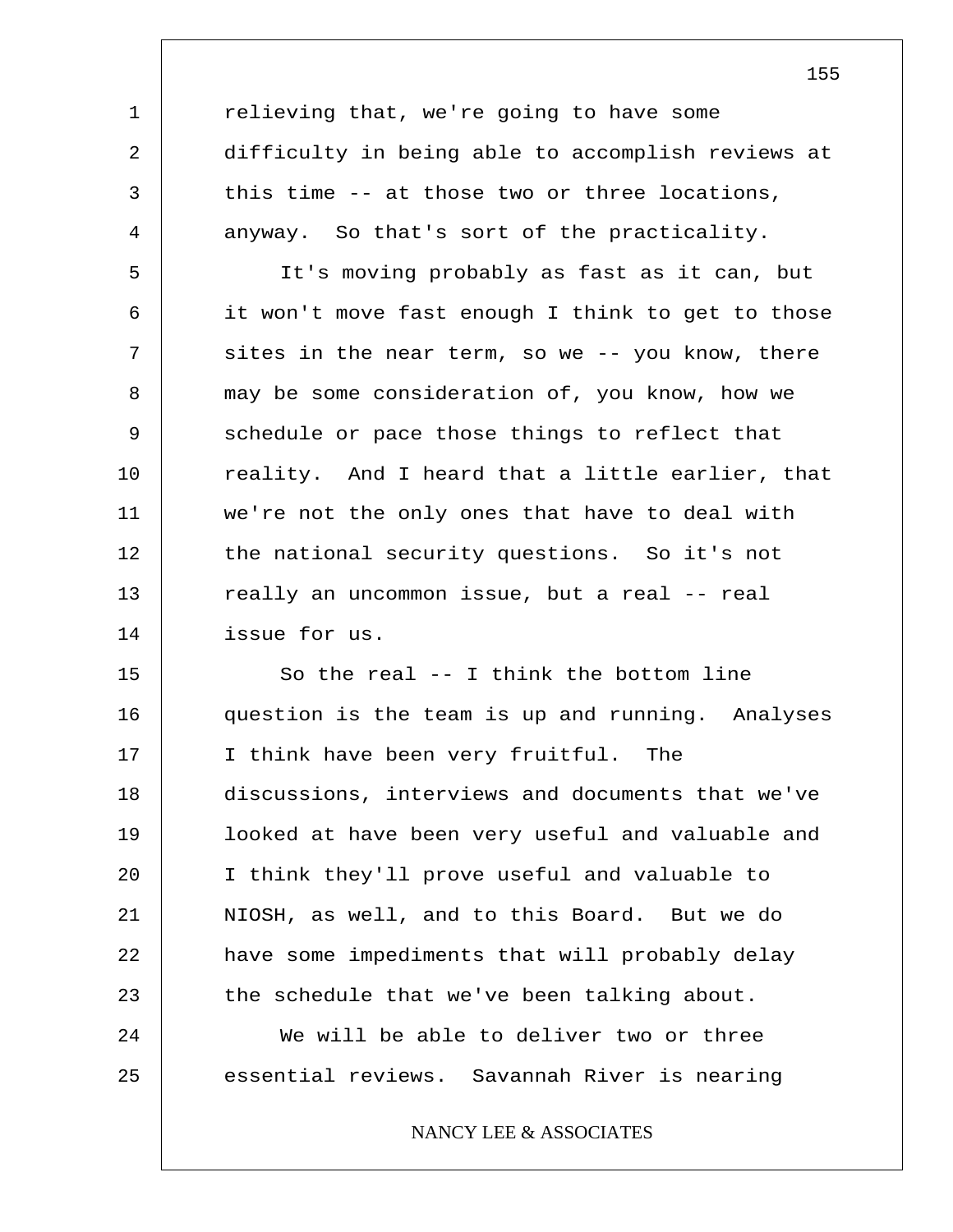relieving that, we're going to have some difficulty in being able to accomplish reviews at this time -- at those two or three locations, anyway. So that's sort of the practicality.

It's moving probably as fast as it can, but it won't move fast enough I think to get to those sites in the near term, so we -- you know, there may be some consideration of, you know, how we schedule or pace those things to reflect that reality. And I heard that a little earlier, that we're not the only ones that have to deal with the national security questions. So it's not really an uncommon issue, but a real -- real issue for us.

So the real -- I think the bottom line question is the team is up and running. Analyses I think have been very fruitful. The discussions, interviews and documents that we've looked at have been very useful and valuable and I think they'll prove useful and valuable to NIOSH, as well, and to this Board. But we do have some impediments that will probably delay the schedule that we've been talking about.

We will be able to deliver two or three essential reviews. Savannah River is nearing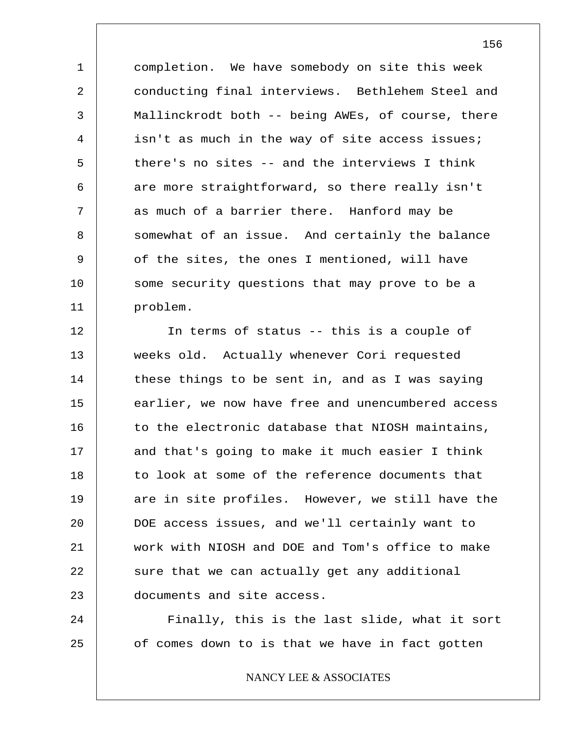completion. We have somebody on site this week conducting final interviews. Bethlehem Steel and Mallinckrodt both -- being AWEs, of course, there isn't as much in the way of site access issues; there's no sites -- and the interviews I think are more straightforward, so there really isn't as much of a barrier there. Hanford may be somewhat of an issue. And certainly the balance of the sites, the ones I mentioned, will have some security questions that may prove to be a problem.

In terms of status -- this is a couple of weeks old. Actually whenever Cori requested these things to be sent in, and as I was saying earlier, we now have free and unencumbered access to the electronic database that NIOSH maintains, and that's going to make it much easier I think to look at some of the reference documents that are in site profiles. However, we still have the DOE access issues, and we'll certainly want to work with NIOSH and DOE and Tom's office to make sure that we can actually get any additional documents and site access.

Finally, this is the last slide, what it sort of comes down to is that we have in fact gotten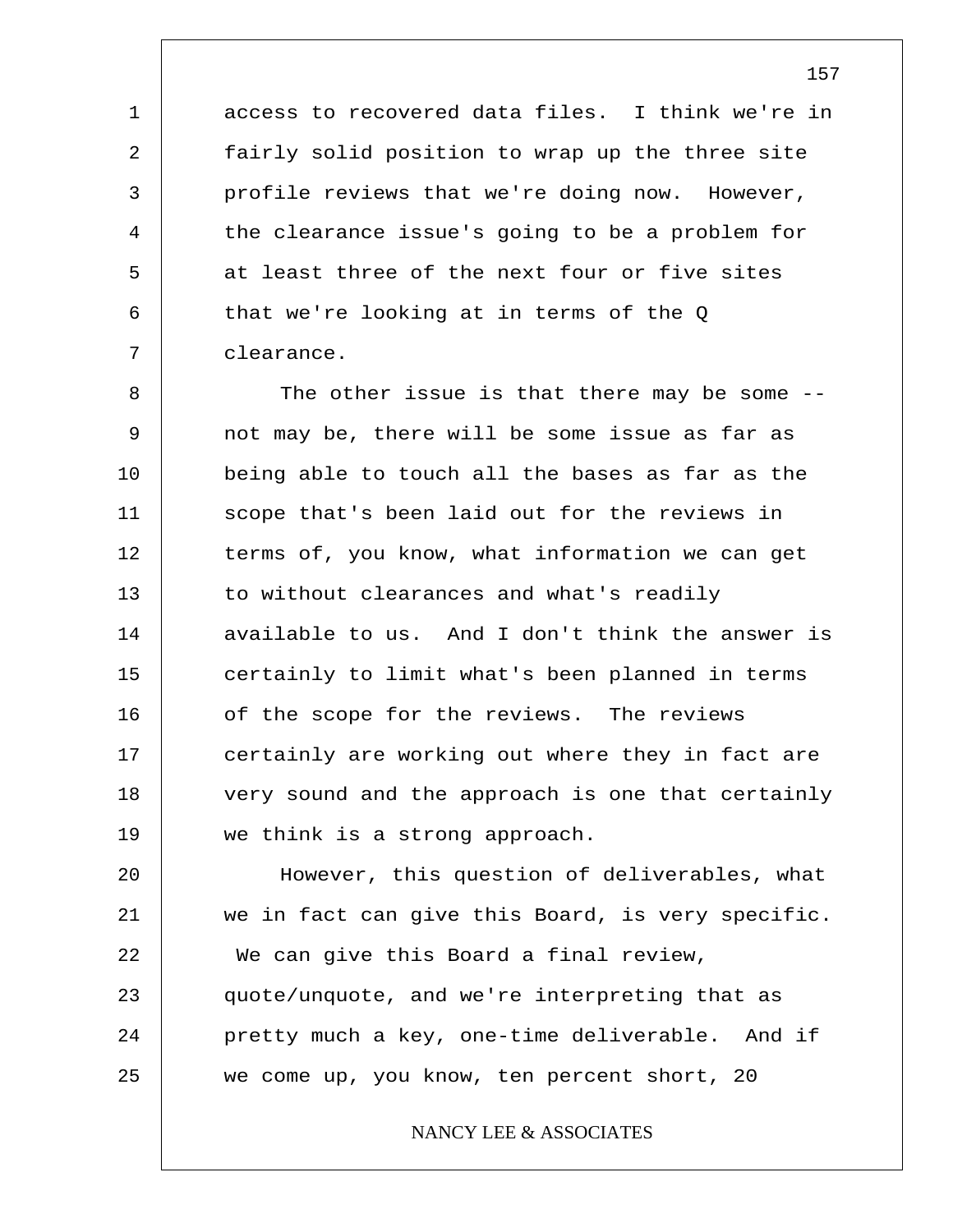access to recovered data files. I think we're in fairly solid position to wrap up the three site profile reviews that we're doing now. However, the clearance issue's going to be a problem for at least three of the next four or five sites that we're looking at in terms of the Q clearance.

The other issue is that there may be some -- not may be, there will be some issue as far as being able to touch all the bases as far as the scope that's been laid out for the reviews in terms of, you know, what information we can get to without clearances and what's readily available to us. And I don't think the answer is certainly to limit what's been planned in terms of the scope for the reviews. The reviews certainly are working out where they in fact are very sound and the approach is one that certainly we think is a strong approach.

However, this question of deliverables, what we in fact can give this Board, is very specific. We can give this Board a final review, quote/unquote, and we're interpreting that as pretty much a key, one-time deliverable. And if we come up, you know, ten percent short, 20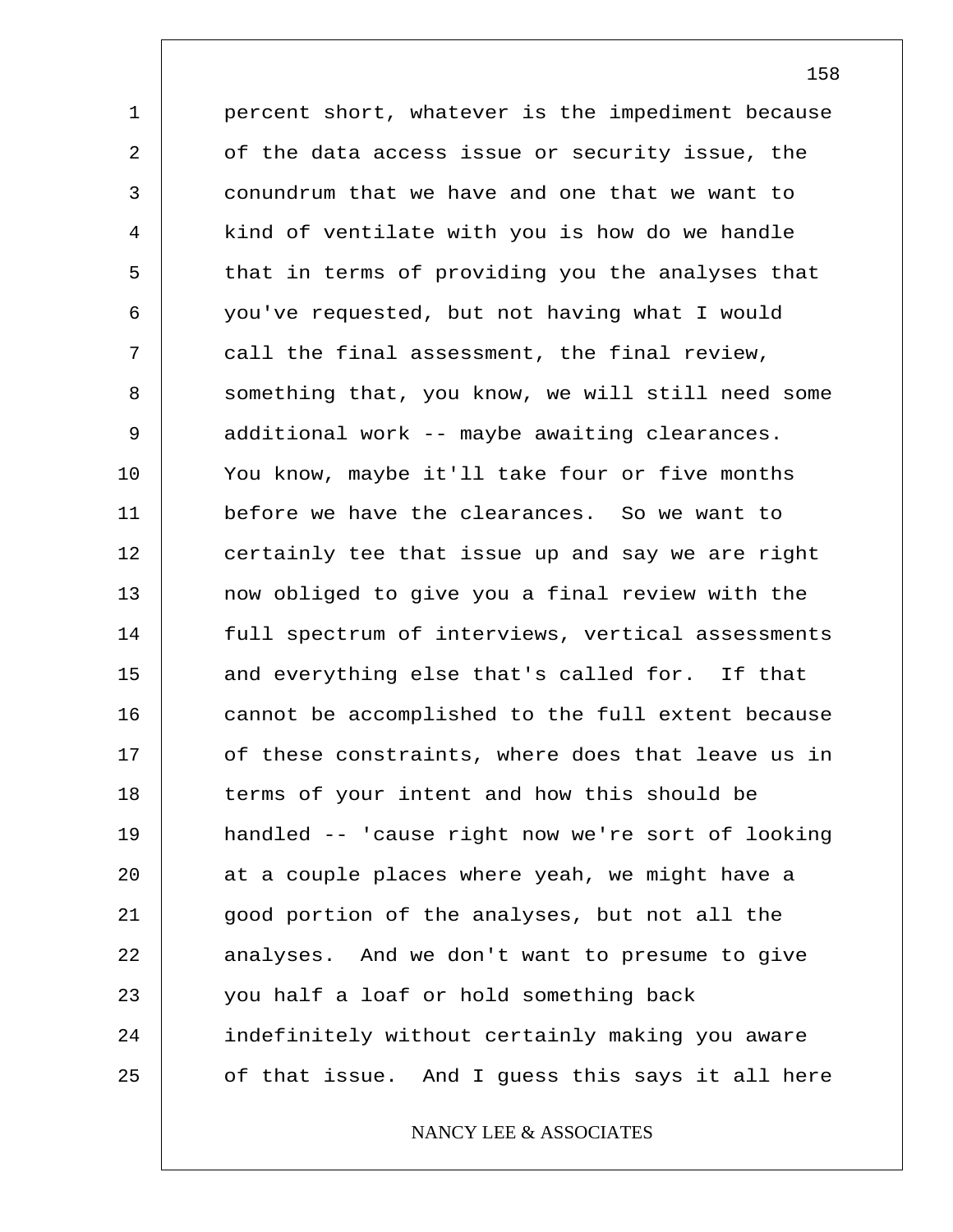percent short, whatever is the impediment because of the data access issue or security issue, the conundrum that we have and one that we want to kind of ventilate with you is how do we handle that in terms of providing you the analyses that you've requested, but not having what I would call the final assessment, the final review, something that, you know, we will still need some additional work -- maybe awaiting clearances. You know, maybe it'll take four or five months before we have the clearances. So we want to certainly tee that issue up and say we are right now obliged to give you a final review with the full spectrum of interviews, vertical assessments and everything else that's called for. If that cannot be accomplished to the full extent because of these constraints, where does that leave us in terms of your intent and how this should be handled -- 'cause right now we're sort of looking at a couple places where yeah, we might have a good portion of the analyses, but not all the analyses. And we don't want to presume to give you half a loaf or hold something back indefinitely without certainly making you aware of that issue. And I guess this says it all here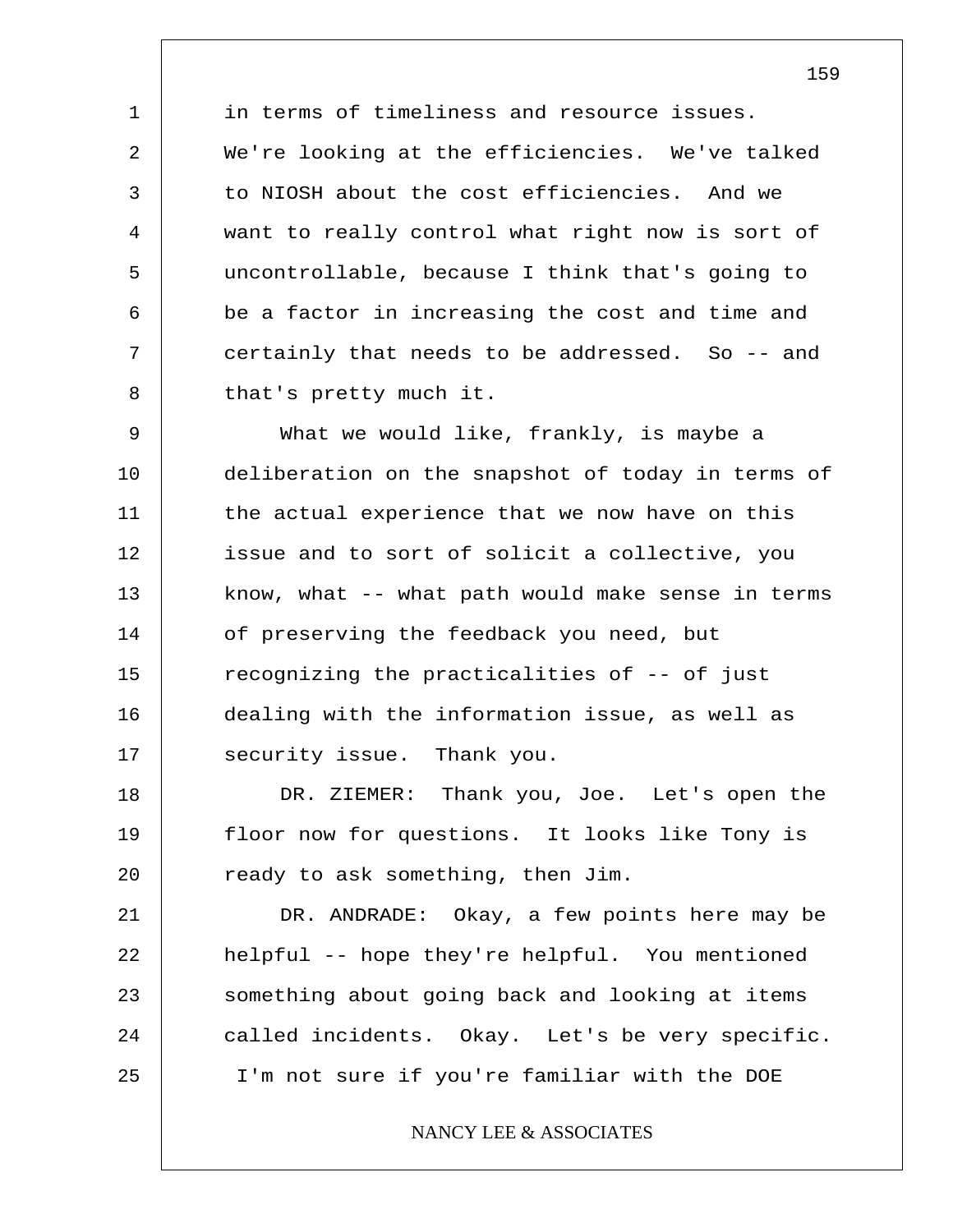in terms of timeliness and resource issues. We're looking at the efficiencies. We've talked to NIOSH about the cost efficiencies. And we want to really control what right now is sort of uncontrollable, because I think that's going to be a factor in increasing the cost and time and certainly that needs to be addressed. So -- and that's pretty much it.

What we would like, frankly, is maybe a deliberation on the snapshot of today in terms of the actual experience that we now have on this issue and to sort of solicit a collective, you know, what -- what path would make sense in terms of preserving the feedback you need, but recognizing the practicalities of -- of just dealing with the information issue, as well as security issue. Thank you.

DR. ZIEMER: Thank you, Joe. Let's open the floor now for questions. It looks like Tony is ready to ask something, then Jim.

DR. ANDRADE: Okay, a few points here may be helpful -- hope they're helpful. You mentioned something about going back and looking at items called incidents. Okay. Let's be very specific. I'm not sure if you're familiar with the DOE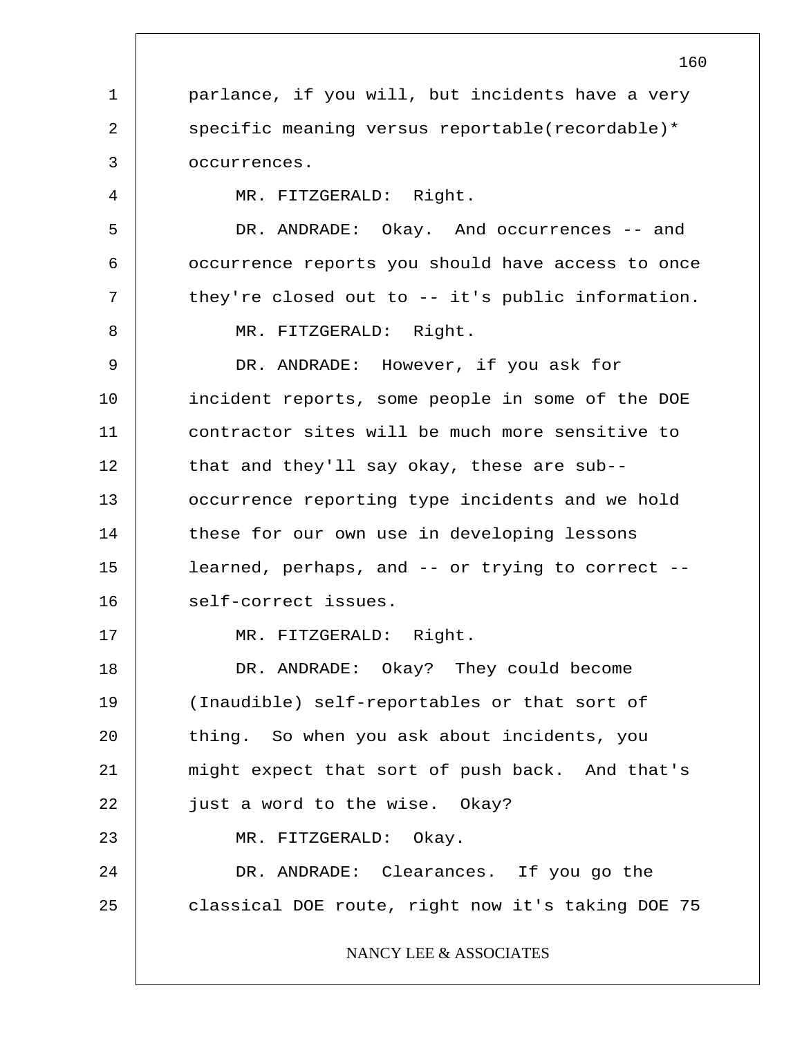parlance, if you will, but incidents have a very specific meaning versus reportable(recordable)* occurrences.

MR. FITZGERALD: Right.

DR. ANDRADE: Okay. And occurrences -- and occurrence reports you should have access to once they're closed out to -- it's public information.

MR. FITZGERALD: Right.

DR. ANDRADE: However, if you ask for incident reports, some people in some of the DOE contractor sites will be much more sensitive to that and they'll say okay, these are sub-- occurrence reporting type incidents and we hold these for our own use in developing lessons learned, perhaps, and -- or trying to correct -- self-correct issues.

MR. FITZGERALD: Right.

DR. ANDRADE: Okay? They could become (Inaudible) self-reportables or that sort of thing. So when you ask about incidents, you might expect that sort of push back. And that's just a word to the wise. Okay?

MR. FITZGERALD: Okay.

DR. ANDRADE: Clearances. If you go the classical DOE route, right now it's taking DOE 75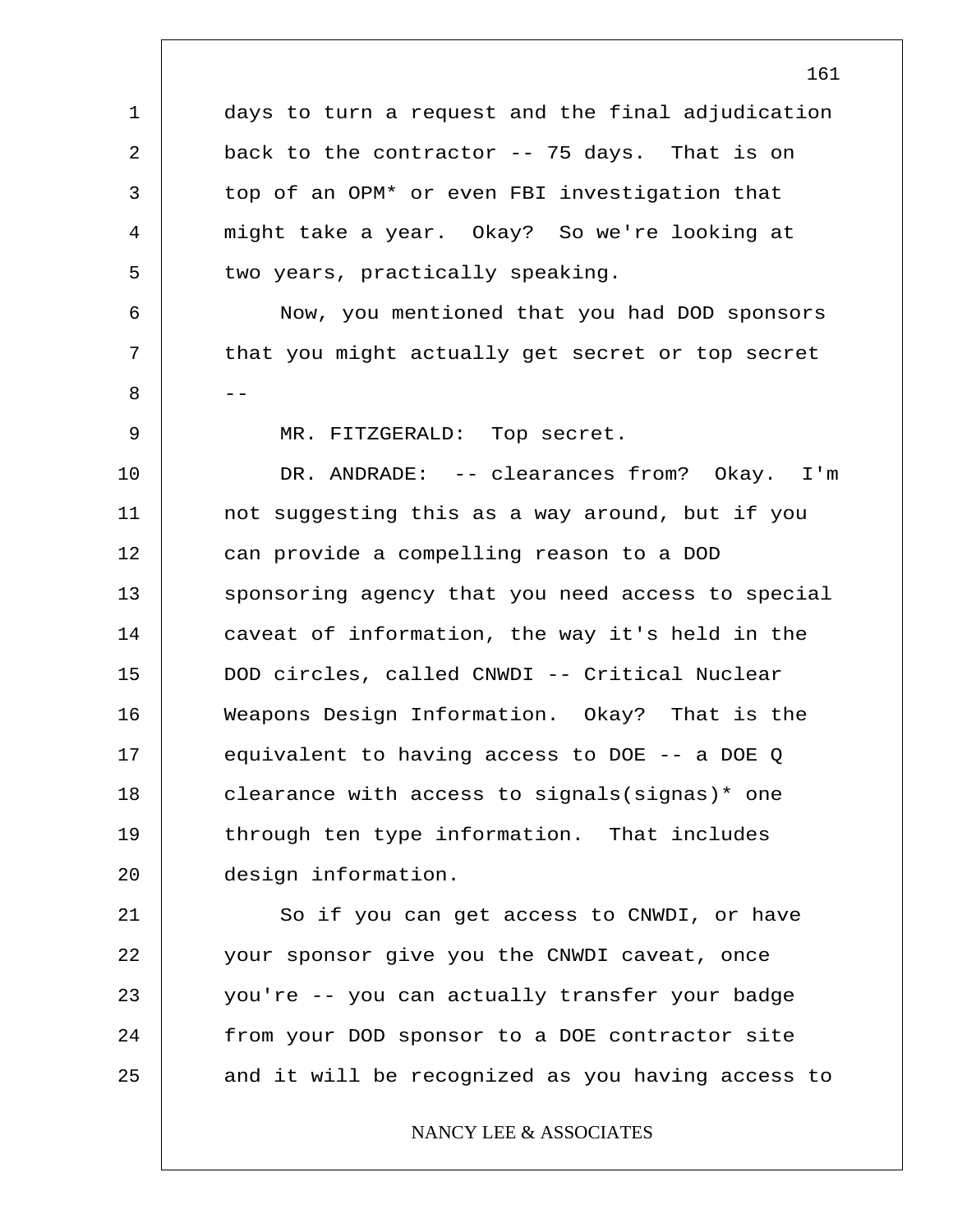days to turn a request and the final adjudication back to the contractor -- 75 days. That is on top of an OPM* or even FBI investigation that might take a year. Okay? So we're looking at two years, practically speaking.

Now, you mentioned that you had DOD sponsors that you might actually get secret or top secret --

MR. FITZGERALD: Top secret.

DR. ANDRADE: -- clearances from? Okay. I'm not suggesting this as a way around, but if you can provide a compelling reason to a DOD sponsoring agency that you need access to special caveat of information, the way it's held in the DOD circles, called CNWDI -- Critical Nuclear Weapons Design Information. Okay? That is the equivalent to having access to DOE -- a DOE Q clearance with access to signals(signas)* one through ten type information. That includes design information.

So if you can get access to CNWDI, or have your sponsor give you the CNWDI caveat, once you're -- you can actually transfer your badge from your DOD sponsor to a DOE contractor site and it will be recognized as you having access to

NANCY LEE & ASSOCIATES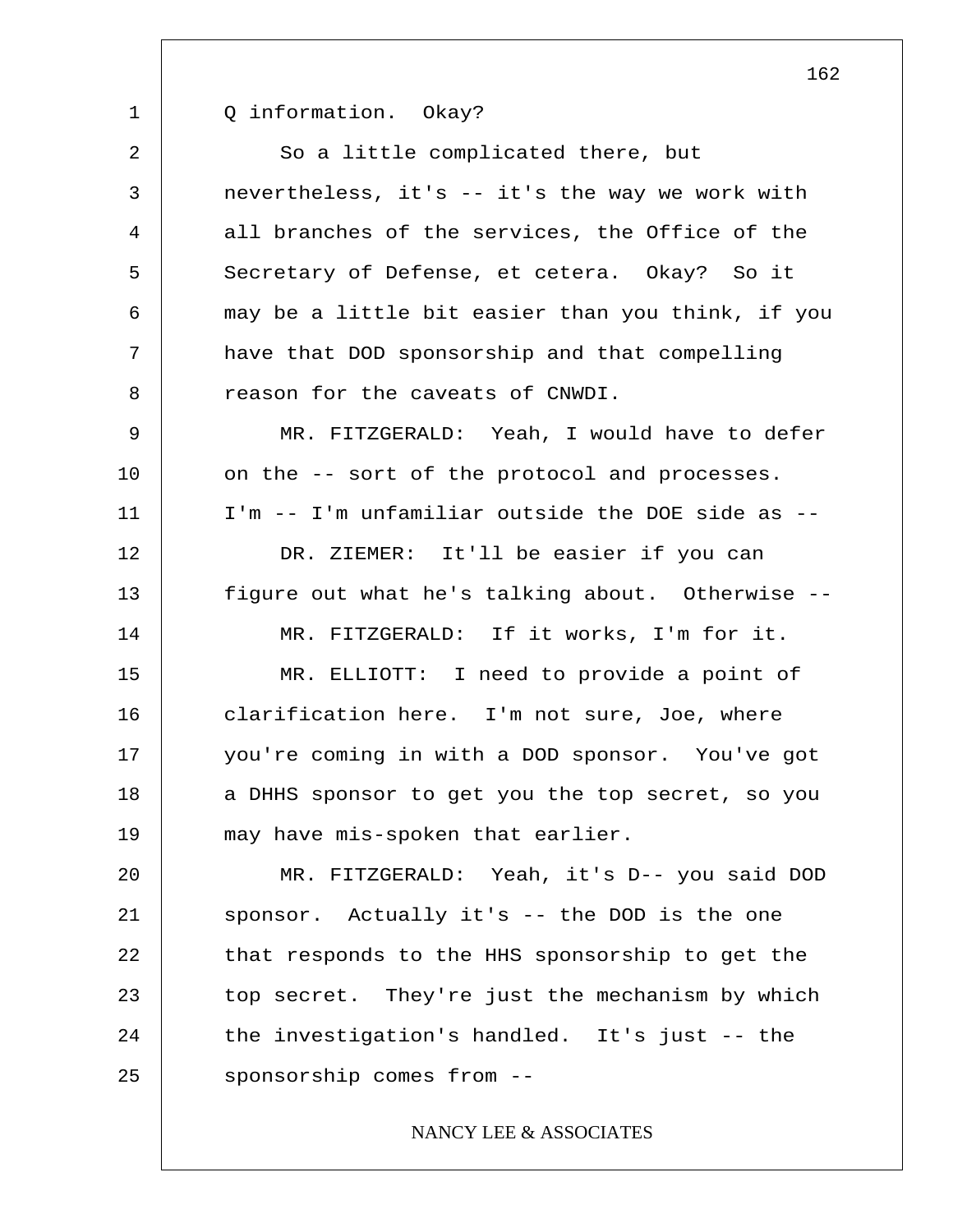Q information. Okay?

So a little complicated there, but nevertheless, it's -- it's the way we work with all branches of the services, the Office of the Secretary of Defense, et cetera. Okay? So it may be a little bit easier than you think, if you have that DOD sponsorship and that compelling reason for the caveats of CNWDI.

MR. FITZGERALD: Yeah, I would have to defer on the -- sort of the protocol and processes. I'm -- I'm unfamiliar outside the DOE side as --

DR. ZIEMER: It'll be easier if you can figure out what he's talking about. Otherwise --

MR. FITZGERALD: If it works, I'm for it.

MR. ELLIOTT: I need to provide a point of clarification here. I'm not sure, Joe, where you're coming in with a DOD sponsor. You've got a DHHS sponsor to get you the top secret, so you may have mis-spoken that earlier.

MR. FITZGERALD: Yeah, it's D-- you said DOD sponsor. Actually it's -- the DOD is the one that responds to the HHS sponsorship to get the top secret. They're just the mechanism by which the investigation's handled. It's just -- the sponsorship comes from --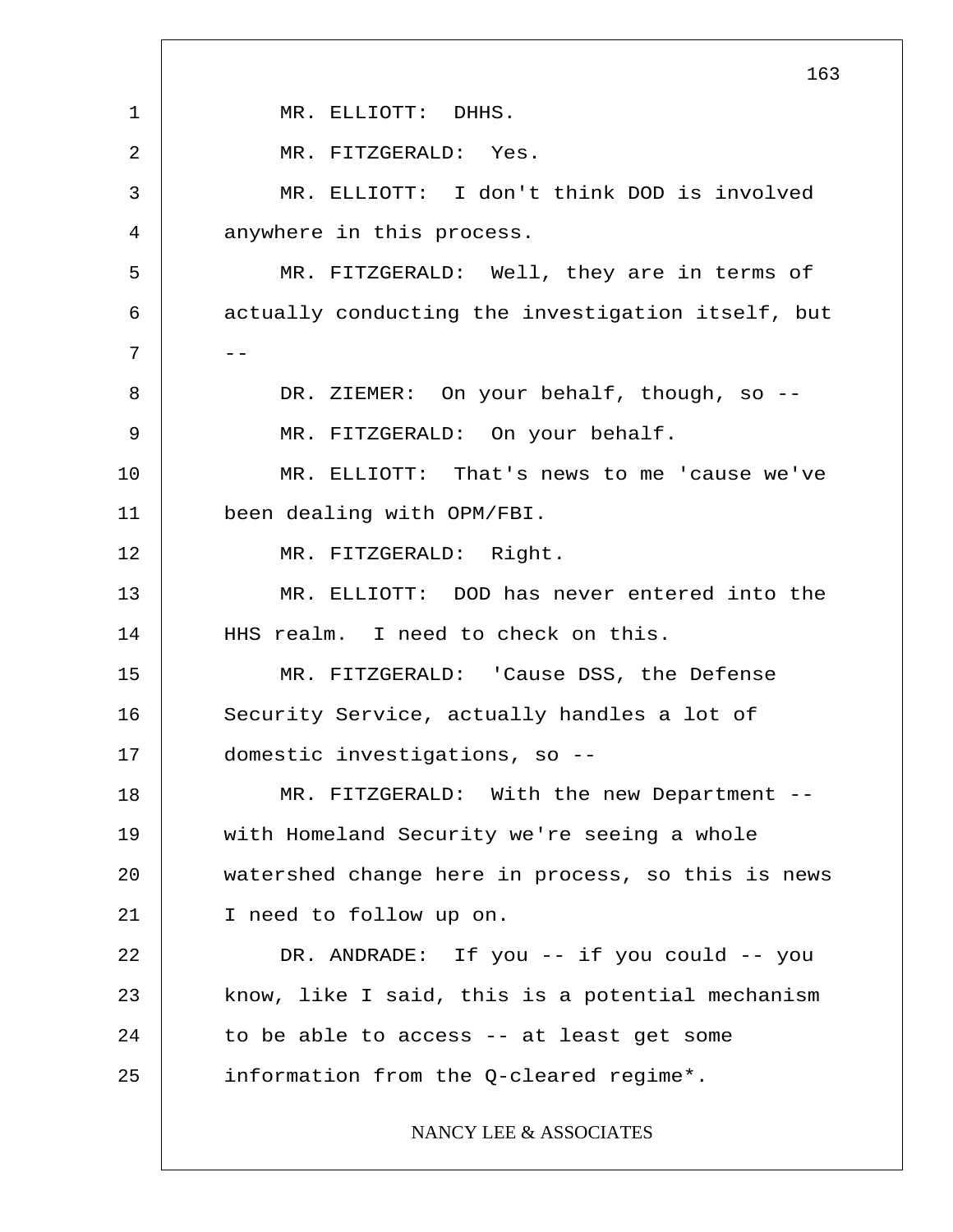MR. ELLIOTT: DHHS.

MR. FITZGERALD: Yes.

MR. ELLIOTT: I don't think DOD is involved anywhere in this process.

MR. FITZGERALD: Well, they are in terms of actually conducting the investigation itself, but --

DR. ZIEMER: On your behalf, though, so --

MR. FITZGERALD: On your behalf.

MR. ELLIOTT: That's news to me 'cause we've been dealing with OPM/FBI.

MR. FITZGERALD: Right.

MR. ELLIOTT: DOD has never entered into the HHS realm. I need to check on this.

MR. FITZGERALD: 'Cause DSS, the Defense Security Service, actually handles a lot of domestic investigations, so --

MR. FITZGERALD: With the new Department -- with Homeland Security we're seeing a whole watershed change here in process, so this is news I need to follow up on.

DR. ANDRADE: If you -- if you could -- you know, like I said, this is a potential mechanism to be able to access -- at least get some information from the Q-cleared regime*.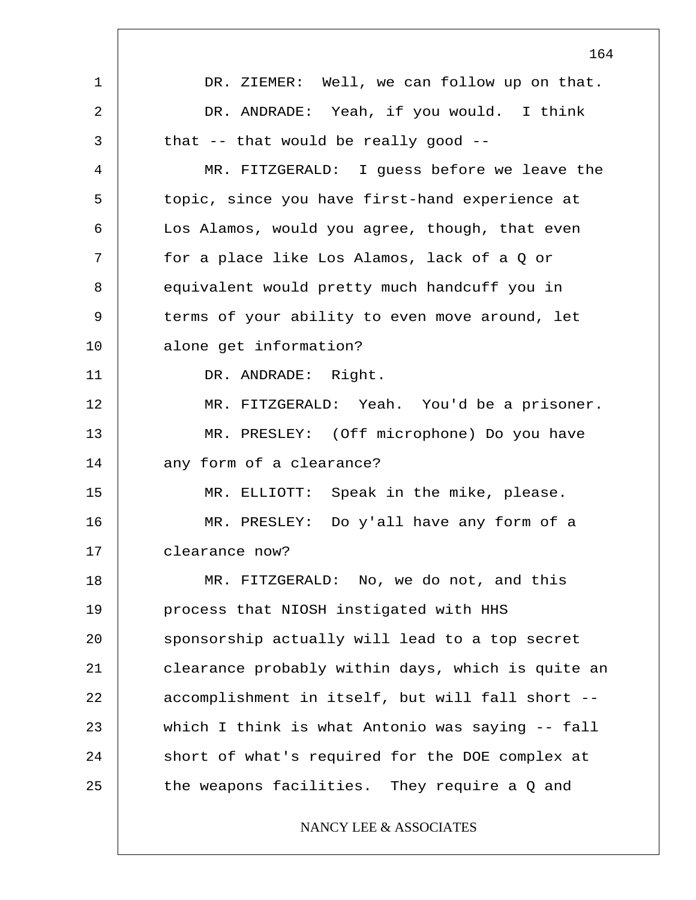DR. ZIEMER: Well, we can follow up on that.

DR. ANDRADE: Yeah, if you would. I think that -- that would be really good --

MR. FITZGERALD: I guess before we leave the topic, since you have first-hand experience at Los Alamos, would you agree, though, that even for a place like Los Alamos, lack of a Q or equivalent would pretty much handcuff you in terms of your ability to even move around, let alone get information?

DR. ANDRADE: Right.

MR. FITZGERALD: Yeah. You'd be a prisoner.

MR. PRESLEY: (Off microphone) Do you have any form of a clearance?

MR. ELLIOTT: Speak in the mike, please.

MR. PRESLEY: Do y'all have any form of a clearance now?

MR. FITZGERALD: No, we do not, and this process that NIOSH instigated with HHS sponsorship actually will lead to a top secret clearance probably within days, which is quite an accomplishment in itself, but will fall short -- which I think is what Antonio was saying -- fall short of what's required for the DOE complex at the weapons facilities. They require a Q and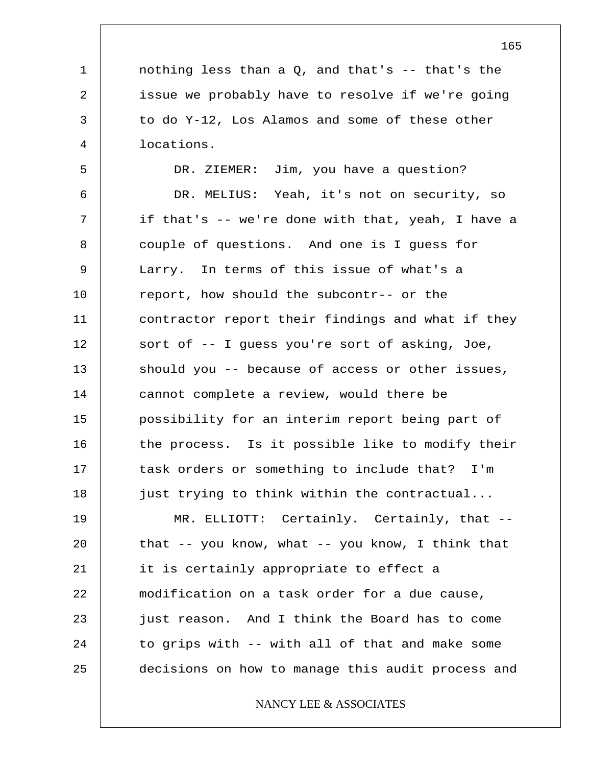nothing less than a Q, and that's -- that's the issue we probably have to resolve if we're going to do Y-12, Los Alamos and some of these other locations.

DR. ZIEMER: Jim, you have a question?

DR. MELIUS: Yeah, it's not on security, so if that's -- we're done with that, yeah, I have a couple of questions. And one is I guess for Larry. In terms of this issue of what's a report, how should the subcontr-- or the contractor report their findings and what if they sort of -- I guess you're sort of asking, Joe, should you -- because of access or other issues, cannot complete a review, would there be possibility for an interim report being part of the process. Is it possible like to modify their task orders or something to include that? I'm just trying to think within the contractual...

MR. ELLIOTT: Certainly. Certainly, that -- that -- you know, what -- you know, I think that it is certainly appropriate to effect a modification on a task order for a due cause, just reason. And I think the Board has to come to grips with -- with all of that and make some decisions on how to manage this audit process and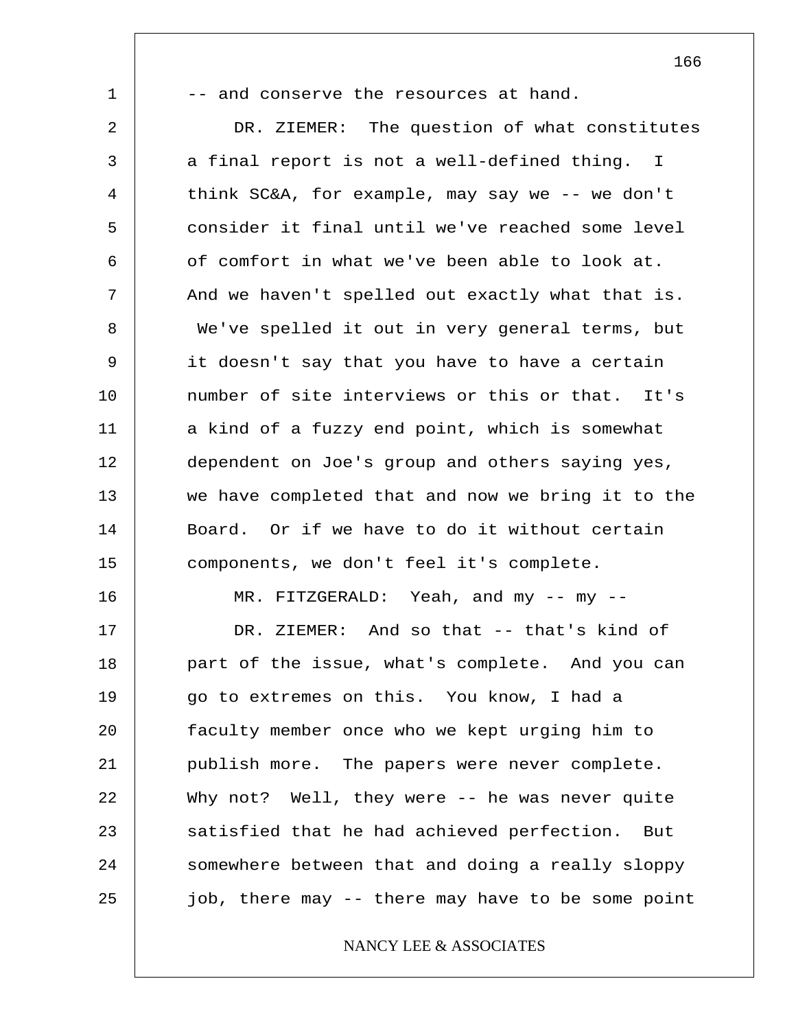-- and conserve the resources at hand.

DR. ZIEMER: The question of what constitutes a final report is not a well-defined thing. I think SC&A, for example, may say we -- we don't consider it final until we've reached some level of comfort in what we've been able to look at. And we haven't spelled out exactly what that is. We've spelled it out in very general terms, but it doesn't say that you have to have a certain number of site interviews or this or that. It's a kind of a fuzzy end point, which is somewhat dependent on Joe's group and others saying yes, we have completed that and now we bring it to the Board. Or if we have to do it without certain components, we don't feel it's complete.

MR. FITZGERALD: Yeah, and my -- my --

DR. ZIEMER: And so that -- that's kind of part of the issue, what's complete. And you can go to extremes on this. You know, I had a faculty member once who we kept urging him to publish more. The papers were never complete. Why not? Well, they were -- he was never quite satisfied that he had achieved perfection. But somewhere between that and doing a really sloppy job, there may -- there may have to be some point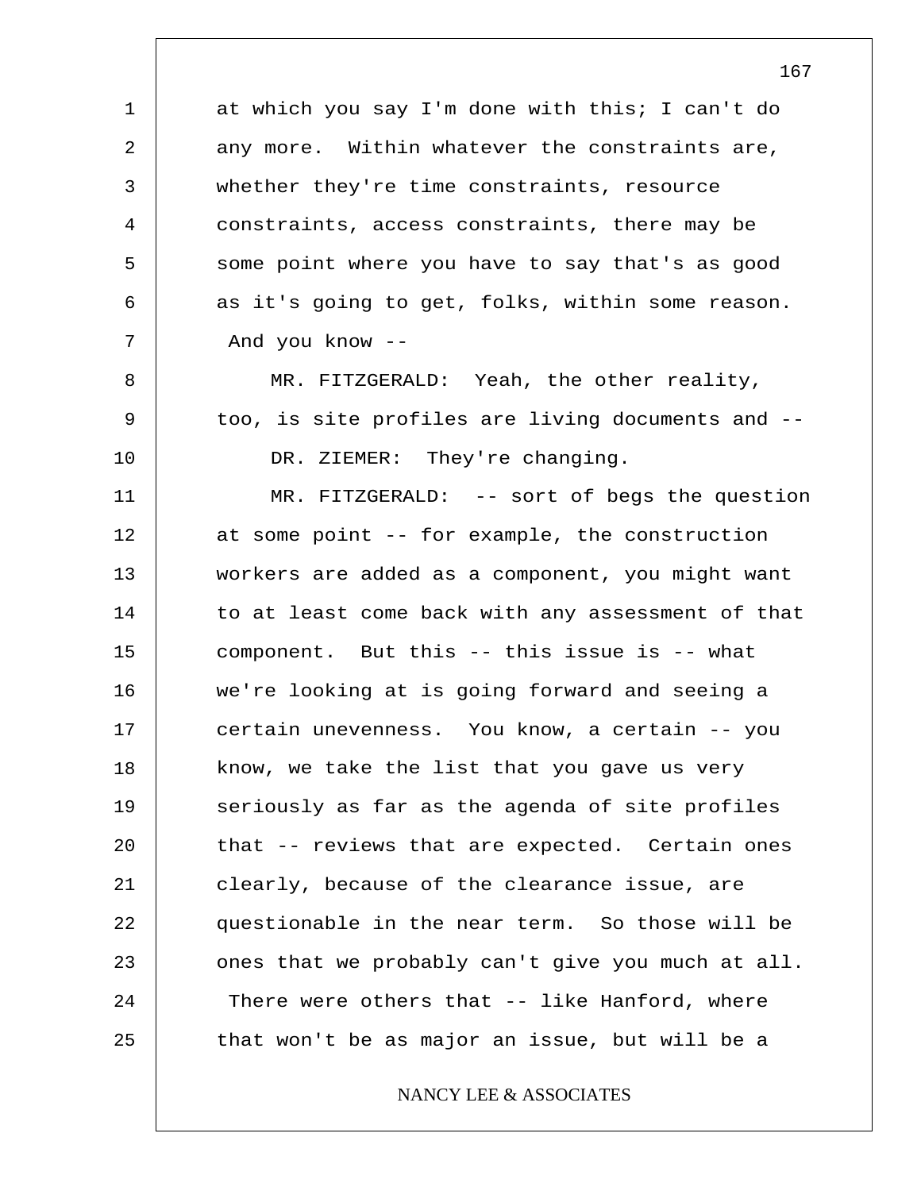at which you say I'm done with this; I can't do any more. Within whatever the constraints are, whether they're time constraints, resource constraints, access constraints, there may be some point where you have to say that's as good as it's going to get, folks, within some reason. And you know --

MR. FITZGERALD: Yeah, the other reality, too, is site profiles are living documents and --

DR. ZIEMER: They're changing.

MR. FITZGERALD: -- sort of begs the question at some point -- for example, the construction workers are added as a component, you might want to at least come back with any assessment of that component. But this -- this issue is -- what we're looking at is going forward and seeing a certain unevenness. You know, a certain -- you know, we take the list that you gave us very seriously as far as the agenda of site profiles that -- reviews that are expected. Certain ones clearly, because of the clearance issue, are questionable in the near term. So those will be ones that we probably can't give you much at all. There were others that -- like Hanford, where that won't be as major an issue, but will be a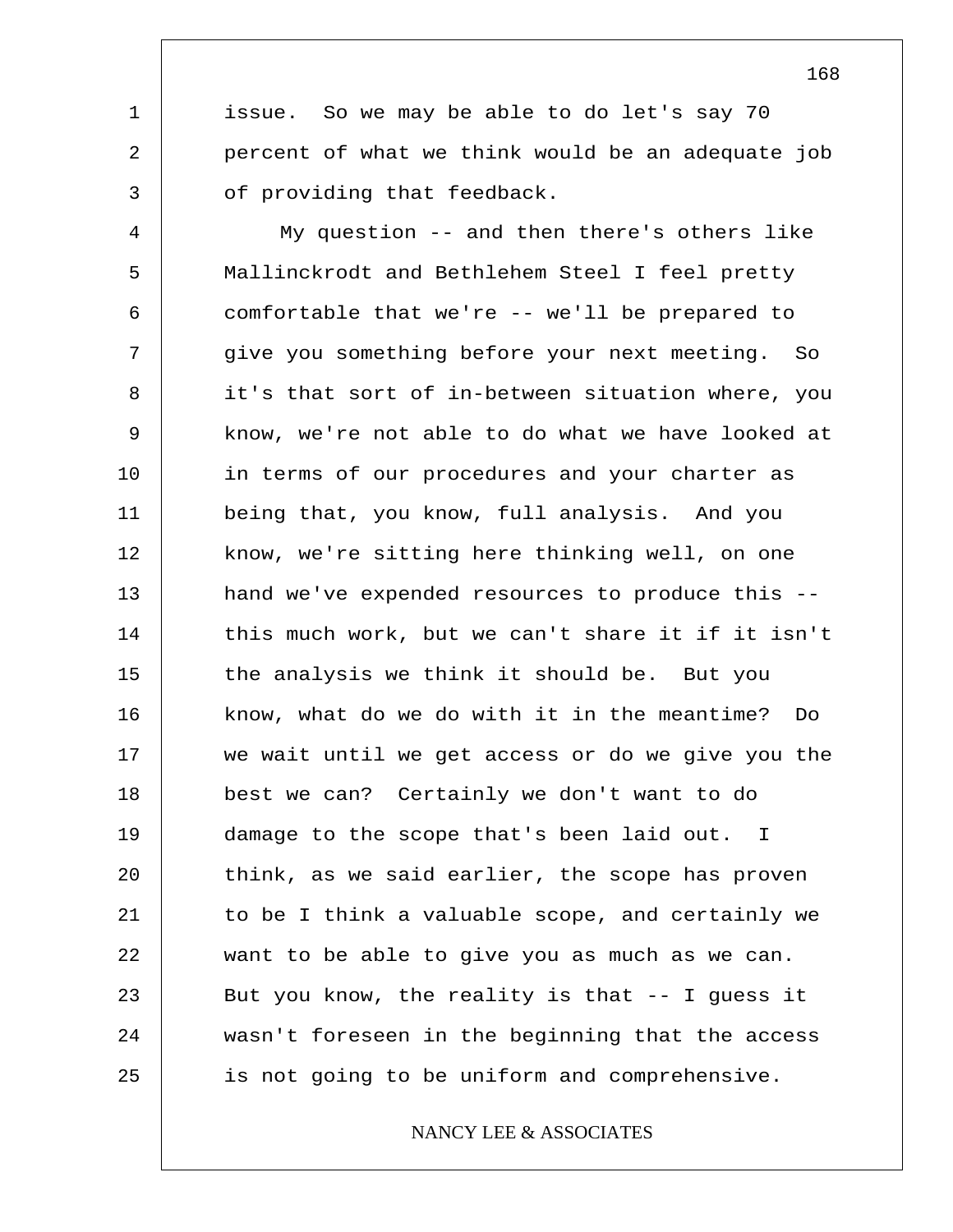issue. So we may be able to do let's say 70 percent of what we think would be an adequate job of providing that feedback.

My question -- and then there's others like Mallinckrodt and Bethlehem Steel I feel pretty comfortable that we're -- we'll be prepared to give you something before your next meeting. So it's that sort of in-between situation where, you know, we're not able to do what we have looked at in terms of our procedures and your charter as being that, you know, full analysis. And you know, we're sitting here thinking well, on one hand we've expended resources to produce this -- this much work, but we can't share it if it isn't the analysis we think it should be. But you know, what do we do with it in the meantime? Do we wait until we get access or do we give you the best we can? Certainly we don't want to do damage to the scope that's been laid out. I think, as we said earlier, the scope has proven to be I think a valuable scope, and certainly we want to be able to give you as much as we can. But you know, the reality is that -- I guess it wasn't foreseen in the beginning that the access is not going to be uniform and comprehensive.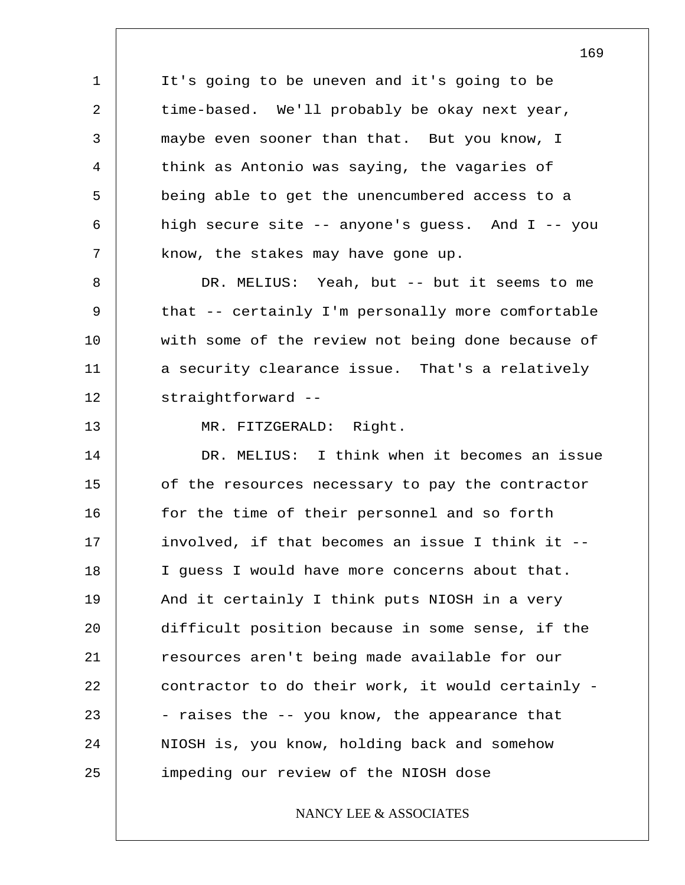It's going to be uneven and it's going to be time-based. We'll probably be okay next year, maybe even sooner than that. But you know, I think as Antonio was saying, the vagaries of being able to get the unencumbered access to a high secure site -- anyone's guess. And I -- you know, the stakes may have gone up.

DR. MELIUS: Yeah, but -- but it seems to me that -- certainly I'm personally more comfortable with some of the review not being done because of a security clearance issue. That's a relatively straightforward --

MR. FITZGERALD: Right.

DR. MELIUS: I think when it becomes an issue of the resources necessary to pay the contractor for the time of their personnel and so forth involved, if that becomes an issue I think it -- I guess I would have more concerns about that. And it certainly I think puts NIOSH in a very difficult position because in some sense, if the resources aren't being made available for our contractor to do their work, it would certainly -- raises the -- you know, the appearance that NIOSH is, you know, holding back and somehow impeding our review of the NIOSH dose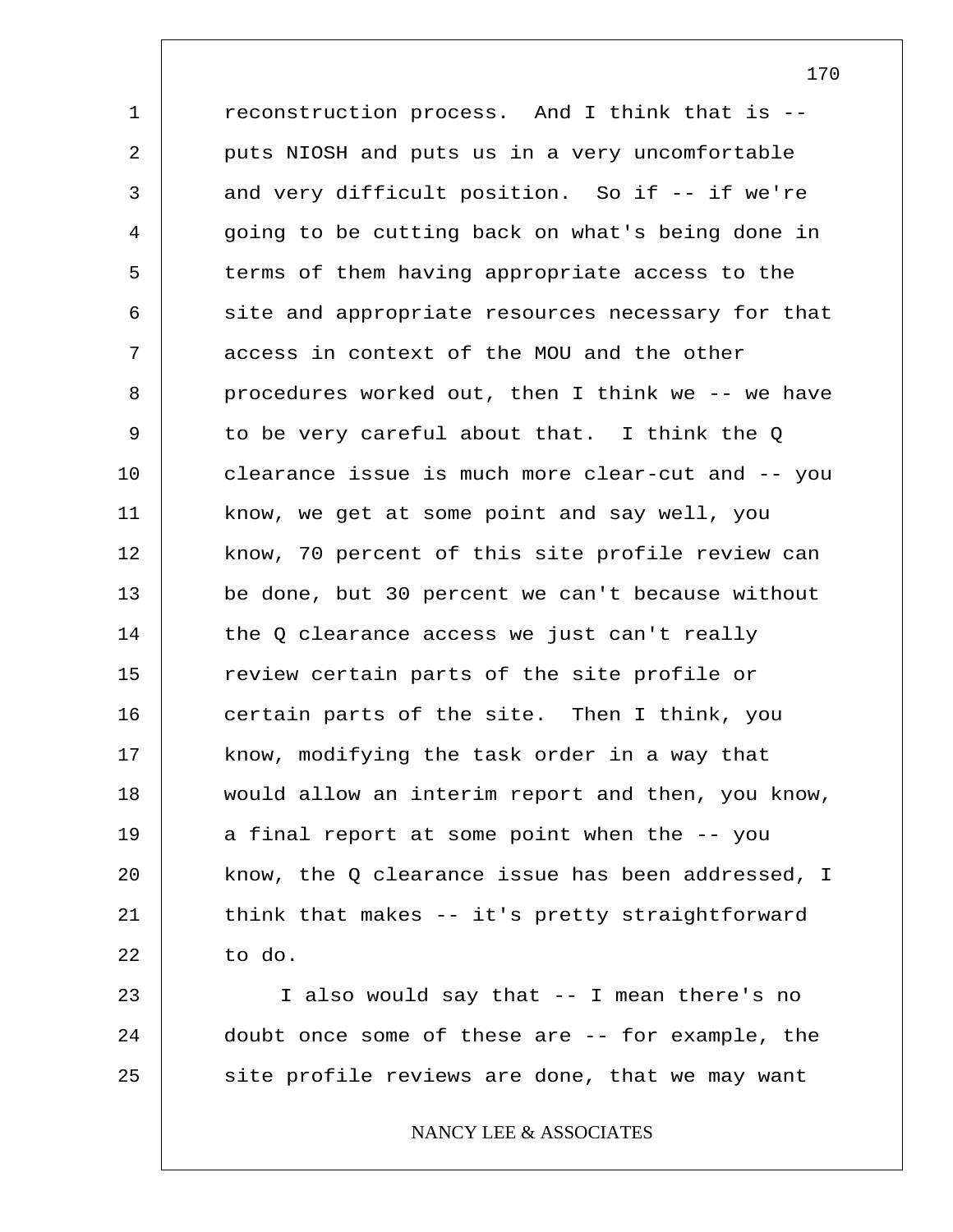reconstruction process. And I think that is -- puts NIOSH and puts us in a very uncomfortable and very difficult position. So if -- if we're going to be cutting back on what's being done in terms of them having appropriate access to the site and appropriate resources necessary for that access in context of the MOU and the other procedures worked out, then I think we -- we have to be very careful about that. I think the Q clearance issue is much more clear-cut and -- you know, we get at some point and say well, you know, 70 percent of this site profile review can be done, but 30 percent we can't because without the Q clearance access we just can't really review certain parts of the site profile or certain parts of the site. Then I think, you know, modifying the task order in a way that would allow an interim report and then, you know, a final report at some point when the -- you know, the Q clearance issue has been addressed, I think that makes -- it's pretty straightforward to do.

I also would say that -- I mean there's no doubt once some of these are -- for example, the site profile reviews are done, that we may want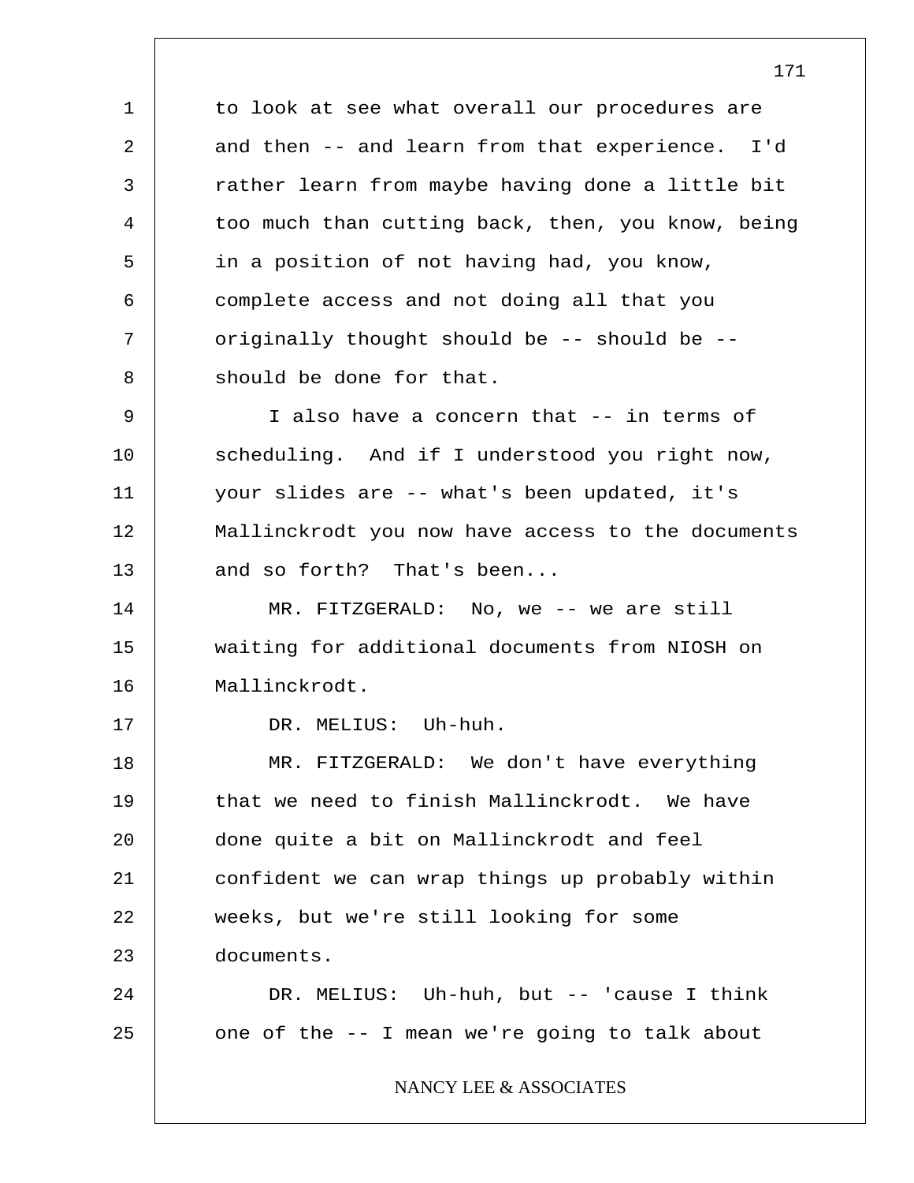to look at see what overall our procedures are and then -- and learn from that experience. I'd rather learn from maybe having done a little bit too much than cutting back, then, you know, being in a position of not having had, you know, complete access and not doing all that you originally thought should be -- should be -- should be done for that.

I also have a concern that -- in terms of scheduling. And if I understood you right now, your slides are -- what's been updated, it's Mallinckrodt you now have access to the documents and so forth? That's been...

MR. FITZGERALD: No, we -- we are still waiting for additional documents from NIOSH on Mallinckrodt.

DR. MELIUS: Uh-huh.

MR. FITZGERALD: We don't have everything that we need to finish Mallinckrodt. We have done quite a bit on Mallinckrodt and feel confident we can wrap things up probably within weeks, but we're still looking for some documents.

DR. MELIUS: Uh-huh, but -- 'cause I think one of the -- I mean we're going to talk about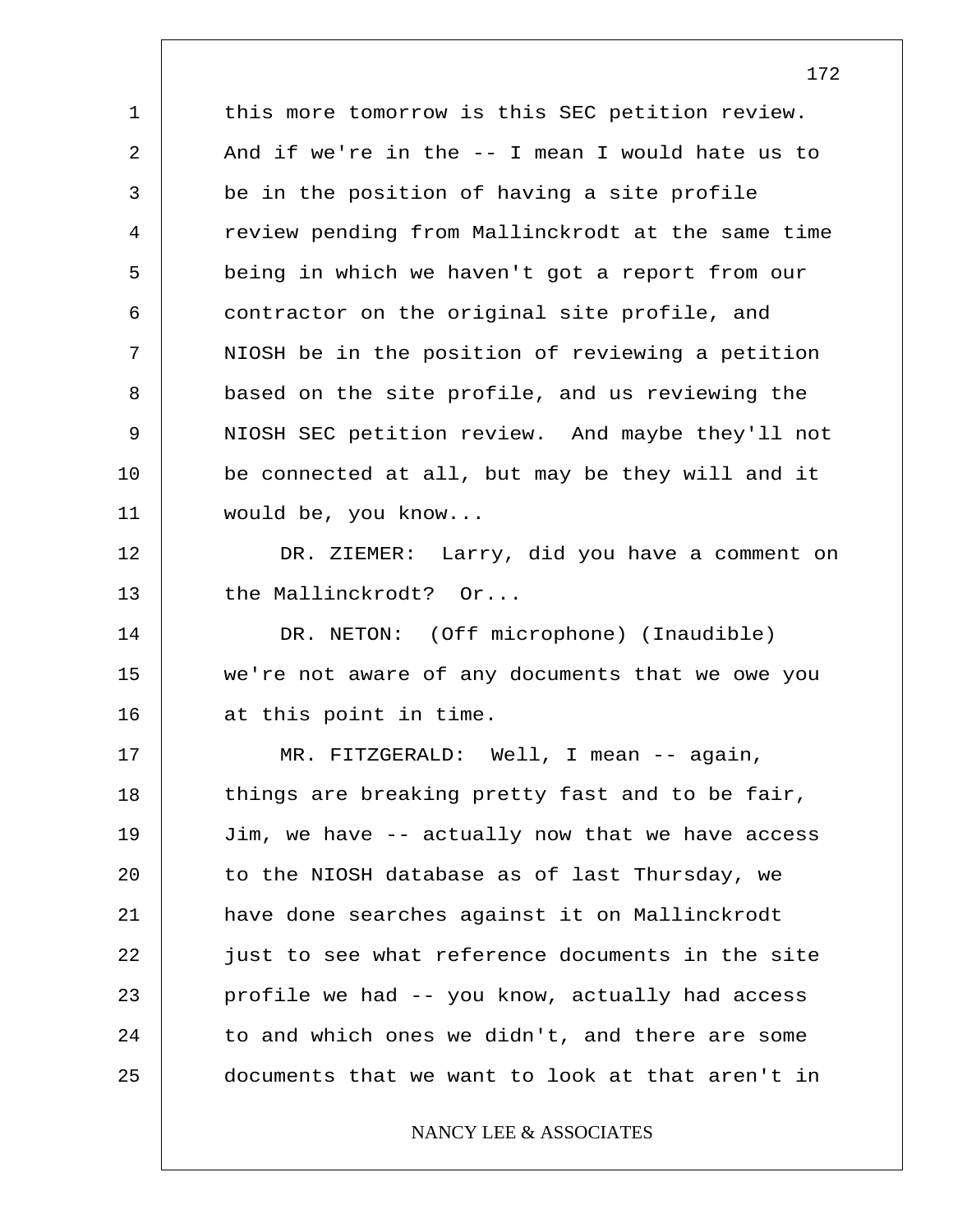this more tomorrow is this SEC petition review. And if we're in the -- I mean I would hate us to be in the position of having a site profile review pending from Mallinckrodt at the same time being in which we haven't got a report from our contractor on the original site profile, and NIOSH be in the position of reviewing a petition based on the site profile, and us reviewing the NIOSH SEC petition review. And maybe they'll not be connected at all, but may be they will and it would be, you know...

DR. ZIEMER: Larry, did you have a comment on the Mallinckrodt? Or...

DR. NETON: (Off microphone) (Inaudible) we're not aware of any documents that we owe you at this point in time.

MR. FITZGERALD: Well, I mean -- again, things are breaking pretty fast and to be fair, Jim, we have -- actually now that we have access to the NIOSH database as of last Thursday, we have done searches against it on Mallinckrodt just to see what reference documents in the site profile we had -- you know, actually had access to and which ones we didn't, and there are some documents that we want to look at that aren't in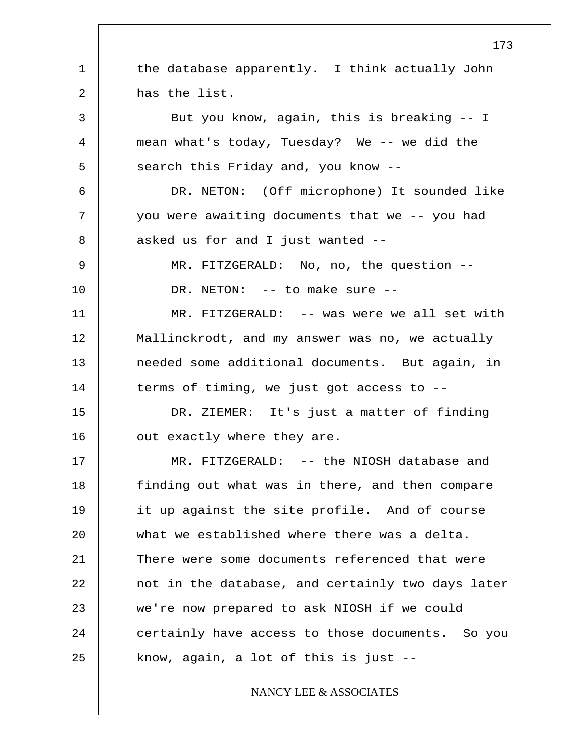the database apparently. I think actually John has the list.

But you know, again, this is breaking -- I mean what's today, Tuesday? We -- we did the search this Friday and, you know --

DR. NETON: (Off microphone) It sounded like you were awaiting documents that we -- you had asked us for and I just wanted --

MR. FITZGERALD: No, no, the question --

DR. NETON: -- to make sure --

MR. FITZGERALD: -- was were we all set with Mallinckrodt, and my answer was no, we actually needed some additional documents. But again, in terms of timing, we just got access to --

DR. ZIEMER: It's just a matter of finding out exactly where they are.

MR. FITZGERALD: -- the NIOSH database and finding out what was in there, and then compare it up against the site profile. And of course what we established where there was a delta. There were some documents referenced that were not in the database, and certainly two days later we're now prepared to ask NIOSH if we could certainly have access to those documents. So you know, again, a lot of this is just --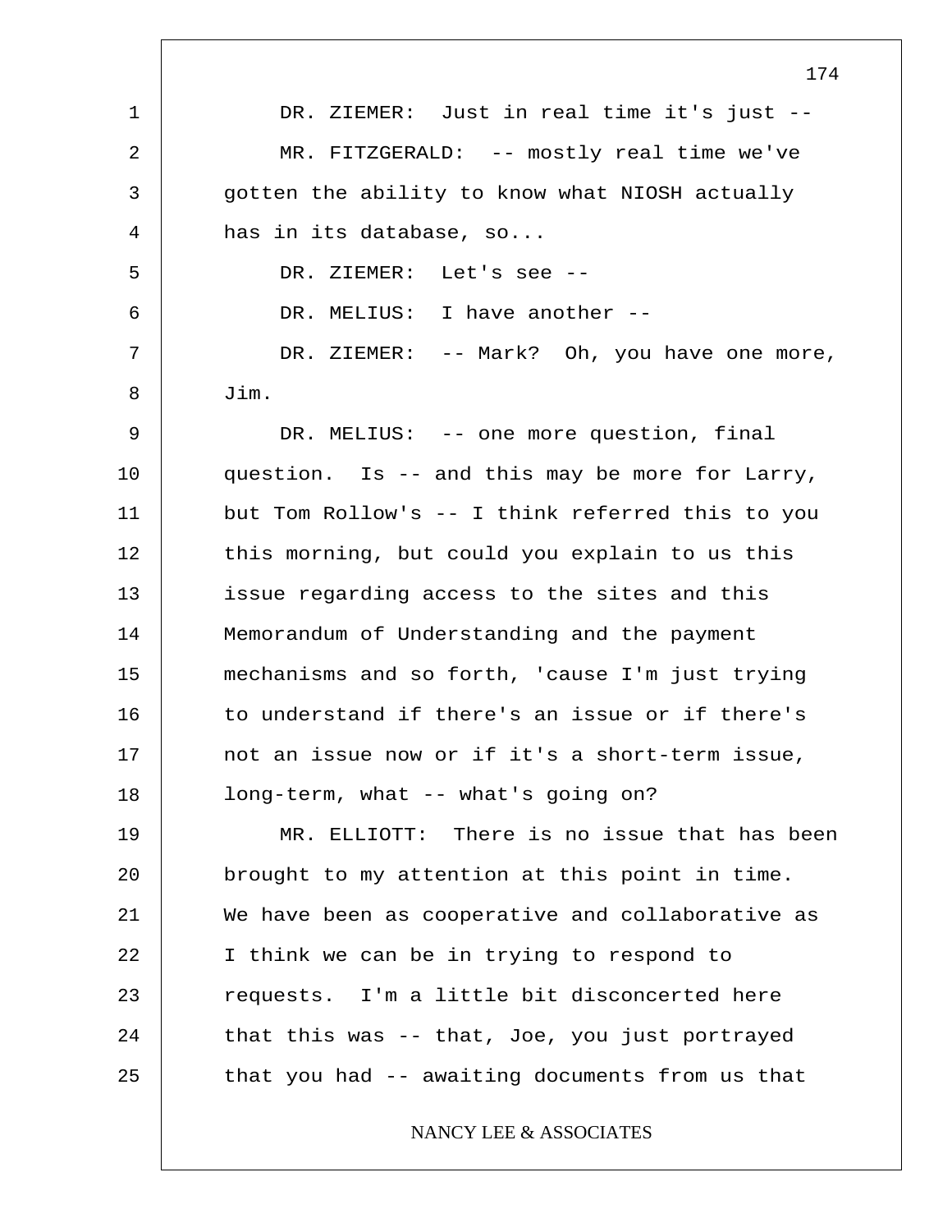DR. ZIEMER: Just in real time it's just --

MR. FITZGERALD: -- mostly real time we've gotten the ability to know what NIOSH actually has in its database, so...

DR. ZIEMER: Let's see --

DR. MELIUS: I have another --

DR. ZIEMER: -- Mark? Oh, you have one more, Jim.

DR. MELIUS: -- one more question, final question. Is -- and this may be more for Larry, but Tom Rollow's -- I think referred this to you this morning, but could you explain to us this issue regarding access to the sites and this Memorandum of Understanding and the payment mechanisms and so forth, 'cause I'm just trying to understand if there's an issue or if there's not an issue now or if it's a short-term issue, long-term, what -- what's going on?

MR. ELLIOTT: There is no issue that has been brought to my attention at this point in time. We have been as cooperative and collaborative as I think we can be in trying to respond to requests. I'm a little bit disconcerted here that this was -- that, Joe, you just portrayed that you had -- awaiting documents from us that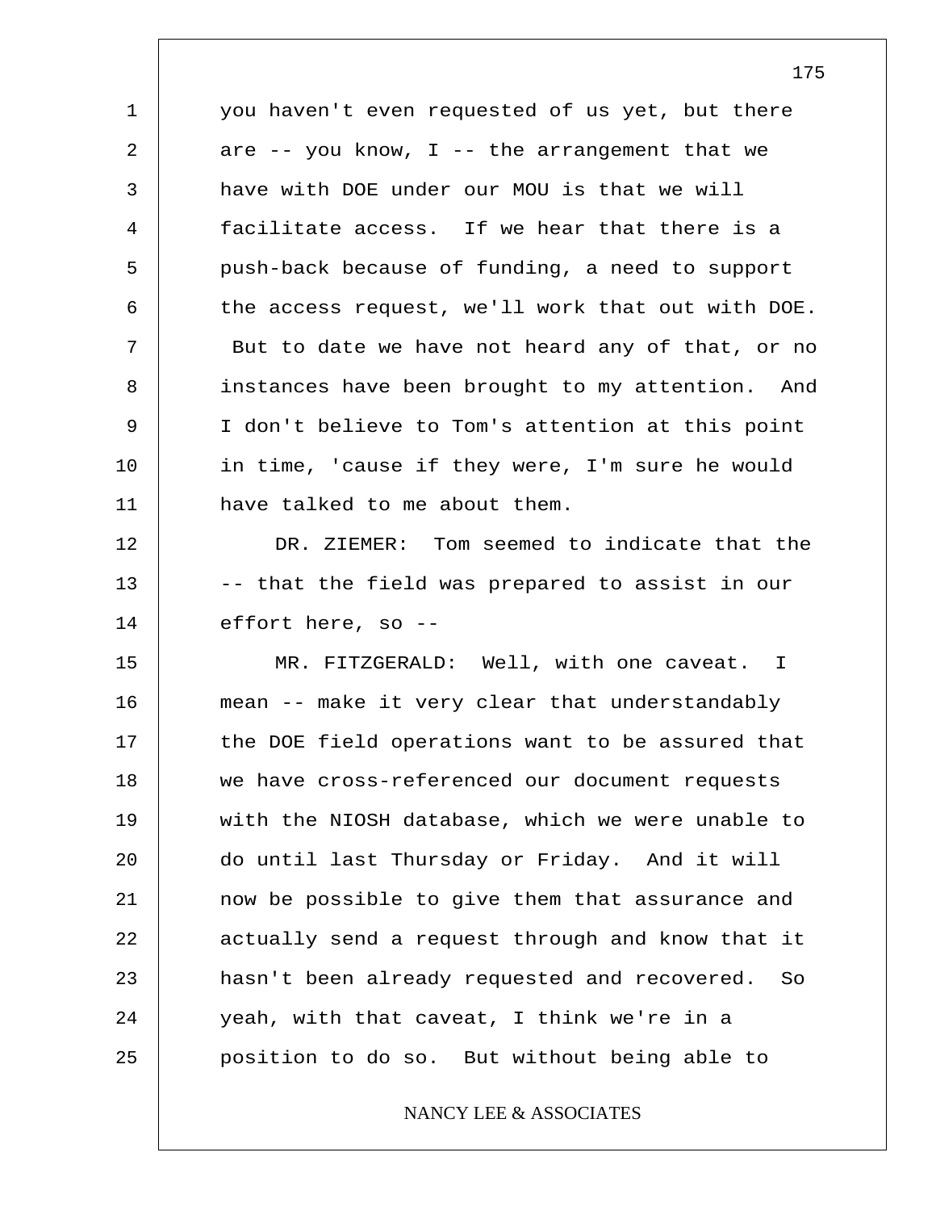you haven't even requested of us yet, but there are -- you know, I -- the arrangement that we have with DOE under our MOU is that we will facilitate access. If we hear that there is a push-back because of funding, a need to support the access request, we'll work that out with DOE. But to date we have not heard any of that, or no instances have been brought to my attention. And I don't believe to Tom's attention at this point in time, 'cause if they were, I'm sure he would have talked to me about them.

DR. ZIEMER: Tom seemed to indicate that the -- that the field was prepared to assist in our effort here, so --

MR. FITZGERALD: Well, with one caveat. I mean -- make it very clear that understandably the DOE field operations want to be assured that we have cross-referenced our document requests with the NIOSH database, which we were unable to do until last Thursday or Friday. And it will now be possible to give them that assurance and actually send a request through and know that it hasn't been already requested and recovered. So yeah, with that caveat, I think we're in a position to do so. But without being able to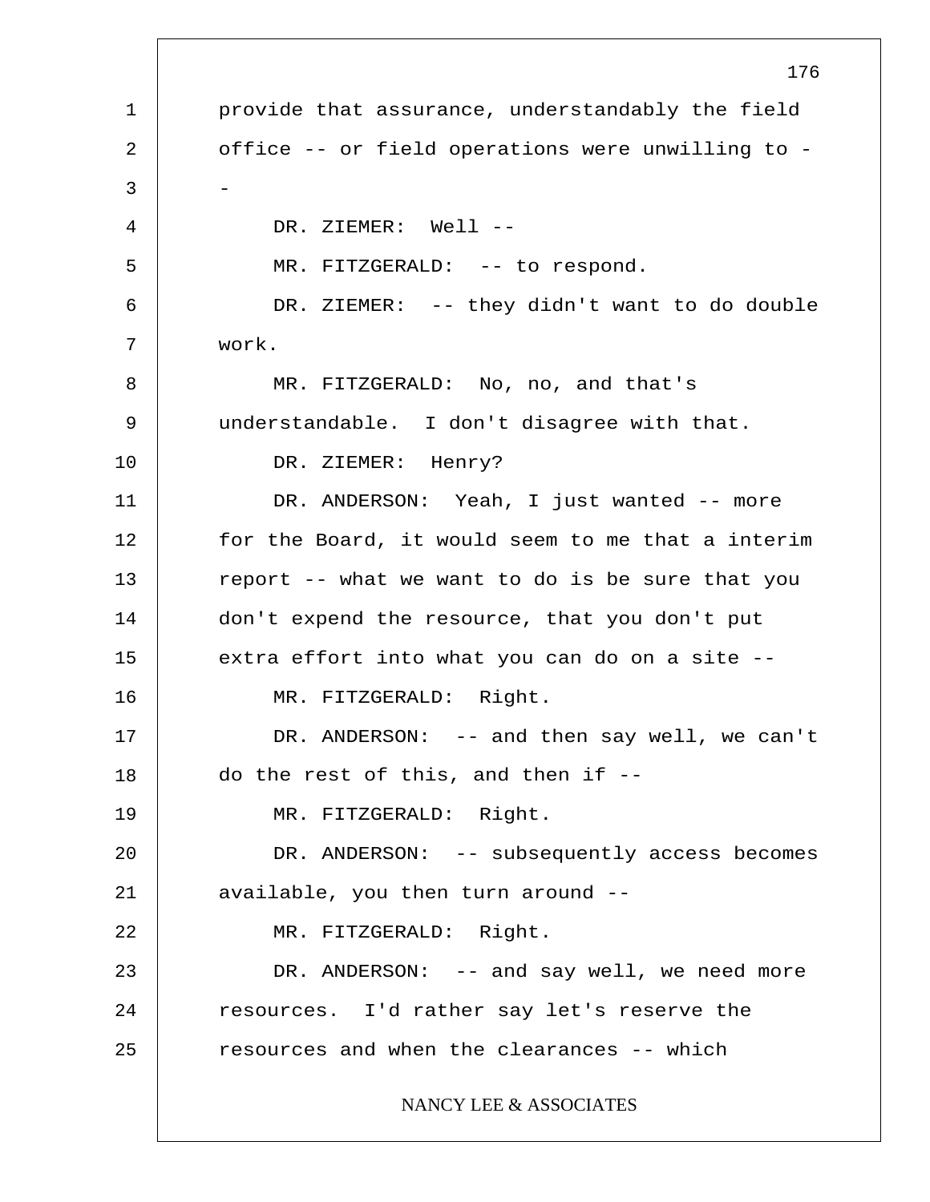provide that assurance, understandably the field office -- or field operations were unwilling to --

DR. ZIEMER: Well --

MR. FITZGERALD: -- to respond.

DR. ZIEMER: -- they didn't want to do double work.

MR. FITZGERALD: No, no, and that's understandable. I don't disagree with that.

DR. ZIEMER: Henry?

DR. ANDERSON: Yeah, I just wanted -- more for the Board, it would seem to me that a interim report -- what we want to do is be sure that you don't expend the resource, that you don't put extra effort into what you can do on a site --

MR. FITZGERALD: Right.

DR. ANDERSON: -- and then say well, we can't do the rest of this, and then if --

MR. FITZGERALD: Right.

DR. ANDERSON: -- subsequently access becomes available, you then turn around --

MR. FITZGERALD: Right.

DR. ANDERSON: -- and say well, we need more resources. I'd rather say let's reserve the resources and when the clearances -- which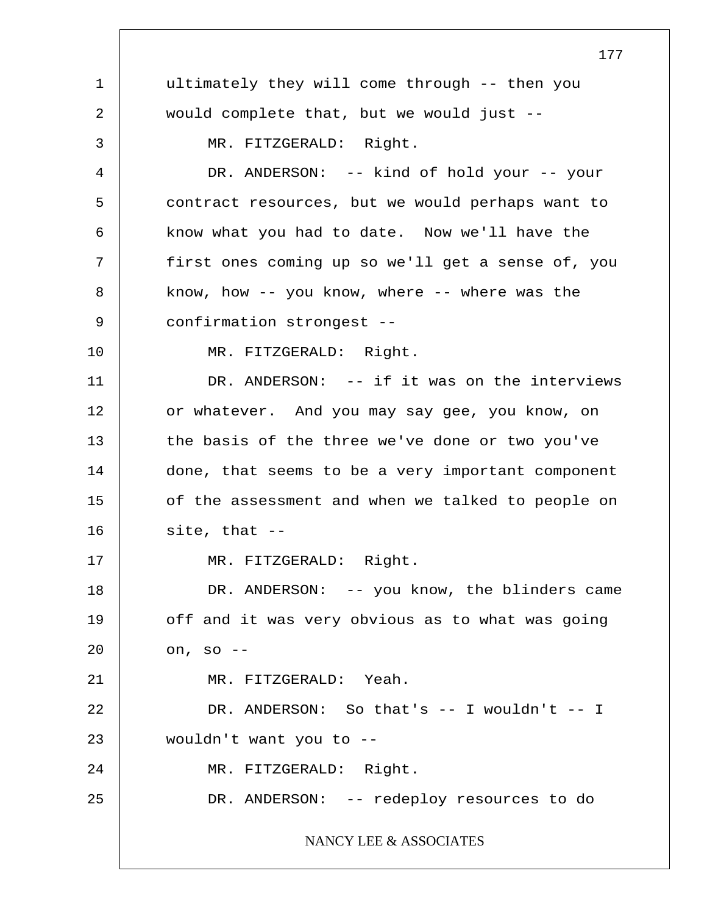ultimately they will come through -- then you would complete that, but we would just --

MR. FITZGERALD: Right.

DR. ANDERSON: -- kind of hold your -- your contract resources, but we would perhaps want to know what you had to date. Now we'll have the first ones coming up so we'll get a sense of, you know, how -- you know, where -- where was the confirmation strongest --

MR. FITZGERALD: Right.

DR. ANDERSON: -- if it was on the interviews or whatever. And you may say gee, you know, on the basis of the three we've done or two you've done, that seems to be a very important component of the assessment and when we talked to people on site, that --

MR. FITZGERALD: Right.

DR. ANDERSON: -- you know, the blinders came off and it was very obvious as to what was going on, so --

MR. FITZGERALD: Yeah.

DR. ANDERSON: So that's -- I wouldn't -- I wouldn't want you to --

MR. FITZGERALD: Right.

DR. ANDERSON: -- redeploy resources to do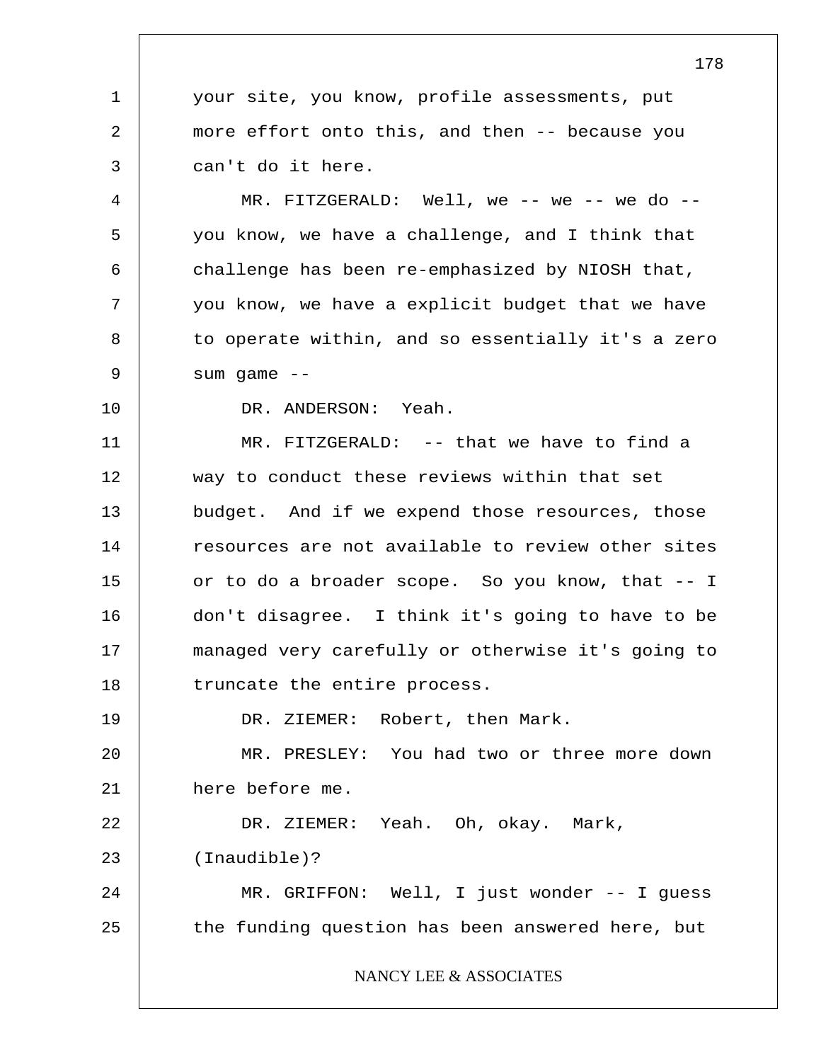your site, you know, profile assessments, put more effort onto this, and then -- because you can't do it here.

MR. FITZGERALD: Well, we -- we -- we do -- you know, we have a challenge, and I think that challenge has been re-emphasized by NIOSH that, you know, we have a explicit budget that we have to operate within, and so essentially it's a zero sum game --

DR. ANDERSON: Yeah.

MR. FITZGERALD: -- that we have to find a way to conduct these reviews within that set budget. And if we expend those resources, those resources are not available to review other sites or to do a broader scope. So you know, that -- I don't disagree. I think it's going to have to be managed very carefully or otherwise it's going to truncate the entire process.

DR. ZIEMER: Robert, then Mark.

MR. PRESLEY: You had two or three more down here before me.

DR. ZIEMER: Yeah. Oh, okay. Mark, (Inaudible)?

MR. GRIFFON: Well, I just wonder -- I guess the funding question has been answered here, but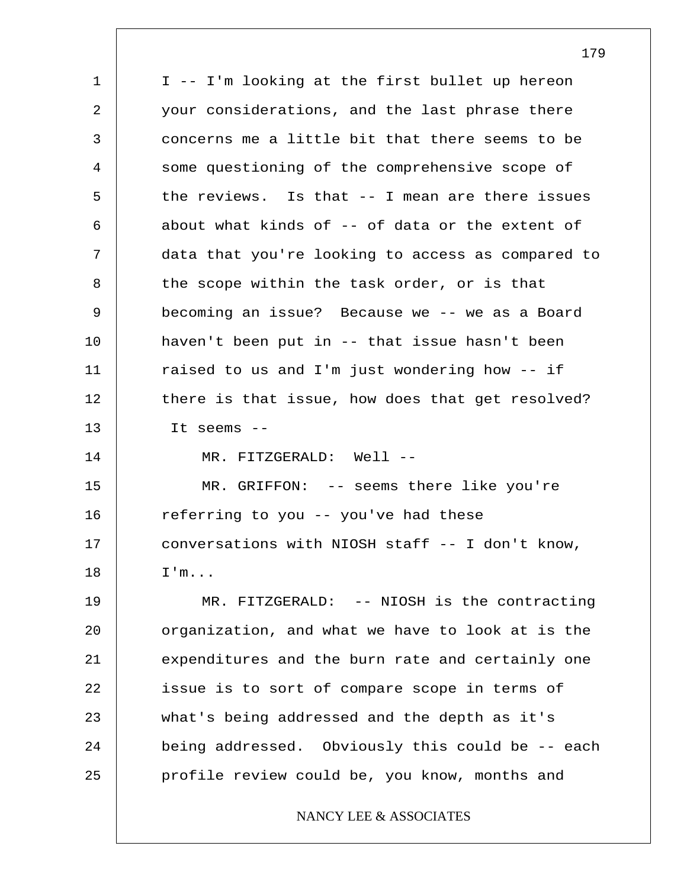I -- I'm looking at the first bullet up hereon your considerations, and the last phrase there concerns me a little bit that there seems to be some questioning of the comprehensive scope of the reviews. Is that -- I mean are there issues about what kinds of -- of data or the extent of data that you're looking to access as compared to the scope within the task order, or is that becoming an issue? Because we -- we as a Board haven't been put in -- that issue hasn't been raised to us and I'm just wondering how -- if there is that issue, how does that get resolved? It seems --

MR. FITZGERALD: Well --

MR. GRIFFON: -- seems there like you're referring to you -- you've had these conversations with NIOSH staff -- I don't know, I'm...

MR. FITZGERALD: -- NIOSH is the contracting organization, and what we have to look at is the expenditures and the burn rate and certainly one issue is to sort of compare scope in terms of what's being addressed and the depth as it's being addressed. Obviously this could be -- each profile review could be, you know, months and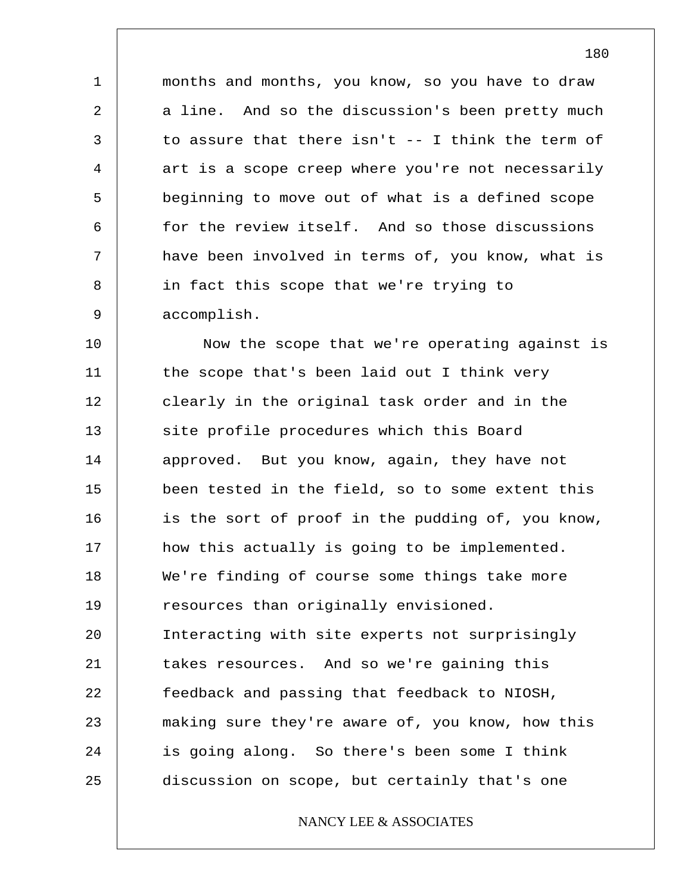months and months, you know, so you have to draw a line. And so the discussion's been pretty much to assure that there isn't -- I think the term of art is a scope creep where you're not necessarily beginning to move out of what is a defined scope for the review itself. And so those discussions have been involved in terms of, you know, what is in fact this scope that we're trying to accomplish.

Now the scope that we're operating against is the scope that's been laid out I think very clearly in the original task order and in the site profile procedures which this Board approved. But you know, again, they have not been tested in the field, so to some extent this is the sort of proof in the pudding of, you know, how this actually is going to be implemented. We're finding of course some things take more resources than originally envisioned. Interacting with site experts not surprisingly takes resources. And so we're gaining this feedback and passing that feedback to NIOSH, making sure they're aware of, you know, how this is going along. So there's been some I think discussion on scope, but certainly that's one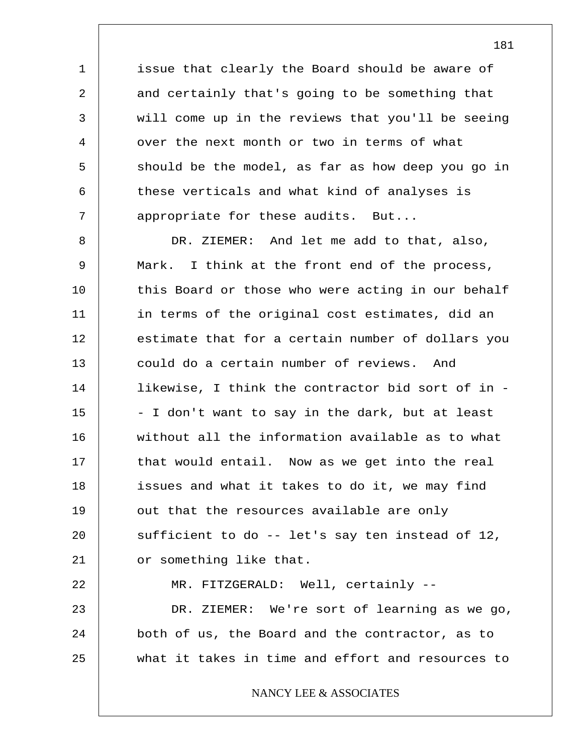issue that clearly the Board should be aware of and certainly that's going to be something that will come up in the reviews that you'll be seeing over the next month or two in terms of what should be the model, as far as how deep you go in these verticals and what kind of analyses is appropriate for these audits. But...

DR. ZIEMER: And let me add to that, also, Mark. I think at the front end of the process, this Board or those who were acting in our behalf in terms of the original cost estimates, did an estimate that for a certain number of dollars you could do a certain number of reviews. And likewise, I think the contractor bid sort of in -- I don't want to say in the dark, but at least without all the information available as to what that would entail. Now as we get into the real issues and what it takes to do it, we may find out that the resources available are only sufficient to do -- let's say ten instead of 12, or something like that.

MR. FITZGERALD: Well, certainly --

DR. ZIEMER: We're sort of learning as we go, both of us, the Board and the contractor, as to what it takes in time and effort and resources to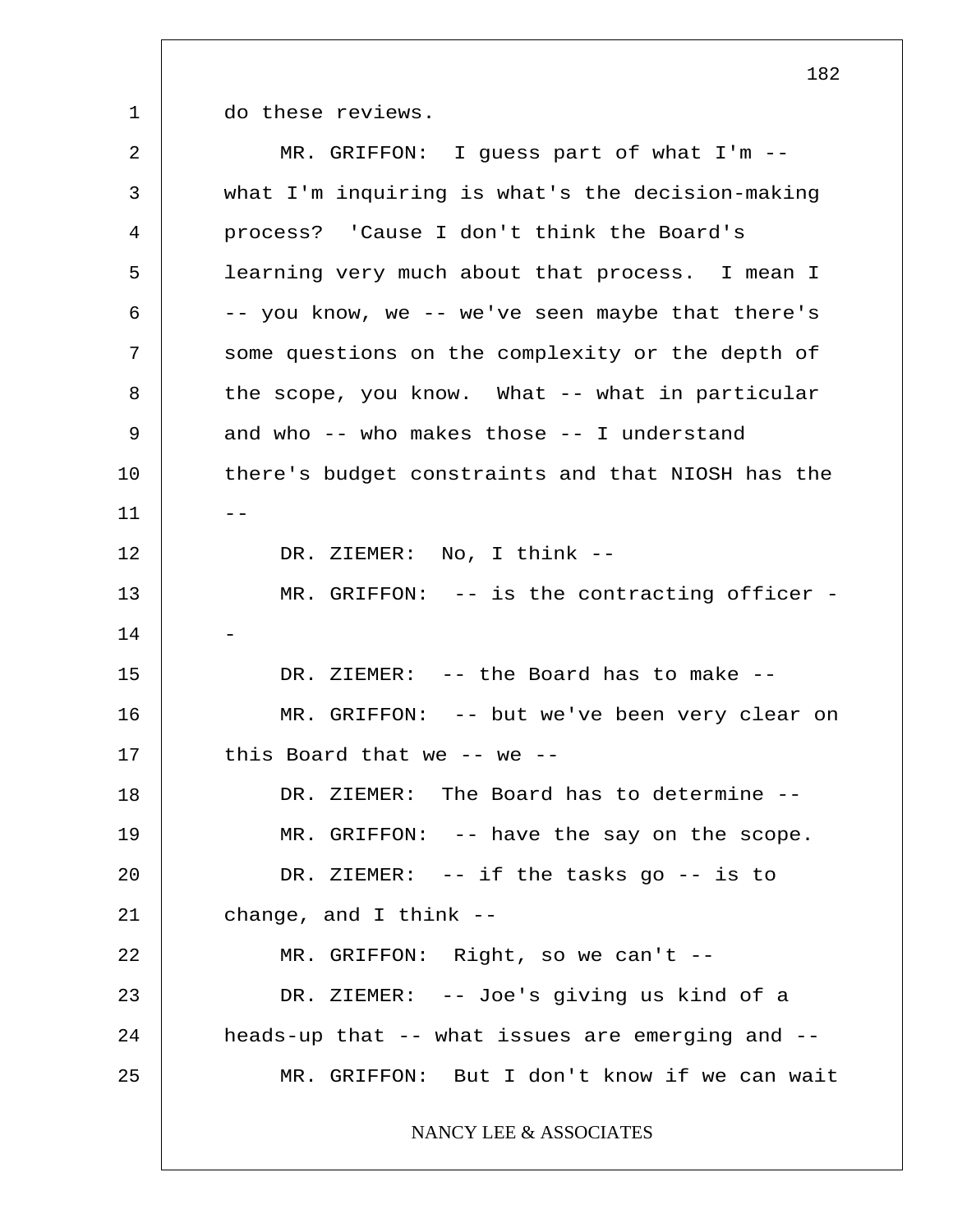do these reviews.

MR. GRIFFON: I guess part of what I'm -- what I'm inquiring is what's the decision-making process? 'Cause I don't think the Board's learning very much about that process. I mean I -- you know, we -- we've seen maybe that there's some questions on the complexity or the depth of the scope, you know. What -- what in particular and who -- who makes those -- I understand there's budget constraints and that NIOSH has the --

DR. ZIEMER: No, I think --

MR. GRIFFON: -- is the contracting officer --

DR. ZIEMER: -- the Board has to make --

MR. GRIFFON: -- but we've been very clear on this Board that we -- we --

DR. ZIEMER: The Board has to determine --

MR. GRIFFON: -- have the say on the scope.

DR. ZIEMER: -- if the tasks go -- is to change, and I think --

MR. GRIFFON: Right, so we can't --

DR. ZIEMER: -- Joe's giving us kind of a heads-up that -- what issues are emerging and --

MR. GRIFFON: But I don't know if we can wait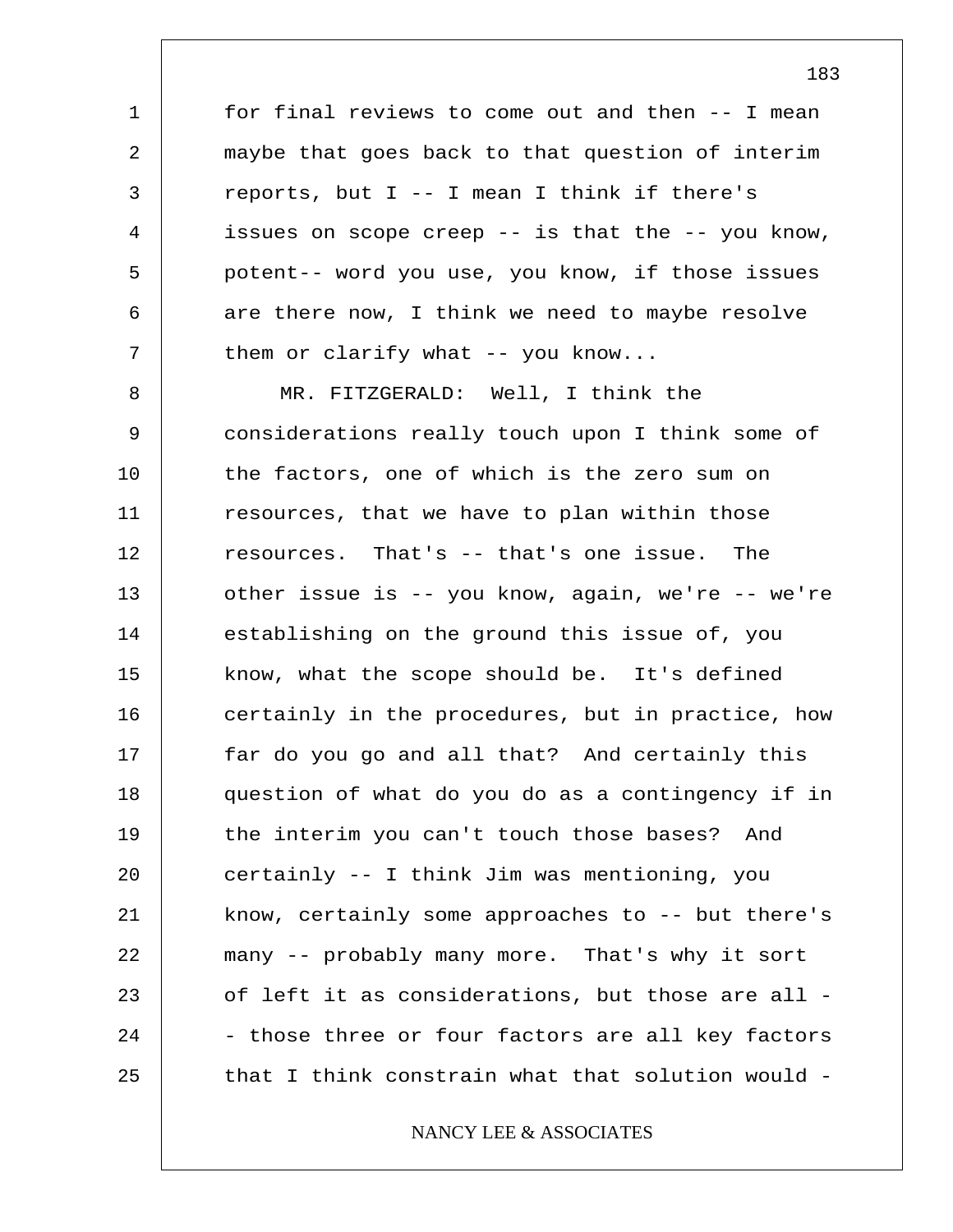for final reviews to come out and then -- I mean maybe that goes back to that question of interim reports, but I -- I mean I think if there's issues on scope creep -- is that the -- you know, potent-- word you use, you know, if those issues are there now, I think we need to maybe resolve them or clarify what -- you know...

MR. FITZGERALD: Well, I think the considerations really touch upon I think some of the factors, one of which is the zero sum on resources, that we have to plan within those resources. That's -- that's one issue. The other issue is -- you know, again, we're -- we're establishing on the ground this issue of, you know, what the scope should be. It's defined certainly in the procedures, but in practice, how far do you go and all that? And certainly this question of what do you do as a contingency if in the interim you can't touch those bases? And certainly -- I think Jim was mentioning, you know, certainly some approaches to -- but there's many -- probably many more. That's why it sort of left it as considerations, but those are all -- those three or four factors are all key factors that I think constrain what that solution would -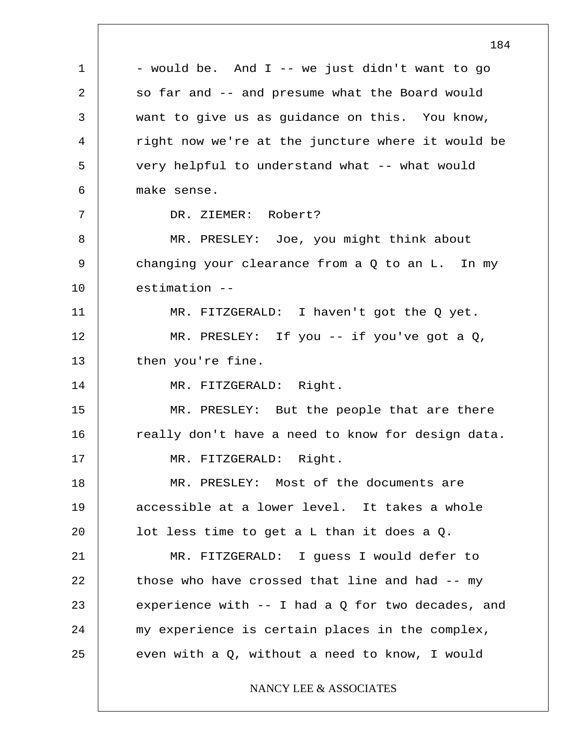- would be. And I -- we just didn't want to go so far and -- and presume what the Board would want to give us as guidance on this. You know, right now we're at the juncture where it would be very helpful to understand what -- what would make sense.

DR. ZIEMER: Robert?

MR. PRESLEY: Joe, you might think about changing your clearance from a Q to an L. In my estimation --

MR. FITZGERALD: I haven't got the Q yet.

MR. PRESLEY: If you -- if you've got a Q, then you're fine.

MR. FITZGERALD: Right.

MR. PRESLEY: But the people that are there really don't have a need to know for design data.

MR. FITZGERALD: Right.

MR. PRESLEY: Most of the documents are accessible at a lower level. It takes a whole lot less time to get a L than it does a Q.

MR. FITZGERALD: I guess I would defer to those who have crossed that line and had -- my experience with -- I had a Q for two decades, and my experience is certain places in the complex, even with a Q, without a need to know, I would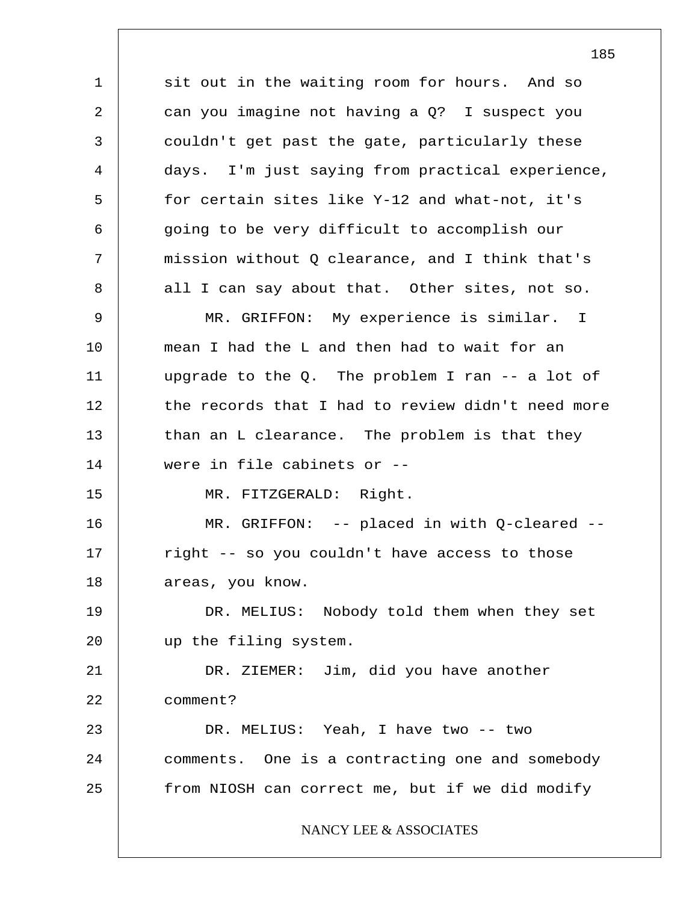sit out in the waiting room for hours. And so can you imagine not having a Q? I suspect you couldn't get past the gate, particularly these days. I'm just saying from practical experience, for certain sites like Y-12 and what-not, it's going to be very difficult to accomplish our mission without Q clearance, and I think that's all I can say about that. Other sites, not so.

MR. GRIFFON: My experience is similar. I mean I had the L and then had to wait for an upgrade to the Q. The problem I ran -- a lot of the records that I had to review didn't need more than an L clearance. The problem is that they were in file cabinets or --

MR. FITZGERALD: Right.

MR. GRIFFON: -- placed in with Q-cleared -- right -- so you couldn't have access to those areas, you know.

DR. MELIUS: Nobody told them when they set up the filing system.

DR. ZIEMER: Jim, did you have another comment?

DR. MELIUS: Yeah, I have two -- two comments. One is a contracting one and somebody from NIOSH can correct me, but if we did modify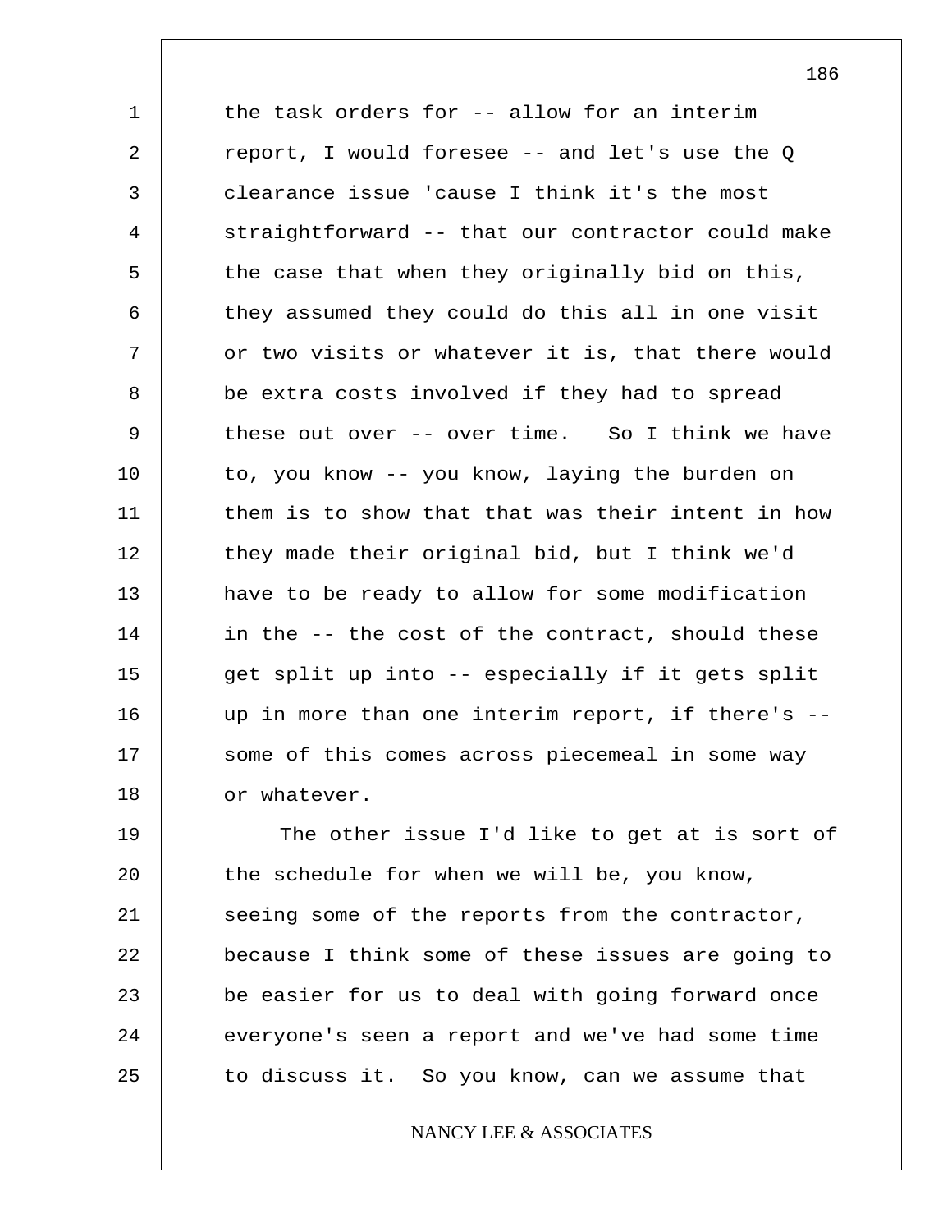the task orders for -- allow for an interim report, I would foresee -- and let's use the Q clearance issue 'cause I think it's the most straightforward -- that our contractor could make the case that when they originally bid on this, they assumed they could do this all in one visit or two visits or whatever it is, that there would be extra costs involved if they had to spread these out over -- over time. So I think we have to, you know -- you know, laying the burden on them is to show that that was their intent in how they made their original bid, but I think we'd have to be ready to allow for some modification in the -- the cost of the contract, should these get split up into -- especially if it gets split up in more than one interim report, if there's -- some of this comes across piecemeal in some way or whatever.

The other issue I'd like to get at is sort of the schedule for when we will be, you know, seeing some of the reports from the contractor, because I think some of these issues are going to be easier for us to deal with going forward once everyone's seen a report and we've had some time to discuss it. So you know, can we assume that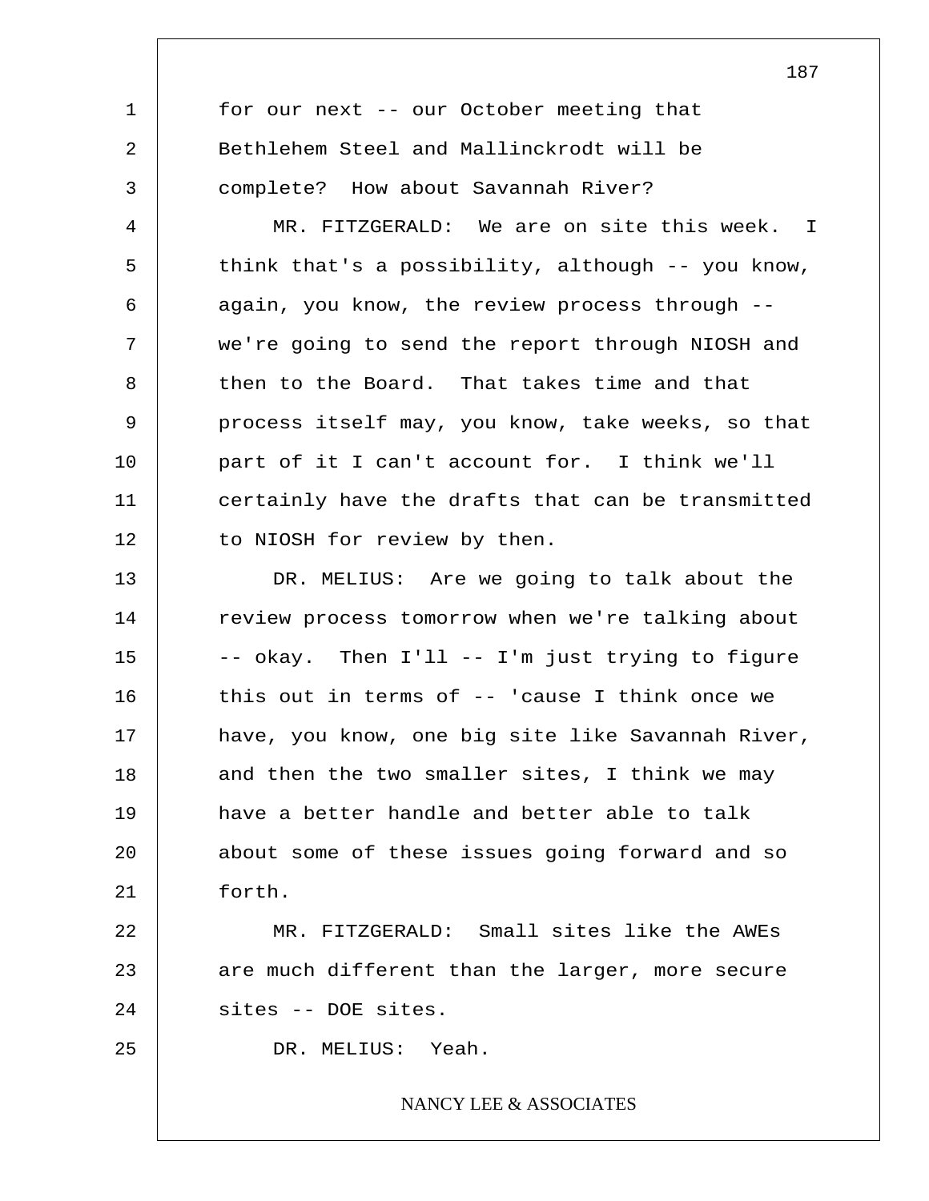for our next -- our October meeting that Bethlehem Steel and Mallinckrodt will be complete? How about Savannah River?

MR. FITZGERALD: We are on site this week. I think that's a possibility, although -- you know, again, you know, the review process through -- we're going to send the report through NIOSH and then to the Board. That takes time and that process itself may, you know, take weeks, so that part of it I can't account for. I think we'll certainly have the drafts that can be transmitted to NIOSH for review by then.

DR. MELIUS: Are we going to talk about the review process tomorrow when we're talking about -- okay. Then I'll -- I'm just trying to figure this out in terms of -- 'cause I think once we have, you know, one big site like Savannah River, and then the two smaller sites, I think we may have a better handle and better able to talk about some of these issues going forward and so forth.

MR. FITZGERALD: Small sites like the AWEs are much different than the larger, more secure sites -- DOE sites.

DR. MELIUS: Yeah.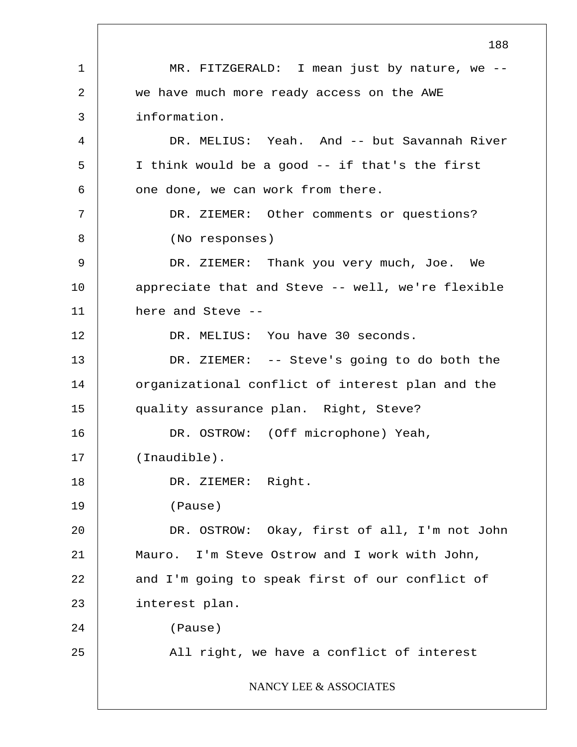MR. FITZGERALD: I mean just by nature, we -- we have much more ready access on the AWE information.

DR. MELIUS: Yeah. And -- but Savannah River I think would be a good -- if that's the first one done, we can work from there.

DR. ZIEMER: Other comments or questions?

(No responses)

DR. ZIEMER: Thank you very much, Joe. We appreciate that and Steve -- well, we're flexible here and Steve --

DR. MELIUS: You have 30 seconds.

DR. ZIEMER: -- Steve's going to do both the organizational conflict of interest plan and the quality assurance plan. Right, Steve?

DR. OSTROW: (Off microphone) Yeah, (Inaudible).

DR. ZIEMER: Right.

(Pause)

DR. OSTROW: Okay, first of all, I'm not John Mauro. I'm Steve Ostrow and I work with John, and I'm going to speak first of our conflict of interest plan.

(Pause)

All right, we have a conflict of interest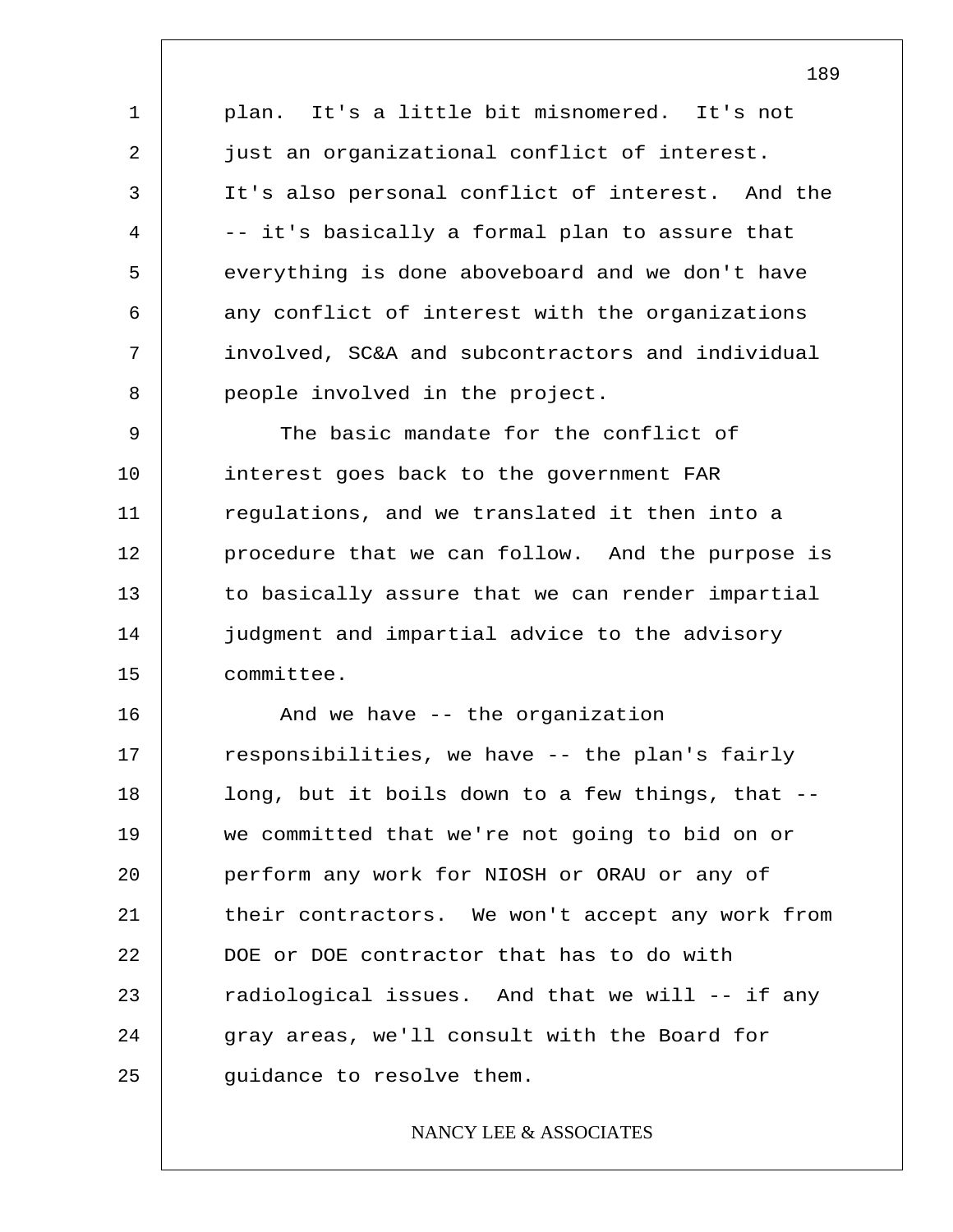plan. It's a little bit misnomered. It's not just an organizational conflict of interest. It's also personal conflict of interest. And the -- it's basically a formal plan to assure that everything is done aboveboard and we don't have any conflict of interest with the organizations involved, SC&A and subcontractors and individual people involved in the project.

The basic mandate for the conflict of interest goes back to the government FAR regulations, and we translated it then into a procedure that we can follow. And the purpose is to basically assure that we can render impartial judgment and impartial advice to the advisory committee.

And we have -- the organization responsibilities, we have -- the plan's fairly long, but it boils down to a few things, that -- we committed that we're not going to bid on or perform any work for NIOSH or ORAU or any of their contractors. We won't accept any work from DOE or DOE contractor that has to do with radiological issues. And that we will -- if any gray areas, we'll consult with the Board for guidance to resolve them.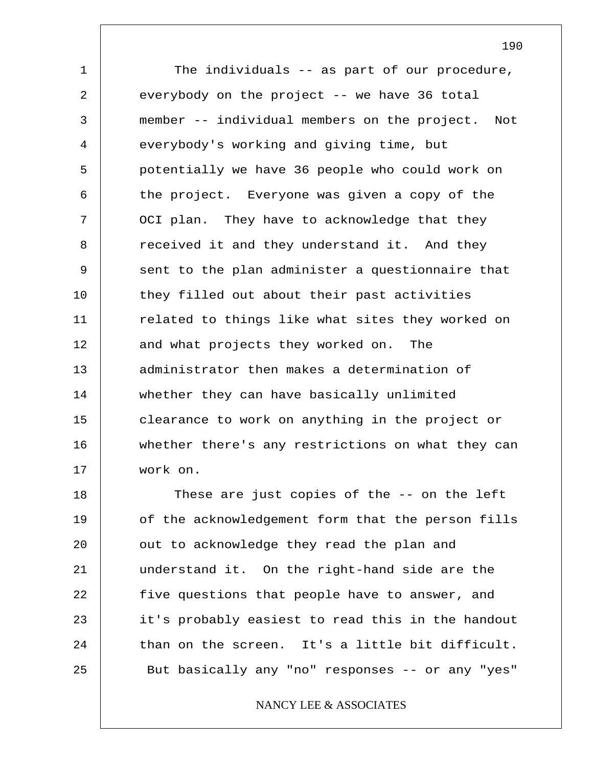The individuals -- as part of our procedure, everybody on the project -- we have 36 total member -- individual members on the project. Not everybody's working and giving time, but potentially we have 36 people who could work on the project. Everyone was given a copy of the OCI plan. They have to acknowledge that they received it and they understand it. And they sent to the plan administer a questionnaire that they filled out about their past activities related to things like what sites they worked on and what projects they worked on. The administrator then makes a determination of whether they can have basically unlimited clearance to work on anything in the project or whether there's any restrictions on what they can work on.

These are just copies of the -- on the left of the acknowledgement form that the person fills out to acknowledge they read the plan and understand it. On the right-hand side are the five questions that people have to answer, and it's probably easiest to read this in the handout than on the screen. It's a little bit difficult. But basically any "no" responses -- or any "yes"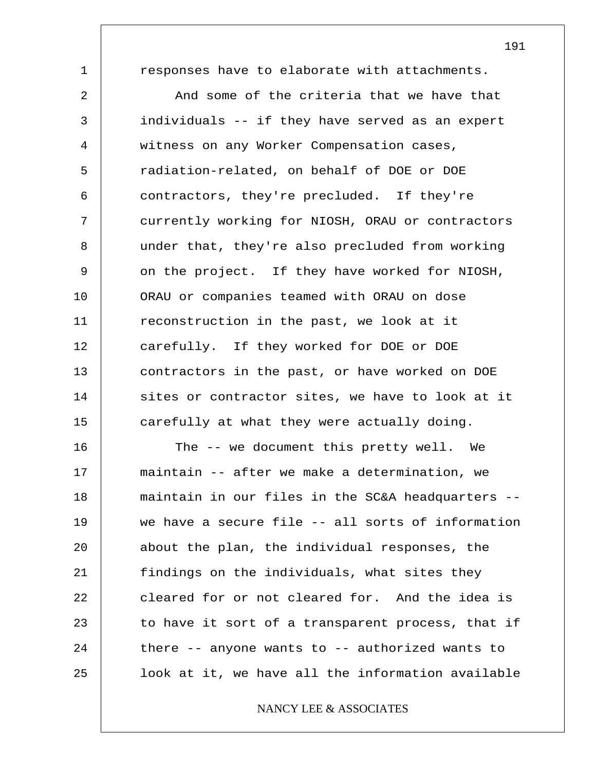responses have to elaborate with attachments.

And some of the criteria that we have that individuals -- if they have served as an expert witness on any Worker Compensation cases, radiation-related, on behalf of DOE or DOE contractors, they're precluded. If they're currently working for NIOSH, ORAU or contractors under that, they're also precluded from working on the project. If they have worked for NIOSH, ORAU or companies teamed with ORAU on dose reconstruction in the past, we look at it carefully. If they worked for DOE or DOE contractors in the past, or have worked on DOE sites or contractor sites, we have to look at it carefully at what they were actually doing.

The -- we document this pretty well. We maintain -- after we make a determination, we maintain in our files in the SC&A headquarters -- we have a secure file -- all sorts of information about the plan, the individual responses, the findings on the individuals, what sites they cleared for or not cleared for. And the idea is to have it sort of a transparent process, that if there -- anyone wants to -- authorized wants to look at it, we have all the information available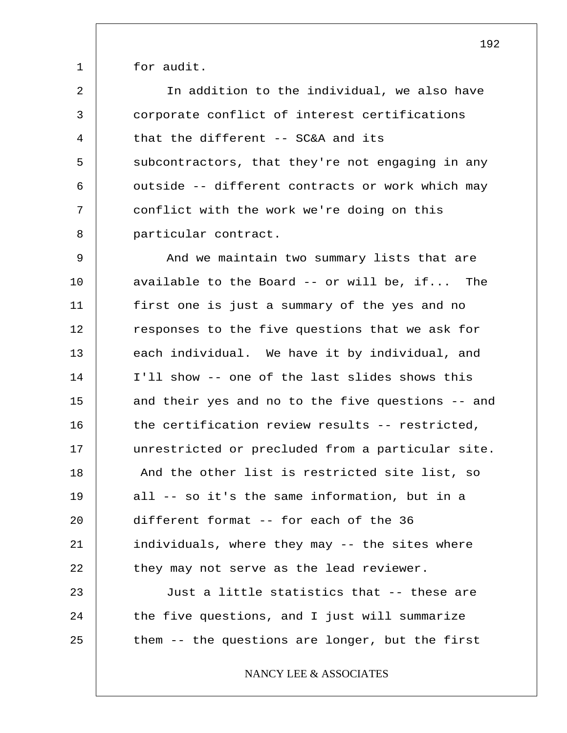for audit.

In addition to the individual, we also have corporate conflict of interest certifications that the different -- SC&A and its subcontractors, that they're not engaging in any outside -- different contracts or work which may conflict with the work we're doing on this particular contract.

And we maintain two summary lists that are available to the Board -- or will be, if... The first one is just a summary of the yes and no responses to the five questions that we ask for each individual. We have it by individual, and I'll show -- one of the last slides shows this and their yes and no to the five questions -- and the certification review results -- restricted, unrestricted or precluded from a particular site. And the other list is restricted site list, so all -- so it's the same information, but in a different format -- for each of the 36 individuals, where they may -- the sites where they may not serve as the lead reviewer.

Just a little statistics that -- these are the five questions, and I just will summarize them -- the questions are longer, but the first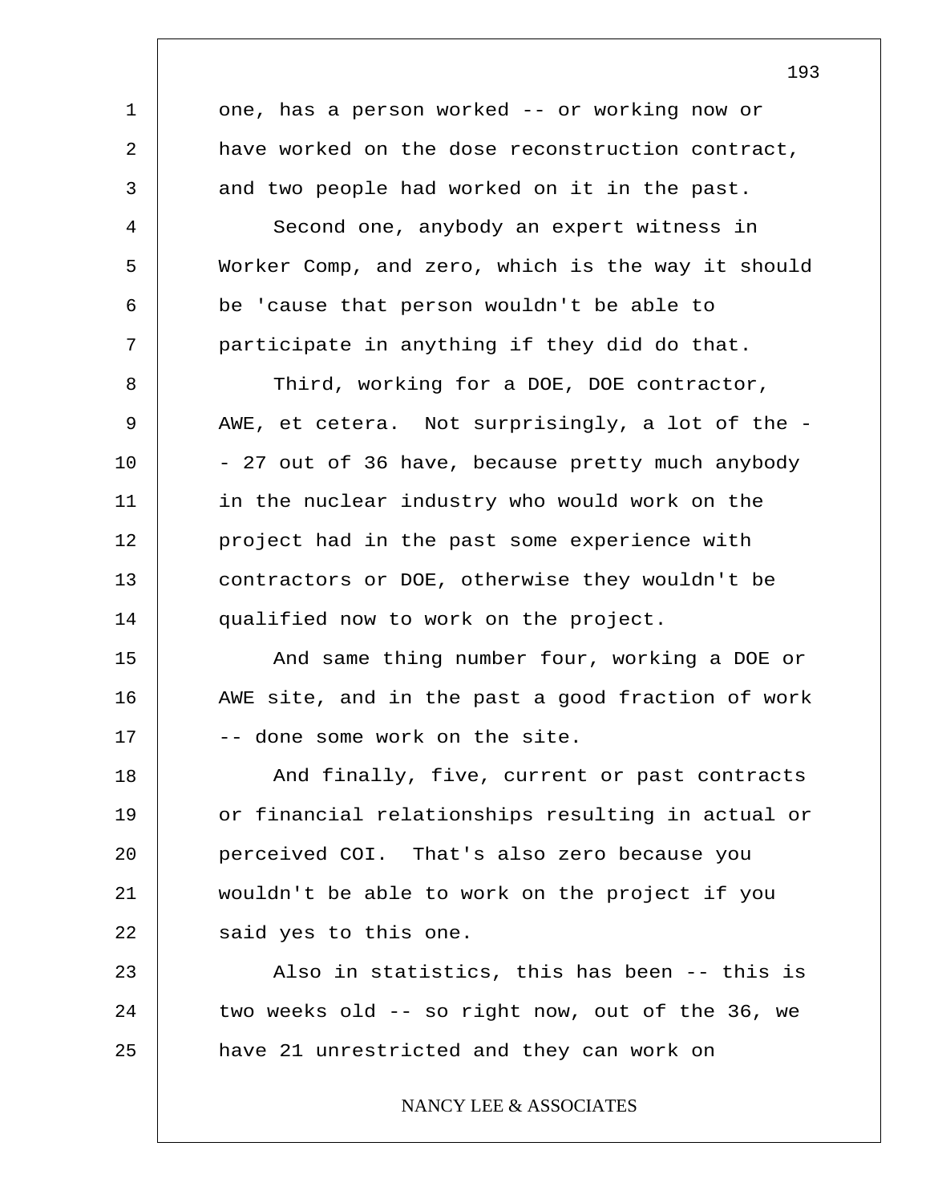one, has a person worked -- or working now or have worked on the dose reconstruction contract, and two people had worked on it in the past.

Second one, anybody an expert witness in Worker Comp, and zero, which is the way it should be 'cause that person wouldn't be able to participate in anything if they did do that.

Third, working for a DOE, DOE contractor, AWE, et cetera. Not surprisingly, a lot of the -- 27 out of 36 have, because pretty much anybody in the nuclear industry who would work on the project had in the past some experience with contractors or DOE, otherwise they wouldn't be qualified now to work on the project.

And same thing number four, working a DOE or AWE site, and in the past a good fraction of work -- done some work on the site.

And finally, five, current or past contracts or financial relationships resulting in actual or perceived COI. That's also zero because you wouldn't be able to work on the project if you said yes to this one.

Also in statistics, this has been -- this is two weeks old -- so right now, out of the 36, we have 21 unrestricted and they can work on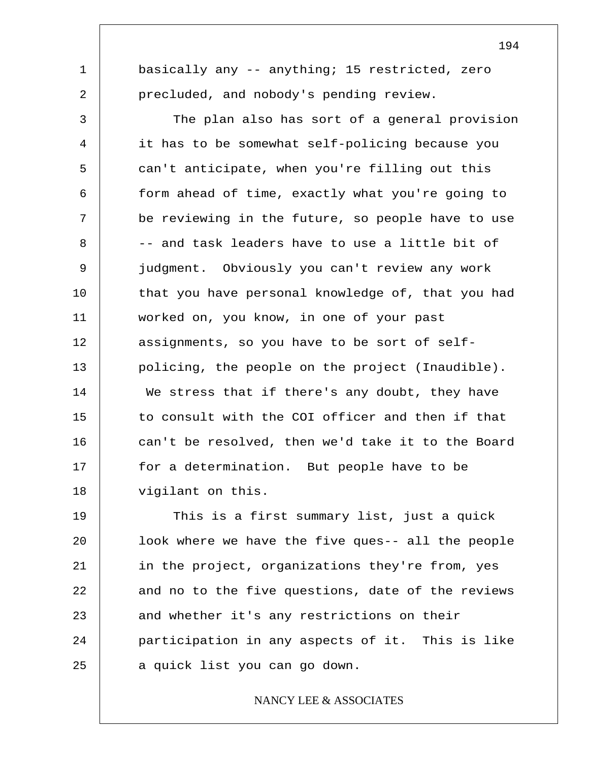basically any -- anything; 15 restricted, zero precluded, and nobody's pending review.

The plan also has sort of a general provision it has to be somewhat self-policing because you can't anticipate, when you're filling out this form ahead of time, exactly what you're going to be reviewing in the future, so people have to use -- and task leaders have to use a little bit of judgment.  Obviously you can't review any work that you have personal knowledge of, that you had worked on, you know, in one of your past assignments, so you have to be sort of self-policing, the people on the project (Inaudible).  We stress that if there's any doubt, they have to consult with the COI officer and then if that can't be resolved, then we'd take it to the Board for a determination.  But people have to be vigilant on this.

This is a first summary list, just a quick look where we have the five ques-- all the people in the project, organizations they're from, yes and no to the five questions, date of the reviews and whether it's any restrictions on their participation in any aspects of it.  This is like a quick list you can go down.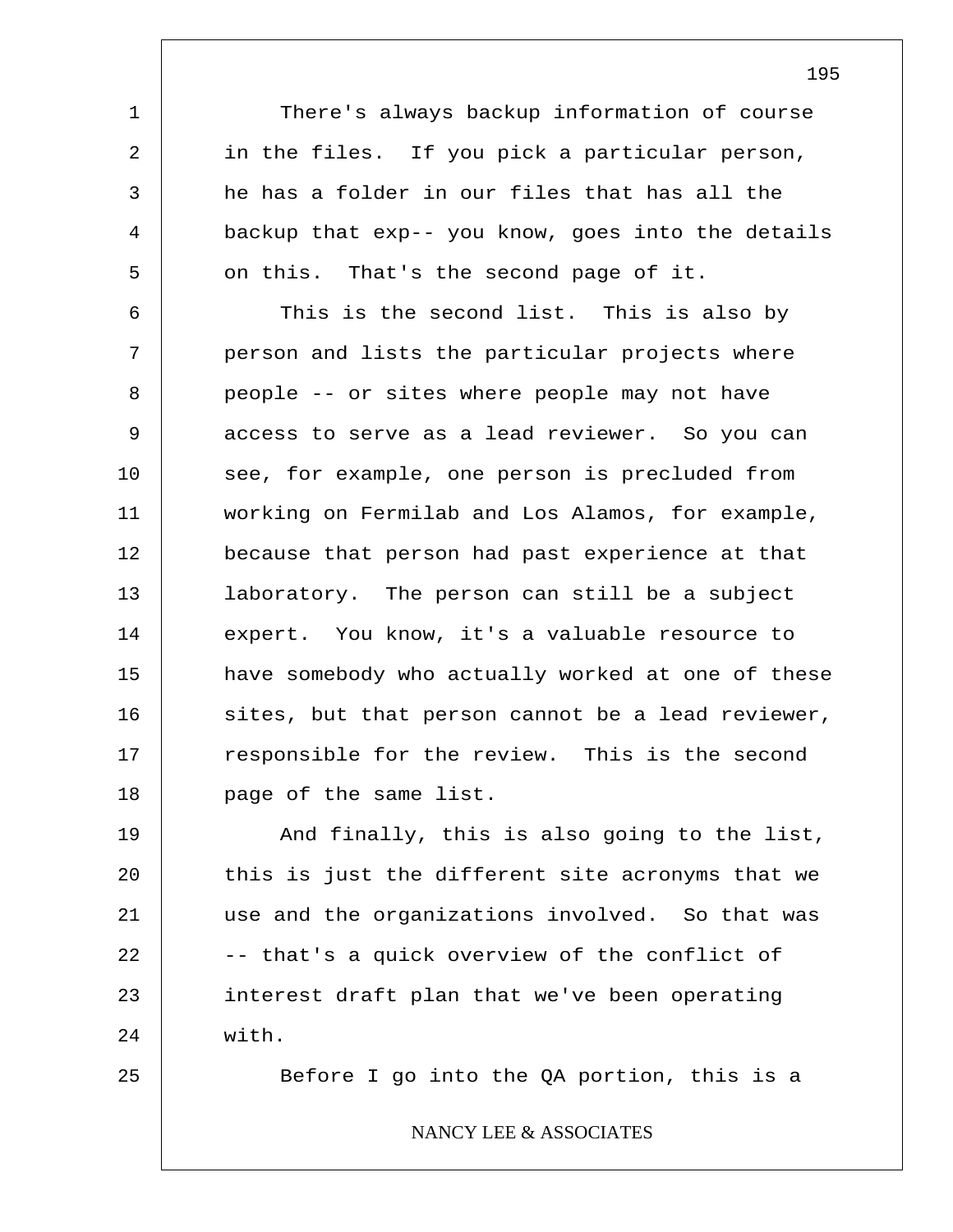There's always backup information of course in the files. If you pick a particular person, he has a folder in our files that has all the backup that exp-- you know, goes into the details on this. That's the second page of it.

This is the second list. This is also by person and lists the particular projects where people -- or sites where people may not have access to serve as a lead reviewer. So you can see, for example, one person is precluded from working on Fermilab and Los Alamos, for example, because that person had past experience at that laboratory. The person can still be a subject expert. You know, it's a valuable resource to have somebody who actually worked at one of these sites, but that person cannot be a lead reviewer, responsible for the review. This is the second page of the same list.

And finally, this is also going to the list, this is just the different site acronyms that we use and the organizations involved. So that was -- that's a quick overview of the conflict of interest draft plan that we've been operating with.

Before I go into the QA portion, this is a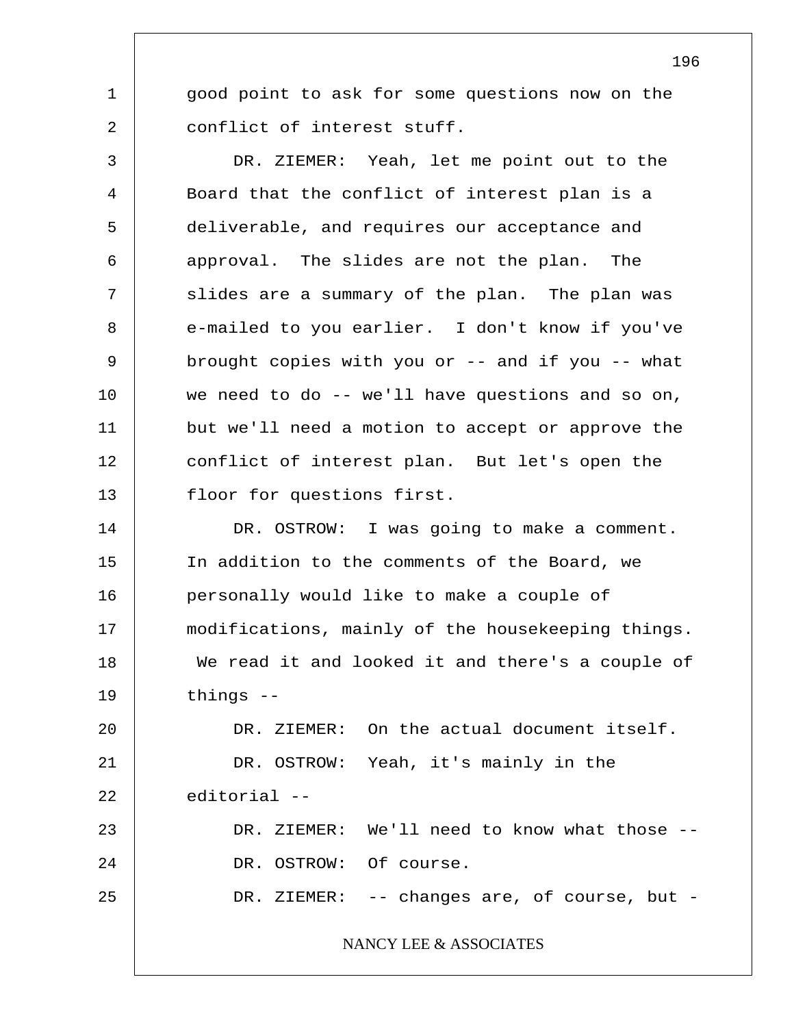good point to ask for some questions now on the conflict of interest stuff.

DR. ZIEMER: Yeah, let me point out to the Board that the conflict of interest plan is a deliverable, and requires our acceptance and approval. The slides are not the plan. The slides are a summary of the plan. The plan was e-mailed to you earlier. I don't know if you've brought copies with you or -- and if you -- what we need to do -- we'll have questions and so on, but we'll need a motion to accept or approve the conflict of interest plan. But let's open the floor for questions first.

DR. OSTROW: I was going to make a comment. In addition to the comments of the Board, we personally would like to make a couple of modifications, mainly of the housekeeping things. We read it and looked it and there's a couple of things --

DR. ZIEMER: On the actual document itself.

DR. OSTROW: Yeah, it's mainly in the editorial --

DR. ZIEMER: We'll need to know what those --

DR. OSTROW: Of course.

DR. ZIEMER: -- changes are, of course, but -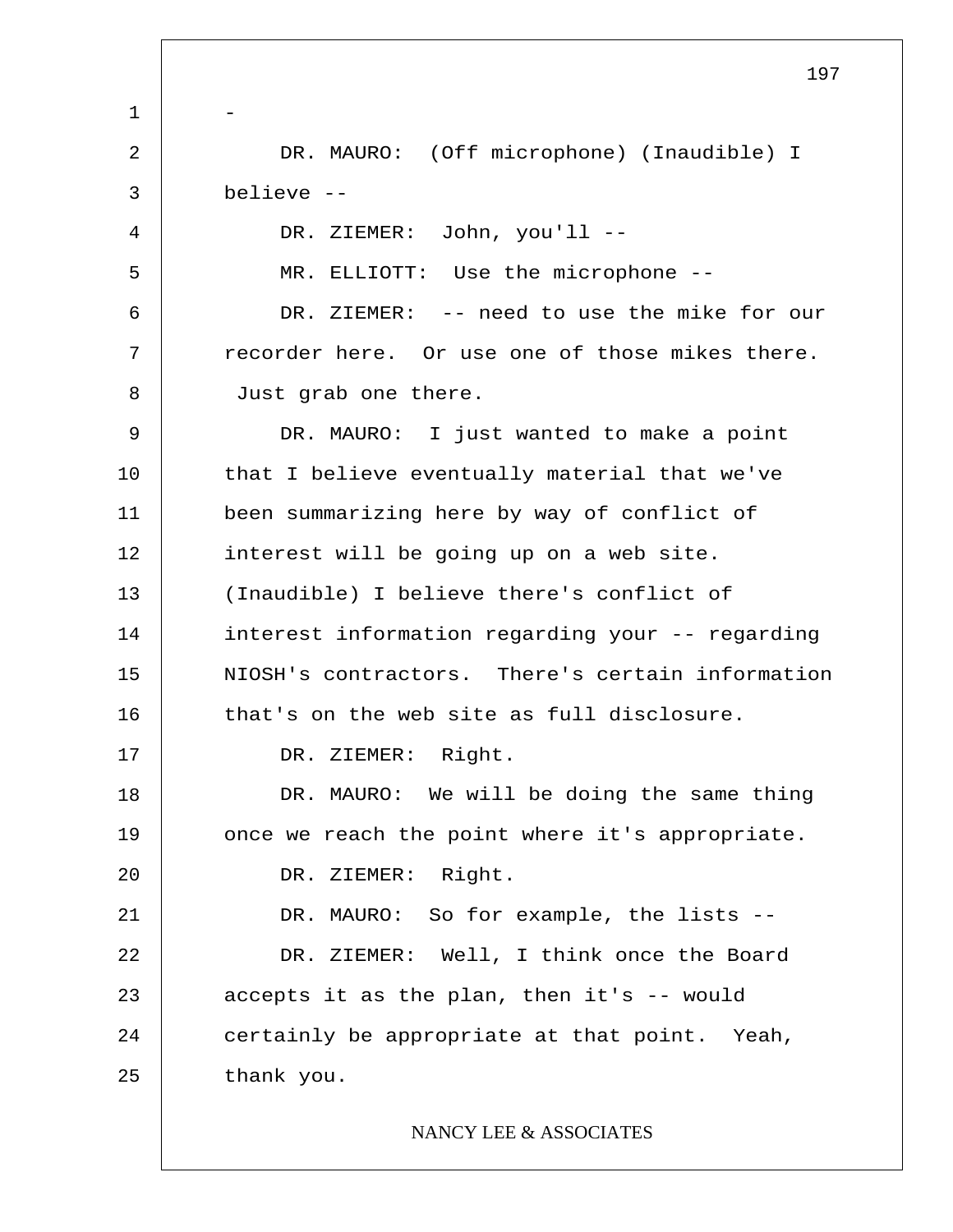-

DR. MAURO: (Off microphone) (Inaudible) I believe --

DR. ZIEMER: John, you'll --

MR. ELLIOTT: Use the microphone --

DR. ZIEMER: -- need to use the mike for our recorder here. Or use one of those mikes there. Just grab one there.

DR. MAURO: I just wanted to make a point that I believe eventually material that we've been summarizing here by way of conflict of interest will be going up on a web site. (Inaudible) I believe there's conflict of interest information regarding your -- regarding NIOSH's contractors. There's certain information that's on the web site as full disclosure.

DR. ZIEMER: Right.

DR. MAURO: We will be doing the same thing once we reach the point where it's appropriate.

DR. ZIEMER: Right.

DR. MAURO: So for example, the lists --

DR. ZIEMER: Well, I think once the Board accepts it as the plan, then it's -- would certainly be appropriate at that point. Yeah, thank you.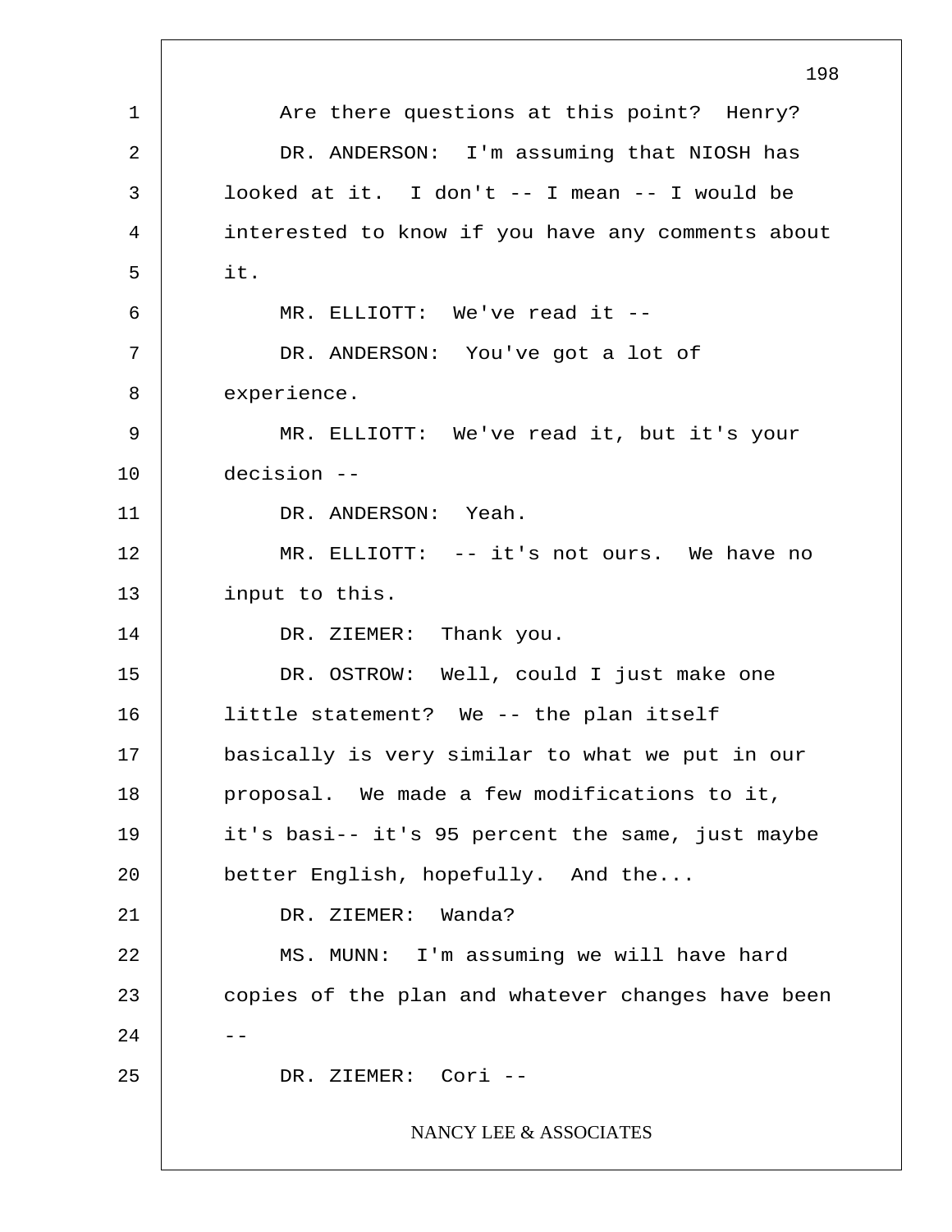Are there questions at this point? Henry?

DR. ANDERSON: I'm assuming that NIOSH has looked at it. I don't -- I mean -- I would be interested to know if you have any comments about it.

MR. ELLIOTT: We've read it --

DR. ANDERSON: You've got a lot of experience.

MR. ELLIOTT: We've read it, but it's your decision --

DR. ANDERSON: Yeah.

MR. ELLIOTT: -- it's not ours. We have no input to this.

DR. ZIEMER: Thank you.

DR. OSTROW: Well, could I just make one little statement? We -- the plan itself basically is very similar to what we put in our proposal. We made a few modifications to it, it's basi-- it's 95 percent the same, just maybe better English, hopefully. And the...

DR. ZIEMER: Wanda?

MS. MUNN: I'm assuming we will have hard copies of the plan and whatever changes have been --

DR. ZIEMER: Cori --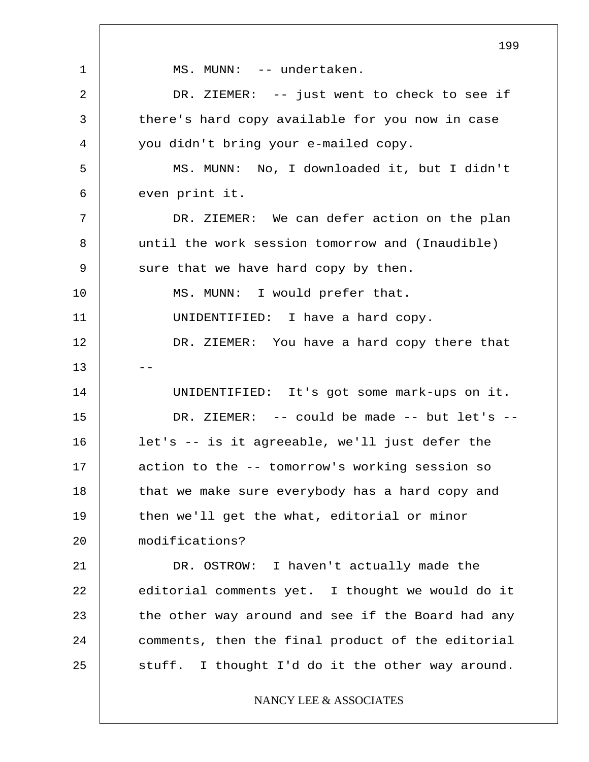MS. MUNN: -- undertaken.

DR. ZIEMER: -- just went to check to see if there's hard copy available for you now in case you didn't bring your e-mailed copy.

MS. MUNN: No, I downloaded it, but I didn't even print it.

DR. ZIEMER: We can defer action on the plan until the work session tomorrow and (Inaudible) sure that we have hard copy by then.

MS. MUNN: I would prefer that.

UNIDENTIFIED: I have a hard copy.

DR. ZIEMER: You have a hard copy there that --

UNIDENTIFIED: It's got some mark-ups on it.

DR. ZIEMER: -- could be made -- but let's -- let's -- is it agreeable, we'll just defer the action to the -- tomorrow's working session so that we make sure everybody has a hard copy and then we'll get the what, editorial or minor modifications?

DR. OSTROW: I haven't actually made the editorial comments yet. I thought we would do it the other way around and see if the Board had any comments, then the final product of the editorial stuff. I thought I'd do it the other way around.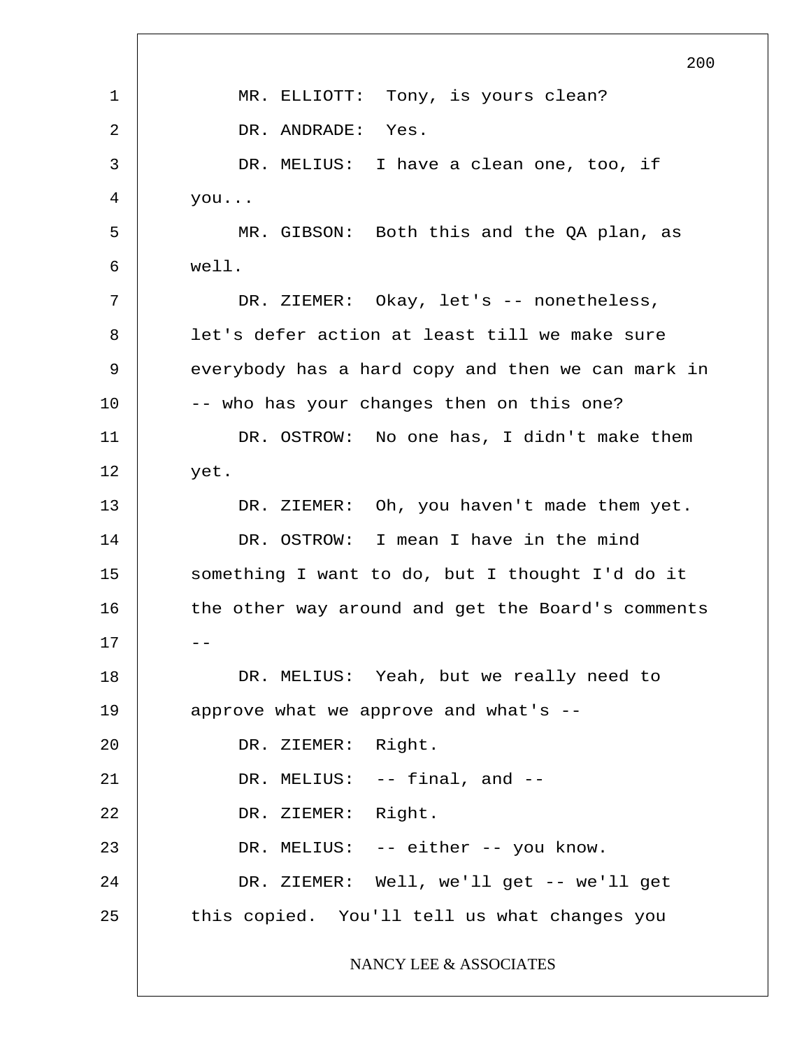MR. ELLIOTT: Tony, is yours clean?

DR. ANDRADE: Yes.

DR. MELIUS: I have a clean one, too, if you...

MR. GIBSON: Both this and the QA plan, as well.

DR. ZIEMER: Okay, let's -- nonetheless, let's defer action at least till we make sure everybody has a hard copy and then we can mark in -- who has your changes then on this one?

DR. OSTROW: No one has, I didn't make them yet.

DR. ZIEMER: Oh, you haven't made them yet.

DR. OSTROW: I mean I have in the mind something I want to do, but I thought I'd do it the other way around and get the Board's comments --

DR. MELIUS: Yeah, but we really need to approve what we approve and what's --

DR. ZIEMER: Right.

DR. MELIUS: -- final, and --

DR. ZIEMER: Right.

DR. MELIUS: -- either -- you know.

DR. ZIEMER: Well, we'll get -- we'll get this copied. You'll tell us what changes you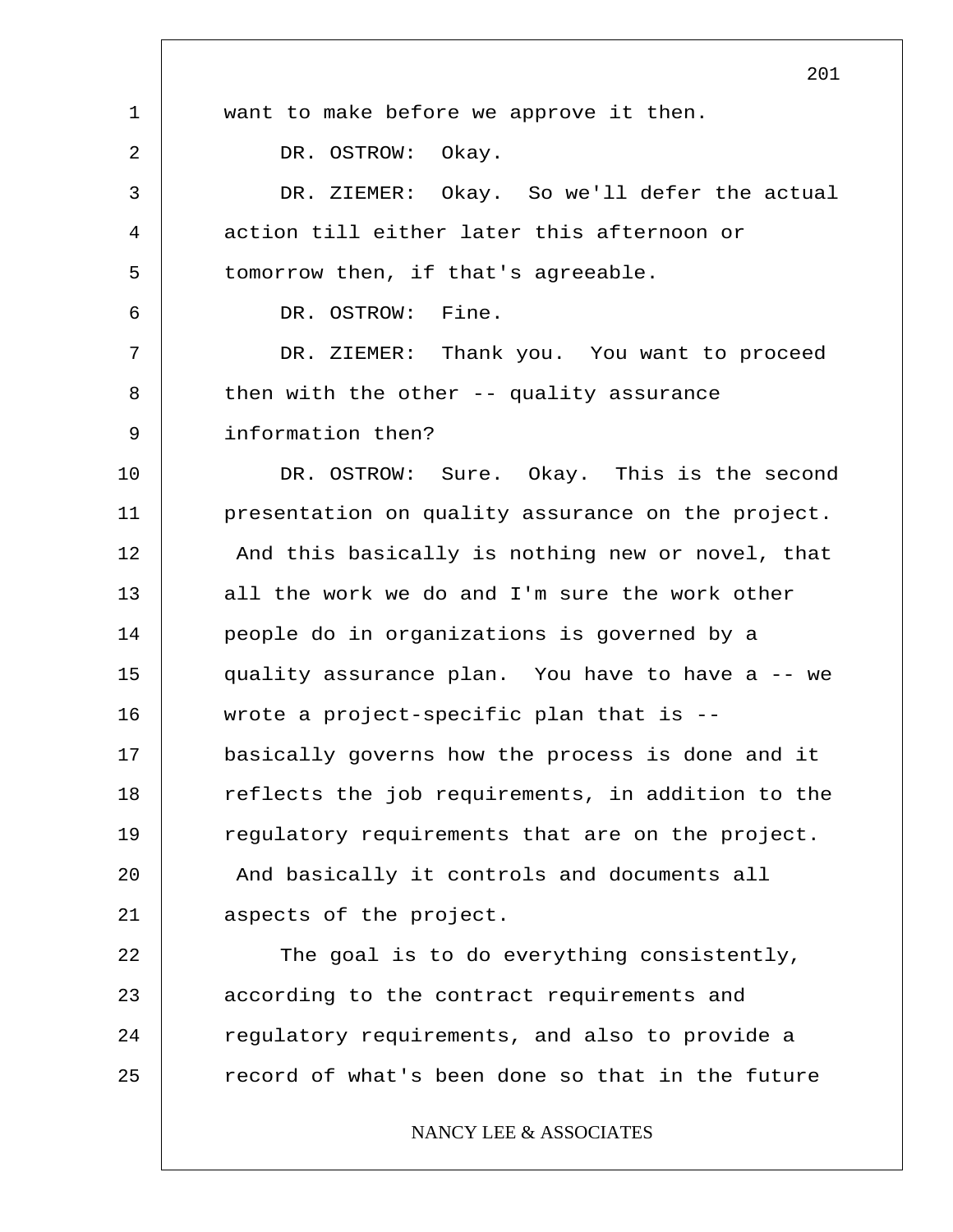want to make before we approve it then.

DR. OSTROW: Okay.

DR. ZIEMER: Okay. So we'll defer the actual action till either later this afternoon or tomorrow then, if that's agreeable.

DR. OSTROW: Fine.

DR. ZIEMER: Thank you. You want to proceed then with the other -- quality assurance information then?

DR. OSTROW: Sure. Okay. This is the second presentation on quality assurance on the project. And this basically is nothing new or novel, that all the work we do and I'm sure the work other people do in organizations is governed by a quality assurance plan. You have to have a -- we wrote a project-specific plan that is -- basically governs how the process is done and it reflects the job requirements, in addition to the regulatory requirements that are on the project. And basically it controls and documents all aspects of the project.

The goal is to do everything consistently, according to the contract requirements and regulatory requirements, and also to provide a record of what's been done so that in the future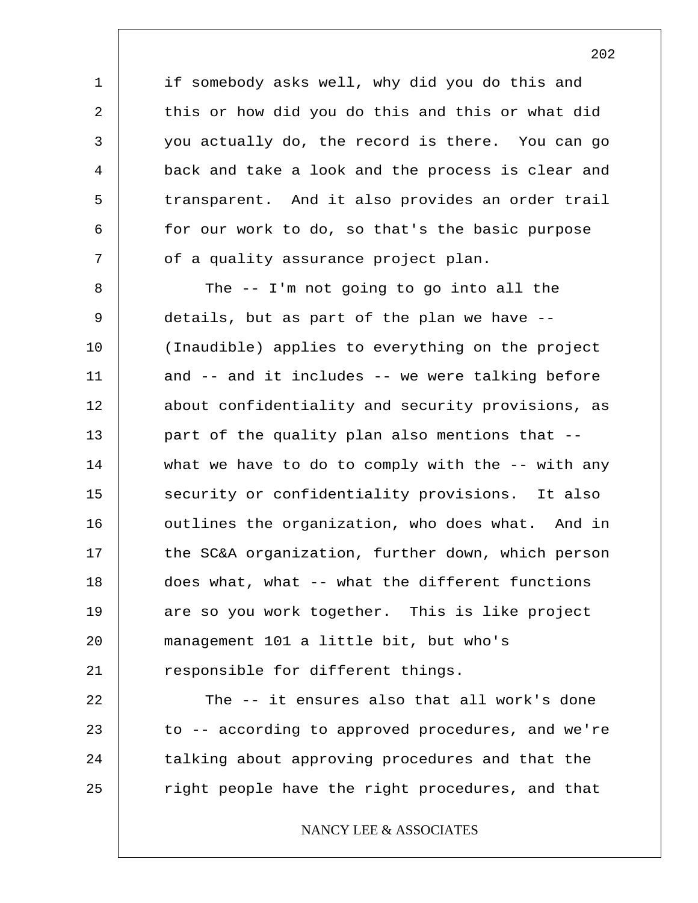if somebody asks well, why did you do this and this or how did you do this and this or what did you actually do, the record is there. You can go back and take a look and the process is clear and transparent. And it also provides an order trail for our work to do, so that's the basic purpose of a quality assurance project plan.

The -- I'm not going to go into all the details, but as part of the plan we have -- (Inaudible) applies to everything on the project and -- and it includes -- we were talking before about confidentiality and security provisions, as part of the quality plan also mentions that -- what we have to do to comply with the -- with any security or confidentiality provisions. It also outlines the organization, who does what. And in the SC&A organization, further down, which person does what, what -- what the different functions are so you work together. This is like project management 101 a little bit, but who's responsible for different things.

The -- it ensures also that all work's done to -- according to approved procedures, and we're talking about approving procedures and that the right people have the right procedures, and that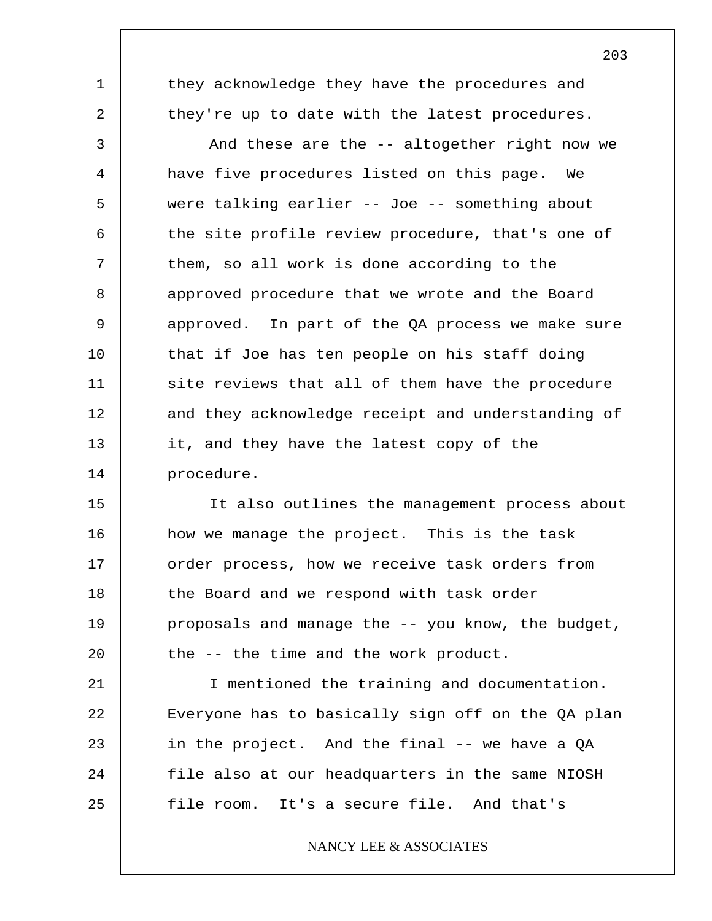they acknowledge they have the procedures and they're up to date with the latest procedures.

And these are the -- altogether right now we have five procedures listed on this page. We were talking earlier -- Joe -- something about the site profile review procedure, that's one of them, so all work is done according to the approved procedure that we wrote and the Board approved. In part of the QA process we make sure that if Joe has ten people on his staff doing site reviews that all of them have the procedure and they acknowledge receipt and understanding of it, and they have the latest copy of the procedure.

It also outlines the management process about how we manage the project. This is the task order process, how we receive task orders from the Board and we respond with task order proposals and manage the -- you know, the budget, the -- the time and the work product.

I mentioned the training and documentation. Everyone has to basically sign off on the QA plan in the project. And the final -- we have a QA file also at our headquarters in the same NIOSH file room. It's a secure file. And that's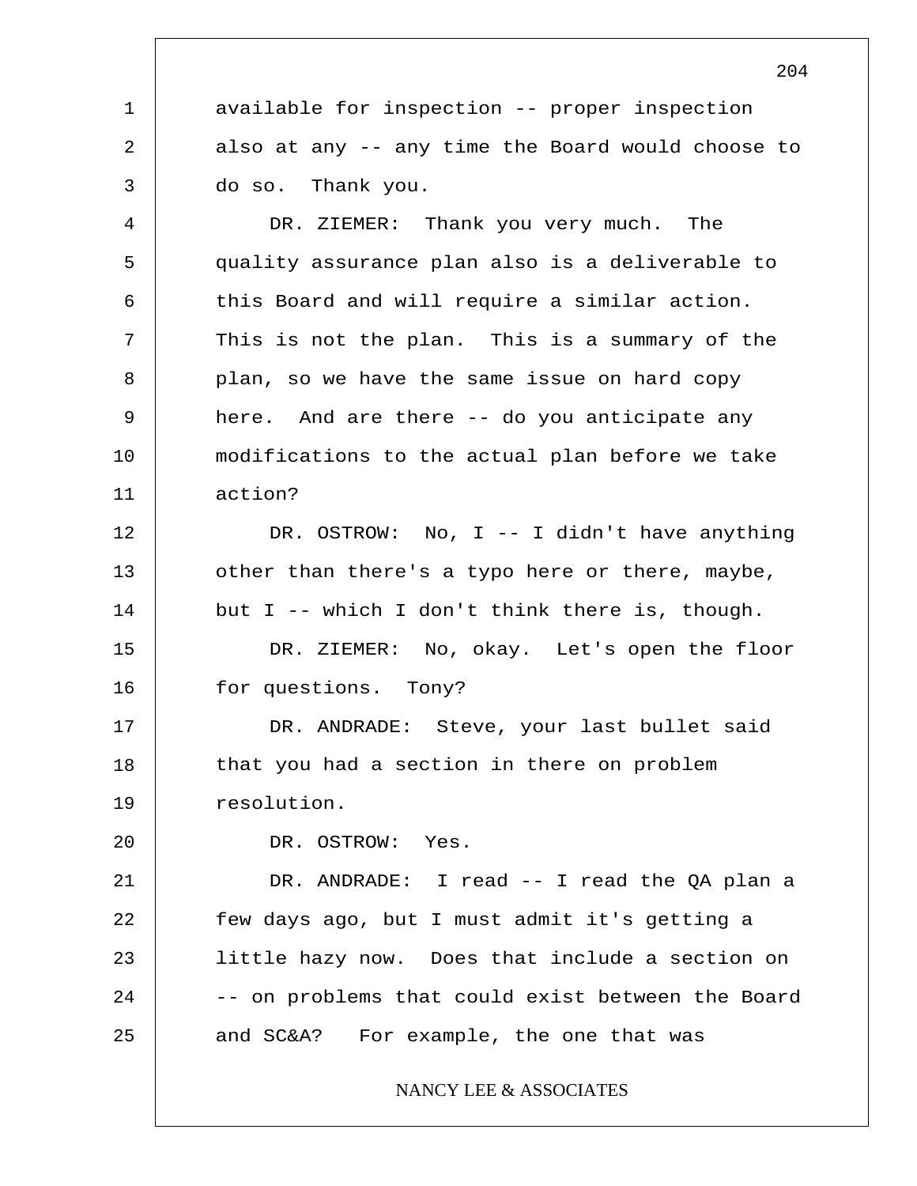available for inspection -- proper inspection also at any -- any time the Board would choose to do so. Thank you.

DR. ZIEMER: Thank you very much. The quality assurance plan also is a deliverable to this Board and will require a similar action. This is not the plan. This is a summary of the plan, so we have the same issue on hard copy here. And are there -- do you anticipate any modifications to the actual plan before we take action?

DR. OSTROW: No, I -- I didn't have anything other than there's a typo here or there, maybe, but I -- which I don't think there is, though.

DR. ZIEMER: No, okay. Let's open the floor for questions. Tony?

DR. ANDRADE: Steve, your last bullet said that you had a section in there on problem resolution.

DR. OSTROW: Yes.

DR. ANDRADE: I read -- I read the QA plan a few days ago, but I must admit it's getting a little hazy now. Does that include a section on -- on problems that could exist between the Board and SC&A? For example, the one that was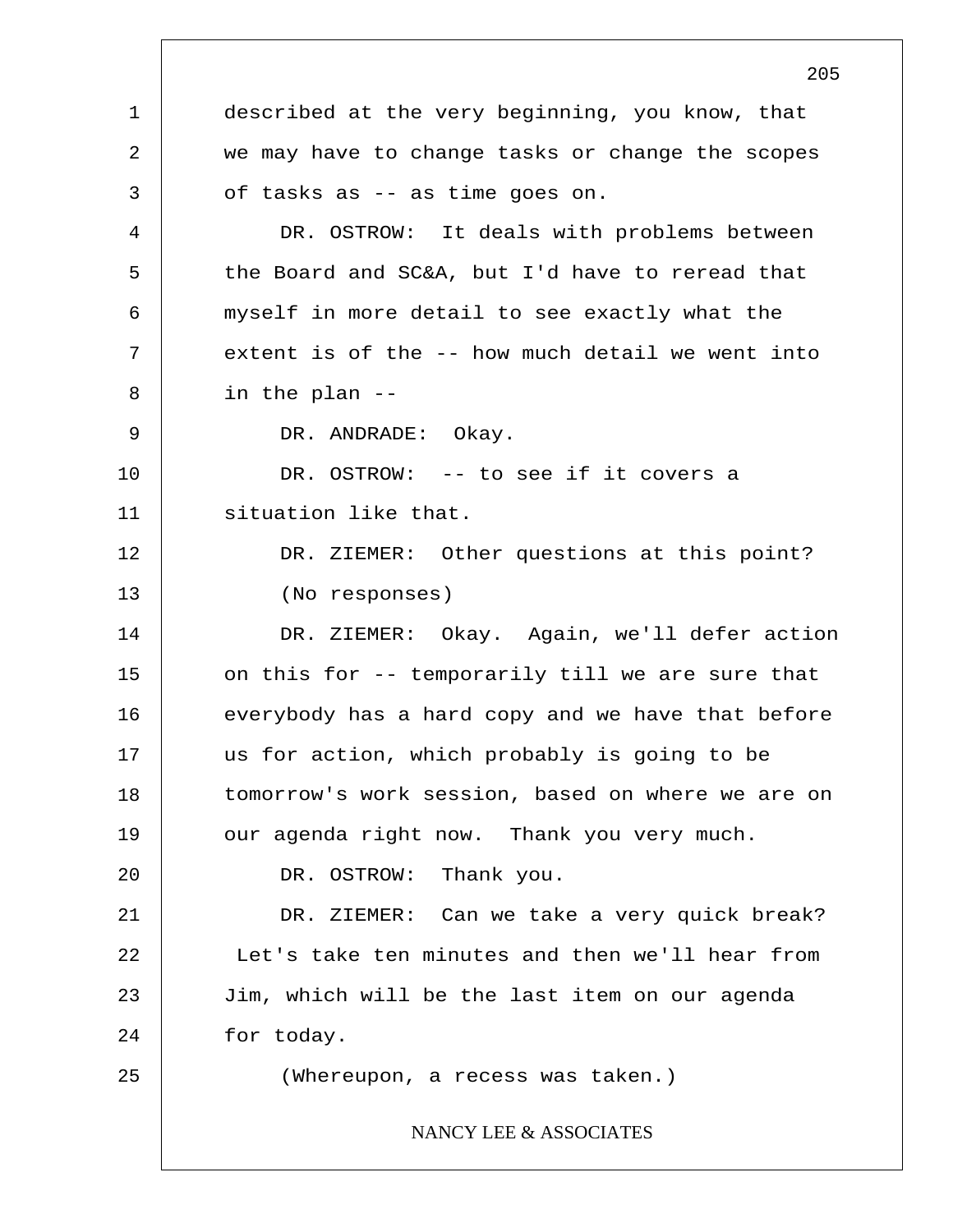described at the very beginning, you know, that we may have to change tasks or change the scopes of tasks as -- as time goes on.

DR. OSTROW: It deals with problems between the Board and SC&A, but I'd have to reread that myself in more detail to see exactly what the extent is of the -- how much detail we went into in the plan --

DR. ANDRADE: Okay.

DR. OSTROW: -- to see if it covers a situation like that.

DR. ZIEMER: Other questions at this point?

(No responses)

DR. ZIEMER: Okay. Again, we'll defer action on this for -- temporarily till we are sure that everybody has a hard copy and we have that before us for action, which probably is going to be tomorrow's work session, based on where we are on our agenda right now. Thank you very much.

DR. OSTROW: Thank you.

DR. ZIEMER: Can we take a very quick break? Let's take ten minutes and then we'll hear from Jim, which will be the last item on our agenda for today.

(Whereupon, a recess was taken.)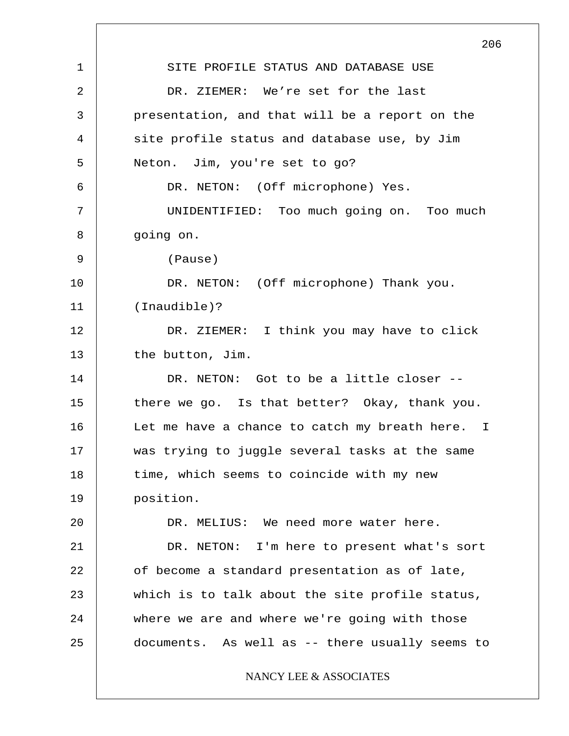SITE PROFILE STATUS AND DATABASE USE

DR. ZIEMER: We're set for the last presentation, and that will be a report on the site profile status and database use, by Jim Neton. Jim, you're set to go?

DR. NETON: (Off microphone) Yes.

UNIDENTIFIED: Too much going on. Too much going on.

(Pause)

DR. NETON: (Off microphone) Thank you. (Inaudible)?

DR. ZIEMER: I think you may have to click the button, Jim.

DR. NETON: Got to be a little closer -- there we go. Is that better? Okay, thank you. Let me have a chance to catch my breath here. I was trying to juggle several tasks at the same time, which seems to coincide with my new position.

DR. MELIUS: We need more water here.

DR. NETON: I'm here to present what's sort of become a standard presentation as of late, which is to talk about the site profile status, where we are and where we're going with those documents. As well as -- there usually seems to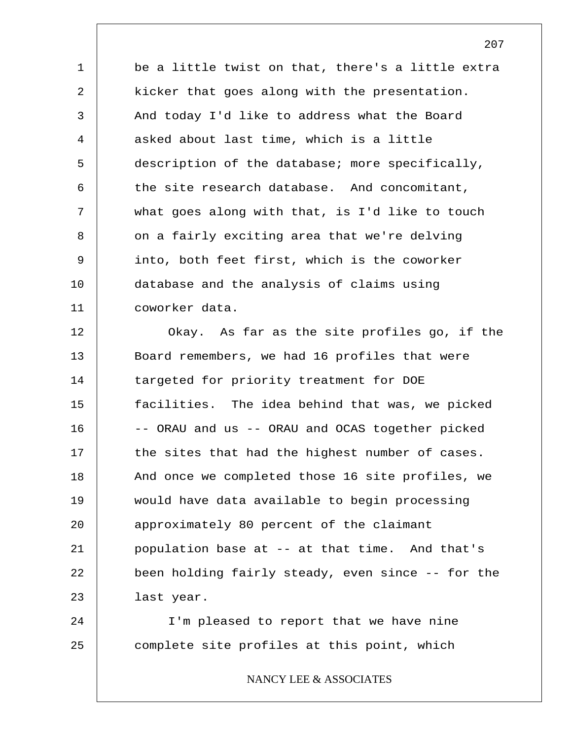be a little twist on that, there's a little extra kicker that goes along with the presentation. And today I'd like to address what the Board asked about last time, which is a little description of the database; more specifically, the site research database. And concomitant, what goes along with that, is I'd like to touch on a fairly exciting area that we're delving into, both feet first, which is the coworker database and the analysis of claims using coworker data.

Okay. As far as the site profiles go, if the Board remembers, we had 16 profiles that were targeted for priority treatment for DOE facilities. The idea behind that was, we picked -- ORAU and us -- ORAU and OCAS together picked the sites that had the highest number of cases. And once we completed those 16 site profiles, we would have data available to begin processing approximately 80 percent of the claimant population base at -- at that time. And that's been holding fairly steady, even since -- for the last year.

I'm pleased to report that we have nine complete site profiles at this point, which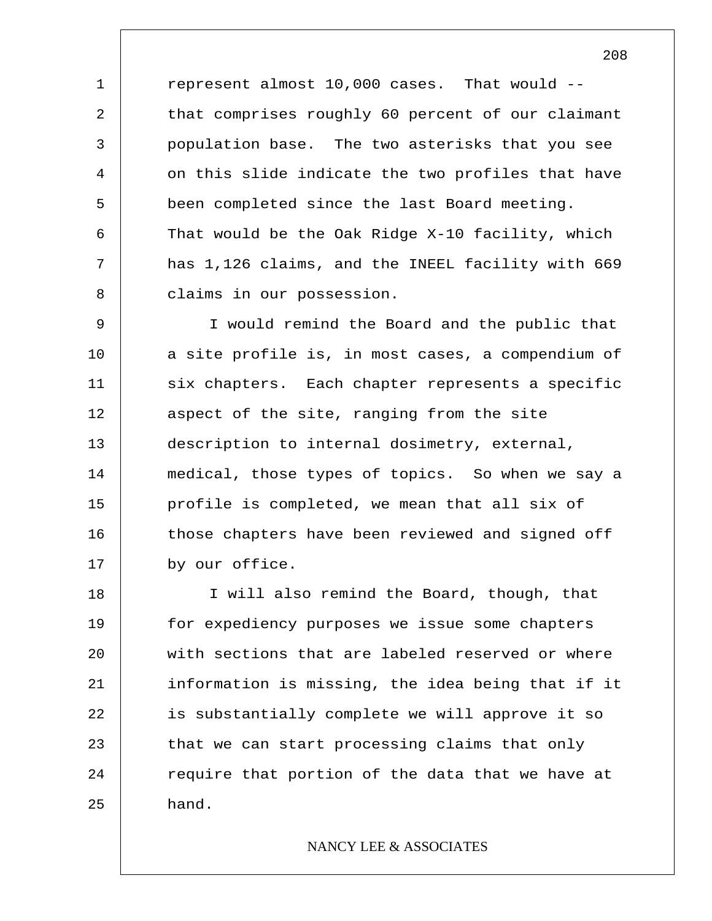represent almost 10,000 cases. That would -- that comprises roughly 60 percent of our claimant population base. The two asterisks that you see on this slide indicate the two profiles that have been completed since the last Board meeting. That would be the Oak Ridge X-10 facility, which has 1,126 claims, and the INEEL facility with 669 claims in our possession.

I would remind the Board and the public that a site profile is, in most cases, a compendium of six chapters. Each chapter represents a specific aspect of the site, ranging from the site description to internal dosimetry, external, medical, those types of topics. So when we say a profile is completed, we mean that all six of those chapters have been reviewed and signed off by our office.

I will also remind the Board, though, that for expediency purposes we issue some chapters with sections that are labeled reserved or where information is missing, the idea being that if it is substantially complete we will approve it so that we can start processing claims that only require that portion of the data that we have at hand.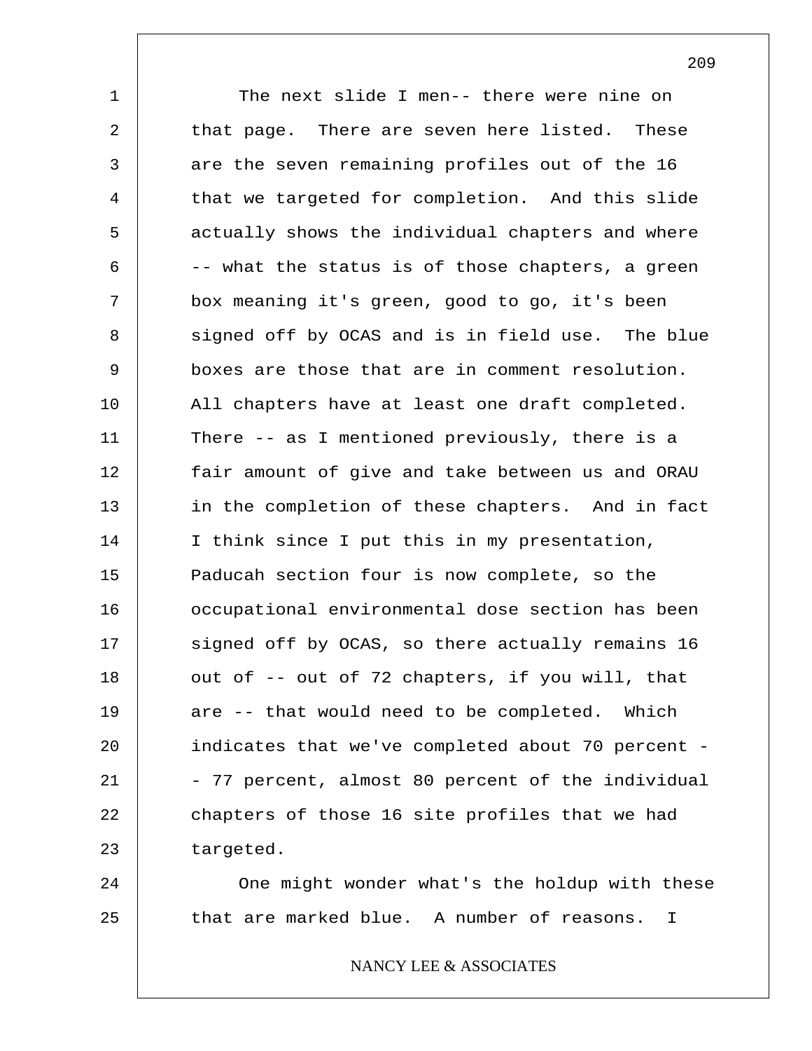The next slide I men-- there were nine on that page. There are seven here listed. These are the seven remaining profiles out of the 16 that we targeted for completion. And this slide actually shows the individual chapters and where -- what the status is of those chapters, a green box meaning it's green, good to go, it's been signed off by OCAS and is in field use. The blue boxes are those that are in comment resolution. All chapters have at least one draft completed. There -- as I mentioned previously, there is a fair amount of give and take between us and ORAU in the completion of these chapters. And in fact I think since I put this in my presentation, Paducah section four is now complete, so the occupational environmental dose section has been signed off by OCAS, so there actually remains 16 out of -- out of 72 chapters, if you will, that are -- that would need to be completed. Which indicates that we've completed about 70 percent -- 77 percent, almost 80 percent of the individual chapters of those 16 site profiles that we had targeted.

One might wonder what's the holdup with these that are marked blue. A number of reasons. I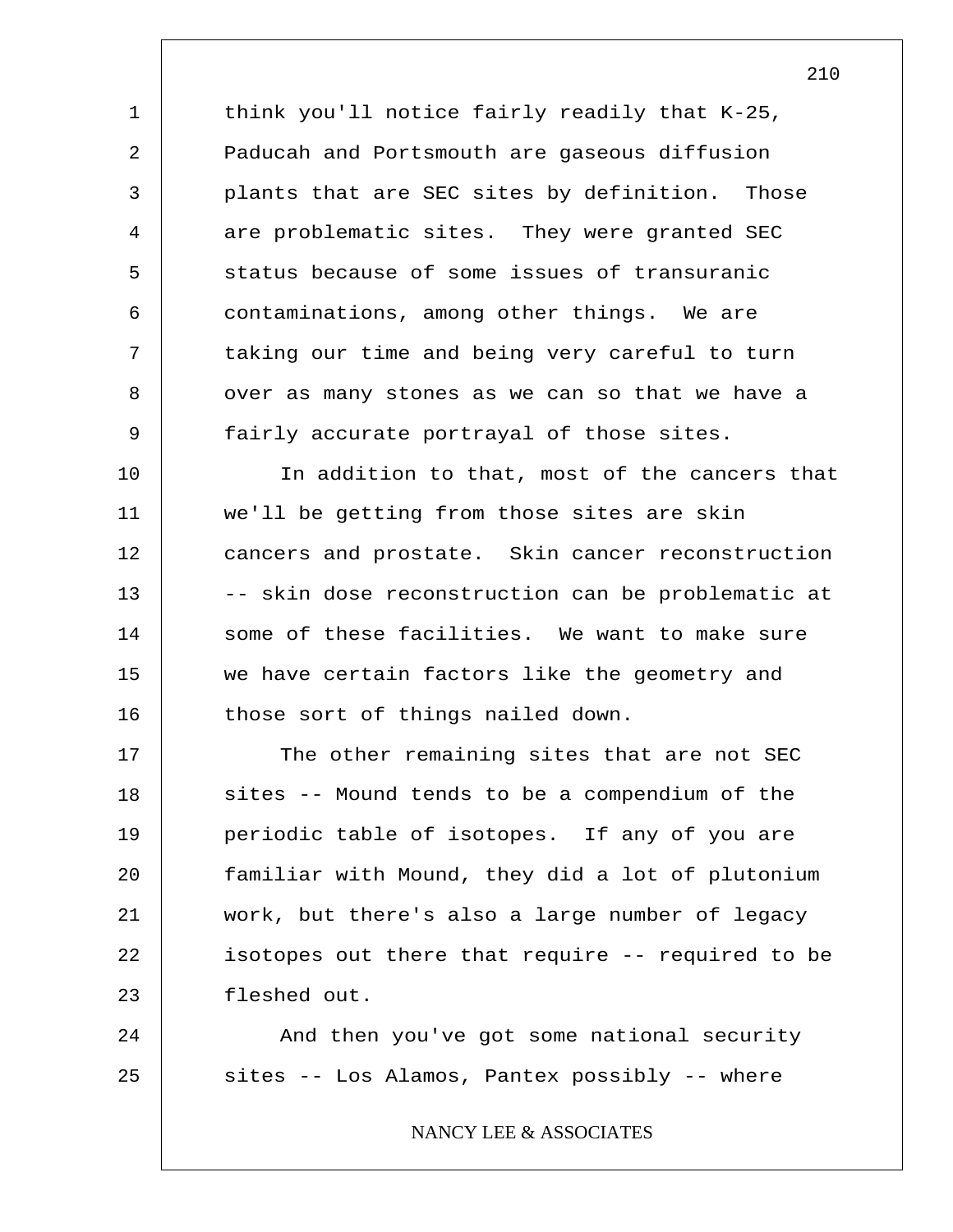think you'll notice fairly readily that K-25, Paducah and Portsmouth are gaseous diffusion plants that are SEC sites by definition. Those are problematic sites. They were granted SEC status because of some issues of transuranic contaminations, among other things. We are taking our time and being very careful to turn over as many stones as we can so that we have a fairly accurate portrayal of those sites.

In addition to that, most of the cancers that we'll be getting from those sites are skin cancers and prostate. Skin cancer reconstruction -- skin dose reconstruction can be problematic at some of these facilities. We want to make sure we have certain factors like the geometry and those sort of things nailed down.

The other remaining sites that are not SEC sites -- Mound tends to be a compendium of the periodic table of isotopes. If any of you are familiar with Mound, they did a lot of plutonium work, but there's also a large number of legacy isotopes out there that require -- required to be fleshed out.

And then you've got some national security sites -- Los Alamos, Pantex possibly -- where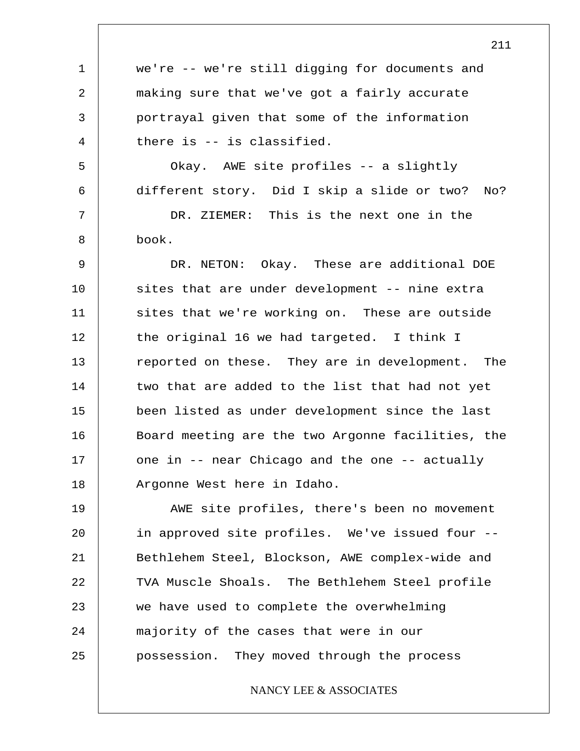we're -- we're still digging for documents and making sure that we've got a fairly accurate portrayal given that some of the information there is -- is classified.

Okay. AWE site profiles -- a slightly different story. Did I skip a slide or two? No?

DR. ZIEMER: This is the next one in the book.

DR. NETON: Okay. These are additional DOE sites that are under development -- nine extra sites that we're working on. These are outside the original 16 we had targeted. I think I reported on these. They are in development. The two that are added to the list that had not yet been listed as under development since the last Board meeting are the two Argonne facilities, the one in -- near Chicago and the one -- actually Argonne West here in Idaho.

AWE site profiles, there's been no movement in approved site profiles. We've issued four -- Bethlehem Steel, Blockson, AWE complex-wide and TVA Muscle Shoals. The Bethlehem Steel profile we have used to complete the overwhelming majority of the cases that were in our possession. They moved through the process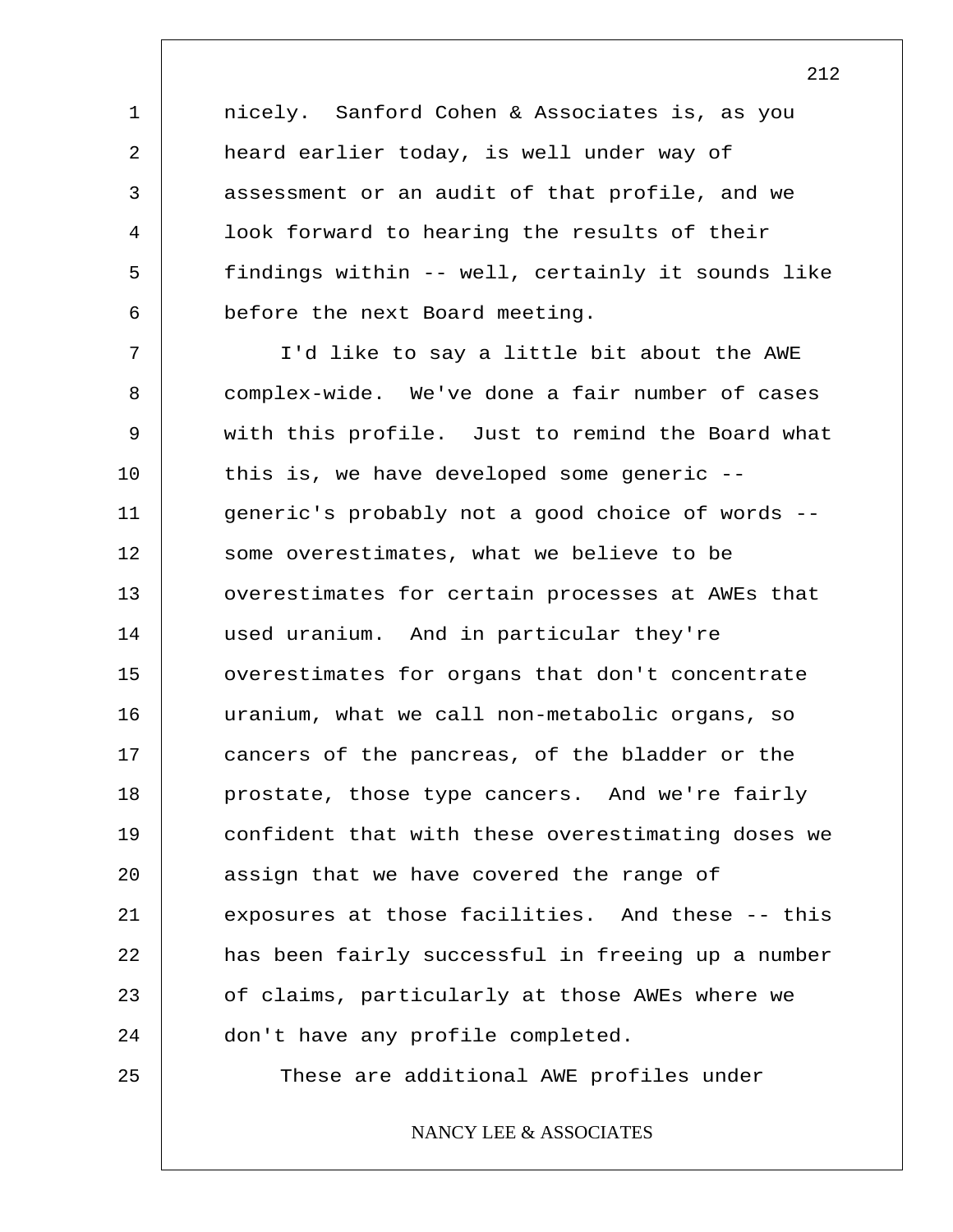nicely. Sanford Cohen & Associates is, as you heard earlier today, is well under way of assessment or an audit of that profile, and we look forward to hearing the results of their findings within -- well, certainly it sounds like before the next Board meeting.

I'd like to say a little bit about the AWE complex-wide. We've done a fair number of cases with this profile. Just to remind the Board what this is, we have developed some generic -- generic's probably not a good choice of words -- some overestimates, what we believe to be overestimates for certain processes at AWEs that used uranium. And in particular they're overestimates for organs that don't concentrate uranium, what we call non-metabolic organs, so cancers of the pancreas, of the bladder or the prostate, those type cancers. And we're fairly confident that with these overestimating doses we assign that we have covered the range of exposures at those facilities. And these -- this has been fairly successful in freeing up a number of claims, particularly at those AWEs where we don't have any profile completed.

These are additional AWE profiles under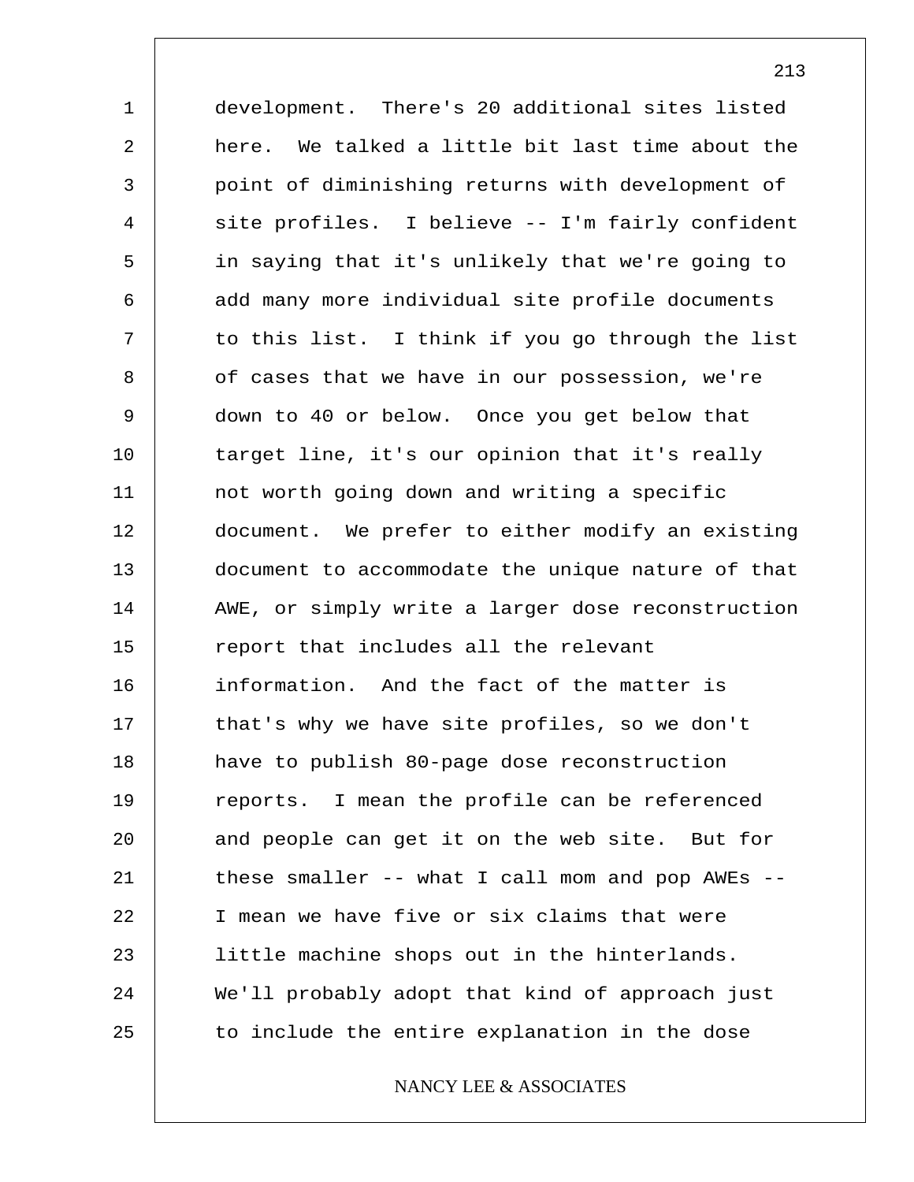development. There's 20 additional sites listed here. We talked a little bit last time about the point of diminishing returns with development of site profiles. I believe -- I'm fairly confident in saying that it's unlikely that we're going to add many more individual site profile documents to this list. I think if you go through the list of cases that we have in our possession, we're down to 40 or below. Once you get below that target line, it's our opinion that it's really not worth going down and writing a specific document. We prefer to either modify an existing document to accommodate the unique nature of that AWE, or simply write a larger dose reconstruction report that includes all the relevant information. And the fact of the matter is that's why we have site profiles, so we don't have to publish 80-page dose reconstruction reports. I mean the profile can be referenced and people can get it on the web site. But for these smaller -- what I call mom and pop AWEs -- I mean we have five or six claims that were little machine shops out in the hinterlands. We'll probably adopt that kind of approach just to include the entire explanation in the dose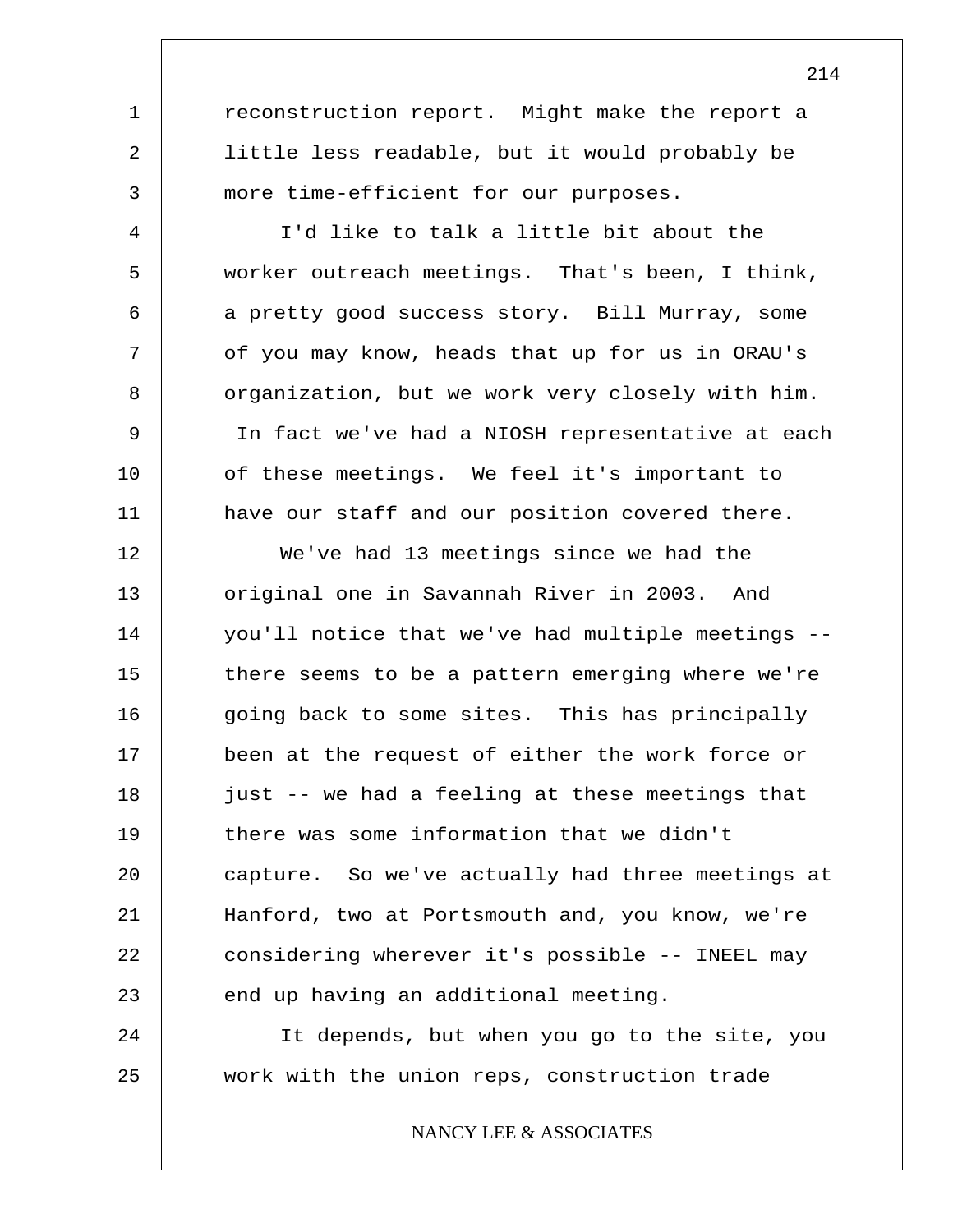reconstruction report. Might make the report a little less readable, but it would probably be more time-efficient for our purposes.

I'd like to talk a little bit about the worker outreach meetings. That's been, I think, a pretty good success story. Bill Murray, some of you may know, heads that up for us in ORAU's organization, but we work very closely with him. In fact we've had a NIOSH representative at each of these meetings. We feel it's important to have our staff and our position covered there.

We've had 13 meetings since we had the original one in Savannah River in 2003. And you'll notice that we've had multiple meetings -- there seems to be a pattern emerging where we're going back to some sites. This has principally been at the request of either the work force or just -- we had a feeling at these meetings that there was some information that we didn't capture. So we've actually had three meetings at Hanford, two at Portsmouth and, you know, we're considering wherever it's possible -- INEEL may end up having an additional meeting.

It depends, but when you go to the site, you work with the union reps, construction trade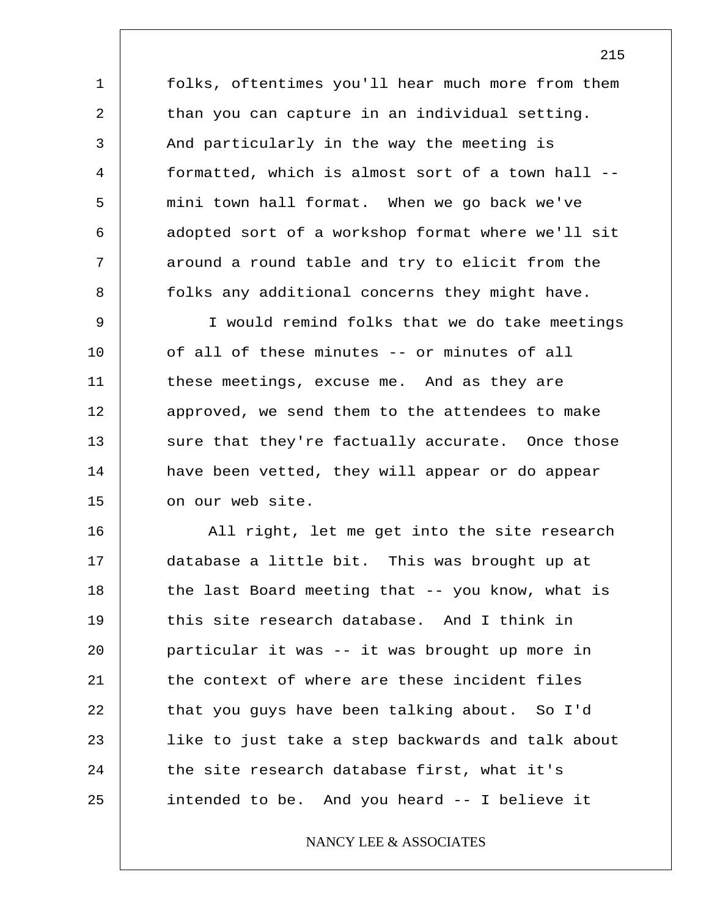folks, oftentimes you'll hear much more from them than you can capture in an individual setting. And particularly in the way the meeting is formatted, which is almost sort of a town hall -- mini town hall format. When we go back we've adopted sort of a workshop format where we'll sit around a round table and try to elicit from the folks any additional concerns they might have.

I would remind folks that we do take meetings of all of these minutes -- or minutes of all these meetings, excuse me. And as they are approved, we send them to the attendees to make sure that they're factually accurate. Once those have been vetted, they will appear or do appear on our web site.

All right, let me get into the site research database a little bit. This was brought up at the last Board meeting that -- you know, what is this site research database. And I think in particular it was -- it was brought up more in the context of where are these incident files that you guys have been talking about. So I'd like to just take a step backwards and talk about the site research database first, what it's intended to be. And you heard -- I believe it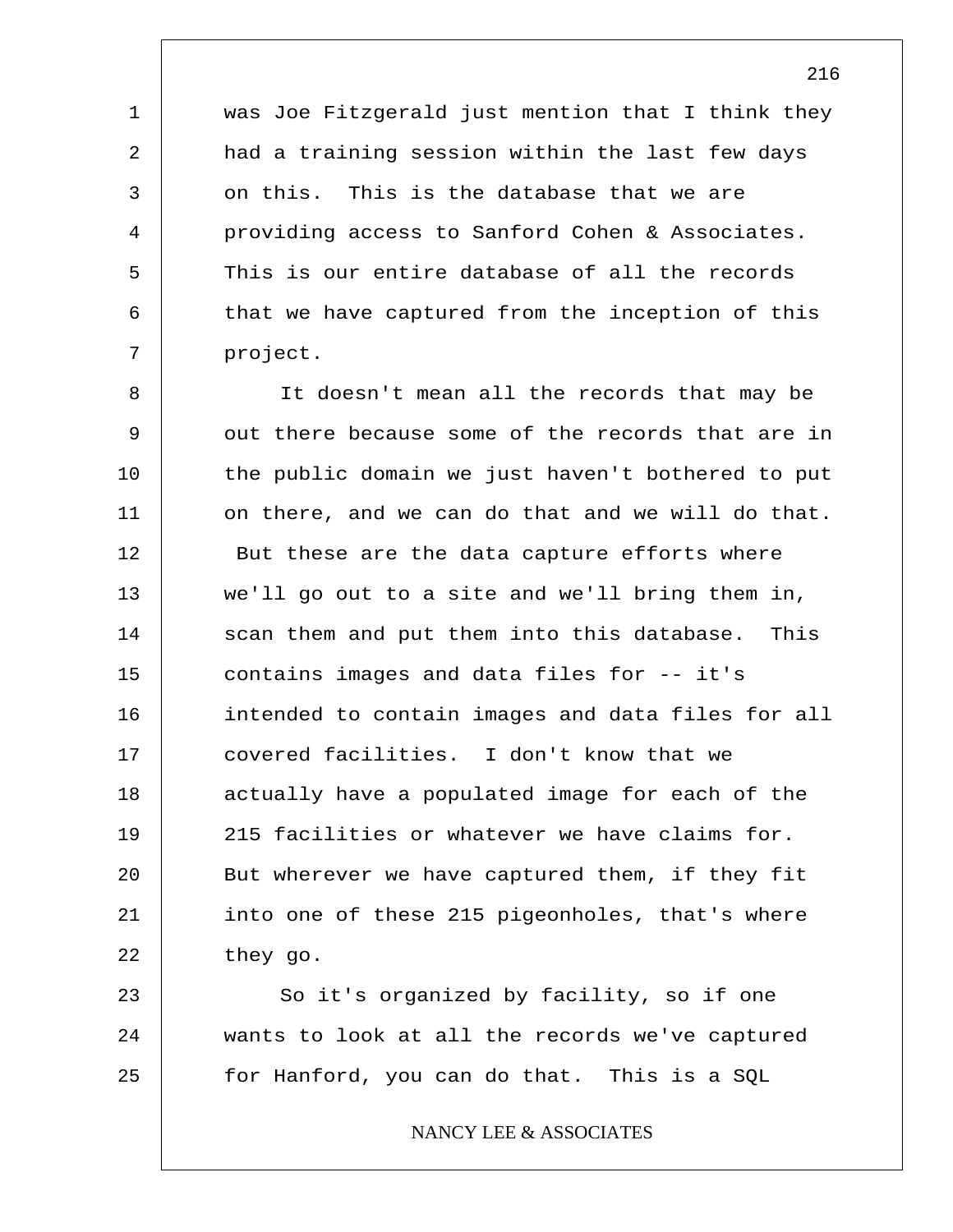was Joe Fitzgerald just mention that I think they had a training session within the last few days on this. This is the database that we are providing access to Sanford Cohen & Associates. This is our entire database of all the records that we have captured from the inception of this project.

It doesn't mean all the records that may be out there because some of the records that are in the public domain we just haven't bothered to put on there, and we can do that and we will do that. But these are the data capture efforts where we'll go out to a site and we'll bring them in, scan them and put them into this database. This contains images and data files for -- it's intended to contain images and data files for all covered facilities. I don't know that we actually have a populated image for each of the 215 facilities or whatever we have claims for. But wherever we have captured them, if they fit into one of these 215 pigeonholes, that's where they go.

So it's organized by facility, so if one wants to look at all the records we've captured for Hanford, you can do that. This is a SQL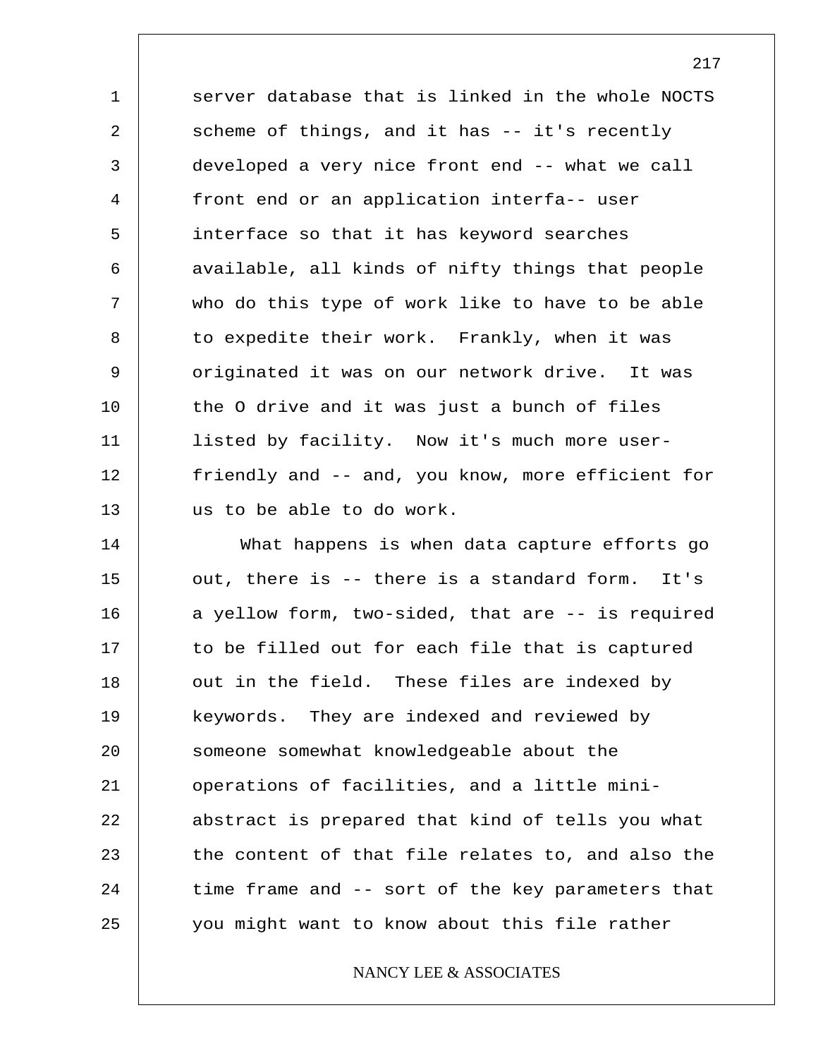server database that is linked in the whole NOCTS scheme of things, and it has -- it's recently developed a very nice front end -- what we call front end or an application interfa-- user interface so that it has keyword searches available, all kinds of nifty things that people who do this type of work like to have to be able to expedite their work. Frankly, when it was originated it was on our network drive. It was the O drive and it was just a bunch of files listed by facility. Now it's much more user-friendly and -- and, you know, more efficient for us to be able to do work.

What happens is when data capture efforts go out, there is -- there is a standard form. It's a yellow form, two-sided, that are -- is required to be filled out for each file that is captured out in the field. These files are indexed by keywords. They are indexed and reviewed by someone somewhat knowledgeable about the operations of facilities, and a little mini-abstract is prepared that kind of tells you what the content of that file relates to, and also the time frame and -- sort of the key parameters that you might want to know about this file rather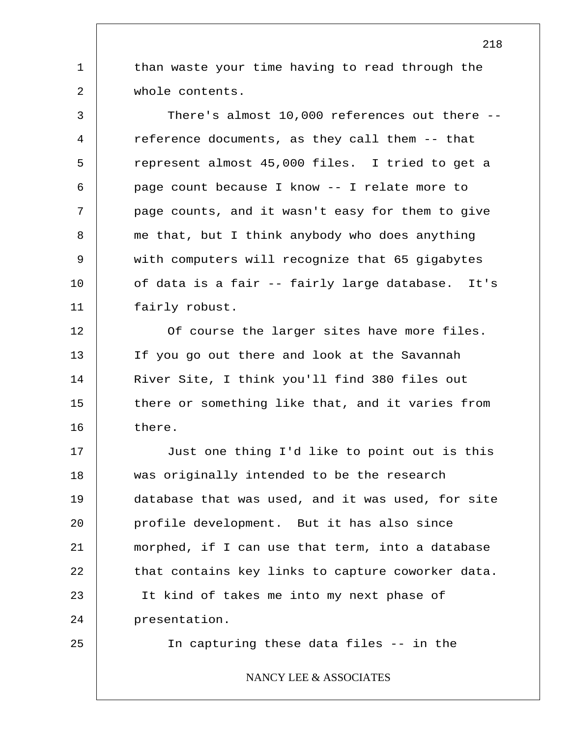than waste your time having to read through the whole contents.

There's almost 10,000 references out there -- reference documents, as they call them -- that represent almost 45,000 files. I tried to get a page count because I know -- I relate more to page counts, and it wasn't easy for them to give me that, but I think anybody who does anything with computers will recognize that 65 gigabytes of data is a fair -- fairly large database. It's fairly robust.

Of course the larger sites have more files. If you go out there and look at the Savannah River Site, I think you'll find 380 files out there or something like that, and it varies from there.

Just one thing I'd like to point out is this was originally intended to be the research database that was used, and it was used, for site profile development. But it has also since morphed, if I can use that term, into a database that contains key links to capture coworker data. It kind of takes me into my next phase of presentation.

In capturing these data files -- in the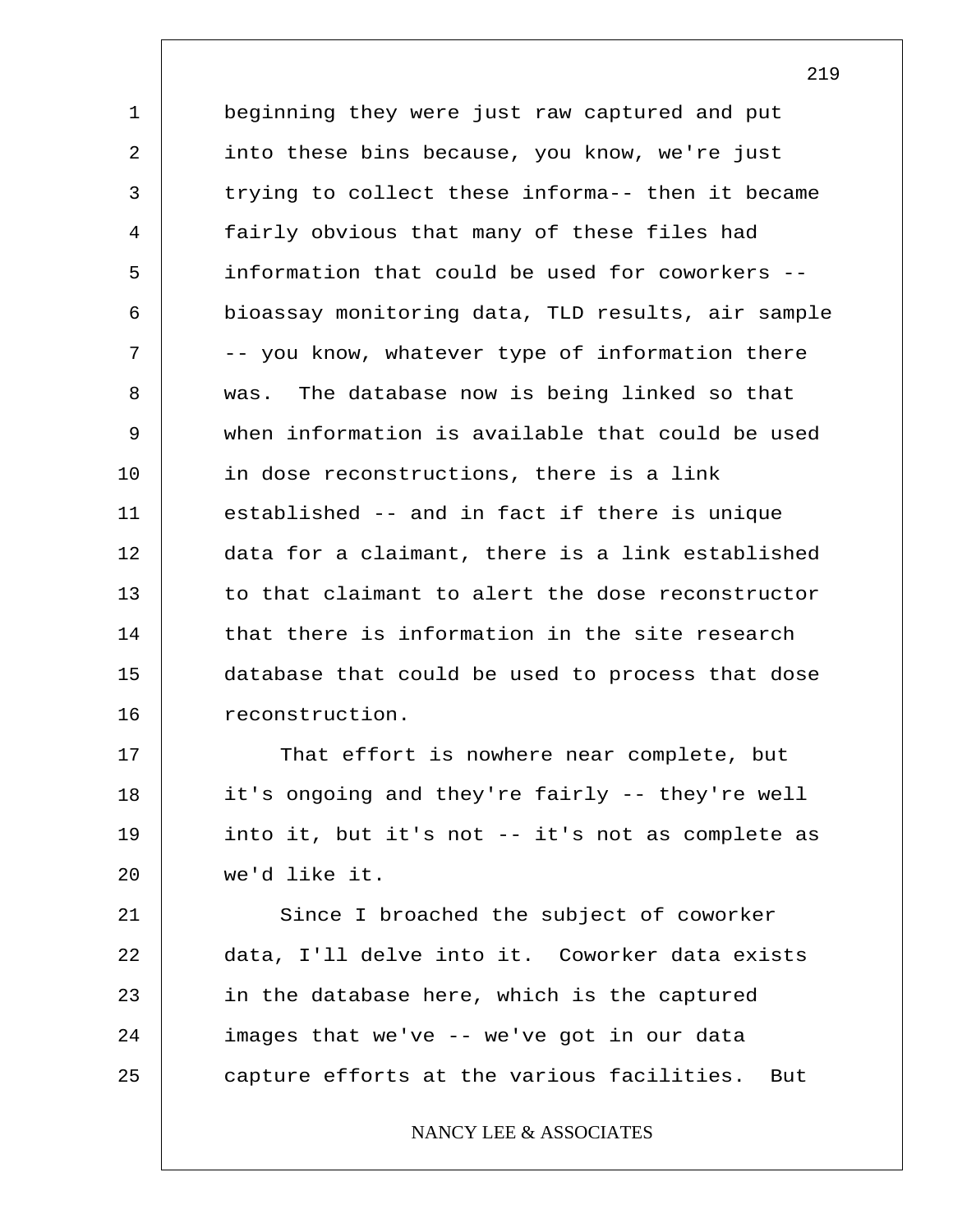beginning they were just raw captured and put into these bins because, you know, we're just trying to collect these informa-- then it became fairly obvious that many of these files had information that could be used for coworkers -- bioassay monitoring data, TLD results, air sample -- you know, whatever type of information there was. The database now is being linked so that when information is available that could be used in dose reconstructions, there is a link established -- and in fact if there is unique data for a claimant, there is a link established to that claimant to alert the dose reconstructor that there is information in the site research database that could be used to process that dose reconstruction.

That effort is nowhere near complete, but it's ongoing and they're fairly -- they're well into it, but it's not -- it's not as complete as we'd like it.

Since I broached the subject of coworker data, I'll delve into it. Coworker data exists in the database here, which is the captured images that we've -- we've got in our data capture efforts at the various facilities. But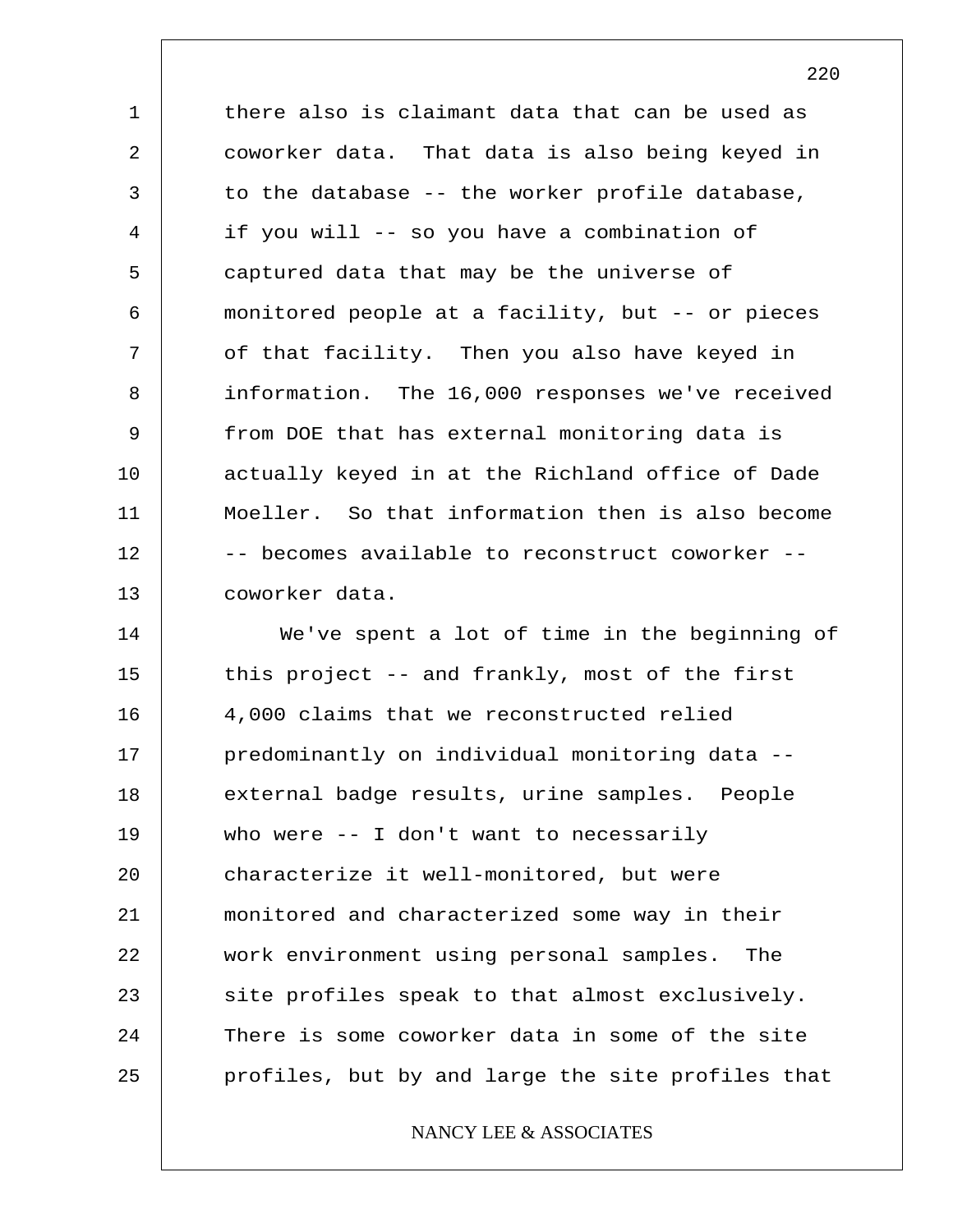there also is claimant data that can be used as coworker data. That data is also being keyed in to the database -- the worker profile database, if you will -- so you have a combination of captured data that may be the universe of monitored people at a facility, but -- or pieces of that facility. Then you also have keyed in information. The 16,000 responses we've received from DOE that has external monitoring data is actually keyed in at the Richland office of Dade Moeller. So that information then is also become -- becomes available to reconstruct coworker -- coworker data.

We've spent a lot of time in the beginning of this project -- and frankly, most of the first 4,000 claims that we reconstructed relied predominantly on individual monitoring data -- external badge results, urine samples. People who were -- I don't want to necessarily characterize it well-monitored, but were monitored and characterized some way in their work environment using personal samples. The site profiles speak to that almost exclusively. There is some coworker data in some of the site profiles, but by and large the site profiles that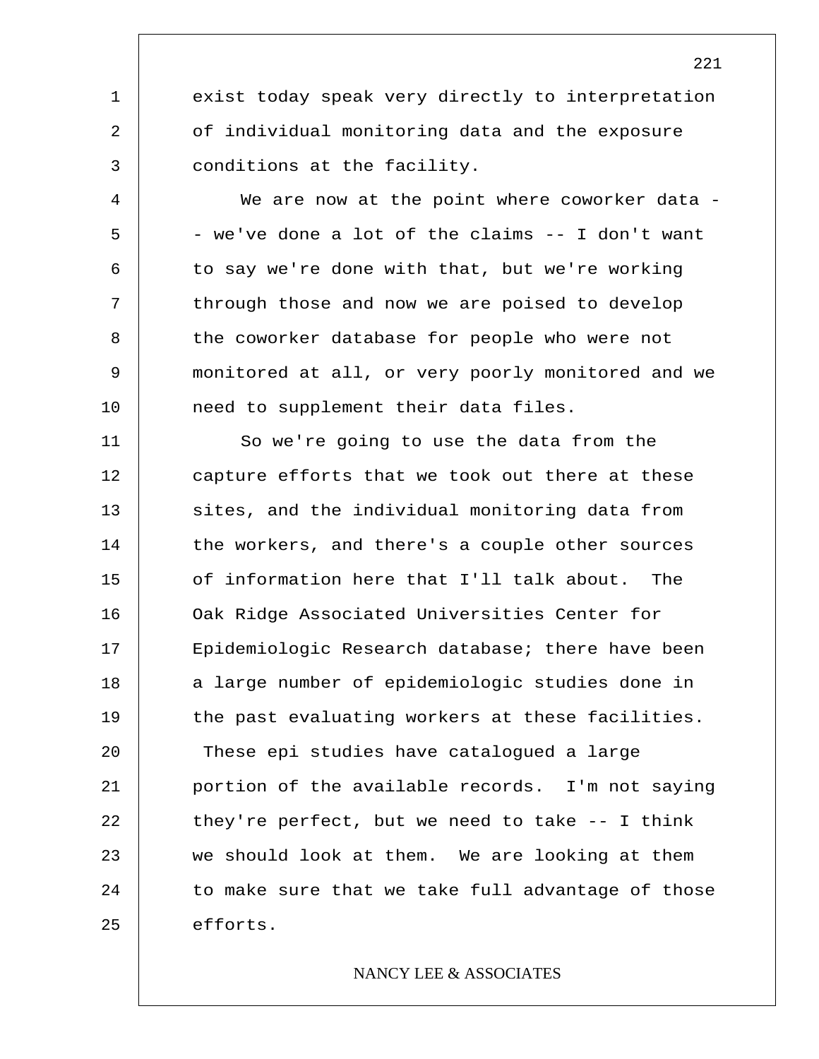exist today speak very directly to interpretation of individual monitoring data and the exposure conditions at the facility.

We are now at the point where coworker data -- we've done a lot of the claims -- I don't want to say we're done with that, but we're working through those and now we are poised to develop the coworker database for people who were not monitored at all, or very poorly monitored and we need to supplement their data files.

So we're going to use the data from the capture efforts that we took out there at these sites, and the individual monitoring data from the workers, and there's a couple other sources of information here that I'll talk about. The Oak Ridge Associated Universities Center for Epidemiologic Research database; there have been a large number of epidemiologic studies done in the past evaluating workers at these facilities. These epi studies have catalogued a large portion of the available records. I'm not saying they're perfect, but we need to take -- I think we should look at them. We are looking at them to make sure that we take full advantage of those efforts.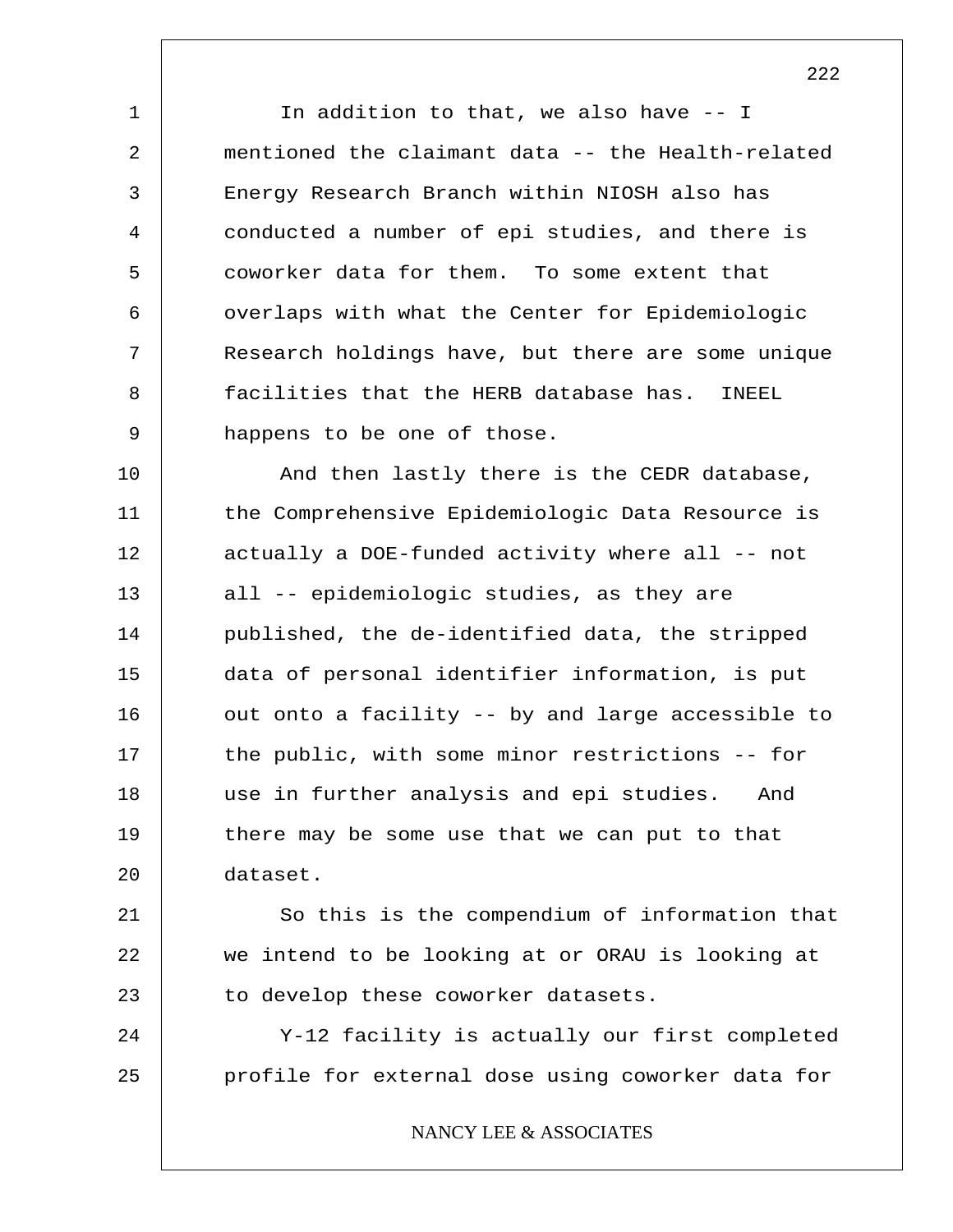In addition to that, we also have -- I mentioned the claimant data -- the Health-related Energy Research Branch within NIOSH also has conducted a number of epi studies, and there is coworker data for them. To some extent that overlaps with what the Center for Epidemiologic Research holdings have, but there are some unique facilities that the HERB database has. INEEL happens to be one of those.

And then lastly there is the CEDR database, the Comprehensive Epidemiologic Data Resource is actually a DOE-funded activity where all -- not all -- epidemiologic studies, as they are published, the de-identified data, the stripped data of personal identifier information, is put out onto a facility -- by and large accessible to the public, with some minor restrictions -- for use in further analysis and epi studies. And there may be some use that we can put to that dataset.

So this is the compendium of information that we intend to be looking at or ORAU is looking at to develop these coworker datasets.

Y-12 facility is actually our first completed profile for external dose using coworker data for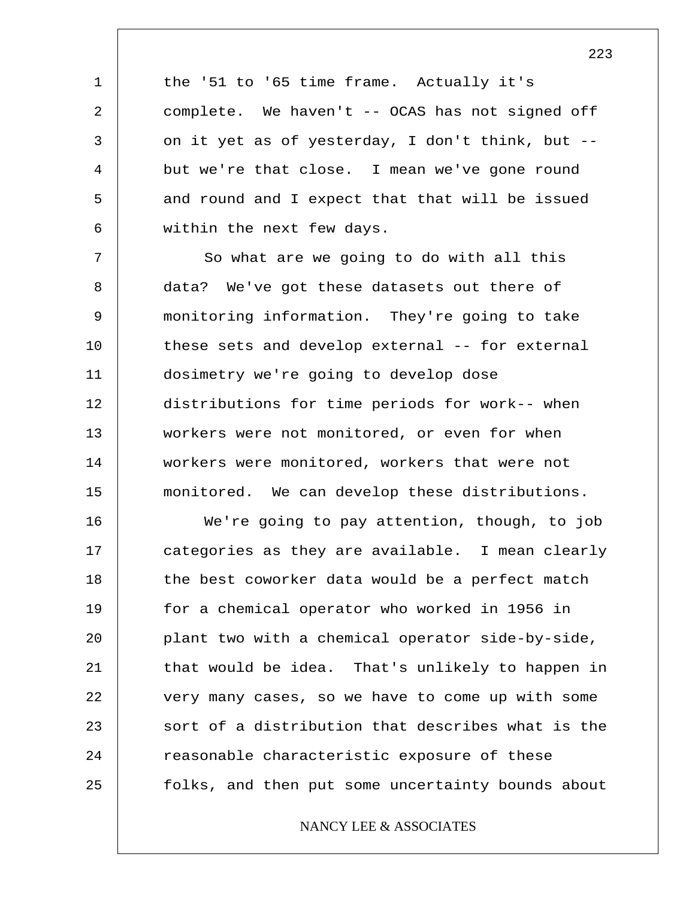the '51 to '65 time frame. Actually it's complete. We haven't -- OCAS has not signed off on it yet as of yesterday, I don't think, but -- but we're that close. I mean we've gone round and round and I expect that that will be issued within the next few days.

So what are we going to do with all this data? We've got these datasets out there of monitoring information. They're going to take these sets and develop external -- for external dosimetry we're going to develop dose distributions for time periods for work-- when workers were not monitored, or even for when workers were monitored, workers that were not monitored. We can develop these distributions.

We're going to pay attention, though, to job categories as they are available. I mean clearly the best coworker data would be a perfect match for a chemical operator who worked in 1956 in plant two with a chemical operator side-by-side, that would be idea. That's unlikely to happen in very many cases, so we have to come up with some sort of a distribution that describes what is the reasonable characteristic exposure of these folks, and then put some uncertainty bounds about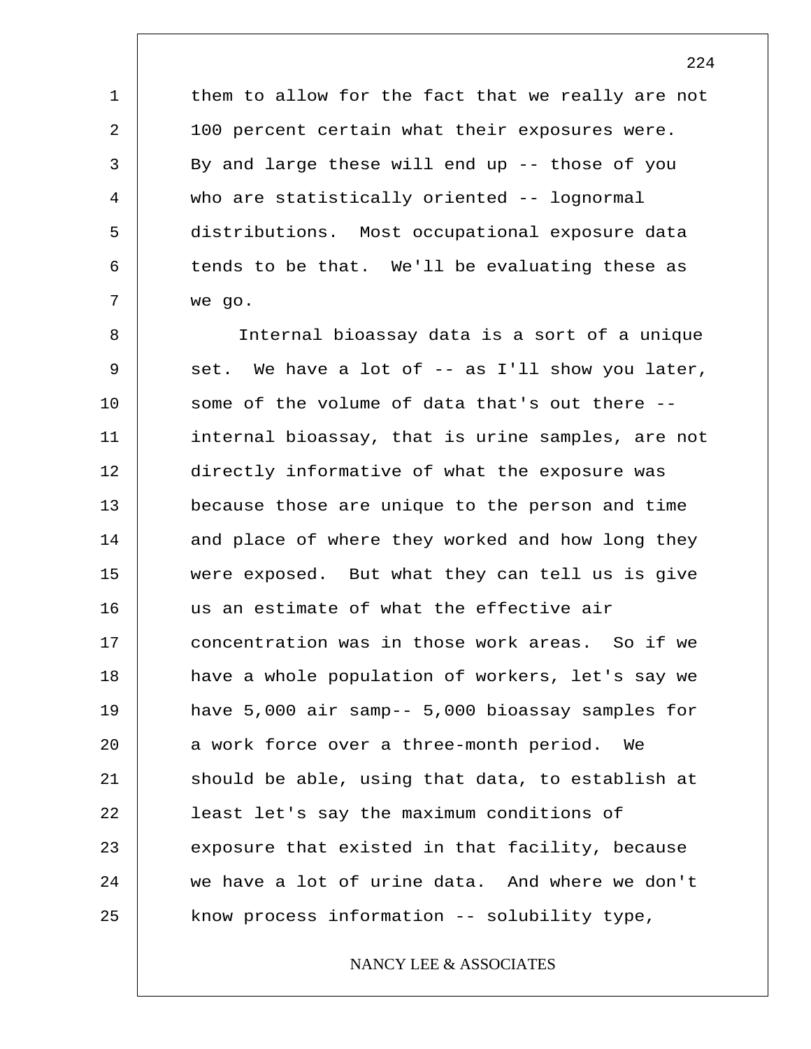them to allow for the fact that we really are not 100 percent certain what their exposures were. By and large these will end up -- those of you who are statistically oriented -- lognormal distributions. Most occupational exposure data tends to be that. We'll be evaluating these as we go.

Internal bioassay data is a sort of a unique set. We have a lot of -- as I'll show you later, some of the volume of data that's out there -- internal bioassay, that is urine samples, are not directly informative of what the exposure was because those are unique to the person and time and place of where they worked and how long they were exposed. But what they can tell us is give us an estimate of what the effective air concentration was in those work areas. So if we have a whole population of workers, let's say we have 5,000 air samp-- 5,000 bioassay samples for a work force over a three-month period. We should be able, using that data, to establish at least let's say the maximum conditions of exposure that existed in that facility, because we have a lot of urine data. And where we don't know process information -- solubility type,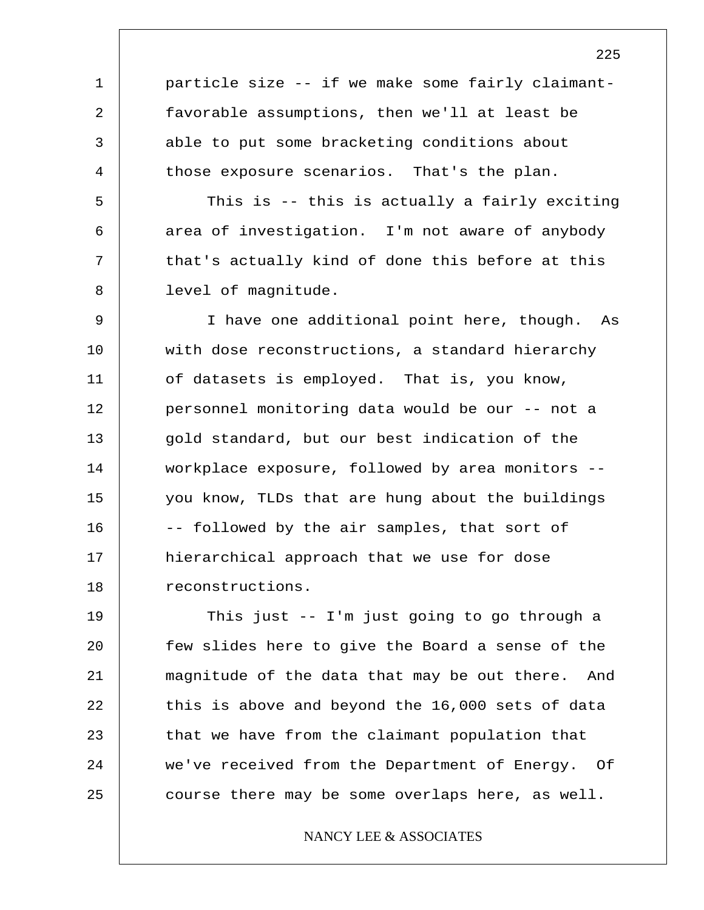particle size -- if we make some fairly claimant-favorable assumptions, then we'll at least be able to put some bracketing conditions about those exposure scenarios. That's the plan.

This is -- this is actually a fairly exciting area of investigation. I'm not aware of anybody that's actually kind of done this before at this level of magnitude.

I have one additional point here, though. As with dose reconstructions, a standard hierarchy of datasets is employed. That is, you know, personnel monitoring data would be our -- not a gold standard, but our best indication of the workplace exposure, followed by area monitors -- you know, TLDs that are hung about the buildings -- followed by the air samples, that sort of hierarchical approach that we use for dose reconstructions.

This just -- I'm just going to go through a few slides here to give the Board a sense of the magnitude of the data that may be out there. And this is above and beyond the 16,000 sets of data that we have from the claimant population that we've received from the Department of Energy. Of course there may be some overlaps here, as well.

NANCY LEE & ASSOCIATES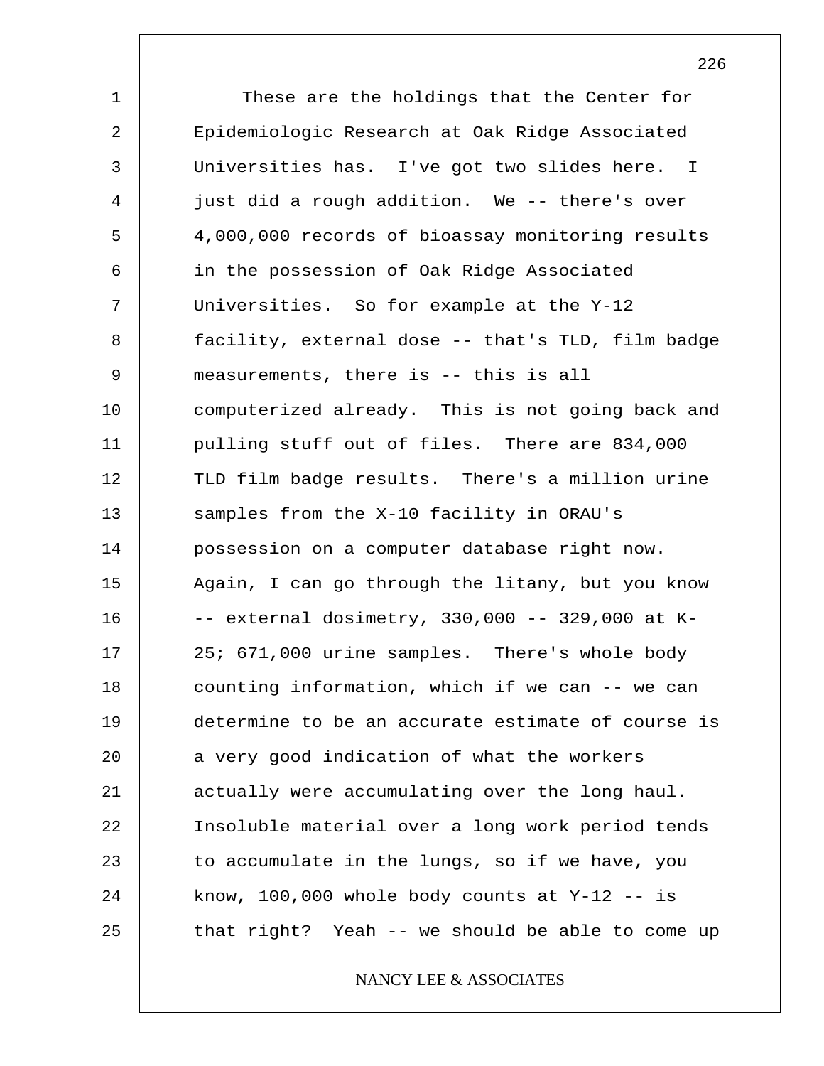These are the holdings that the Center for Epidemiologic Research at Oak Ridge Associated Universities has. I've got two slides here. I just did a rough addition. We -- there's over 4,000,000 records of bioassay monitoring results in the possession of Oak Ridge Associated Universities. So for example at the Y-12 facility, external dose -- that's TLD, film badge measurements, there is -- this is all computerized already. This is not going back and pulling stuff out of files. There are 834,000 TLD film badge results. There's a million urine samples from the X-10 facility in ORAU's possession on a computer database right now. Again, I can go through the litany, but you know -- external dosimetry, 330,000 -- 329,000 at K-25; 671,000 urine samples. There's whole body counting information, which if we can -- we can determine to be an accurate estimate of course is a very good indication of what the workers actually were accumulating over the long haul. Insoluble material over a long work period tends to accumulate in the lungs, so if we have, you know, 100,000 whole body counts at Y-12 -- is that right? Yeah -- we should be able to come up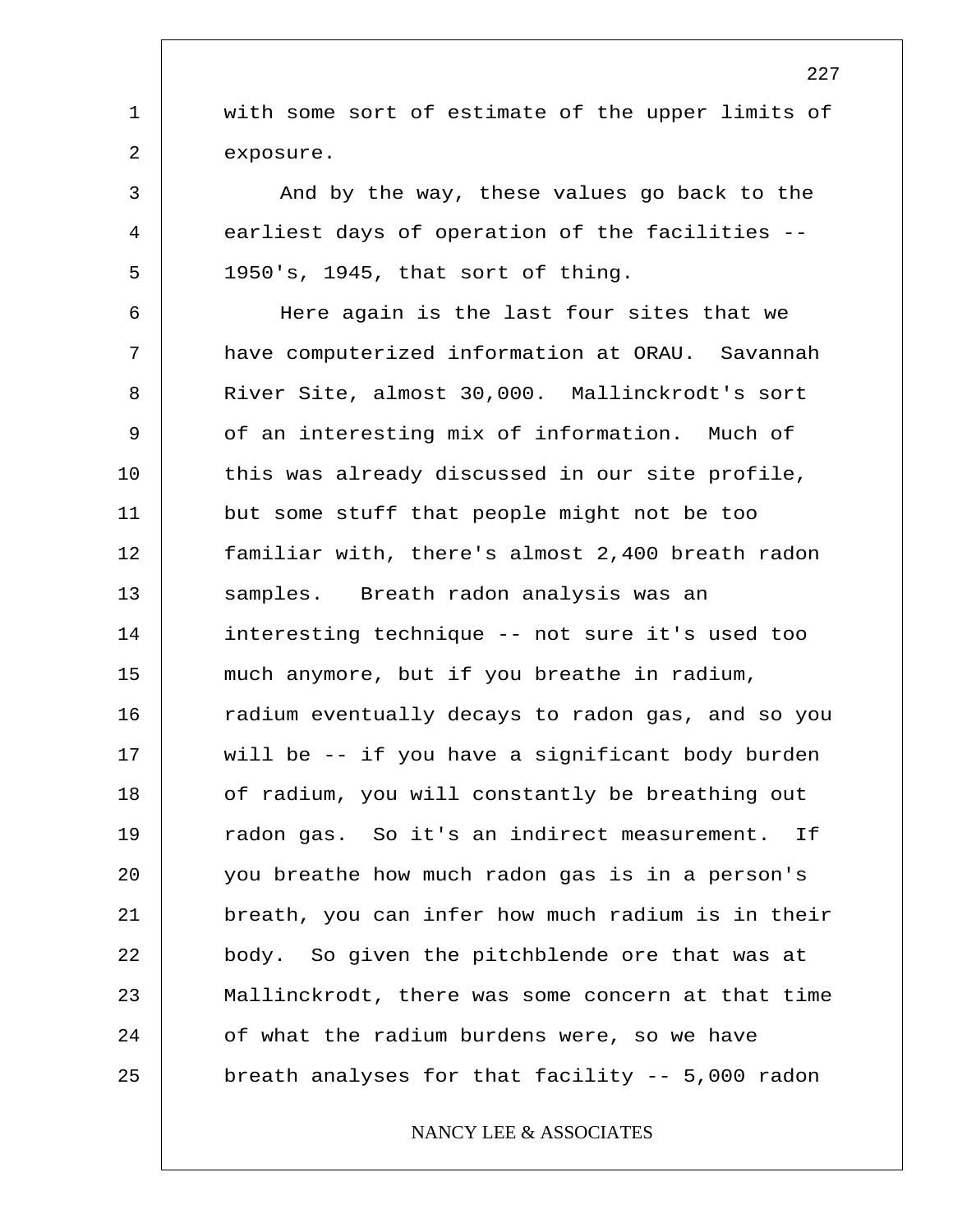with some sort of estimate of the upper limits of exposure.

And by the way, these values go back to the earliest days of operation of the facilities -- 1950's, 1945, that sort of thing.

Here again is the last four sites that we have computerized information at ORAU. Savannah River Site, almost 30,000. Mallinckrodt's sort of an interesting mix of information. Much of this was already discussed in our site profile, but some stuff that people might not be too familiar with, there's almost 2,400 breath radon samples. Breath radon analysis was an interesting technique -- not sure it's used too much anymore, but if you breathe in radium, radium eventually decays to radon gas, and so you will be -- if you have a significant body burden of radium, you will constantly be breathing out radon gas. So it's an indirect measurement. If you breathe how much radon gas is in a person's breath, you can infer how much radium is in their body. So given the pitchblende ore that was at Mallinckrodt, there was some concern at that time of what the radium burdens were, so we have breath analyses for that facility -- 5,000 radon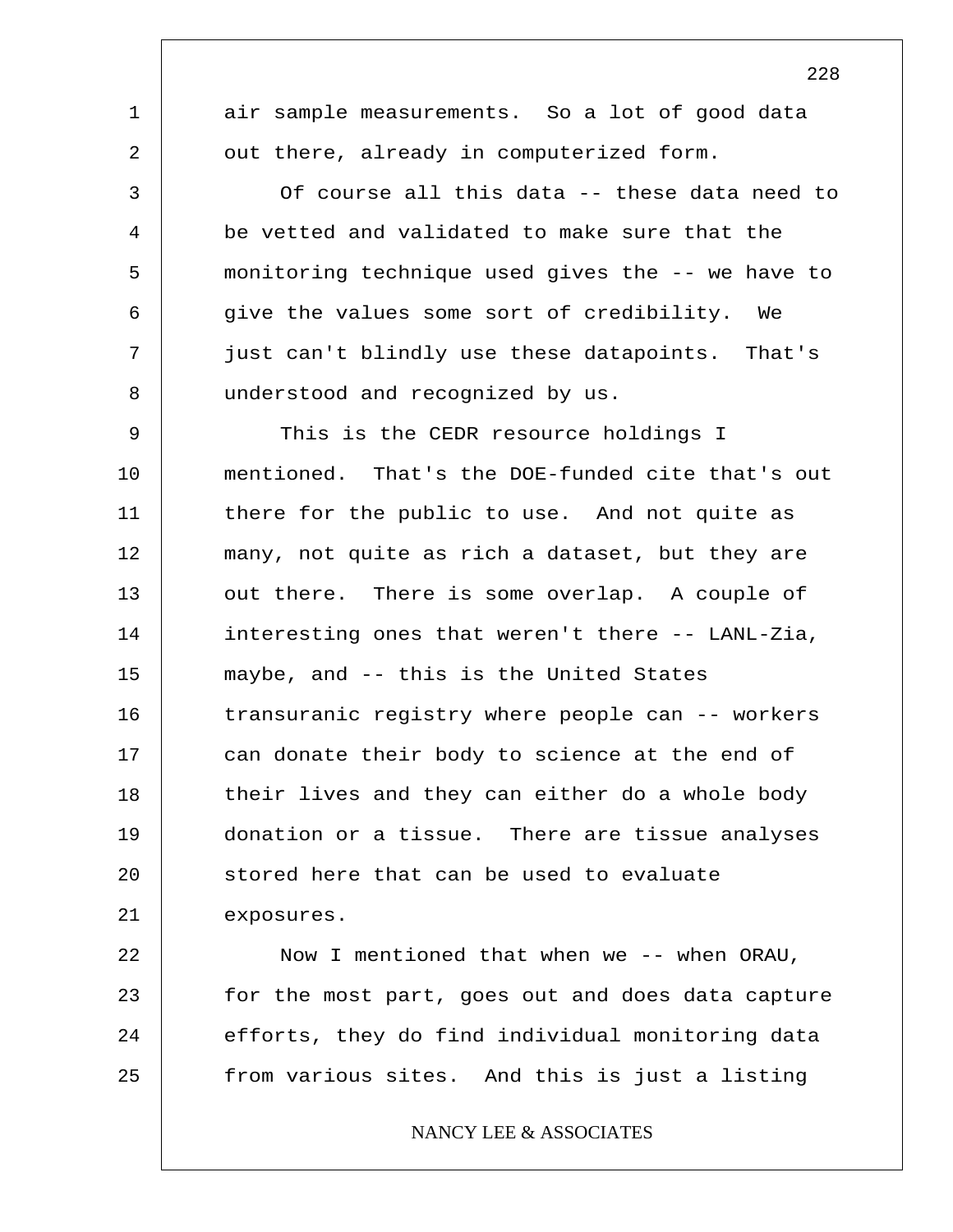air sample measurements. So a lot of good data out there, already in computerized form.

Of course all this data -- these data need to be vetted and validated to make sure that the monitoring technique used gives the -- we have to give the values some sort of credibility. We just can't blindly use these datapoints. That's understood and recognized by us.

This is the CEDR resource holdings I mentioned. That's the DOE-funded cite that's out there for the public to use. And not quite as many, not quite as rich a dataset, but they are out there. There is some overlap. A couple of interesting ones that weren't there -- LANL-Zia, maybe, and -- this is the United States transuranic registry where people can -- workers can donate their body to science at the end of their lives and they can either do a whole body donation or a tissue. There are tissue analyses stored here that can be used to evaluate exposures.

Now I mentioned that when we -- when ORAU, for the most part, goes out and does data capture efforts, they do find individual monitoring data from various sites. And this is just a listing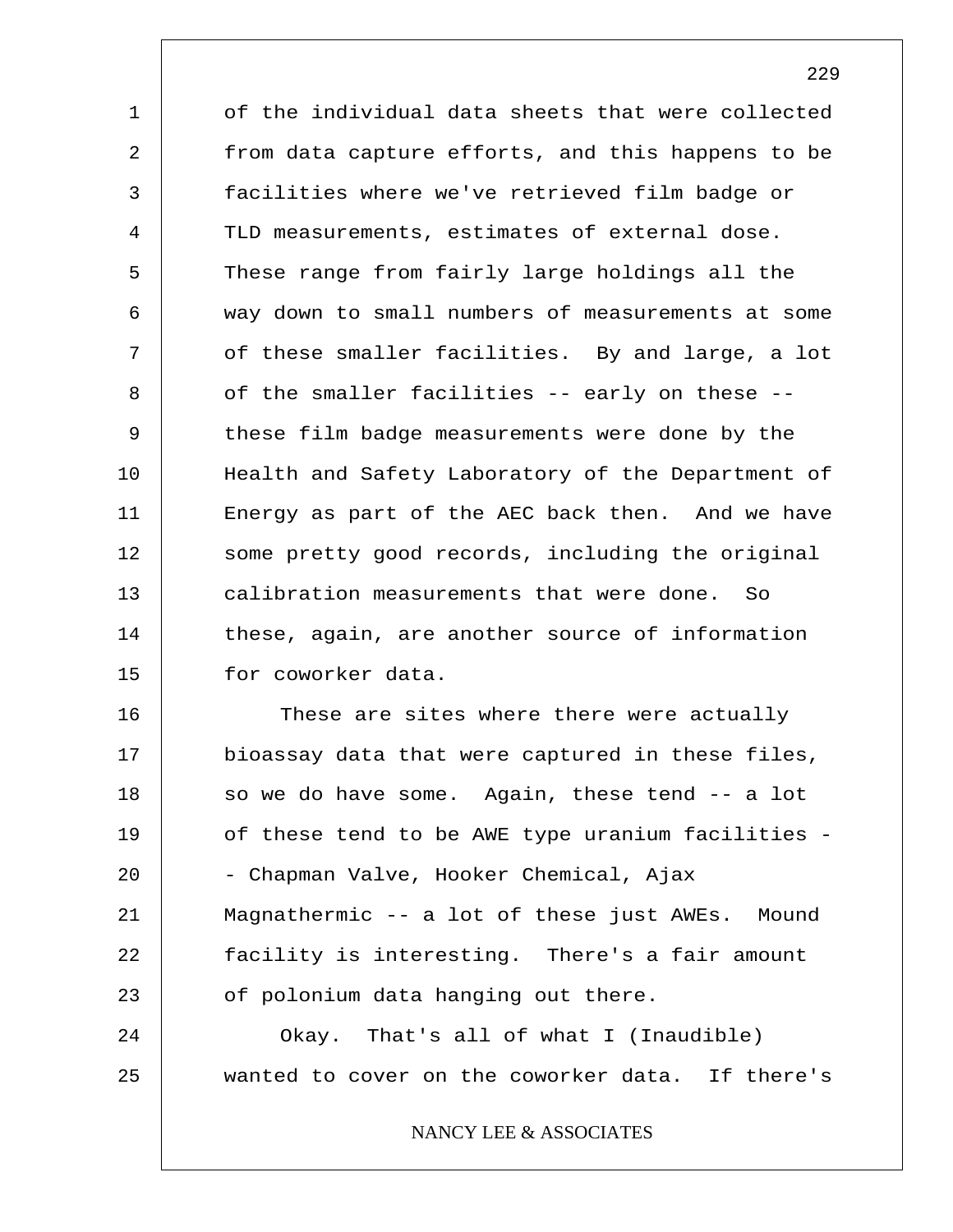of the individual data sheets that were collected from data capture efforts, and this happens to be facilities where we've retrieved film badge or TLD measurements, estimates of external dose. These range from fairly large holdings all the way down to small numbers of measurements at some of these smaller facilities. By and large, a lot of the smaller facilities -- early on these -- these film badge measurements were done by the Health and Safety Laboratory of the Department of Energy as part of the AEC back then. And we have some pretty good records, including the original calibration measurements that were done. So these, again, are another source of information for coworker data.

These are sites where there were actually bioassay data that were captured in these files, so we do have some. Again, these tend -- a lot of these tend to be AWE type uranium facilities -- Chapman Valve, Hooker Chemical, Ajax Magnathermic -- a lot of these just AWEs. Mound facility is interesting. There's a fair amount of polonium data hanging out there.

Okay. That's all of what I (Inaudible) wanted to cover on the coworker data. If there's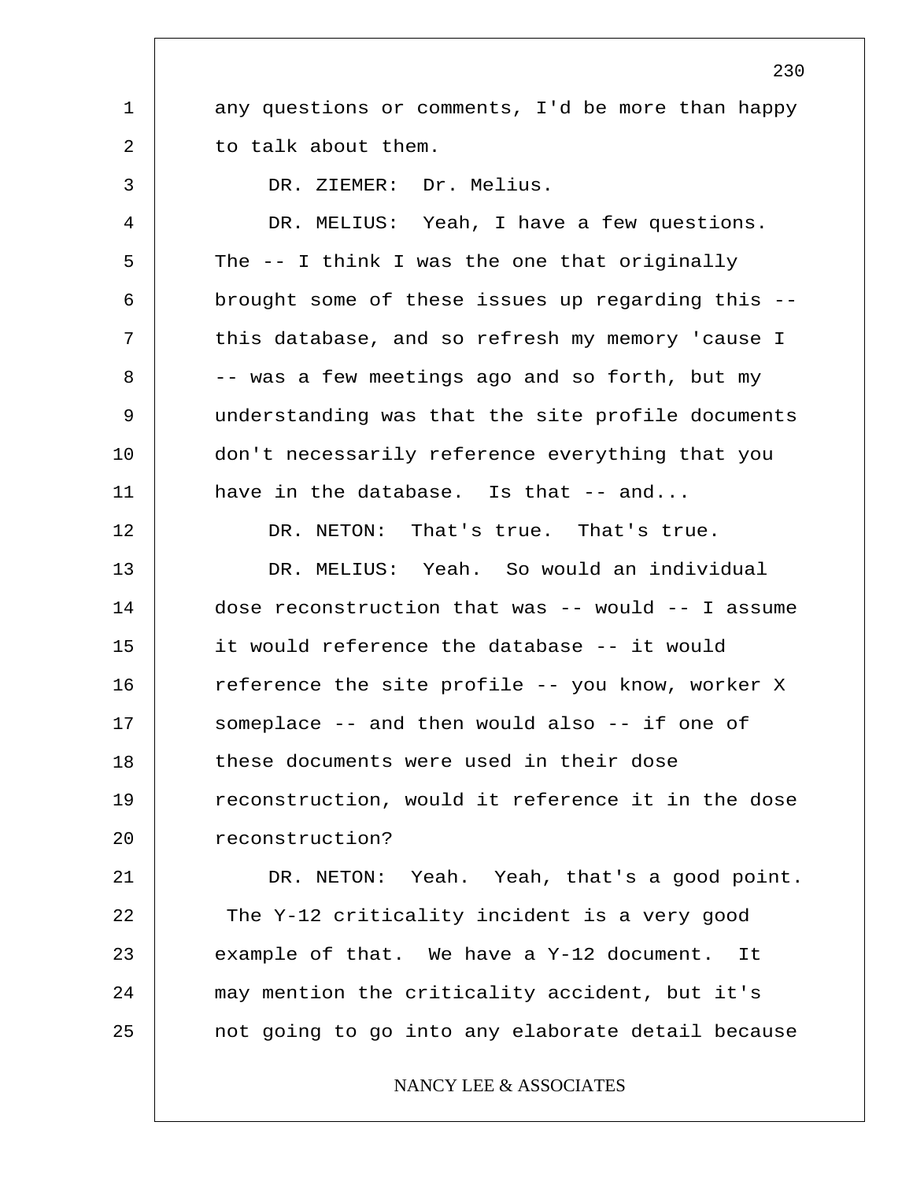any questions or comments, I'd be more than happy to talk about them.

DR. ZIEMER: Dr. Melius.

DR. MELIUS: Yeah, I have a few questions. The -- I think I was the one that originally brought some of these issues up regarding this -- this database, and so refresh my memory 'cause I -- was a few meetings ago and so forth, but my understanding was that the site profile documents don't necessarily reference everything that you have in the database. Is that -- and...

DR. NETON: That's true. That's true.

DR. MELIUS: Yeah. So would an individual dose reconstruction that was -- would -- I assume it would reference the database -- it would reference the site profile -- you know, worker X someplace -- and then would also -- if one of these documents were used in their dose reconstruction, would it reference it in the dose reconstruction?

DR. NETON: Yeah. Yeah, that's a good point. The Y-12 criticality incident is a very good example of that. We have a Y-12 document. It may mention the criticality accident, but it's not going to go into any elaborate detail because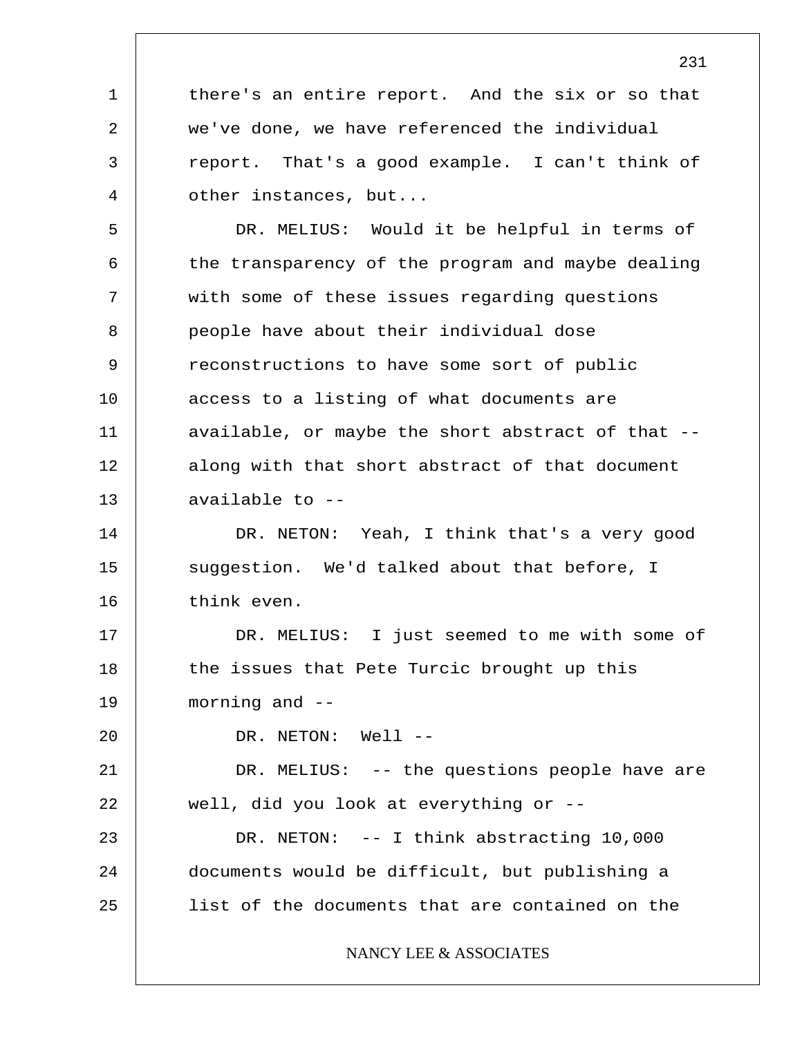there's an entire report. And the six or so that we've done, we have referenced the individual report. That's a good example. I can't think of other instances, but...

DR. MELIUS: Would it be helpful in terms of the transparency of the program and maybe dealing with some of these issues regarding questions people have about their individual dose reconstructions to have some sort of public access to a listing of what documents are available, or maybe the short abstract of that -- along with that short abstract of that document available to --

DR. NETON: Yeah, I think that's a very good suggestion. We'd talked about that before, I think even.

DR. MELIUS: I just seemed to me with some of the issues that Pete Turcic brought up this morning and --

DR. NETON: Well --

DR. MELIUS: -- the questions people have are well, did you look at everything or --

DR. NETON: -- I think abstracting 10,000 documents would be difficult, but publishing a list of the documents that are contained on the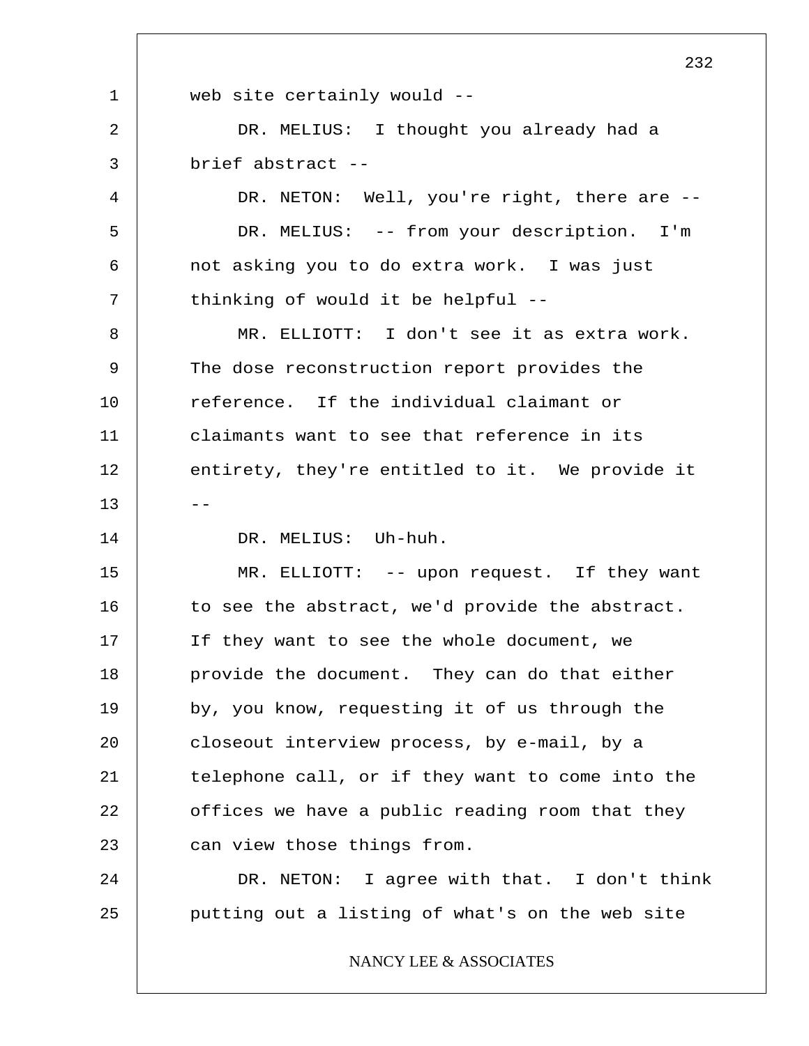web site certainly would --

DR. MELIUS: I thought you already had a brief abstract --

DR. NETON: Well, you're right, there are --

DR. MELIUS: -- from your description. I'm not asking you to do extra work. I was just thinking of would it be helpful --

MR. ELLIOTT: I don't see it as extra work. The dose reconstruction report provides the reference. If the individual claimant or claimants want to see that reference in its entirety, they're entitled to it. We provide it --

DR. MELIUS: Uh-huh.

MR. ELLIOTT: -- upon request. If they want to see the abstract, we'd provide the abstract. If they want to see the whole document, we provide the document. They can do that either by, you know, requesting it of us through the closeout interview process, by e-mail, by a telephone call, or if they want to come into the offices we have a public reading room that they can view those things from.

DR. NETON: I agree with that. I don't think putting out a listing of what's on the web site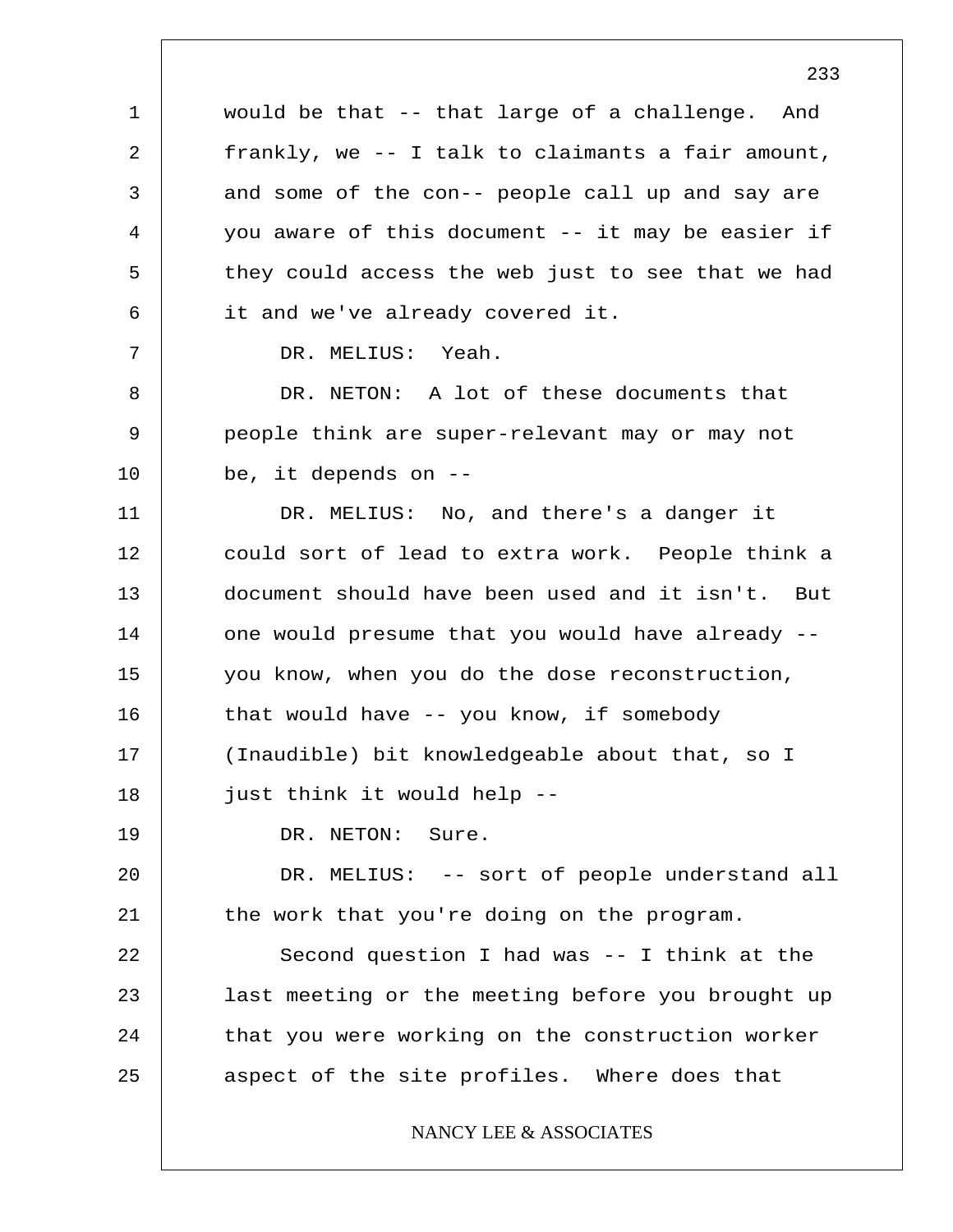would be that -- that large of a challenge. And frankly, we -- I talk to claimants a fair amount, and some of the con-- people call up and say are you aware of this document -- it may be easier if they could access the web just to see that we had it and we've already covered it.

DR. MELIUS: Yeah.

DR. NETON: A lot of these documents that people think are super-relevant may or may not be, it depends on --

DR. MELIUS: No, and there's a danger it could sort of lead to extra work. People think a document should have been used and it isn't. But one would presume that you would have already -- you know, when you do the dose reconstruction, that would have -- you know, if somebody (Inaudible) bit knowledgeable about that, so I just think it would help --

DR. NETON: Sure.

DR. MELIUS: -- sort of people understand all the work that you're doing on the program.

Second question I had was -- I think at the last meeting or the meeting before you brought up that you were working on the construction worker aspect of the site profiles. Where does that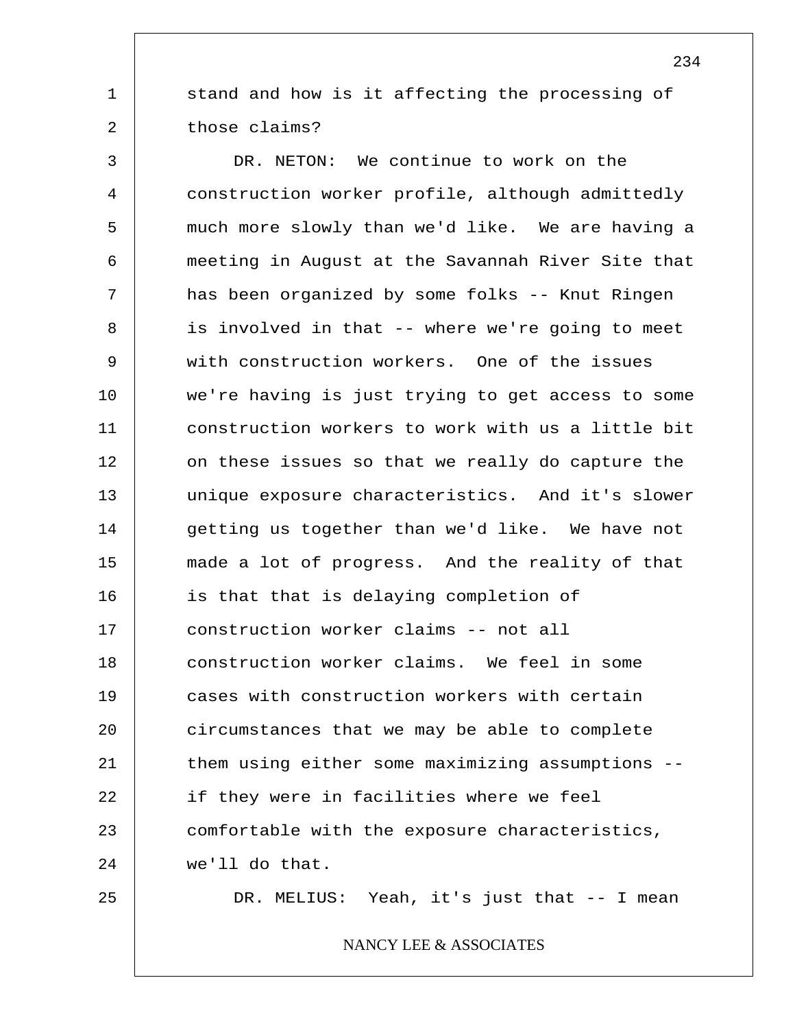stand and how is it affecting the processing of those claims?

DR. NETON: We continue to work on the construction worker profile, although admittedly much more slowly than we'd like. We are having a meeting in August at the Savannah River Site that has been organized by some folks -- Knut Ringen is involved in that -- where we're going to meet with construction workers. One of the issues we're having is just trying to get access to some construction workers to work with us a little bit on these issues so that we really do capture the unique exposure characteristics. And it's slower getting us together than we'd like. We have not made a lot of progress. And the reality of that is that that is delaying completion of construction worker claims -- not all construction worker claims. We feel in some cases with construction workers with certain circumstances that we may be able to complete them using either some maximizing assumptions -- if they were in facilities where we feel comfortable with the exposure characteristics, we'll do that.

DR. MELIUS: Yeah, it's just that -- I mean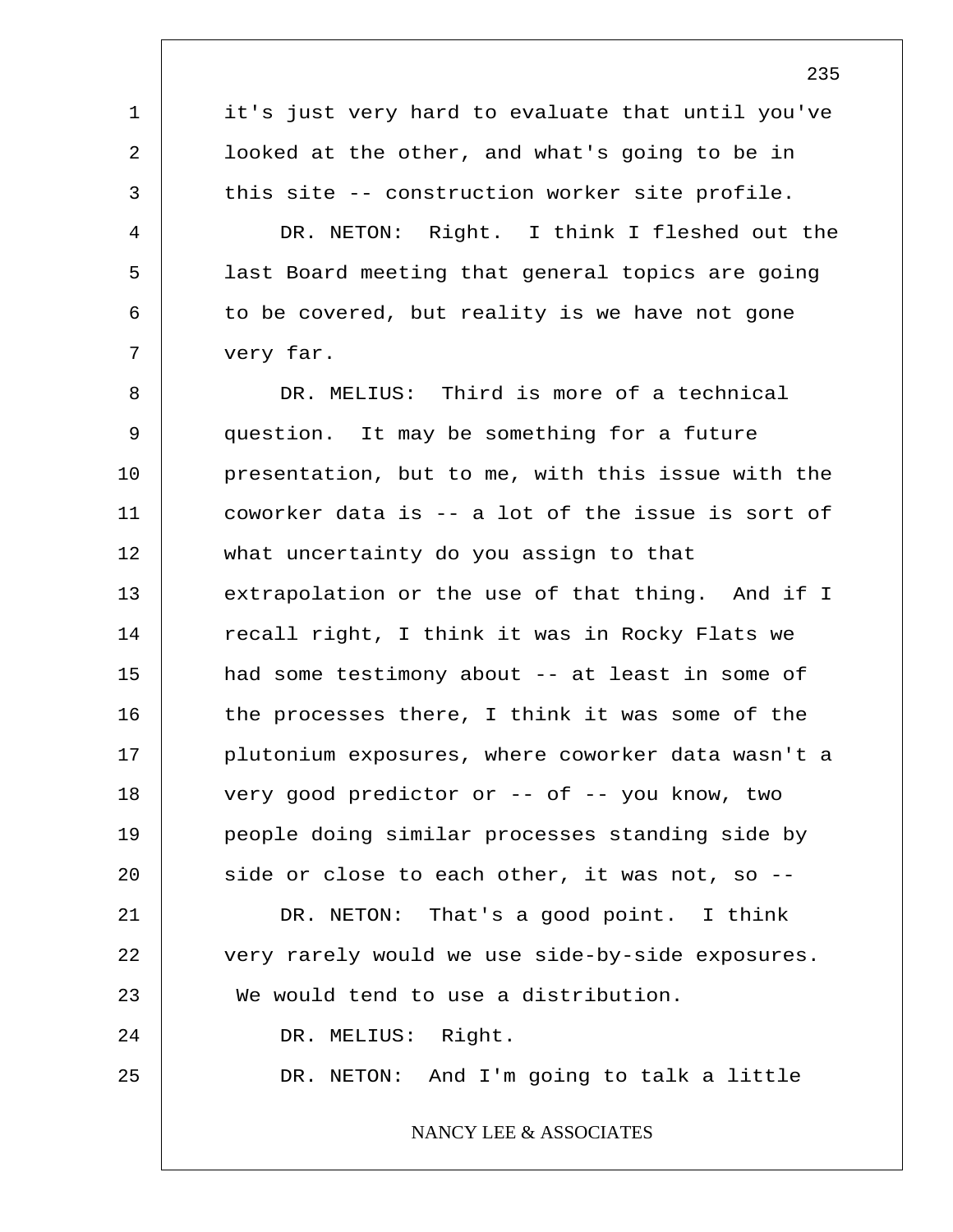it's just very hard to evaluate that until you've looked at the other, and what's going to be in this site -- construction worker site profile.

DR. NETON: Right. I think I fleshed out the last Board meeting that general topics are going to be covered, but reality is we have not gone very far.

DR. MELIUS: Third is more of a technical question. It may be something for a future presentation, but to me, with this issue with the coworker data is -- a lot of the issue is sort of what uncertainty do you assign to that extrapolation or the use of that thing. And if I recall right, I think it was in Rocky Flats we had some testimony about -- at least in some of the processes there, I think it was some of the plutonium exposures, where coworker data wasn't a very good predictor or -- of -- you know, two people doing similar processes standing side by side or close to each other, it was not, so --

DR. NETON: That's a good point. I think very rarely would we use side-by-side exposures. We would tend to use a distribution.

DR. MELIUS: Right.

DR. NETON: And I'm going to talk a little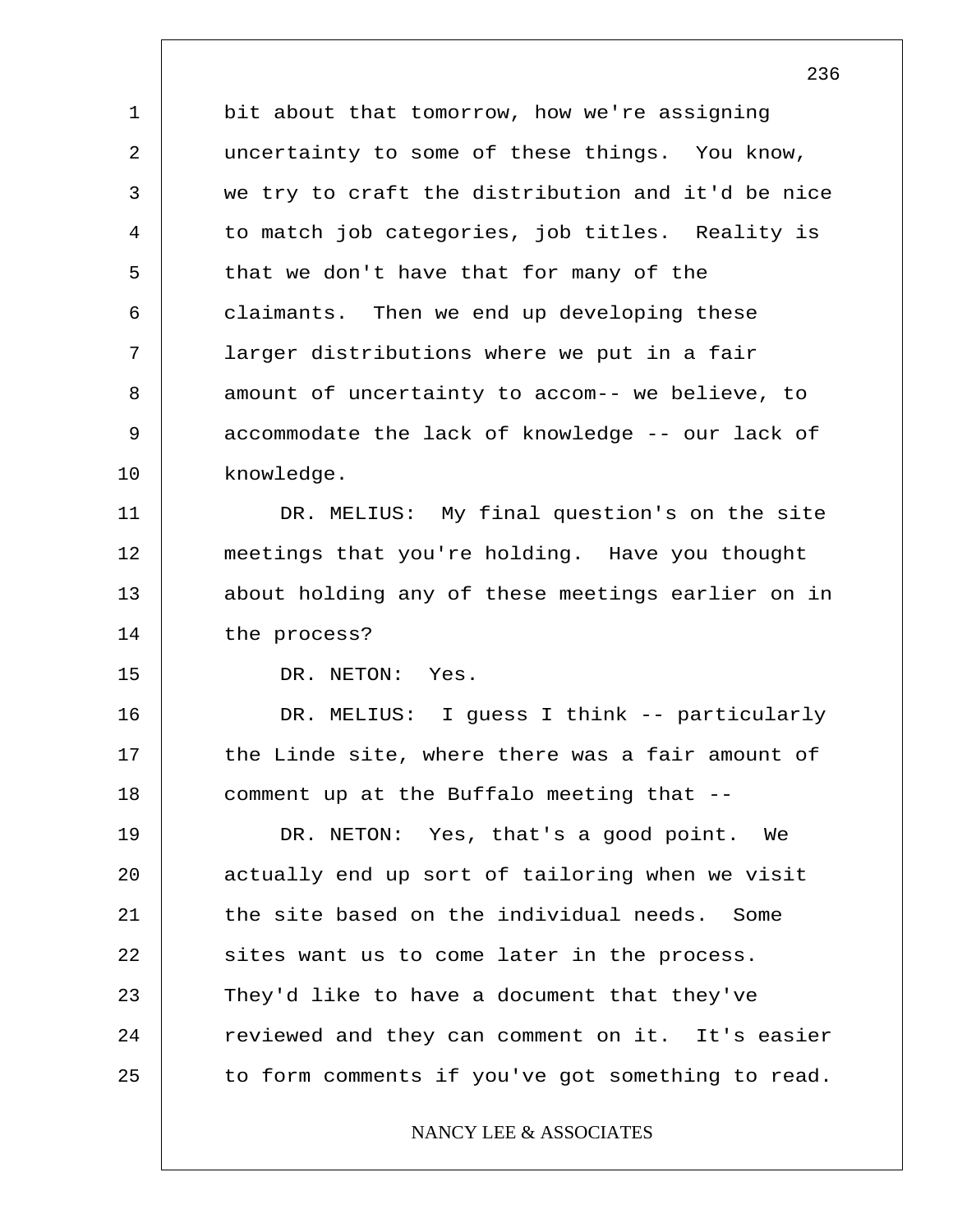bit about that tomorrow, how we're assigning uncertainty to some of these things. You know, we try to craft the distribution and it'd be nice to match job categories, job titles. Reality is that we don't have that for many of the claimants. Then we end up developing these larger distributions where we put in a fair amount of uncertainty to accom-- we believe, to accommodate the lack of knowledge -- our lack of knowledge.

DR. MELIUS: My final question's on the site meetings that you're holding. Have you thought about holding any of these meetings earlier on in the process?

DR. NETON: Yes.

DR. MELIUS: I guess I think -- particularly the Linde site, where there was a fair amount of comment up at the Buffalo meeting that --

DR. NETON: Yes, that's a good point. We actually end up sort of tailoring when we visit the site based on the individual needs. Some sites want us to come later in the process. They'd like to have a document that they've reviewed and they can comment on it. It's easier to form comments if you've got something to read.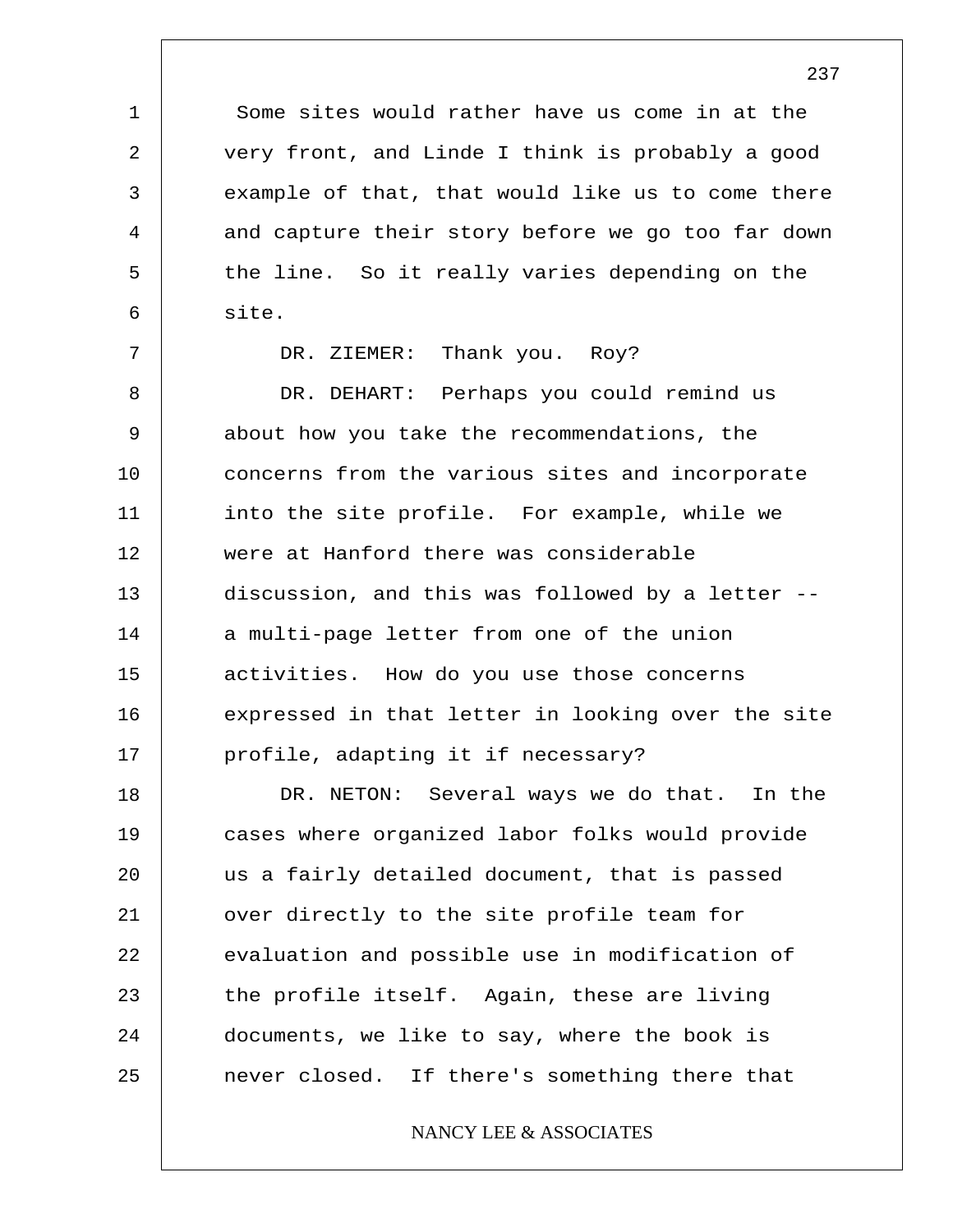Some sites would rather have us come in at the very front, and Linde I think is probably a good example of that, that would like us to come there and capture their story before we go too far down the line. So it really varies depending on the site.

DR. ZIEMER: Thank you. Roy?

DR. DEHART: Perhaps you could remind us about how you take the recommendations, the concerns from the various sites and incorporate into the site profile. For example, while we were at Hanford there was considerable discussion, and this was followed by a letter -- a multi-page letter from one of the union activities. How do you use those concerns expressed in that letter in looking over the site profile, adapting it if necessary?

DR. NETON: Several ways we do that. In the cases where organized labor folks would provide us a fairly detailed document, that is passed over directly to the site profile team for evaluation and possible use in modification of the profile itself. Again, these are living documents, we like to say, where the book is never closed. If there's something there that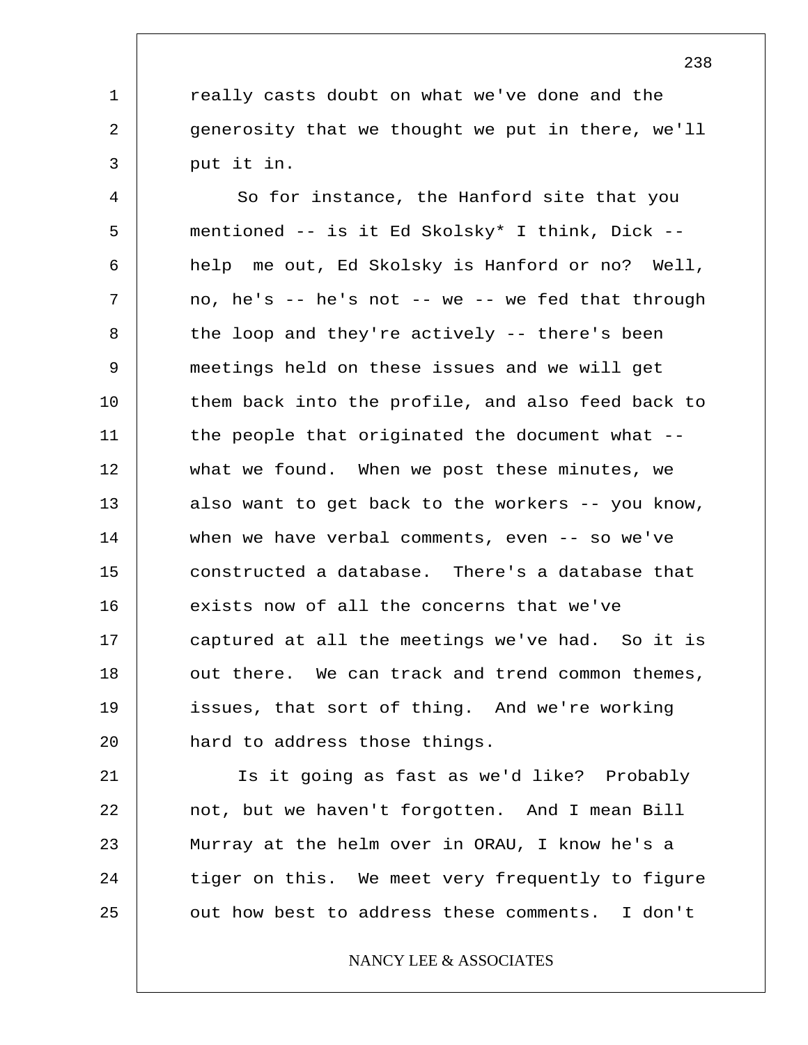really casts doubt on what we've done and the generosity that we thought we put in there, we'll put it in.

So for instance, the Hanford site that you mentioned -- is it Ed Skolsky* I think, Dick -- help me out, Ed Skolsky is Hanford or no? Well, no, he's -- he's not -- we -- we fed that through the loop and they're actively -- there's been meetings held on these issues and we will get them back into the profile, and also feed back to the people that originated the document what -- what we found. When we post these minutes, we also want to get back to the workers -- you know, when we have verbal comments, even -- so we've constructed a database. There's a database that exists now of all the concerns that we've captured at all the meetings we've had. So it is out there. We can track and trend common themes, issues, that sort of thing. And we're working hard to address those things.

Is it going as fast as we'd like? Probably not, but we haven't forgotten. And I mean Bill Murray at the helm over in ORAU, I know he's a tiger on this. We meet very frequently to figure out how best to address these comments. I don't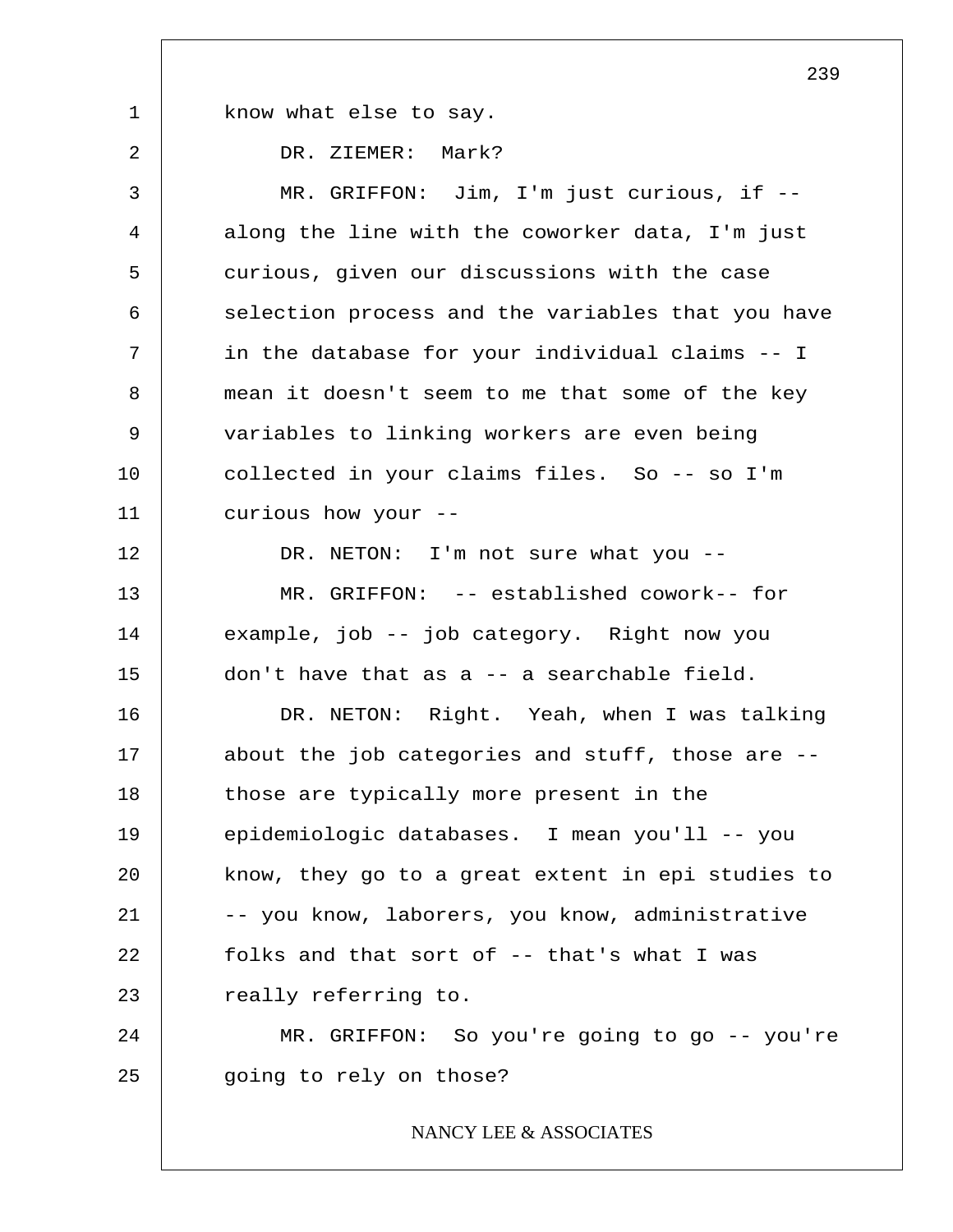know what else to say.

DR. ZIEMER: Mark?

MR. GRIFFON: Jim, I'm just curious, if -- along the line with the coworker data, I'm just curious, given our discussions with the case selection process and the variables that you have in the database for your individual claims -- I mean it doesn't seem to me that some of the key variables to linking workers are even being collected in your claims files. So -- so I'm curious how your --

DR. NETON: I'm not sure what you --

MR. GRIFFON: -- established cowork-- for example, job -- job category. Right now you don't have that as a -- a searchable field.

DR. NETON: Right. Yeah, when I was talking about the job categories and stuff, those are -- those are typically more present in the epidemiologic databases. I mean you'll -- you know, they go to a great extent in epi studies to -- you know, laborers, you know, administrative folks and that sort of -- that's what I was really referring to.

MR. GRIFFON: So you're going to go -- you're going to rely on those?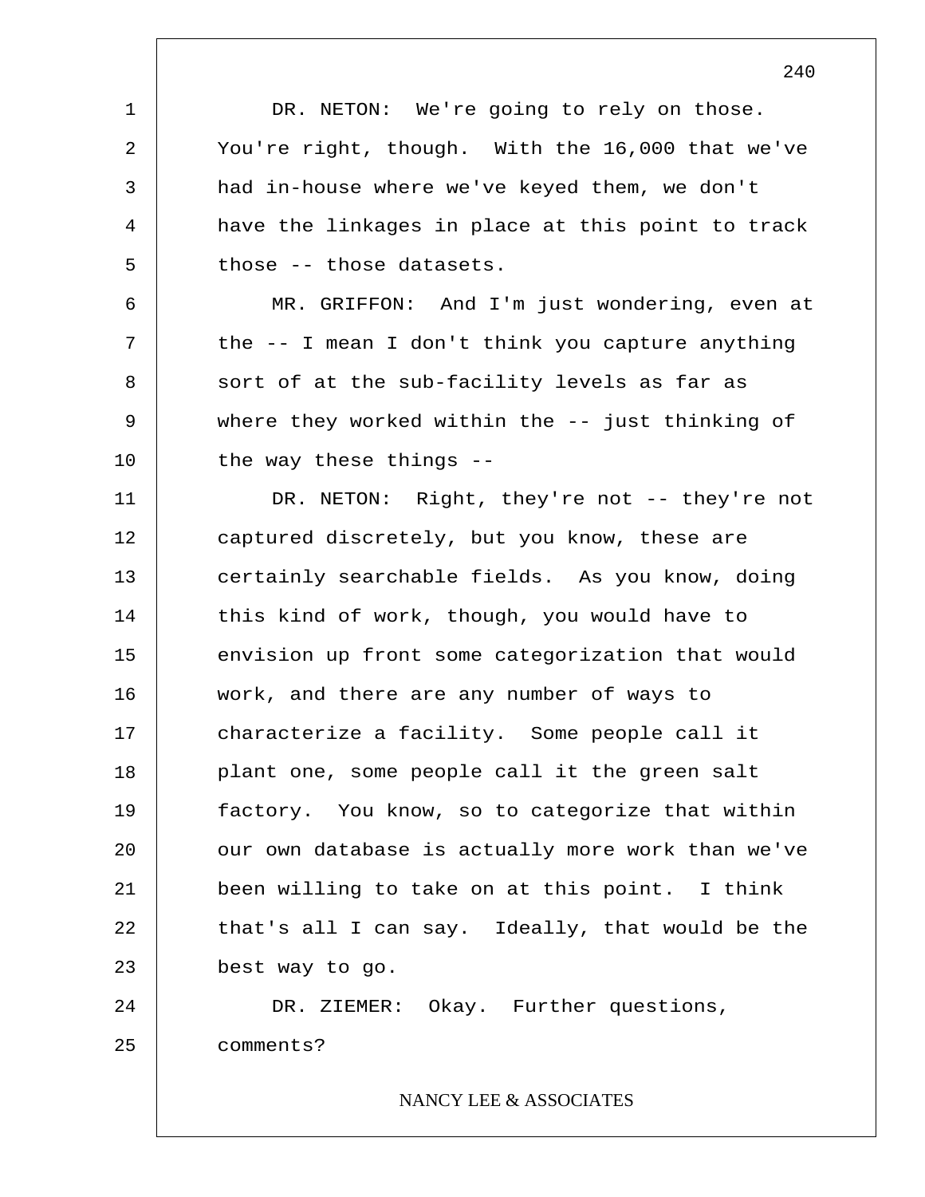DR. NETON: We're going to rely on those. You're right, though. With the 16,000 that we've had in-house where we've keyed them, we don't have the linkages in place at this point to track those -- those datasets.

MR. GRIFFON: And I'm just wondering, even at the -- I mean I don't think you capture anything sort of at the sub-facility levels as far as where they worked within the -- just thinking of the way these things --

DR. NETON: Right, they're not -- they're not captured discretely, but you know, these are certainly searchable fields. As you know, doing this kind of work, though, you would have to envision up front some categorization that would work, and there are any number of ways to characterize a facility. Some people call it plant one, some people call it the green salt factory. You know, so to categorize that within our own database is actually more work than we've been willing to take on at this point. I think that's all I can say. Ideally, that would be the best way to go.

DR. ZIEMER: Okay. Further questions, comments?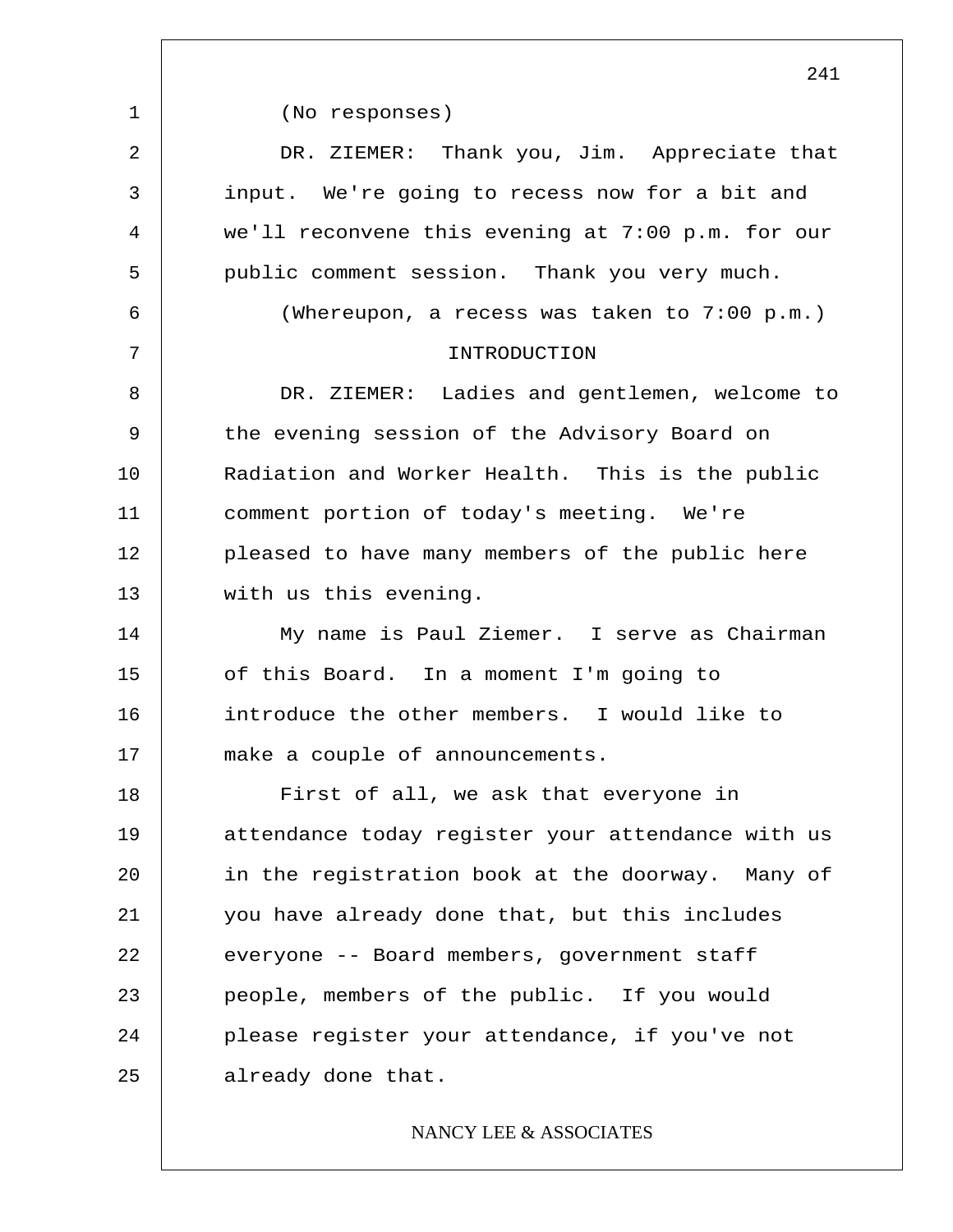(No responses)

DR. ZIEMER: Thank you, Jim. Appreciate that input. We're going to recess now for a bit and we'll reconvene this evening at 7:00 p.m. for our public comment session. Thank you very much.

(Whereupon, a recess was taken to 7:00 p.m.)

## INTRODUCTION

DR. ZIEMER: Ladies and gentlemen, welcome to the evening session of the Advisory Board on Radiation and Worker Health. This is the public comment portion of today's meeting. We're pleased to have many members of the public here with us this evening.

My name is Paul Ziemer. I serve as Chairman of this Board. In a moment I'm going to introduce the other members. I would like to make a couple of announcements.

First of all, we ask that everyone in attendance today register your attendance with us in the registration book at the doorway. Many of you have already done that, but this includes everyone -- Board members, government staff people, members of the public. If you would please register your attendance, if you've not already done that.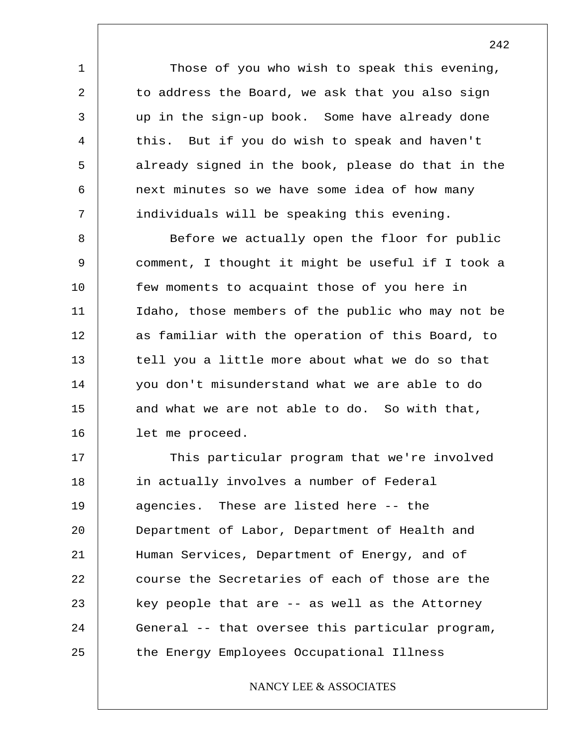Those of you who wish to speak this evening, to address the Board, we ask that you also sign up in the sign-up book. Some have already done this. But if you do wish to speak and haven't already signed in the book, please do that in the next minutes so we have some idea of how many individuals will be speaking this evening.

Before we actually open the floor for public comment, I thought it might be useful if I took a few moments to acquaint those of you here in Idaho, those members of the public who may not be as familiar with the operation of this Board, to tell you a little more about what we do so that you don't misunderstand what we are able to do and what we are not able to do. So with that, let me proceed.

This particular program that we're involved in actually involves a number of Federal agencies. These are listed here -- the Department of Labor, Department of Health and Human Services, Department of Energy, and of course the Secretaries of each of those are the key people that are -- as well as the Attorney General -- that oversee this particular program, the Energy Employees Occupational Illness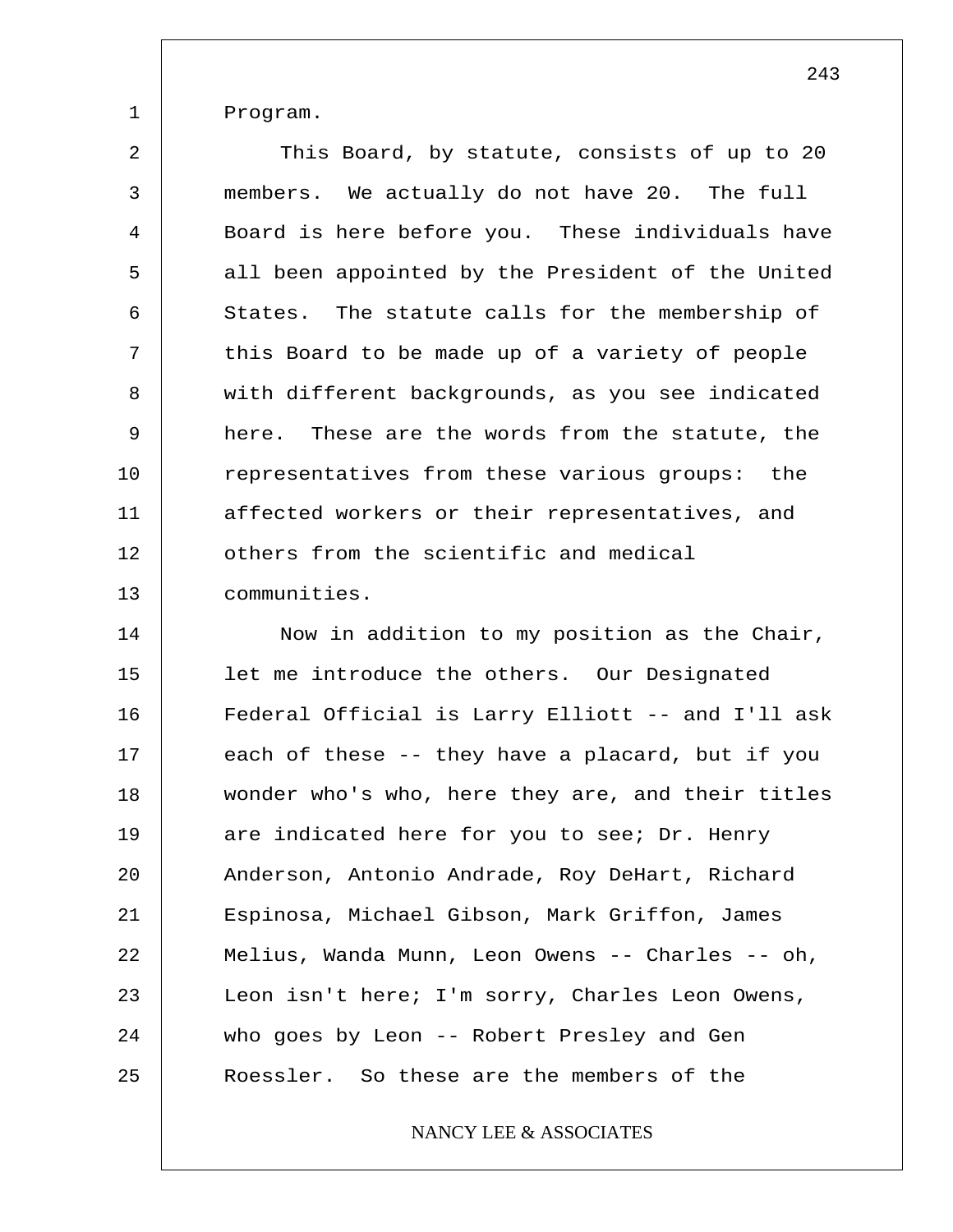Program.

This Board, by statute, consists of up to 20 members. We actually do not have 20. The full Board is here before you. These individuals have all been appointed by the President of the United States. The statute calls for the membership of this Board to be made up of a variety of people with different backgrounds, as you see indicated here. These are the words from the statute, the representatives from these various groups: the affected workers or their representatives, and others from the scientific and medical communities.

Now in addition to my position as the Chair, let me introduce the others. Our Designated Federal Official is Larry Elliott -- and I'll ask each of these -- they have a placard, but if you wonder who's who, here they are, and their titles are indicated here for you to see; Dr. Henry Anderson, Antonio Andrade, Roy DeHart, Richard Espinosa, Michael Gibson, Mark Griffon, James Melius, Wanda Munn, Leon Owens -- Charles -- oh, Leon isn't here; I'm sorry, Charles Leon Owens, who goes by Leon -- Robert Presley and Gen Roessler. So these are the members of the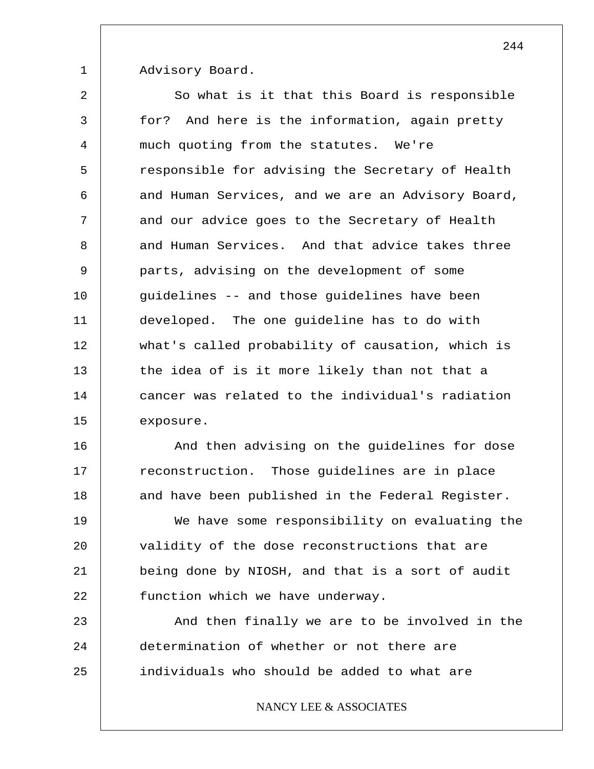Advisory Board.

So what is it that this Board is responsible for? And here is the information, again pretty much quoting from the statutes. We're responsible for advising the Secretary of Health and Human Services, and we are an Advisory Board, and our advice goes to the Secretary of Health and Human Services. And that advice takes three parts, advising on the development of some guidelines -- and those guidelines have been developed. The one guideline has to do with what's called probability of causation, which is the idea of is it more likely than not that a cancer was related to the individual's radiation exposure.

And then advising on the guidelines for dose reconstruction. Those guidelines are in place and have been published in the Federal Register.

We have some responsibility on evaluating the validity of the dose reconstructions that are being done by NIOSH, and that is a sort of audit function which we have underway.

And then finally we are to be involved in the determination of whether or not there are individuals who should be added to what are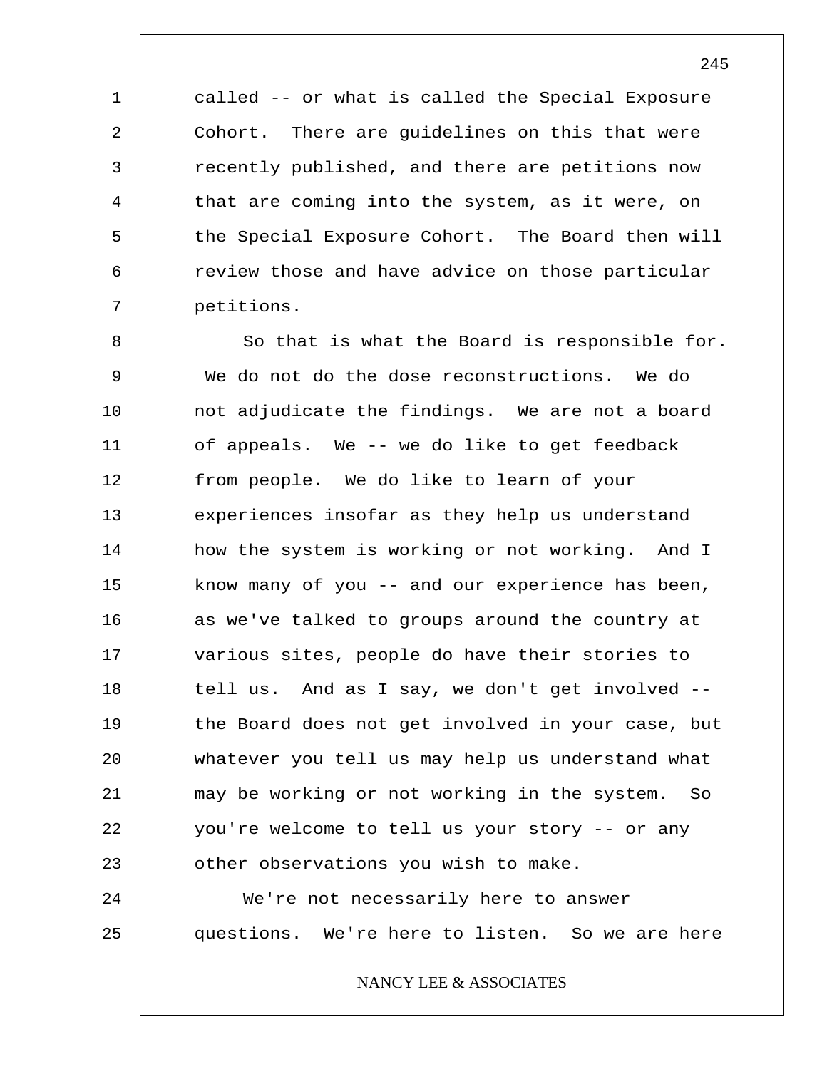called -- or what is called the Special Exposure Cohort. There are guidelines on this that were recently published, and there are petitions now that are coming into the system, as it were, on the Special Exposure Cohort. The Board then will review those and have advice on those particular petitions.

So that is what the Board is responsible for. We do not do the dose reconstructions. We do not adjudicate the findings. We are not a board of appeals. We -- we do like to get feedback from people. We do like to learn of your experiences insofar as they help us understand how the system is working or not working. And I know many of you -- and our experience has been, as we've talked to groups around the country at various sites, people do have their stories to tell us. And as I say, we don't get involved -- the Board does not get involved in your case, but whatever you tell us may help us understand what may be working or not working in the system. So you're welcome to tell us your story -- or any other observations you wish to make.

We're not necessarily here to answer questions. We're here to listen. So we are here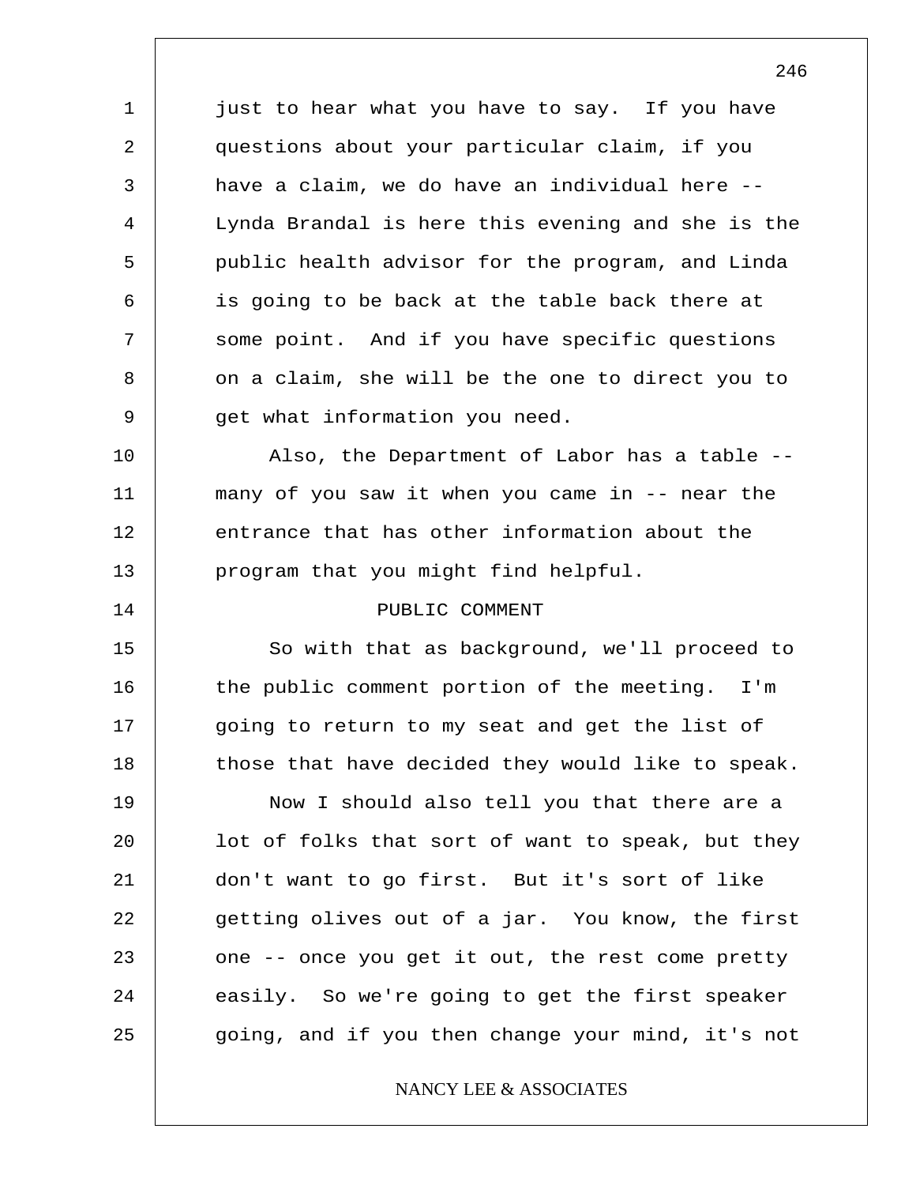just to hear what you have to say. If you have questions about your particular claim, if you have a claim, we do have an individual here -- Lynda Brandal is here this evening and she is the public health advisor for the program, and Linda is going to be back at the table back there at some point. And if you have specific questions on a claim, she will be the one to direct you to get what information you need.

Also, the Department of Labor has a table -- many of you saw it when you came in -- near the entrance that has other information about the program that you might find helpful.

## PUBLIC COMMENT

So with that as background, we'll proceed to the public comment portion of the meeting. I'm going to return to my seat and get the list of those that have decided they would like to speak.

Now I should also tell you that there are a lot of folks that sort of want to speak, but they don't want to go first. But it's sort of like getting olives out of a jar. You know, the first one -- once you get it out, the rest come pretty easily. So we're going to get the first speaker going, and if you then change your mind, it's not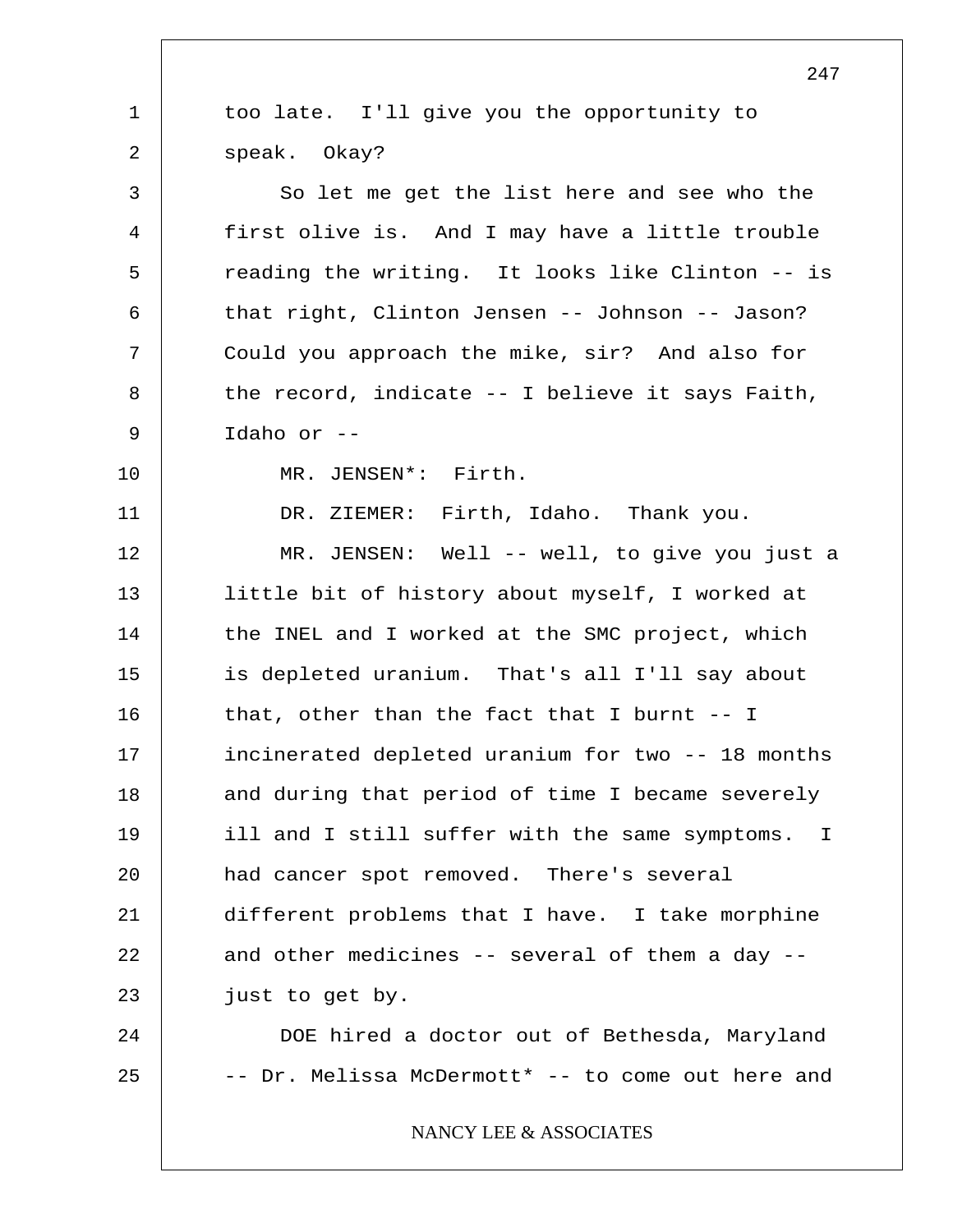too late. I'll give you the opportunity to speak. Okay?

So let me get the list here and see who the first olive is. And I may have a little trouble reading the writing. It looks like Clinton -- is that right, Clinton Jensen -- Johnson -- Jason? Could you approach the mike, sir? And also for the record, indicate -- I believe it says Faith, Idaho or --

MR. JENSEN*: Firth.

DR. ZIEMER: Firth, Idaho. Thank you.

MR. JENSEN: Well -- well, to give you just a little bit of history about myself, I worked at the INEL and I worked at the SMC project, which is depleted uranium. That's all I'll say about that, other than the fact that I burnt -- I incinerated depleted uranium for two -- 18 months and during that period of time I became severely ill and I still suffer with the same symptoms. I had cancer spot removed. There's several different problems that I have. I take morphine and other medicines -- several of them a day -- just to get by.

DOE hired a doctor out of Bethesda, Maryland -- Dr. Melissa McDermott* -- to come out here and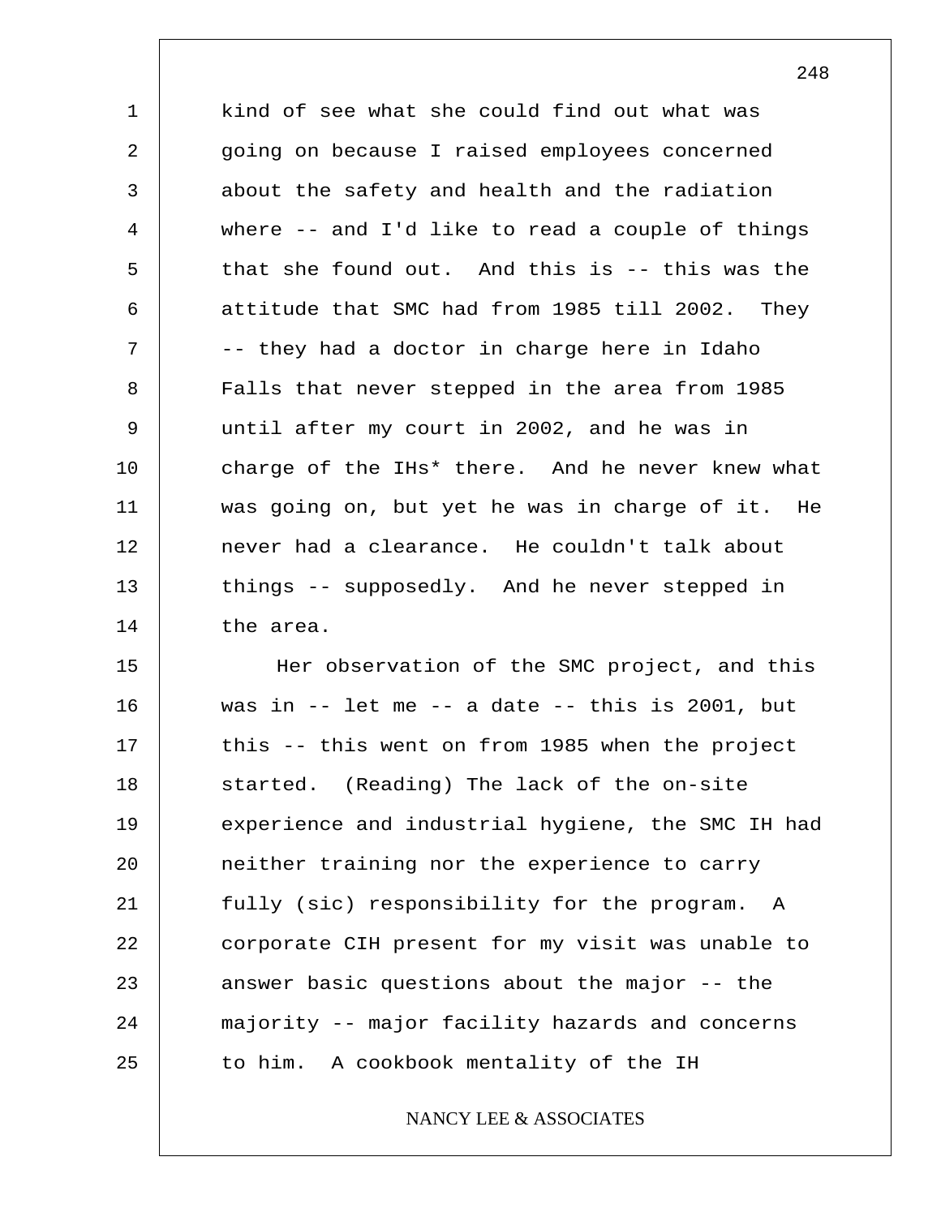kind of see what she could find out what was going on because I raised employees concerned about the safety and health and the radiation where -- and I'd like to read a couple of things that she found out. And this is -- this was the attitude that SMC had from 1985 till 2002. They -- they had a doctor in charge here in Idaho Falls that never stepped in the area from 1985 until after my court in 2002, and he was in charge of the IHs* there. And he never knew what was going on, but yet he was in charge of it. He never had a clearance. He couldn't talk about things -- supposedly. And he never stepped in the area.

Her observation of the SMC project, and this was in -- let me -- a date -- this is 2001, but this -- this went on from 1985 when the project started. (Reading) The lack of the on-site experience and industrial hygiene, the SMC IH had neither training nor the experience to carry fully (sic) responsibility for the program. A corporate CIH present for my visit was unable to answer basic questions about the major -- the majority -- major facility hazards and concerns to him. A cookbook mentality of the IH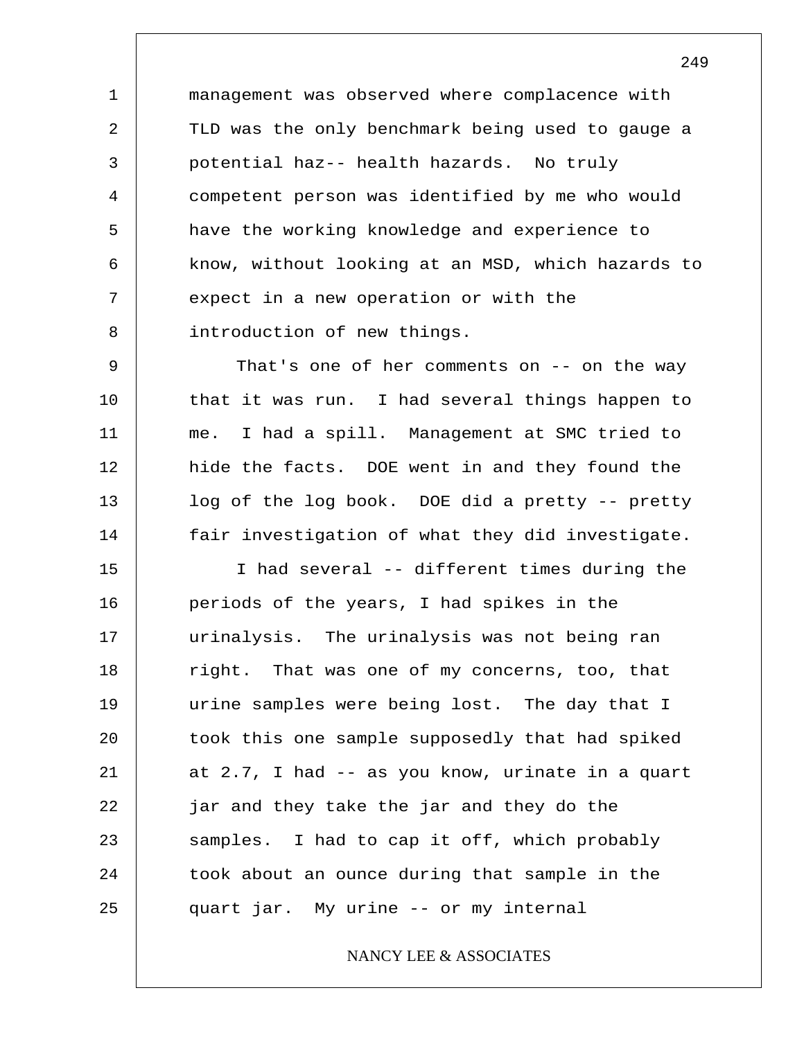management was observed where complacence with TLD was the only benchmark being used to gauge a potential haz-- health hazards. No truly competent person was identified by me who would have the working knowledge and experience to know, without looking at an MSD, which hazards to expect in a new operation or with the introduction of new things.

That's one of her comments on -- on the way that it was run. I had several things happen to me. I had a spill. Management at SMC tried to hide the facts. DOE went in and they found the log of the log book. DOE did a pretty -- pretty fair investigation of what they did investigate.

I had several -- different times during the periods of the years, I had spikes in the urinalysis. The urinalysis was not being ran right. That was one of my concerns, too, that urine samples were being lost. The day that I took this one sample supposedly that had spiked at 2.7, I had -- as you know, urinate in a quart jar and they take the jar and they do the samples. I had to cap it off, which probably took about an ounce during that sample in the quart jar. My urine -- or my internal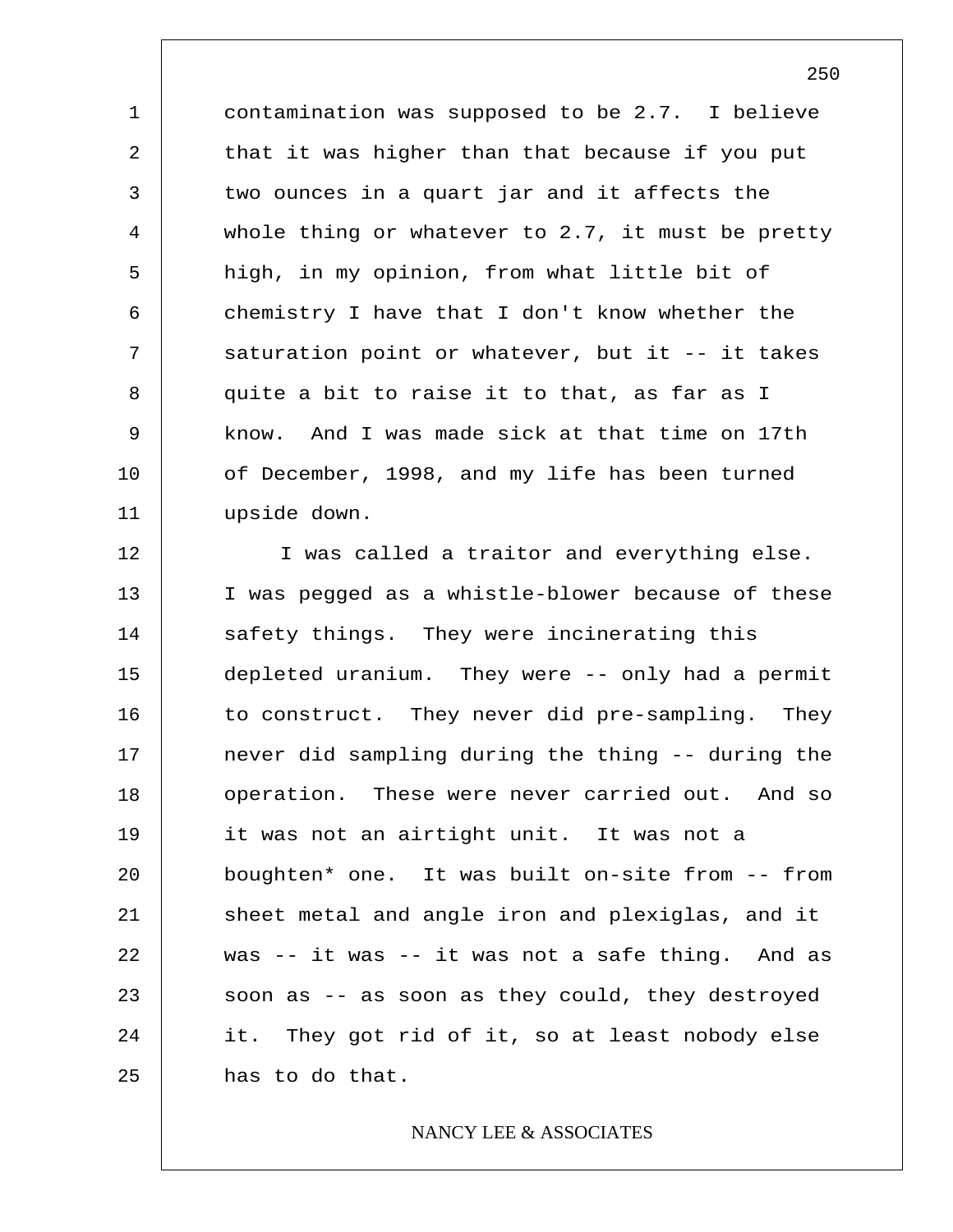contamination was supposed to be 2.7. I believe that it was higher than that because if you put two ounces in a quart jar and it affects the whole thing or whatever to 2.7, it must be pretty high, in my opinion, from what little bit of chemistry I have that I don't know whether the saturation point or whatever, but it -- it takes quite a bit to raise it to that, as far as I know. And I was made sick at that time on 17th of December, 1998, and my life has been turned upside down.

I was called a traitor and everything else. I was pegged as a whistle-blower because of these safety things. They were incinerating this depleted uranium. They were -- only had a permit to construct. They never did pre-sampling. They never did sampling during the thing -- during the operation. These were never carried out. And so it was not an airtight unit. It was not a boughten* one. It was built on-site from -- from sheet metal and angle iron and plexiglas, and it was -- it was -- it was not a safe thing. And as soon as -- as soon as they could, they destroyed it. They got rid of it, so at least nobody else has to do that.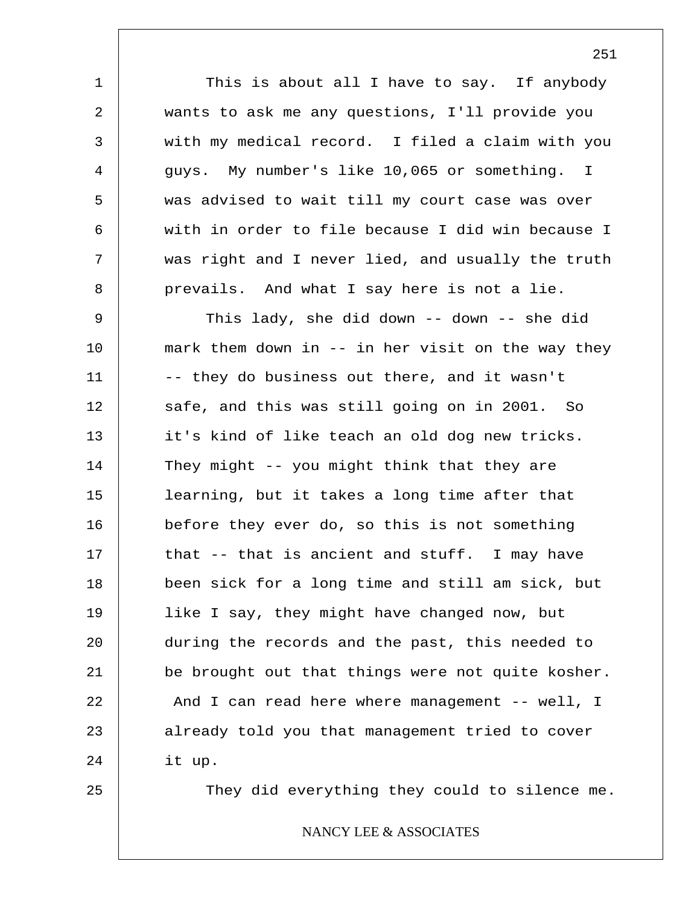This is about all I have to say. If anybody wants to ask me any questions, I'll provide you with my medical record. I filed a claim with you guys. My number's like 10,065 or something. I was advised to wait till my court case was over with in order to file because I did win because I was right and I never lied, and usually the truth prevails. And what I say here is not a lie.

This lady, she did down -- down -- she did mark them down in -- in her visit on the way they -- they do business out there, and it wasn't safe, and this was still going on in 2001. So it's kind of like teach an old dog new tricks. They might -- you might think that they are learning, but it takes a long time after that before they ever do, so this is not something that -- that is ancient and stuff. I may have been sick for a long time and still am sick, but like I say, they might have changed now, but during the records and the past, this needed to be brought out that things were not quite kosher. And I can read here where management -- well, I already told you that management tried to cover it up.

They did everything they could to silence me.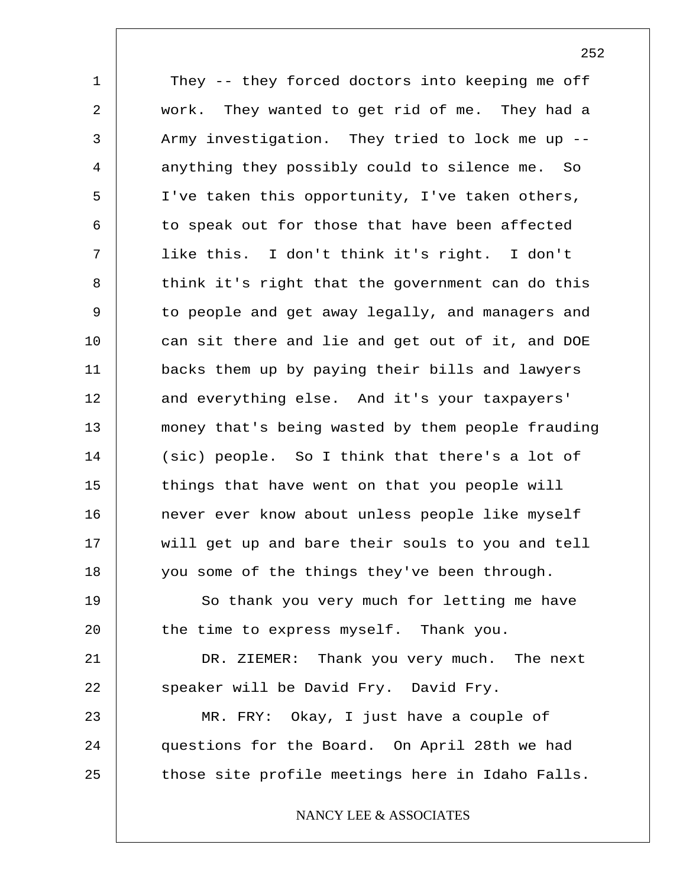They -- they forced doctors into keeping me off work. They wanted to get rid of me. They had a Army investigation. They tried to lock me up -- anything they possibly could to silence me. So I've taken this opportunity, I've taken others, to speak out for those that have been affected like this. I don't think it's right. I don't think it's right that the government can do this to people and get away legally, and managers and can sit there and lie and get out of it, and DOE backs them up by paying their bills and lawyers and everything else. And it's your taxpayers' money that's being wasted by them people frauding (sic) people. So I think that there's a lot of things that have went on that you people will never ever know about unless people like myself will get up and bare their souls to you and tell you some of the things they've been through.

So thank you very much for letting me have the time to express myself. Thank you.

DR. ZIEMER: Thank you very much. The next speaker will be David Fry. David Fry.

MR. FRY: Okay, I just have a couple of questions for the Board. On April 28th we had those site profile meetings here in Idaho Falls.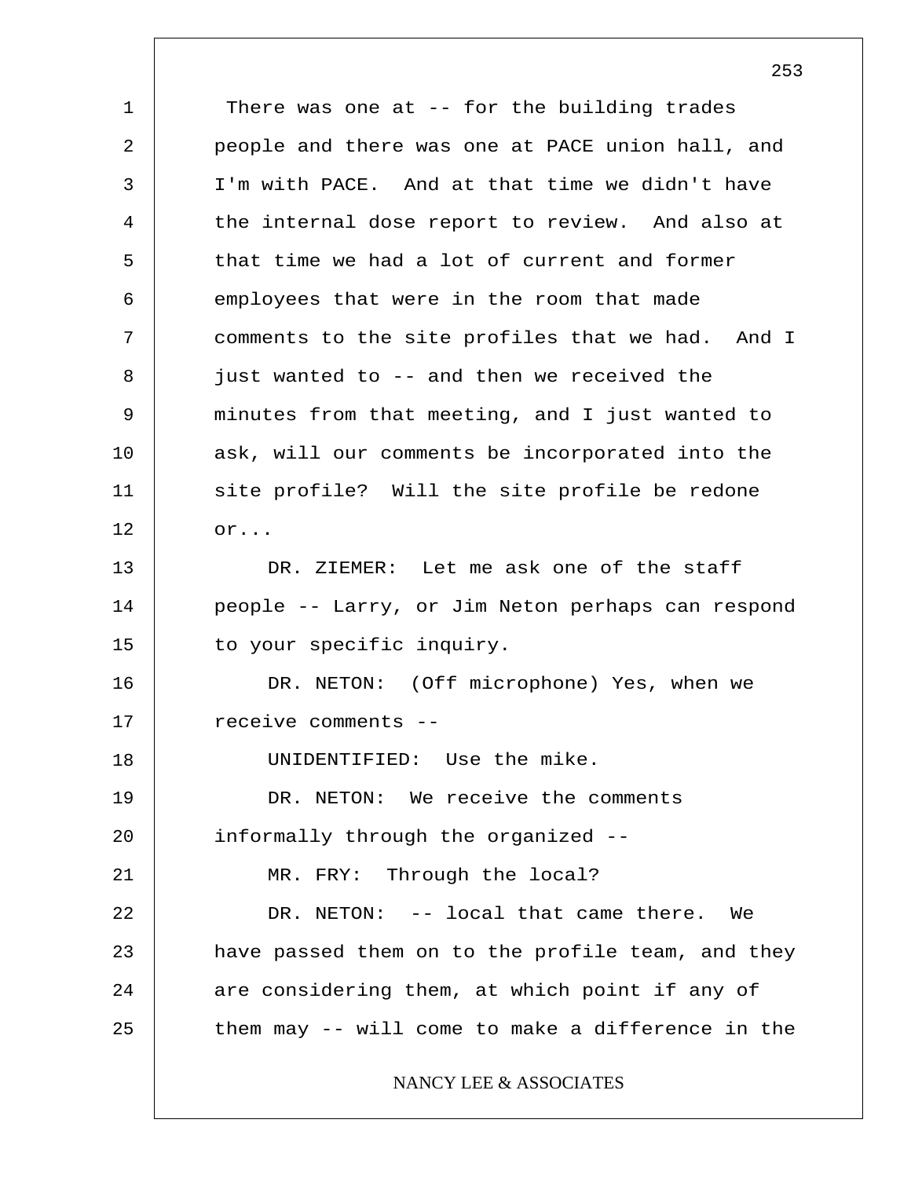There was one at -- for the building trades people and there was one at PACE union hall, and I'm with PACE. And at that time we didn't have the internal dose report to review. And also at that time we had a lot of current and former employees that were in the room that made comments to the site profiles that we had. And I just wanted to -- and then we received the minutes from that meeting, and I just wanted to ask, will our comments be incorporated into the site profile? Will the site profile be redone or...

DR. ZIEMER: Let me ask one of the staff people -- Larry, or Jim Neton perhaps can respond to your specific inquiry.

DR. NETON: (Off microphone) Yes, when we receive comments --

UNIDENTIFIED: Use the mike.

DR. NETON: We receive the comments informally through the organized --

MR. FRY: Through the local?

DR. NETON: -- local that came there. We have passed them on to the profile team, and they are considering them, at which point if any of them may -- will come to make a difference in the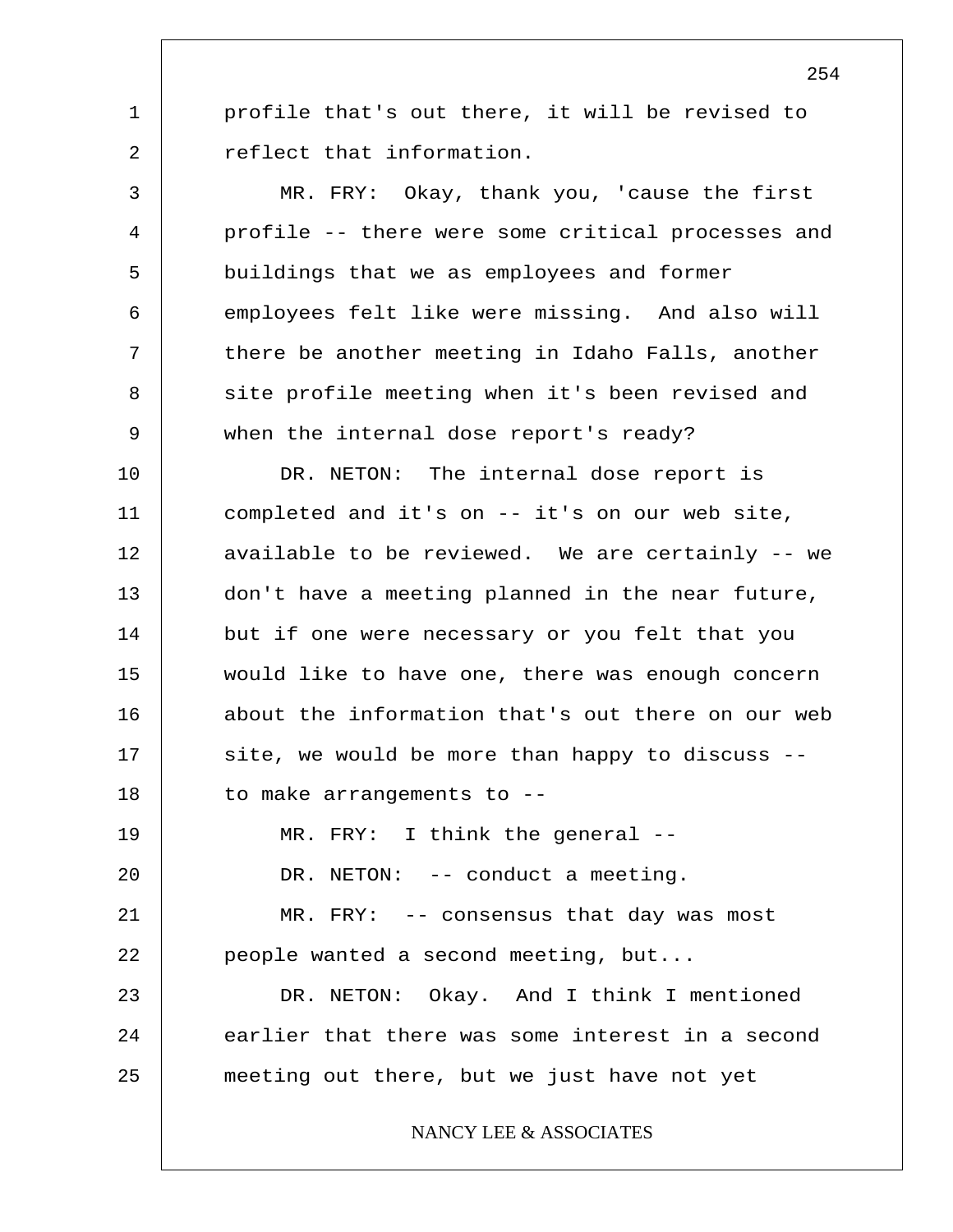profile that's out there, it will be revised to reflect that information.

MR. FRY: Okay, thank you, 'cause the first profile -- there were some critical processes and buildings that we as employees and former employees felt like were missing. And also will there be another meeting in Idaho Falls, another site profile meeting when it's been revised and when the internal dose report's ready?

DR. NETON: The internal dose report is completed and it's on -- it's on our web site, available to be reviewed. We are certainly -- we don't have a meeting planned in the near future, but if one were necessary or you felt that you would like to have one, there was enough concern about the information that's out there on our web site, we would be more than happy to discuss -- to make arrangements to --

MR. FRY: I think the general --

DR. NETON: -- conduct a meeting.

MR. FRY: -- consensus that day was most people wanted a second meeting, but...

DR. NETON: Okay. And I think I mentioned earlier that there was some interest in a second meeting out there, but we just have not yet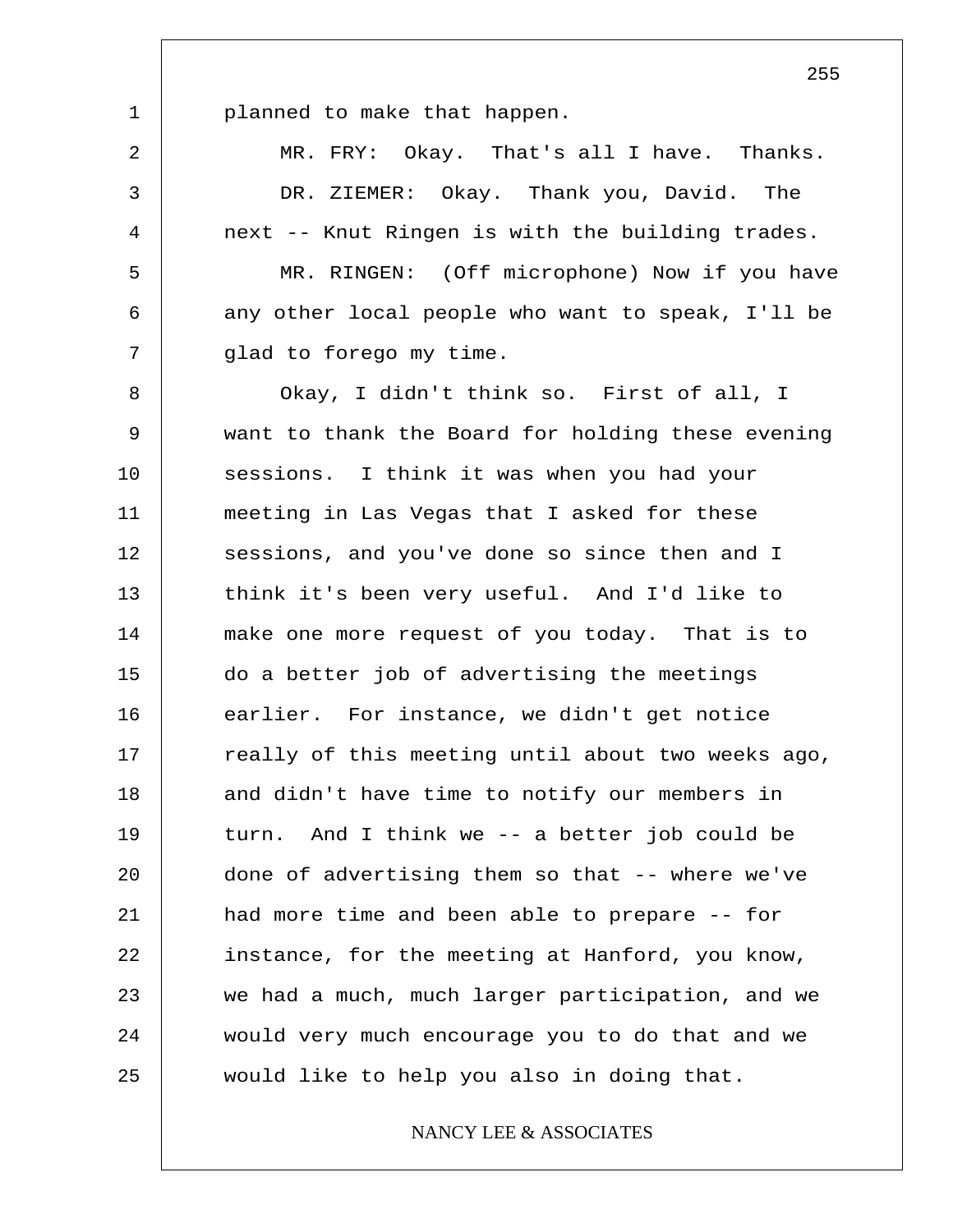planned to make that happen.

MR. FRY: Okay. That's all I have. Thanks.

DR. ZIEMER: Okay. Thank you, David. The next -- Knut Ringen is with the building trades.

MR. RINGEN: (Off microphone) Now if you have any other local people who want to speak, I'll be glad to forego my time.

Okay, I didn't think so. First of all, I want to thank the Board for holding these evening sessions. I think it was when you had your meeting in Las Vegas that I asked for these sessions, and you've done so since then and I think it's been very useful. And I'd like to make one more request of you today. That is to do a better job of advertising the meetings earlier. For instance, we didn't get notice really of this meeting until about two weeks ago, and didn't have time to notify our members in turn. And I think we -- a better job could be done of advertising them so that -- where we've had more time and been able to prepare -- for instance, for the meeting at Hanford, you know, we had a much, much larger participation, and we would very much encourage you to do that and we would like to help you also in doing that.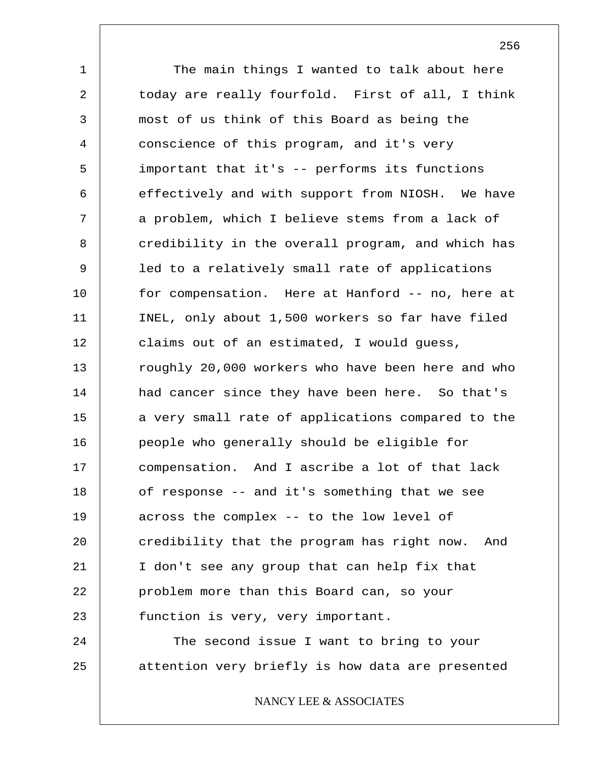The main things I wanted to talk about here today are really fourfold. First of all, I think most of us think of this Board as being the conscience of this program, and it's very important that it's -- performs its functions effectively and with support from NIOSH. We have a problem, which I believe stems from a lack of credibility in the overall program, and which has led to a relatively small rate of applications for compensation. Here at Hanford -- no, here at INEL, only about 1,500 workers so far have filed claims out of an estimated, I would guess, roughly 20,000 workers who have been here and who had cancer since they have been here. So that's a very small rate of applications compared to the people who generally should be eligible for compensation. And I ascribe a lot of that lack of response -- and it's something that we see across the complex -- to the low level of credibility that the program has right now. And I don't see any group that can help fix that problem more than this Board can, so your function is very, very important.

The second issue I want to bring to your attention very briefly is how data are presented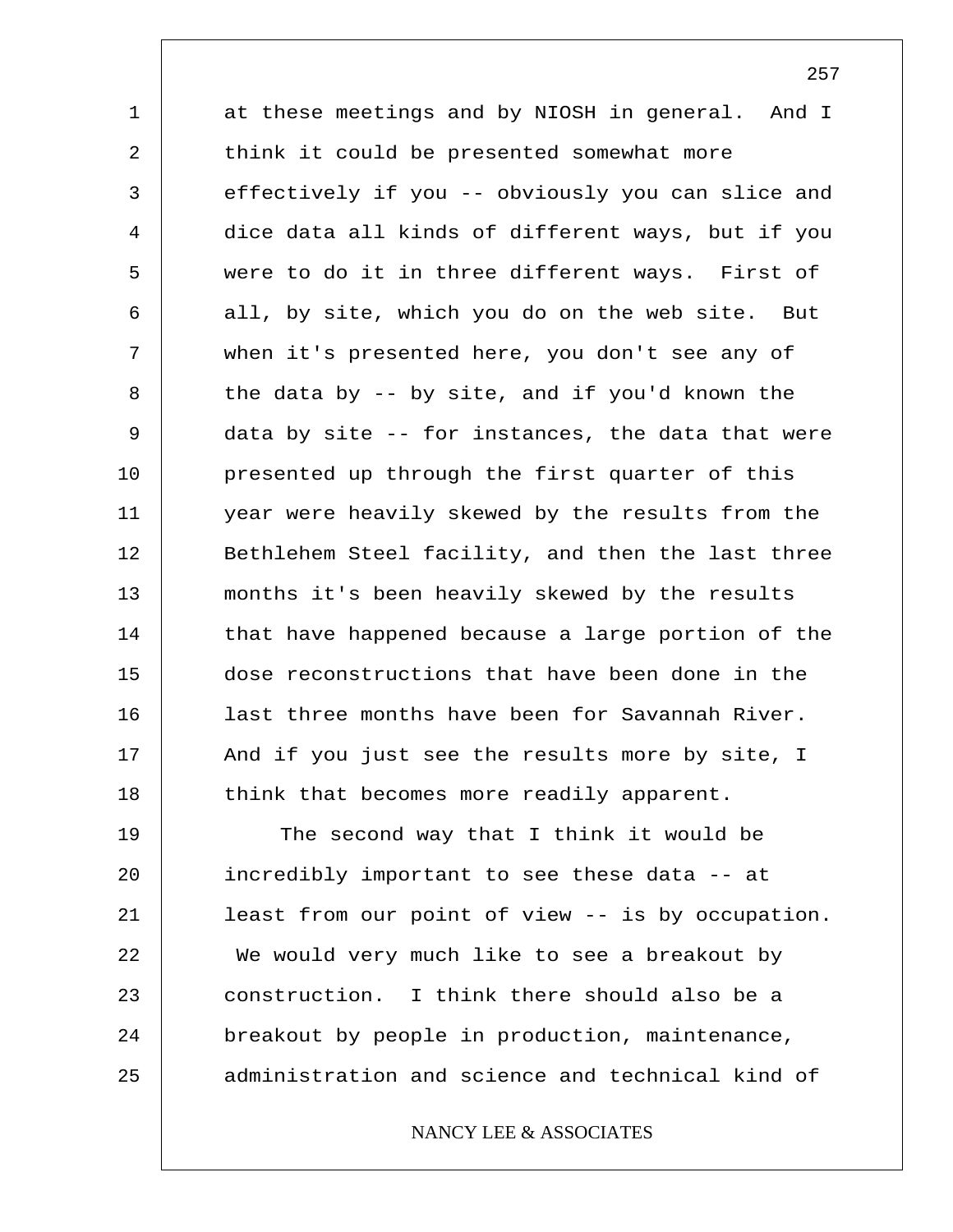at these meetings and by NIOSH in general. And I think it could be presented somewhat more effectively if you -- obviously you can slice and dice data all kinds of different ways, but if you were to do it in three different ways. First of all, by site, which you do on the web site. But when it's presented here, you don't see any of the data by -- by site, and if you'd known the data by site -- for instances, the data that were presented up through the first quarter of this year were heavily skewed by the results from the Bethlehem Steel facility, and then the last three months it's been heavily skewed by the results that have happened because a large portion of the dose reconstructions that have been done in the last three months have been for Savannah River. And if you just see the results more by site, I think that becomes more readily apparent.

The second way that I think it would be incredibly important to see these data -- at least from our point of view -- is by occupation. We would very much like to see a breakout by construction. I think there should also be a breakout by people in production, maintenance, administration and science and technical kind of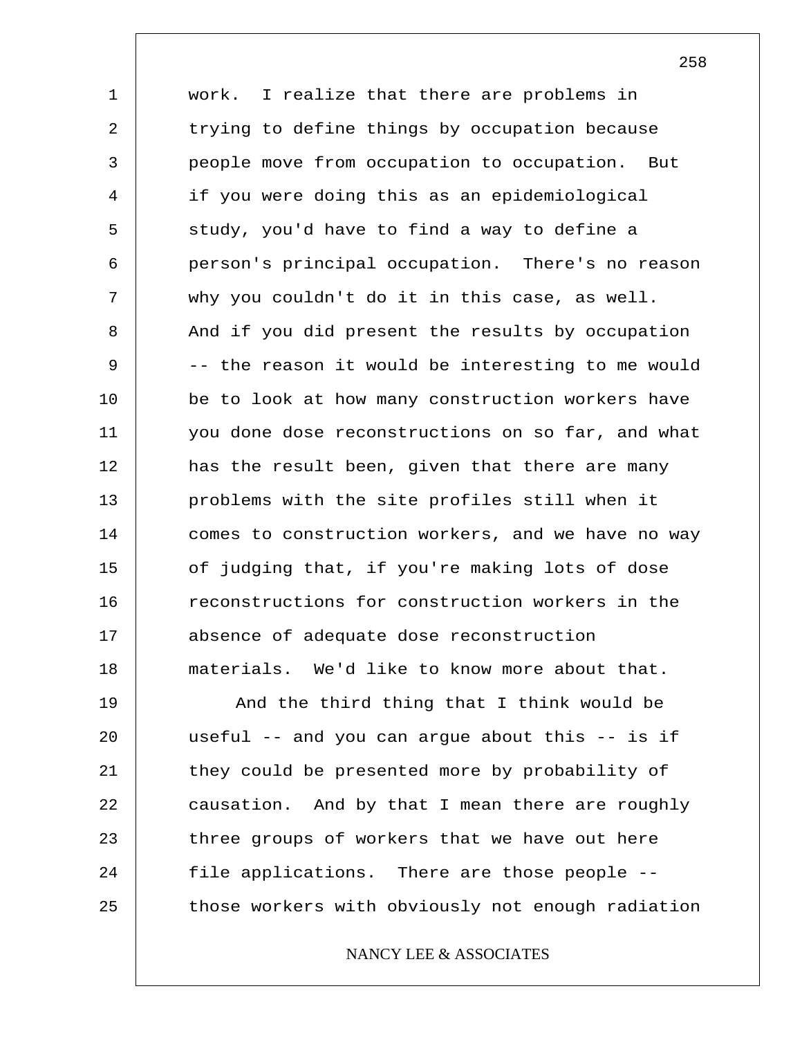work. I realize that there are problems in trying to define things by occupation because people move from occupation to occupation. But if you were doing this as an epidemiological study, you'd have to find a way to define a person's principal occupation. There's no reason why you couldn't do it in this case, as well. And if you did present the results by occupation -- the reason it would be interesting to me would be to look at how many construction workers have you done dose reconstructions on so far, and what has the result been, given that there are many problems with the site profiles still when it comes to construction workers, and we have no way of judging that, if you're making lots of dose reconstructions for construction workers in the absence of adequate dose reconstruction materials. We'd like to know more about that.

And the third thing that I think would be useful -- and you can argue about this -- is if they could be presented more by probability of causation. And by that I mean there are roughly three groups of workers that we have out here file applications. There are those people -- those workers with obviously not enough radiation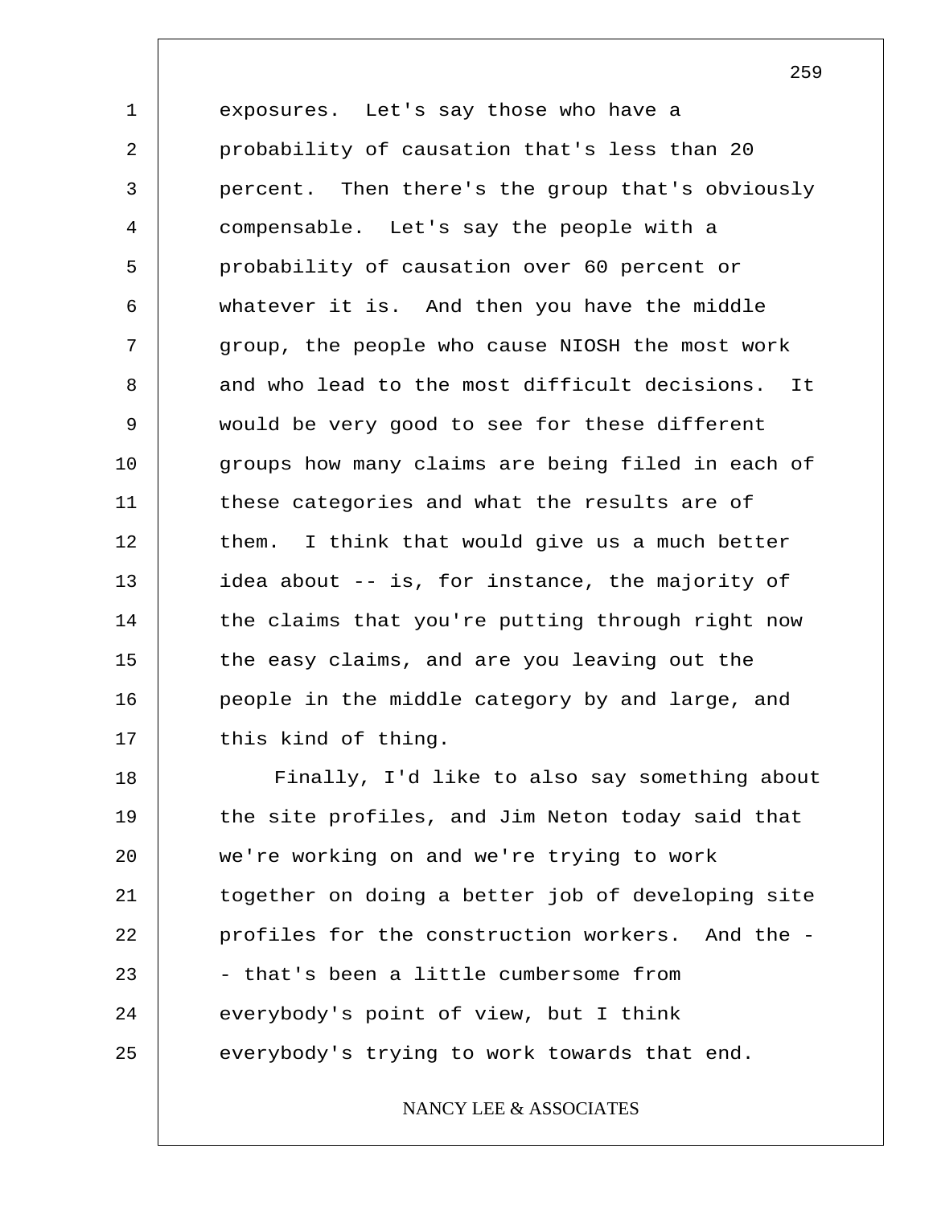exposures. Let's say those who have a probability of causation that's less than 20 percent. Then there's the group that's obviously compensable. Let's say the people with a probability of causation over 60 percent or whatever it is. And then you have the middle group, the people who cause NIOSH the most work and who lead to the most difficult decisions. It would be very good to see for these different groups how many claims are being filed in each of these categories and what the results are of them. I think that would give us a much better idea about -- is, for instance, the majority of the claims that you're putting through right now the easy claims, and are you leaving out the people in the middle category by and large, and this kind of thing.

Finally, I'd like to also say something about the site profiles, and Jim Neton today said that we're working on and we're trying to work together on doing a better job of developing site profiles for the construction workers. And the -- that's been a little cumbersome from everybody's point of view, but I think everybody's trying to work towards that end.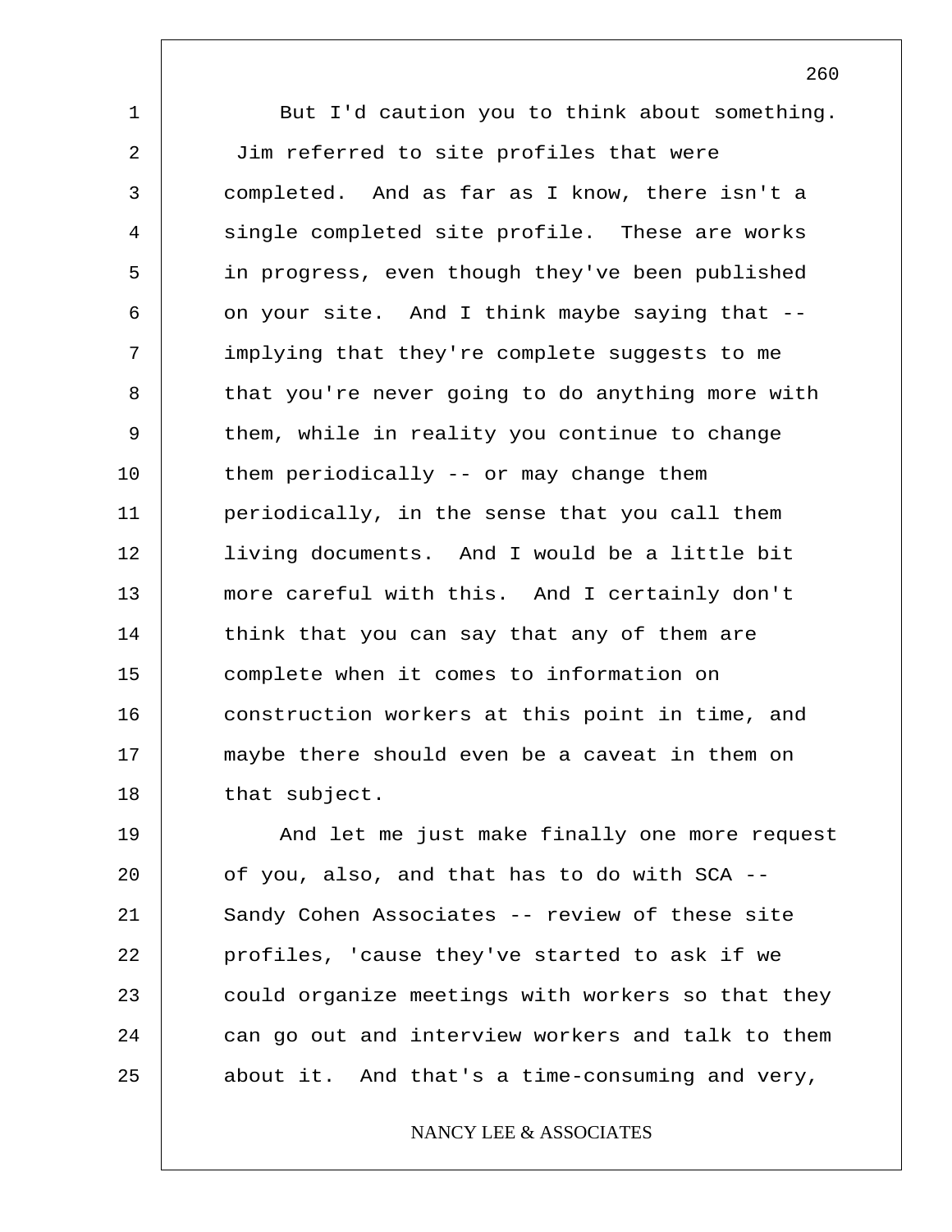But I'd caution you to think about something. Jim referred to site profiles that were completed. And as far as I know, there isn't a single completed site profile. These are works in progress, even though they've been published on your site. And I think maybe saying that -- implying that they're complete suggests to me that you're never going to do anything more with them, while in reality you continue to change them periodically -- or may change them periodically, in the sense that you call them living documents. And I would be a little bit more careful with this. And I certainly don't think that you can say that any of them are complete when it comes to information on construction workers at this point in time, and maybe there should even be a caveat in them on that subject.

And let me just make finally one more request of you, also, and that has to do with SCA -- Sandy Cohen Associates -- review of these site profiles, 'cause they've started to ask if we could organize meetings with workers so that they can go out and interview workers and talk to them about it. And that's a time-consuming and very,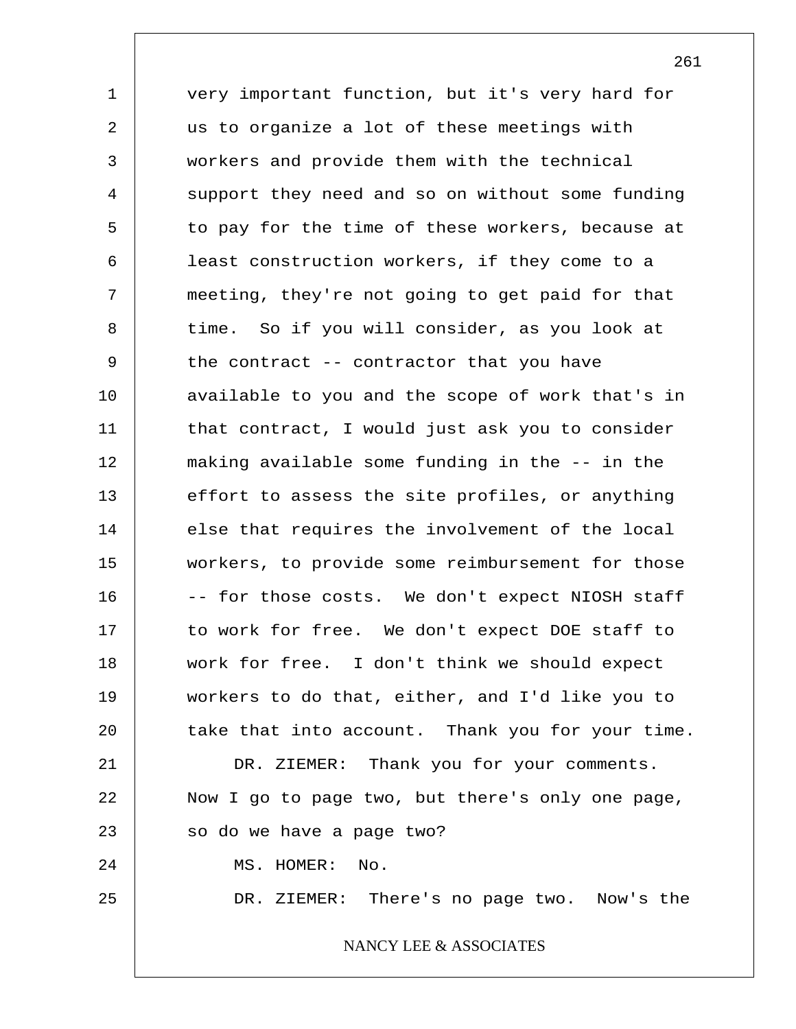very important function, but it's very hard for us to organize a lot of these meetings with workers and provide them with the technical support they need and so on without some funding to pay for the time of these workers, because at least construction workers, if they come to a meeting, they're not going to get paid for that time. So if you will consider, as you look at the contract -- contractor that you have available to you and the scope of work that's in that contract, I would just ask you to consider making available some funding in the -- in the effort to assess the site profiles, or anything else that requires the involvement of the local workers, to provide some reimbursement for those -- for those costs. We don't expect NIOSH staff to work for free. We don't expect DOE staff to work for free. I don't think we should expect workers to do that, either, and I'd like you to take that into account. Thank you for your time.

DR. ZIEMER: Thank you for your comments. Now I go to page two, but there's only one page, so do we have a page two?

MS. HOMER: No.

DR. ZIEMER: There's no page two. Now's the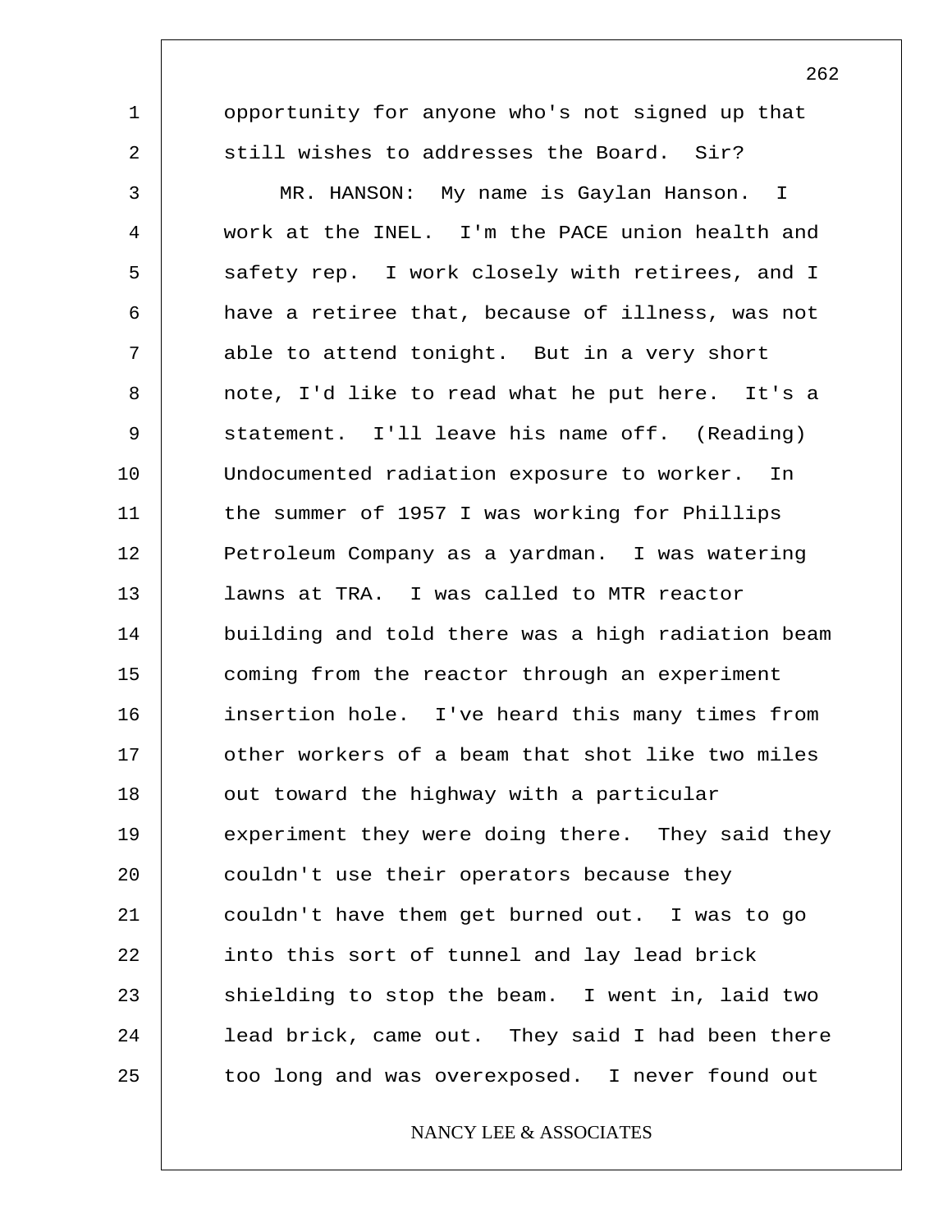opportunity for anyone who's not signed up that still wishes to addresses the Board. Sir?

MR. HANSON: My name is Gaylan Hanson. I work at the INEL. I'm the PACE union health and safety rep. I work closely with retirees, and I have a retiree that, because of illness, was not able to attend tonight. But in a very short note, I'd like to read what he put here. It's a statement. I'll leave his name off. (Reading) Undocumented radiation exposure to worker. In the summer of 1957 I was working for Phillips Petroleum Company as a yardman. I was watering lawns at TRA. I was called to MTR reactor building and told there was a high radiation beam coming from the reactor through an experiment insertion hole. I've heard this many times from other workers of a beam that shot like two miles out toward the highway with a particular experiment they were doing there. They said they couldn't use their operators because they couldn't have them get burned out. I was to go into this sort of tunnel and lay lead brick shielding to stop the beam. I went in, laid two lead brick, came out. They said I had been there too long and was overexposed. I never found out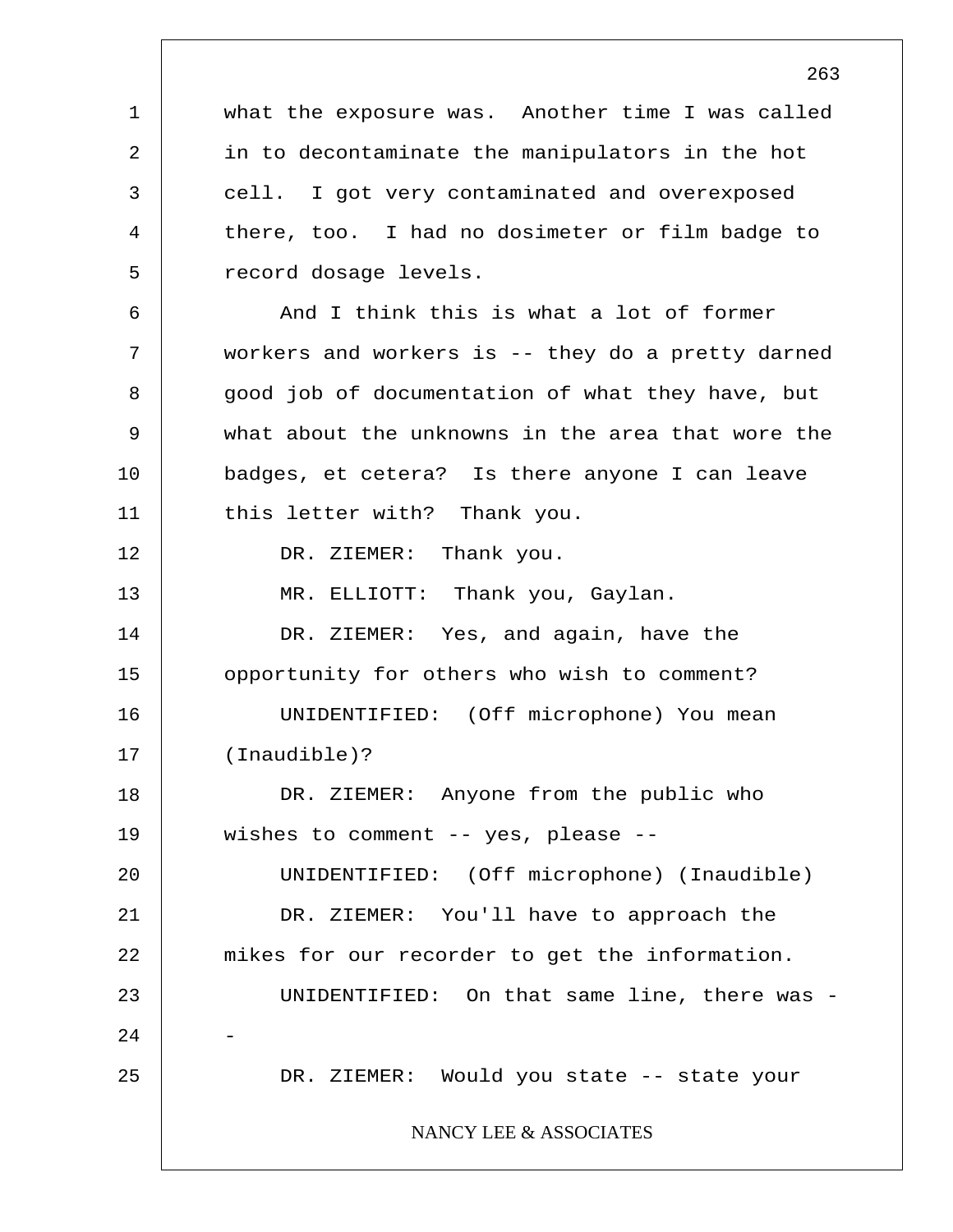what the exposure was. Another time I was called in to decontaminate the manipulators in the hot cell. I got very contaminated and overexposed there, too. I had no dosimeter or film badge to record dosage levels.

And I think this is what a lot of former workers and workers is -- they do a pretty darned good job of documentation of what they have, but what about the unknowns in the area that wore the badges, et cetera? Is there anyone I can leave this letter with? Thank you.

DR. ZIEMER: Thank you.

MR. ELLIOTT: Thank you, Gaylan.

DR. ZIEMER: Yes, and again, have the opportunity for others who wish to comment?

UNIDENTIFIED: (Off microphone) You mean (Inaudible)?

DR. ZIEMER: Anyone from the public who wishes to comment -- yes, please --

UNIDENTIFIED: (Off microphone) (Inaudible)

DR. ZIEMER: You'll have to approach the mikes for our recorder to get the information.

UNIDENTIFIED: On that same line, there was --

DR. ZIEMER: Would you state -- state your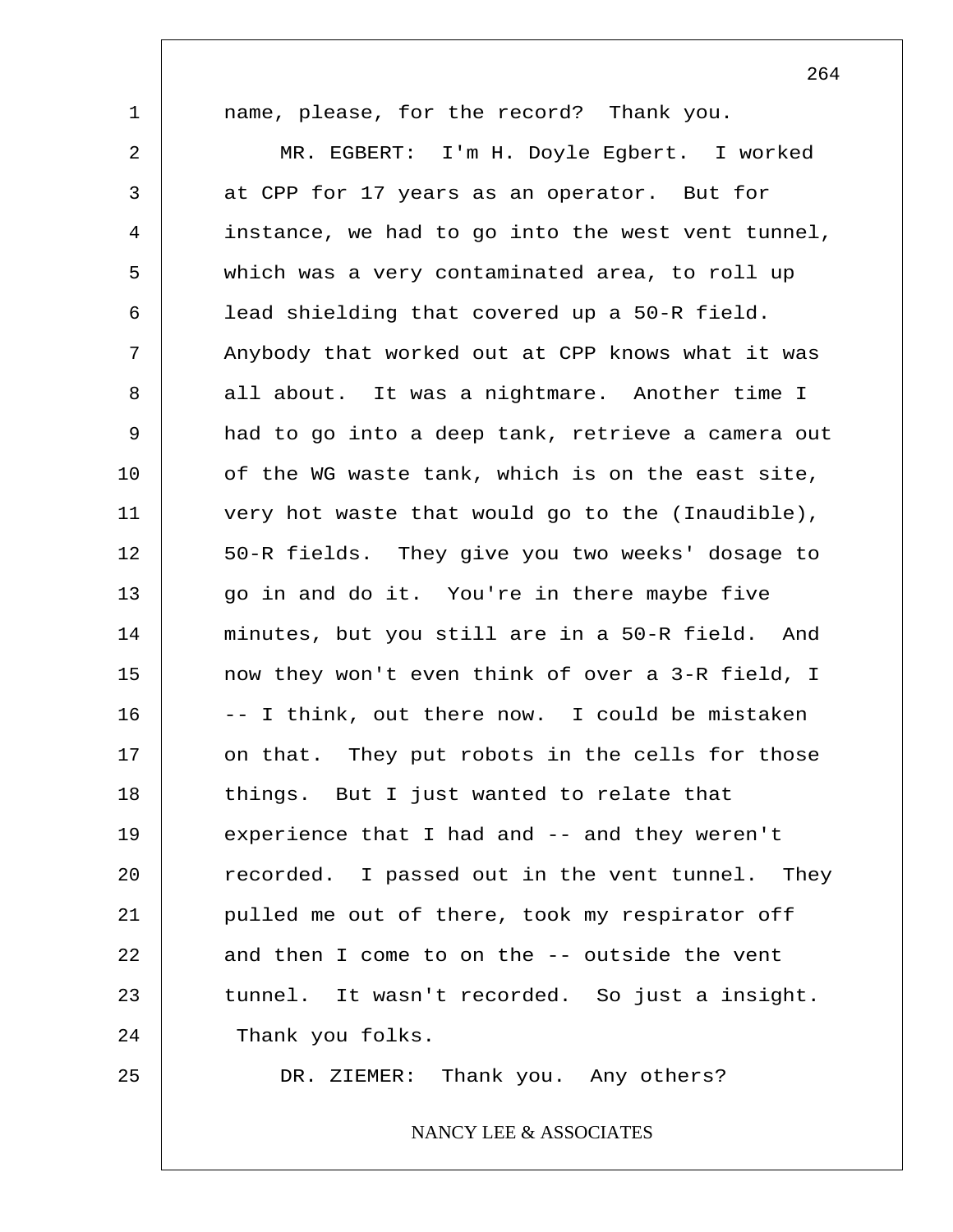name, please, for the record? Thank you.

MR. EGBERT: I'm H. Doyle Egbert. I worked at CPP for 17 years as an operator. But for instance, we had to go into the west vent tunnel, which was a very contaminated area, to roll up lead shielding that covered up a 50-R field. Anybody that worked out at CPP knows what it was all about. It was a nightmare. Another time I had to go into a deep tank, retrieve a camera out of the WG waste tank, which is on the east site, very hot waste that would go to the (Inaudible), 50-R fields. They give you two weeks' dosage to go in and do it. You're in there maybe five minutes, but you still are in a 50-R field. And now they won't even think of over a 3-R field, I -- I think, out there now. I could be mistaken on that. They put robots in the cells for those things. But I just wanted to relate that experience that I had and -- and they weren't recorded. I passed out in the vent tunnel. They pulled me out of there, took my respirator off and then I come to on the -- outside the vent tunnel. It wasn't recorded. So just a insight. Thank you folks.

DR. ZIEMER: Thank you. Any others?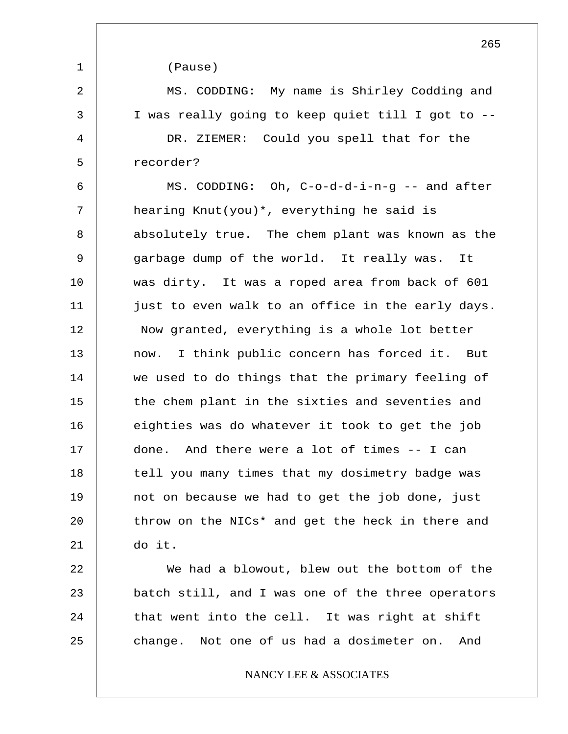(Pause)

MS. CODDING: My name is Shirley Codding and I was really going to keep quiet till I got to --

DR. ZIEMER: Could you spell that for the recorder?

MS. CODDING: Oh, C-o-d-d-i-n-g -- and after hearing Knut(you)*, everything he said is absolutely true. The chem plant was known as the garbage dump of the world. It really was. It was dirty. It was a roped area from back of 601 just to even walk to an office in the early days. Now granted, everything is a whole lot better now. I think public concern has forced it. But we used to do things that the primary feeling of the chem plant in the sixties and seventies and eighties was do whatever it took to get the job done. And there were a lot of times -- I can tell you many times that my dosimetry badge was not on because we had to get the job done, just throw on the NICs* and get the heck in there and do it.

We had a blowout, blew out the bottom of the batch still, and I was one of the three operators that went into the cell. It was right at shift change. Not one of us had a dosimeter on. And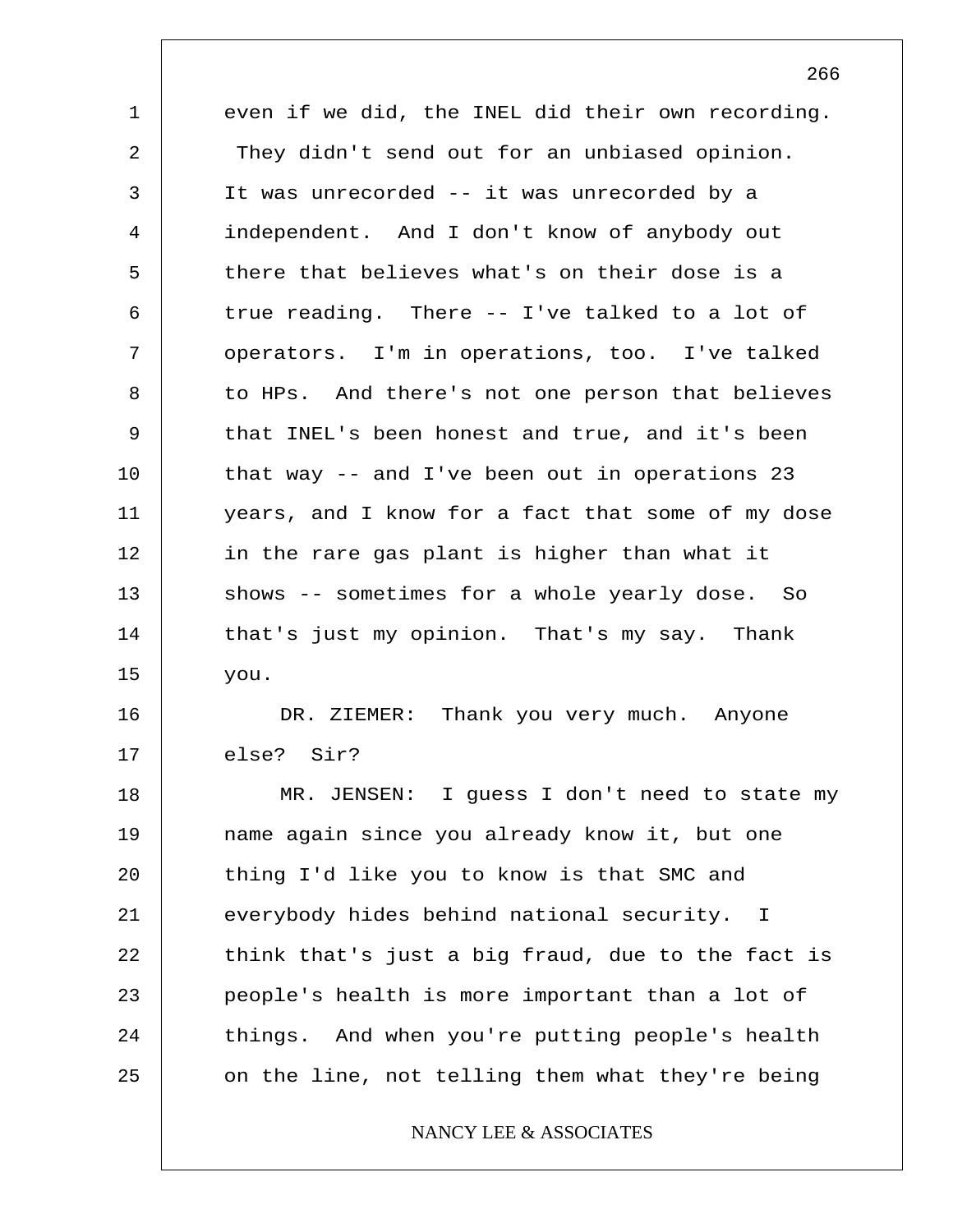even if we did, the INEL did their own recording. They didn't send out for an unbiased opinion. It was unrecorded -- it was unrecorded by a independent. And I don't know of anybody out there that believes what's on their dose is a true reading. There -- I've talked to a lot of operators. I'm in operations, too. I've talked to HPs. And there's not one person that believes that INEL's been honest and true, and it's been that way -- and I've been out in operations 23 years, and I know for a fact that some of my dose in the rare gas plant is higher than what it shows -- sometimes for a whole yearly dose. So that's just my opinion. That's my say. Thank you.

DR. ZIEMER: Thank you very much. Anyone else? Sir?

MR. JENSEN: I guess I don't need to state my name again since you already know it, but one thing I'd like you to know is that SMC and everybody hides behind national security. I think that's just a big fraud, due to the fact is people's health is more important than a lot of things. And when you're putting people's health on the line, not telling them what they're being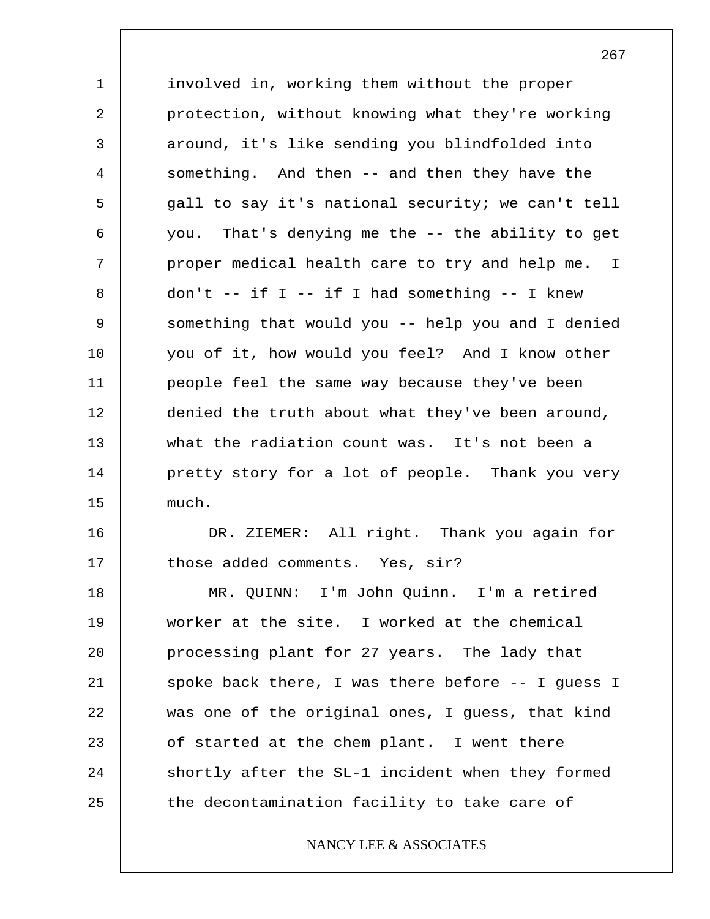involved in, working them without the proper protection, without knowing what they're working around, it's like sending you blindfolded into something. And then -- and then they have the gall to say it's national security; we can't tell you. That's denying me the -- the ability to get proper medical health care to try and help me. I don't -- if I -- if I had something -- I knew something that would you -- help you and I denied you of it, how would you feel? And I know other people feel the same way because they've been denied the truth about what they've been around, what the radiation count was. It's not been a pretty story for a lot of people. Thank you very much.

DR. ZIEMER: All right. Thank you again for those added comments. Yes, sir?

MR. QUINN: I'm John Quinn. I'm a retired worker at the site. I worked at the chemical processing plant for 27 years. The lady that spoke back there, I was there before -- I guess I was one of the original ones, I guess, that kind of started at the chem plant. I went there shortly after the SL-1 incident when they formed the decontamination facility to take care of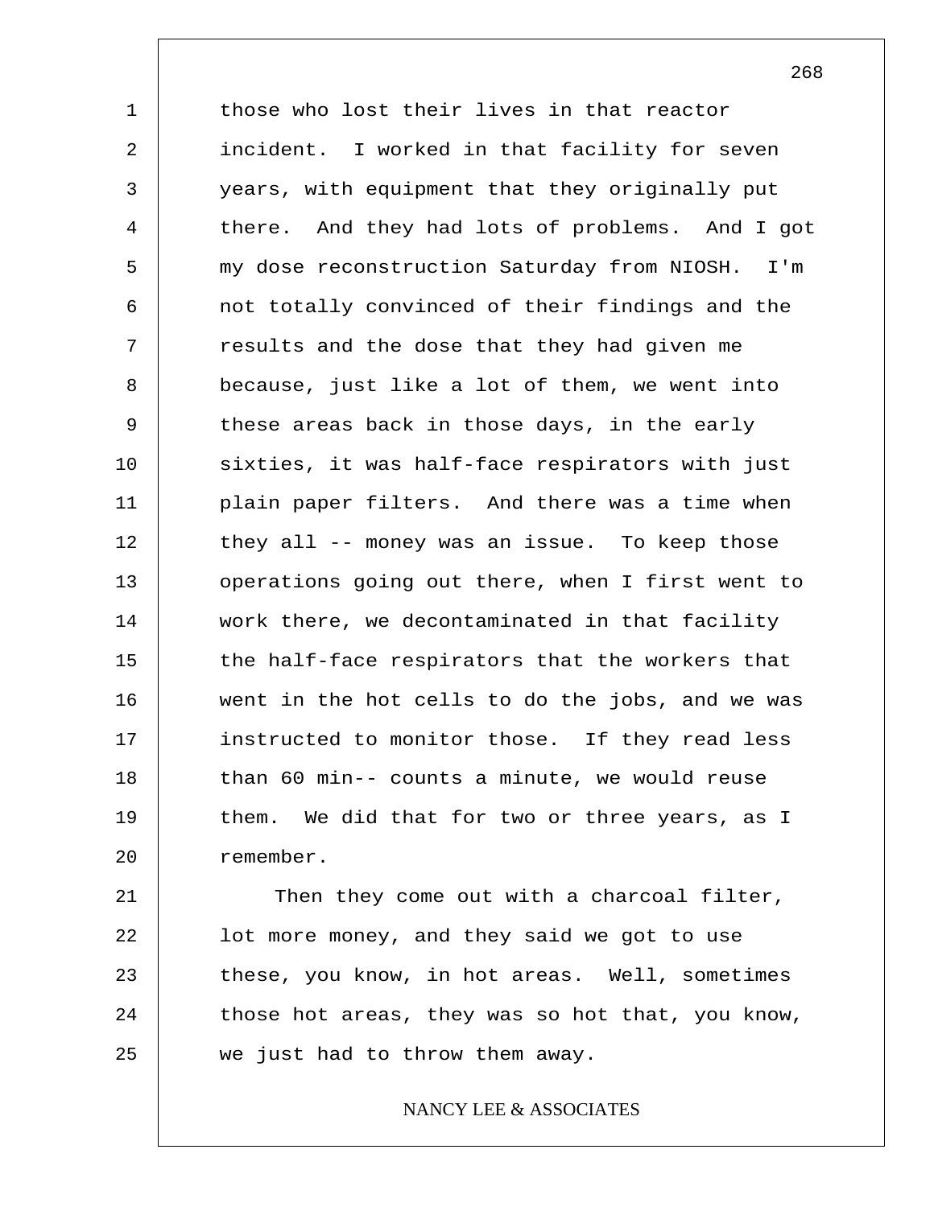those who lost their lives in that reactor incident. I worked in that facility for seven years, with equipment that they originally put there. And they had lots of problems. And I got my dose reconstruction Saturday from NIOSH. I'm not totally convinced of their findings and the results and the dose that they had given me because, just like a lot of them, we went into these areas back in those days, in the early sixties, it was half-face respirators with just plain paper filters. And there was a time when they all -- money was an issue. To keep those operations going out there, when I first went to work there, we decontaminated in that facility the half-face respirators that the workers that went in the hot cells to do the jobs, and we was instructed to monitor those. If they read less than 60 min-- counts a minute, we would reuse them. We did that for two or three years, as I remember.

Then they come out with a charcoal filter, lot more money, and they said we got to use these, you know, in hot areas. Well, sometimes those hot areas, they was so hot that, you know, we just had to throw them away.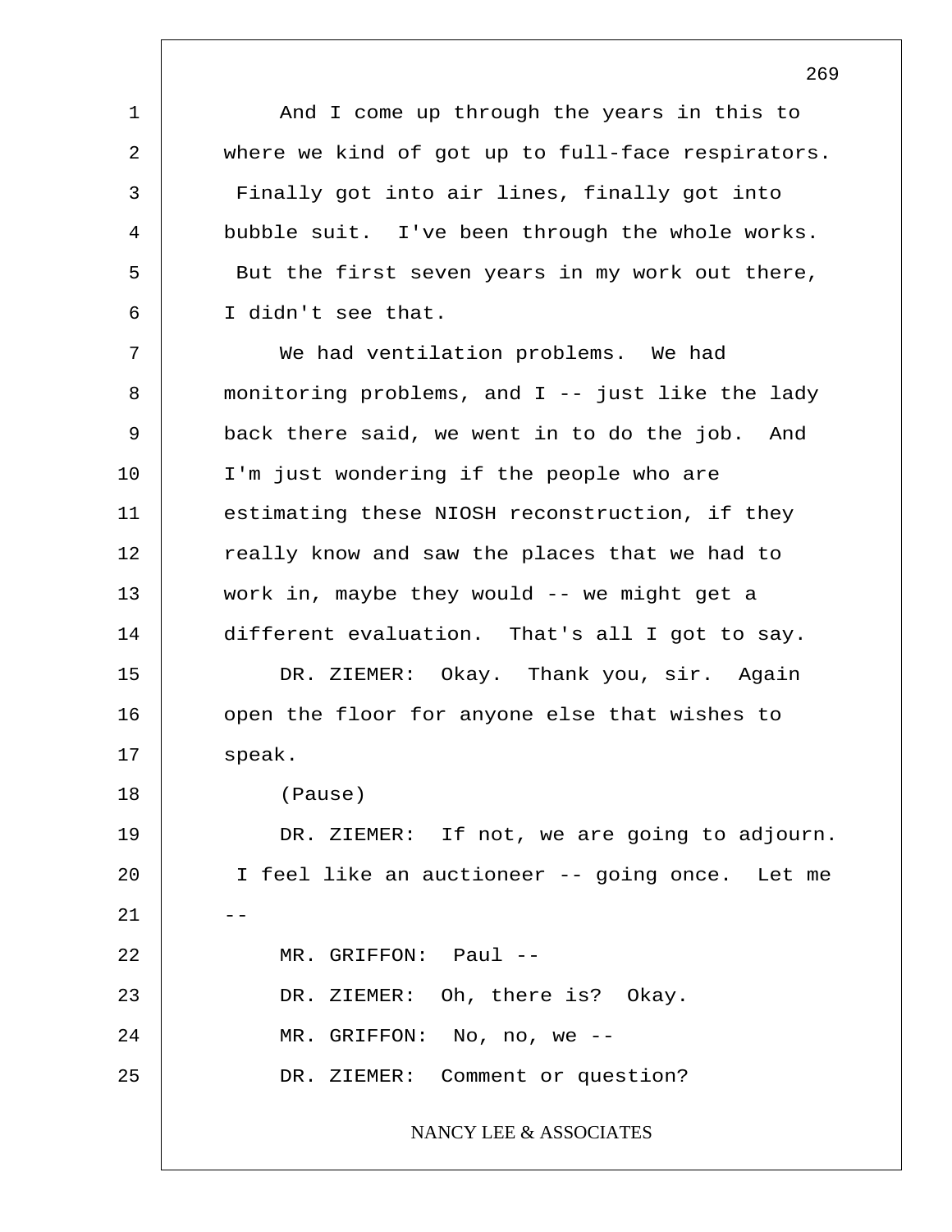And I come up through the years in this to where we kind of got up to full-face respirators. Finally got into air lines, finally got into bubble suit. I've been through the whole works. But the first seven years in my work out there, I didn't see that.

We had ventilation problems. We had monitoring problems, and I -- just like the lady back there said, we went in to do the job. And I'm just wondering if the people who are estimating these NIOSH reconstruction, if they really know and saw the places that we had to work in, maybe they would -- we might get a different evaluation. That's all I got to say.

DR. ZIEMER: Okay. Thank you, sir. Again open the floor for anyone else that wishes to speak.

(Pause)

DR. ZIEMER: If not, we are going to adjourn. I feel like an auctioneer -- going once. Let me --

MR. GRIFFON: Paul --

DR. ZIEMER: Oh, there is? Okay.

MR. GRIFFON: No, no, we --

DR. ZIEMER: Comment or question?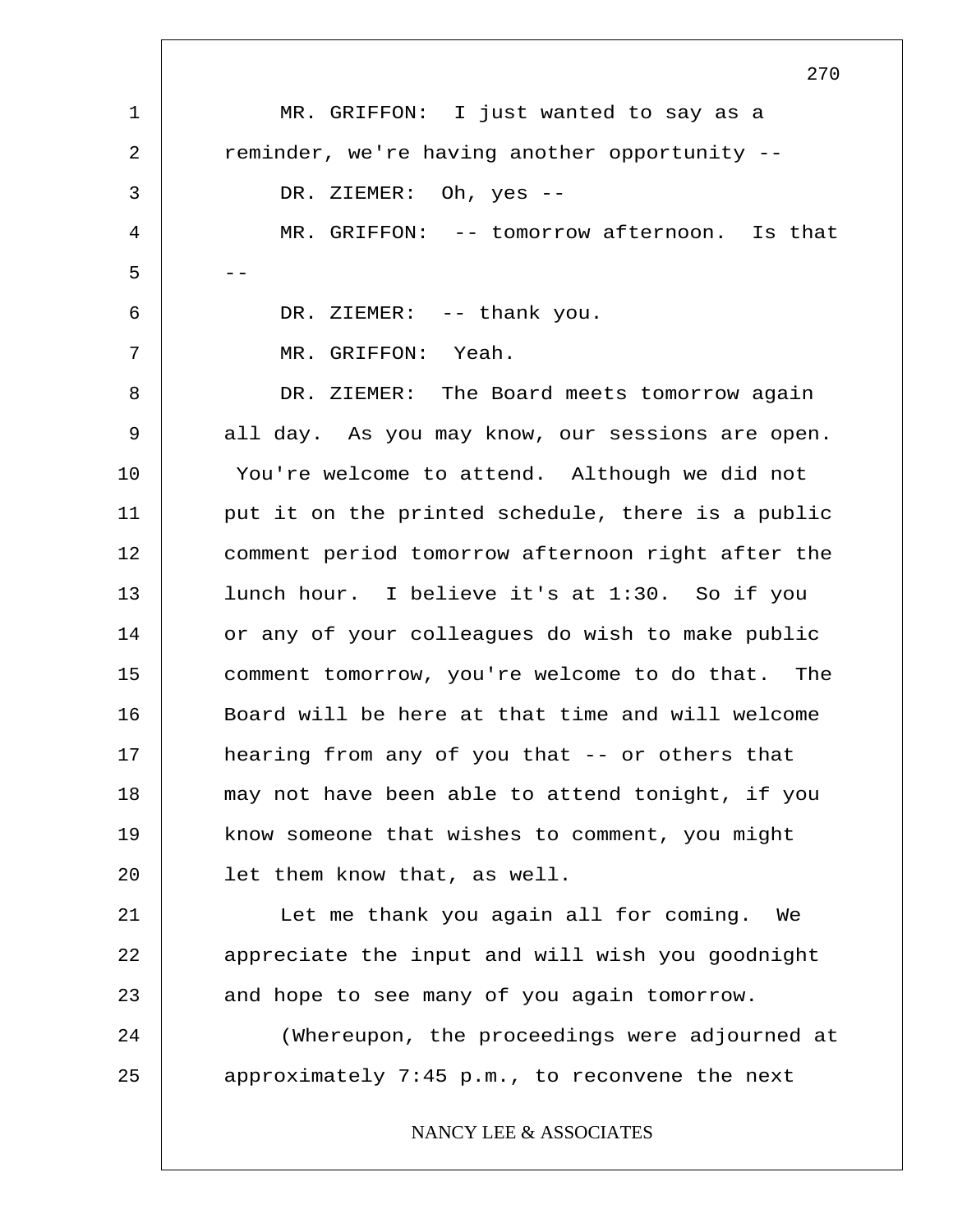MR. GRIFFON: I just wanted to say as a reminder, we're having another opportunity --

DR. ZIEMER: Oh, yes --

MR. GRIFFON: -- tomorrow afternoon. Is that --

DR. ZIEMER: -- thank you.

MR. GRIFFON: Yeah.

DR. ZIEMER: The Board meets tomorrow again all day. As you may know, our sessions are open. You're welcome to attend. Although we did not put it on the printed schedule, there is a public comment period tomorrow afternoon right after the lunch hour. I believe it's at 1:30. So if you or any of your colleagues do wish to make public comment tomorrow, you're welcome to do that. The Board will be here at that time and will welcome hearing from any of you that -- or others that may not have been able to attend tonight, if you know someone that wishes to comment, you might let them know that, as well.

Let me thank you again all for coming. We appreciate the input and will wish you goodnight and hope to see many of you again tomorrow.

(Whereupon, the proceedings were adjourned at approximately 7:45 p.m., to reconvene the next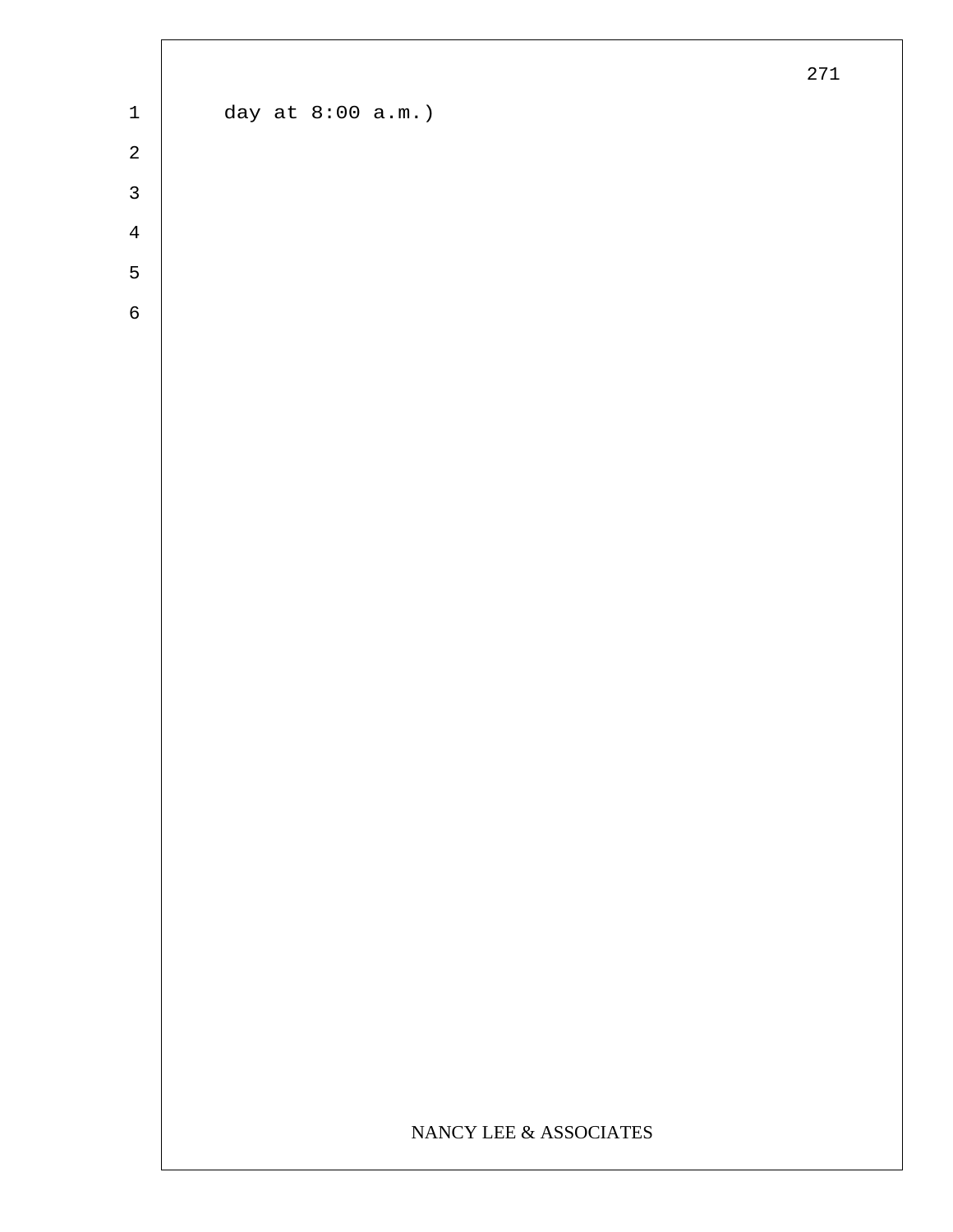day at 8:00 a.m.)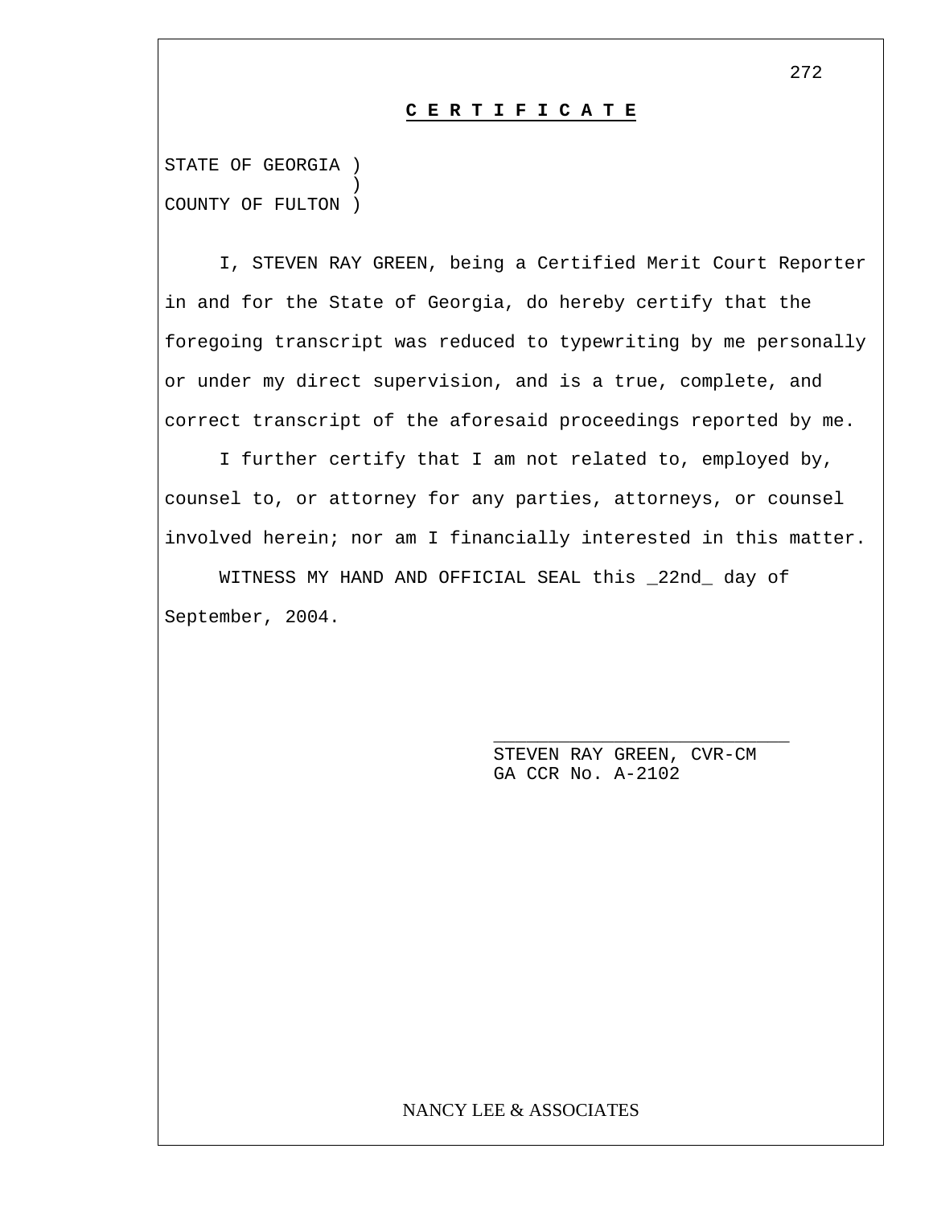## C E R T I F I C A T E

STATE OF GEORGIA )
)
COUNTY OF FULTON )

I, STEVEN RAY GREEN, being a Certified Merit Court Reporter in and for the State of Georgia, do hereby certify that the foregoing transcript was reduced to typewriting by me personally or under my direct supervision, and is a true, complete, and correct transcript of the aforesaid proceedings reported by me.

I further certify that I am not related to, employed by, counsel to, or attorney for any parties, attorneys, or counsel involved herein; nor am I financially interested in this matter.

WITNESS MY HAND AND OFFICIAL SEAL this _22nd_ day of September, 2004.

____________________________
STEVEN RAY GREEN, CVR-CM
GA CCR No. A-2102

NANCY LEE & ASSOCIATES